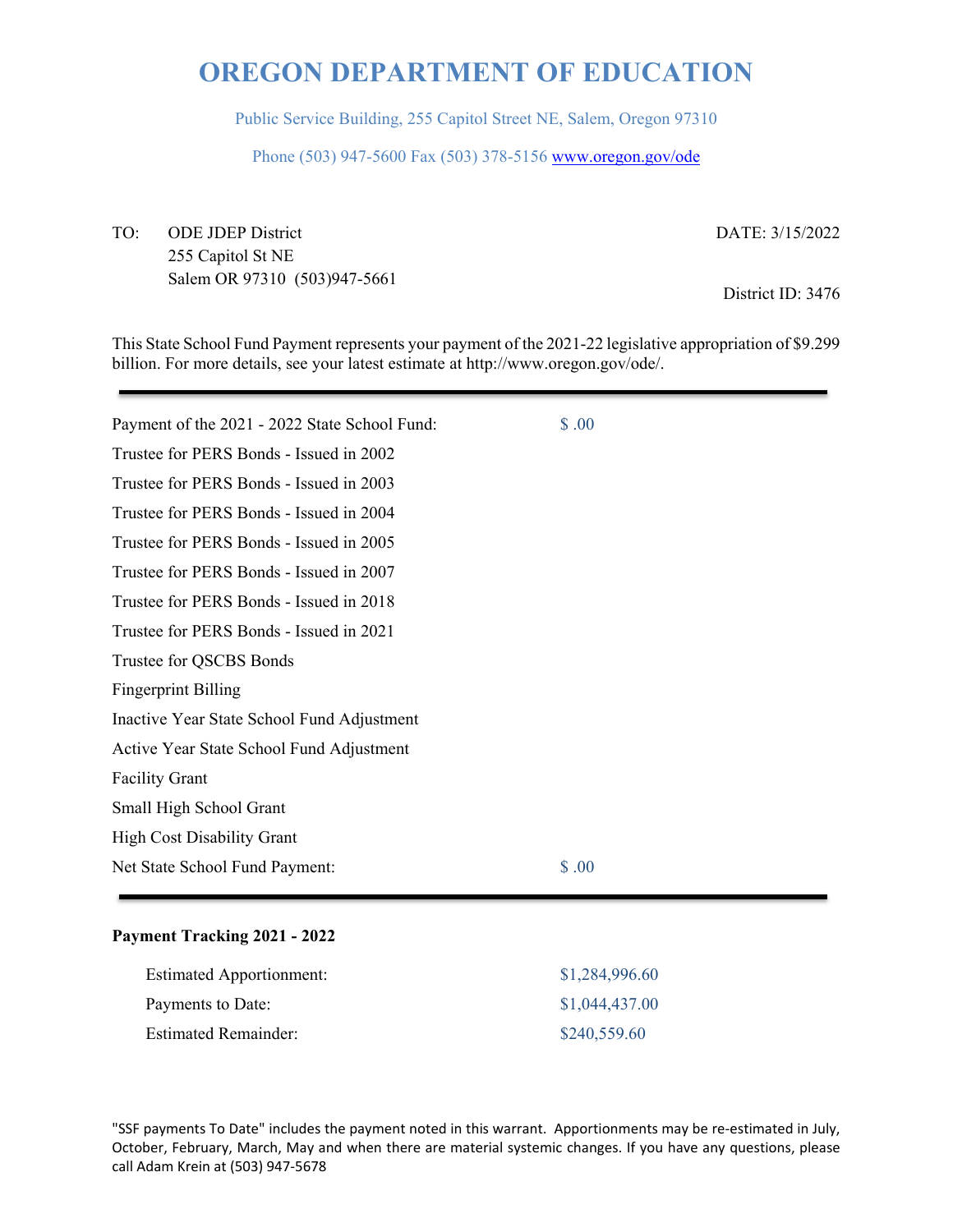# OREGON DEPARTMENT OF EDUCATION

Public Service Building, 255 Capitol Street NE, Salem, Oregon 97310

Phone (503) 947-5600 Fax (503) 378-5156 www.oregon.gov/ode

TO: ODE JDEP District
255 Capitol St NE
Salem OR 97310 (503)947-5661

DATE: 3/15/2022

District ID: 3476

This State School Fund Payment represents your payment of the 2021-22 legislative appropriation of $9.299 billion. For more details, see your latest estimate at http://www.oregon.gov/ode/.

| | |
|---|---|
| Payment of the 2021 - 2022 State School Fund: | $ .00 |
| Trustee for PERS Bonds - Issued in 2002 | |
| Trustee for PERS Bonds - Issued in 2003 | |
| Trustee for PERS Bonds - Issued in 2004 | |
| Trustee for PERS Bonds - Issued in 2005 | |
| Trustee for PERS Bonds - Issued in 2007 | |
| Trustee for PERS Bonds - Issued in 2018 | |
| Trustee for PERS Bonds - Issued in 2021 | |
| Trustee for QSCBS Bonds | |
| Fingerprint Billing | |
| Inactive Year State School Fund Adjustment | |
| Active Year State School Fund Adjustment | |
| Facility Grant | |
| Small High School Grant | |
| High Cost Disability Grant | |
| Net State School Fund Payment: | $ .00 |

**Payment Tracking 2021 - 2022**

| | |
|---|---|
| Estimated Apportionment: | $1,284,996.60 |
| Payments to Date: | $1,044,437.00 |
| Estimated Remainder: | $240,559.60 |

"SSF payments To Date" includes the payment noted in this warrant. Apportionments may be re-estimated in July, October, February, March, May and when there are material systemic changes. If you have any questions, please call Adam Krein at (503) 947-5678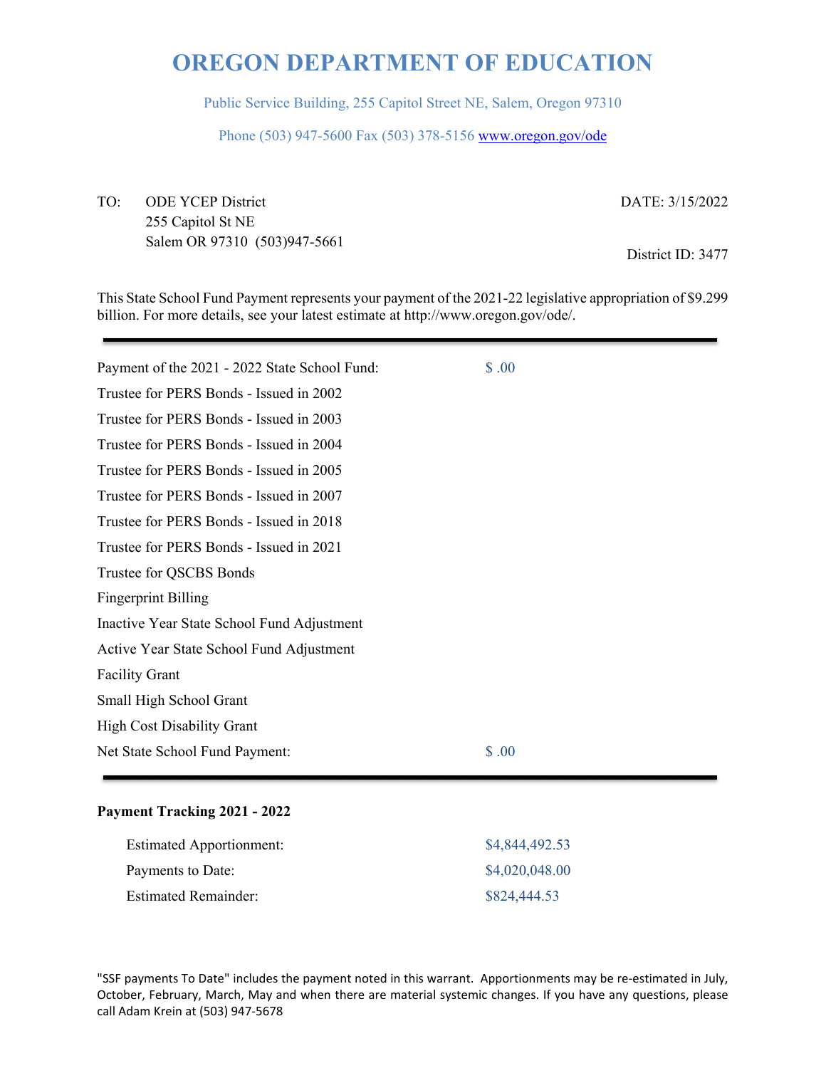# OREGON DEPARTMENT OF EDUCATION

Public Service Building, 255 Capitol Street NE, Salem, Oregon 97310

Phone (503) 947-5600 Fax (503) 378-5156 www.oregon.gov/ode

TO: ODE YCEP District
255 Capitol St NE
Salem OR 97310 (503)947-5661

DATE: 3/15/2022

District ID: 3477

This State School Fund Payment represents your payment of the 2021-22 legislative appropriation of $9.299 billion. For more details, see your latest estimate at http://www.oregon.gov/ode/.

---

| | |
|---|---|
| Payment of the 2021 - 2022 State School Fund: | $ .00 |
| Trustee for PERS Bonds - Issued in 2002 | |
| Trustee for PERS Bonds - Issued in 2003 | |
| Trustee for PERS Bonds - Issued in 2004 | |
| Trustee for PERS Bonds - Issued in 2005 | |
| Trustee for PERS Bonds - Issued in 2007 | |
| Trustee for PERS Bonds - Issued in 2018 | |
| Trustee for PERS Bonds - Issued in 2021 | |
| Trustee for QSCBS Bonds | |
| Fingerprint Billing | |
| Inactive Year State School Fund Adjustment | |
| Active Year State School Fund Adjustment | |
| Facility Grant | |
| Small High School Grant | |
| High Cost Disability Grant | |
| Net State School Fund Payment: | $ .00 |

---

**Payment Tracking 2021 - 2022**

| | |
|---|---|
| Estimated Apportionment: | $4,844,492.53 |
| Payments to Date: | $4,020,048.00 |
| Estimated Remainder: | $824,444.53 |

"SSF payments To Date" includes the payment noted in this warrant. Apportionments may be re-estimated in July, October, February, March, May and when there are material systemic changes. If you have any questions, please call Adam Krein at (503) 947-5678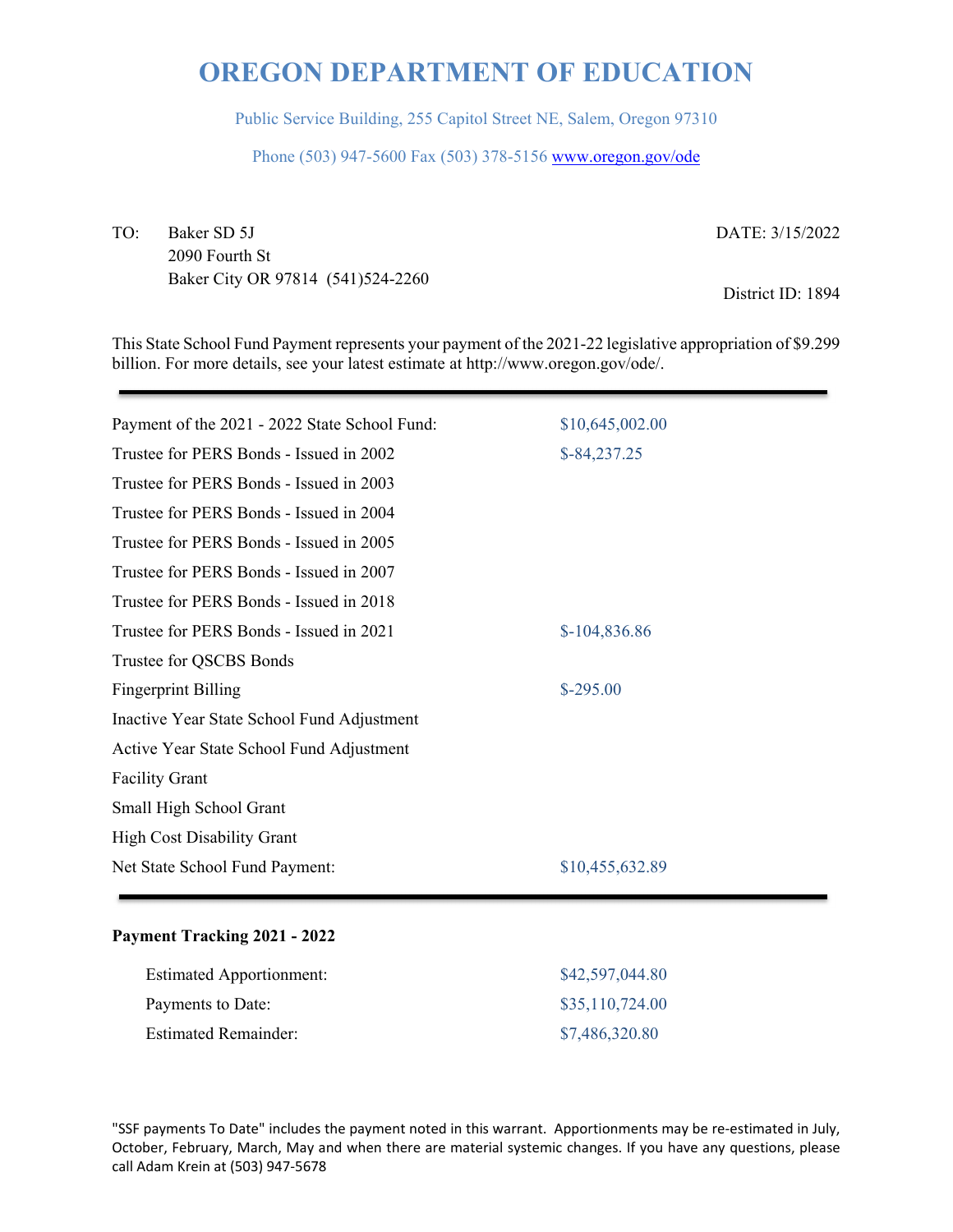# OREGON DEPARTMENT OF EDUCATION

Public Service Building, 255 Capitol Street NE, Salem, Oregon 97310

Phone (503) 947-5600 Fax (503) 378-5156 www.oregon.gov/ode

TO: Baker SD 5J
2090 Fourth St
Baker City OR 97814 (541)524-2260

DATE: 3/15/2022

District ID: 1894

This State School Fund Payment represents your payment of the 2021-22 legislative appropriation of $9.299 billion. For more details, see your latest estimate at http://www.oregon.gov/ode/.

| | |
|---|---|
| Payment of the 2021 - 2022 State School Fund: | $10,645,002.00 |
| Trustee for PERS Bonds - Issued in 2002 | $-84,237.25 |
| Trustee for PERS Bonds - Issued in 2003 | |
| Trustee for PERS Bonds - Issued in 2004 | |
| Trustee for PERS Bonds - Issued in 2005 | |
| Trustee for PERS Bonds - Issued in 2007 | |
| Trustee for PERS Bonds - Issued in 2018 | |
| Trustee for PERS Bonds - Issued in 2021 | $-104,836.86 |
| Trustee for QSCBS Bonds | |
| Fingerprint Billing | $-295.00 |
| Inactive Year State School Fund Adjustment | |
| Active Year State School Fund Adjustment | |
| Facility Grant | |
| Small High School Grant | |
| High Cost Disability Grant | |
| Net State School Fund Payment: | $10,455,632.89 |

**Payment Tracking 2021 - 2022**

| | |
|---|---|
| Estimated Apportionment: | $42,597,044.80 |
| Payments to Date: | $35,110,724.00 |
| Estimated Remainder: | $7,486,320.80 |

"SSF payments To Date" includes the payment noted in this warrant. Apportionments may be re-estimated in July, October, February, March, May and when there are material systemic changes. If you have any questions, please call Adam Krein at (503) 947-5678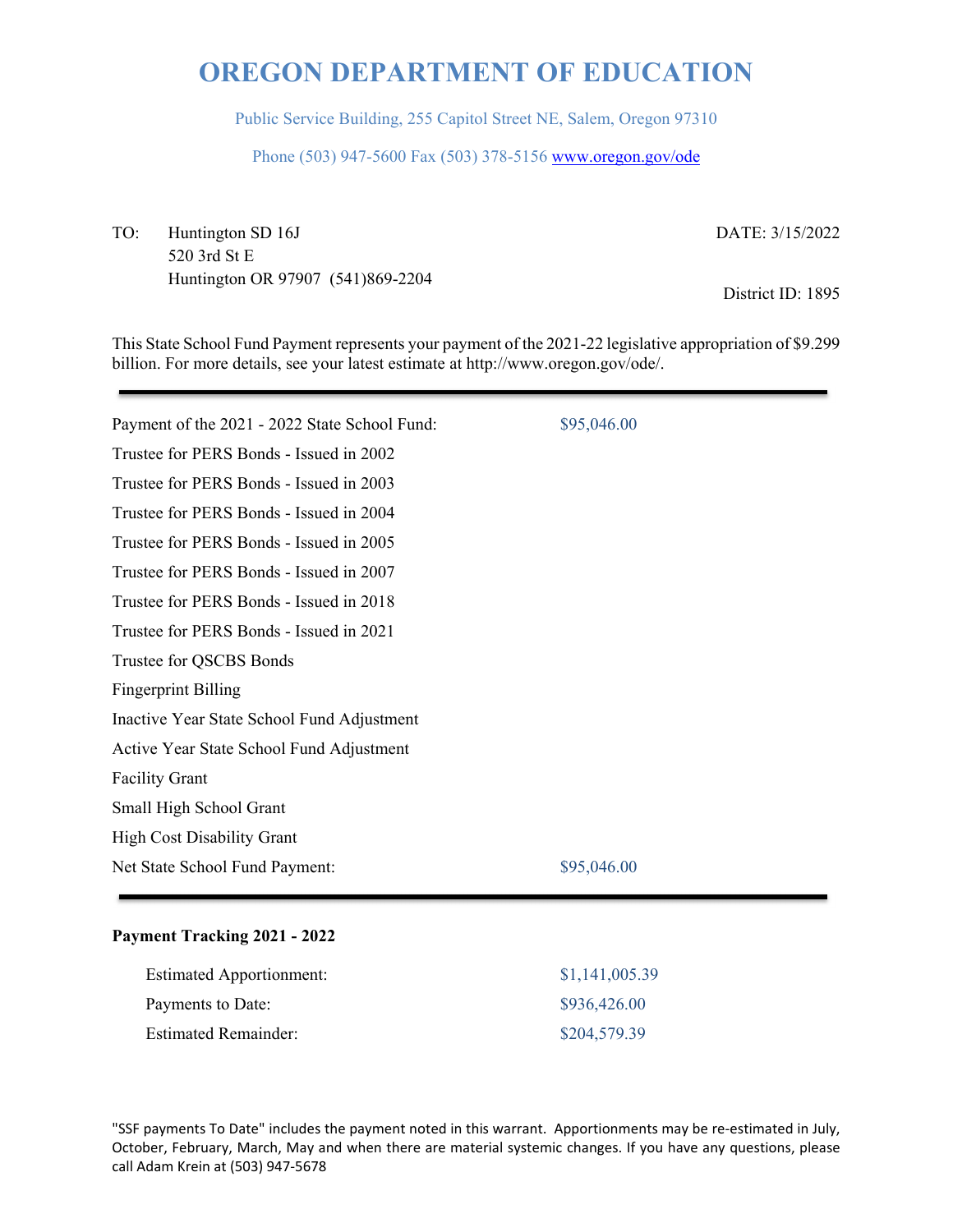# OREGON DEPARTMENT OF EDUCATION

Public Service Building, 255 Capitol Street NE, Salem, Oregon 97310

Phone (503) 947-5600 Fax (503) 378-5156 www.oregon.gov/ode

TO: Huntington SD 16J
520 3rd St E
Huntington OR 97907 (541)869-2204

DATE: 3/15/2022

District ID: 1895

This State School Fund Payment represents your payment of the 2021-22 legislative appropriation of $9.299 billion. For more details, see your latest estimate at http://www.oregon.gov/ode/.

| | |
|---|---|
| Payment of the 2021 - 2022 State School Fund: | $95,046.00 |
| Trustee for PERS Bonds - Issued in 2002 | |
| Trustee for PERS Bonds - Issued in 2003 | |
| Trustee for PERS Bonds - Issued in 2004 | |
| Trustee for PERS Bonds - Issued in 2005 | |
| Trustee for PERS Bonds - Issued in 2007 | |
| Trustee for PERS Bonds - Issued in 2018 | |
| Trustee for PERS Bonds - Issued in 2021 | |
| Trustee for QSCBS Bonds | |
| Fingerprint Billing | |
| Inactive Year State School Fund Adjustment | |
| Active Year State School Fund Adjustment | |
| Facility Grant | |
| Small High School Grant | |
| High Cost Disability Grant | |
| Net State School Fund Payment: | $95,046.00 |

**Payment Tracking 2021 - 2022**

| | |
|---|---|
| Estimated Apportionment: | $1,141,005.39 |
| Payments to Date: | $936,426.00 |
| Estimated Remainder: | $204,579.39 |

"SSF payments To Date" includes the payment noted in this warrant. Apportionments may be re-estimated in July, October, February, March, May and when there are material systemic changes. If you have any questions, please call Adam Krein at (503) 947-5678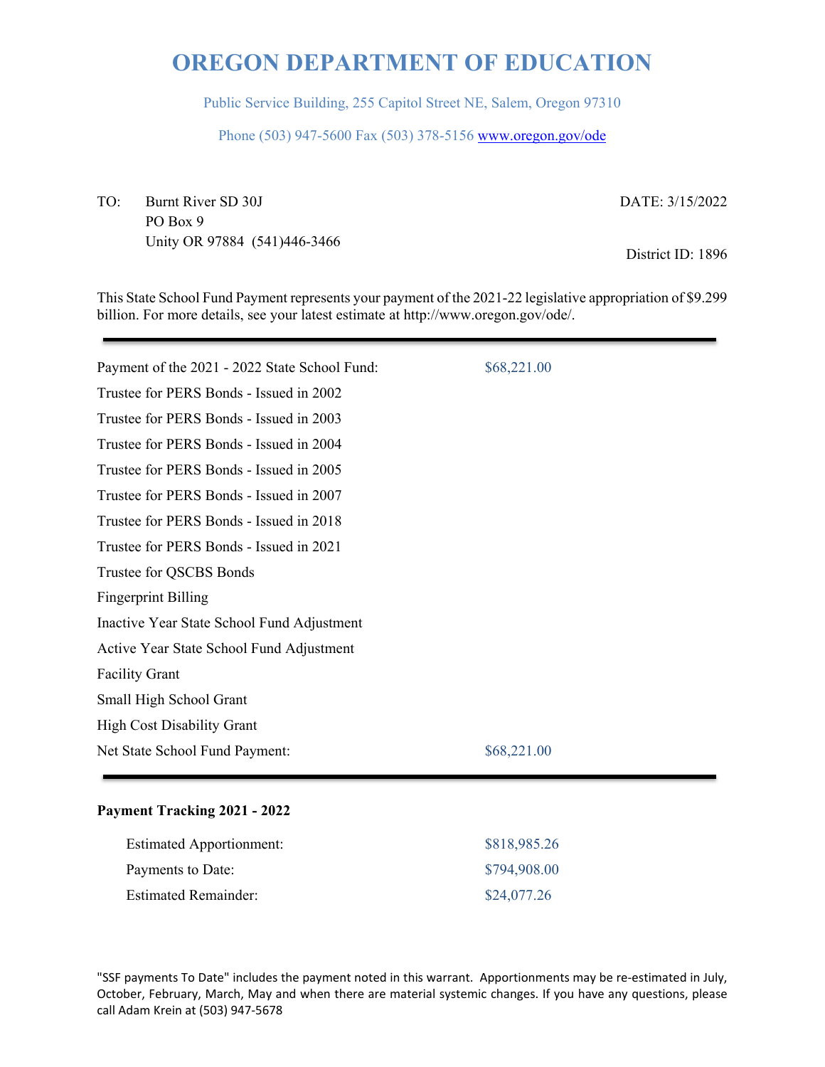# OREGON DEPARTMENT OF EDUCATION

Public Service Building, 255 Capitol Street NE, Salem, Oregon 97310

Phone (503) 947-5600 Fax (503) 378-5156 www.oregon.gov/ode

TO: Burnt River SD 30J
PO Box 9
Unity OR 97884 (541)446-3466

DATE: 3/15/2022

District ID: 1896

This State School Fund Payment represents your payment of the 2021-22 legislative appropriation of $9.299 billion. For more details, see your latest estimate at http://www.oregon.gov/ode/.

---

| | |
|---|---|
| Payment of the 2021 - 2022 State School Fund: | $68,221.00 |
| Trustee for PERS Bonds - Issued in 2002 | |
| Trustee for PERS Bonds - Issued in 2003 | |
| Trustee for PERS Bonds - Issued in 2004 | |
| Trustee for PERS Bonds - Issued in 2005 | |
| Trustee for PERS Bonds - Issued in 2007 | |
| Trustee for PERS Bonds - Issued in 2018 | |
| Trustee for PERS Bonds - Issued in 2021 | |
| Trustee for QSCBS Bonds | |
| Fingerprint Billing | |
| Inactive Year State School Fund Adjustment | |
| Active Year State School Fund Adjustment | |
| Facility Grant | |
| Small High School Grant | |
| High Cost Disability Grant | |
| Net State School Fund Payment: | $68,221.00 |

---

**Payment Tracking 2021 - 2022**

| | |
|---|---|
| Estimated Apportionment: | $818,985.26 |
| Payments to Date: | $794,908.00 |
| Estimated Remainder: | $24,077.26 |

"SSF payments To Date" includes the payment noted in this warrant. Apportionments may be re-estimated in July, October, February, March, May and when there are material systemic changes. If you have any questions, please call Adam Krein at (503) 947-5678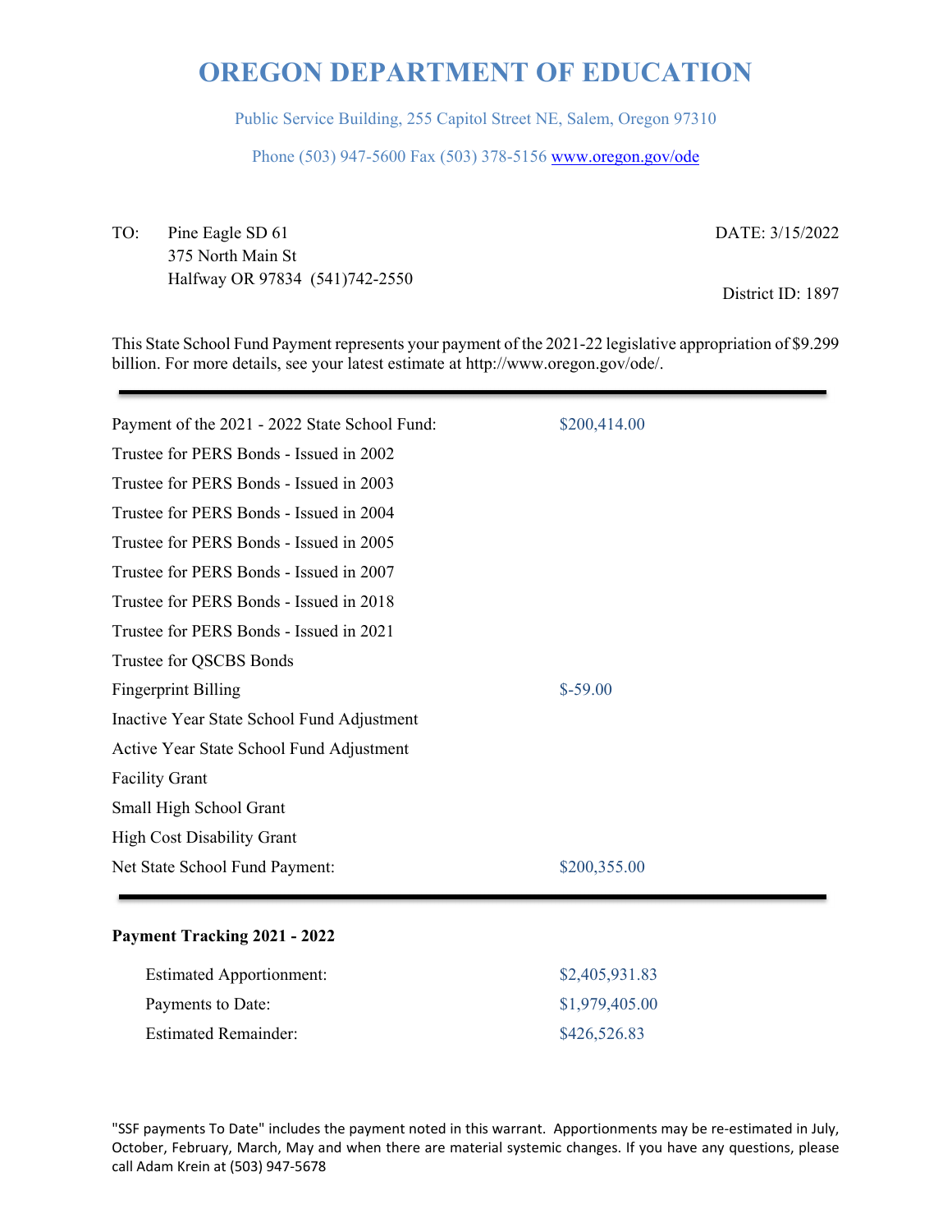# OREGON DEPARTMENT OF EDUCATION

Public Service Building, 255 Capitol Street NE, Salem, Oregon 97310

Phone (503) 947-5600 Fax (503) 378-5156 www.oregon.gov/ode

TO: Pine Eagle SD 61
375 North Main St
Halfway OR 97834 (541)742-2550

DATE: 3/15/2022

District ID: 1897

This State School Fund Payment represents your payment of the 2021-22 legislative appropriation of $9.299 billion. For more details, see your latest estimate at http://www.oregon.gov/ode/.

---

| | |
|---|---|
| Payment of the 2021 - 2022 State School Fund: | $200,414.00 |
| Trustee for PERS Bonds - Issued in 2002 | |
| Trustee for PERS Bonds - Issued in 2003 | |
| Trustee for PERS Bonds - Issued in 2004 | |
| Trustee for PERS Bonds - Issued in 2005 | |
| Trustee for PERS Bonds - Issued in 2007 | |
| Trustee for PERS Bonds - Issued in 2018 | |
| Trustee for PERS Bonds - Issued in 2021 | |
| Trustee for QSCBS Bonds | |
| Fingerprint Billing | $-59.00 |
| Inactive Year State School Fund Adjustment | |
| Active Year State School Fund Adjustment | |
| Facility Grant | |
| Small High School Grant | |
| High Cost Disability Grant | |
| Net State School Fund Payment: | $200,355.00 |

---

**Payment Tracking 2021 - 2022**

| | |
|---|---|
| Estimated Apportionment: | $2,405,931.83 |
| Payments to Date: | $1,979,405.00 |
| Estimated Remainder: | $426,526.83 |

"SSF payments To Date" includes the payment noted in this warrant. Apportionments may be re-estimated in July, October, February, March, May and when there are material systemic changes. If you have any questions, please call Adam Krein at (503) 947-5678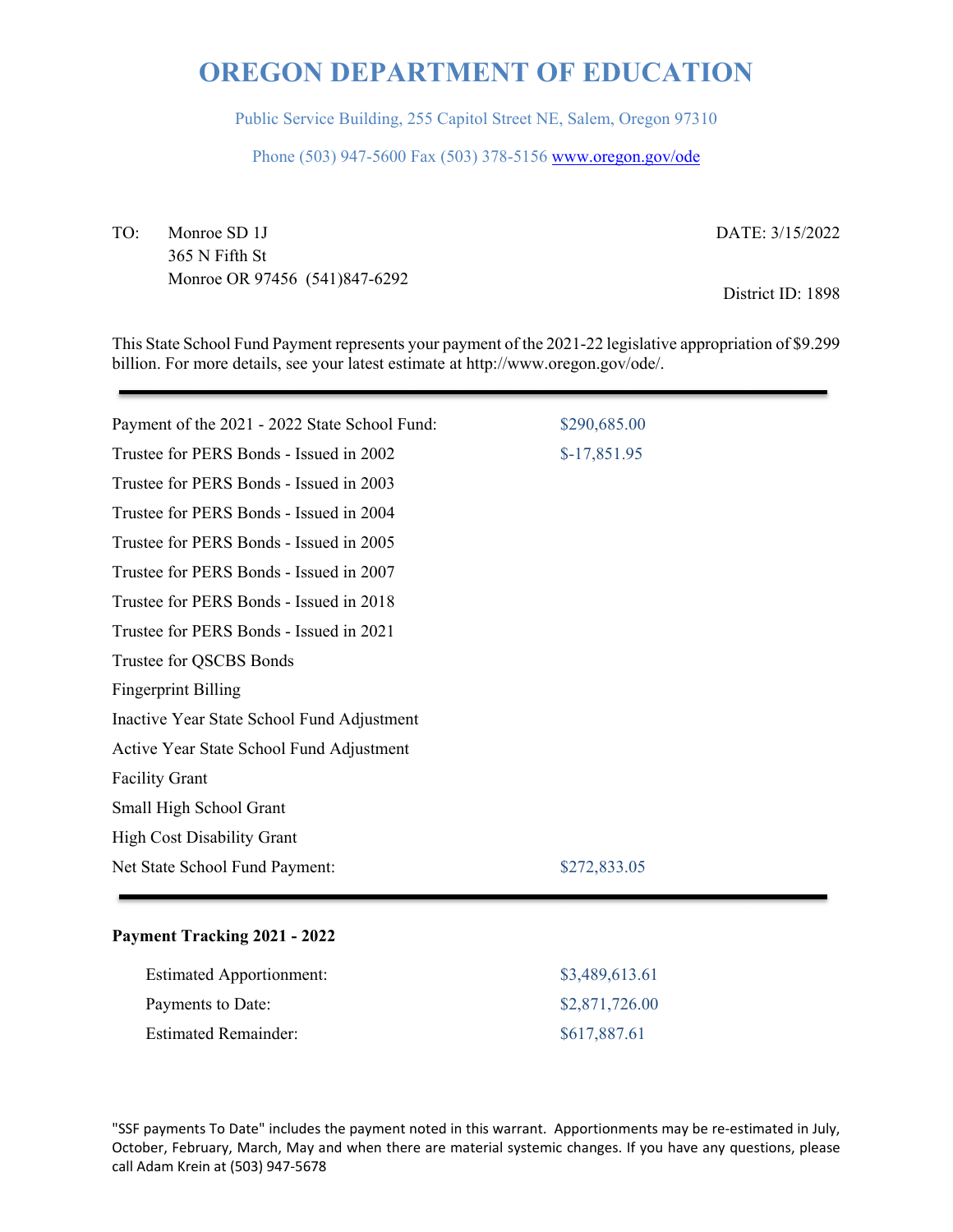# OREGON DEPARTMENT OF EDUCATION

Public Service Building, 255 Capitol Street NE, Salem, Oregon 97310

Phone (503) 947-5600 Fax (503) 378-5156 www.oregon.gov/ode

TO: Monroe SD 1J
365 N Fifth St
Monroe OR 97456 (541)847-6292

DATE: 3/15/2022

District ID: 1898

This State School Fund Payment represents your payment of the 2021-22 legislative appropriation of $9.299 billion. For more details, see your latest estimate at http://www.oregon.gov/ode/.

| | |
|---|---|
| Payment of the 2021 - 2022 State School Fund: | $290,685.00 |
| Trustee for PERS Bonds - Issued in 2002 | $-17,851.95 |
| Trustee for PERS Bonds - Issued in 2003 | |
| Trustee for PERS Bonds - Issued in 2004 | |
| Trustee for PERS Bonds - Issued in 2005 | |
| Trustee for PERS Bonds - Issued in 2007 | |
| Trustee for PERS Bonds - Issued in 2018 | |
| Trustee for PERS Bonds - Issued in 2021 | |
| Trustee for QSCBS Bonds | |
| Fingerprint Billing | |
| Inactive Year State School Fund Adjustment | |
| Active Year State School Fund Adjustment | |
| Facility Grant | |
| Small High School Grant | |
| High Cost Disability Grant | |
| Net State School Fund Payment: | $272,833.05 |

**Payment Tracking 2021 - 2022**

| | |
|---|---|
| Estimated Apportionment: | $3,489,613.61 |
| Payments to Date: | $2,871,726.00 |
| Estimated Remainder: | $617,887.61 |

"SSF payments To Date" includes the payment noted in this warrant. Apportionments may be re-estimated in July, October, February, March, May and when there are material systemic changes. If you have any questions, please call Adam Krein at (503) 947-5678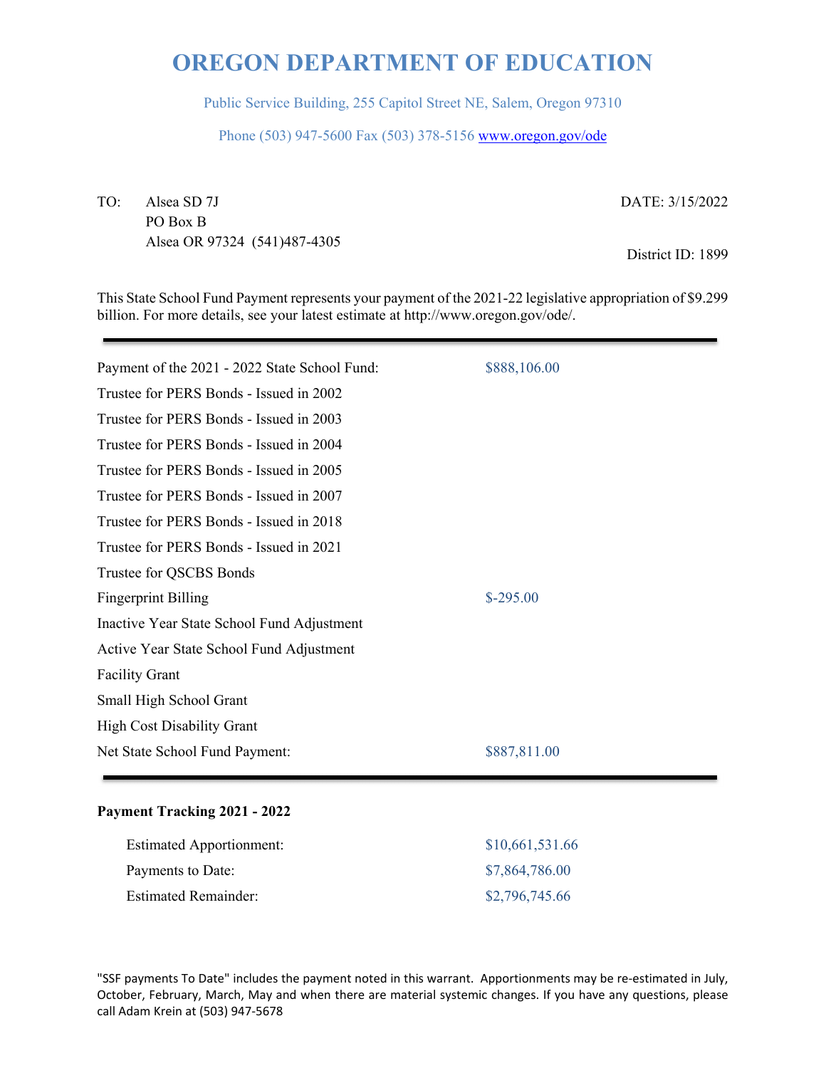# OREGON DEPARTMENT OF EDUCATION

Public Service Building, 255 Capitol Street NE, Salem, Oregon 97310

Phone (503) 947-5600 Fax (503) 378-5156 www.oregon.gov/ode

TO: Alsea SD 7J
PO Box B
Alsea OR 97324 (541)487-4305

DATE: 3/15/2022

District ID: 1899

This State School Fund Payment represents your payment of the 2021-22 legislative appropriation of $9.299 billion. For more details, see your latest estimate at http://www.oregon.gov/ode/.

| | |
|---|---|
| Payment of the 2021 - 2022 State School Fund: | $888,106.00 |
| Trustee for PERS Bonds - Issued in 2002 | |
| Trustee for PERS Bonds - Issued in 2003 | |
| Trustee for PERS Bonds - Issued in 2004 | |
| Trustee for PERS Bonds - Issued in 2005 | |
| Trustee for PERS Bonds - Issued in 2007 | |
| Trustee for PERS Bonds - Issued in 2018 | |
| Trustee for PERS Bonds - Issued in 2021 | |
| Trustee for QSCBS Bonds | |
| Fingerprint Billing | $-295.00 |
| Inactive Year State School Fund Adjustment | |
| Active Year State School Fund Adjustment | |
| Facility Grant | |
| Small High School Grant | |
| High Cost Disability Grant | |
| Net State School Fund Payment: | $887,811.00 |

**Payment Tracking 2021 - 2022**

| | |
|---|---|
| Estimated Apportionment: | $10,661,531.66 |
| Payments to Date: | $7,864,786.00 |
| Estimated Remainder: | $2,796,745.66 |

"SSF payments To Date" includes the payment noted in this warrant. Apportionments may be re-estimated in July, October, February, March, May and when there are material systemic changes. If you have any questions, please call Adam Krein at (503) 947-5678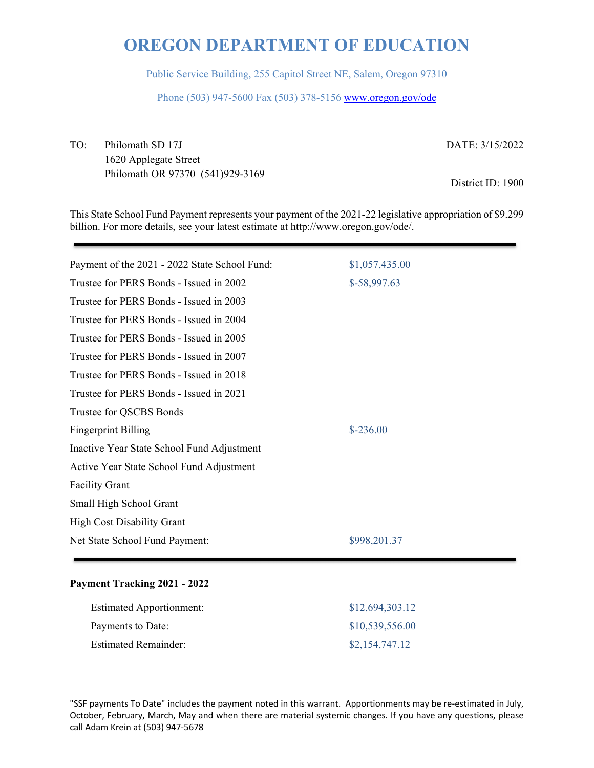# OREGON DEPARTMENT OF EDUCATION

Public Service Building, 255 Capitol Street NE, Salem, Oregon 97310

Phone (503) 947-5600 Fax (503) 378-5156 www.oregon.gov/ode

TO: Philomath SD 17J
1620 Applegate Street
Philomath OR 97370 (541)929-3169

DATE: 3/15/2022

District ID: 1900

This State School Fund Payment represents your payment of the 2021-22 legislative appropriation of $9.299 billion. For more details, see your latest estimate at http://www.oregon.gov/ode/.

| | |
|---|---|
| Payment of the 2021 - 2022 State School Fund: | $1,057,435.00 |
| Trustee for PERS Bonds - Issued in 2002 | $-58,997.63 |
| Trustee for PERS Bonds - Issued in 2003 | |
| Trustee for PERS Bonds - Issued in 2004 | |
| Trustee for PERS Bonds - Issued in 2005 | |
| Trustee for PERS Bonds - Issued in 2007 | |
| Trustee for PERS Bonds - Issued in 2018 | |
| Trustee for PERS Bonds - Issued in 2021 | |
| Trustee for QSCBS Bonds | |
| Fingerprint Billing | $-236.00 |
| Inactive Year State School Fund Adjustment | |
| Active Year State School Fund Adjustment | |
| Facility Grant | |
| Small High School Grant | |
| High Cost Disability Grant | |
| Net State School Fund Payment: | $998,201.37 |

**Payment Tracking 2021 - 2022**

| | |
|---|---|
| Estimated Apportionment: | $12,694,303.12 |
| Payments to Date: | $10,539,556.00 |
| Estimated Remainder: | $2,154,747.12 |

"SSF payments To Date" includes the payment noted in this warrant. Apportionments may be re-estimated in July, October, February, March, May and when there are material systemic changes. If you have any questions, please call Adam Krein at (503) 947-5678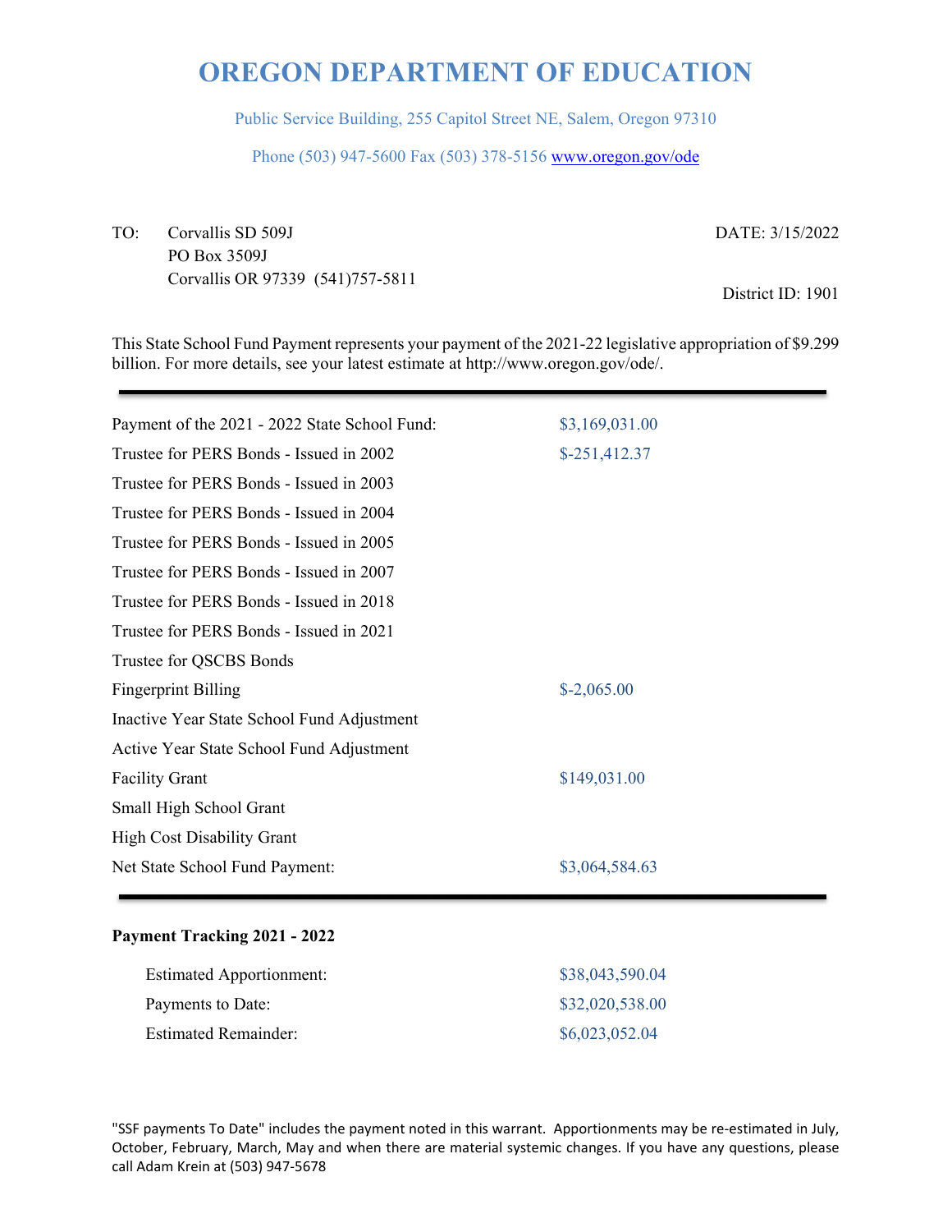# OREGON DEPARTMENT OF EDUCATION

Public Service Building, 255 Capitol Street NE, Salem, Oregon 97310

Phone (503) 947-5600 Fax (503) 378-5156 www.oregon.gov/ode

TO: Corvallis SD 509J
PO Box 3509J
Corvallis OR 97339 (541)757-5811

DATE: 3/15/2022

District ID: 1901

This State School Fund Payment represents your payment of the 2021-22 legislative appropriation of $9.299 billion. For more details, see your latest estimate at http://www.oregon.gov/ode/.

| | |
|---|---|
| Payment of the 2021 - 2022 State School Fund: | $3,169,031.00 |
| Trustee for PERS Bonds - Issued in 2002 | $-251,412.37 |
| Trustee for PERS Bonds - Issued in 2003 | |
| Trustee for PERS Bonds - Issued in 2004 | |
| Trustee for PERS Bonds - Issued in 2005 | |
| Trustee for PERS Bonds - Issued in 2007 | |
| Trustee for PERS Bonds - Issued in 2018 | |
| Trustee for PERS Bonds - Issued in 2021 | |
| Trustee for QSCBS Bonds | |
| Fingerprint Billing | $-2,065.00 |
| Inactive Year State School Fund Adjustment | |
| Active Year State School Fund Adjustment | |
| Facility Grant | $149,031.00 |
| Small High School Grant | |
| High Cost Disability Grant | |
| Net State School Fund Payment: | $3,064,584.63 |

**Payment Tracking 2021 - 2022**

| | |
|---|---|
| Estimated Apportionment: | $38,043,590.04 |
| Payments to Date: | $32,020,538.00 |
| Estimated Remainder: | $6,023,052.04 |

"SSF payments To Date" includes the payment noted in this warrant. Apportionments may be re-estimated in July, October, February, March, May and when there are material systemic changes. If you have any questions, please call Adam Krein at (503) 947-5678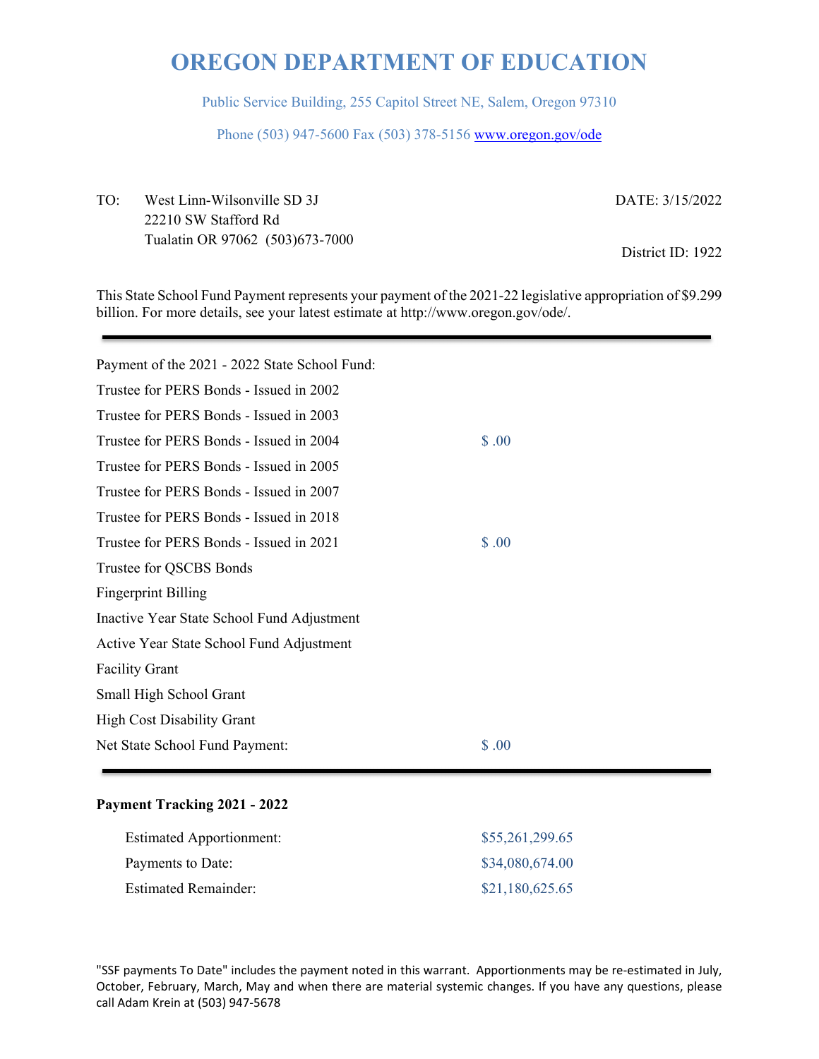# OREGON DEPARTMENT OF EDUCATION

Public Service Building, 255 Capitol Street NE, Salem, Oregon 97310

Phone (503) 947-5600 Fax (503) 378-5156 www.oregon.gov/ode

TO: West Linn-Wilsonville SD 3J
22210 SW Stafford Rd
Tualatin OR 97062 (503)673-7000

DATE: 3/15/2022

District ID: 1922

This State School Fund Payment represents your payment of the 2021-22 legislative appropriation of $9.299 billion. For more details, see your latest estimate at http://www.oregon.gov/ode/.

| | |
|---|---|
| Payment of the 2021 - 2022 State School Fund: | |
| Trustee for PERS Bonds - Issued in 2002 | |
| Trustee for PERS Bonds - Issued in 2003 | |
| Trustee for PERS Bonds - Issued in 2004 | $ .00 |
| Trustee for PERS Bonds - Issued in 2005 | |
| Trustee for PERS Bonds - Issued in 2007 | |
| Trustee for PERS Bonds - Issued in 2018 | |
| Trustee for PERS Bonds - Issued in 2021 | $ .00 |
| Trustee for QSCBS Bonds | |
| Fingerprint Billing | |
| Inactive Year State School Fund Adjustment | |
| Active Year State School Fund Adjustment | |
| Facility Grant | |
| Small High School Grant | |
| High Cost Disability Grant | |
| Net State School Fund Payment: | $ .00 |

**Payment Tracking 2021 - 2022**

| | |
|---|---|
| Estimated Apportionment: | $55,261,299.65 |
| Payments to Date: | $34,080,674.00 |
| Estimated Remainder: | $21,180,625.65 |

"SSF payments To Date" includes the payment noted in this warrant. Apportionments may be re-estimated in July, October, February, March, May and when there are material systemic changes. If you have any questions, please call Adam Krein at (503) 947-5678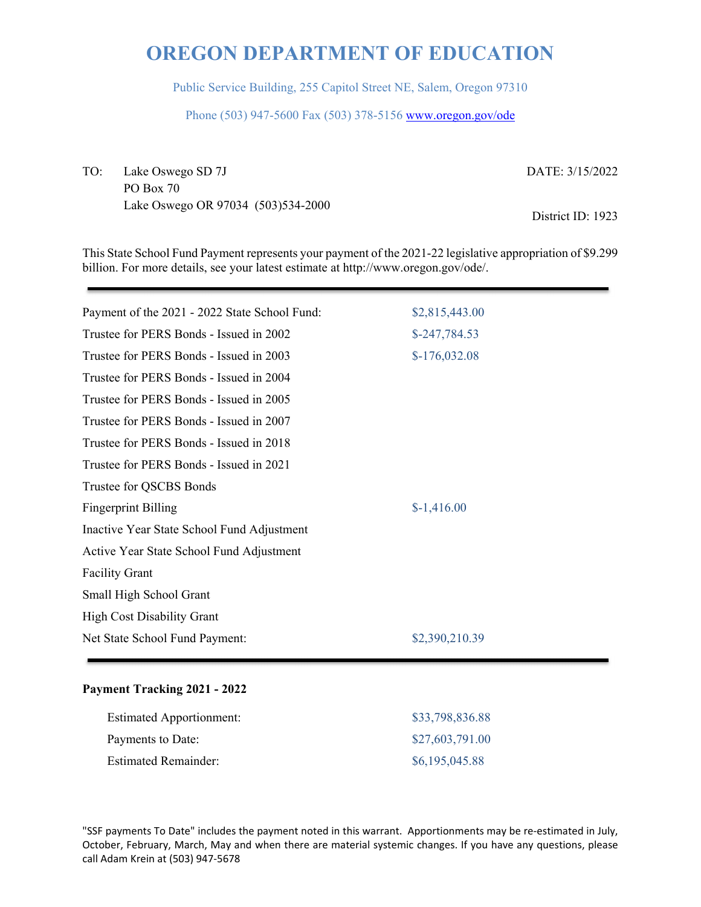# OREGON DEPARTMENT OF EDUCATION

Public Service Building, 255 Capitol Street NE, Salem, Oregon 97310

Phone (503) 947-5600 Fax (503) 378-5156 www.oregon.gov/ode

TO: Lake Oswego SD 7J
PO Box 70
Lake Oswego OR 97034 (503)534-2000

DATE: 3/15/2022

District ID: 1923

This State School Fund Payment represents your payment of the 2021-22 legislative appropriation of $9.299 billion. For more details, see your latest estimate at http://www.oregon.gov/ode/.

| | |
|---|---|
| Payment of the 2021 - 2022 State School Fund: | $2,815,443.00 |
| Trustee for PERS Bonds - Issued in 2002 | $-247,784.53 |
| Trustee for PERS Bonds - Issued in 2003 | $-176,032.08 |
| Trustee for PERS Bonds - Issued in 2004 | |
| Trustee for PERS Bonds - Issued in 2005 | |
| Trustee for PERS Bonds - Issued in 2007 | |
| Trustee for PERS Bonds - Issued in 2018 | |
| Trustee for PERS Bonds - Issued in 2021 | |
| Trustee for QSCBS Bonds | |
| Fingerprint Billing | $-1,416.00 |
| Inactive Year State School Fund Adjustment | |
| Active Year State School Fund Adjustment | |
| Facility Grant | |
| Small High School Grant | |
| High Cost Disability Grant | |
| Net State School Fund Payment: | $2,390,210.39 |

**Payment Tracking 2021 - 2022**

| | |
|---|---|
| Estimated Apportionment: | $33,798,836.88 |
| Payments to Date: | $27,603,791.00 |
| Estimated Remainder: | $6,195,045.88 |

"SSF payments To Date" includes the payment noted in this warrant. Apportionments may be re-estimated in July, October, February, March, May and when there are material systemic changes. If you have any questions, please call Adam Krein at (503) 947-5678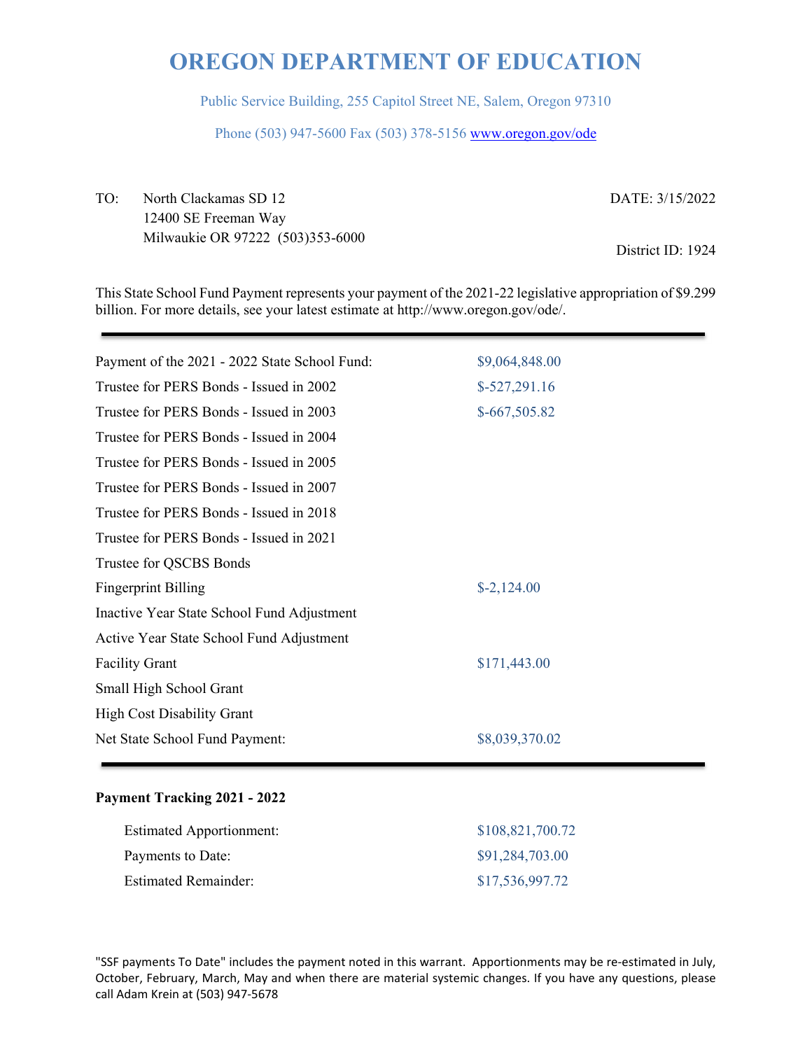# OREGON DEPARTMENT OF EDUCATION

Public Service Building, 255 Capitol Street NE, Salem, Oregon 97310

Phone (503) 947-5600 Fax (503) 378-5156 www.oregon.gov/ode

TO: North Clackamas SD 12
12400 SE Freeman Way
Milwaukie OR 97222 (503)353-6000

DATE: 3/15/2022

District ID: 1924

This State School Fund Payment represents your payment of the 2021-22 legislative appropriation of $9.299 billion. For more details, see your latest estimate at http://www.oregon.gov/ode/.

| | |
|---|---|
| Payment of the 2021 - 2022 State School Fund: | $9,064,848.00 |
| Trustee for PERS Bonds - Issued in 2002 | $-527,291.16 |
| Trustee for PERS Bonds - Issued in 2003 | $-667,505.82 |
| Trustee for PERS Bonds - Issued in 2004 | |
| Trustee for PERS Bonds - Issued in 2005 | |
| Trustee for PERS Bonds - Issued in 2007 | |
| Trustee for PERS Bonds - Issued in 2018 | |
| Trustee for PERS Bonds - Issued in 2021 | |
| Trustee for QSCBS Bonds | |
| Fingerprint Billing | $-2,124.00 |
| Inactive Year State School Fund Adjustment | |
| Active Year State School Fund Adjustment | |
| Facility Grant | $171,443.00 |
| Small High School Grant | |
| High Cost Disability Grant | |
| Net State School Fund Payment: | $8,039,370.02 |

**Payment Tracking 2021 - 2022**

| | |
|---|---|
| Estimated Apportionment: | $108,821,700.72 |
| Payments to Date: | $91,284,703.00 |
| Estimated Remainder: | $17,536,997.72 |

"SSF payments To Date" includes the payment noted in this warrant. Apportionments may be re-estimated in July, October, February, March, May and when there are material systemic changes. If you have any questions, please call Adam Krein at (503) 947-5678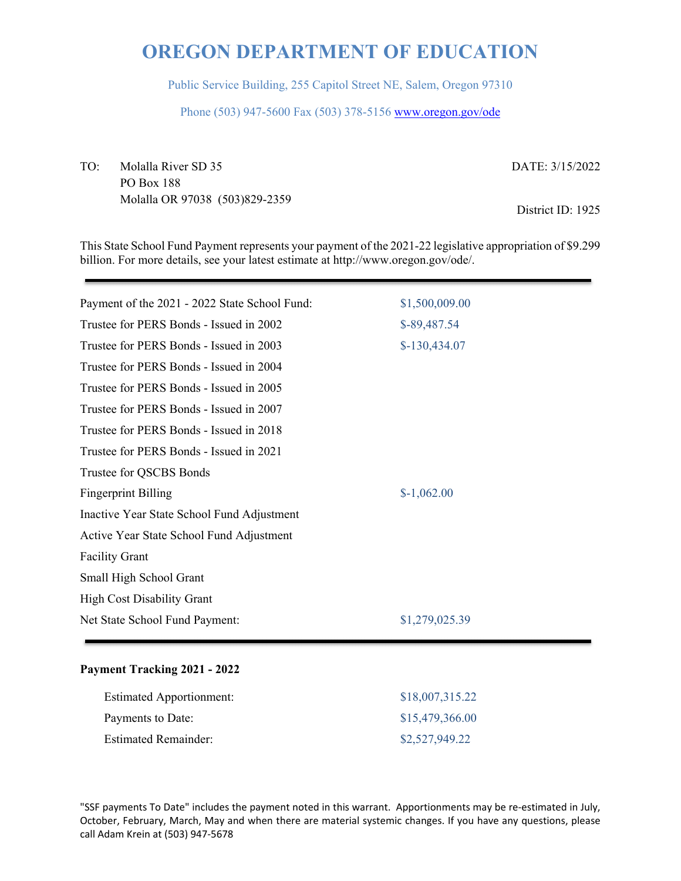# OREGON DEPARTMENT OF EDUCATION

Public Service Building, 255 Capitol Street NE, Salem, Oregon 97310

Phone (503) 947-5600 Fax (503) 378-5156 www.oregon.gov/ode

TO: Molalla River SD 35
PO Box 188
Molalla OR 97038 (503)829-2359

DATE: 3/15/2022

District ID: 1925

This State School Fund Payment represents your payment of the 2021-22 legislative appropriation of $9.299 billion. For more details, see your latest estimate at http://www.oregon.gov/ode/.

| | |
|---|---|
| Payment of the 2021 - 2022 State School Fund: | $1,500,009.00 |
| Trustee for PERS Bonds - Issued in 2002 | $-89,487.54 |
| Trustee for PERS Bonds - Issued in 2003 | $-130,434.07 |
| Trustee for PERS Bonds - Issued in 2004 | |
| Trustee for PERS Bonds - Issued in 2005 | |
| Trustee for PERS Bonds - Issued in 2007 | |
| Trustee for PERS Bonds - Issued in 2018 | |
| Trustee for PERS Bonds - Issued in 2021 | |
| Trustee for QSCBS Bonds | |
| Fingerprint Billing | $-1,062.00 |
| Inactive Year State School Fund Adjustment | |
| Active Year State School Fund Adjustment | |
| Facility Grant | |
| Small High School Grant | |
| High Cost Disability Grant | |
| Net State School Fund Payment: | $1,279,025.39 |

**Payment Tracking 2021 - 2022**

| | |
|---|---|
| Estimated Apportionment: | $18,007,315.22 |
| Payments to Date: | $15,479,366.00 |
| Estimated Remainder: | $2,527,949.22 |

"SSF payments To Date" includes the payment noted in this warrant. Apportionments may be re-estimated in July, October, February, March, May and when there are material systemic changes. If you have any questions, please call Adam Krein at (503) 947-5678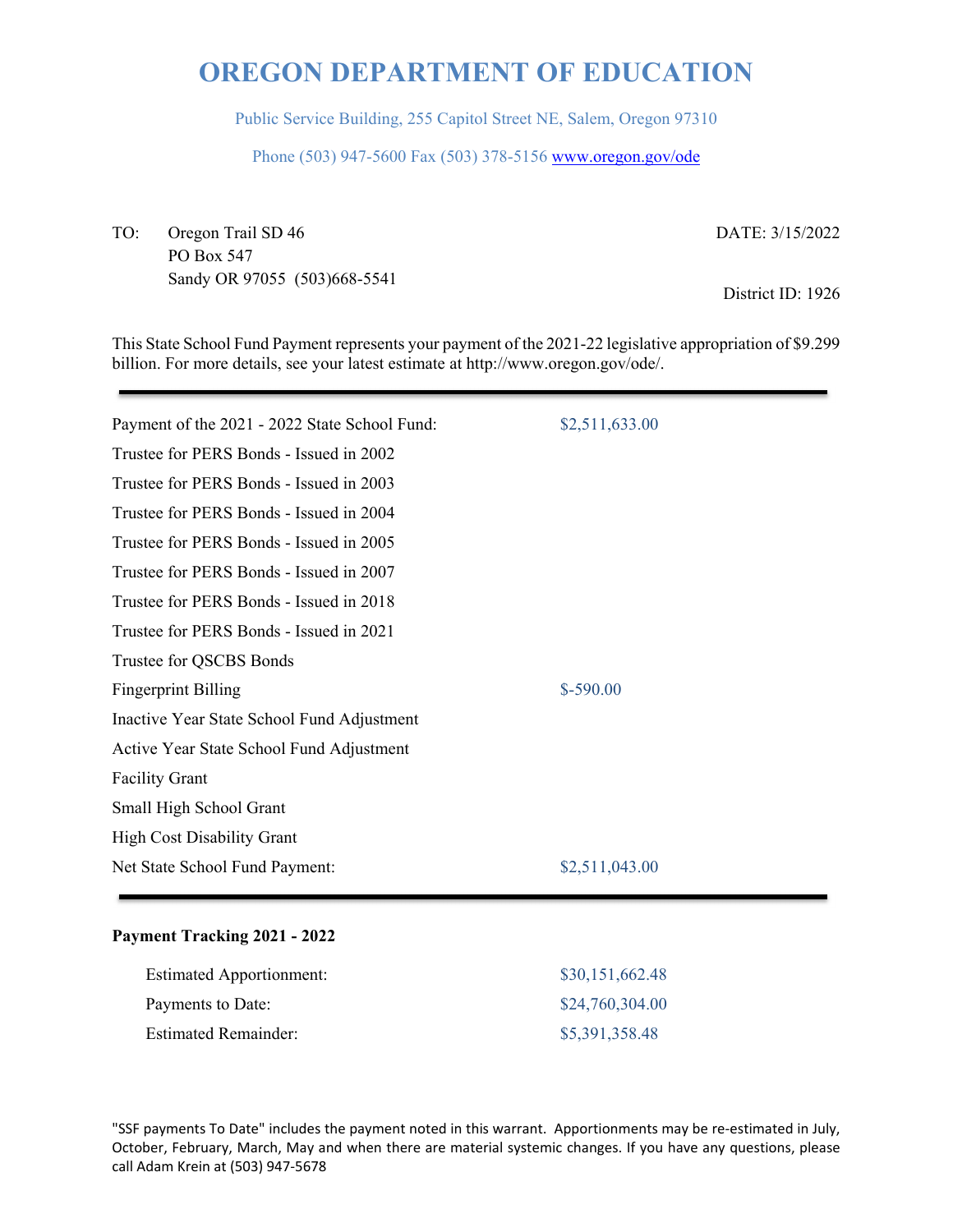# OREGON DEPARTMENT OF EDUCATION

Public Service Building, 255 Capitol Street NE, Salem, Oregon 97310

Phone (503) 947-5600 Fax (503) 378-5156 www.oregon.gov/ode

TO: Oregon Trail SD 46
PO Box 547
Sandy OR 97055 (503)668-5541

DATE: 3/15/2022

District ID: 1926

This State School Fund Payment represents your payment of the 2021-22 legislative appropriation of $9.299 billion. For more details, see your latest estimate at http://www.oregon.gov/ode/.

| | |
|---|---|
| Payment of the 2021 - 2022 State School Fund: | $2,511,633.00 |
| Trustee for PERS Bonds - Issued in 2002 | |
| Trustee for PERS Bonds - Issued in 2003 | |
| Trustee for PERS Bonds - Issued in 2004 | |
| Trustee for PERS Bonds - Issued in 2005 | |
| Trustee for PERS Bonds - Issued in 2007 | |
| Trustee for PERS Bonds - Issued in 2018 | |
| Trustee for PERS Bonds - Issued in 2021 | |
| Trustee for QSCBS Bonds | |
| Fingerprint Billing | $-590.00 |
| Inactive Year State School Fund Adjustment | |
| Active Year State School Fund Adjustment | |
| Facility Grant | |
| Small High School Grant | |
| High Cost Disability Grant | |
| Net State School Fund Payment: | $2,511,043.00 |

**Payment Tracking 2021 - 2022**

| | |
|---|---|
| Estimated Apportionment: | $30,151,662.48 |
| Payments to Date: | $24,760,304.00 |
| Estimated Remainder: | $5,391,358.48 |

"SSF payments To Date" includes the payment noted in this warrant. Apportionments may be re-estimated in July, October, February, March, May and when there are material systemic changes. If you have any questions, please call Adam Krein at (503) 947-5678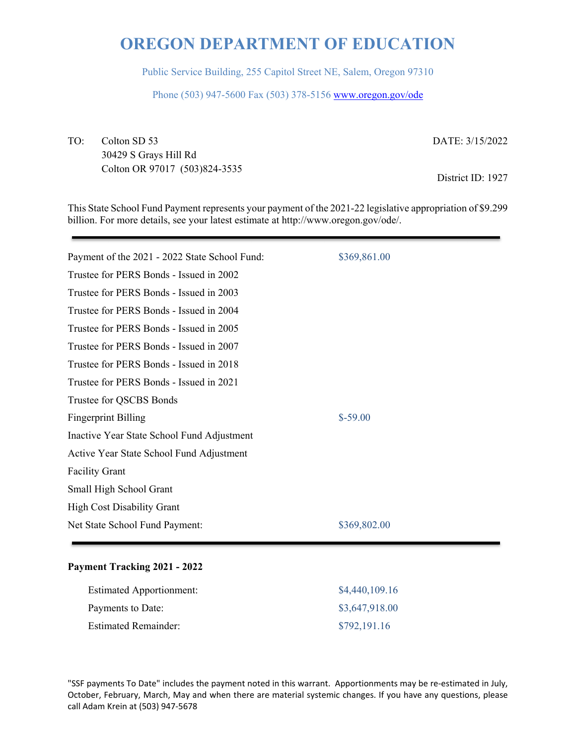# OREGON DEPARTMENT OF EDUCATION

Public Service Building, 255 Capitol Street NE, Salem, Oregon 97310

Phone (503) 947-5600 Fax (503) 378-5156 www.oregon.gov/ode

TO: Colton SD 53
30429 S Grays Hill Rd
Colton OR 97017 (503)824-3535

DATE: 3/15/2022

District ID: 1927

This State School Fund Payment represents your payment of the 2021-22 legislative appropriation of $9.299 billion. For more details, see your latest estimate at http://www.oregon.gov/ode/.

| | |
|---|---|
| Payment of the 2021 - 2022 State School Fund: | $369,861.00 |
| Trustee for PERS Bonds - Issued in 2002 | |
| Trustee for PERS Bonds - Issued in 2003 | |
| Trustee for PERS Bonds - Issued in 2004 | |
| Trustee for PERS Bonds - Issued in 2005 | |
| Trustee for PERS Bonds - Issued in 2007 | |
| Trustee for PERS Bonds - Issued in 2018 | |
| Trustee for PERS Bonds - Issued in 2021 | |
| Trustee for QSCBS Bonds | |
| Fingerprint Billing | $-59.00 |
| Inactive Year State School Fund Adjustment | |
| Active Year State School Fund Adjustment | |
| Facility Grant | |
| Small High School Grant | |
| High Cost Disability Grant | |
| Net State School Fund Payment: | $369,802.00 |

**Payment Tracking 2021 - 2022**

| | |
|---|---|
| Estimated Apportionment: | $4,440,109.16 |
| Payments to Date: | $3,647,918.00 |
| Estimated Remainder: | $792,191.16 |

"SSF payments To Date" includes the payment noted in this warrant. Apportionments may be re-estimated in July, October, February, March, May and when there are material systemic changes. If you have any questions, please call Adam Krein at (503) 947-5678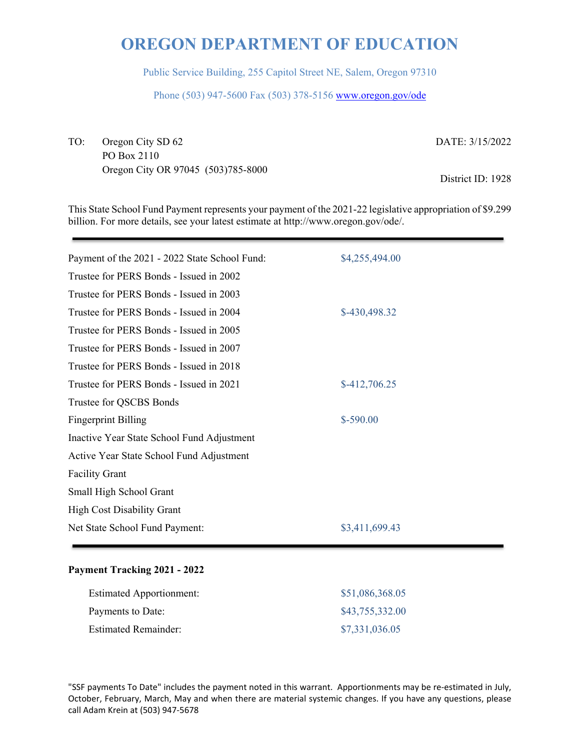# OREGON DEPARTMENT OF EDUCATION

Public Service Building, 255 Capitol Street NE, Salem, Oregon 97310

Phone (503) 947-5600 Fax (503) 378-5156 www.oregon.gov/ode

TO: Oregon City SD 62
PO Box 2110
Oregon City OR 97045 (503)785-8000

DATE: 3/15/2022

District ID: 1928

This State School Fund Payment represents your payment of the 2021-22 legislative appropriation of $9.299 billion. For more details, see your latest estimate at http://www.oregon.gov/ode/.

| | |
|---|---|
| Payment of the 2021 - 2022 State School Fund: | $4,255,494.00 |
| Trustee for PERS Bonds - Issued in 2002 | |
| Trustee for PERS Bonds - Issued in 2003 | |
| Trustee for PERS Bonds - Issued in 2004 | $-430,498.32 |
| Trustee for PERS Bonds - Issued in 2005 | |
| Trustee for PERS Bonds - Issued in 2007 | |
| Trustee for PERS Bonds - Issued in 2018 | |
| Trustee for PERS Bonds - Issued in 2021 | $-412,706.25 |
| Trustee for QSCBS Bonds | |
| Fingerprint Billing | $-590.00 |
| Inactive Year State School Fund Adjustment | |
| Active Year State School Fund Adjustment | |
| Facility Grant | |
| Small High School Grant | |
| High Cost Disability Grant | |
| Net State School Fund Payment: | $3,411,699.43 |

**Payment Tracking 2021 - 2022**

| | |
|---|---|
| Estimated Apportionment: | $51,086,368.05 |
| Payments to Date: | $43,755,332.00 |
| Estimated Remainder: | $7,331,036.05 |

"SSF payments To Date" includes the payment noted in this warrant. Apportionments may be re-estimated in July, October, February, March, May and when there are material systemic changes. If you have any questions, please call Adam Krein at (503) 947-5678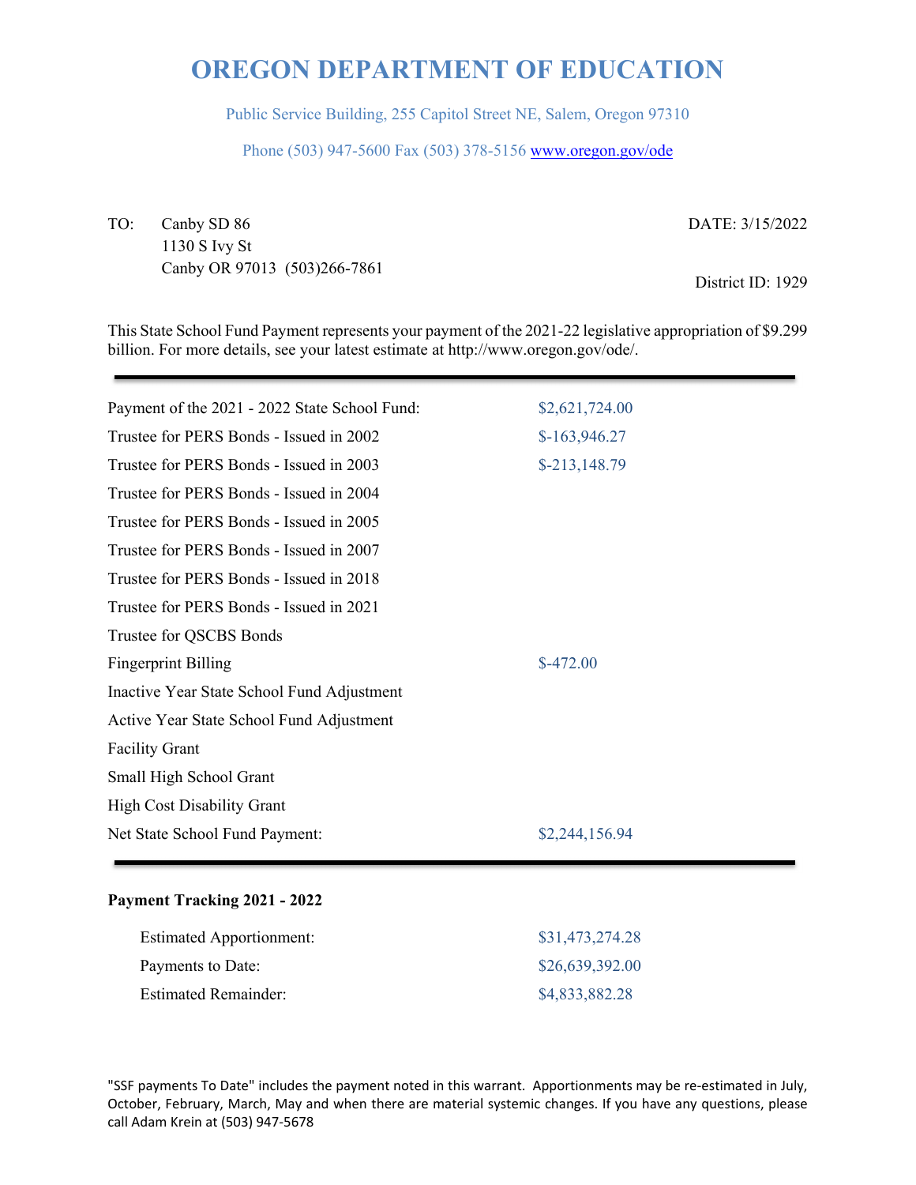# OREGON DEPARTMENT OF EDUCATION

Public Service Building, 255 Capitol Street NE, Salem, Oregon 97310

Phone (503) 947-5600 Fax (503) 378-5156 www.oregon.gov/ode

TO: Canby SD 86
1130 S Ivy St
Canby OR 97013 (503)266-7861

DATE: 3/15/2022

District ID: 1929

This State School Fund Payment represents your payment of the 2021-22 legislative appropriation of $9.299 billion. For more details, see your latest estimate at http://www.oregon.gov/ode/.

| | |
|---|---|
| Payment of the 2021 - 2022 State School Fund: | $2,621,724.00 |
| Trustee for PERS Bonds - Issued in 2002 | $-163,946.27 |
| Trustee for PERS Bonds - Issued in 2003 | $-213,148.79 |
| Trustee for PERS Bonds - Issued in 2004 | |
| Trustee for PERS Bonds - Issued in 2005 | |
| Trustee for PERS Bonds - Issued in 2007 | |
| Trustee for PERS Bonds - Issued in 2018 | |
| Trustee for PERS Bonds - Issued in 2021 | |
| Trustee for QSCBS Bonds | |
| Fingerprint Billing | $-472.00 |
| Inactive Year State School Fund Adjustment | |
| Active Year State School Fund Adjustment | |
| Facility Grant | |
| Small High School Grant | |
| High Cost Disability Grant | |
| Net State School Fund Payment: | $2,244,156.94 |

**Payment Tracking 2021 - 2022**

| | |
|---|---|
| Estimated Apportionment: | $31,473,274.28 |
| Payments to Date: | $26,639,392.00 |
| Estimated Remainder: | $4,833,882.28 |

"SSF payments To Date" includes the payment noted in this warrant. Apportionments may be re-estimated in July, October, February, March, May and when there are material systemic changes. If you have any questions, please call Adam Krein at (503) 947-5678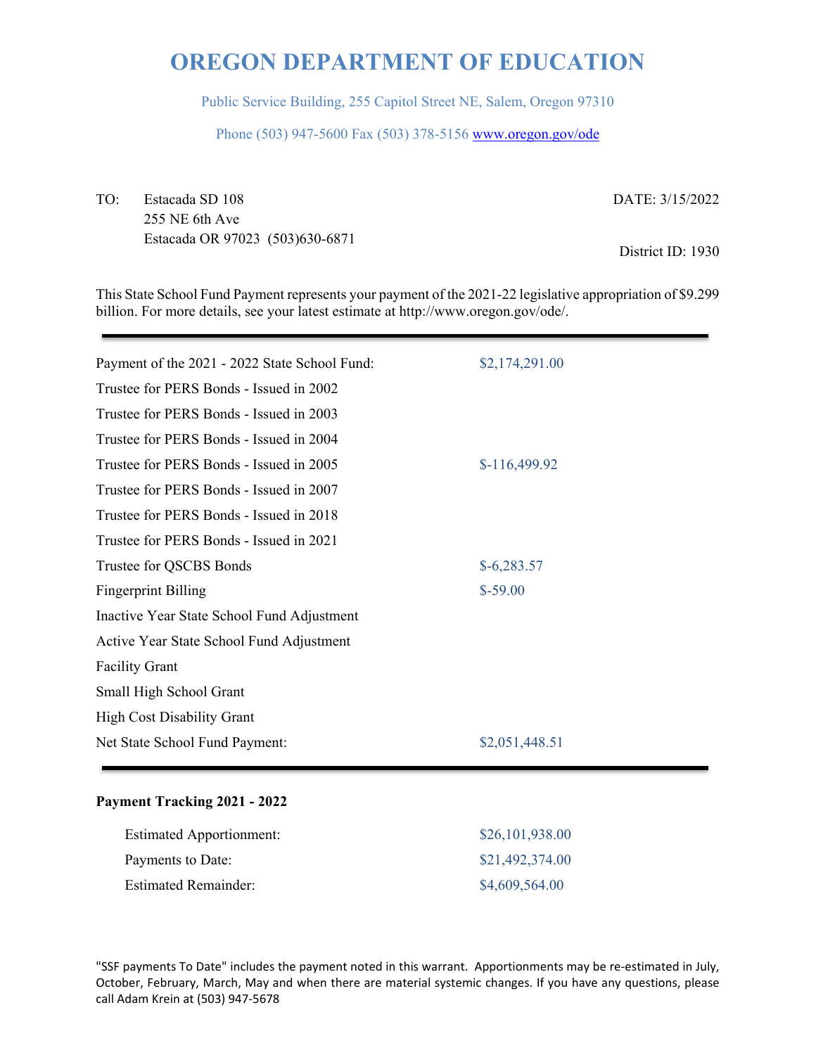# OREGON DEPARTMENT OF EDUCATION

Public Service Building, 255 Capitol Street NE, Salem, Oregon 97310

Phone (503) 947-5600 Fax (503) 378-5156 www.oregon.gov/ode

TO: Estacada SD 108
255 NE 6th Ave
Estacada OR 97023 (503)630-6871

DATE: 3/15/2022

District ID: 1930

This State School Fund Payment represents your payment of the 2021-22 legislative appropriation of $9.299 billion. For more details, see your latest estimate at http://www.oregon.gov/ode/.

---

| | |
|---|---|
| Payment of the 2021 - 2022 State School Fund: | $2,174,291.00 |
| Trustee for PERS Bonds - Issued in 2002 | |
| Trustee for PERS Bonds - Issued in 2003 | |
| Trustee for PERS Bonds - Issued in 2004 | |
| Trustee for PERS Bonds - Issued in 2005 | $-116,499.92 |
| Trustee for PERS Bonds - Issued in 2007 | |
| Trustee for PERS Bonds - Issued in 2018 | |
| Trustee for PERS Bonds - Issued in 2021 | |
| Trustee for QSCBS Bonds | $-6,283.57 |
| Fingerprint Billing | $-59.00 |
| Inactive Year State School Fund Adjustment | |
| Active Year State School Fund Adjustment | |
| Facility Grant | |
| Small High School Grant | |
| High Cost Disability Grant | |
| Net State School Fund Payment: | $2,051,448.51 |

---

**Payment Tracking 2021 - 2022**

| | |
|---|---|
| Estimated Apportionment: | $26,101,938.00 |
| Payments to Date: | $21,492,374.00 |
| Estimated Remainder: | $4,609,564.00 |

"SSF payments To Date" includes the payment noted in this warrant. Apportionments may be re-estimated in July, October, February, March, May and when there are material systemic changes. If you have any questions, please call Adam Krein at (503) 947-5678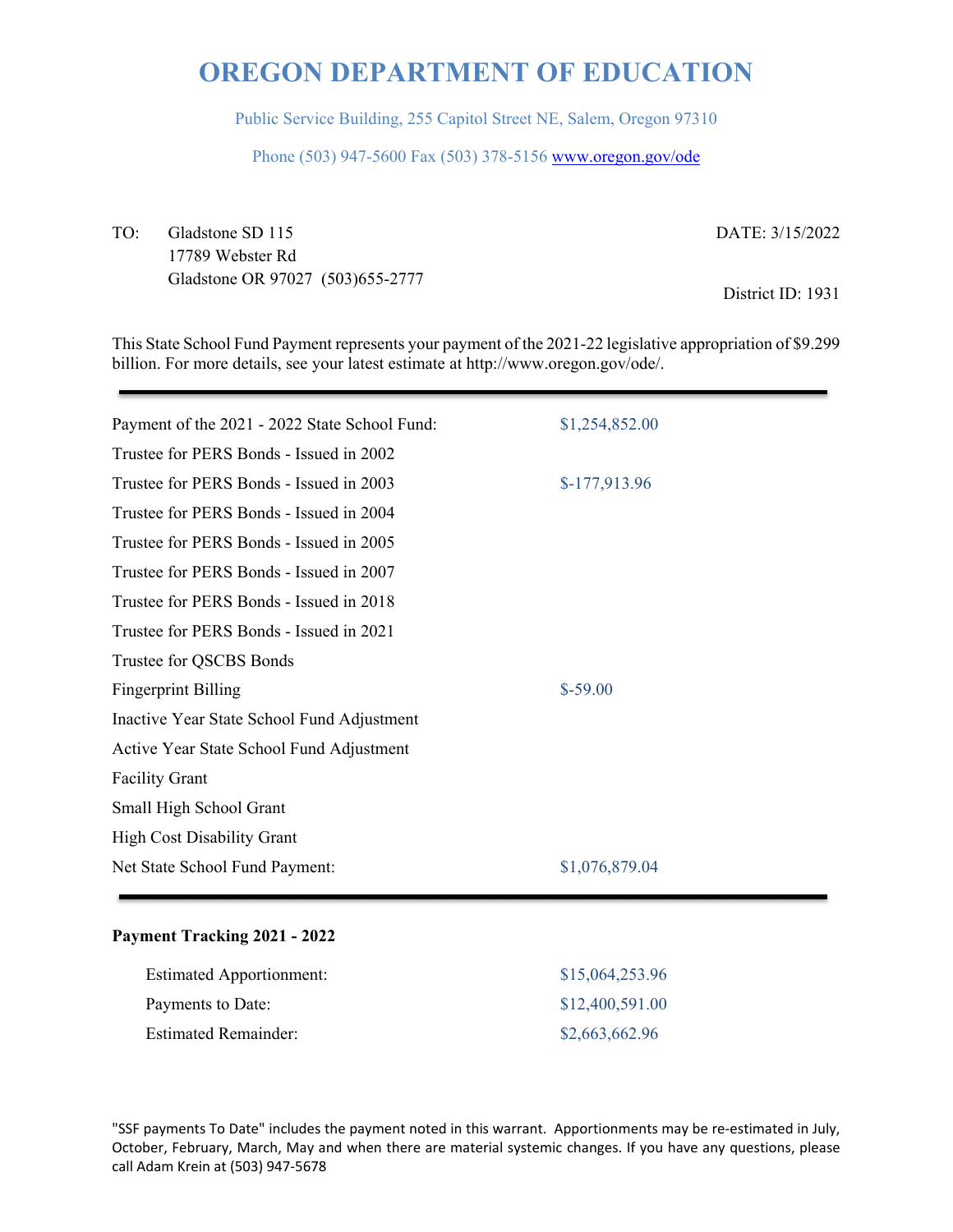# OREGON DEPARTMENT OF EDUCATION

Public Service Building, 255 Capitol Street NE, Salem, Oregon 97310

Phone (503) 947-5600 Fax (503) 378-5156 www.oregon.gov/ode

TO: Gladstone SD 115
17789 Webster Rd
Gladstone OR 97027 (503)655-2777

DATE: 3/15/2022

District ID: 1931

This State School Fund Payment represents your payment of the 2021-22 legislative appropriation of $9.299 billion. For more details, see your latest estimate at http://www.oregon.gov/ode/.

| | |
|---|---|
| Payment of the 2021 - 2022 State School Fund: | $1,254,852.00 |
| Trustee for PERS Bonds - Issued in 2002 | |
| Trustee for PERS Bonds - Issued in 2003 | $-177,913.96 |
| Trustee for PERS Bonds - Issued in 2004 | |
| Trustee for PERS Bonds - Issued in 2005 | |
| Trustee for PERS Bonds - Issued in 2007 | |
| Trustee for PERS Bonds - Issued in 2018 | |
| Trustee for PERS Bonds - Issued in 2021 | |
| Trustee for QSCBS Bonds | |
| Fingerprint Billing | $-59.00 |
| Inactive Year State School Fund Adjustment | |
| Active Year State School Fund Adjustment | |
| Facility Grant | |
| Small High School Grant | |
| High Cost Disability Grant | |
| Net State School Fund Payment: | $1,076,879.04 |

**Payment Tracking 2021 - 2022**

| | |
|---|---|
| Estimated Apportionment: | $15,064,253.96 |
| Payments to Date: | $12,400,591.00 |
| Estimated Remainder: | $2,663,662.96 |

"SSF payments To Date" includes the payment noted in this warrant. Apportionments may be re-estimated in July, October, February, March, May and when there are material systemic changes. If you have any questions, please call Adam Krein at (503) 947-5678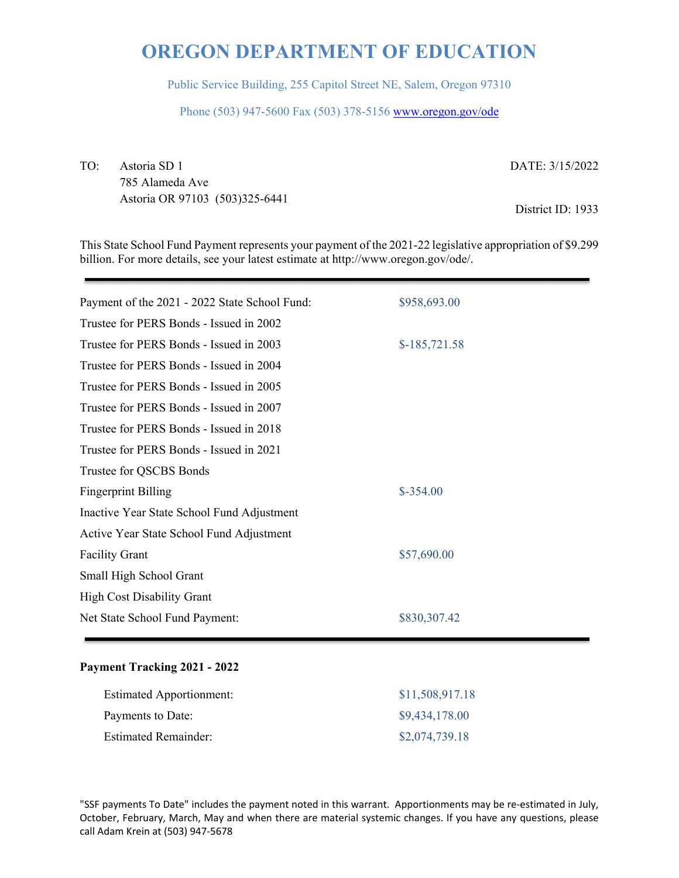# OREGON DEPARTMENT OF EDUCATION

Public Service Building, 255 Capitol Street NE, Salem, Oregon 97310

Phone (503) 947-5600 Fax (503) 378-5156 www.oregon.gov/ode

TO: Astoria SD 1
785 Alameda Ave
Astoria OR 97103 (503)325-6441

DATE: 3/15/2022

District ID: 1933

This State School Fund Payment represents your payment of the 2021-22 legislative appropriation of $9.299 billion. For more details, see your latest estimate at http://www.oregon.gov/ode/.

---

| | |
|---|---|
| Payment of the 2021 - 2022 State School Fund: | $958,693.00 |
| Trustee for PERS Bonds - Issued in 2002 | |
| Trustee for PERS Bonds - Issued in 2003 | $-185,721.58 |
| Trustee for PERS Bonds - Issued in 2004 | |
| Trustee for PERS Bonds - Issued in 2005 | |
| Trustee for PERS Bonds - Issued in 2007 | |
| Trustee for PERS Bonds - Issued in 2018 | |
| Trustee for PERS Bonds - Issued in 2021 | |
| Trustee for QSCBS Bonds | |
| Fingerprint Billing | $-354.00 |
| Inactive Year State School Fund Adjustment | |
| Active Year State School Fund Adjustment | |
| Facility Grant | $57,690.00 |
| Small High School Grant | |
| High Cost Disability Grant | |
| Net State School Fund Payment: | $830,307.42 |

---

**Payment Tracking 2021 - 2022**

| | |
|---|---|
| Estimated Apportionment: | $11,508,917.18 |
| Payments to Date: | $9,434,178.00 |
| Estimated Remainder: | $2,074,739.18 |

"SSF payments To Date" includes the payment noted in this warrant. Apportionments may be re-estimated in July, October, February, March, May and when there are material systemic changes. If you have any questions, please call Adam Krein at (503) 947-5678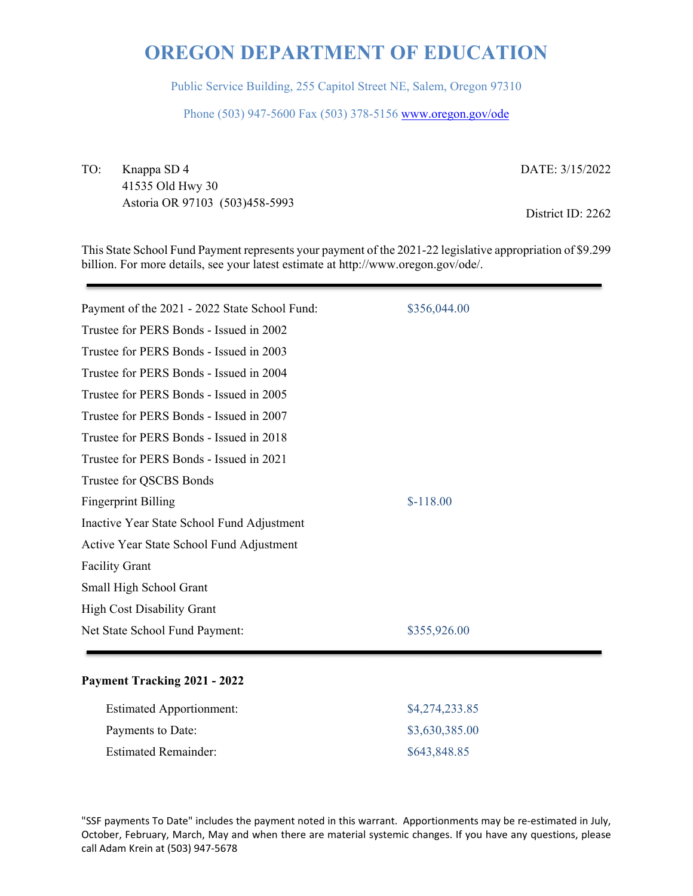# OREGON DEPARTMENT OF EDUCATION

Public Service Building, 255 Capitol Street NE, Salem, Oregon 97310

Phone (503) 947-5600 Fax (503) 378-5156 www.oregon.gov/ode

TO: Knappa SD 4
41535 Old Hwy 30
Astoria OR 97103 (503)458-5993

DATE: 3/15/2022

District ID: 2262

This State School Fund Payment represents your payment of the 2021-22 legislative appropriation of $9.299 billion. For more details, see your latest estimate at http://www.oregon.gov/ode/.

| | |
|---|---|
| Payment of the 2021 - 2022 State School Fund: | $356,044.00 |
| Trustee for PERS Bonds - Issued in 2002 | |
| Trustee for PERS Bonds - Issued in 2003 | |
| Trustee for PERS Bonds - Issued in 2004 | |
| Trustee for PERS Bonds - Issued in 2005 | |
| Trustee for PERS Bonds - Issued in 2007 | |
| Trustee for PERS Bonds - Issued in 2018 | |
| Trustee for PERS Bonds - Issued in 2021 | |
| Trustee for QSCBS Bonds | |
| Fingerprint Billing | $-118.00 |
| Inactive Year State School Fund Adjustment | |
| Active Year State School Fund Adjustment | |
| Facility Grant | |
| Small High School Grant | |
| High Cost Disability Grant | |
| Net State School Fund Payment: | $355,926.00 |

**Payment Tracking 2021 - 2022**

| | |
|---|---|
| Estimated Apportionment: | $4,274,233.85 |
| Payments to Date: | $3,630,385.00 |
| Estimated Remainder: | $643,848.85 |

"SSF payments To Date" includes the payment noted in this warrant. Apportionments may be re-estimated in July, October, February, March, May and when there are material systemic changes. If you have any questions, please call Adam Krein at (503) 947-5678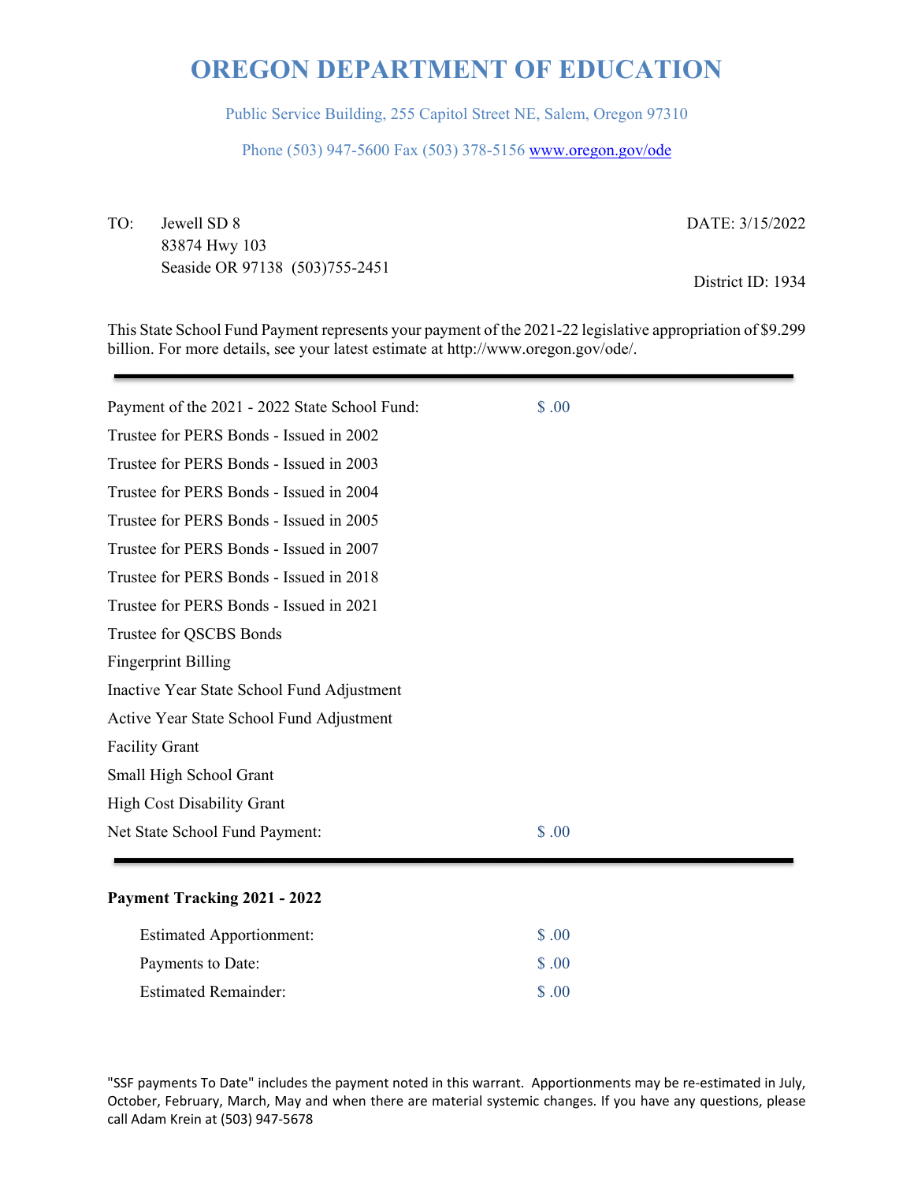# OREGON DEPARTMENT OF EDUCATION

Public Service Building, 255 Capitol Street NE, Salem, Oregon 97310

Phone (503) 947-5600 Fax (503) 378-5156 www.oregon.gov/ode

TO: Jewell SD 8
83874 Hwy 103
Seaside OR 97138 (503)755-2451

DATE: 3/15/2022

District ID: 1934

This State School Fund Payment represents your payment of the 2021-22 legislative appropriation of $9.299 billion. For more details, see your latest estimate at http://www.oregon.gov/ode/.

---

| | |
|---|---|
| Payment of the 2021 - 2022 State School Fund: | $ .00 |
| Trustee for PERS Bonds - Issued in 2002 | |
| Trustee for PERS Bonds - Issued in 2003 | |
| Trustee for PERS Bonds - Issued in 2004 | |
| Trustee for PERS Bonds - Issued in 2005 | |
| Trustee for PERS Bonds - Issued in 2007 | |
| Trustee for PERS Bonds - Issued in 2018 | |
| Trustee for PERS Bonds - Issued in 2021 | |
| Trustee for QSCBS Bonds | |
| Fingerprint Billing | |
| Inactive Year State School Fund Adjustment | |
| Active Year State School Fund Adjustment | |
| Facility Grant | |
| Small High School Grant | |
| High Cost Disability Grant | |
| Net State School Fund Payment: | $ .00 |

---

**Payment Tracking 2021 - 2022**

| | |
|---|---|
| Estimated Apportionment: | $ .00 |
| Payments to Date: | $ .00 |
| Estimated Remainder: | $ .00 |

"SSF payments To Date" includes the payment noted in this warrant. Apportionments may be re-estimated in July, October, February, March, May and when there are material systemic changes. If you have any questions, please call Adam Krein at (503) 947-5678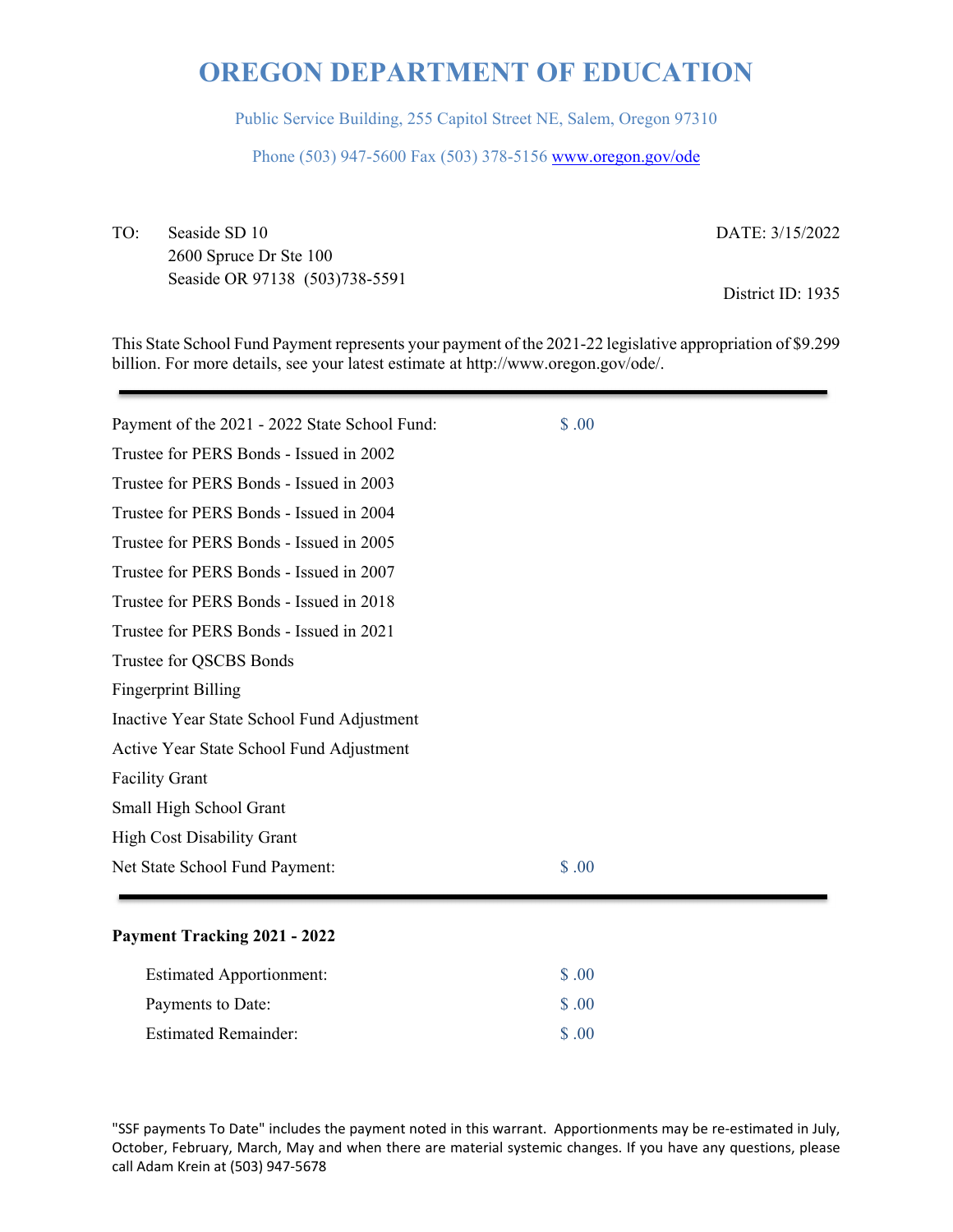# OREGON DEPARTMENT OF EDUCATION

Public Service Building, 255 Capitol Street NE, Salem, Oregon 97310

Phone (503) 947-5600 Fax (503) 378-5156 www.oregon.gov/ode

TO: Seaside SD 10
2600 Spruce Dr Ste 100
Seaside OR 97138 (503)738-5591

DATE: 3/15/2022

District ID: 1935

This State School Fund Payment represents your payment of the 2021-22 legislative appropriation of $9.299 billion. For more details, see your latest estimate at http://www.oregon.gov/ode/.

| | |
|---|---|
| Payment of the 2021 - 2022 State School Fund: | $ .00 |
| Trustee for PERS Bonds - Issued in 2002 | |
| Trustee for PERS Bonds - Issued in 2003 | |
| Trustee for PERS Bonds - Issued in 2004 | |
| Trustee for PERS Bonds - Issued in 2005 | |
| Trustee for PERS Bonds - Issued in 2007 | |
| Trustee for PERS Bonds - Issued in 2018 | |
| Trustee for PERS Bonds - Issued in 2021 | |
| Trustee for QSCBS Bonds | |
| Fingerprint Billing | |
| Inactive Year State School Fund Adjustment | |
| Active Year State School Fund Adjustment | |
| Facility Grant | |
| Small High School Grant | |
| High Cost Disability Grant | |
| Net State School Fund Payment: | $ .00 |

**Payment Tracking 2021 - 2022**

| | |
|---|---|
| Estimated Apportionment: | $ .00 |
| Payments to Date: | $ .00 |
| Estimated Remainder: | $ .00 |

"SSF payments To Date" includes the payment noted in this warrant. Apportionments may be re-estimated in July, October, February, March, May and when there are material systemic changes. If you have any questions, please call Adam Krein at (503) 947-5678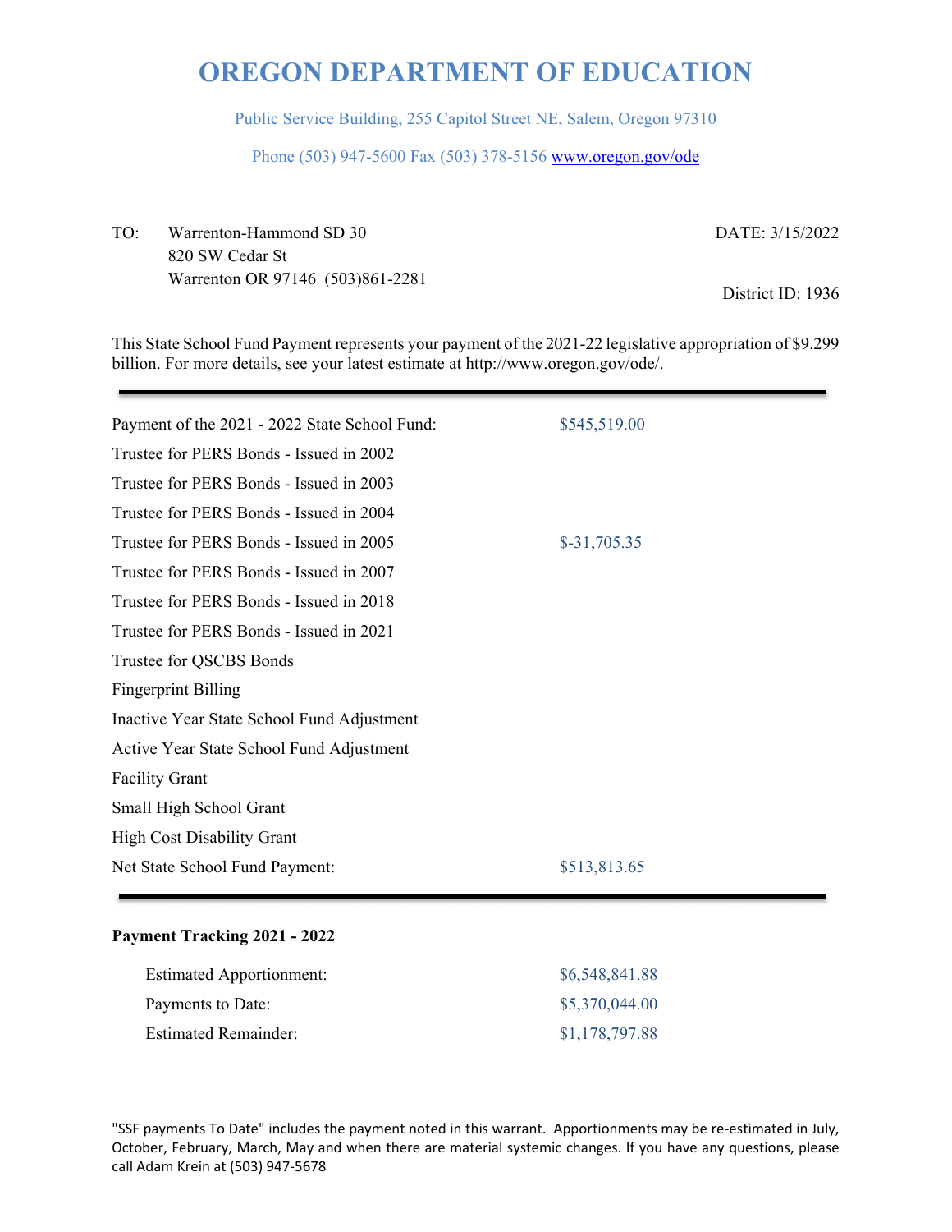# OREGON DEPARTMENT OF EDUCATION

Public Service Building, 255 Capitol Street NE, Salem, Oregon 97310

Phone (503) 947-5600 Fax (503) 378-5156 www.oregon.gov/ode

TO: Warrenton-Hammond SD 30
820 SW Cedar St
Warrenton OR 97146 (503)861-2281

DATE: 3/15/2022

District ID: 1936

This State School Fund Payment represents your payment of the 2021-22 legislative appropriation of $9.299 billion. For more details, see your latest estimate at http://www.oregon.gov/ode/.

---

| | |
|---|---|
| Payment of the 2021 - 2022 State School Fund: | $545,519.00 |
| Trustee for PERS Bonds - Issued in 2002 | |
| Trustee for PERS Bonds - Issued in 2003 | |
| Trustee for PERS Bonds - Issued in 2004 | |
| Trustee for PERS Bonds - Issued in 2005 | $-31,705.35 |
| Trustee for PERS Bonds - Issued in 2007 | |
| Trustee for PERS Bonds - Issued in 2018 | |
| Trustee for PERS Bonds - Issued in 2021 | |
| Trustee for QSCBS Bonds | |
| Fingerprint Billing | |
| Inactive Year State School Fund Adjustment | |
| Active Year State School Fund Adjustment | |
| Facility Grant | |
| Small High School Grant | |
| High Cost Disability Grant | |
| Net State School Fund Payment: | $513,813.65 |

---

**Payment Tracking 2021 - 2022**

| | |
|---|---|
| Estimated Apportionment: | $6,548,841.88 |
| Payments to Date: | $5,370,044.00 |
| Estimated Remainder: | $1,178,797.88 |

"SSF payments To Date" includes the payment noted in this warrant. Apportionments may be re-estimated in July, October, February, March, May and when there are material systemic changes. If you have any questions, please call Adam Krein at (503) 947-5678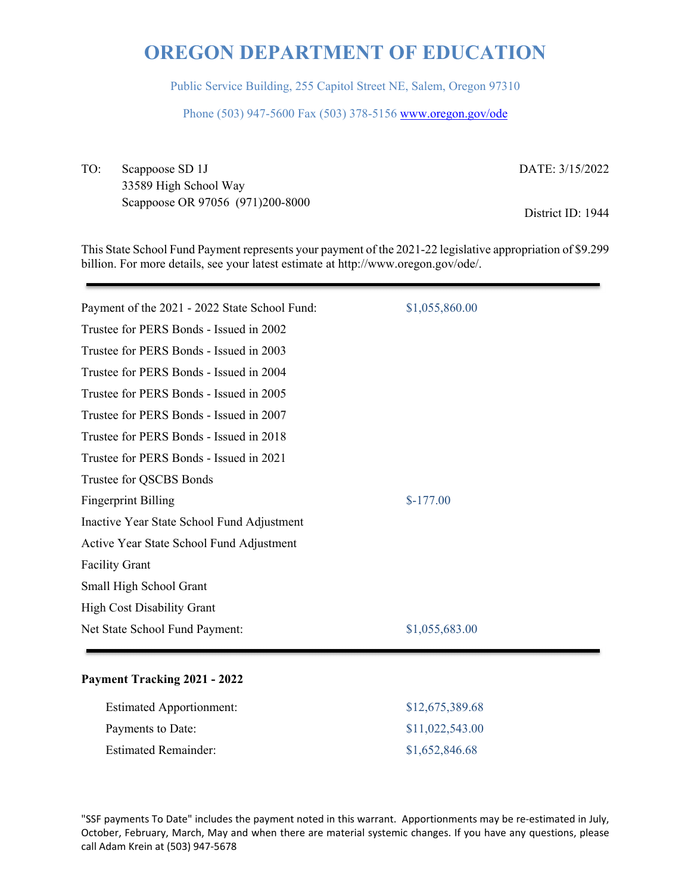# OREGON DEPARTMENT OF EDUCATION

Public Service Building, 255 Capitol Street NE, Salem, Oregon 97310

Phone (503) 947-5600 Fax (503) 378-5156 www.oregon.gov/ode

TO: Scappoose SD 1J
33589 High School Way
Scappoose OR 97056 (971)200-8000

DATE: 3/15/2022

District ID: 1944

This State School Fund Payment represents your payment of the 2021-22 legislative appropriation of $9.299 billion. For more details, see your latest estimate at http://www.oregon.gov/ode/.

| | |
|---|---|
| Payment of the 2021 - 2022 State School Fund: | $1,055,860.00 |
| Trustee for PERS Bonds - Issued in 2002 | |
| Trustee for PERS Bonds - Issued in 2003 | |
| Trustee for PERS Bonds - Issued in 2004 | |
| Trustee for PERS Bonds - Issued in 2005 | |
| Trustee for PERS Bonds - Issued in 2007 | |
| Trustee for PERS Bonds - Issued in 2018 | |
| Trustee for PERS Bonds - Issued in 2021 | |
| Trustee for QSCBS Bonds | |
| Fingerprint Billing | $-177.00 |
| Inactive Year State School Fund Adjustment | |
| Active Year State School Fund Adjustment | |
| Facility Grant | |
| Small High School Grant | |
| High Cost Disability Grant | |
| Net State School Fund Payment: | $1,055,683.00 |

**Payment Tracking 2021 - 2022**

| | |
|---|---|
| Estimated Apportionment: | $12,675,389.68 |
| Payments to Date: | $11,022,543.00 |
| Estimated Remainder: | $1,652,846.68 |

"SSF payments To Date" includes the payment noted in this warrant. Apportionments may be re-estimated in July, October, February, March, May and when there are material systemic changes. If you have any questions, please call Adam Krein at (503) 947-5678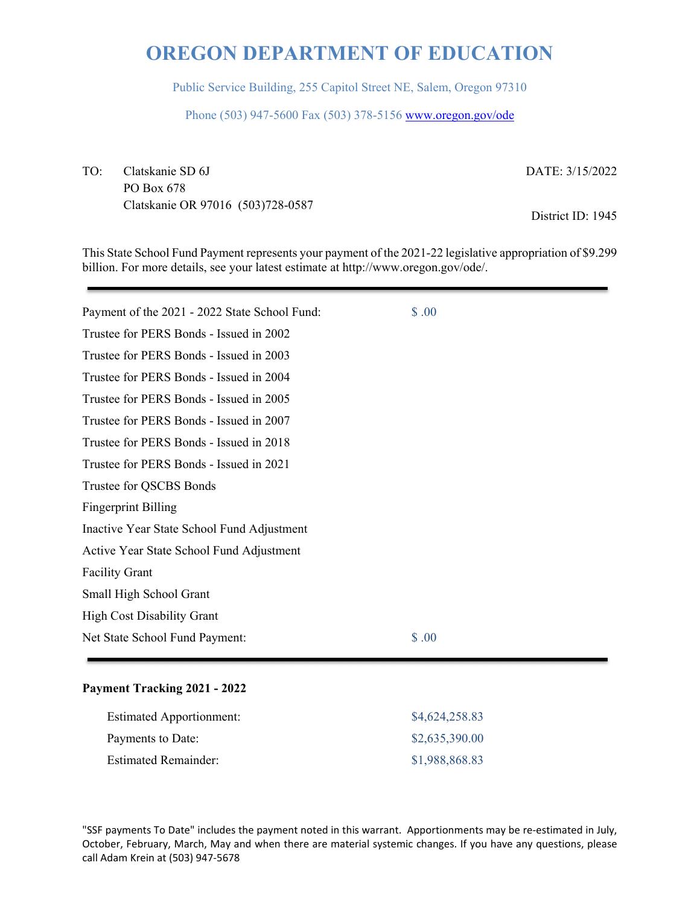# OREGON DEPARTMENT OF EDUCATION

Public Service Building, 255 Capitol Street NE, Salem, Oregon 97310

Phone (503) 947-5600 Fax (503) 378-5156 www.oregon.gov/ode

TO: Clatskanie SD 6J
PO Box 678
Clatskanie OR 97016 (503)728-0587

DATE: 3/15/2022

District ID: 1945

This State School Fund Payment represents your payment of the 2021-22 legislative appropriation of $9.299 billion. For more details, see your latest estimate at http://www.oregon.gov/ode/.

| | |
|---|---|
| Payment of the 2021 - 2022 State School Fund: | $ .00 |
| Trustee for PERS Bonds - Issued in 2002 | |
| Trustee for PERS Bonds - Issued in 2003 | |
| Trustee for PERS Bonds - Issued in 2004 | |
| Trustee for PERS Bonds - Issued in 2005 | |
| Trustee for PERS Bonds - Issued in 2007 | |
| Trustee for PERS Bonds - Issued in 2018 | |
| Trustee for PERS Bonds - Issued in 2021 | |
| Trustee for QSCBS Bonds | |
| Fingerprint Billing | |
| Inactive Year State School Fund Adjustment | |
| Active Year State School Fund Adjustment | |
| Facility Grant | |
| Small High School Grant | |
| High Cost Disability Grant | |
| Net State School Fund Payment: | $ .00 |

**Payment Tracking 2021 - 2022**

| | |
|---|---|
| Estimated Apportionment: | $4,624,258.83 |
| Payments to Date: | $2,635,390.00 |
| Estimated Remainder: | $1,988,868.83 |

"SSF payments To Date" includes the payment noted in this warrant. Apportionments may be re-estimated in July, October, February, March, May and when there are material systemic changes. If you have any questions, please call Adam Krein at (503) 947-5678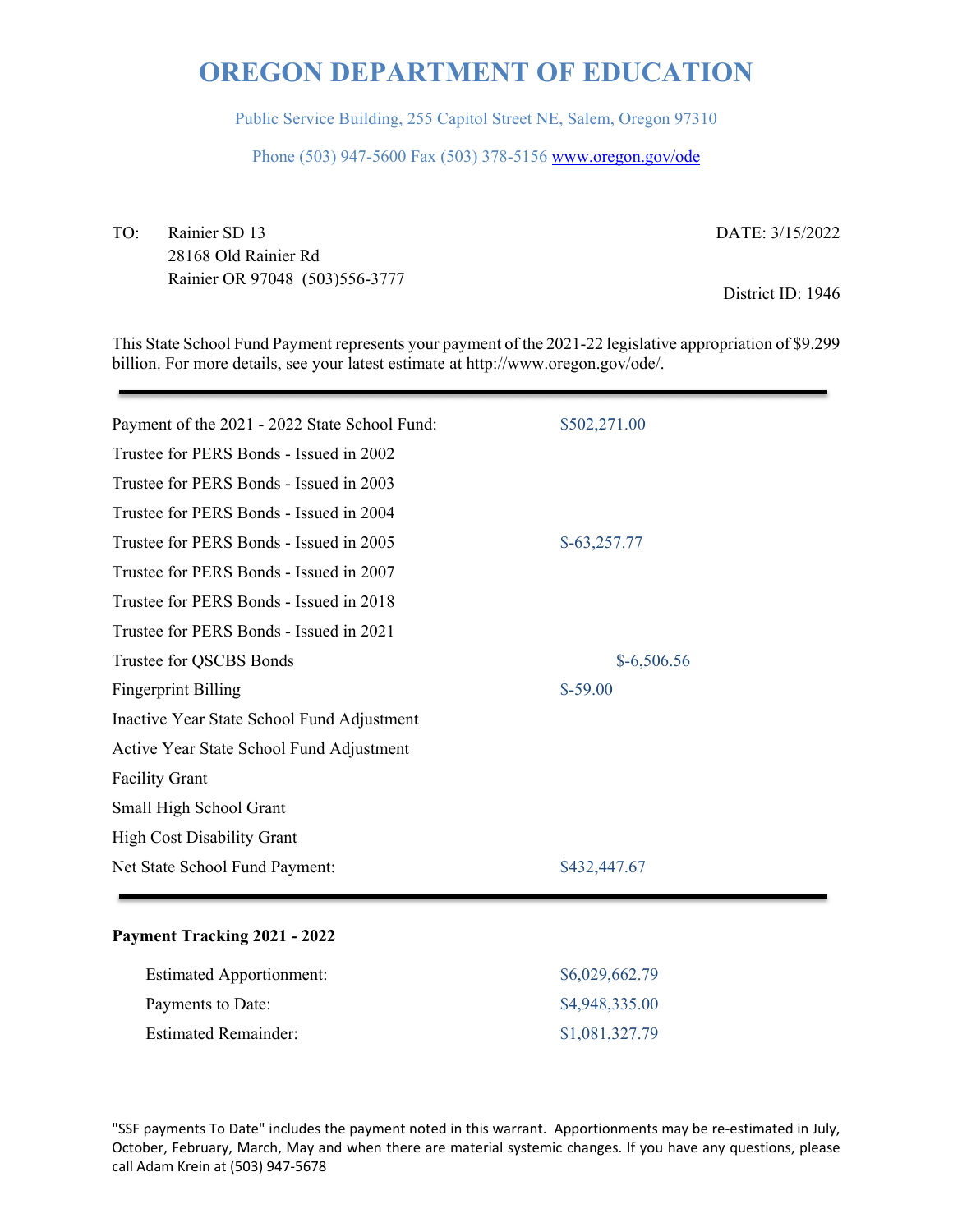# OREGON DEPARTMENT OF EDUCATION

Public Service Building, 255 Capitol Street NE, Salem, Oregon 97310

Phone (503) 947-5600 Fax (503) 378-5156 www.oregon.gov/ode

TO: Rainier SD 13
28168 Old Rainier Rd
Rainier OR 97048 (503)556-3777

DATE: 3/15/2022

District ID: 1946

This State School Fund Payment represents your payment of the 2021-22 legislative appropriation of $9.299 billion. For more details, see your latest estimate at http://www.oregon.gov/ode/.

| | |
|---|---|
| Payment of the 2021 - 2022 State School Fund: | $502,271.00 |
| Trustee for PERS Bonds - Issued in 2002 | |
| Trustee for PERS Bonds - Issued in 2003 | |
| Trustee for PERS Bonds - Issued in 2004 | |
| Trustee for PERS Bonds - Issued in 2005 | $-63,257.77 |
| Trustee for PERS Bonds - Issued in 2007 | |
| Trustee for PERS Bonds - Issued in 2018 | |
| Trustee for PERS Bonds - Issued in 2021 | |
| Trustee for QSCBS Bonds | $-6,506.56 |
| Fingerprint Billing | $-59.00 |
| Inactive Year State School Fund Adjustment | |
| Active Year State School Fund Adjustment | |
| Facility Grant | |
| Small High School Grant | |
| High Cost Disability Grant | |
| Net State School Fund Payment: | $432,447.67 |

**Payment Tracking 2021 - 2022**

| | |
|---|---|
| Estimated Apportionment: | $6,029,662.79 |
| Payments to Date: | $4,948,335.00 |
| Estimated Remainder: | $1,081,327.79 |

"SSF payments To Date" includes the payment noted in this warrant. Apportionments may be re-estimated in July, October, February, March, May and when there are material systemic changes. If you have any questions, please call Adam Krein at (503) 947-5678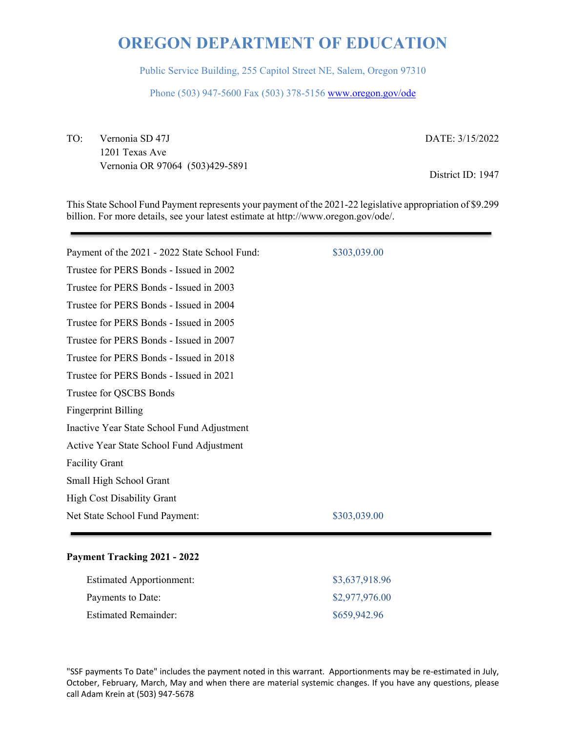# OREGON DEPARTMENT OF EDUCATION

Public Service Building, 255 Capitol Street NE, Salem, Oregon 97310

Phone (503) 947-5600 Fax (503) 378-5156 www.oregon.gov/ode

TO: Vernonia SD 47J
1201 Texas Ave
Vernonia OR 97064 (503)429-5891

DATE: 3/15/2022

District ID: 1947

This State School Fund Payment represents your payment of the 2021-22 legislative appropriation of $9.299 billion. For more details, see your latest estimate at http://www.oregon.gov/ode/.

---

| | |
|---|---|
| Payment of the 2021 - 2022 State School Fund: | $303,039.00 |
| Trustee for PERS Bonds - Issued in 2002 | |
| Trustee for PERS Bonds - Issued in 2003 | |
| Trustee for PERS Bonds - Issued in 2004 | |
| Trustee for PERS Bonds - Issued in 2005 | |
| Trustee for PERS Bonds - Issued in 2007 | |
| Trustee for PERS Bonds - Issued in 2018 | |
| Trustee for PERS Bonds - Issued in 2021 | |
| Trustee for QSCBS Bonds | |
| Fingerprint Billing | |
| Inactive Year State School Fund Adjustment | |
| Active Year State School Fund Adjustment | |
| Facility Grant | |
| Small High School Grant | |
| High Cost Disability Grant | |
| Net State School Fund Payment: | $303,039.00 |

---

**Payment Tracking 2021 - 2022**

| | |
|---|---|
| Estimated Apportionment: | $3,637,918.96 |
| Payments to Date: | $2,977,976.00 |
| Estimated Remainder: | $659,942.96 |

"SSF payments To Date" includes the payment noted in this warrant. Apportionments may be re-estimated in July, October, February, March, May and when there are material systemic changes. If you have any questions, please call Adam Krein at (503) 947-5678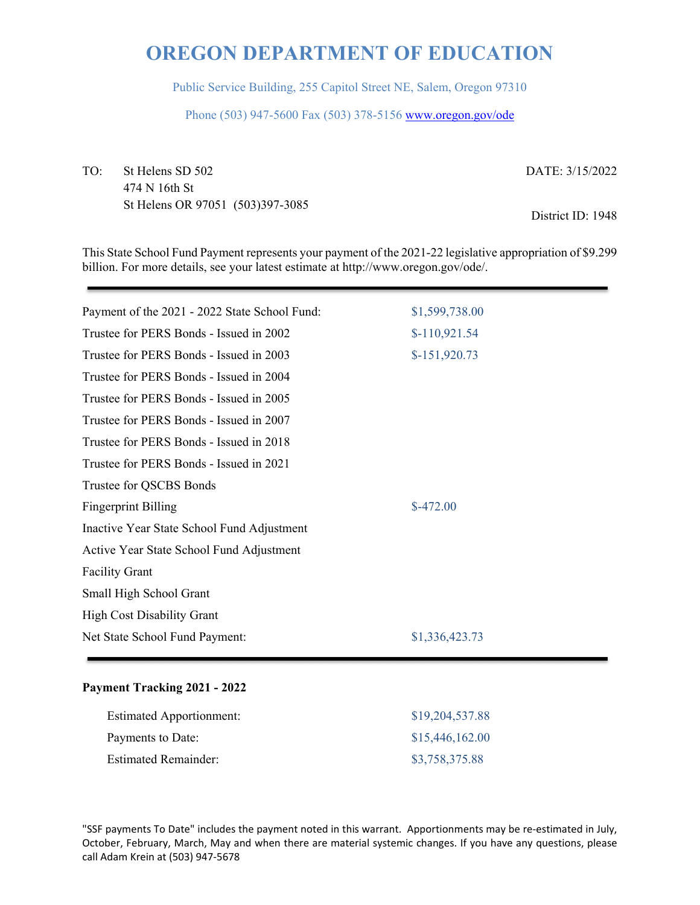# OREGON DEPARTMENT OF EDUCATION

Public Service Building, 255 Capitol Street NE, Salem, Oregon 97310

Phone (503) 947-5600 Fax (503) 378-5156 www.oregon.gov/ode

TO: St Helens SD 502
474 N 16th St
St Helens OR 97051 (503)397-3085

DATE: 3/15/2022

District ID: 1948

This State School Fund Payment represents your payment of the 2021-22 legislative appropriation of $9.299 billion. For more details, see your latest estimate at http://www.oregon.gov/ode/.

| | |
|---|---|
| Payment of the 2021 - 2022 State School Fund: | $1,599,738.00 |
| Trustee for PERS Bonds - Issued in 2002 | $-110,921.54 |
| Trustee for PERS Bonds - Issued in 2003 | $-151,920.73 |
| Trustee for PERS Bonds - Issued in 2004 | |
| Trustee for PERS Bonds - Issued in 2005 | |
| Trustee for PERS Bonds - Issued in 2007 | |
| Trustee for PERS Bonds - Issued in 2018 | |
| Trustee for PERS Bonds - Issued in 2021 | |
| Trustee for QSCBS Bonds | |
| Fingerprint Billing | $-472.00 |
| Inactive Year State School Fund Adjustment | |
| Active Year State School Fund Adjustment | |
| Facility Grant | |
| Small High School Grant | |
| High Cost Disability Grant | |
| Net State School Fund Payment: | $1,336,423.73 |

**Payment Tracking 2021 - 2022**

| | |
|---|---|
| Estimated Apportionment: | $19,204,537.88 |
| Payments to Date: | $15,446,162.00 |
| Estimated Remainder: | $3,758,375.88 |

"SSF payments To Date" includes the payment noted in this warrant. Apportionments may be re-estimated in July, October, February, March, May and when there are material systemic changes. If you have any questions, please call Adam Krein at (503) 947-5678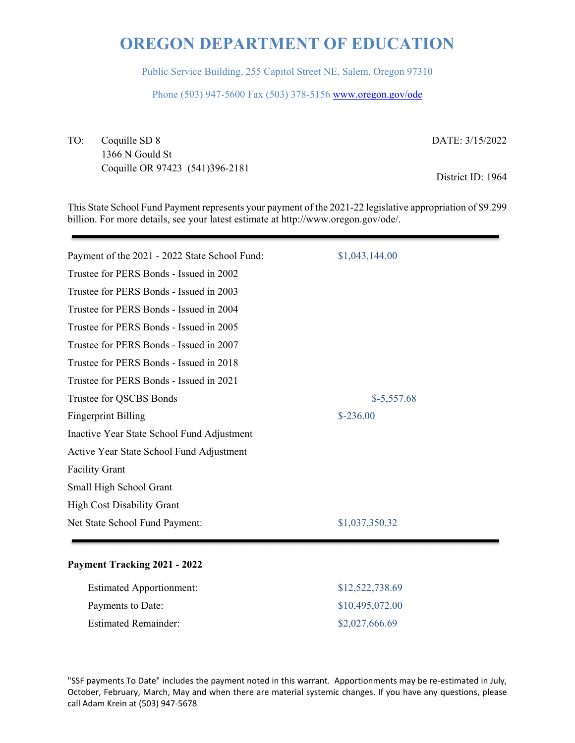# OREGON DEPARTMENT OF EDUCATION

Public Service Building, 255 Capitol Street NE, Salem, Oregon 97310

Phone (503) 947-5600 Fax (503) 378-5156 www.oregon.gov/ode

TO: Coquille SD 8
1366 N Gould St
Coquille OR 97423 (541)396-2181

DATE: 3/15/2022

District ID: 1964

This State School Fund Payment represents your payment of the 2021-22 legislative appropriation of $9.299 billion. For more details, see your latest estimate at http://www.oregon.gov/ode/.

| | |
|---|---|
| Payment of the 2021 - 2022 State School Fund: | $1,043,144.00 |
| Trustee for PERS Bonds - Issued in 2002 | |
| Trustee for PERS Bonds - Issued in 2003 | |
| Trustee for PERS Bonds - Issued in 2004 | |
| Trustee for PERS Bonds - Issued in 2005 | |
| Trustee for PERS Bonds - Issued in 2007 | |
| Trustee for PERS Bonds - Issued in 2018 | |
| Trustee for PERS Bonds - Issued in 2021 | |
| Trustee for QSCBS Bonds | $-5,557.68 |
| Fingerprint Billing | $-236.00 |
| Inactive Year State School Fund Adjustment | |
| Active Year State School Fund Adjustment | |
| Facility Grant | |
| Small High School Grant | |
| High Cost Disability Grant | |
| Net State School Fund Payment: | $1,037,350.32 |

**Payment Tracking 2021 - 2022**

| | |
|---|---|
| Estimated Apportionment: | $12,522,738.69 |
| Payments to Date: | $10,495,072.00 |
| Estimated Remainder: | $2,027,666.69 |

"SSF payments To Date" includes the payment noted in this warrant. Apportionments may be re-estimated in July, October, February, March, May and when there are material systemic changes. If you have any questions, please call Adam Krein at (503) 947-5678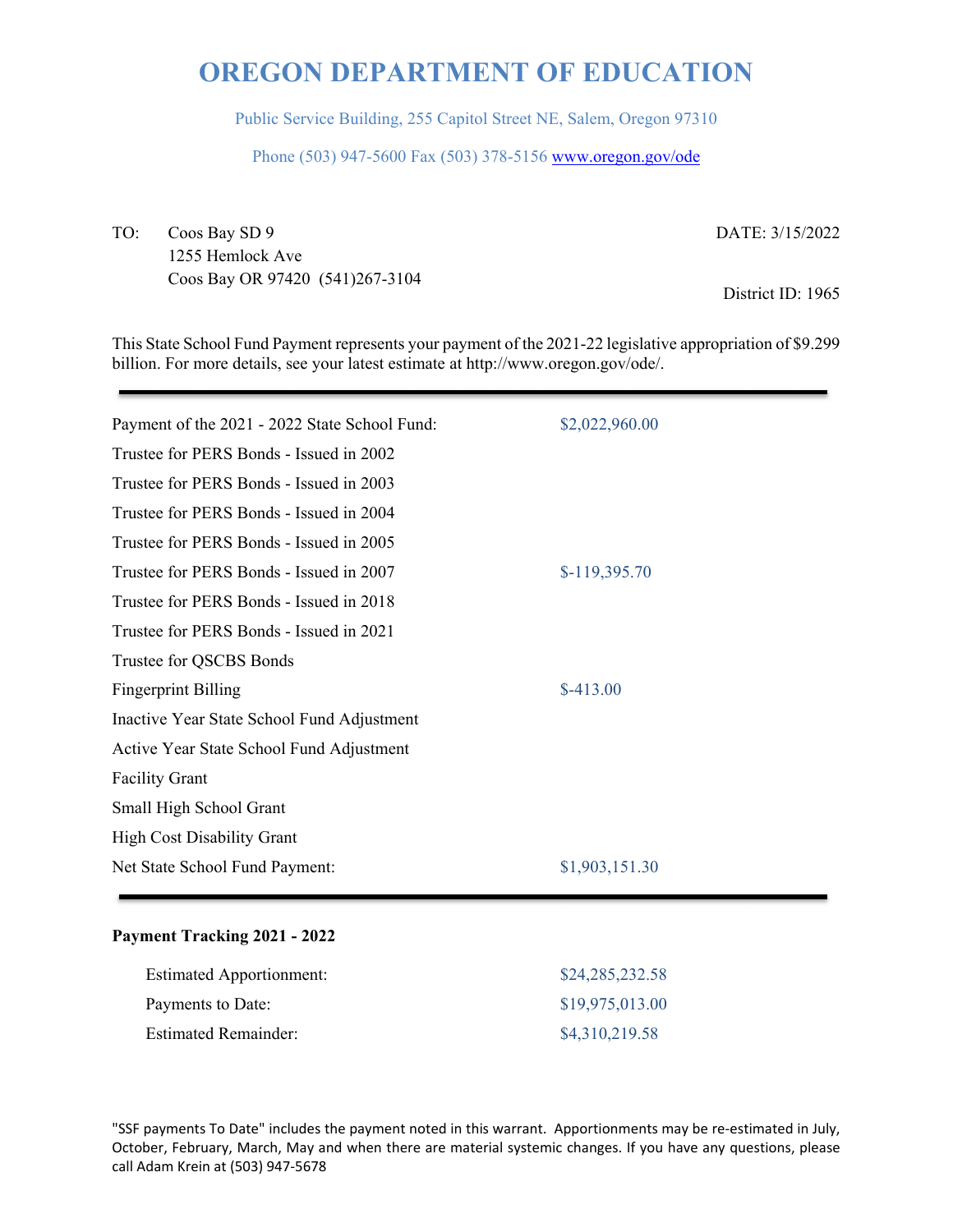# OREGON DEPARTMENT OF EDUCATION

Public Service Building, 255 Capitol Street NE, Salem, Oregon 97310

Phone (503) 947-5600 Fax (503) 378-5156 www.oregon.gov/ode

TO: Coos Bay SD 9
1255 Hemlock Ave
Coos Bay OR 97420 (541)267-3104

DATE: 3/15/2022

District ID: 1965

This State School Fund Payment represents your payment of the 2021-22 legislative appropriation of $9.299 billion. For more details, see your latest estimate at http://www.oregon.gov/ode/.

| | |
|---|---|
| Payment of the 2021 - 2022 State School Fund: | $2,022,960.00 |
| Trustee for PERS Bonds - Issued in 2002 | |
| Trustee for PERS Bonds - Issued in 2003 | |
| Trustee for PERS Bonds - Issued in 2004 | |
| Trustee for PERS Bonds - Issued in 2005 | |
| Trustee for PERS Bonds - Issued in 2007 | $-119,395.70 |
| Trustee for PERS Bonds - Issued in 2018 | |
| Trustee for PERS Bonds - Issued in 2021 | |
| Trustee for QSCBS Bonds | |
| Fingerprint Billing | $-413.00 |
| Inactive Year State School Fund Adjustment | |
| Active Year State School Fund Adjustment | |
| Facility Grant | |
| Small High School Grant | |
| High Cost Disability Grant | |
| Net State School Fund Payment: | $1,903,151.30 |

**Payment Tracking 2021 - 2022**

| | |
|---|---|
| Estimated Apportionment: | $24,285,232.58 |
| Payments to Date: | $19,975,013.00 |
| Estimated Remainder: | $4,310,219.58 |

"SSF payments To Date" includes the payment noted in this warrant. Apportionments may be re-estimated in July, October, February, March, May and when there are material systemic changes. If you have any questions, please call Adam Krein at (503) 947-5678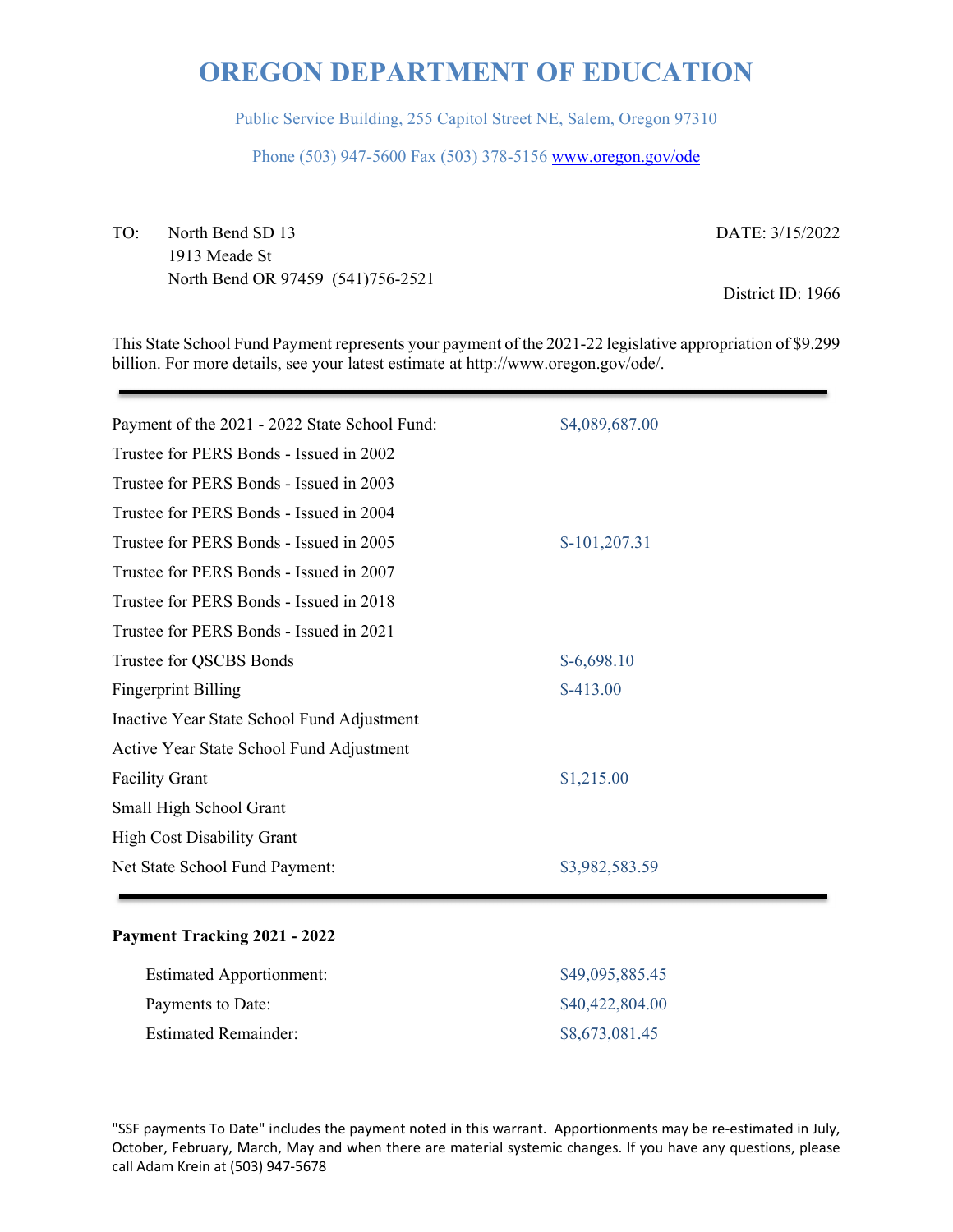# OREGON DEPARTMENT OF EDUCATION

Public Service Building, 255 Capitol Street NE, Salem, Oregon 97310

Phone (503) 947-5600 Fax (503) 378-5156 www.oregon.gov/ode

TO: North Bend SD 13
1913 Meade St
North Bend OR 97459 (541)756-2521

DATE: 3/15/2022

District ID: 1966

This State School Fund Payment represents your payment of the 2021-22 legislative appropriation of $9.299 billion. For more details, see your latest estimate at http://www.oregon.gov/ode/.

| | |
|---|---|
| Payment of the 2021 - 2022 State School Fund: | $4,089,687.00 |
| Trustee for PERS Bonds - Issued in 2002 | |
| Trustee for PERS Bonds - Issued in 2003 | |
| Trustee for PERS Bonds - Issued in 2004 | |
| Trustee for PERS Bonds - Issued in 2005 | $-101,207.31 |
| Trustee for PERS Bonds - Issued in 2007 | |
| Trustee for PERS Bonds - Issued in 2018 | |
| Trustee for PERS Bonds - Issued in 2021 | |
| Trustee for QSCBS Bonds | $-6,698.10 |
| Fingerprint Billing | $-413.00 |
| Inactive Year State School Fund Adjustment | |
| Active Year State School Fund Adjustment | |
| Facility Grant | $1,215.00 |
| Small High School Grant | |
| High Cost Disability Grant | |
| Net State School Fund Payment: | $3,982,583.59 |

**Payment Tracking 2021 - 2022**

| | |
|---|---|
| Estimated Apportionment: | $49,095,885.45 |
| Payments to Date: | $40,422,804.00 |
| Estimated Remainder: | $8,673,081.45 |

"SSF payments To Date" includes the payment noted in this warrant. Apportionments may be re-estimated in July, October, February, March, May and when there are material systemic changes. If you have any questions, please call Adam Krein at (503) 947-5678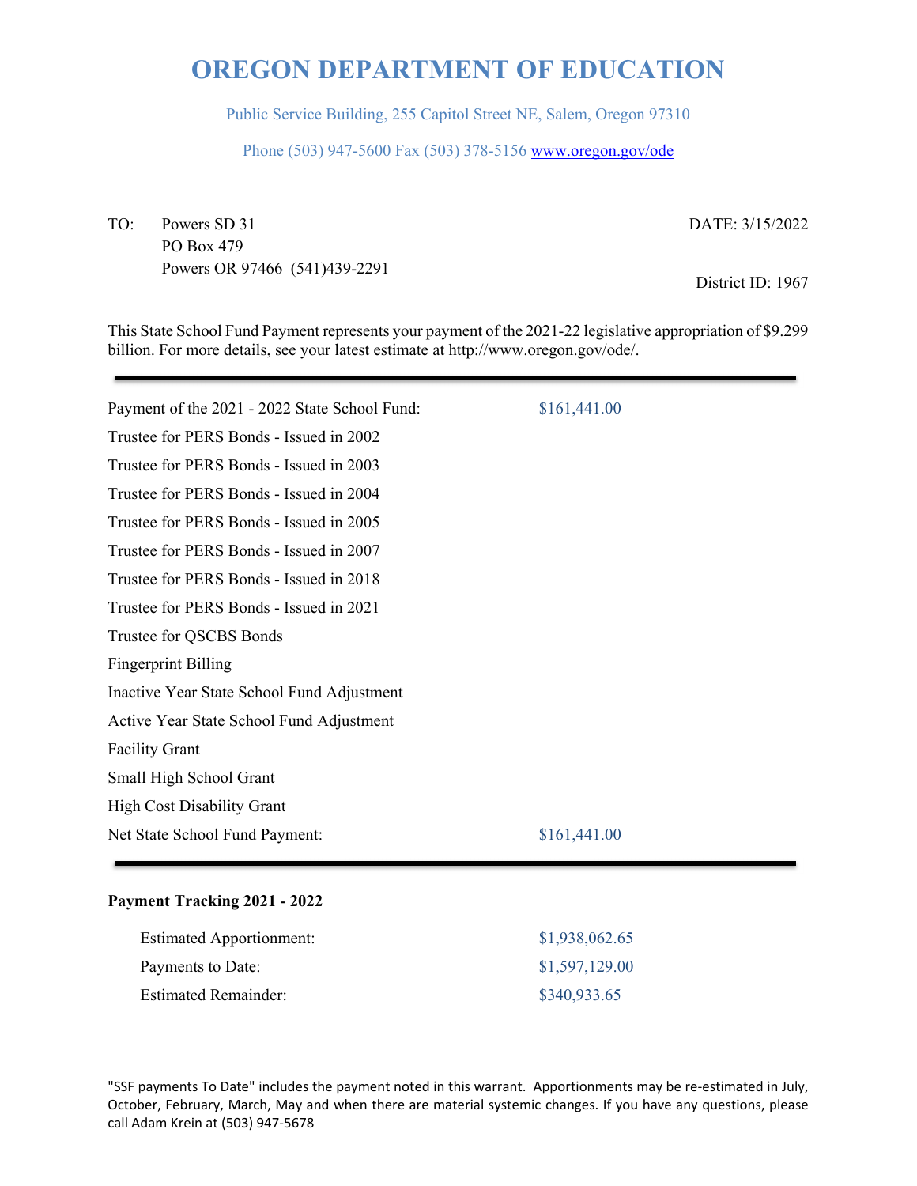# OREGON DEPARTMENT OF EDUCATION

Public Service Building, 255 Capitol Street NE, Salem, Oregon 97310

Phone (503) 947-5600 Fax (503) 378-5156 www.oregon.gov/ode

TO: Powers SD 31
PO Box 479
Powers OR 97466 (541)439-2291

DATE: 3/15/2022

District ID: 1967

This State School Fund Payment represents your payment of the 2021-22 legislative appropriation of $9.299 billion. For more details, see your latest estimate at http://www.oregon.gov/ode/.

| | |
|---|---|
| Payment of the 2021 - 2022 State School Fund: | $161,441.00 |
| Trustee for PERS Bonds - Issued in 2002 | |
| Trustee for PERS Bonds - Issued in 2003 | |
| Trustee for PERS Bonds - Issued in 2004 | |
| Trustee for PERS Bonds - Issued in 2005 | |
| Trustee for PERS Bonds - Issued in 2007 | |
| Trustee for PERS Bonds - Issued in 2018 | |
| Trustee for PERS Bonds - Issued in 2021 | |
| Trustee for QSCBS Bonds | |
| Fingerprint Billing | |
| Inactive Year State School Fund Adjustment | |
| Active Year State School Fund Adjustment | |
| Facility Grant | |
| Small High School Grant | |
| High Cost Disability Grant | |
| Net State School Fund Payment: | $161,441.00 |

**Payment Tracking 2021 - 2022**

| | |
|---|---|
| Estimated Apportionment: | $1,938,062.65 |
| Payments to Date: | $1,597,129.00 |
| Estimated Remainder: | $340,933.65 |

"SSF payments To Date" includes the payment noted in this warrant. Apportionments may be re-estimated in July, October, February, March, May and when there are material systemic changes. If you have any questions, please call Adam Krein at (503) 947-5678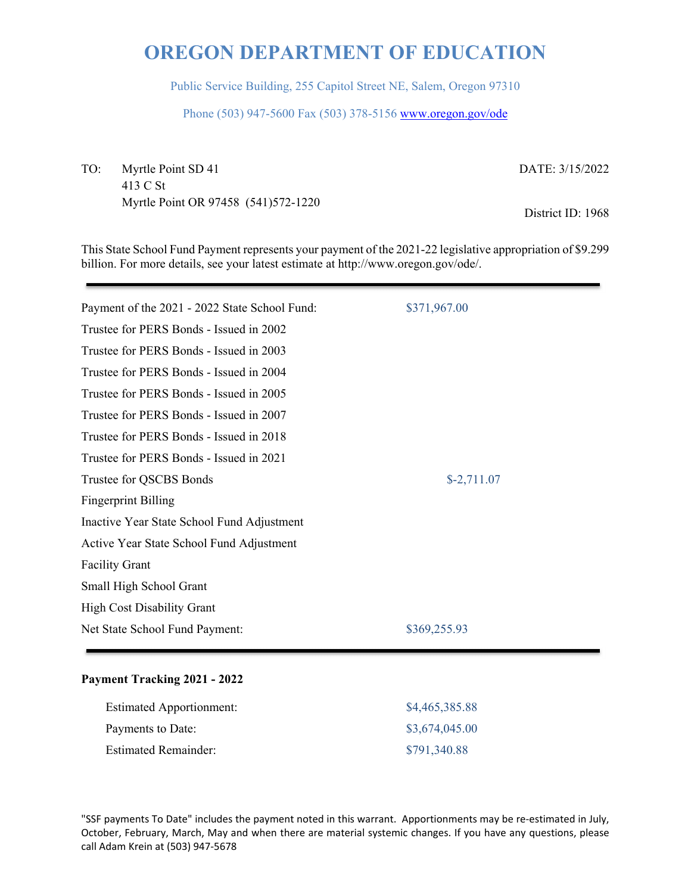# OREGON DEPARTMENT OF EDUCATION

Public Service Building, 255 Capitol Street NE, Salem, Oregon 97310

Phone (503) 947-5600 Fax (503) 378-5156 www.oregon.gov/ode

TO: Myrtle Point SD 41
413 C St
Myrtle Point OR 97458 (541)572-1220

DATE: 3/15/2022

District ID: 1968

This State School Fund Payment represents your payment of the 2021-22 legislative appropriation of $9.299 billion. For more details, see your latest estimate at http://www.oregon.gov/ode/.

| | | |
|---|---|---|
| Payment of the 2021 - 2022 State School Fund: | $371,967.00 | |
| Trustee for PERS Bonds - Issued in 2002 | | |
| Trustee for PERS Bonds - Issued in 2003 | | |
| Trustee for PERS Bonds - Issued in 2004 | | |
| Trustee for PERS Bonds - Issued in 2005 | | |
| Trustee for PERS Bonds - Issued in 2007 | | |
| Trustee for PERS Bonds - Issued in 2018 | | |
| Trustee for PERS Bonds - Issued in 2021 | | |
| Trustee for QSCBS Bonds | | $-2,711.07 |
| Fingerprint Billing | | |
| Inactive Year State School Fund Adjustment | | |
| Active Year State School Fund Adjustment | | |
| Facility Grant | | |
| Small High School Grant | | |
| High Cost Disability Grant | | |
| Net State School Fund Payment: | $369,255.93 | |

**Payment Tracking 2021 - 2022**

| | |
|---|---|
| Estimated Apportionment: | $4,465,385.88 |
| Payments to Date: | $3,674,045.00 |
| Estimated Remainder: | $791,340.88 |

"SSF payments To Date" includes the payment noted in this warrant. Apportionments may be re-estimated in July, October, February, March, May and when there are material systemic changes. If you have any questions, please call Adam Krein at (503) 947-5678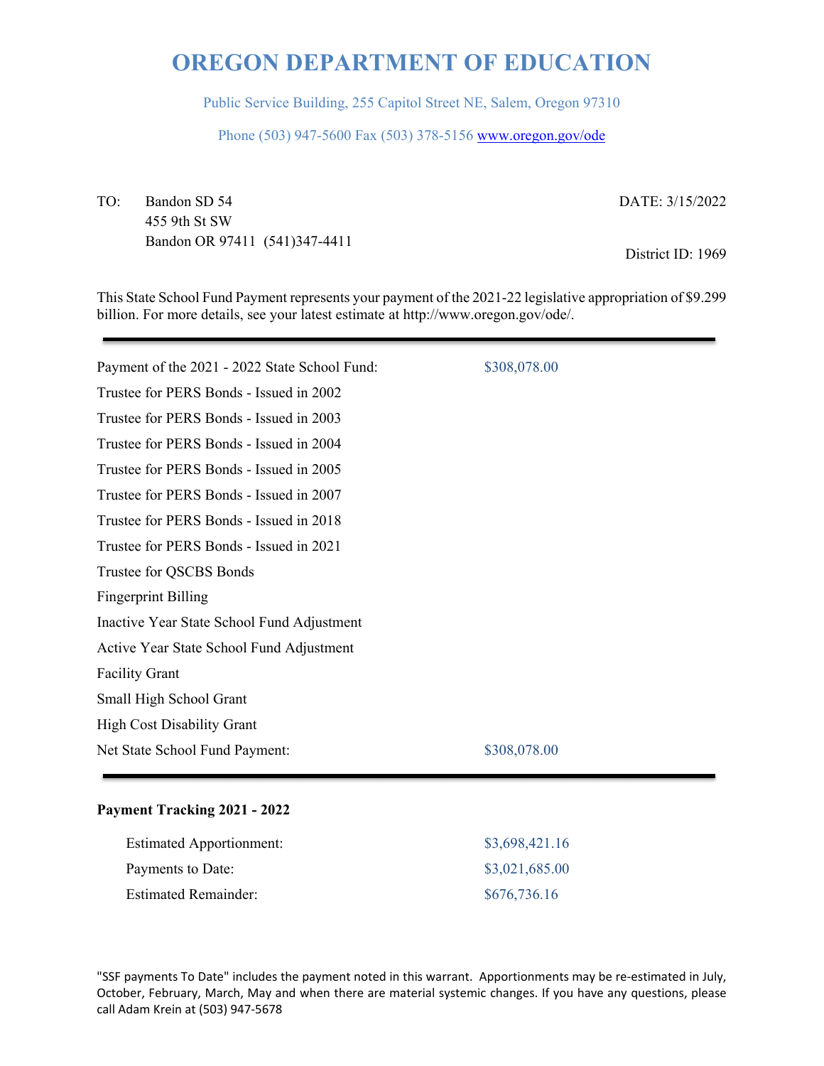# OREGON DEPARTMENT OF EDUCATION

Public Service Building, 255 Capitol Street NE, Salem, Oregon 97310

Phone (503) 947-5600 Fax (503) 378-5156 www.oregon.gov/ode

TO: Bandon SD 54
455 9th St SW
Bandon OR 97411 (541)347-4411

DATE: 3/15/2022

District ID: 1969

This State School Fund Payment represents your payment of the 2021-22 legislative appropriation of $9.299 billion. For more details, see your latest estimate at http://www.oregon.gov/ode/.

---

| | |
|---|---|
| Payment of the 2021 - 2022 State School Fund: | $308,078.00 |
| Trustee for PERS Bonds - Issued in 2002 | |
| Trustee for PERS Bonds - Issued in 2003 | |
| Trustee for PERS Bonds - Issued in 2004 | |
| Trustee for PERS Bonds - Issued in 2005 | |
| Trustee for PERS Bonds - Issued in 2007 | |
| Trustee for PERS Bonds - Issued in 2018 | |
| Trustee for PERS Bonds - Issued in 2021 | |
| Trustee for QSCBS Bonds | |
| Fingerprint Billing | |
| Inactive Year State School Fund Adjustment | |
| Active Year State School Fund Adjustment | |
| Facility Grant | |
| Small High School Grant | |
| High Cost Disability Grant | |
| Net State School Fund Payment: | $308,078.00 |

---

**Payment Tracking 2021 - 2022**

| | |
|---|---|
| Estimated Apportionment: | $3,698,421.16 |
| Payments to Date: | $3,021,685.00 |
| Estimated Remainder: | $676,736.16 |

"SSF payments To Date" includes the payment noted in this warrant. Apportionments may be re-estimated in July, October, February, March, May and when there are material systemic changes. If you have any questions, please call Adam Krein at (503) 947-5678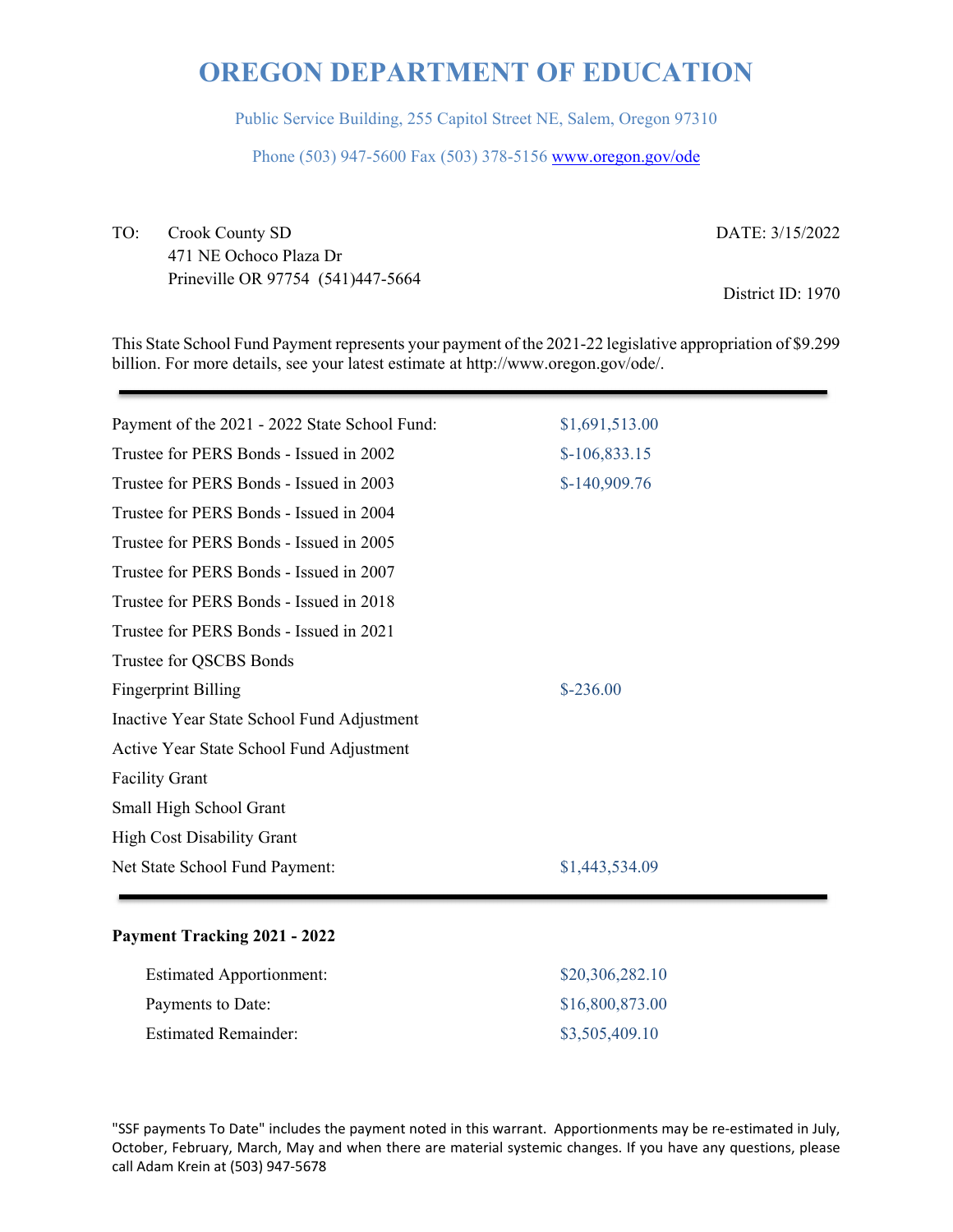# OREGON DEPARTMENT OF EDUCATION

Public Service Building, 255 Capitol Street NE, Salem, Oregon 97310

Phone (503) 947-5600 Fax (503) 378-5156 www.oregon.gov/ode

TO: Crook County SD
471 NE Ochoco Plaza Dr
Prineville OR 97754 (541)447-5664

DATE: 3/15/2022

District ID: 1970

This State School Fund Payment represents your payment of the 2021-22 legislative appropriation of $9.299 billion. For more details, see your latest estimate at http://www.oregon.gov/ode/.

| | |
|---|---|
| Payment of the 2021 - 2022 State School Fund: | $1,691,513.00 |
| Trustee for PERS Bonds - Issued in 2002 | $-106,833.15 |
| Trustee for PERS Bonds - Issued in 2003 | $-140,909.76 |
| Trustee for PERS Bonds - Issued in 2004 | |
| Trustee for PERS Bonds - Issued in 2005 | |
| Trustee for PERS Bonds - Issued in 2007 | |
| Trustee for PERS Bonds - Issued in 2018 | |
| Trustee for PERS Bonds - Issued in 2021 | |
| Trustee for QSCBS Bonds | |
| Fingerprint Billing | $-236.00 |
| Inactive Year State School Fund Adjustment | |
| Active Year State School Fund Adjustment | |
| Facility Grant | |
| Small High School Grant | |
| High Cost Disability Grant | |
| Net State School Fund Payment: | $1,443,534.09 |

**Payment Tracking 2021 - 2022**

| | |
|---|---|
| Estimated Apportionment: | $20,306,282.10 |
| Payments to Date: | $16,800,873.00 |
| Estimated Remainder: | $3,505,409.10 |

"SSF payments To Date" includes the payment noted in this warrant. Apportionments may be re-estimated in July, October, February, March, May and when there are material systemic changes. If you have any questions, please call Adam Krein at (503) 947-5678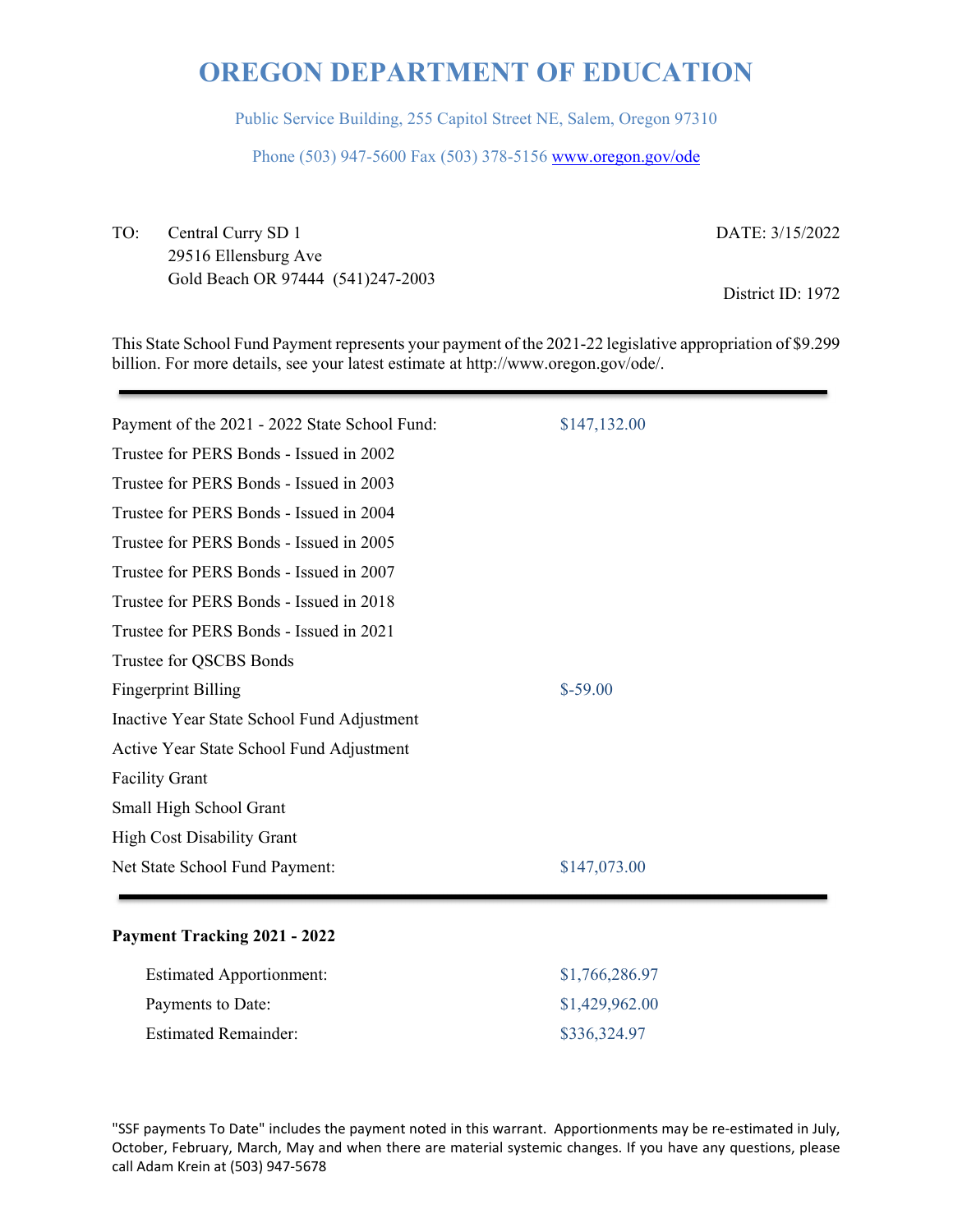# OREGON DEPARTMENT OF EDUCATION

Public Service Building, 255 Capitol Street NE, Salem, Oregon 97310

Phone (503) 947-5600 Fax (503) 378-5156 www.oregon.gov/ode

TO: Central Curry SD 1
29516 Ellensburg Ave
Gold Beach OR 97444 (541)247-2003

DATE: 3/15/2022

District ID: 1972

This State School Fund Payment represents your payment of the 2021-22 legislative appropriation of $9.299 billion. For more details, see your latest estimate at http://www.oregon.gov/ode/.

---

| | |
|---|---|
| Payment of the 2021 - 2022 State School Fund: | $147,132.00 |
| Trustee for PERS Bonds - Issued in 2002 | |
| Trustee for PERS Bonds - Issued in 2003 | |
| Trustee for PERS Bonds - Issued in 2004 | |
| Trustee for PERS Bonds - Issued in 2005 | |
| Trustee for PERS Bonds - Issued in 2007 | |
| Trustee for PERS Bonds - Issued in 2018 | |
| Trustee for PERS Bonds - Issued in 2021 | |
| Trustee for QSCBS Bonds | |
| Fingerprint Billing | $-59.00 |
| Inactive Year State School Fund Adjustment | |
| Active Year State School Fund Adjustment | |
| Facility Grant | |
| Small High School Grant | |
| High Cost Disability Grant | |
| Net State School Fund Payment: | $147,073.00 |

---

**Payment Tracking 2021 - 2022**

| | |
|---|---|
| Estimated Apportionment: | $1,766,286.97 |
| Payments to Date: | $1,429,962.00 |
| Estimated Remainder: | $336,324.97 |

"SSF payments To Date" includes the payment noted in this warrant. Apportionments may be re-estimated in July, October, February, March, May and when there are material systemic changes. If you have any questions, please call Adam Krein at (503) 947-5678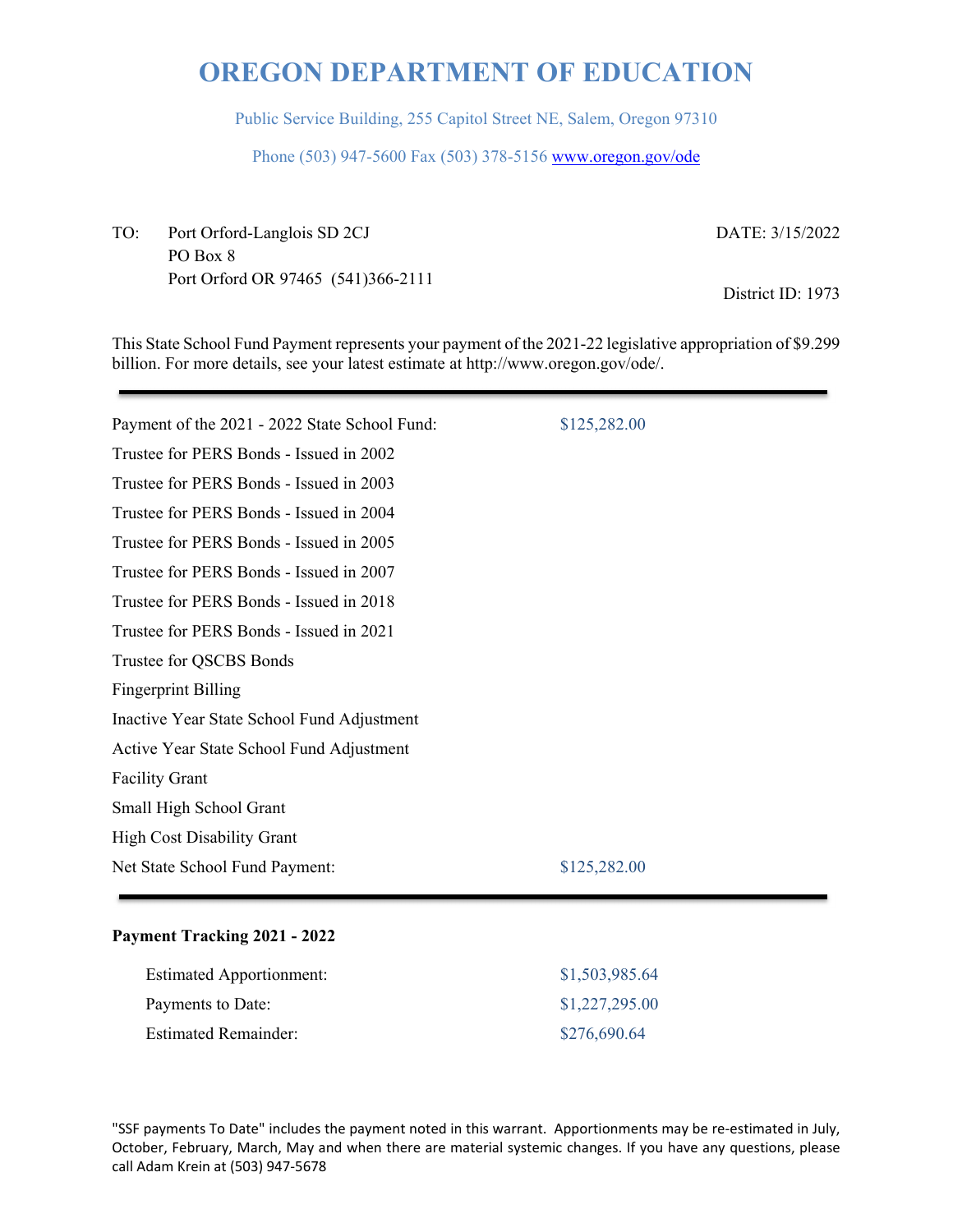# OREGON DEPARTMENT OF EDUCATION

Public Service Building, 255 Capitol Street NE, Salem, Oregon 97310

Phone (503) 947-5600 Fax (503) 378-5156 www.oregon.gov/ode

TO: Port Orford-Langlois SD 2CJ
PO Box 8
Port Orford OR 97465 (541)366-2111

DATE: 3/15/2022

District ID: 1973

This State School Fund Payment represents your payment of the 2021-22 legislative appropriation of $9.299 billion. For more details, see your latest estimate at http://www.oregon.gov/ode/.

| | |
|---|---|
| Payment of the 2021 - 2022 State School Fund: | $125,282.00 |
| Trustee for PERS Bonds - Issued in 2002 | |
| Trustee for PERS Bonds - Issued in 2003 | |
| Trustee for PERS Bonds - Issued in 2004 | |
| Trustee for PERS Bonds - Issued in 2005 | |
| Trustee for PERS Bonds - Issued in 2007 | |
| Trustee for PERS Bonds - Issued in 2018 | |
| Trustee for PERS Bonds - Issued in 2021 | |
| Trustee for QSCBS Bonds | |
| Fingerprint Billing | |
| Inactive Year State School Fund Adjustment | |
| Active Year State School Fund Adjustment | |
| Facility Grant | |
| Small High School Grant | |
| High Cost Disability Grant | |
| Net State School Fund Payment: | $125,282.00 |

**Payment Tracking 2021 - 2022**

| | |
|---|---|
| Estimated Apportionment: | $1,503,985.64 |
| Payments to Date: | $1,227,295.00 |
| Estimated Remainder: | $276,690.64 |

"SSF payments To Date" includes the payment noted in this warrant. Apportionments may be re-estimated in July, October, February, March, May and when there are material systemic changes. If you have any questions, please call Adam Krein at (503) 947-5678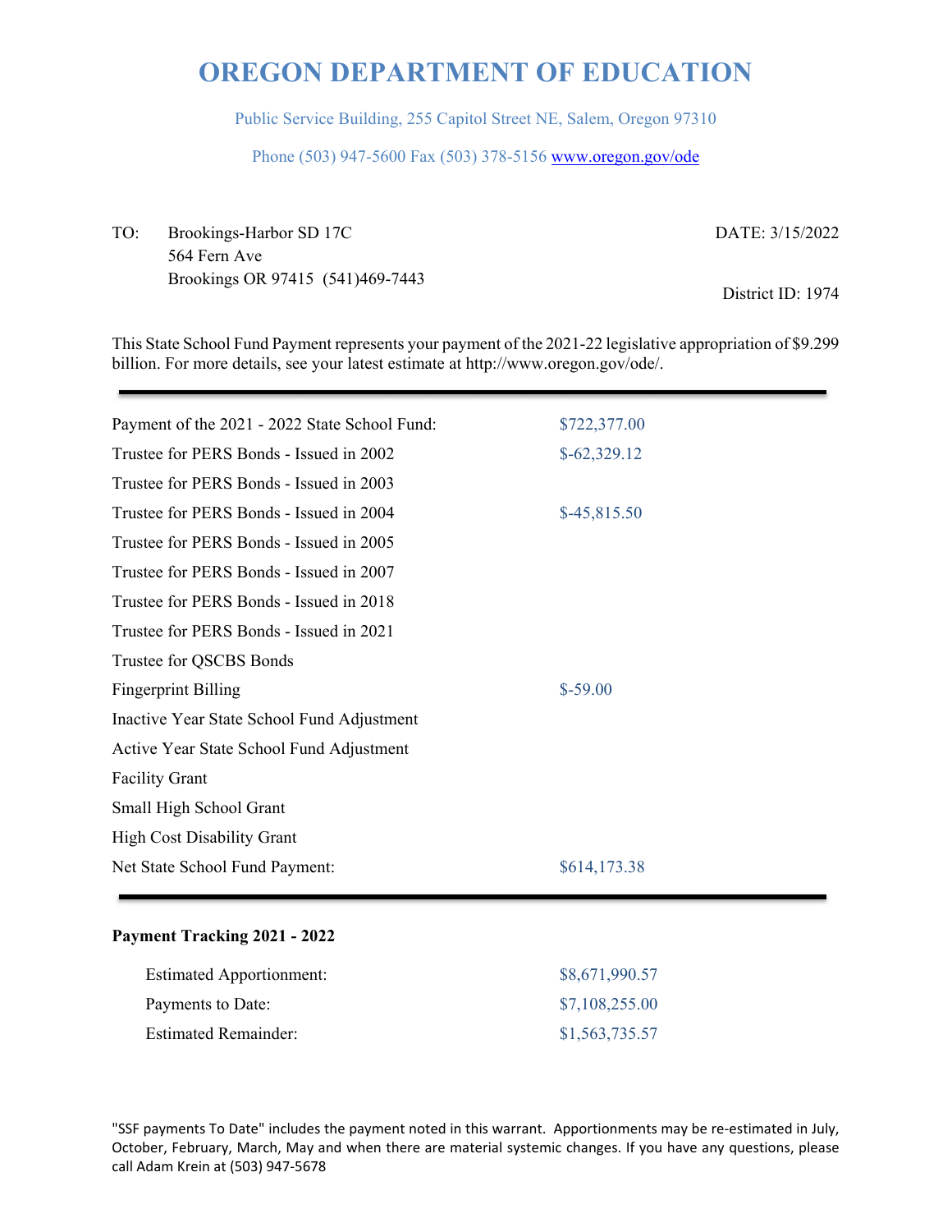# OREGON DEPARTMENT OF EDUCATION

Public Service Building, 255 Capitol Street NE, Salem, Oregon 97310

Phone (503) 947-5600 Fax (503) 378-5156 www.oregon.gov/ode

TO: Brookings-Harbor SD 17C
564 Fern Ave
Brookings OR 97415 (541)469-7443

DATE: 3/15/2022

District ID: 1974

This State School Fund Payment represents your payment of the 2021-22 legislative appropriation of $9.299 billion. For more details, see your latest estimate at http://www.oregon.gov/ode/.

| | |
|---|---|
| Payment of the 2021 - 2022 State School Fund: | $722,377.00 |
| Trustee for PERS Bonds - Issued in 2002 | $-62,329.12 |
| Trustee for PERS Bonds - Issued in 2003 | |
| Trustee for PERS Bonds - Issued in 2004 | $-45,815.50 |
| Trustee for PERS Bonds - Issued in 2005 | |
| Trustee for PERS Bonds - Issued in 2007 | |
| Trustee for PERS Bonds - Issued in 2018 | |
| Trustee for PERS Bonds - Issued in 2021 | |
| Trustee for QSCBS Bonds | |
| Fingerprint Billing | $-59.00 |
| Inactive Year State School Fund Adjustment | |
| Active Year State School Fund Adjustment | |
| Facility Grant | |
| Small High School Grant | |
| High Cost Disability Grant | |
| Net State School Fund Payment: | $614,173.38 |

**Payment Tracking 2021 - 2022**

| | |
|---|---|
| Estimated Apportionment: | $8,671,990.57 |
| Payments to Date: | $7,108,255.00 |
| Estimated Remainder: | $1,563,735.57 |

"SSF payments To Date" includes the payment noted in this warrant. Apportionments may be re-estimated in July, October, February, March, May and when there are material systemic changes. If you have any questions, please call Adam Krein at (503) 947-5678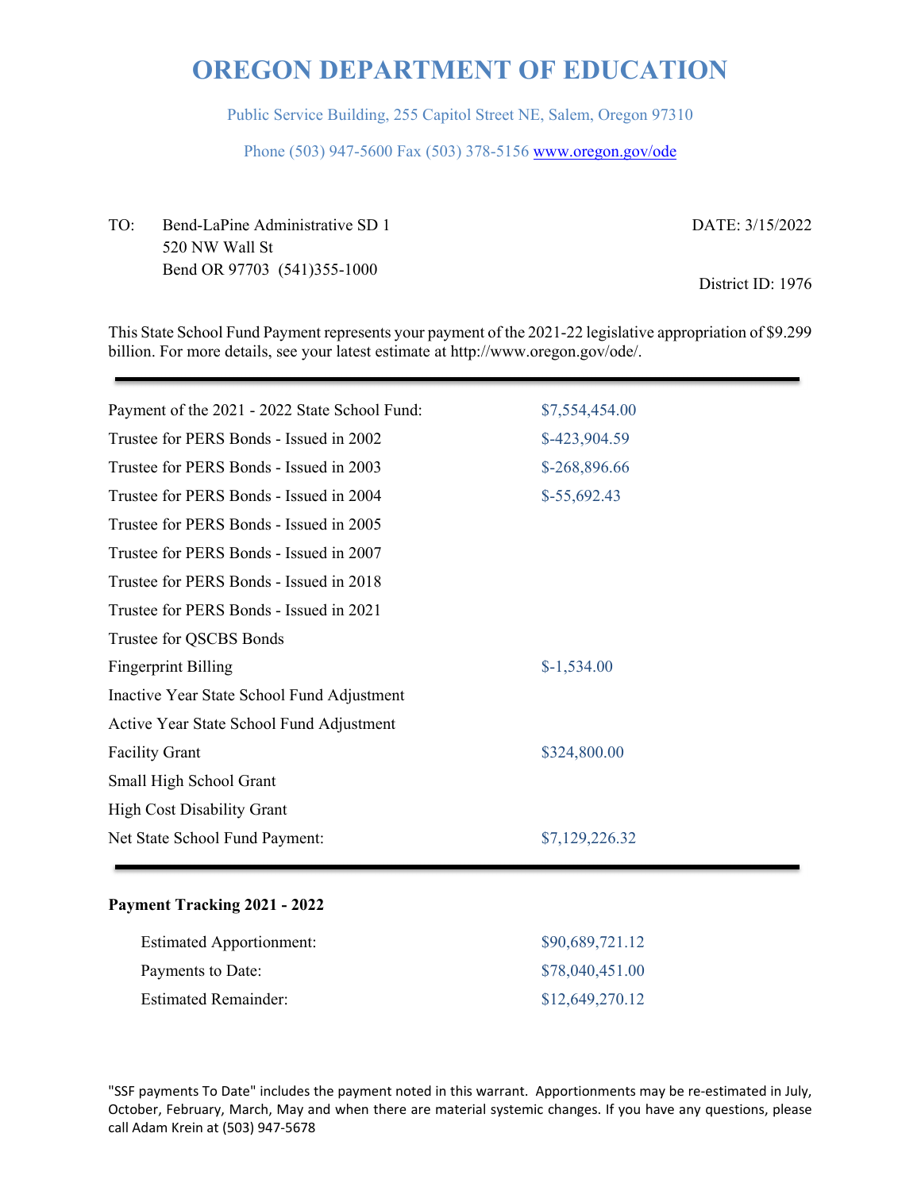# OREGON DEPARTMENT OF EDUCATION

Public Service Building, 255 Capitol Street NE, Salem, Oregon 97310

Phone (503) 947-5600 Fax (503) 378-5156 www.oregon.gov/ode

TO: Bend-LaPine Administrative SD 1
520 NW Wall St
Bend OR 97703 (541)355-1000

DATE: 3/15/2022

District ID: 1976

This State School Fund Payment represents your payment of the 2021-22 legislative appropriation of $9.299 billion. For more details, see your latest estimate at http://www.oregon.gov/ode/.

| | |
|---|---|
| Payment of the 2021 - 2022 State School Fund: | $7,554,454.00 |
| Trustee for PERS Bonds - Issued in 2002 | $-423,904.59 |
| Trustee for PERS Bonds - Issued in 2003 | $-268,896.66 |
| Trustee for PERS Bonds - Issued in 2004 | $-55,692.43 |
| Trustee for PERS Bonds - Issued in 2005 | |
| Trustee for PERS Bonds - Issued in 2007 | |
| Trustee for PERS Bonds - Issued in 2018 | |
| Trustee for PERS Bonds - Issued in 2021 | |
| Trustee for QSCBS Bonds | |
| Fingerprint Billing | $-1,534.00 |
| Inactive Year State School Fund Adjustment | |
| Active Year State School Fund Adjustment | |
| Facility Grant | $324,800.00 |
| Small High School Grant | |
| High Cost Disability Grant | |
| Net State School Fund Payment: | $7,129,226.32 |

**Payment Tracking 2021 - 2022**

| | |
|---|---|
| Estimated Apportionment: | $90,689,721.12 |
| Payments to Date: | $78,040,451.00 |
| Estimated Remainder: | $12,649,270.12 |

"SSF payments To Date" includes the payment noted in this warrant. Apportionments may be re-estimated in July, October, February, March, May and when there are material systemic changes. If you have any questions, please call Adam Krein at (503) 947-5678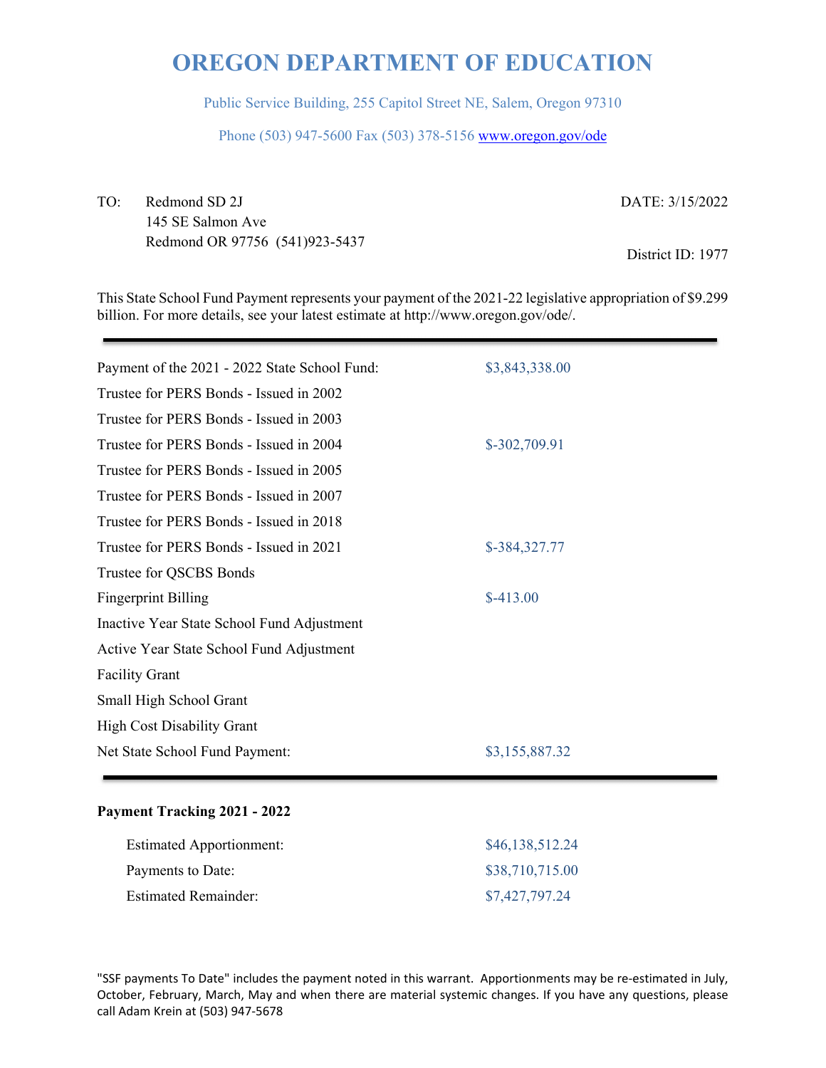# OREGON DEPARTMENT OF EDUCATION

Public Service Building, 255 Capitol Street NE, Salem, Oregon 97310

Phone (503) 947-5600 Fax (503) 378-5156 www.oregon.gov/ode

TO: Redmond SD 2J
145 SE Salmon Ave
Redmond OR 97756 (541)923-5437

DATE: 3/15/2022

District ID: 1977

This State School Fund Payment represents your payment of the 2021-22 legislative appropriation of $9.299 billion. For more details, see your latest estimate at http://www.oregon.gov/ode/.

| | |
|---|---|
| Payment of the 2021 - 2022 State School Fund: | $3,843,338.00 |
| Trustee for PERS Bonds - Issued in 2002 | |
| Trustee for PERS Bonds - Issued in 2003 | |
| Trustee for PERS Bonds - Issued in 2004 | $-302,709.91 |
| Trustee for PERS Bonds - Issued in 2005 | |
| Trustee for PERS Bonds - Issued in 2007 | |
| Trustee for PERS Bonds - Issued in 2018 | |
| Trustee for PERS Bonds - Issued in 2021 | $-384,327.77 |
| Trustee for QSCBS Bonds | |
| Fingerprint Billing | $-413.00 |
| Inactive Year State School Fund Adjustment | |
| Active Year State School Fund Adjustment | |
| Facility Grant | |
| Small High School Grant | |
| High Cost Disability Grant | |
| Net State School Fund Payment: | $3,155,887.32 |

**Payment Tracking 2021 - 2022**

| | |
|---|---|
| Estimated Apportionment: | $46,138,512.24 |
| Payments to Date: | $38,710,715.00 |
| Estimated Remainder: | $7,427,797.24 |

"SSF payments To Date" includes the payment noted in this warrant. Apportionments may be re-estimated in July, October, February, March, May and when there are material systemic changes. If you have any questions, please call Adam Krein at (503) 947-5678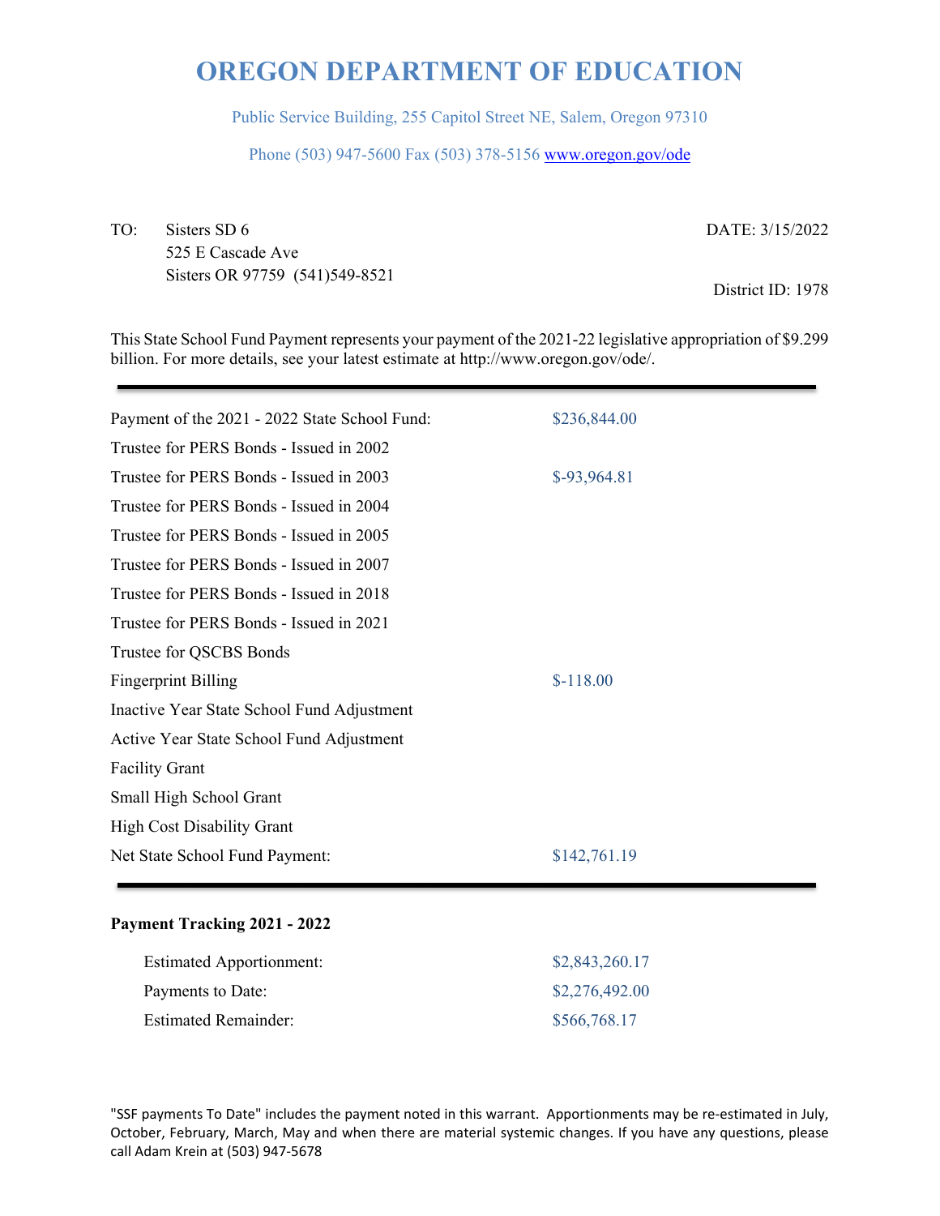# OREGON DEPARTMENT OF EDUCATION

Public Service Building, 255 Capitol Street NE, Salem, Oregon 97310

Phone (503) 947-5600 Fax (503) 378-5156 www.oregon.gov/ode

TO: Sisters SD 6
525 E Cascade Ave
Sisters OR 97759 (541)549-8521

DATE: 3/15/2022

District ID: 1978

This State School Fund Payment represents your payment of the 2021-22 legislative appropriation of $9.299 billion. For more details, see your latest estimate at http://www.oregon.gov/ode/.

| | |
|---|---|
| Payment of the 2021 - 2022 State School Fund: | $236,844.00 |
| Trustee for PERS Bonds - Issued in 2002 | |
| Trustee for PERS Bonds - Issued in 2003 | $-93,964.81 |
| Trustee for PERS Bonds - Issued in 2004 | |
| Trustee for PERS Bonds - Issued in 2005 | |
| Trustee for PERS Bonds - Issued in 2007 | |
| Trustee for PERS Bonds - Issued in 2018 | |
| Trustee for PERS Bonds - Issued in 2021 | |
| Trustee for QSCBS Bonds | |
| Fingerprint Billing | $-118.00 |
| Inactive Year State School Fund Adjustment | |
| Active Year State School Fund Adjustment | |
| Facility Grant | |
| Small High School Grant | |
| High Cost Disability Grant | |
| Net State School Fund Payment: | $142,761.19 |

**Payment Tracking 2021 - 2022**

| | |
|---|---|
| Estimated Apportionment: | $2,843,260.17 |
| Payments to Date: | $2,276,492.00 |
| Estimated Remainder: | $566,768.17 |

"SSF payments To Date" includes the payment noted in this warrant. Apportionments may be re-estimated in July, October, February, March, May and when there are material systemic changes. If you have any questions, please call Adam Krein at (503) 947-5678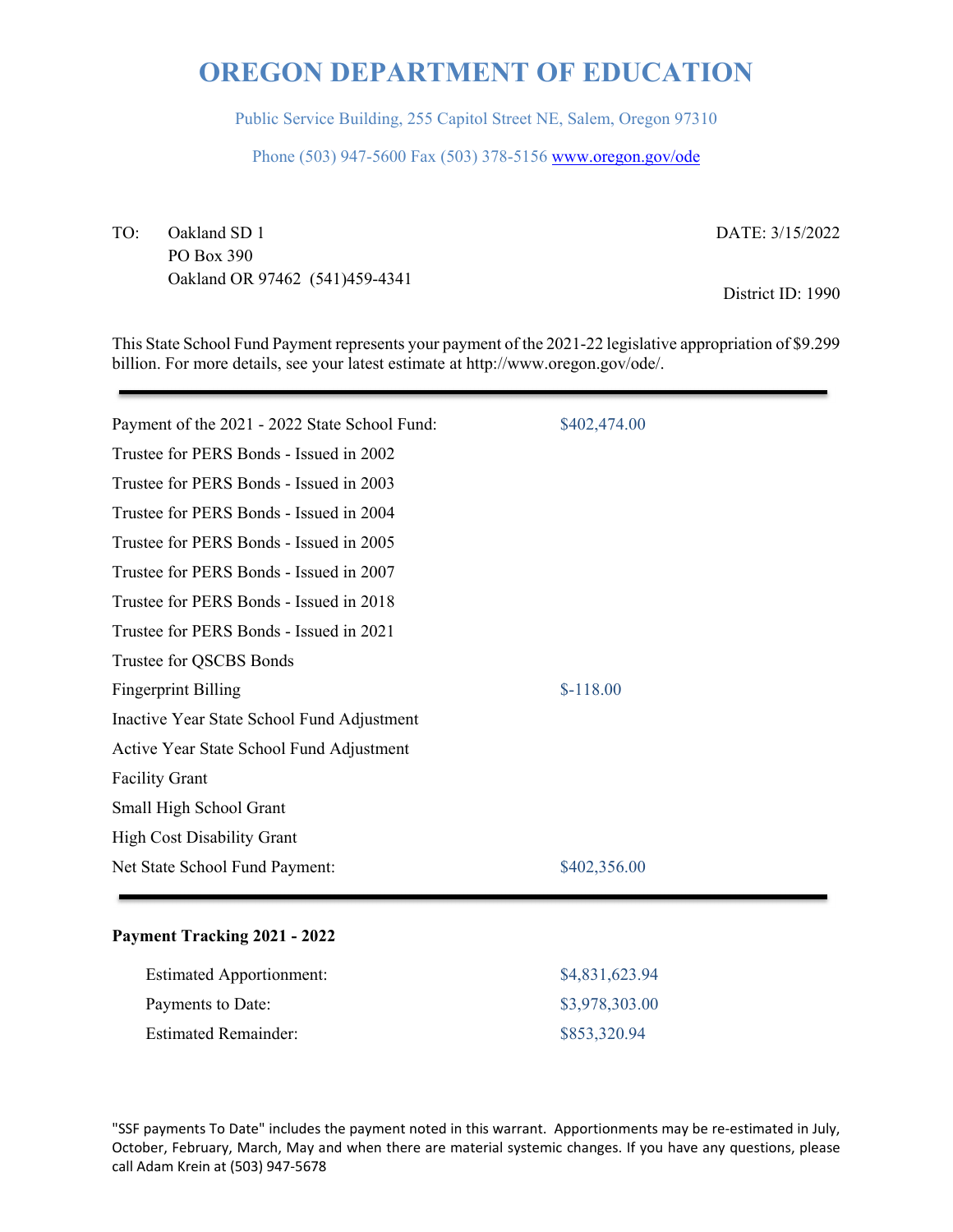# OREGON DEPARTMENT OF EDUCATION

Public Service Building, 255 Capitol Street NE, Salem, Oregon 97310

Phone (503) 947-5600 Fax (503) 378-5156 www.oregon.gov/ode

TO: Oakland SD 1
PO Box 390
Oakland OR 97462 (541)459-4341

DATE: 3/15/2022

District ID: 1990

This State School Fund Payment represents your payment of the 2021-22 legislative appropriation of $9.299 billion. For more details, see your latest estimate at http://www.oregon.gov/ode/.

| | |
|---|---|
| Payment of the 2021 - 2022 State School Fund: | $402,474.00 |
| Trustee for PERS Bonds - Issued in 2002 | |
| Trustee for PERS Bonds - Issued in 2003 | |
| Trustee for PERS Bonds - Issued in 2004 | |
| Trustee for PERS Bonds - Issued in 2005 | |
| Trustee for PERS Bonds - Issued in 2007 | |
| Trustee for PERS Bonds - Issued in 2018 | |
| Trustee for PERS Bonds - Issued in 2021 | |
| Trustee for QSCBS Bonds | |
| Fingerprint Billing | $-118.00 |
| Inactive Year State School Fund Adjustment | |
| Active Year State School Fund Adjustment | |
| Facility Grant | |
| Small High School Grant | |
| High Cost Disability Grant | |
| Net State School Fund Payment: | $402,356.00 |

**Payment Tracking 2021 - 2022**

| | |
|---|---|
| Estimated Apportionment: | $4,831,623.94 |
| Payments to Date: | $3,978,303.00 |
| Estimated Remainder: | $853,320.94 |

"SSF payments To Date" includes the payment noted in this warrant. Apportionments may be re-estimated in July, October, February, March, May and when there are material systemic changes. If you have any questions, please call Adam Krein at (503) 947-5678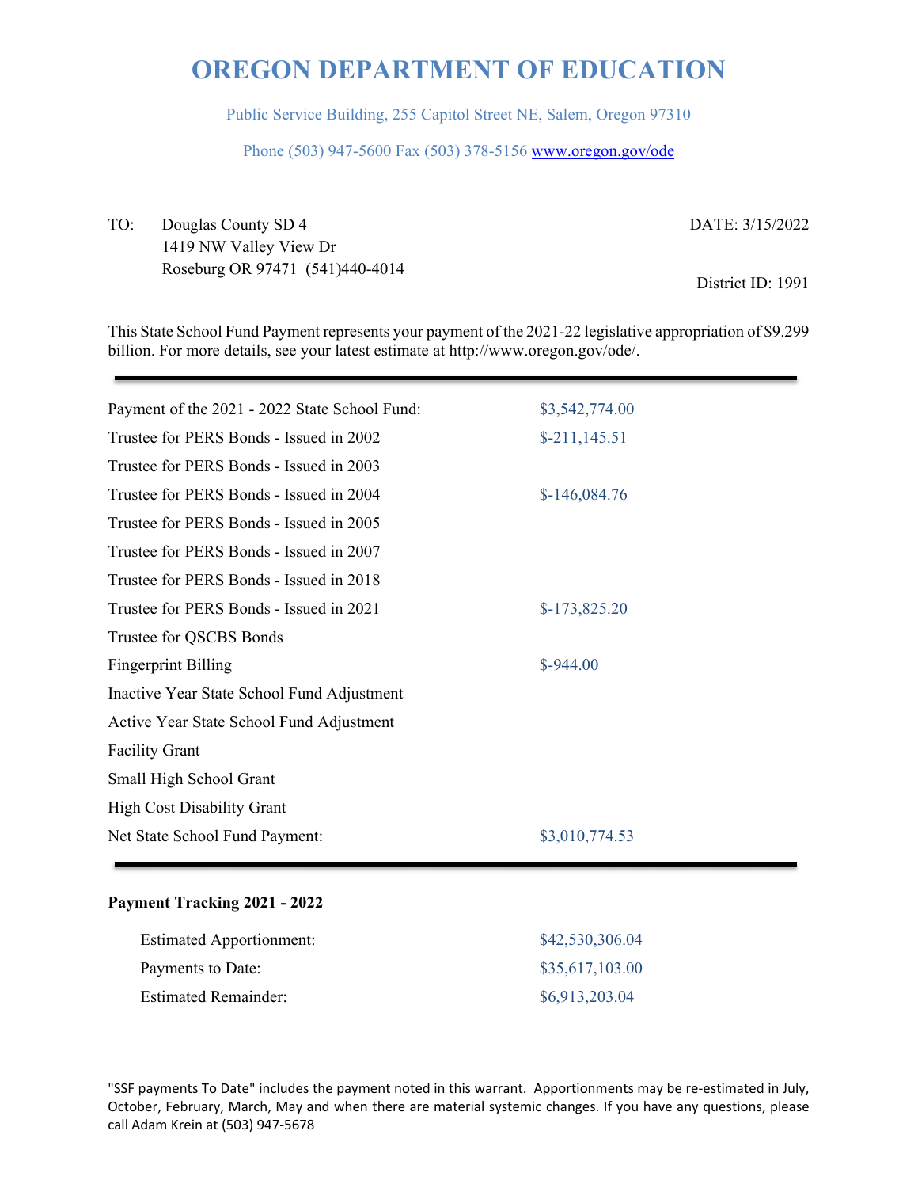# OREGON DEPARTMENT OF EDUCATION

Public Service Building, 255 Capitol Street NE, Salem, Oregon 97310

Phone (503) 947-5600 Fax (503) 378-5156 www.oregon.gov/ode

TO: Douglas County SD 4
1419 NW Valley View Dr
Roseburg OR 97471 (541)440-4014

DATE: 3/15/2022

District ID: 1991

This State School Fund Payment represents your payment of the 2021-22 legislative appropriation of $9.299 billion. For more details, see your latest estimate at http://www.oregon.gov/ode/.

| | |
|---|---|
| Payment of the 2021 - 2022 State School Fund: | $3,542,774.00 |
| Trustee for PERS Bonds - Issued in 2002 | $-211,145.51 |
| Trustee for PERS Bonds - Issued in 2003 | |
| Trustee for PERS Bonds - Issued in 2004 | $-146,084.76 |
| Trustee for PERS Bonds - Issued in 2005 | |
| Trustee for PERS Bonds - Issued in 2007 | |
| Trustee for PERS Bonds - Issued in 2018 | |
| Trustee for PERS Bonds - Issued in 2021 | $-173,825.20 |
| Trustee for QSCBS Bonds | |
| Fingerprint Billing | $-944.00 |
| Inactive Year State School Fund Adjustment | |
| Active Year State School Fund Adjustment | |
| Facility Grant | |
| Small High School Grant | |
| High Cost Disability Grant | |
| Net State School Fund Payment: | $3,010,774.53 |

**Payment Tracking 2021 - 2022**

| | |
|---|---|
| Estimated Apportionment: | $42,530,306.04 |
| Payments to Date: | $35,617,103.00 |
| Estimated Remainder: | $6,913,203.04 |

"SSF payments To Date" includes the payment noted in this warrant. Apportionments may be re-estimated in July, October, February, March, May and when there are material systemic changes. If you have any questions, please call Adam Krein at (503) 947-5678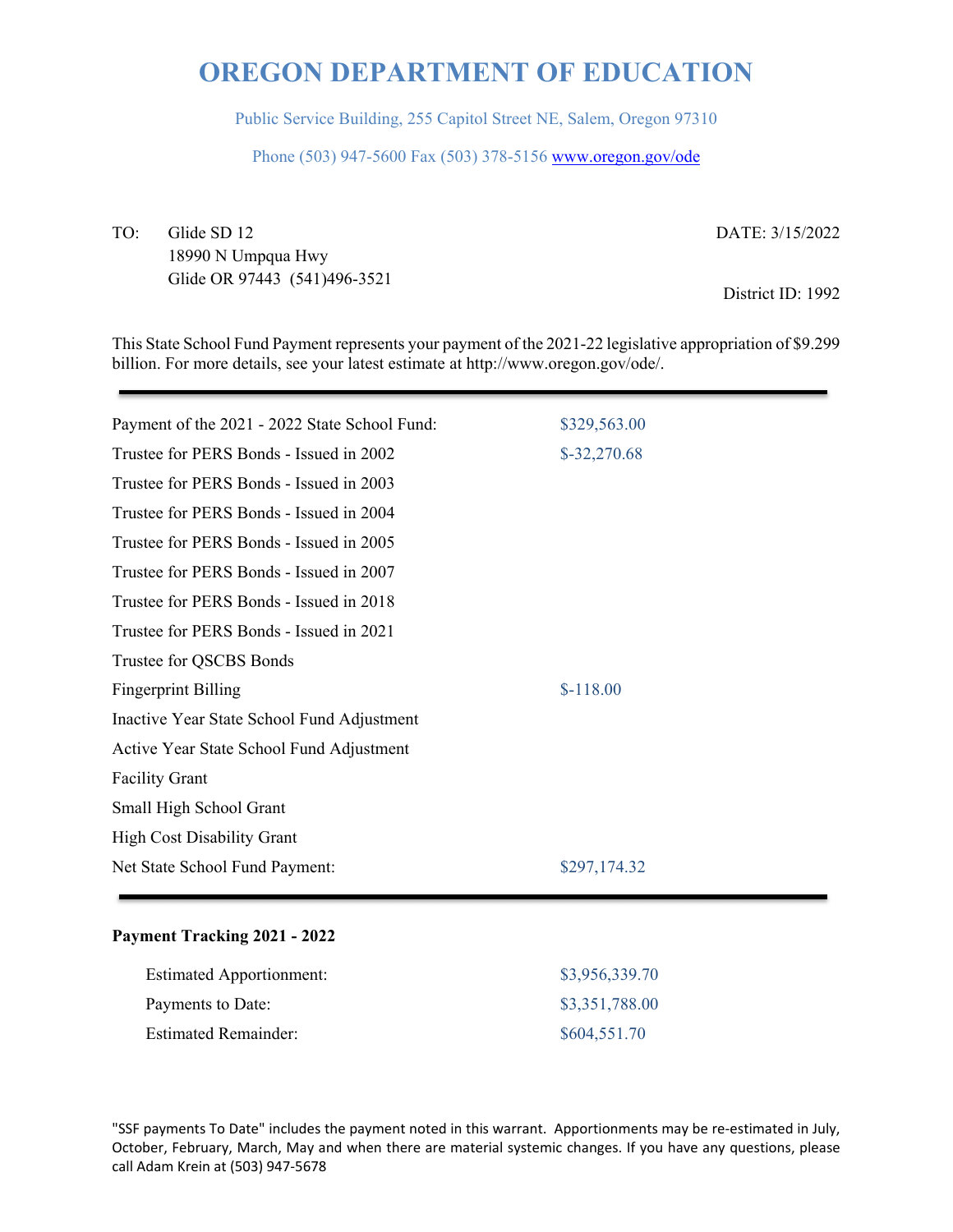# OREGON DEPARTMENT OF EDUCATION

Public Service Building, 255 Capitol Street NE, Salem, Oregon 97310

Phone (503) 947-5600 Fax (503) 378-5156 www.oregon.gov/ode

TO: Glide SD 12
18990 N Umpqua Hwy
Glide OR 97443 (541)496-3521

DATE: 3/15/2022

District ID: 1992

This State School Fund Payment represents your payment of the 2021-22 legislative appropriation of $9.299 billion. For more details, see your latest estimate at http://www.oregon.gov/ode/.

| | |
|---|---|
| Payment of the 2021 - 2022 State School Fund: | $329,563.00 |
| Trustee for PERS Bonds - Issued in 2002 | $-32,270.68 |
| Trustee for PERS Bonds - Issued in 2003 | |
| Trustee for PERS Bonds - Issued in 2004 | |
| Trustee for PERS Bonds - Issued in 2005 | |
| Trustee for PERS Bonds - Issued in 2007 | |
| Trustee for PERS Bonds - Issued in 2018 | |
| Trustee for PERS Bonds - Issued in 2021 | |
| Trustee for QSCBS Bonds | |
| Fingerprint Billing | $-118.00 |
| Inactive Year State School Fund Adjustment | |
| Active Year State School Fund Adjustment | |
| Facility Grant | |
| Small High School Grant | |
| High Cost Disability Grant | |
| Net State School Fund Payment: | $297,174.32 |

**Payment Tracking 2021 - 2022**

| | |
|---|---|
| Estimated Apportionment: | $3,956,339.70 |
| Payments to Date: | $3,351,788.00 |
| Estimated Remainder: | $604,551.70 |

"SSF payments To Date" includes the payment noted in this warrant. Apportionments may be re-estimated in July, October, February, March, May and when there are material systemic changes. If you have any questions, please call Adam Krein at (503) 947-5678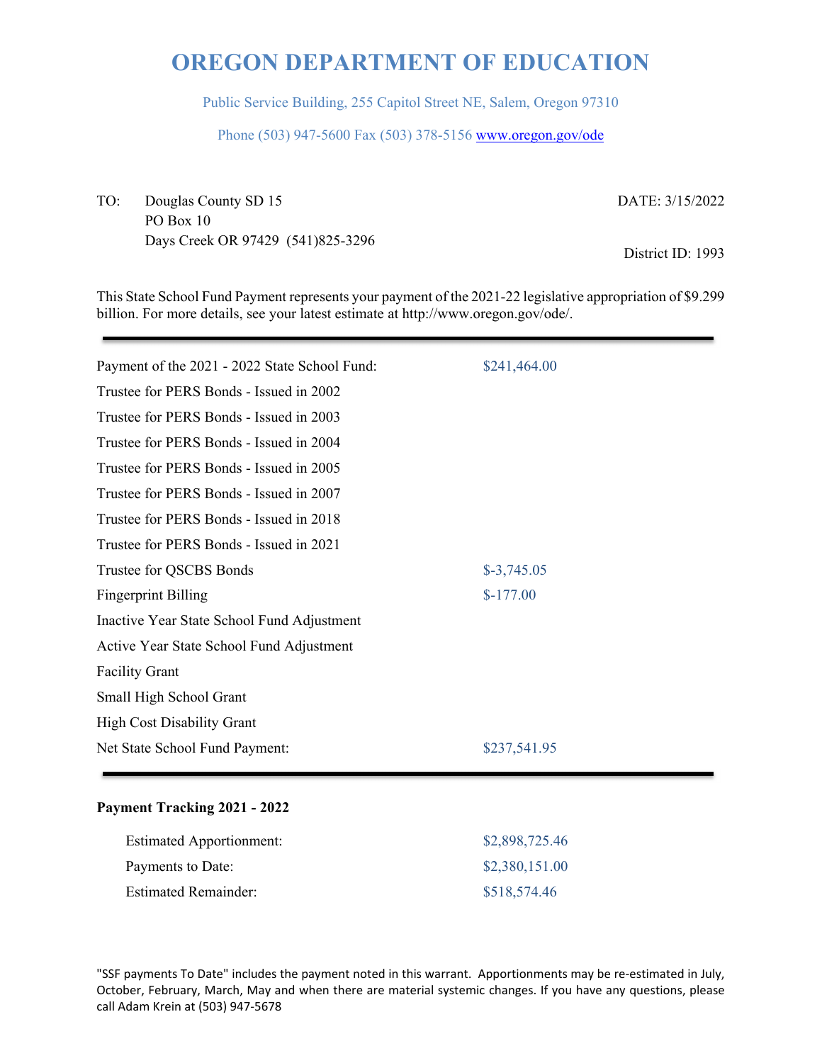# OREGON DEPARTMENT OF EDUCATION

Public Service Building, 255 Capitol Street NE, Salem, Oregon 97310

Phone (503) 947-5600 Fax (503) 378-5156 www.oregon.gov/ode

TO: Douglas County SD 15
PO Box 10
Days Creek OR 97429 (541)825-3296

DATE: 3/15/2022

District ID: 1993

This State School Fund Payment represents your payment of the 2021-22 legislative appropriation of $9.299 billion. For more details, see your latest estimate at http://www.oregon.gov/ode/.

| | |
|---|---|
| Payment of the 2021 - 2022 State School Fund: | $241,464.00 |
| Trustee for PERS Bonds - Issued in 2002 | |
| Trustee for PERS Bonds - Issued in 2003 | |
| Trustee for PERS Bonds - Issued in 2004 | |
| Trustee for PERS Bonds - Issued in 2005 | |
| Trustee for PERS Bonds - Issued in 2007 | |
| Trustee for PERS Bonds - Issued in 2018 | |
| Trustee for PERS Bonds - Issued in 2021 | |
| Trustee for QSCBS Bonds | $-3,745.05 |
| Fingerprint Billing | $-177.00 |
| Inactive Year State School Fund Adjustment | |
| Active Year State School Fund Adjustment | |
| Facility Grant | |
| Small High School Grant | |
| High Cost Disability Grant | |
| Net State School Fund Payment: | $237,541.95 |

**Payment Tracking 2021 - 2022**

| | |
|---|---|
| Estimated Apportionment: | $2,898,725.46 |
| Payments to Date: | $2,380,151.00 |
| Estimated Remainder: | $518,574.46 |

"SSF payments To Date" includes the payment noted in this warrant. Apportionments may be re-estimated in July, October, February, March, May and when there are material systemic changes. If you have any questions, please call Adam Krein at (503) 947-5678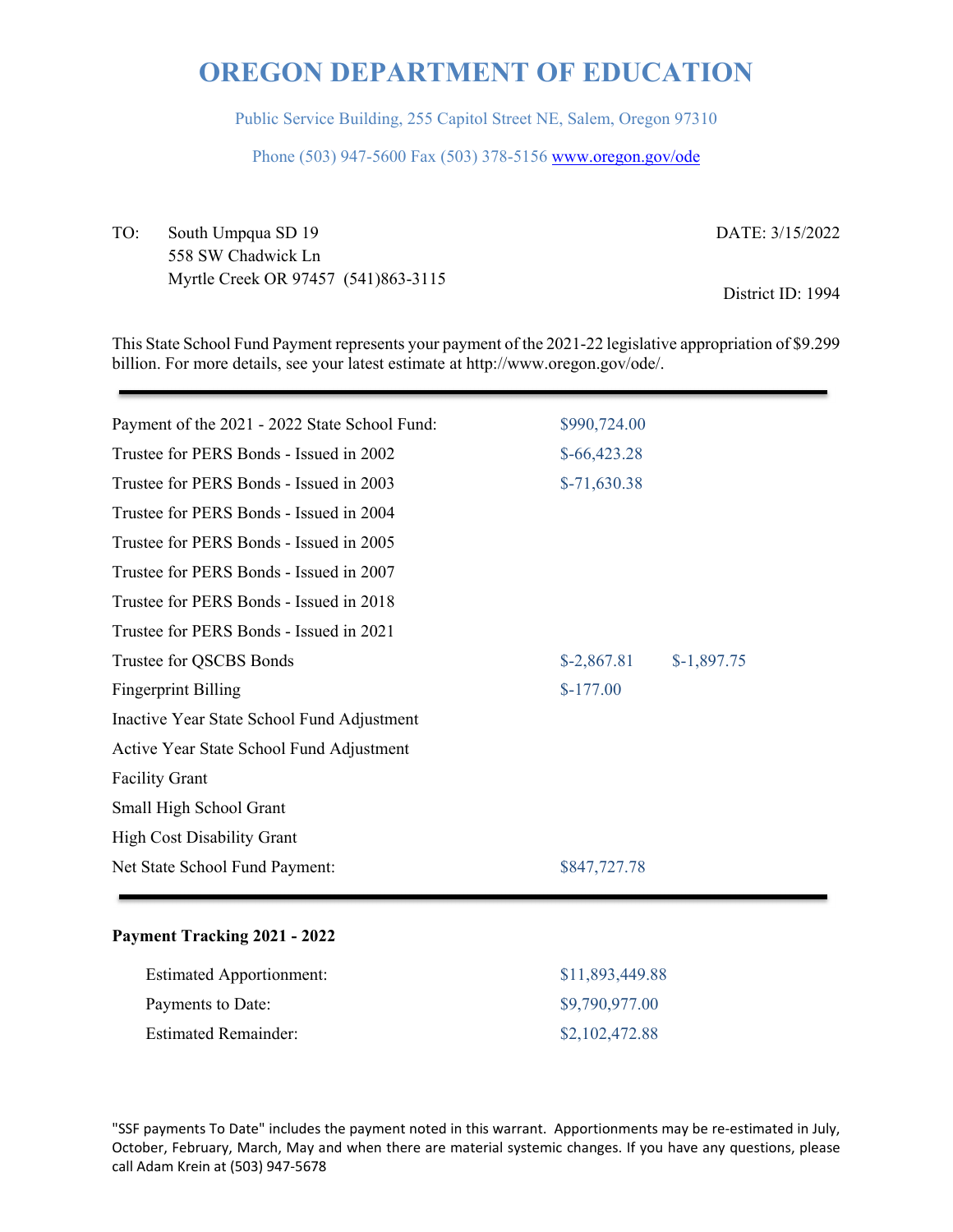# OREGON DEPARTMENT OF EDUCATION

Public Service Building, 255 Capitol Street NE, Salem, Oregon 97310

Phone (503) 947-5600 Fax (503) 378-5156 www.oregon.gov/ode

TO: South Umpqua SD 19
558 SW Chadwick Ln
Myrtle Creek OR 97457 (541)863-3115

DATE: 3/15/2022

District ID: 1994

This State School Fund Payment represents your payment of the 2021-22 legislative appropriation of $9.299 billion. For more details, see your latest estimate at http://www.oregon.gov/ode/.

| | | |
|---|---|---|
| Payment of the 2021 - 2022 State School Fund: | $990,724.00 | |
| Trustee for PERS Bonds - Issued in 2002 | $-66,423.28 | |
| Trustee for PERS Bonds - Issued in 2003 | $-71,630.38 | |
| Trustee for PERS Bonds - Issued in 2004 | | |
| Trustee for PERS Bonds - Issued in 2005 | | |
| Trustee for PERS Bonds - Issued in 2007 | | |
| Trustee for PERS Bonds - Issued in 2018 | | |
| Trustee for PERS Bonds - Issued in 2021 | | |
| Trustee for QSCBS Bonds | $-2,867.81 | $-1,897.75 |
| Fingerprint Billing | $-177.00 | |
| Inactive Year State School Fund Adjustment | | |
| Active Year State School Fund Adjustment | | |
| Facility Grant | | |
| Small High School Grant | | |
| High Cost Disability Grant | | |
| Net State School Fund Payment: | $847,727.78 | |

**Payment Tracking 2021 - 2022**

| | |
|---|---|
| Estimated Apportionment: | $11,893,449.88 |
| Payments to Date: | $9,790,977.00 |
| Estimated Remainder: | $2,102,472.88 |

"SSF payments To Date" includes the payment noted in this warrant. Apportionments may be re-estimated in July, October, February, March, May and when there are material systemic changes. If you have any questions, please call Adam Krein at (503) 947-5678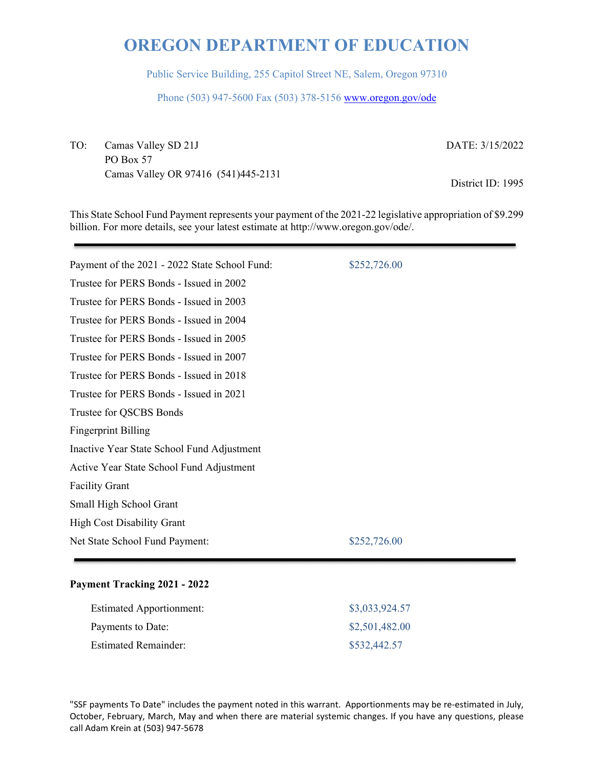# OREGON DEPARTMENT OF EDUCATION

Public Service Building, 255 Capitol Street NE, Salem, Oregon 97310

Phone (503) 947-5600 Fax (503) 378-5156 www.oregon.gov/ode

TO: Camas Valley SD 21J
PO Box 57
Camas Valley OR 97416 (541)445-2131

DATE: 3/15/2022

District ID: 1995

This State School Fund Payment represents your payment of the 2021-22 legislative appropriation of $9.299 billion. For more details, see your latest estimate at http://www.oregon.gov/ode/.

| | |
|---|---|
| Payment of the 2021 - 2022 State School Fund: | $252,726.00 |
| Trustee for PERS Bonds - Issued in 2002 | |
| Trustee for PERS Bonds - Issued in 2003 | |
| Trustee for PERS Bonds - Issued in 2004 | |
| Trustee for PERS Bonds - Issued in 2005 | |
| Trustee for PERS Bonds - Issued in 2007 | |
| Trustee for PERS Bonds - Issued in 2018 | |
| Trustee for PERS Bonds - Issued in 2021 | |
| Trustee for QSCBS Bonds | |
| Fingerprint Billing | |
| Inactive Year State School Fund Adjustment | |
| Active Year State School Fund Adjustment | |
| Facility Grant | |
| Small High School Grant | |
| High Cost Disability Grant | |
| Net State School Fund Payment: | $252,726.00 |

**Payment Tracking 2021 - 2022**

| | |
|---|---|
| Estimated Apportionment: | $3,033,924.57 |
| Payments to Date: | $2,501,482.00 |
| Estimated Remainder: | $532,442.57 |

"SSF payments To Date" includes the payment noted in this warrant. Apportionments may be re-estimated in July, October, February, March, May and when there are material systemic changes. If you have any questions, please call Adam Krein at (503) 947-5678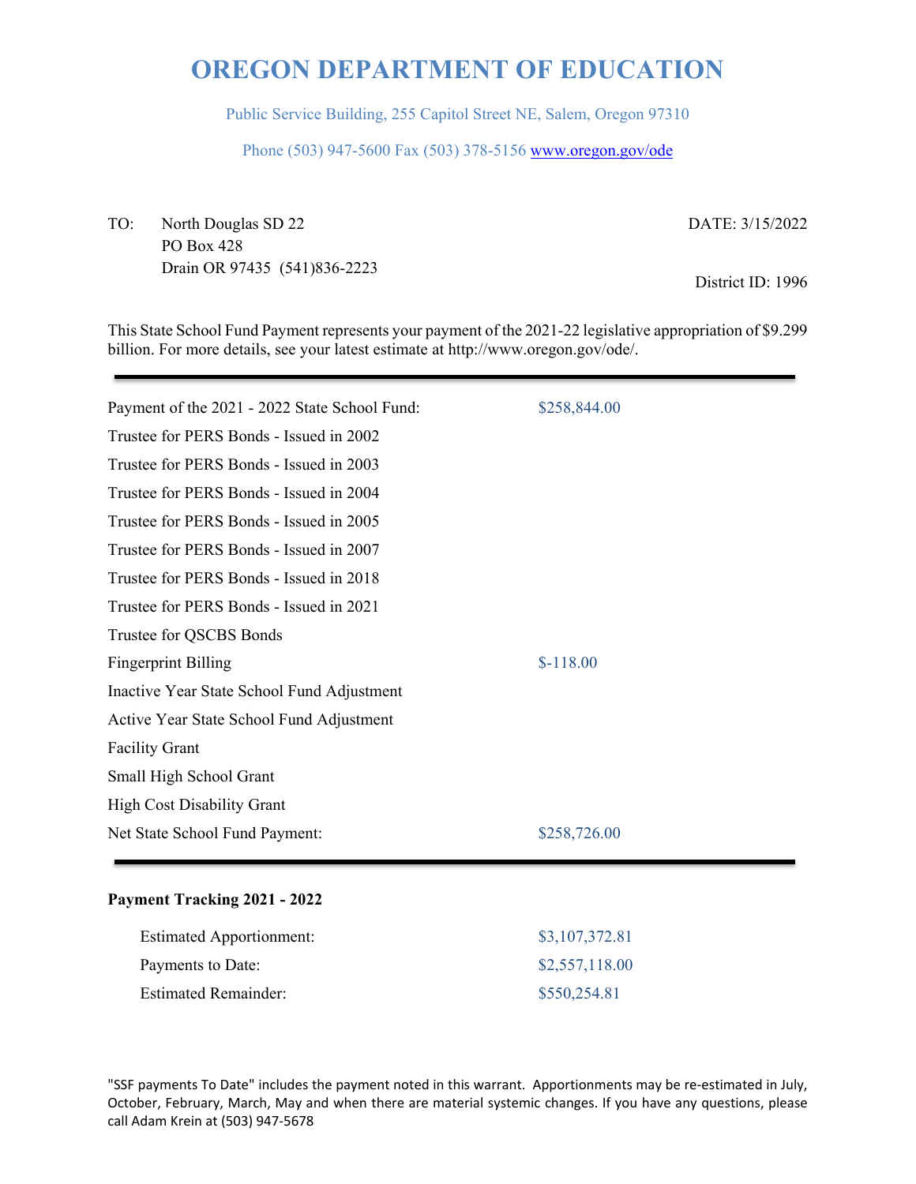# OREGON DEPARTMENT OF EDUCATION

Public Service Building, 255 Capitol Street NE, Salem, Oregon 97310

Phone (503) 947-5600 Fax (503) 378-5156 www.oregon.gov/ode

TO: North Douglas SD 22
PO Box 428
Drain OR 97435 (541)836-2223

DATE: 3/15/2022

District ID: 1996

This State School Fund Payment represents your payment of the 2021-22 legislative appropriation of $9.299 billion. For more details, see your latest estimate at http://www.oregon.gov/ode/.

| | |
|---|---|
| Payment of the 2021 - 2022 State School Fund: | $258,844.00 |
| Trustee for PERS Bonds - Issued in 2002 | |
| Trustee for PERS Bonds - Issued in 2003 | |
| Trustee for PERS Bonds - Issued in 2004 | |
| Trustee for PERS Bonds - Issued in 2005 | |
| Trustee for PERS Bonds - Issued in 2007 | |
| Trustee for PERS Bonds - Issued in 2018 | |
| Trustee for PERS Bonds - Issued in 2021 | |
| Trustee for QSCBS Bonds | |
| Fingerprint Billing | $-118.00 |
| Inactive Year State School Fund Adjustment | |
| Active Year State School Fund Adjustment | |
| Facility Grant | |
| Small High School Grant | |
| High Cost Disability Grant | |
| Net State School Fund Payment: | $258,726.00 |

**Payment Tracking 2021 - 2022**

| | |
|---|---|
| Estimated Apportionment: | $3,107,372.81 |
| Payments to Date: | $2,557,118.00 |
| Estimated Remainder: | $550,254.81 |

"SSF payments To Date" includes the payment noted in this warrant. Apportionments may be re-estimated in July, October, February, March, May and when there are material systemic changes. If you have any questions, please call Adam Krein at (503) 947-5678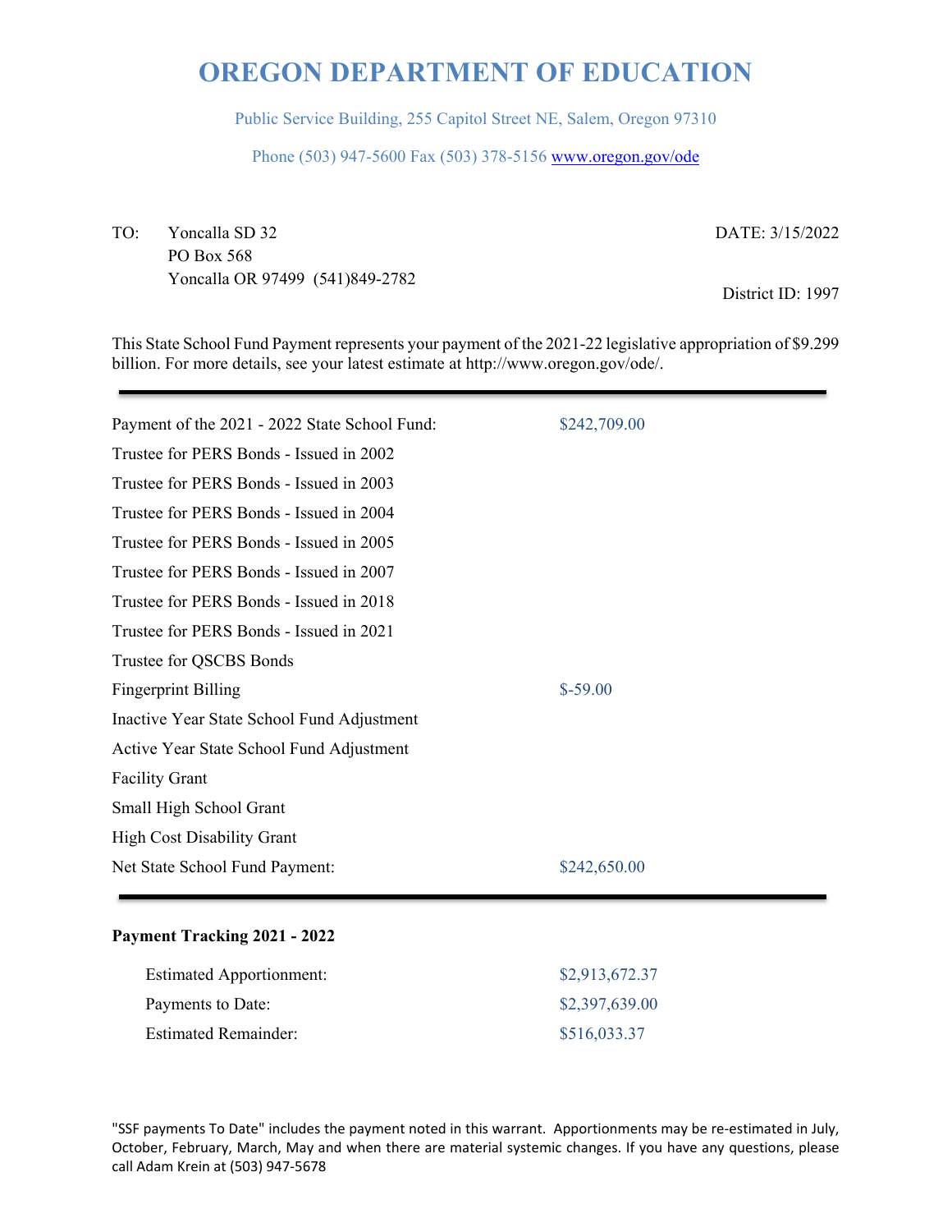# OREGON DEPARTMENT OF EDUCATION

Public Service Building, 255 Capitol Street NE, Salem, Oregon 97310

Phone (503) 947-5600 Fax (503) 378-5156 www.oregon.gov/ode

TO: Yoncalla SD 32
PO Box 568
Yoncalla OR 97499 (541)849-2782

DATE: 3/15/2022

District ID: 1997

This State School Fund Payment represents your payment of the 2021-22 legislative appropriation of $9.299 billion. For more details, see your latest estimate at http://www.oregon.gov/ode/.

---

| | |
|---|---|
| Payment of the 2021 - 2022 State School Fund: | $242,709.00 |
| Trustee for PERS Bonds - Issued in 2002 | |
| Trustee for PERS Bonds - Issued in 2003 | |
| Trustee for PERS Bonds - Issued in 2004 | |
| Trustee for PERS Bonds - Issued in 2005 | |
| Trustee for PERS Bonds - Issued in 2007 | |
| Trustee for PERS Bonds - Issued in 2018 | |
| Trustee for PERS Bonds - Issued in 2021 | |
| Trustee for QSCBS Bonds | |
| Fingerprint Billing | $-59.00 |
| Inactive Year State School Fund Adjustment | |
| Active Year State School Fund Adjustment | |
| Facility Grant | |
| Small High School Grant | |
| High Cost Disability Grant | |
| Net State School Fund Payment: | $242,650.00 |

---

**Payment Tracking 2021 - 2022**

| | |
|---|---|
| Estimated Apportionment: | $2,913,672.37 |
| Payments to Date: | $2,397,639.00 |
| Estimated Remainder: | $516,033.37 |

"SSF payments To Date" includes the payment noted in this warrant. Apportionments may be re-estimated in July, October, February, March, May and when there are material systemic changes. If you have any questions, please call Adam Krein at (503) 947-5678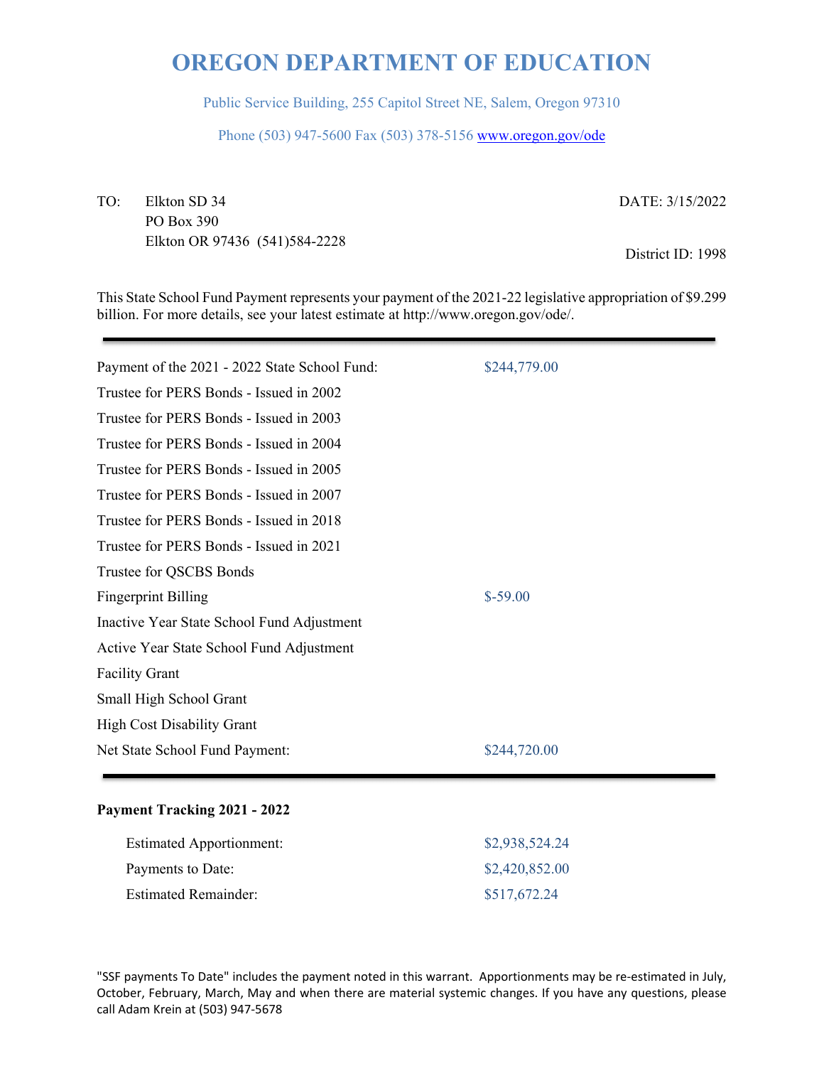# OREGON DEPARTMENT OF EDUCATION

Public Service Building, 255 Capitol Street NE, Salem, Oregon 97310

Phone (503) 947-5600 Fax (503) 378-5156 www.oregon.gov/ode

TO: Elkton SD 34
PO Box 390
Elkton OR 97436 (541)584-2228

DATE: 3/15/2022

District ID: 1998

This State School Fund Payment represents your payment of the 2021-22 legislative appropriation of $9.299 billion. For more details, see your latest estimate at http://www.oregon.gov/ode/.

| | |
|---|---|
| Payment of the 2021 - 2022 State School Fund: | $244,779.00 |
| Trustee for PERS Bonds - Issued in 2002 | |
| Trustee for PERS Bonds - Issued in 2003 | |
| Trustee for PERS Bonds - Issued in 2004 | |
| Trustee for PERS Bonds - Issued in 2005 | |
| Trustee for PERS Bonds - Issued in 2007 | |
| Trustee for PERS Bonds - Issued in 2018 | |
| Trustee for PERS Bonds - Issued in 2021 | |
| Trustee for QSCBS Bonds | |
| Fingerprint Billing | $-59.00 |
| Inactive Year State School Fund Adjustment | |
| Active Year State School Fund Adjustment | |
| Facility Grant | |
| Small High School Grant | |
| High Cost Disability Grant | |
| Net State School Fund Payment: | $244,720.00 |

**Payment Tracking 2021 - 2022**

| | |
|---|---|
| Estimated Apportionment: | $2,938,524.24 |
| Payments to Date: | $2,420,852.00 |
| Estimated Remainder: | $517,672.24 |

"SSF payments To Date" includes the payment noted in this warrant. Apportionments may be re-estimated in July, October, February, March, May and when there are material systemic changes. If you have any questions, please call Adam Krein at (503) 947-5678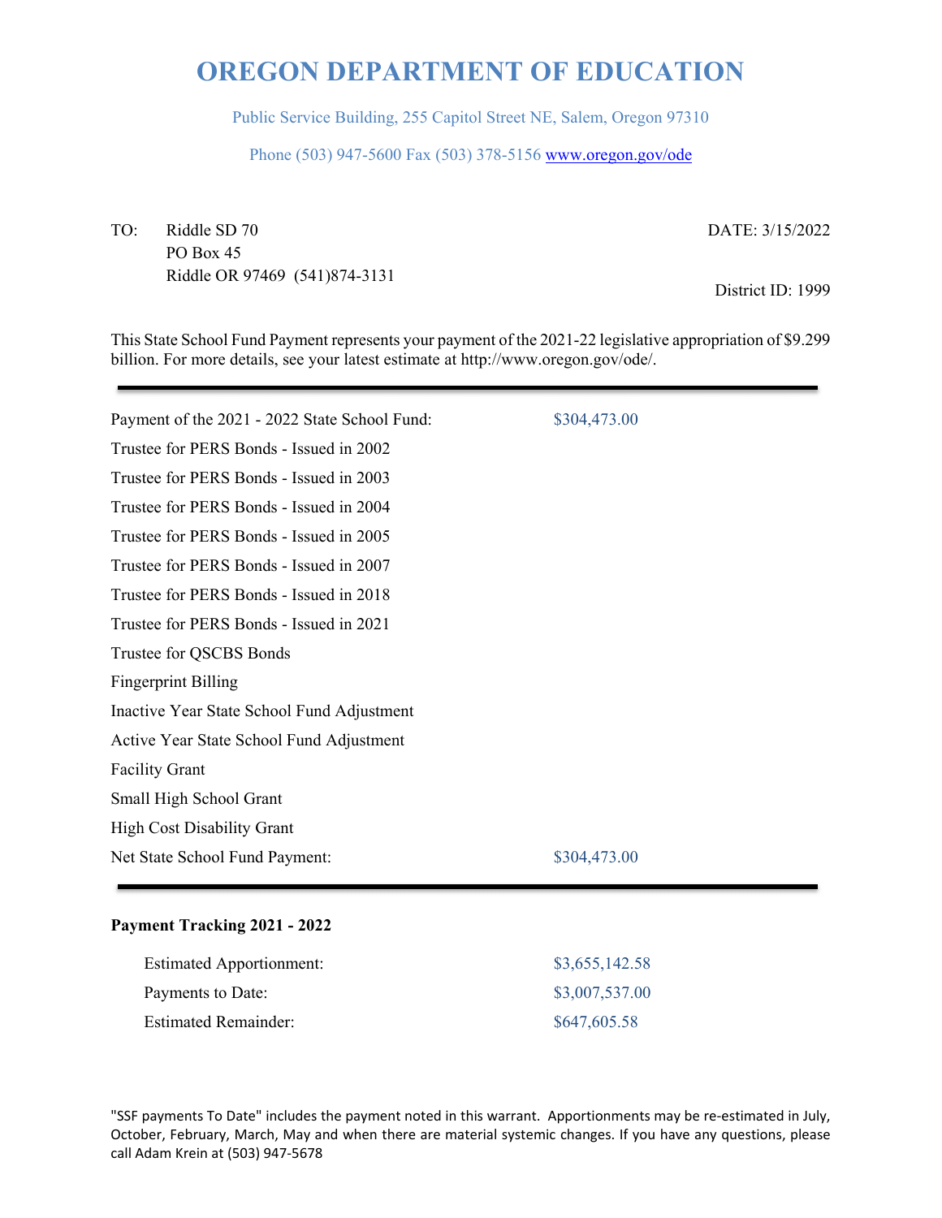# OREGON DEPARTMENT OF EDUCATION

Public Service Building, 255 Capitol Street NE, Salem, Oregon 97310

Phone (503) 947-5600 Fax (503) 378-5156 www.oregon.gov/ode

TO: Riddle SD 70
PO Box 45
Riddle OR 97469 (541)874-3131

DATE: 3/15/2022

District ID: 1999

This State School Fund Payment represents your payment of the 2021-22 legislative appropriation of $9.299 billion. For more details, see your latest estimate at http://www.oregon.gov/ode/.

---

| | |
|---|---|
| Payment of the 2021 - 2022 State School Fund: | $304,473.00 |
| Trustee for PERS Bonds - Issued in 2002 | |
| Trustee for PERS Bonds - Issued in 2003 | |
| Trustee for PERS Bonds - Issued in 2004 | |
| Trustee for PERS Bonds - Issued in 2005 | |
| Trustee for PERS Bonds - Issued in 2007 | |
| Trustee for PERS Bonds - Issued in 2018 | |
| Trustee for PERS Bonds - Issued in 2021 | |
| Trustee for QSCBS Bonds | |
| Fingerprint Billing | |
| Inactive Year State School Fund Adjustment | |
| Active Year State School Fund Adjustment | |
| Facility Grant | |
| Small High School Grant | |
| High Cost Disability Grant | |
| Net State School Fund Payment: | $304,473.00 |

---

**Payment Tracking 2021 - 2022**

| | |
|---|---|
| Estimated Apportionment: | $3,655,142.58 |
| Payments to Date: | $3,007,537.00 |
| Estimated Remainder: | $647,605.58 |

"SSF payments To Date" includes the payment noted in this warrant. Apportionments may be re-estimated in July, October, February, March, May and when there are material systemic changes. If you have any questions, please call Adam Krein at (503) 947-5678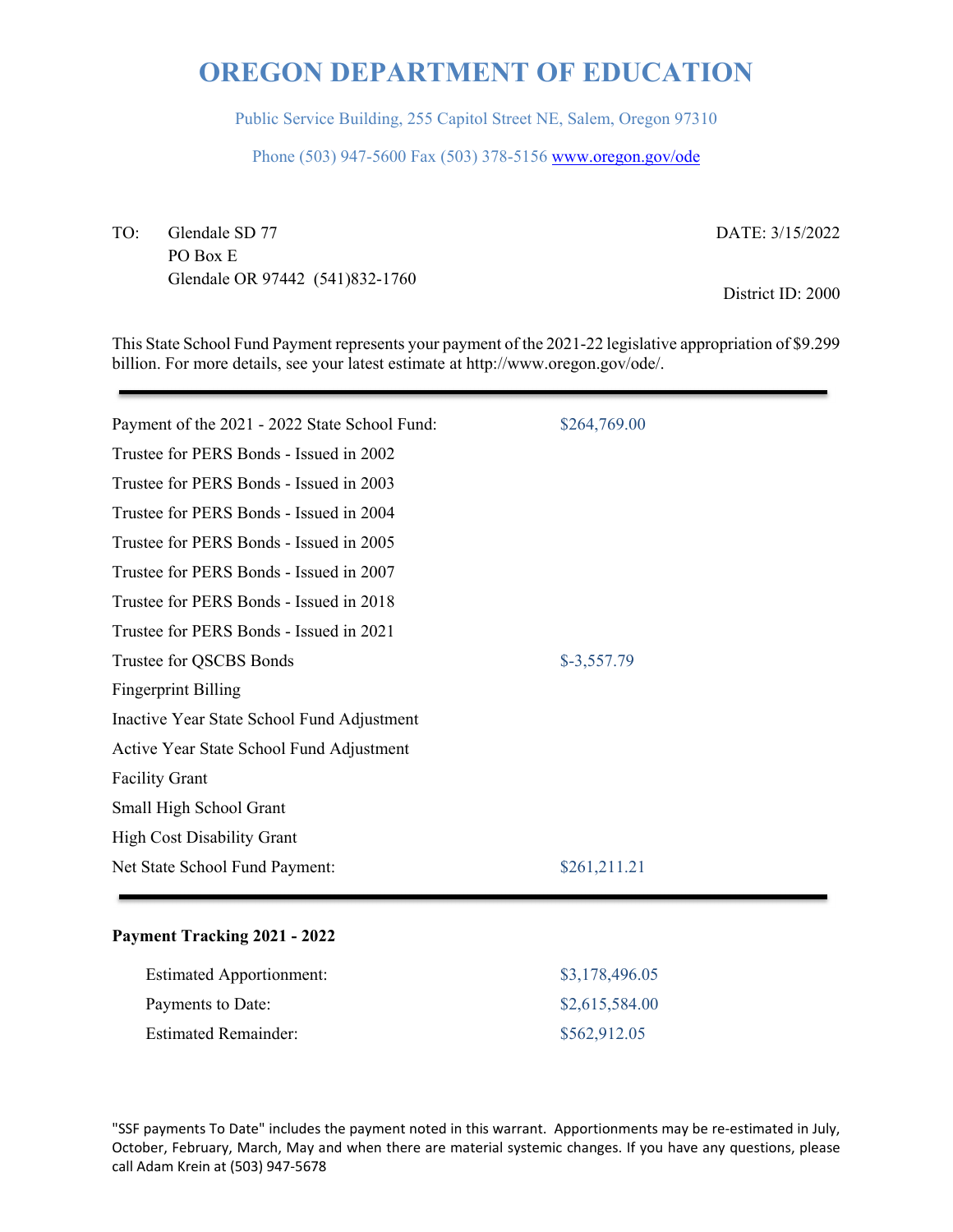# OREGON DEPARTMENT OF EDUCATION

Public Service Building, 255 Capitol Street NE, Salem, Oregon 97310

Phone (503) 947-5600 Fax (503) 378-5156 www.oregon.gov/ode

TO: Glendale SD 77
PO Box E
Glendale OR 97442 (541)832-1760

DATE: 3/15/2022

District ID: 2000

This State School Fund Payment represents your payment of the 2021-22 legislative appropriation of $9.299 billion. For more details, see your latest estimate at http://www.oregon.gov/ode/.

| | |
|---|---|
| Payment of the 2021 - 2022 State School Fund: | $264,769.00 |
| Trustee for PERS Bonds - Issued in 2002 | |
| Trustee for PERS Bonds - Issued in 2003 | |
| Trustee for PERS Bonds - Issued in 2004 | |
| Trustee for PERS Bonds - Issued in 2005 | |
| Trustee for PERS Bonds - Issued in 2007 | |
| Trustee for PERS Bonds - Issued in 2018 | |
| Trustee for PERS Bonds - Issued in 2021 | |
| Trustee for QSCBS Bonds | $-3,557.79 |
| Fingerprint Billing | |
| Inactive Year State School Fund Adjustment | |
| Active Year State School Fund Adjustment | |
| Facility Grant | |
| Small High School Grant | |
| High Cost Disability Grant | |
| Net State School Fund Payment: | $261,211.21 |

**Payment Tracking 2021 - 2022**

| | |
|---|---|
| Estimated Apportionment: | $3,178,496.05 |
| Payments to Date: | $2,615,584.00 |
| Estimated Remainder: | $562,912.05 |

"SSF payments To Date" includes the payment noted in this warrant. Apportionments may be re-estimated in July, October, February, March, May and when there are material systemic changes. If you have any questions, please call Adam Krein at (503) 947-5678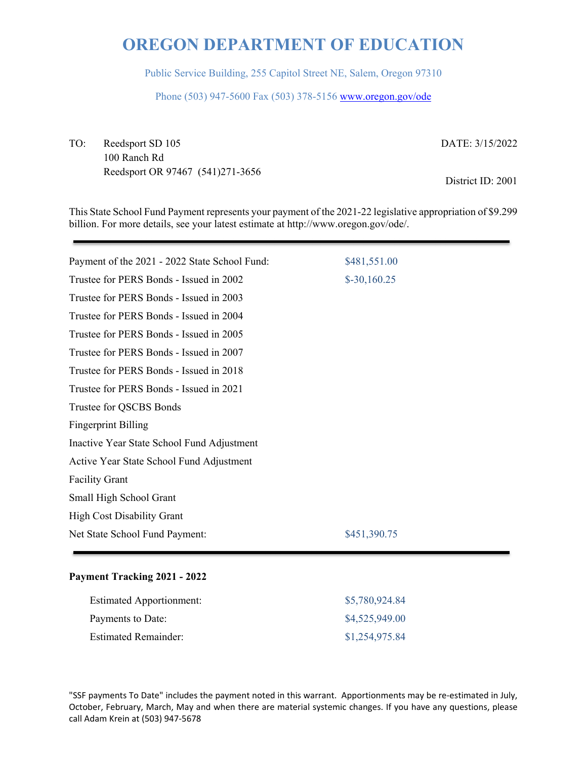# OREGON DEPARTMENT OF EDUCATION

Public Service Building, 255 Capitol Street NE, Salem, Oregon 97310

Phone (503) 947-5600 Fax (503) 378-5156 www.oregon.gov/ode

TO: Reedsport SD 105
100 Ranch Rd
Reedsport OR 97467 (541)271-3656

DATE: 3/15/2022

District ID: 2001

This State School Fund Payment represents your payment of the 2021-22 legislative appropriation of $9.299 billion. For more details, see your latest estimate at http://www.oregon.gov/ode/.

---

| | |
|---|---|
| Payment of the 2021 - 2022 State School Fund: | $481,551.00 |
| Trustee for PERS Bonds - Issued in 2002 | $-30,160.25 |
| Trustee for PERS Bonds - Issued in 2003 | |
| Trustee for PERS Bonds - Issued in 2004 | |
| Trustee for PERS Bonds - Issued in 2005 | |
| Trustee for PERS Bonds - Issued in 2007 | |
| Trustee for PERS Bonds - Issued in 2018 | |
| Trustee for PERS Bonds - Issued in 2021 | |
| Trustee for QSCBS Bonds | |
| Fingerprint Billing | |
| Inactive Year State School Fund Adjustment | |
| Active Year State School Fund Adjustment | |
| Facility Grant | |
| Small High School Grant | |
| High Cost Disability Grant | |
| Net State School Fund Payment: | $451,390.75 |

---

**Payment Tracking 2021 - 2022**

| | |
|---|---|
| Estimated Apportionment: | $5,780,924.84 |
| Payments to Date: | $4,525,949.00 |
| Estimated Remainder: | $1,254,975.84 |

"SSF payments To Date" includes the payment noted in this warrant. Apportionments may be re-estimated in July, October, February, March, May and when there are material systemic changes. If you have any questions, please call Adam Krein at (503) 947-5678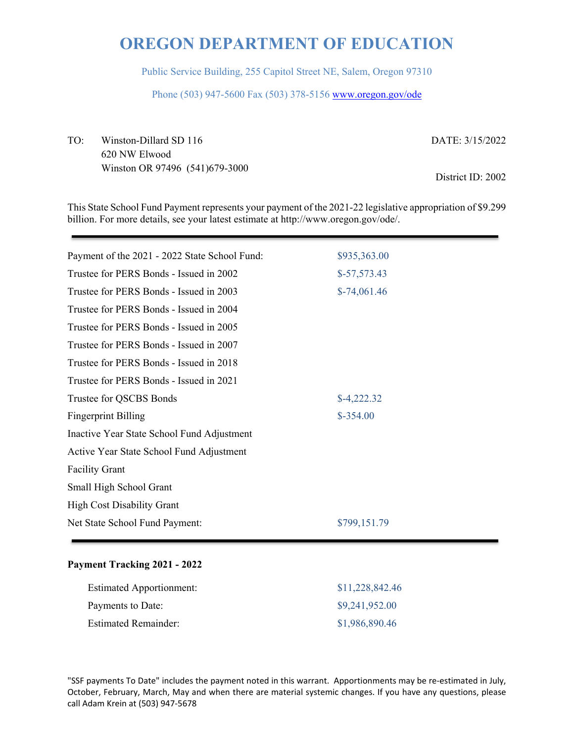# OREGON DEPARTMENT OF EDUCATION

Public Service Building, 255 Capitol Street NE, Salem, Oregon 97310

Phone (503) 947-5600 Fax (503) 378-5156 www.oregon.gov/ode

TO: Winston-Dillard SD 116
620 NW Elwood
Winston OR 97496 (541)679-3000

DATE: 3/15/2022

District ID: 2002

This State School Fund Payment represents your payment of the 2021-22 legislative appropriation of $9.299 billion. For more details, see your latest estimate at http://www.oregon.gov/ode/.

| | |
|---|---|
| Payment of the 2021 - 2022 State School Fund: | $935,363.00 |
| Trustee for PERS Bonds - Issued in 2002 | $-57,573.43 |
| Trustee for PERS Bonds - Issued in 2003 | $-74,061.46 |
| Trustee for PERS Bonds - Issued in 2004 | |
| Trustee for PERS Bonds - Issued in 2005 | |
| Trustee for PERS Bonds - Issued in 2007 | |
| Trustee for PERS Bonds - Issued in 2018 | |
| Trustee for PERS Bonds - Issued in 2021 | |
| Trustee for QSCBS Bonds | $-4,222.32 |
| Fingerprint Billing | $-354.00 |
| Inactive Year State School Fund Adjustment | |
| Active Year State School Fund Adjustment | |
| Facility Grant | |
| Small High School Grant | |
| High Cost Disability Grant | |
| Net State School Fund Payment: | $799,151.79 |

**Payment Tracking 2021 - 2022**

| | |
|---|---|
| Estimated Apportionment: | $11,228,842.46 |
| Payments to Date: | $9,241,952.00 |
| Estimated Remainder: | $1,986,890.46 |

"SSF payments To Date" includes the payment noted in this warrant. Apportionments may be re-estimated in July, October, February, March, May and when there are material systemic changes. If you have any questions, please call Adam Krein at (503) 947-5678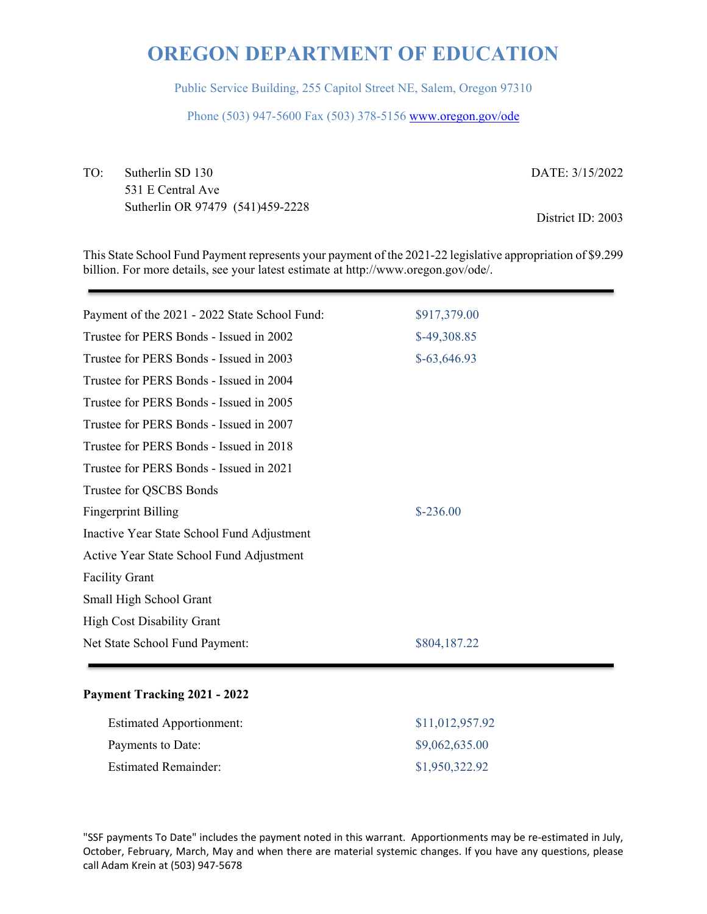# OREGON DEPARTMENT OF EDUCATION

Public Service Building, 255 Capitol Street NE, Salem, Oregon 97310

Phone (503) 947-5600 Fax (503) 378-5156 www.oregon.gov/ode

TO: Sutherlin SD 130
531 E Central Ave
Sutherlin OR 97479 (541)459-2228

DATE: 3/15/2022

District ID: 2003

This State School Fund Payment represents your payment of the 2021-22 legislative appropriation of $9.299 billion. For more details, see your latest estimate at http://www.oregon.gov/ode/.

| | |
|---|---|
| Payment of the 2021 - 2022 State School Fund: | $917,379.00 |
| Trustee for PERS Bonds - Issued in 2002 | $-49,308.85 |
| Trustee for PERS Bonds - Issued in 2003 | $-63,646.93 |
| Trustee for PERS Bonds - Issued in 2004 | |
| Trustee for PERS Bonds - Issued in 2005 | |
| Trustee for PERS Bonds - Issued in 2007 | |
| Trustee for PERS Bonds - Issued in 2018 | |
| Trustee for PERS Bonds - Issued in 2021 | |
| Trustee for QSCBS Bonds | |
| Fingerprint Billing | $-236.00 |
| Inactive Year State School Fund Adjustment | |
| Active Year State School Fund Adjustment | |
| Facility Grant | |
| Small High School Grant | |
| High Cost Disability Grant | |
| Net State School Fund Payment: | $804,187.22 |

**Payment Tracking 2021 - 2022**

| | |
|---|---|
| Estimated Apportionment: | $11,012,957.92 |
| Payments to Date: | $9,062,635.00 |
| Estimated Remainder: | $1,950,322.92 |

"SSF payments To Date" includes the payment noted in this warrant. Apportionments may be re-estimated in July, October, February, March, May and when there are material systemic changes. If you have any questions, please call Adam Krein at (503) 947-5678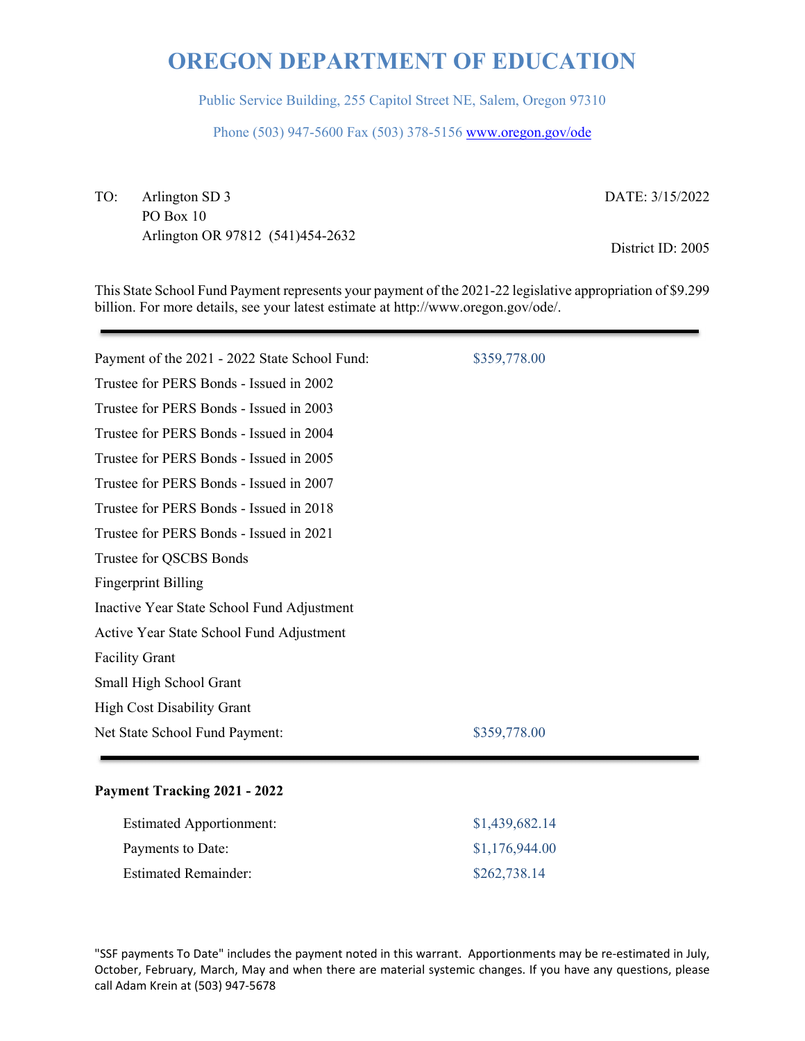# OREGON DEPARTMENT OF EDUCATION

Public Service Building, 255 Capitol Street NE, Salem, Oregon 97310

Phone (503) 947-5600 Fax (503) 378-5156 www.oregon.gov/ode

TO: Arlington SD 3
PO Box 10
Arlington OR 97812 (541)454-2632

DATE: 3/15/2022

District ID: 2005

This State School Fund Payment represents your payment of the 2021-22 legislative appropriation of $9.299 billion. For more details, see your latest estimate at http://www.oregon.gov/ode/.

| | |
|---|---|
| Payment of the 2021 - 2022 State School Fund: | $359,778.00 |
| Trustee for PERS Bonds - Issued in 2002 | |
| Trustee for PERS Bonds - Issued in 2003 | |
| Trustee for PERS Bonds - Issued in 2004 | |
| Trustee for PERS Bonds - Issued in 2005 | |
| Trustee for PERS Bonds - Issued in 2007 | |
| Trustee for PERS Bonds - Issued in 2018 | |
| Trustee for PERS Bonds - Issued in 2021 | |
| Trustee for QSCBS Bonds | |
| Fingerprint Billing | |
| Inactive Year State School Fund Adjustment | |
| Active Year State School Fund Adjustment | |
| Facility Grant | |
| Small High School Grant | |
| High Cost Disability Grant | |
| Net State School Fund Payment: | $359,778.00 |

**Payment Tracking 2021 - 2022**

| | |
|---|---|
| Estimated Apportionment: | $1,439,682.14 |
| Payments to Date: | $1,176,944.00 |
| Estimated Remainder: | $262,738.14 |

"SSF payments To Date" includes the payment noted in this warrant. Apportionments may be re-estimated in July, October, February, March, May and when there are material systemic changes. If you have any questions, please call Adam Krein at (503) 947-5678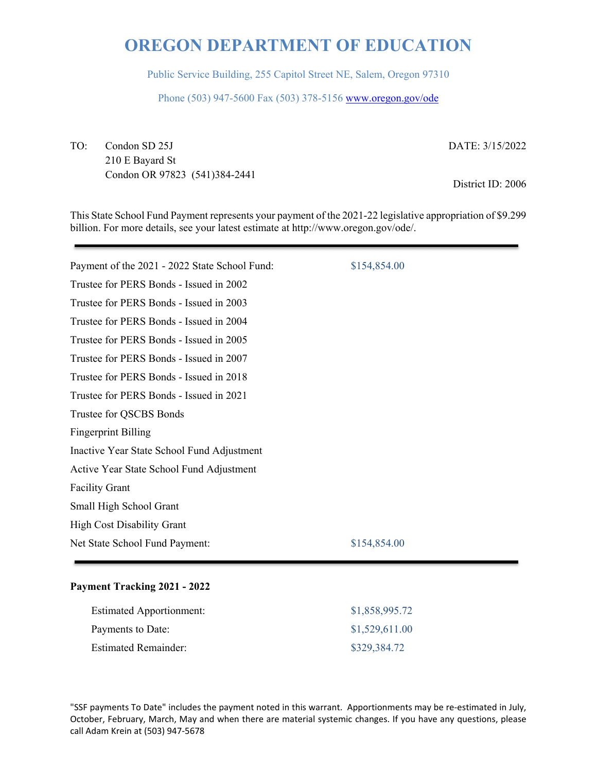# OREGON DEPARTMENT OF EDUCATION

Public Service Building, 255 Capitol Street NE, Salem, Oregon 97310

Phone (503) 947-5600 Fax (503) 378-5156 www.oregon.gov/ode

TO: Condon SD 25J
210 E Bayard St
Condon OR 97823 (541)384-2441

DATE: 3/15/2022

District ID: 2006

This State School Fund Payment represents your payment of the 2021-22 legislative appropriation of $9.299 billion. For more details, see your latest estimate at http://www.oregon.gov/ode/.

| | |
|---|---|
| Payment of the 2021 - 2022 State School Fund: | $154,854.00 |
| Trustee for PERS Bonds - Issued in 2002 | |
| Trustee for PERS Bonds - Issued in 2003 | |
| Trustee for PERS Bonds - Issued in 2004 | |
| Trustee for PERS Bonds - Issued in 2005 | |
| Trustee for PERS Bonds - Issued in 2007 | |
| Trustee for PERS Bonds - Issued in 2018 | |
| Trustee for PERS Bonds - Issued in 2021 | |
| Trustee for QSCBS Bonds | |
| Fingerprint Billing | |
| Inactive Year State School Fund Adjustment | |
| Active Year State School Fund Adjustment | |
| Facility Grant | |
| Small High School Grant | |
| High Cost Disability Grant | |
| Net State School Fund Payment: | $154,854.00 |

**Payment Tracking 2021 - 2022**

| | |
|---|---|
| Estimated Apportionment: | $1,858,995.72 |
| Payments to Date: | $1,529,611.00 |
| Estimated Remainder: | $329,384.72 |

"SSF payments To Date" includes the payment noted in this warrant. Apportionments may be re-estimated in July, October, February, March, May and when there are material systemic changes. If you have any questions, please call Adam Krein at (503) 947-5678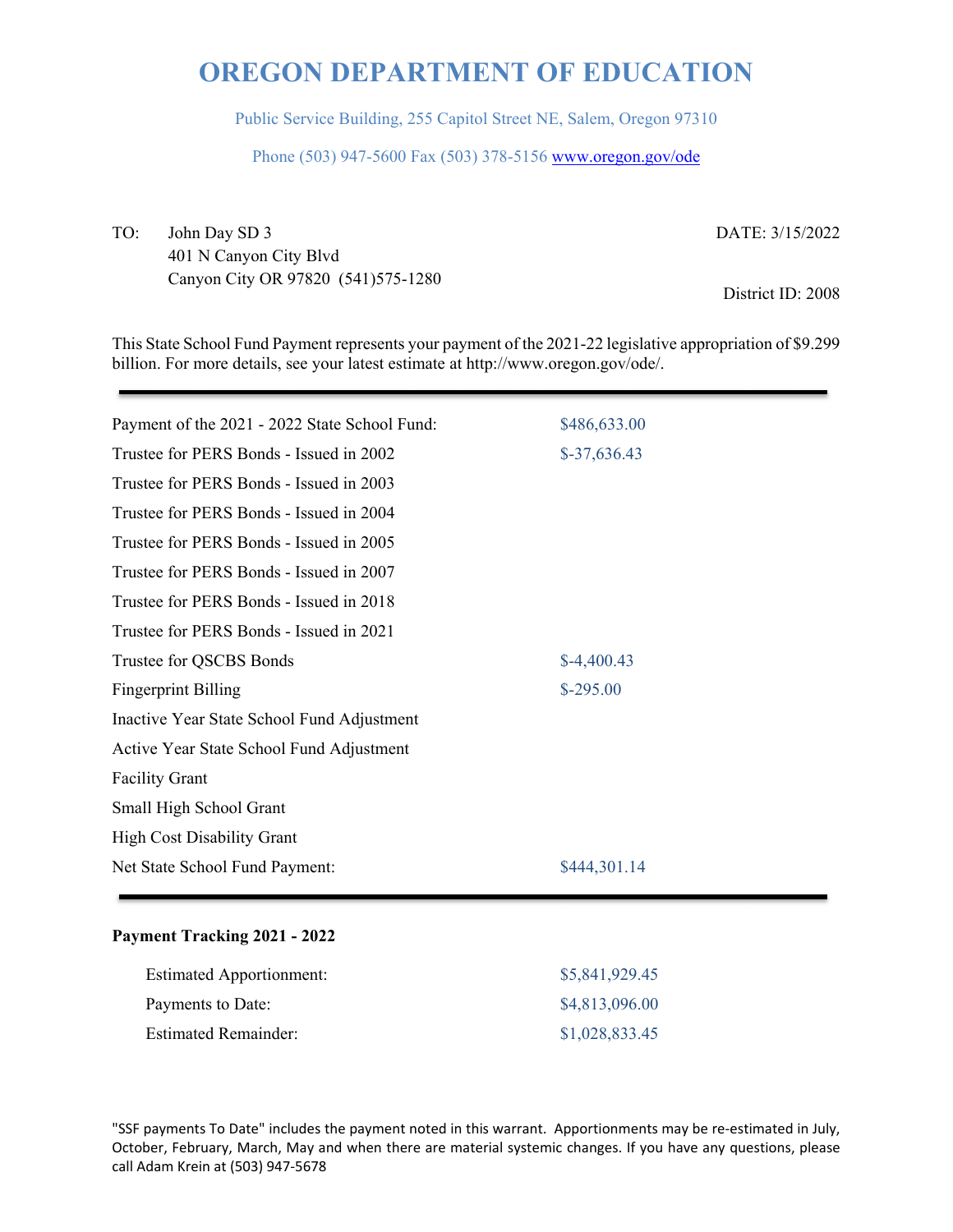# OREGON DEPARTMENT OF EDUCATION

Public Service Building, 255 Capitol Street NE, Salem, Oregon 97310

Phone (503) 947-5600 Fax (503) 378-5156 www.oregon.gov/ode

TO: John Day SD 3
401 N Canyon City Blvd
Canyon City OR 97820 (541)575-1280

DATE: 3/15/2022

District ID: 2008

This State School Fund Payment represents your payment of the 2021-22 legislative appropriation of $9.299 billion. For more details, see your latest estimate at http://www.oregon.gov/ode/.

| | |
|---|---|
| Payment of the 2021 - 2022 State School Fund: | $486,633.00 |
| Trustee for PERS Bonds - Issued in 2002 | $-37,636.43 |
| Trustee for PERS Bonds - Issued in 2003 | |
| Trustee for PERS Bonds - Issued in 2004 | |
| Trustee for PERS Bonds - Issued in 2005 | |
| Trustee for PERS Bonds - Issued in 2007 | |
| Trustee for PERS Bonds - Issued in 2018 | |
| Trustee for PERS Bonds - Issued in 2021 | |
| Trustee for QSCBS Bonds | $-4,400.43 |
| Fingerprint Billing | $-295.00 |
| Inactive Year State School Fund Adjustment | |
| Active Year State School Fund Adjustment | |
| Facility Grant | |
| Small High School Grant | |
| High Cost Disability Grant | |
| Net State School Fund Payment: | $444,301.14 |

**Payment Tracking 2021 - 2022**

| | |
|---|---|
| Estimated Apportionment: | $5,841,929.45 |
| Payments to Date: | $4,813,096.00 |
| Estimated Remainder: | $1,028,833.45 |

"SSF payments To Date" includes the payment noted in this warrant. Apportionments may be re-estimated in July, October, February, March, May and when there are material systemic changes. If you have any questions, please call Adam Krein at (503) 947-5678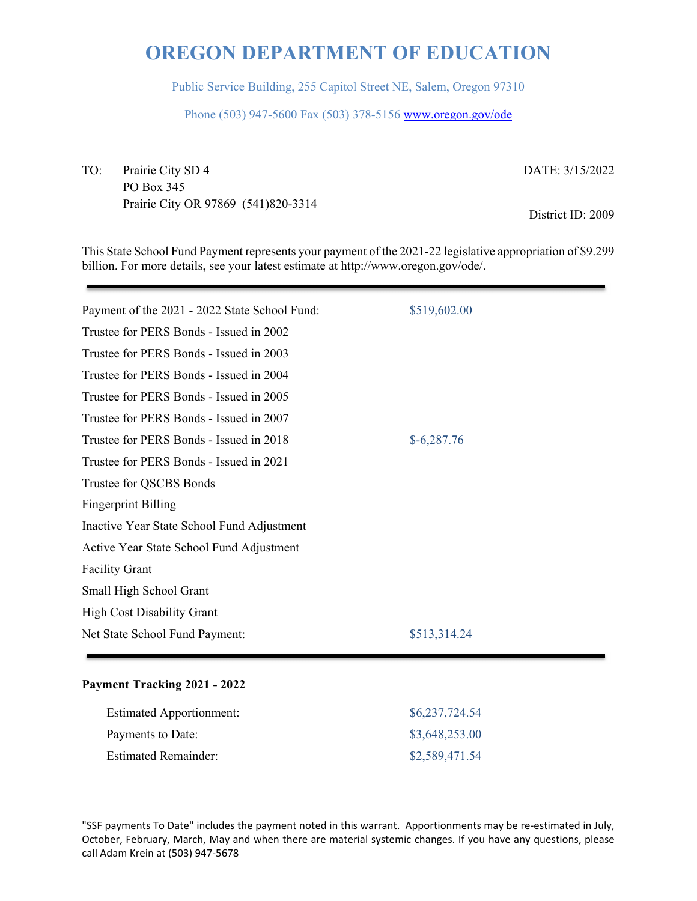# OREGON DEPARTMENT OF EDUCATION

Public Service Building, 255 Capitol Street NE, Salem, Oregon 97310

Phone (503) 947-5600 Fax (503) 378-5156 www.oregon.gov/ode

TO: Prairie City SD 4
PO Box 345
Prairie City OR 97869 (541)820-3314

DATE: 3/15/2022

District ID: 2009

This State School Fund Payment represents your payment of the 2021-22 legislative appropriation of $9.299 billion. For more details, see your latest estimate at http://www.oregon.gov/ode/.

| | |
|---|---|
| Payment of the 2021 - 2022 State School Fund: | $519,602.00 |
| Trustee for PERS Bonds - Issued in 2002 | |
| Trustee for PERS Bonds - Issued in 2003 | |
| Trustee for PERS Bonds - Issued in 2004 | |
| Trustee for PERS Bonds - Issued in 2005 | |
| Trustee for PERS Bonds - Issued in 2007 | |
| Trustee for PERS Bonds - Issued in 2018 | $-6,287.76 |
| Trustee for PERS Bonds - Issued in 2021 | |
| Trustee for QSCBS Bonds | |
| Fingerprint Billing | |
| Inactive Year State School Fund Adjustment | |
| Active Year State School Fund Adjustment | |
| Facility Grant | |
| Small High School Grant | |
| High Cost Disability Grant | |
| Net State School Fund Payment: | $513,314.24 |

**Payment Tracking 2021 - 2022**

| | |
|---|---|
| Estimated Apportionment: | $6,237,724.54 |
| Payments to Date: | $3,648,253.00 |
| Estimated Remainder: | $2,589,471.54 |

"SSF payments To Date" includes the payment noted in this warrant. Apportionments may be re-estimated in July, October, February, March, May and when there are material systemic changes. If you have any questions, please call Adam Krein at (503) 947-5678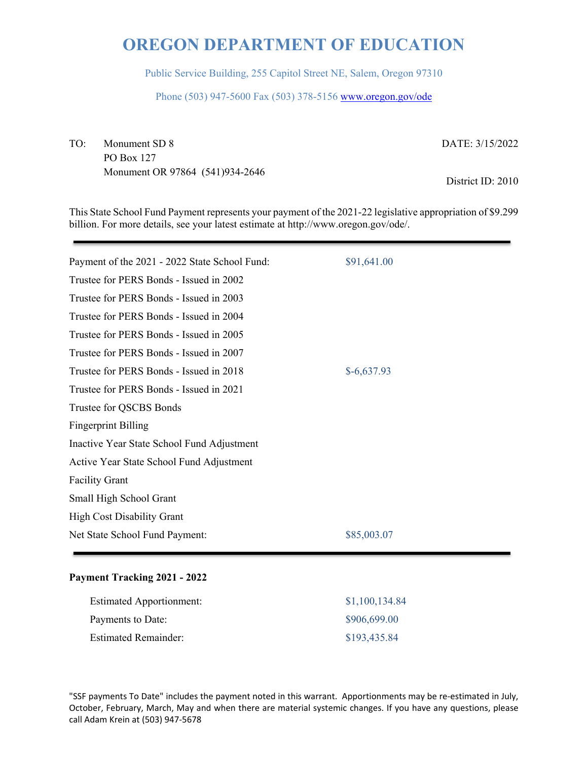# OREGON DEPARTMENT OF EDUCATION

Public Service Building, 255 Capitol Street NE, Salem, Oregon 97310

Phone (503) 947-5600 Fax (503) 378-5156 www.oregon.gov/ode

TO: Monument SD 8
PO Box 127
Monument OR 97864 (541)934-2646

DATE: 3/15/2022

District ID: 2010

This State School Fund Payment represents your payment of the 2021-22 legislative appropriation of $9.299 billion. For more details, see your latest estimate at http://www.oregon.gov/ode/.

| | |
|---|---|
| Payment of the 2021 - 2022 State School Fund: | $91,641.00 |
| Trustee for PERS Bonds - Issued in 2002 | |
| Trustee for PERS Bonds - Issued in 2003 | |
| Trustee for PERS Bonds - Issued in 2004 | |
| Trustee for PERS Bonds - Issued in 2005 | |
| Trustee for PERS Bonds - Issued in 2007 | |
| Trustee for PERS Bonds - Issued in 2018 | $-6,637.93 |
| Trustee for PERS Bonds - Issued in 2021 | |
| Trustee for QSCBS Bonds | |
| Fingerprint Billing | |
| Inactive Year State School Fund Adjustment | |
| Active Year State School Fund Adjustment | |
| Facility Grant | |
| Small High School Grant | |
| High Cost Disability Grant | |
| Net State School Fund Payment: | $85,003.07 |

**Payment Tracking 2021 - 2022**

| | |
|---|---|
| Estimated Apportionment: | $1,100,134.84 |
| Payments to Date: | $906,699.00 |
| Estimated Remainder: | $193,435.84 |

"SSF payments To Date" includes the payment noted in this warrant. Apportionments may be re-estimated in July, October, February, March, May and when there are material systemic changes. If you have any questions, please call Adam Krein at (503) 947-5678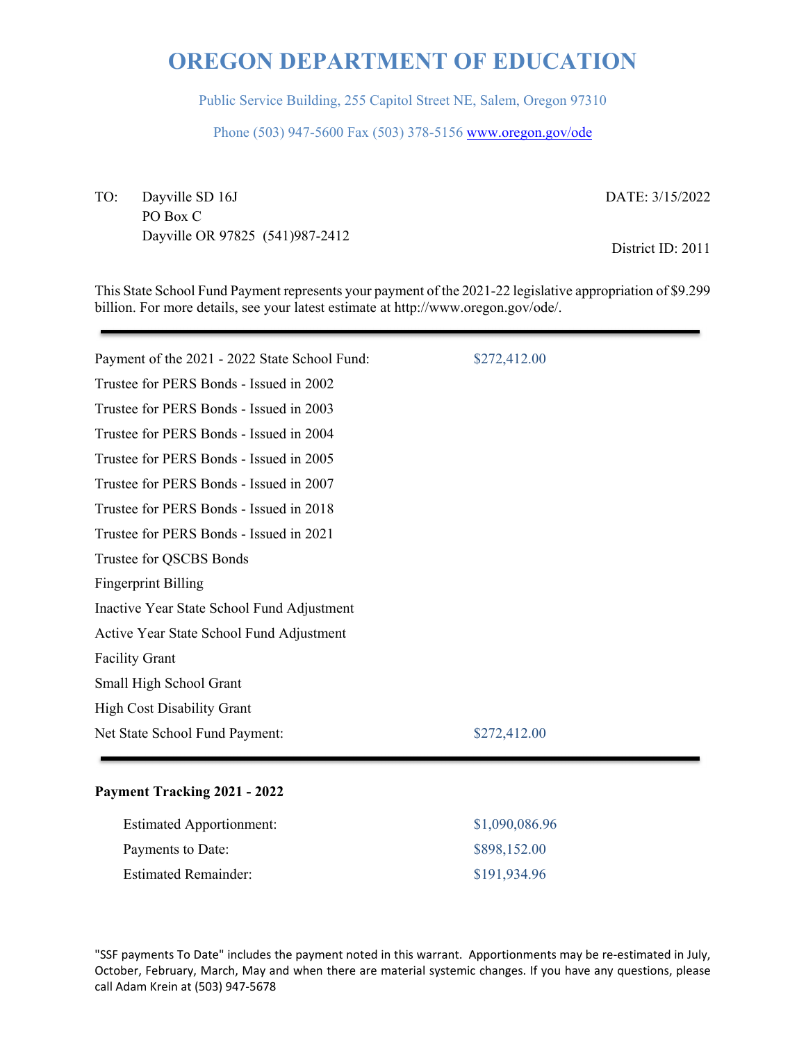# OREGON DEPARTMENT OF EDUCATION

Public Service Building, 255 Capitol Street NE, Salem, Oregon 97310

Phone (503) 947-5600 Fax (503) 378-5156 www.oregon.gov/ode

TO: Dayville SD 16J
PO Box C
Dayville OR 97825 (541)987-2412

DATE: 3/15/2022

District ID: 2011

This State School Fund Payment represents your payment of the 2021-22 legislative appropriation of $9.299 billion. For more details, see your latest estimate at http://www.oregon.gov/ode/.

---

| | |
|---|---|
| Payment of the 2021 - 2022 State School Fund: | $272,412.00 |
| Trustee for PERS Bonds - Issued in 2002 | |
| Trustee for PERS Bonds - Issued in 2003 | |
| Trustee for PERS Bonds - Issued in 2004 | |
| Trustee for PERS Bonds - Issued in 2005 | |
| Trustee for PERS Bonds - Issued in 2007 | |
| Trustee for PERS Bonds - Issued in 2018 | |
| Trustee for PERS Bonds - Issued in 2021 | |
| Trustee for QSCBS Bonds | |
| Fingerprint Billing | |
| Inactive Year State School Fund Adjustment | |
| Active Year State School Fund Adjustment | |
| Facility Grant | |
| Small High School Grant | |
| High Cost Disability Grant | |
| Net State School Fund Payment: | $272,412.00 |

---

**Payment Tracking 2021 - 2022**

| | |
|---|---|
| Estimated Apportionment: | $1,090,086.96 |
| Payments to Date: | $898,152.00 |
| Estimated Remainder: | $191,934.96 |

"SSF payments To Date" includes the payment noted in this warrant. Apportionments may be re-estimated in July, October, February, March, May and when there are material systemic changes. If you have any questions, please call Adam Krein at (503) 947-5678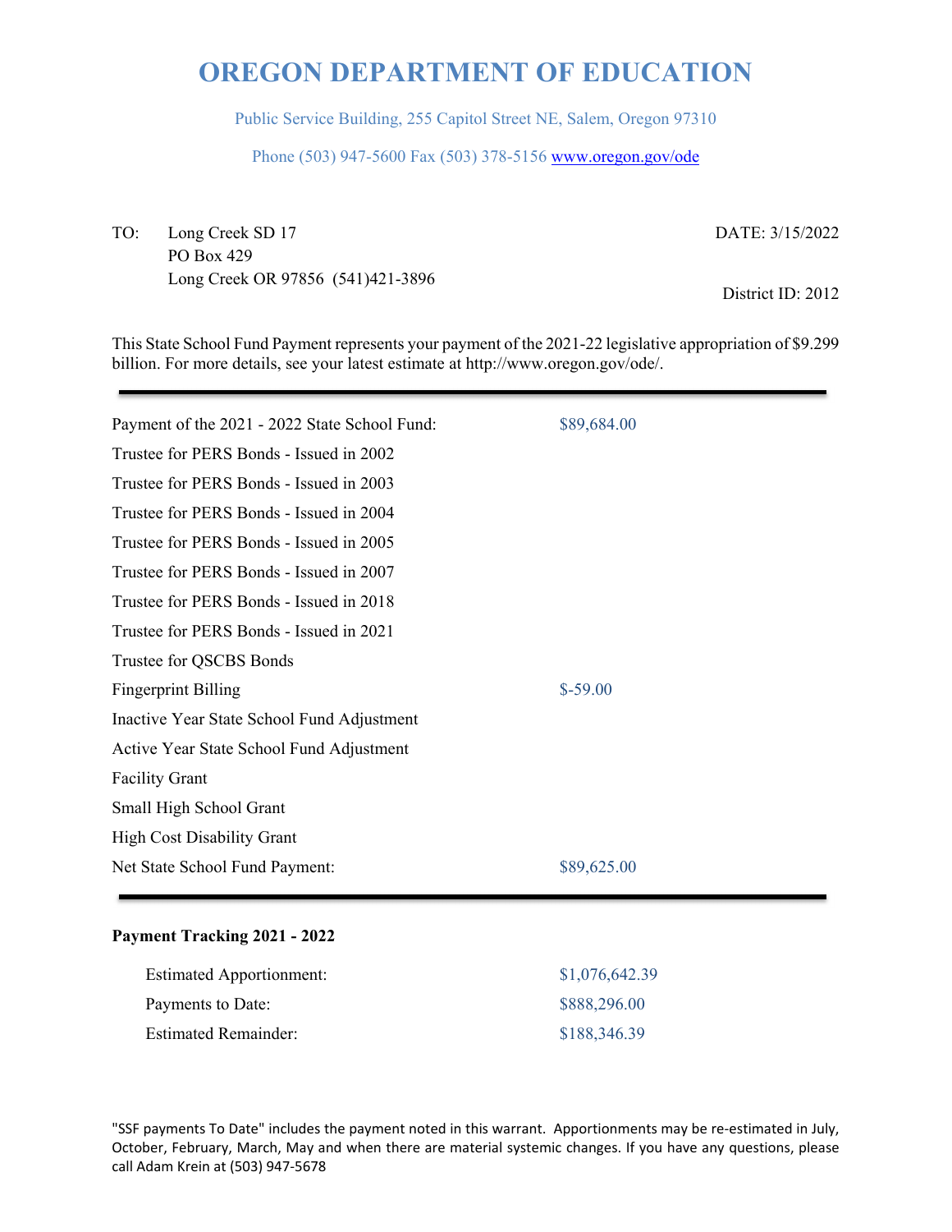# OREGON DEPARTMENT OF EDUCATION

Public Service Building, 255 Capitol Street NE, Salem, Oregon 97310

Phone (503) 947-5600 Fax (503) 378-5156 www.oregon.gov/ode

TO: Long Creek SD 17
PO Box 429
Long Creek OR 97856 (541)421-3896

DATE: 3/15/2022

District ID: 2012

This State School Fund Payment represents your payment of the 2021-22 legislative appropriation of $9.299 billion. For more details, see your latest estimate at http://www.oregon.gov/ode/.

| | |
|---|---|
| Payment of the 2021 - 2022 State School Fund: | $89,684.00 |
| Trustee for PERS Bonds - Issued in 2002 | |
| Trustee for PERS Bonds - Issued in 2003 | |
| Trustee for PERS Bonds - Issued in 2004 | |
| Trustee for PERS Bonds - Issued in 2005 | |
| Trustee for PERS Bonds - Issued in 2007 | |
| Trustee for PERS Bonds - Issued in 2018 | |
| Trustee for PERS Bonds - Issued in 2021 | |
| Trustee for QSCBS Bonds | |
| Fingerprint Billing | $-59.00 |
| Inactive Year State School Fund Adjustment | |
| Active Year State School Fund Adjustment | |
| Facility Grant | |
| Small High School Grant | |
| High Cost Disability Grant | |
| Net State School Fund Payment: | $89,625.00 |

**Payment Tracking 2021 - 2022**

| | |
|---|---|
| Estimated Apportionment: | $1,076,642.39 |
| Payments to Date: | $888,296.00 |
| Estimated Remainder: | $188,346.39 |

"SSF payments To Date" includes the payment noted in this warrant. Apportionments may be re-estimated in July, October, February, March, May and when there are material systemic changes. If you have any questions, please call Adam Krein at (503) 947-5678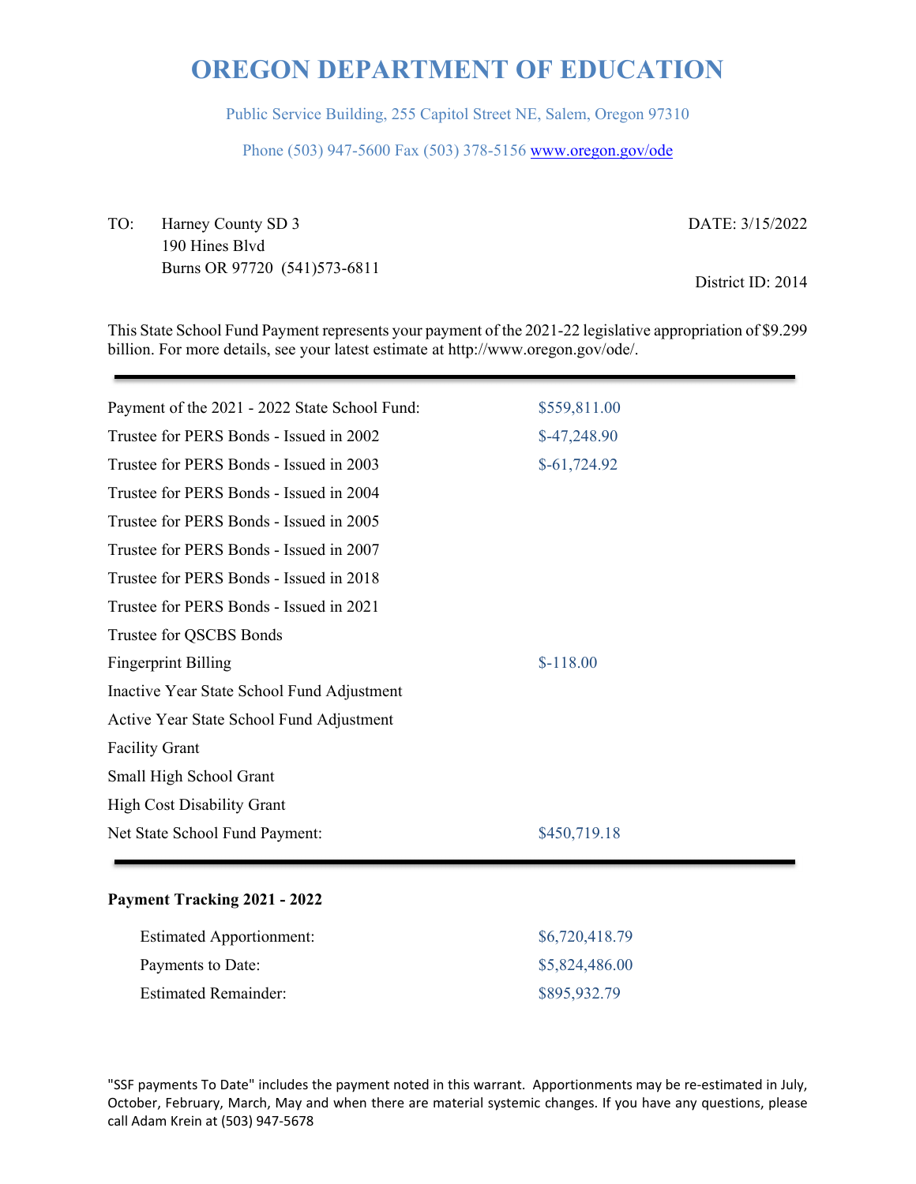# OREGON DEPARTMENT OF EDUCATION

Public Service Building, 255 Capitol Street NE, Salem, Oregon 97310

Phone (503) 947-5600 Fax (503) 378-5156 www.oregon.gov/ode

TO: Harney County SD 3
190 Hines Blvd
Burns OR 97720 (541)573-6811

DATE: 3/15/2022

District ID: 2014

This State School Fund Payment represents your payment of the 2021-22 legislative appropriation of $9.299 billion. For more details, see your latest estimate at http://www.oregon.gov/ode/.

| | |
|---|---|
| Payment of the 2021 - 2022 State School Fund: | $559,811.00 |
| Trustee for PERS Bonds - Issued in 2002 | $-47,248.90 |
| Trustee for PERS Bonds - Issued in 2003 | $-61,724.92 |
| Trustee for PERS Bonds - Issued in 2004 | |
| Trustee for PERS Bonds - Issued in 2005 | |
| Trustee for PERS Bonds - Issued in 2007 | |
| Trustee for PERS Bonds - Issued in 2018 | |
| Trustee for PERS Bonds - Issued in 2021 | |
| Trustee for QSCBS Bonds | |
| Fingerprint Billing | $-118.00 |
| Inactive Year State School Fund Adjustment | |
| Active Year State School Fund Adjustment | |
| Facility Grant | |
| Small High School Grant | |
| High Cost Disability Grant | |
| Net State School Fund Payment: | $450,719.18 |

**Payment Tracking 2021 - 2022**

| | |
|---|---|
| Estimated Apportionment: | $6,720,418.79 |
| Payments to Date: | $5,824,486.00 |
| Estimated Remainder: | $895,932.79 |

"SSF payments To Date" includes the payment noted in this warrant. Apportionments may be re-estimated in July, October, February, March, May and when there are material systemic changes. If you have any questions, please call Adam Krein at (503) 947-5678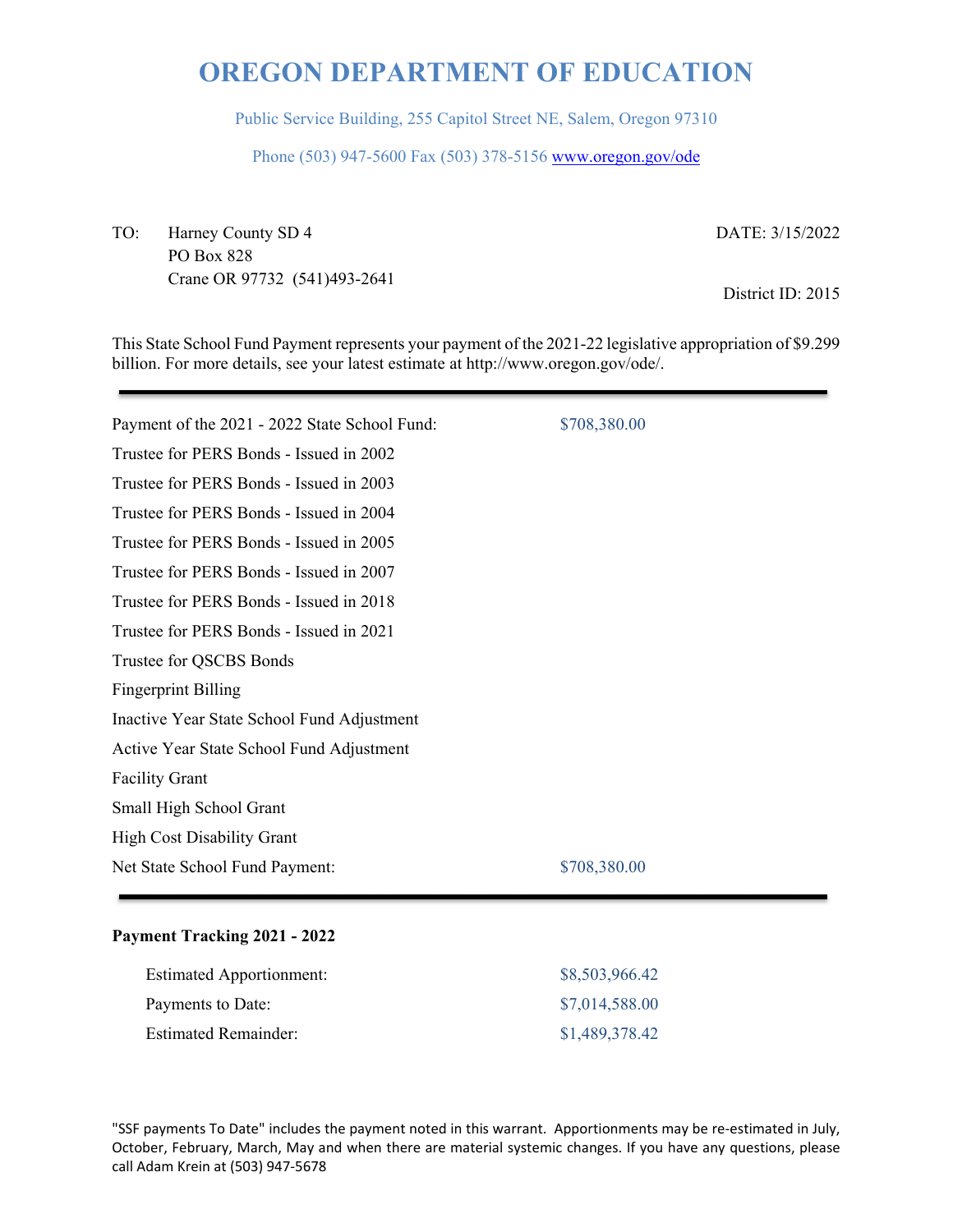# OREGON DEPARTMENT OF EDUCATION

Public Service Building, 255 Capitol Street NE, Salem, Oregon 97310

Phone (503) 947-5600 Fax (503) 378-5156 www.oregon.gov/ode

TO: Harney County SD 4
PO Box 828
Crane OR 97732 (541)493-2641

DATE: 3/15/2022

District ID: 2015

This State School Fund Payment represents your payment of the 2021-22 legislative appropriation of $9.299 billion. For more details, see your latest estimate at http://www.oregon.gov/ode/.

| | |
|---|---|
| Payment of the 2021 - 2022 State School Fund: | $708,380.00 |
| Trustee for PERS Bonds - Issued in 2002 | |
| Trustee for PERS Bonds - Issued in 2003 | |
| Trustee for PERS Bonds - Issued in 2004 | |
| Trustee for PERS Bonds - Issued in 2005 | |
| Trustee for PERS Bonds - Issued in 2007 | |
| Trustee for PERS Bonds - Issued in 2018 | |
| Trustee for PERS Bonds - Issued in 2021 | |
| Trustee for QSCBS Bonds | |
| Fingerprint Billing | |
| Inactive Year State School Fund Adjustment | |
| Active Year State School Fund Adjustment | |
| Facility Grant | |
| Small High School Grant | |
| High Cost Disability Grant | |
| Net State School Fund Payment: | $708,380.00 |

**Payment Tracking 2021 - 2022**

| | |
|---|---|
| Estimated Apportionment: | $8,503,966.42 |
| Payments to Date: | $7,014,588.00 |
| Estimated Remainder: | $1,489,378.42 |

"SSF payments To Date" includes the payment noted in this warrant. Apportionments may be re-estimated in July, October, February, March, May and when there are material systemic changes. If you have any questions, please call Adam Krein at (503) 947-5678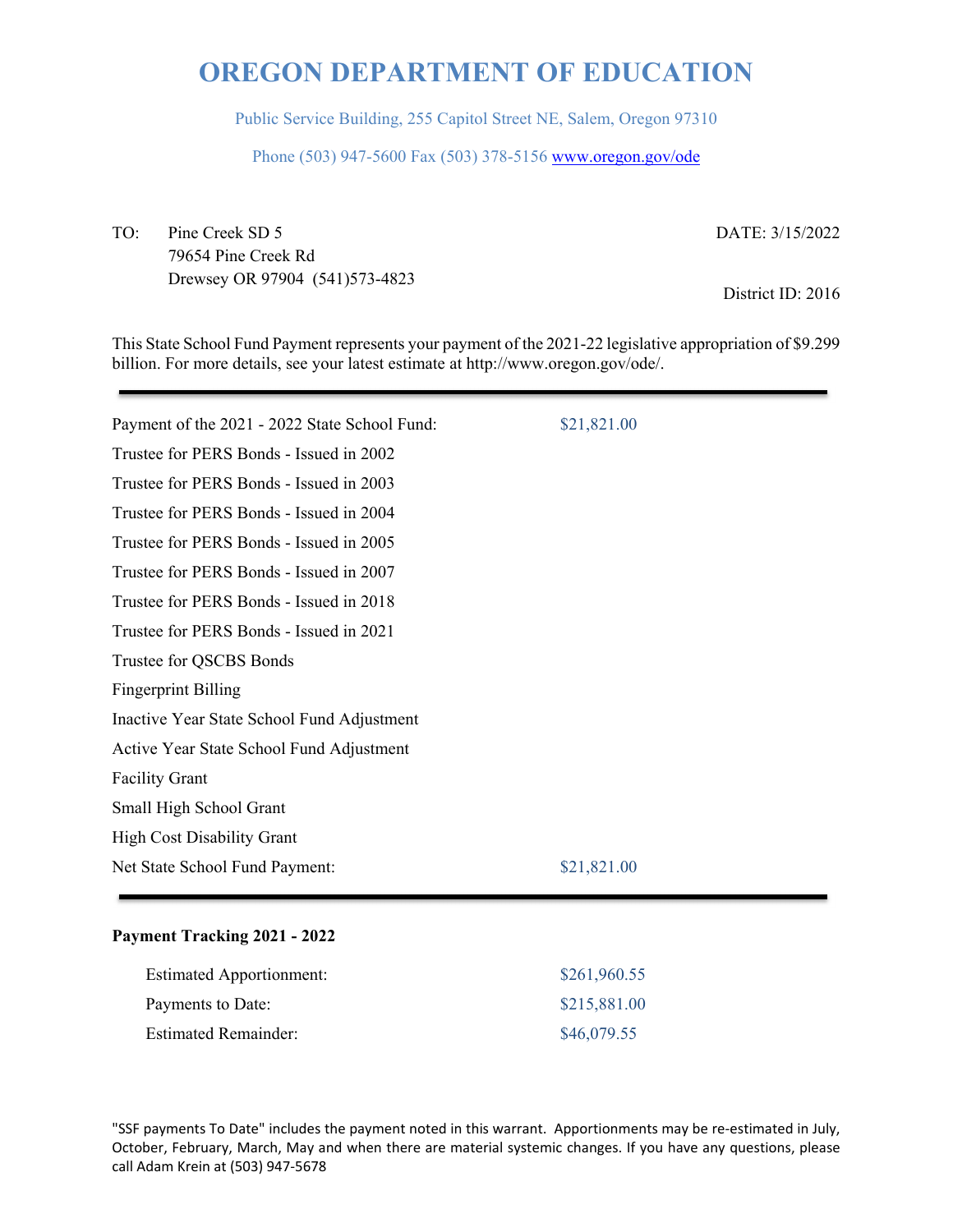# OREGON DEPARTMENT OF EDUCATION

Public Service Building, 255 Capitol Street NE, Salem, Oregon 97310

Phone (503) 947-5600 Fax (503) 378-5156 www.oregon.gov/ode

TO: Pine Creek SD 5
79654 Pine Creek Rd
Drewsey OR 97904 (541)573-4823

DATE: 3/15/2022

District ID: 2016

This State School Fund Payment represents your payment of the 2021-22 legislative appropriation of $9.299 billion. For more details, see your latest estimate at http://www.oregon.gov/ode/.

| | |
|---|---|
| Payment of the 2021 - 2022 State School Fund: | $21,821.00 |
| Trustee for PERS Bonds - Issued in 2002 | |
| Trustee for PERS Bonds - Issued in 2003 | |
| Trustee for PERS Bonds - Issued in 2004 | |
| Trustee for PERS Bonds - Issued in 2005 | |
| Trustee for PERS Bonds - Issued in 2007 | |
| Trustee for PERS Bonds - Issued in 2018 | |
| Trustee for PERS Bonds - Issued in 2021 | |
| Trustee for QSCBS Bonds | |
| Fingerprint Billing | |
| Inactive Year State School Fund Adjustment | |
| Active Year State School Fund Adjustment | |
| Facility Grant | |
| Small High School Grant | |
| High Cost Disability Grant | |
| Net State School Fund Payment: | $21,821.00 |

**Payment Tracking 2021 - 2022**

| | |
|---|---|
| Estimated Apportionment: | $261,960.55 |
| Payments to Date: | $215,881.00 |
| Estimated Remainder: | $46,079.55 |

"SSF payments To Date" includes the payment noted in this warrant. Apportionments may be re-estimated in July, October, February, March, May and when there are material systemic changes. If you have any questions, please call Adam Krein at (503) 947-5678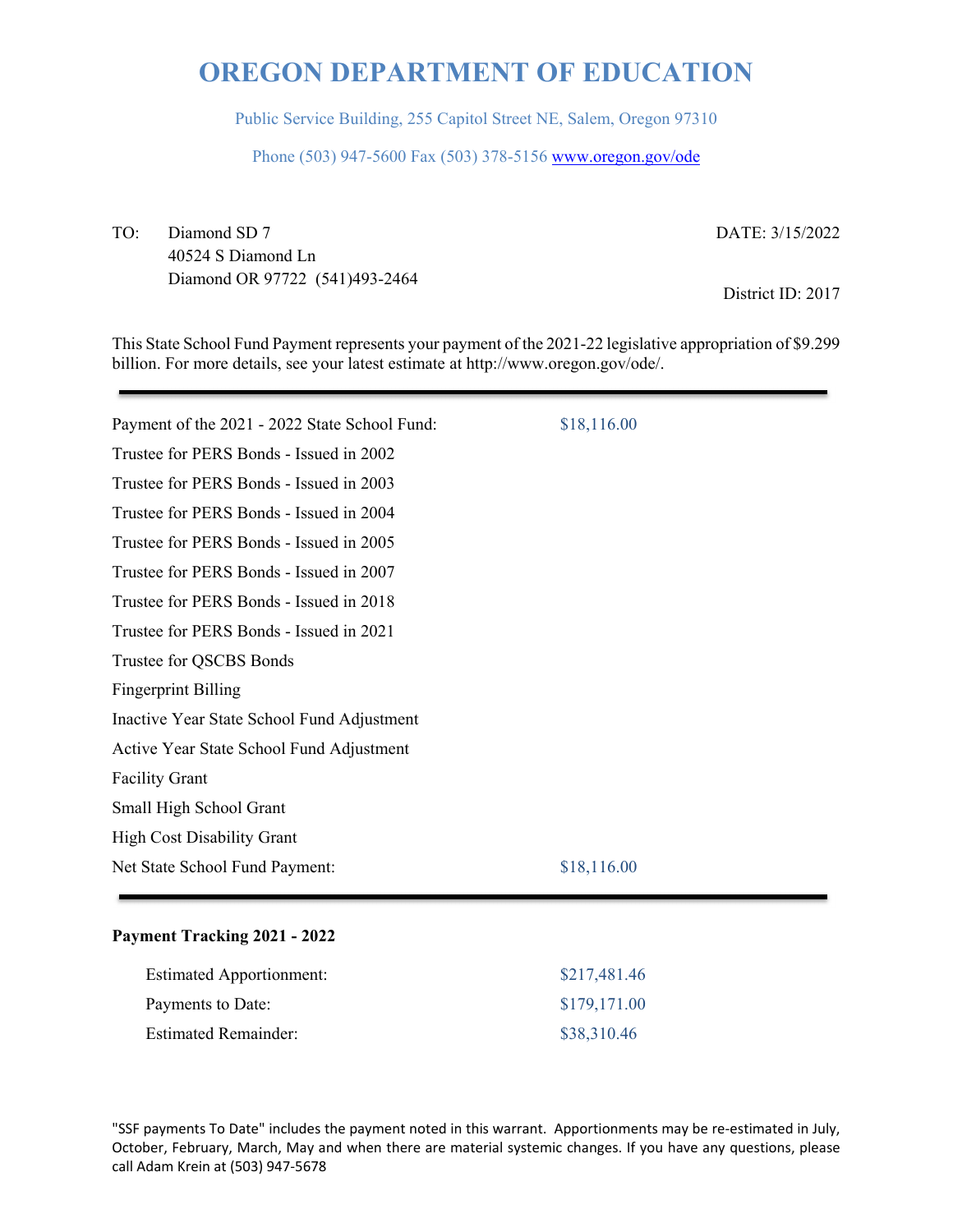# OREGON DEPARTMENT OF EDUCATION

Public Service Building, 255 Capitol Street NE, Salem, Oregon 97310

Phone (503) 947-5600 Fax (503) 378-5156 www.oregon.gov/ode

TO: Diamond SD 7
40524 S Diamond Ln
Diamond OR 97722 (541)493-2464

DATE: 3/15/2022

District ID: 2017

This State School Fund Payment represents your payment of the 2021-22 legislative appropriation of $9.299 billion. For more details, see your latest estimate at http://www.oregon.gov/ode/.

| | |
|---|---|
| Payment of the 2021 - 2022 State School Fund: | $18,116.00 |
| Trustee for PERS Bonds - Issued in 2002 | |
| Trustee for PERS Bonds - Issued in 2003 | |
| Trustee for PERS Bonds - Issued in 2004 | |
| Trustee for PERS Bonds - Issued in 2005 | |
| Trustee for PERS Bonds - Issued in 2007 | |
| Trustee for PERS Bonds - Issued in 2018 | |
| Trustee for PERS Bonds - Issued in 2021 | |
| Trustee for QSCBS Bonds | |
| Fingerprint Billing | |
| Inactive Year State School Fund Adjustment | |
| Active Year State School Fund Adjustment | |
| Facility Grant | |
| Small High School Grant | |
| High Cost Disability Grant | |
| Net State School Fund Payment: | $18,116.00 |

**Payment Tracking 2021 - 2022**

| | |
|---|---|
| Estimated Apportionment: | $217,481.46 |
| Payments to Date: | $179,171.00 |
| Estimated Remainder: | $38,310.46 |

"SSF payments To Date" includes the payment noted in this warrant. Apportionments may be re-estimated in July, October, February, March, May and when there are material systemic changes. If you have any questions, please call Adam Krein at (503) 947-5678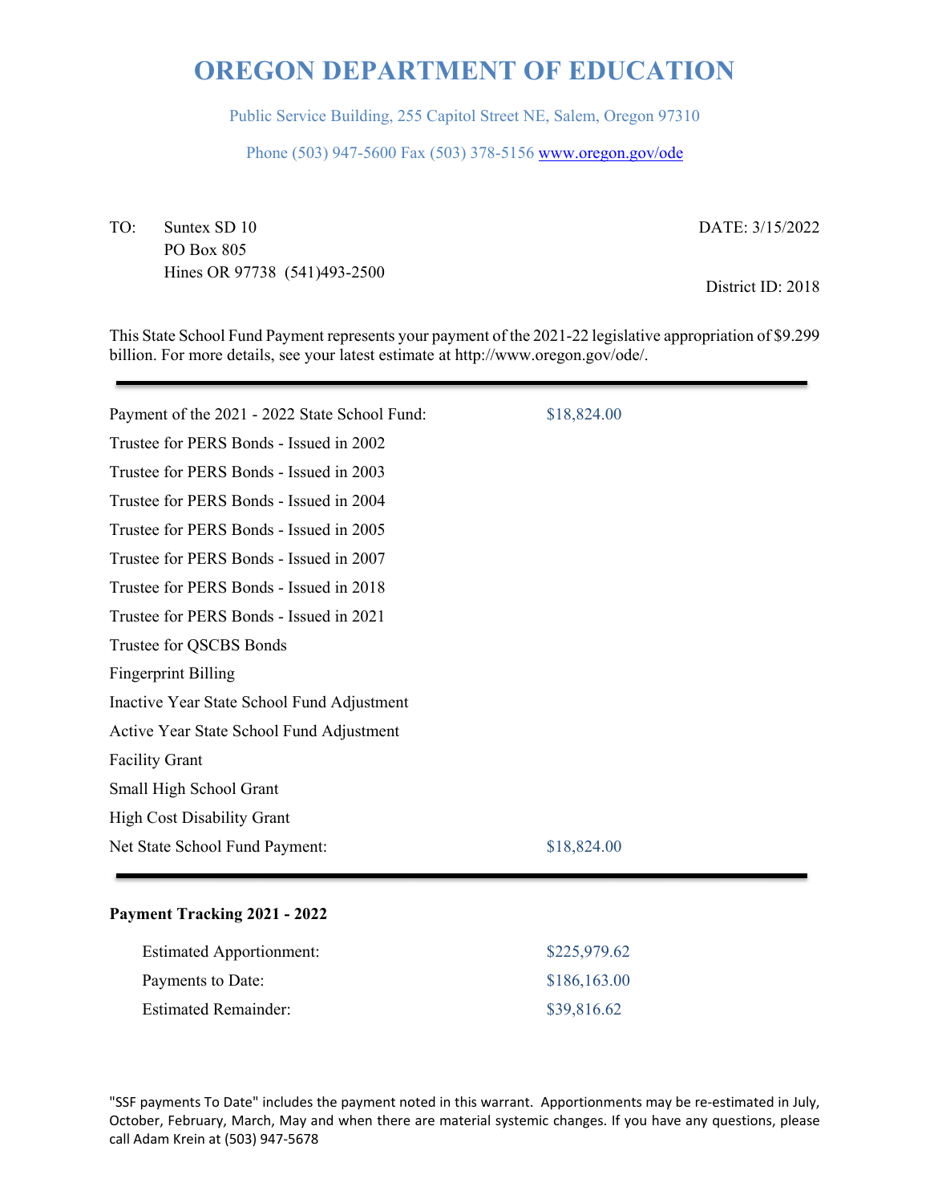# OREGON DEPARTMENT OF EDUCATION

Public Service Building, 255 Capitol Street NE, Salem, Oregon 97310

Phone (503) 947-5600 Fax (503) 378-5156 www.oregon.gov/ode

TO: Suntex SD 10
PO Box 805
Hines OR 97738 (541)493-2500

DATE: 3/15/2022

District ID: 2018

This State School Fund Payment represents your payment of the 2021-22 legislative appropriation of $9.299 billion. For more details, see your latest estimate at http://www.oregon.gov/ode/.

---

| | |
|---|---|
| Payment of the 2021 - 2022 State School Fund: | $18,824.00 |
| Trustee for PERS Bonds - Issued in 2002 | |
| Trustee for PERS Bonds - Issued in 2003 | |
| Trustee for PERS Bonds - Issued in 2004 | |
| Trustee for PERS Bonds - Issued in 2005 | |
| Trustee for PERS Bonds - Issued in 2007 | |
| Trustee for PERS Bonds - Issued in 2018 | |
| Trustee for PERS Bonds - Issued in 2021 | |
| Trustee for QSCBS Bonds | |
| Fingerprint Billing | |
| Inactive Year State School Fund Adjustment | |
| Active Year State School Fund Adjustment | |
| Facility Grant | |
| Small High School Grant | |
| High Cost Disability Grant | |
| Net State School Fund Payment: | $18,824.00 |

---

**Payment Tracking 2021 - 2022**

| | |
|---|---|
| Estimated Apportionment: | $225,979.62 |
| Payments to Date: | $186,163.00 |
| Estimated Remainder: | $39,816.62 |

"SSF payments To Date" includes the payment noted in this warrant. Apportionments may be re-estimated in July, October, February, March, May and when there are material systemic changes. If you have any questions, please call Adam Krein at (503) 947-5678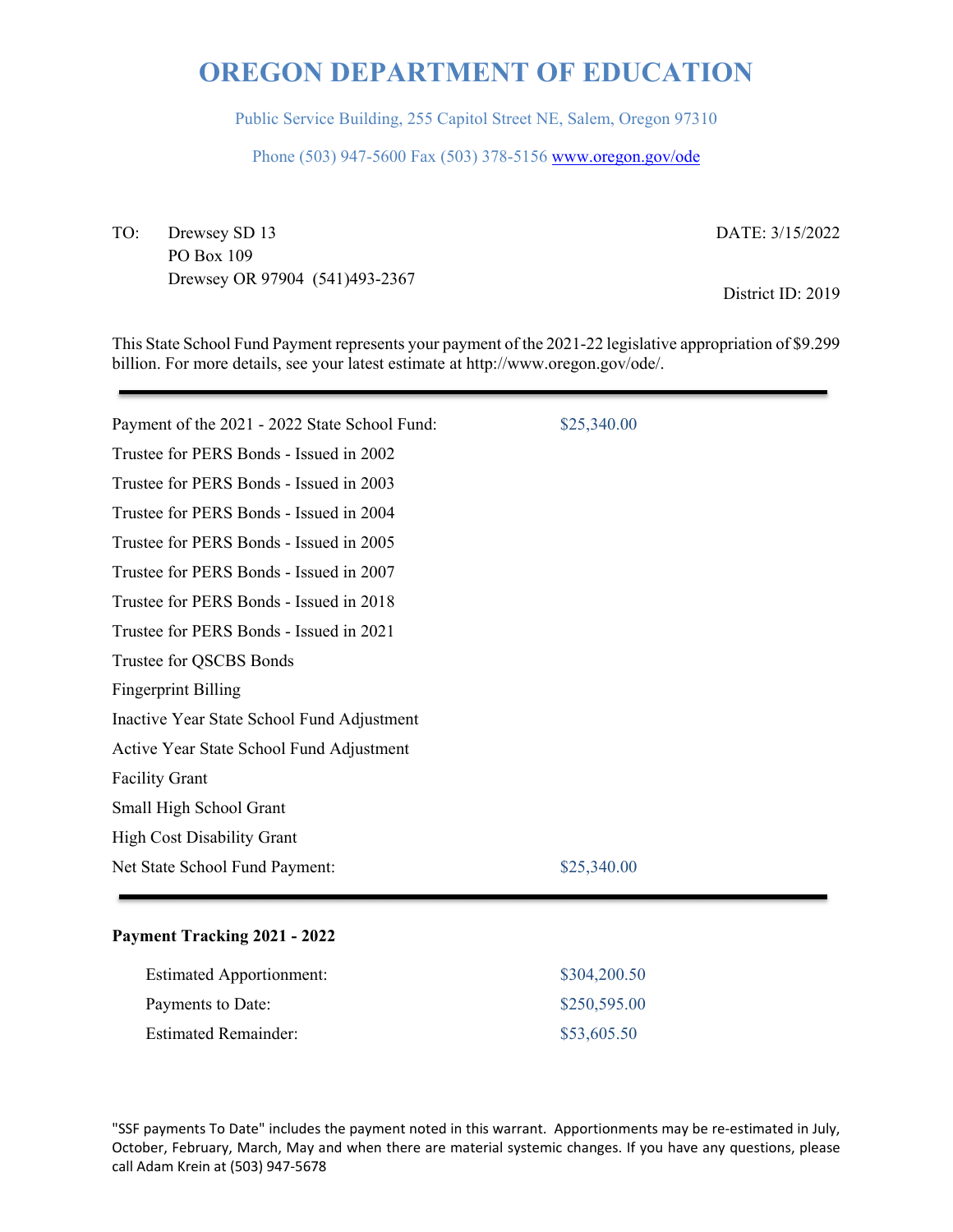# OREGON DEPARTMENT OF EDUCATION

Public Service Building, 255 Capitol Street NE, Salem, Oregon 97310

Phone (503) 947-5600 Fax (503) 378-5156 www.oregon.gov/ode

TO: Drewsey SD 13
PO Box 109
Drewsey OR 97904 (541)493-2367

DATE: 3/15/2022

District ID: 2019

This State School Fund Payment represents your payment of the 2021-22 legislative appropriation of $9.299 billion. For more details, see your latest estimate at http://www.oregon.gov/ode/.

| | |
|---|---|
| Payment of the 2021 - 2022 State School Fund: | $25,340.00 |
| Trustee for PERS Bonds - Issued in 2002 | |
| Trustee for PERS Bonds - Issued in 2003 | |
| Trustee for PERS Bonds - Issued in 2004 | |
| Trustee for PERS Bonds - Issued in 2005 | |
| Trustee for PERS Bonds - Issued in 2007 | |
| Trustee for PERS Bonds - Issued in 2018 | |
| Trustee for PERS Bonds - Issued in 2021 | |
| Trustee for QSCBS Bonds | |
| Fingerprint Billing | |
| Inactive Year State School Fund Adjustment | |
| Active Year State School Fund Adjustment | |
| Facility Grant | |
| Small High School Grant | |
| High Cost Disability Grant | |
| Net State School Fund Payment: | $25,340.00 |

**Payment Tracking 2021 - 2022**

| | |
|---|---|
| Estimated Apportionment: | $304,200.50 |
| Payments to Date: | $250,595.00 |
| Estimated Remainder: | $53,605.50 |

"SSF payments To Date" includes the payment noted in this warrant. Apportionments may be re-estimated in July, October, February, March, May and when there are material systemic changes. If you have any questions, please call Adam Krein at (503) 947-5678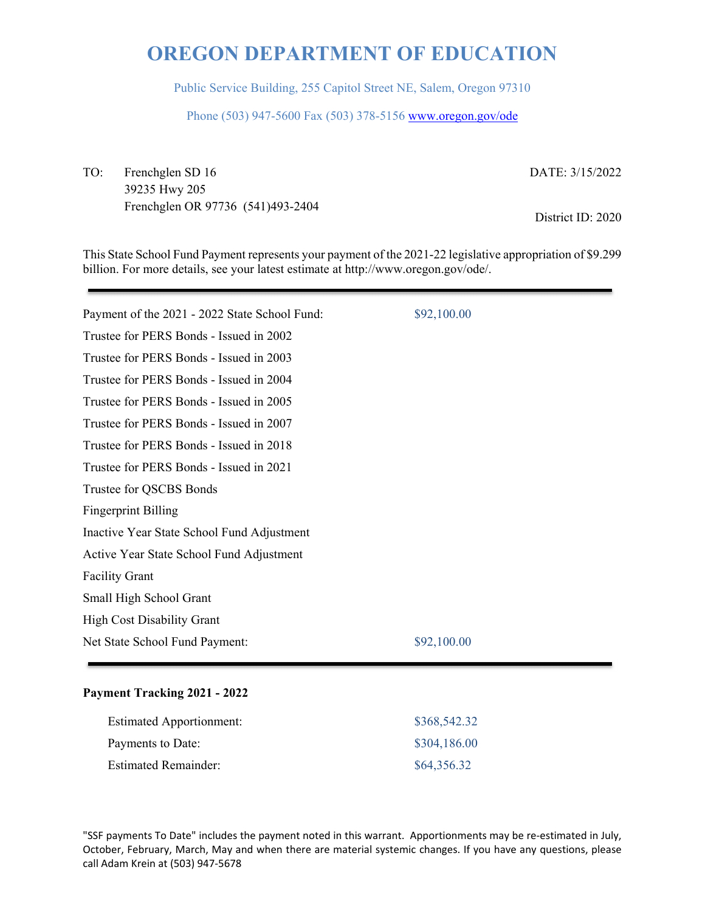# OREGON DEPARTMENT OF EDUCATION

Public Service Building, 255 Capitol Street NE, Salem, Oregon 97310

Phone (503) 947-5600 Fax (503) 378-5156 www.oregon.gov/ode

TO: Frenchglen SD 16
39235 Hwy 205
Frenchglen OR 97736 (541)493-2404

DATE: 3/15/2022

District ID: 2020

This State School Fund Payment represents your payment of the 2021-22 legislative appropriation of $9.299 billion. For more details, see your latest estimate at http://www.oregon.gov/ode/.

| | |
|---|---|
| Payment of the 2021 - 2022 State School Fund: | $92,100.00 |
| Trustee for PERS Bonds - Issued in 2002 | |
| Trustee for PERS Bonds - Issued in 2003 | |
| Trustee for PERS Bonds - Issued in 2004 | |
| Trustee for PERS Bonds - Issued in 2005 | |
| Trustee for PERS Bonds - Issued in 2007 | |
| Trustee for PERS Bonds - Issued in 2018 | |
| Trustee for PERS Bonds - Issued in 2021 | |
| Trustee for QSCBS Bonds | |
| Fingerprint Billing | |
| Inactive Year State School Fund Adjustment | |
| Active Year State School Fund Adjustment | |
| Facility Grant | |
| Small High School Grant | |
| High Cost Disability Grant | |
| Net State School Fund Payment: | $92,100.00 |

**Payment Tracking 2021 - 2022**

| | |
|---|---|
| Estimated Apportionment: | $368,542.32 |
| Payments to Date: | $304,186.00 |
| Estimated Remainder: | $64,356.32 |

"SSF payments To Date" includes the payment noted in this warrant. Apportionments may be re-estimated in July, October, February, March, May and when there are material systemic changes. If you have any questions, please call Adam Krein at (503) 947-5678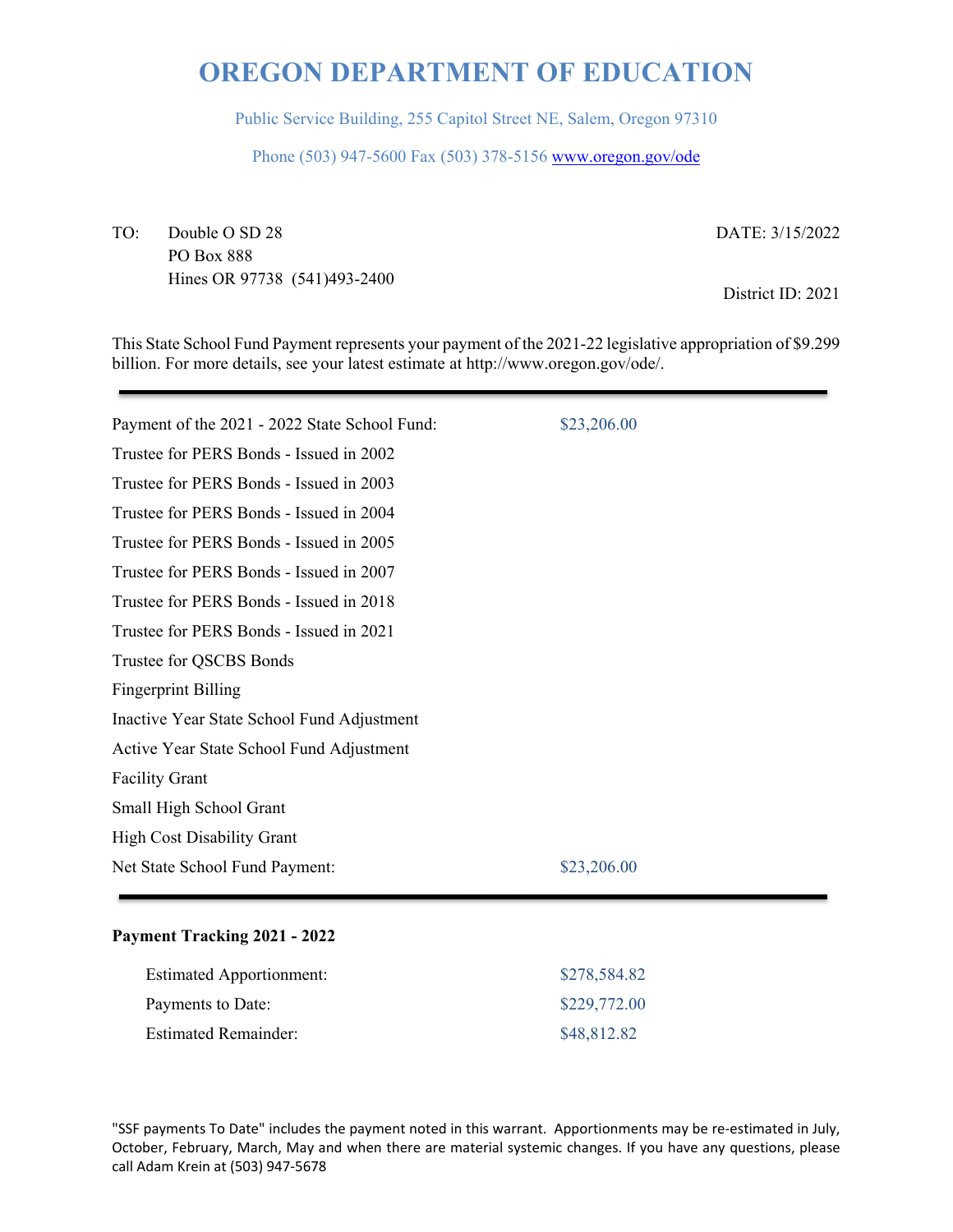# OREGON DEPARTMENT OF EDUCATION

Public Service Building, 255 Capitol Street NE, Salem, Oregon 97310

Phone (503) 947-5600 Fax (503) 378-5156 www.oregon.gov/ode

TO: Double O SD 28
PO Box 888
Hines OR 97738 (541)493-2400

DATE: 3/15/2022

District ID: 2021

This State School Fund Payment represents your payment of the 2021-22 legislative appropriation of $9.299 billion. For more details, see your latest estimate at http://www.oregon.gov/ode/.

| | |
|---|---|
| Payment of the 2021 - 2022 State School Fund: | $23,206.00 |
| Trustee for PERS Bonds - Issued in 2002 | |
| Trustee for PERS Bonds - Issued in 2003 | |
| Trustee for PERS Bonds - Issued in 2004 | |
| Trustee for PERS Bonds - Issued in 2005 | |
| Trustee for PERS Bonds - Issued in 2007 | |
| Trustee for PERS Bonds - Issued in 2018 | |
| Trustee for PERS Bonds - Issued in 2021 | |
| Trustee for QSCBS Bonds | |
| Fingerprint Billing | |
| Inactive Year State School Fund Adjustment | |
| Active Year State School Fund Adjustment | |
| Facility Grant | |
| Small High School Grant | |
| High Cost Disability Grant | |
| Net State School Fund Payment: | $23,206.00 |

**Payment Tracking 2021 - 2022**

| | |
|---|---|
| Estimated Apportionment: | $278,584.82 |
| Payments to Date: | $229,772.00 |
| Estimated Remainder: | $48,812.82 |

"SSF payments To Date" includes the payment noted in this warrant. Apportionments may be re-estimated in July, October, February, March, May and when there are material systemic changes. If you have any questions, please call Adam Krein at (503) 947-5678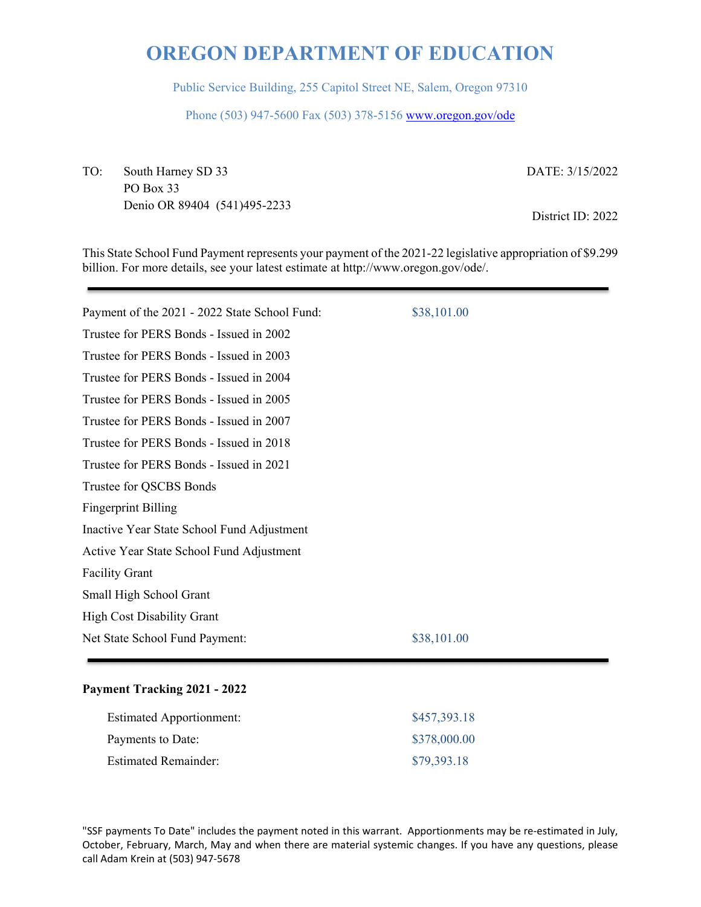# OREGON DEPARTMENT OF EDUCATION

Public Service Building, 255 Capitol Street NE, Salem, Oregon 97310

Phone (503) 947-5600 Fax (503) 378-5156 www.oregon.gov/ode

TO: South Harney SD 33
PO Box 33
Denio OR 89404 (541)495-2233

DATE: 3/15/2022

District ID: 2022

This State School Fund Payment represents your payment of the 2021-22 legislative appropriation of $9.299 billion. For more details, see your latest estimate at http://www.oregon.gov/ode/.

| | |
|---|---|
| Payment of the 2021 - 2022 State School Fund: | $38,101.00 |
| Trustee for PERS Bonds - Issued in 2002 | |
| Trustee for PERS Bonds - Issued in 2003 | |
| Trustee for PERS Bonds - Issued in 2004 | |
| Trustee for PERS Bonds - Issued in 2005 | |
| Trustee for PERS Bonds - Issued in 2007 | |
| Trustee for PERS Bonds - Issued in 2018 | |
| Trustee for PERS Bonds - Issued in 2021 | |
| Trustee for QSCBS Bonds | |
| Fingerprint Billing | |
| Inactive Year State School Fund Adjustment | |
| Active Year State School Fund Adjustment | |
| Facility Grant | |
| Small High School Grant | |
| High Cost Disability Grant | |
| Net State School Fund Payment: | $38,101.00 |

**Payment Tracking 2021 - 2022**

| | |
|---|---|
| Estimated Apportionment: | $457,393.18 |
| Payments to Date: | $378,000.00 |
| Estimated Remainder: | $79,393.18 |

"SSF payments To Date" includes the payment noted in this warrant. Apportionments may be re-estimated in July, October, February, March, May and when there are material systemic changes. If you have any questions, please call Adam Krein at (503) 947-5678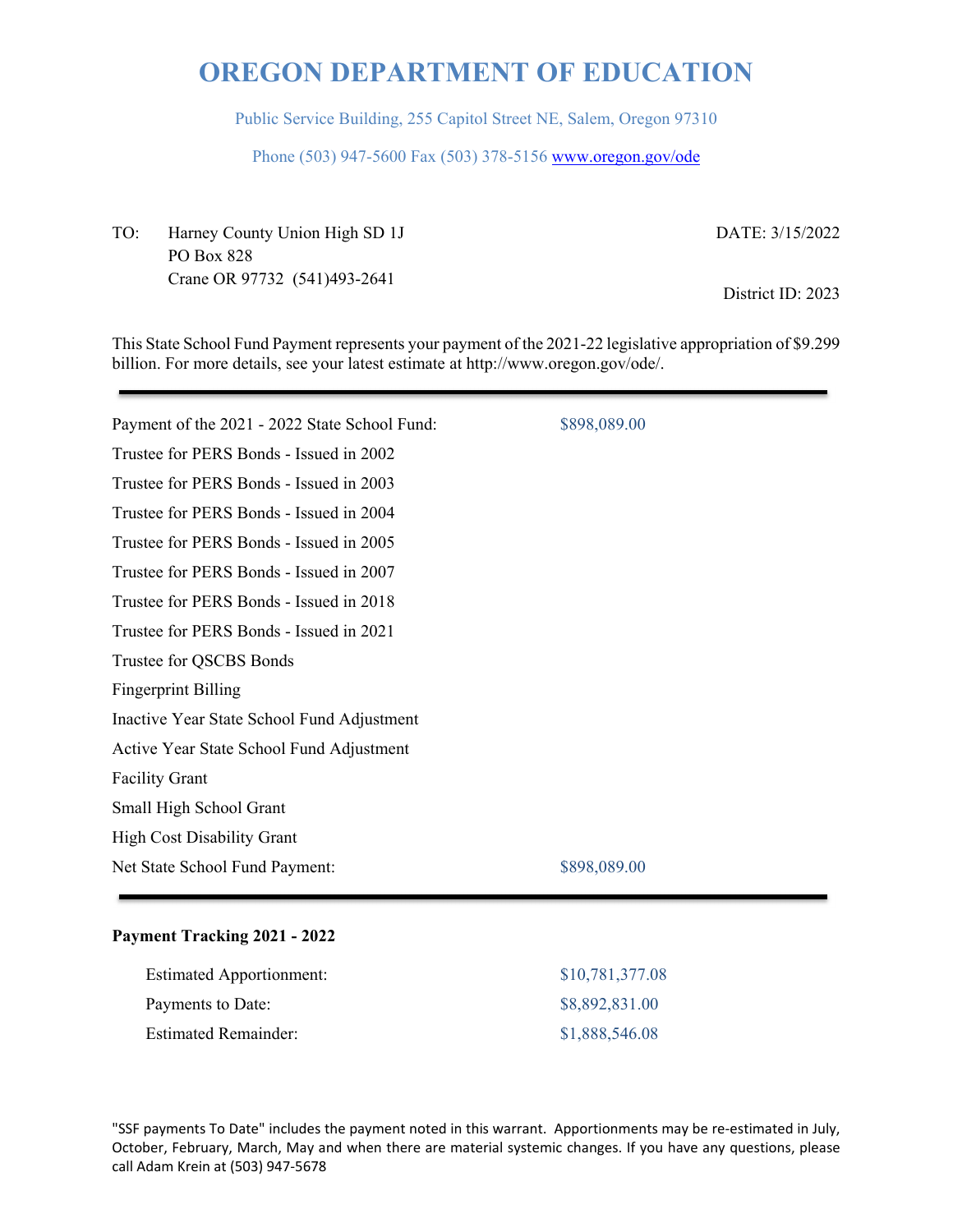# OREGON DEPARTMENT OF EDUCATION

Public Service Building, 255 Capitol Street NE, Salem, Oregon 97310

Phone (503) 947-5600 Fax (503) 378-5156 www.oregon.gov/ode

TO: Harney County Union High SD 1J
PO Box 828
Crane OR 97732 (541)493-2641

DATE: 3/15/2022

District ID: 2023

This State School Fund Payment represents your payment of the 2021-22 legislative appropriation of $9.299 billion. For more details, see your latest estimate at http://www.oregon.gov/ode/.

---

| | |
|---|---|
| Payment of the 2021 - 2022 State School Fund: | $898,089.00 |
| Trustee for PERS Bonds - Issued in 2002 | |
| Trustee for PERS Bonds - Issued in 2003 | |
| Trustee for PERS Bonds - Issued in 2004 | |
| Trustee for PERS Bonds - Issued in 2005 | |
| Trustee for PERS Bonds - Issued in 2007 | |
| Trustee for PERS Bonds - Issued in 2018 | |
| Trustee for PERS Bonds - Issued in 2021 | |
| Trustee for QSCBS Bonds | |
| Fingerprint Billing | |
| Inactive Year State School Fund Adjustment | |
| Active Year State School Fund Adjustment | |
| Facility Grant | |
| Small High School Grant | |
| High Cost Disability Grant | |
| Net State School Fund Payment: | $898,089.00 |

---

**Payment Tracking 2021 - 2022**

| | |
|---|---|
| Estimated Apportionment: | $10,781,377.08 |
| Payments to Date: | $8,892,831.00 |
| Estimated Remainder: | $1,888,546.08 |

"SSF payments To Date" includes the payment noted in this warrant. Apportionments may be re-estimated in July, October, February, March, May and when there are material systemic changes. If you have any questions, please call Adam Krein at (503) 947-5678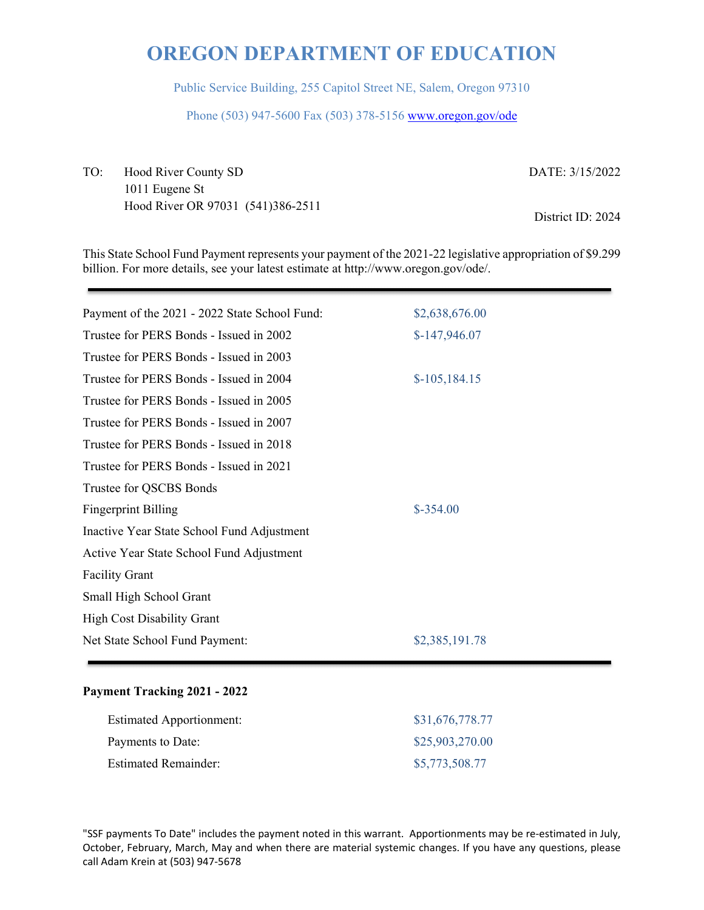# OREGON DEPARTMENT OF EDUCATION

Public Service Building, 255 Capitol Street NE, Salem, Oregon 97310

Phone (503) 947-5600 Fax (503) 378-5156 www.oregon.gov/ode

TO: Hood River County SD
1011 Eugene St
Hood River OR 97031 (541)386-2511

DATE: 3/15/2022

District ID: 2024

This State School Fund Payment represents your payment of the 2021-22 legislative appropriation of $9.299 billion. For more details, see your latest estimate at http://www.oregon.gov/ode/.

---

| | |
|---|---|
| Payment of the 2021 - 2022 State School Fund: | $2,638,676.00 |
| Trustee for PERS Bonds - Issued in 2002 | $-147,946.07 |
| Trustee for PERS Bonds - Issued in 2003 | |
| Trustee for PERS Bonds - Issued in 2004 | $-105,184.15 |
| Trustee for PERS Bonds - Issued in 2005 | |
| Trustee for PERS Bonds - Issued in 2007 | |
| Trustee for PERS Bonds - Issued in 2018 | |
| Trustee for PERS Bonds - Issued in 2021 | |
| Trustee for QSCBS Bonds | |
| Fingerprint Billing | $-354.00 |
| Inactive Year State School Fund Adjustment | |
| Active Year State School Fund Adjustment | |
| Facility Grant | |
| Small High School Grant | |
| High Cost Disability Grant | |
| Net State School Fund Payment: | $2,385,191.78 |

---

**Payment Tracking 2021 - 2022**

| | |
|---|---|
| Estimated Apportionment: | $31,676,778.77 |
| Payments to Date: | $25,903,270.00 |
| Estimated Remainder: | $5,773,508.77 |

"SSF payments To Date" includes the payment noted in this warrant. Apportionments may be re-estimated in July, October, February, March, May and when there are material systemic changes. If you have any questions, please call Adam Krein at (503) 947-5678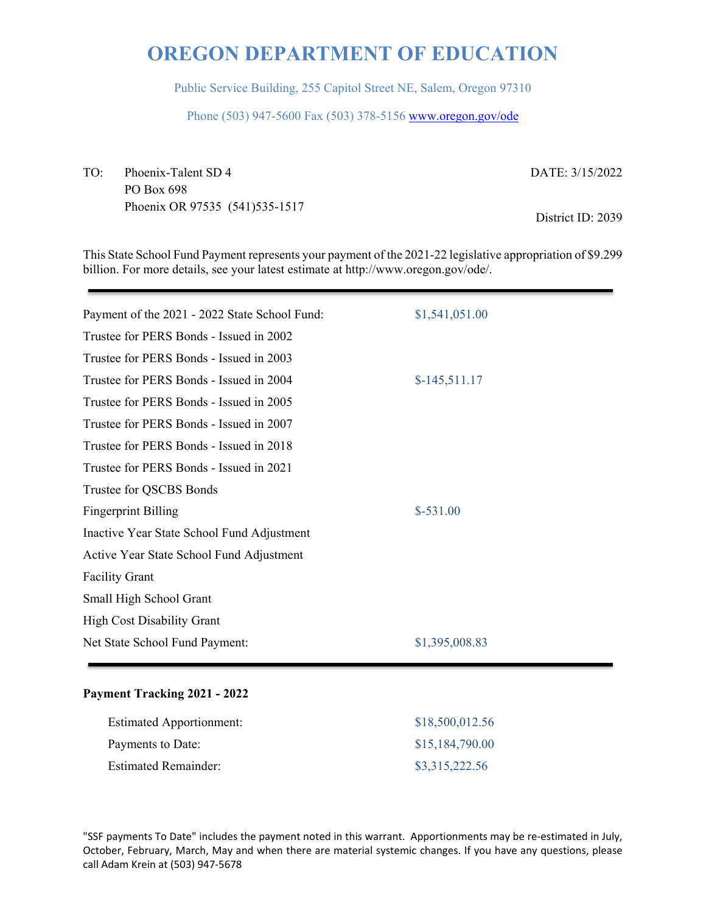# OREGON DEPARTMENT OF EDUCATION

Public Service Building, 255 Capitol Street NE, Salem, Oregon 97310

Phone (503) 947-5600 Fax (503) 378-5156 www.oregon.gov/ode

TO: Phoenix-Talent SD 4
PO Box 698
Phoenix OR 97535 (541)535-1517

DATE: 3/15/2022

District ID: 2039

This State School Fund Payment represents your payment of the 2021-22 legislative appropriation of $9.299 billion. For more details, see your latest estimate at http://www.oregon.gov/ode/.

| | |
|---|---|
| Payment of the 2021 - 2022 State School Fund: | $1,541,051.00 |
| Trustee for PERS Bonds - Issued in 2002 | |
| Trustee for PERS Bonds - Issued in 2003 | |
| Trustee for PERS Bonds - Issued in 2004 | $-145,511.17 |
| Trustee for PERS Bonds - Issued in 2005 | |
| Trustee for PERS Bonds - Issued in 2007 | |
| Trustee for PERS Bonds - Issued in 2018 | |
| Trustee for PERS Bonds - Issued in 2021 | |
| Trustee for QSCBS Bonds | |
| Fingerprint Billing | $-531.00 |
| Inactive Year State School Fund Adjustment | |
| Active Year State School Fund Adjustment | |
| Facility Grant | |
| Small High School Grant | |
| High Cost Disability Grant | |
| Net State School Fund Payment: | $1,395,008.83 |

**Payment Tracking 2021 - 2022**

| | |
|---|---|
| Estimated Apportionment: | $18,500,012.56 |
| Payments to Date: | $15,184,790.00 |
| Estimated Remainder: | $3,315,222.56 |

"SSF payments To Date" includes the payment noted in this warrant. Apportionments may be re-estimated in July, October, February, March, May and when there are material systemic changes. If you have any questions, please call Adam Krein at (503) 947-5678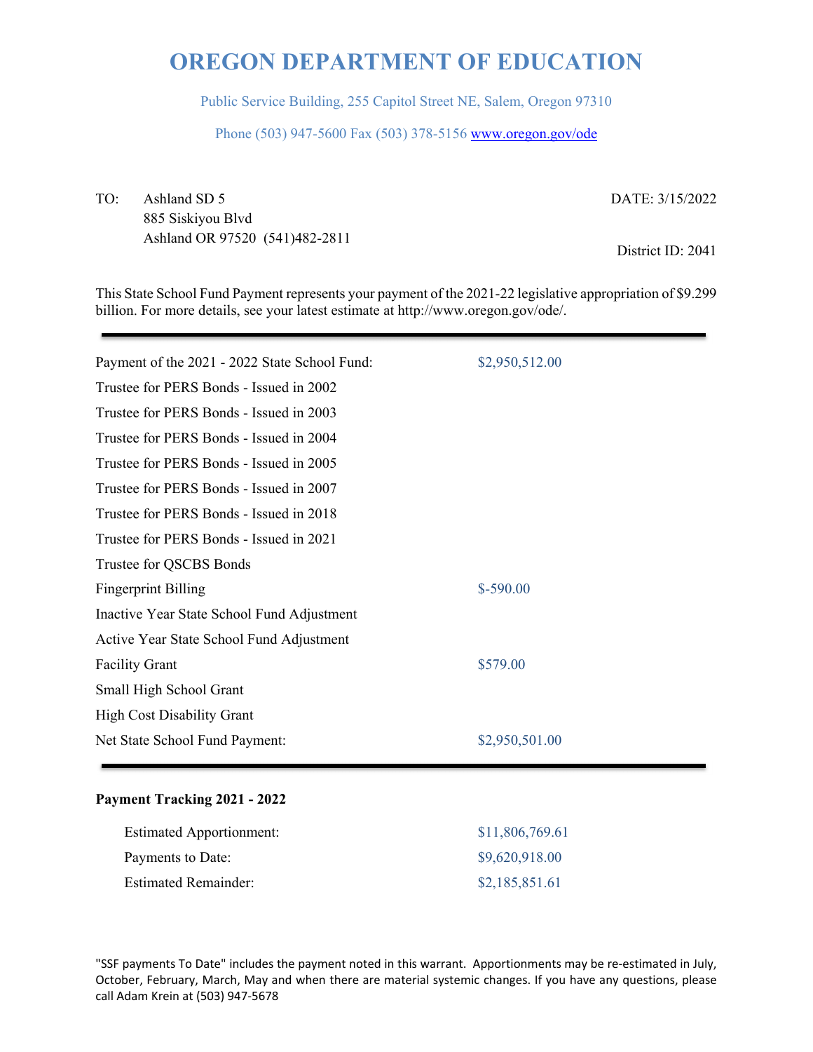# OREGON DEPARTMENT OF EDUCATION

Public Service Building, 255 Capitol Street NE, Salem, Oregon 97310

Phone (503) 947-5600 Fax (503) 378-5156 www.oregon.gov/ode

TO: Ashland SD 5
885 Siskiyou Blvd
Ashland OR 97520 (541)482-2811

DATE: 3/15/2022

District ID: 2041

This State School Fund Payment represents your payment of the 2021-22 legislative appropriation of $9.299 billion. For more details, see your latest estimate at http://www.oregon.gov/ode/.

| | |
|---|---|
| Payment of the 2021 - 2022 State School Fund: | $2,950,512.00 |
| Trustee for PERS Bonds - Issued in 2002 | |
| Trustee for PERS Bonds - Issued in 2003 | |
| Trustee for PERS Bonds - Issued in 2004 | |
| Trustee for PERS Bonds - Issued in 2005 | |
| Trustee for PERS Bonds - Issued in 2007 | |
| Trustee for PERS Bonds - Issued in 2018 | |
| Trustee for PERS Bonds - Issued in 2021 | |
| Trustee for QSCBS Bonds | |
| Fingerprint Billing | $-590.00 |
| Inactive Year State School Fund Adjustment | |
| Active Year State School Fund Adjustment | |
| Facility Grant | $579.00 |
| Small High School Grant | |
| High Cost Disability Grant | |
| Net State School Fund Payment: | $2,950,501.00 |

**Payment Tracking 2021 - 2022**

| | |
|---|---|
| Estimated Apportionment: | $11,806,769.61 |
| Payments to Date: | $9,620,918.00 |
| Estimated Remainder: | $2,185,851.61 |

"SSF payments To Date" includes the payment noted in this warrant. Apportionments may be re-estimated in July, October, February, March, May and when there are material systemic changes. If you have any questions, please call Adam Krein at (503) 947-5678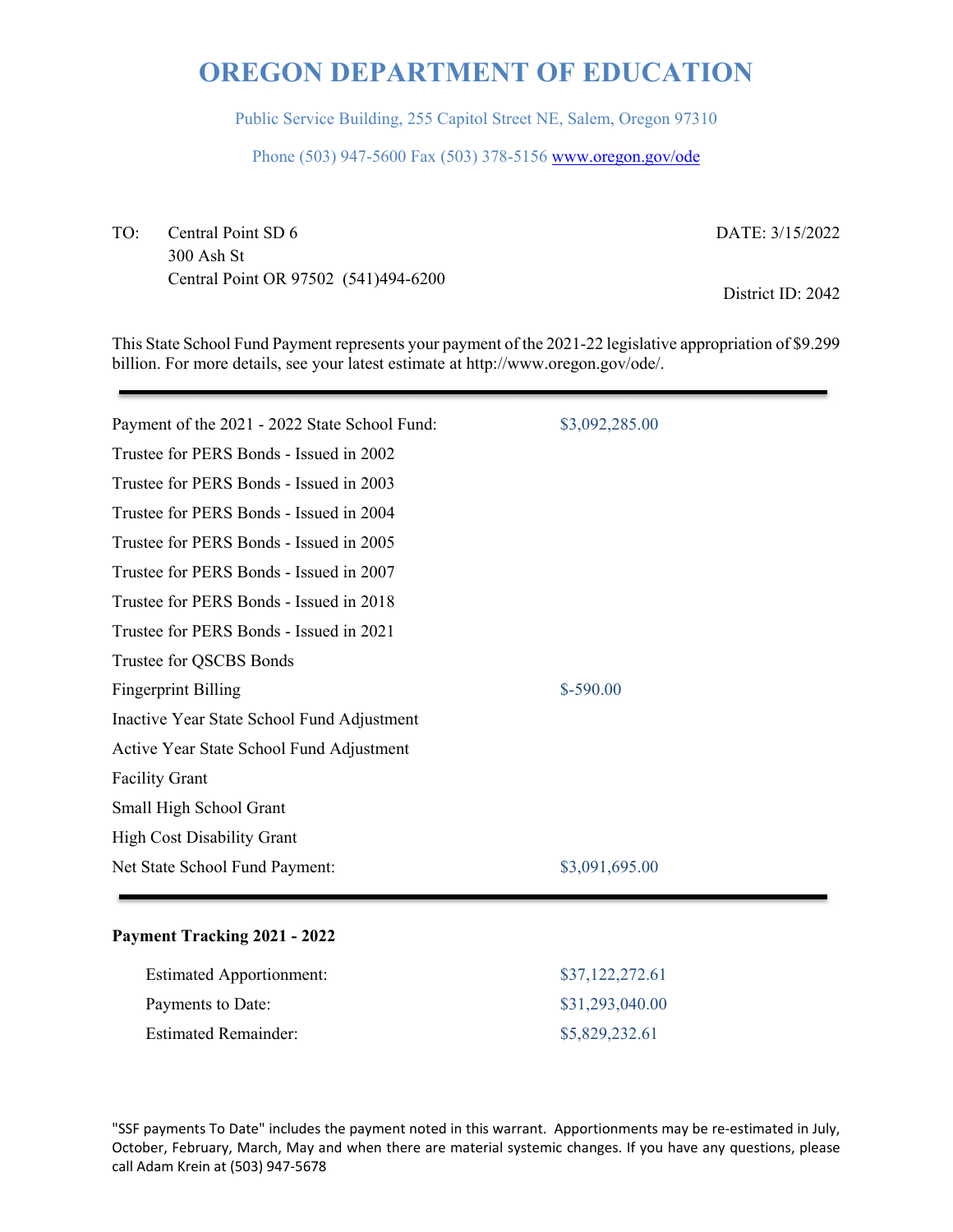# OREGON DEPARTMENT OF EDUCATION

Public Service Building, 255 Capitol Street NE, Salem, Oregon 97310

Phone (503) 947-5600 Fax (503) 378-5156 www.oregon.gov/ode

TO: Central Point SD 6
300 Ash St
Central Point OR 97502 (541)494-6200

DATE: 3/15/2022

District ID: 2042

This State School Fund Payment represents your payment of the 2021-22 legislative appropriation of $9.299 billion. For more details, see your latest estimate at http://www.oregon.gov/ode/.

---

| | |
|---|---|
| Payment of the 2021 - 2022 State School Fund: | $3,092,285.00 |
| Trustee for PERS Bonds - Issued in 2002 | |
| Trustee for PERS Bonds - Issued in 2003 | |
| Trustee for PERS Bonds - Issued in 2004 | |
| Trustee for PERS Bonds - Issued in 2005 | |
| Trustee for PERS Bonds - Issued in 2007 | |
| Trustee for PERS Bonds - Issued in 2018 | |
| Trustee for PERS Bonds - Issued in 2021 | |
| Trustee for QSCBS Bonds | |
| Fingerprint Billing | $-590.00 |
| Inactive Year State School Fund Adjustment | |
| Active Year State School Fund Adjustment | |
| Facility Grant | |
| Small High School Grant | |
| High Cost Disability Grant | |
| Net State School Fund Payment: | $3,091,695.00 |

---

**Payment Tracking 2021 - 2022**

| | |
|---|---|
| Estimated Apportionment: | $37,122,272.61 |
| Payments to Date: | $31,293,040.00 |
| Estimated Remainder: | $5,829,232.61 |

"SSF payments To Date" includes the payment noted in this warrant. Apportionments may be re-estimated in July, October, February, March, May and when there are material systemic changes. If you have any questions, please call Adam Krein at (503) 947-5678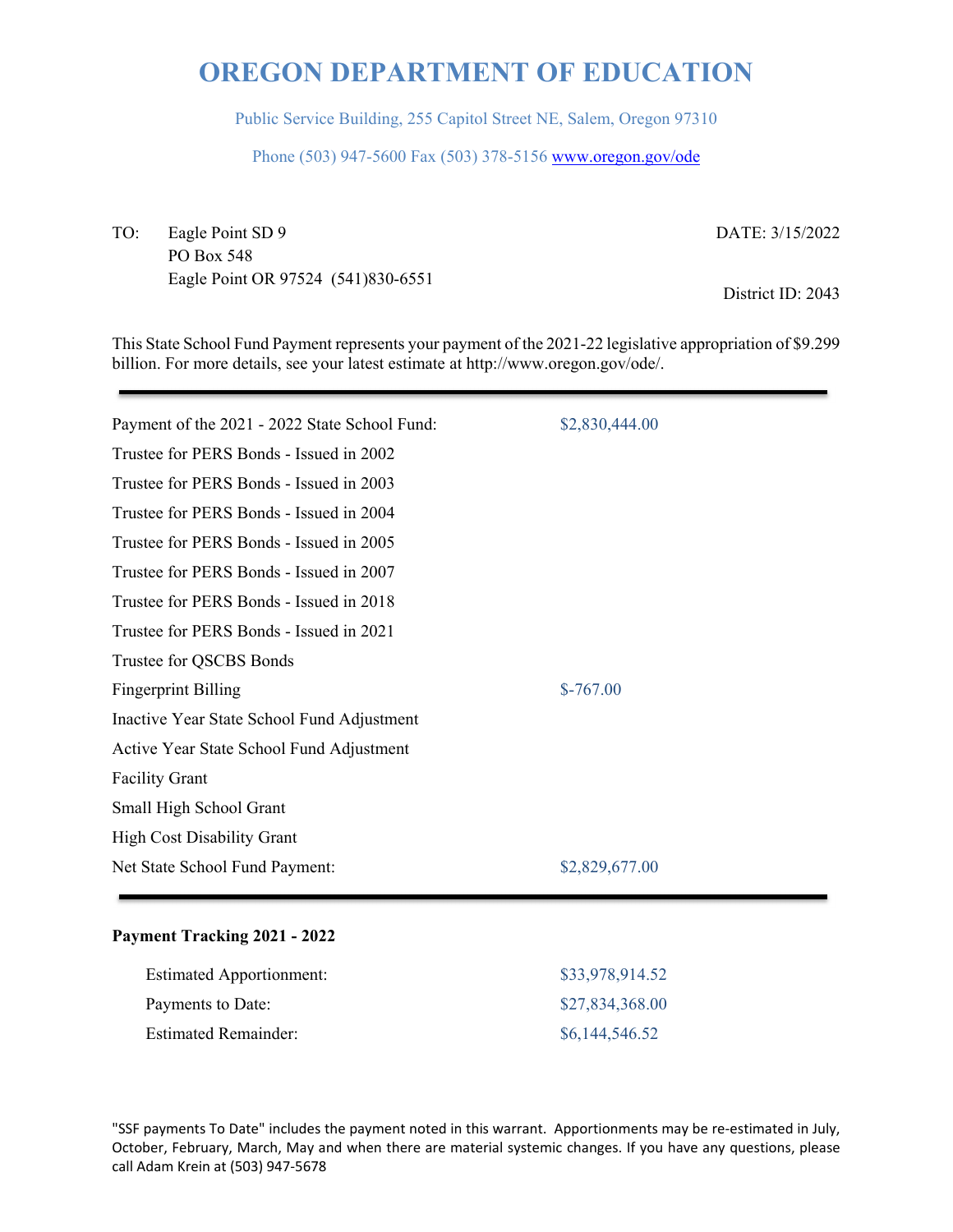# OREGON DEPARTMENT OF EDUCATION

Public Service Building, 255 Capitol Street NE, Salem, Oregon 97310

Phone (503) 947-5600 Fax (503) 378-5156 www.oregon.gov/ode

TO: Eagle Point SD 9
PO Box 548
Eagle Point OR 97524 (541)830-6551

DATE: 3/15/2022

District ID: 2043

This State School Fund Payment represents your payment of the 2021-22 legislative appropriation of $9.299 billion. For more details, see your latest estimate at http://www.oregon.gov/ode/.

---

| | |
|---|---|
| Payment of the 2021 - 2022 State School Fund: | $2,830,444.00 |
| Trustee for PERS Bonds - Issued in 2002 | |
| Trustee for PERS Bonds - Issued in 2003 | |
| Trustee for PERS Bonds - Issued in 2004 | |
| Trustee for PERS Bonds - Issued in 2005 | |
| Trustee for PERS Bonds - Issued in 2007 | |
| Trustee for PERS Bonds - Issued in 2018 | |
| Trustee for PERS Bonds - Issued in 2021 | |
| Trustee for QSCBS Bonds | |
| Fingerprint Billing | $-767.00 |
| Inactive Year State School Fund Adjustment | |
| Active Year State School Fund Adjustment | |
| Facility Grant | |
| Small High School Grant | |
| High Cost Disability Grant | |
| Net State School Fund Payment: | $2,829,677.00 |

---

**Payment Tracking 2021 - 2022**

| | |
|---|---|
| Estimated Apportionment: | $33,978,914.52 |
| Payments to Date: | $27,834,368.00 |
| Estimated Remainder: | $6,144,546.52 |

"SSF payments To Date" includes the payment noted in this warrant. Apportionments may be re-estimated in July, October, February, March, May and when there are material systemic changes. If you have any questions, please call Adam Krein at (503) 947-5678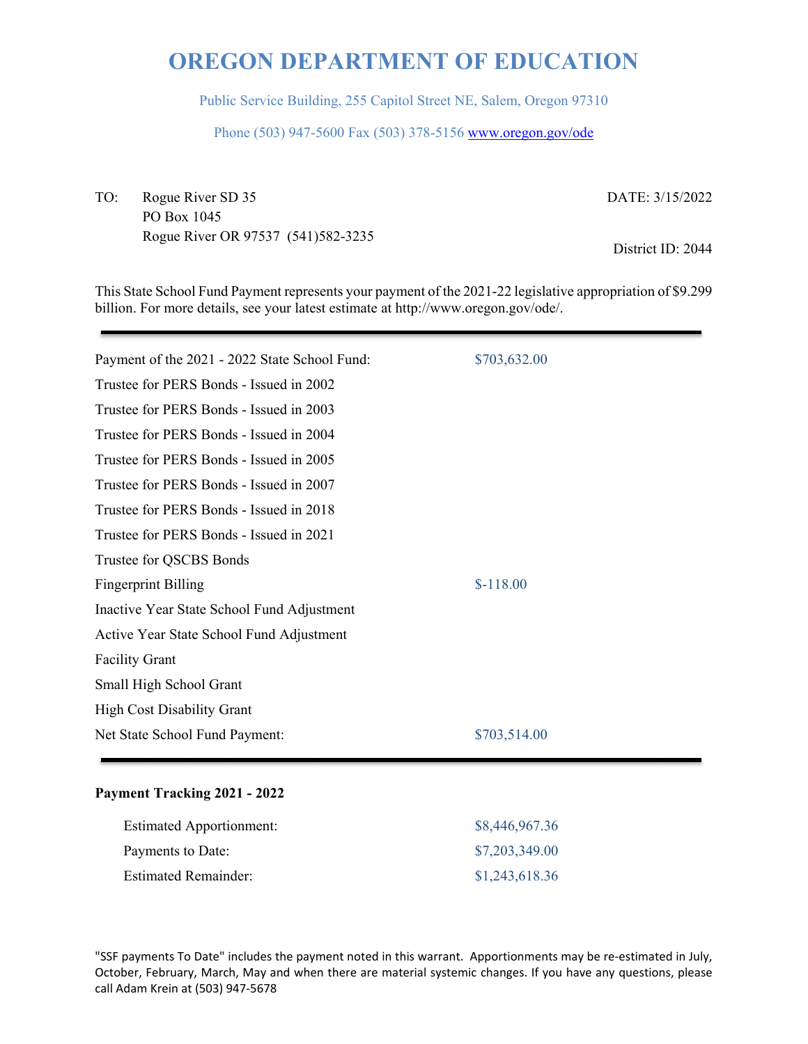# OREGON DEPARTMENT OF EDUCATION

Public Service Building, 255 Capitol Street NE, Salem, Oregon 97310

Phone (503) 947-5600 Fax (503) 378-5156 www.oregon.gov/ode

TO: Rogue River SD 35
PO Box 1045
Rogue River OR 97537 (541)582-3235

DATE: 3/15/2022

District ID: 2044

This State School Fund Payment represents your payment of the 2021-22 legislative appropriation of $9.299 billion. For more details, see your latest estimate at http://www.oregon.gov/ode/.

| | |
|---|---|
| Payment of the 2021 - 2022 State School Fund: | $703,632.00 |
| Trustee for PERS Bonds - Issued in 2002 | |
| Trustee for PERS Bonds - Issued in 2003 | |
| Trustee for PERS Bonds - Issued in 2004 | |
| Trustee for PERS Bonds - Issued in 2005 | |
| Trustee for PERS Bonds - Issued in 2007 | |
| Trustee for PERS Bonds - Issued in 2018 | |
| Trustee for PERS Bonds - Issued in 2021 | |
| Trustee for QSCBS Bonds | |
| Fingerprint Billing | $-118.00 |
| Inactive Year State School Fund Adjustment | |
| Active Year State School Fund Adjustment | |
| Facility Grant | |
| Small High School Grant | |
| High Cost Disability Grant | |
| Net State School Fund Payment: | $703,514.00 |

**Payment Tracking 2021 - 2022**

| | |
|---|---|
| Estimated Apportionment: | $8,446,967.36 |
| Payments to Date: | $7,203,349.00 |
| Estimated Remainder: | $1,243,618.36 |

"SSF payments To Date" includes the payment noted in this warrant. Apportionments may be re-estimated in July, October, February, March, May and when there are material systemic changes. If you have any questions, please call Adam Krein at (503) 947-5678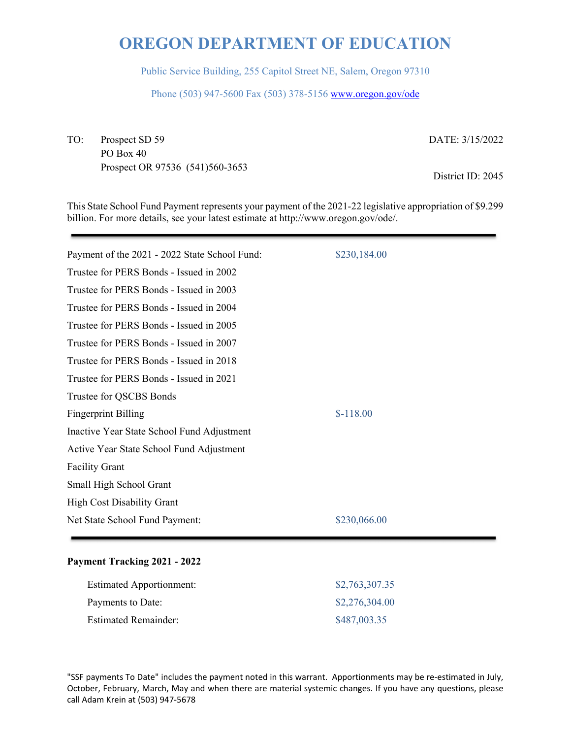# OREGON DEPARTMENT OF EDUCATION

Public Service Building, 255 Capitol Street NE, Salem, Oregon 97310

Phone (503) 947-5600 Fax (503) 378-5156 www.oregon.gov/ode

TO: Prospect SD 59
PO Box 40
Prospect OR 97536 (541)560-3653

DATE: 3/15/2022

District ID: 2045

This State School Fund Payment represents your payment of the 2021-22 legislative appropriation of $9.299 billion. For more details, see your latest estimate at http://www.oregon.gov/ode/.

| | |
|---|---|
| Payment of the 2021 - 2022 State School Fund: | $230,184.00 |
| Trustee for PERS Bonds - Issued in 2002 | |
| Trustee for PERS Bonds - Issued in 2003 | |
| Trustee for PERS Bonds - Issued in 2004 | |
| Trustee for PERS Bonds - Issued in 2005 | |
| Trustee for PERS Bonds - Issued in 2007 | |
| Trustee for PERS Bonds - Issued in 2018 | |
| Trustee for PERS Bonds - Issued in 2021 | |
| Trustee for QSCBS Bonds | |
| Fingerprint Billing | $-118.00 |
| Inactive Year State School Fund Adjustment | |
| Active Year State School Fund Adjustment | |
| Facility Grant | |
| Small High School Grant | |
| High Cost Disability Grant | |
| Net State School Fund Payment: | $230,066.00 |

**Payment Tracking 2021 - 2022**

| | |
|---|---|
| Estimated Apportionment: | $2,763,307.35 |
| Payments to Date: | $2,276,304.00 |
| Estimated Remainder: | $487,003.35 |

"SSF payments To Date" includes the payment noted in this warrant. Apportionments may be re-estimated in July, October, February, March, May and when there are material systemic changes. If you have any questions, please call Adam Krein at (503) 947-5678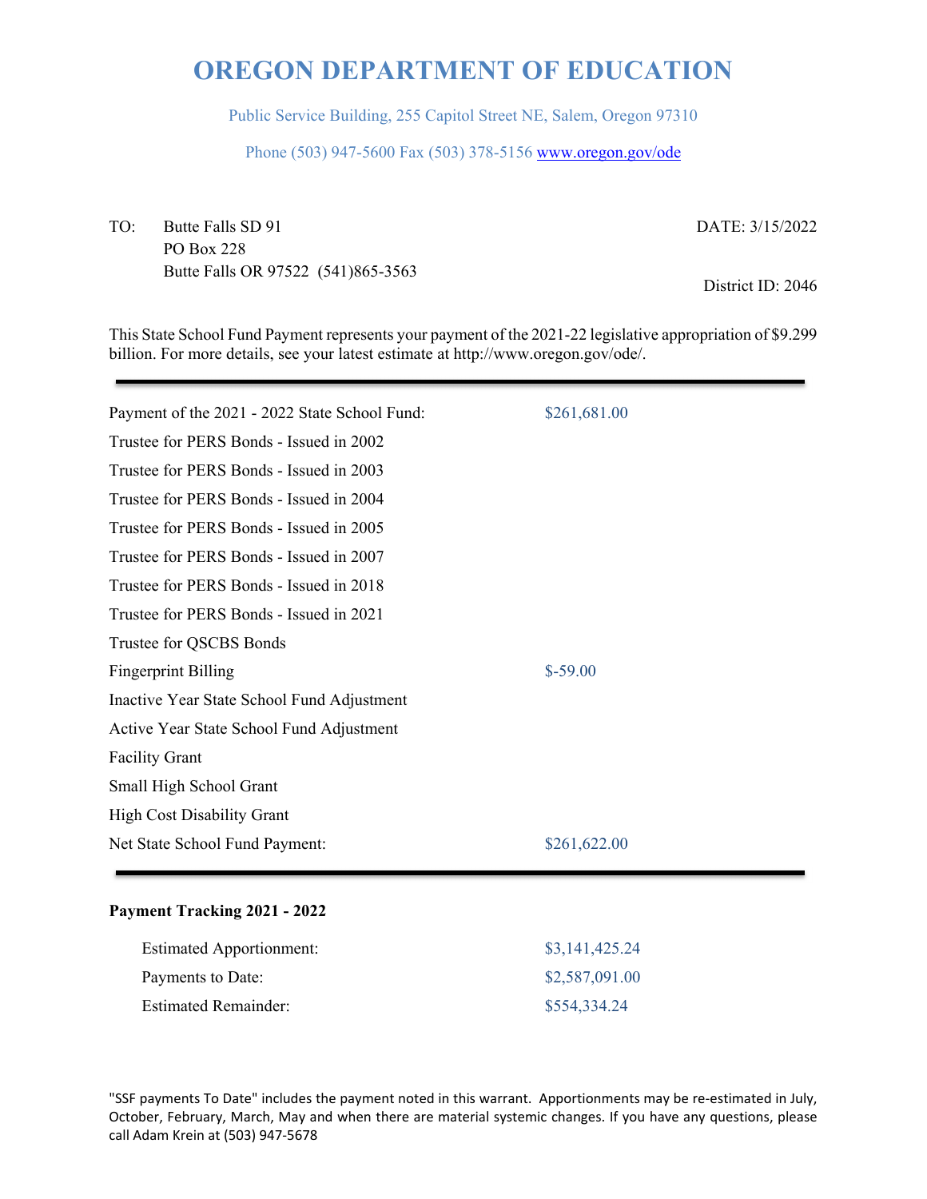# OREGON DEPARTMENT OF EDUCATION

Public Service Building, 255 Capitol Street NE, Salem, Oregon 97310

Phone (503) 947-5600 Fax (503) 378-5156 www.oregon.gov/ode

TO: Butte Falls SD 91
PO Box 228
Butte Falls OR 97522 (541)865-3563

DATE: 3/15/2022

District ID: 2046

This State School Fund Payment represents your payment of the 2021-22 legislative appropriation of $9.299 billion. For more details, see your latest estimate at http://www.oregon.gov/ode/.

---

| | |
|---|---|
| Payment of the 2021 - 2022 State School Fund: | $261,681.00 |
| Trustee for PERS Bonds - Issued in 2002 | |
| Trustee for PERS Bonds - Issued in 2003 | |
| Trustee for PERS Bonds - Issued in 2004 | |
| Trustee for PERS Bonds - Issued in 2005 | |
| Trustee for PERS Bonds - Issued in 2007 | |
| Trustee for PERS Bonds - Issued in 2018 | |
| Trustee for PERS Bonds - Issued in 2021 | |
| Trustee for QSCBS Bonds | |
| Fingerprint Billing | $-59.00 |
| Inactive Year State School Fund Adjustment | |
| Active Year State School Fund Adjustment | |
| Facility Grant | |
| Small High School Grant | |
| High Cost Disability Grant | |
| Net State School Fund Payment: | $261,622.00 |

---

**Payment Tracking 2021 - 2022**

| | |
|---|---|
| Estimated Apportionment: | $3,141,425.24 |
| Payments to Date: | $2,587,091.00 |
| Estimated Remainder: | $554,334.24 |

"SSF payments To Date" includes the payment noted in this warrant. Apportionments may be re-estimated in July, October, February, March, May and when there are material systemic changes. If you have any questions, please call Adam Krein at (503) 947-5678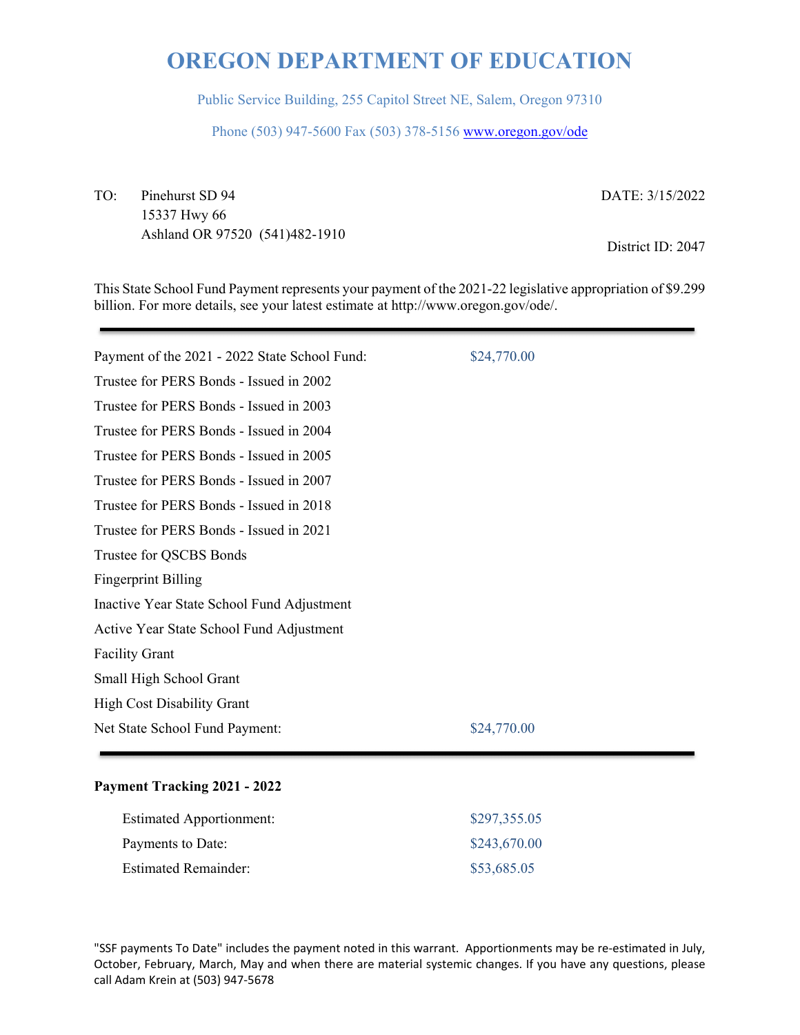# OREGON DEPARTMENT OF EDUCATION

Public Service Building, 255 Capitol Street NE, Salem, Oregon 97310

Phone (503) 947-5600 Fax (503) 378-5156 www.oregon.gov/ode

TO: Pinehurst SD 94
15337 Hwy 66
Ashland OR 97520 (541)482-1910

DATE: 3/15/2022

District ID: 2047

This State School Fund Payment represents your payment of the 2021-22 legislative appropriation of $9.299 billion. For more details, see your latest estimate at http://www.oregon.gov/ode/.

---

| | |
|---|---|
| Payment of the 2021 - 2022 State School Fund: | $24,770.00 |
| Trustee for PERS Bonds - Issued in 2002 | |
| Trustee for PERS Bonds - Issued in 2003 | |
| Trustee for PERS Bonds - Issued in 2004 | |
| Trustee for PERS Bonds - Issued in 2005 | |
| Trustee for PERS Bonds - Issued in 2007 | |
| Trustee for PERS Bonds - Issued in 2018 | |
| Trustee for PERS Bonds - Issued in 2021 | |
| Trustee for QSCBS Bonds | |
| Fingerprint Billing | |
| Inactive Year State School Fund Adjustment | |
| Active Year State School Fund Adjustment | |
| Facility Grant | |
| Small High School Grant | |
| High Cost Disability Grant | |
| Net State School Fund Payment: | $24,770.00 |

---

**Payment Tracking 2021 - 2022**

| | |
|---|---|
| Estimated Apportionment: | $297,355.05 |
| Payments to Date: | $243,670.00 |
| Estimated Remainder: | $53,685.05 |

"SSF payments To Date" includes the payment noted in this warrant. Apportionments may be re-estimated in July, October, February, March, May and when there are material systemic changes. If you have any questions, please call Adam Krein at (503) 947-5678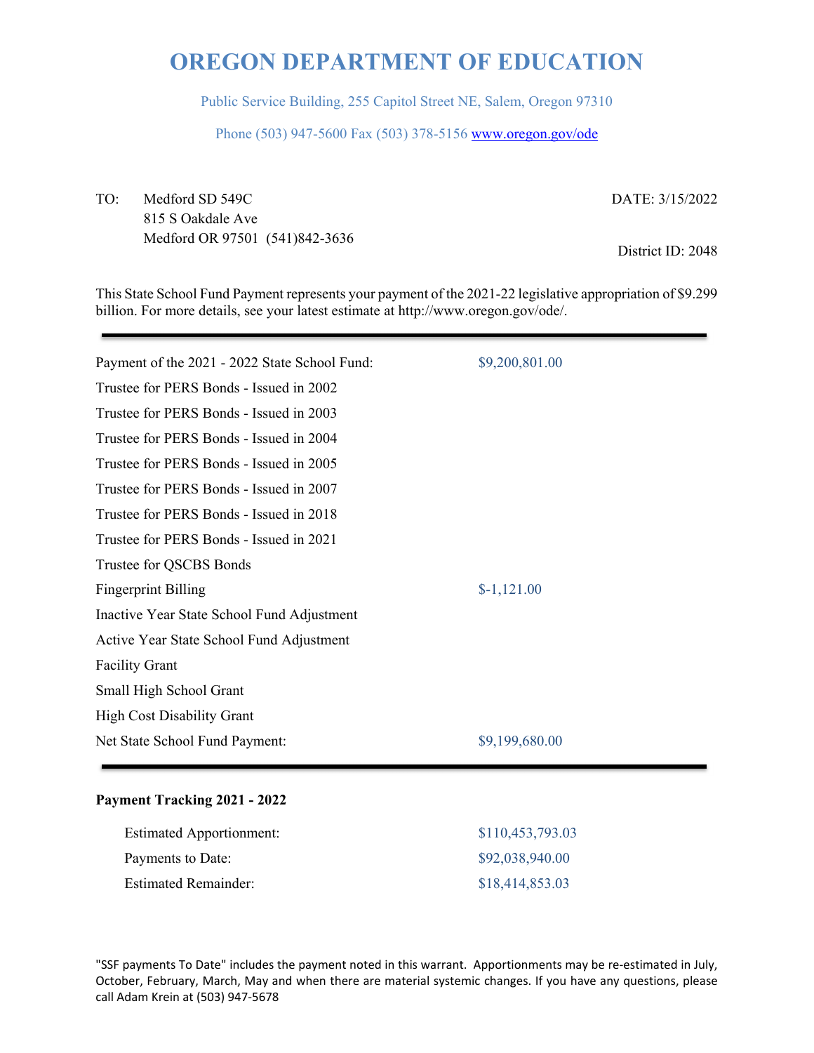# OREGON DEPARTMENT OF EDUCATION

Public Service Building, 255 Capitol Street NE, Salem, Oregon 97310

Phone (503) 947-5600 Fax (503) 378-5156 www.oregon.gov/ode

TO: Medford SD 549C
815 S Oakdale Ave
Medford OR 97501 (541)842-3636

DATE: 3/15/2022

District ID: 2048

This State School Fund Payment represents your payment of the 2021-22 legislative appropriation of $9.299 billion. For more details, see your latest estimate at http://www.oregon.gov/ode/.

---

| | |
|---|---|
| Payment of the 2021 - 2022 State School Fund: | $9,200,801.00 |
| Trustee for PERS Bonds - Issued in 2002 | |
| Trustee for PERS Bonds - Issued in 2003 | |
| Trustee for PERS Bonds - Issued in 2004 | |
| Trustee for PERS Bonds - Issued in 2005 | |
| Trustee for PERS Bonds - Issued in 2007 | |
| Trustee for PERS Bonds - Issued in 2018 | |
| Trustee for PERS Bonds - Issued in 2021 | |
| Trustee for QSCBS Bonds | |
| Fingerprint Billing | $-1,121.00 |
| Inactive Year State School Fund Adjustment | |
| Active Year State School Fund Adjustment | |
| Facility Grant | |
| Small High School Grant | |
| High Cost Disability Grant | |
| Net State School Fund Payment: | $9,199,680.00 |

---

**Payment Tracking 2021 - 2022**

| | |
|---|---|
| Estimated Apportionment: | $110,453,793.03 |
| Payments to Date: | $92,038,940.00 |
| Estimated Remainder: | $18,414,853.03 |

"SSF payments To Date" includes the payment noted in this warrant. Apportionments may be re-estimated in July, October, February, March, May and when there are material systemic changes. If you have any questions, please call Adam Krein at (503) 947-5678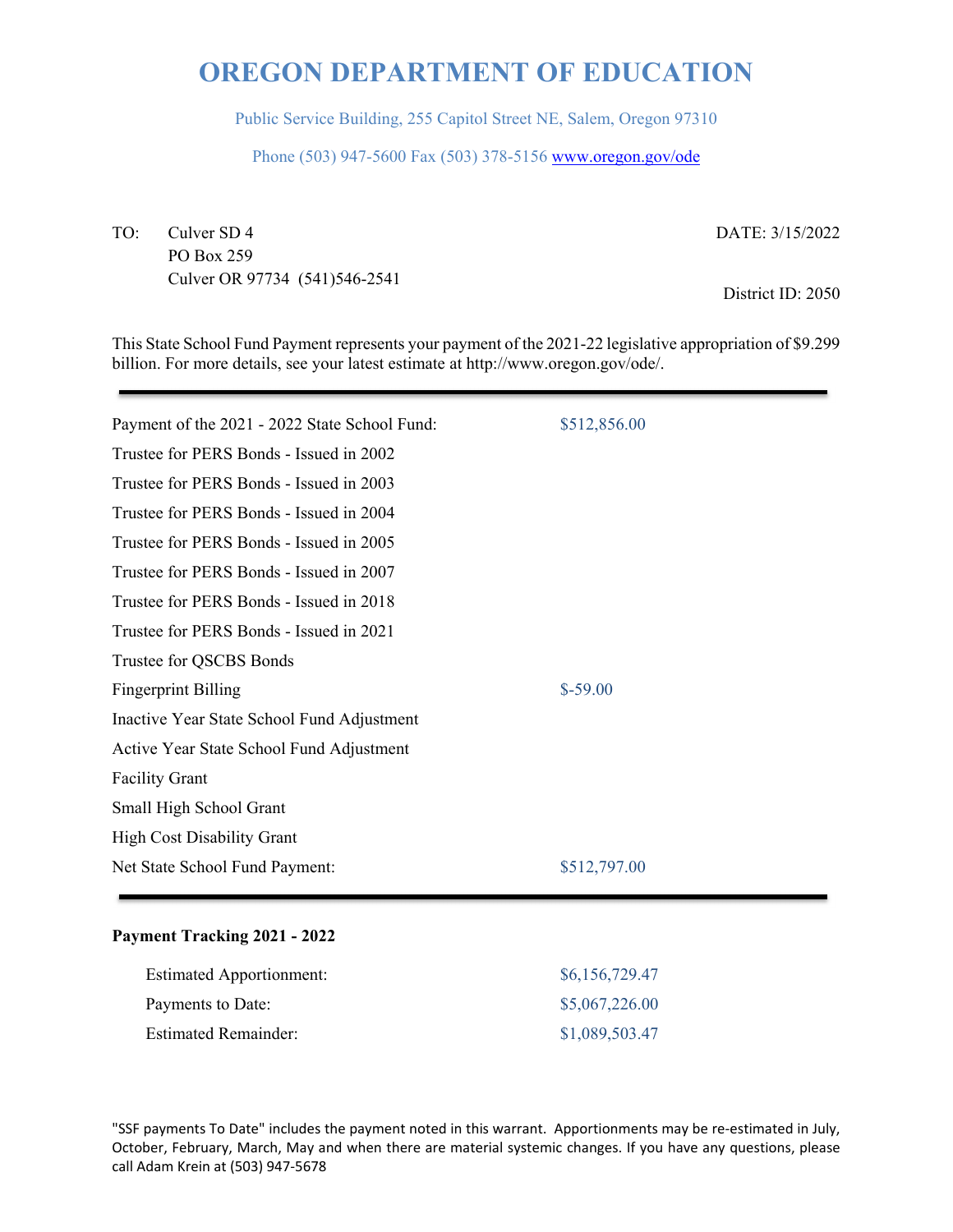# OREGON DEPARTMENT OF EDUCATION

Public Service Building, 255 Capitol Street NE, Salem, Oregon 97310

Phone (503) 947-5600 Fax (503) 378-5156 www.oregon.gov/ode

TO: Culver SD 4
PO Box 259
Culver OR 97734 (541)546-2541

DATE: 3/15/2022

District ID: 2050

This State School Fund Payment represents your payment of the 2021-22 legislative appropriation of $9.299 billion. For more details, see your latest estimate at http://www.oregon.gov/ode/.

| | |
|---|---|
| Payment of the 2021 - 2022 State School Fund: | $512,856.00 |
| Trustee for PERS Bonds - Issued in 2002 | |
| Trustee for PERS Bonds - Issued in 2003 | |
| Trustee for PERS Bonds - Issued in 2004 | |
| Trustee for PERS Bonds - Issued in 2005 | |
| Trustee for PERS Bonds - Issued in 2007 | |
| Trustee for PERS Bonds - Issued in 2018 | |
| Trustee for PERS Bonds - Issued in 2021 | |
| Trustee for QSCBS Bonds | |
| Fingerprint Billing | $-59.00 |
| Inactive Year State School Fund Adjustment | |
| Active Year State School Fund Adjustment | |
| Facility Grant | |
| Small High School Grant | |
| High Cost Disability Grant | |
| Net State School Fund Payment: | $512,797.00 |

**Payment Tracking 2021 - 2022**

| | |
|---|---|
| Estimated Apportionment: | $6,156,729.47 |
| Payments to Date: | $5,067,226.00 |
| Estimated Remainder: | $1,089,503.47 |

"SSF payments To Date" includes the payment noted in this warrant. Apportionments may be re-estimated in July, October, February, March, May and when there are material systemic changes. If you have any questions, please call Adam Krein at (503) 947-5678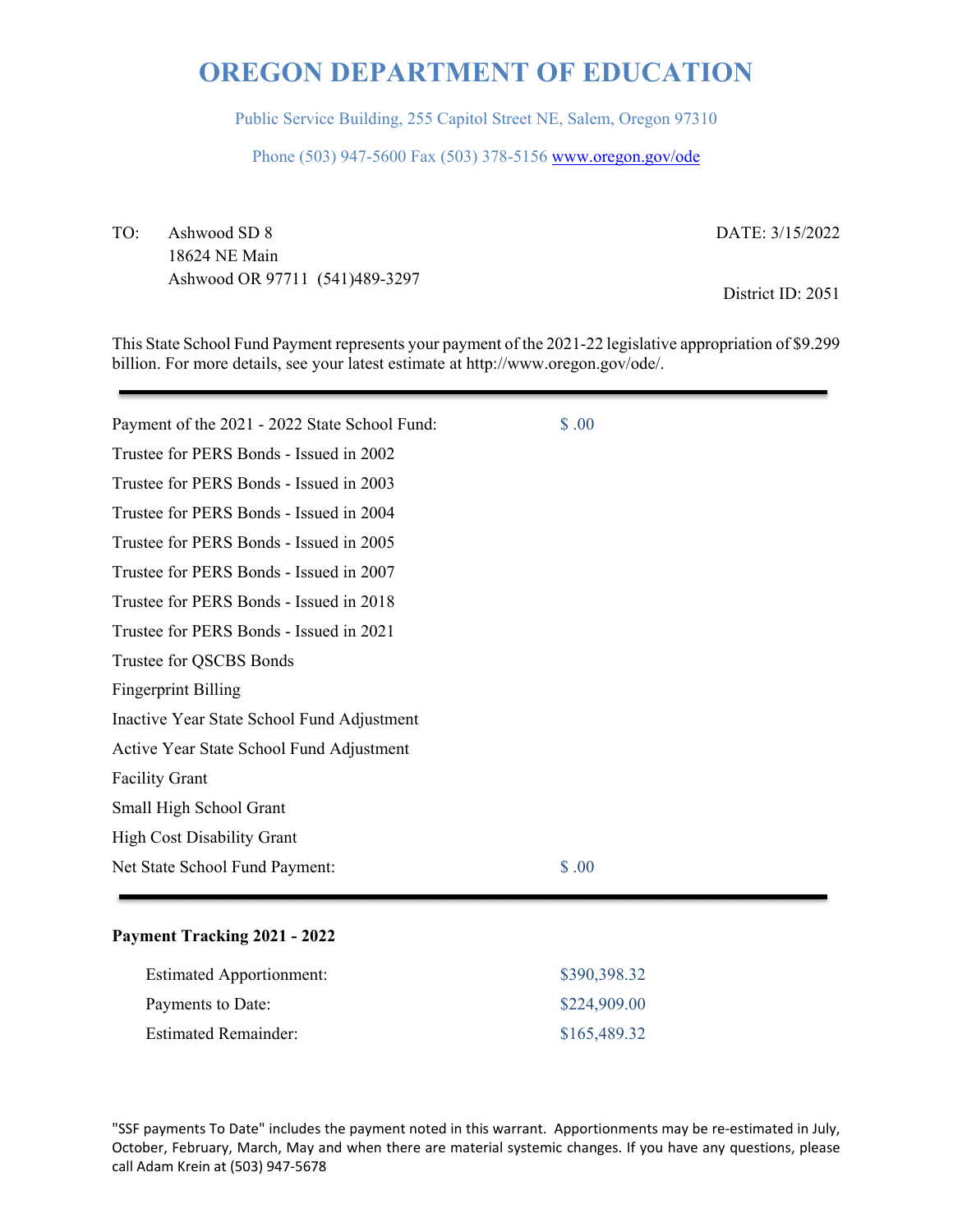# OREGON DEPARTMENT OF EDUCATION

Public Service Building, 255 Capitol Street NE, Salem, Oregon 97310

Phone (503) 947-5600 Fax (503) 378-5156 www.oregon.gov/ode

TO: Ashwood SD 8
18624 NE Main
Ashwood OR 97711 (541)489-3297

DATE: 3/15/2022

District ID: 2051

This State School Fund Payment represents your payment of the 2021-22 legislative appropriation of $9.299 billion. For more details, see your latest estimate at http://www.oregon.gov/ode/.

| | |
|---|---|
| Payment of the 2021 - 2022 State School Fund: | $ .00 |
| Trustee for PERS Bonds - Issued in 2002 | |
| Trustee for PERS Bonds - Issued in 2003 | |
| Trustee for PERS Bonds - Issued in 2004 | |
| Trustee for PERS Bonds - Issued in 2005 | |
| Trustee for PERS Bonds - Issued in 2007 | |
| Trustee for PERS Bonds - Issued in 2018 | |
| Trustee for PERS Bonds - Issued in 2021 | |
| Trustee for QSCBS Bonds | |
| Fingerprint Billing | |
| Inactive Year State School Fund Adjustment | |
| Active Year State School Fund Adjustment | |
| Facility Grant | |
| Small High School Grant | |
| High Cost Disability Grant | |
| Net State School Fund Payment: | $ .00 |

**Payment Tracking 2021 - 2022**

| | |
|---|---|
| Estimated Apportionment: | $390,398.32 |
| Payments to Date: | $224,909.00 |
| Estimated Remainder: | $165,489.32 |

"SSF payments To Date" includes the payment noted in this warrant. Apportionments may be re-estimated in July, October, February, March, May and when there are material systemic changes. If you have any questions, please call Adam Krein at (503) 947-5678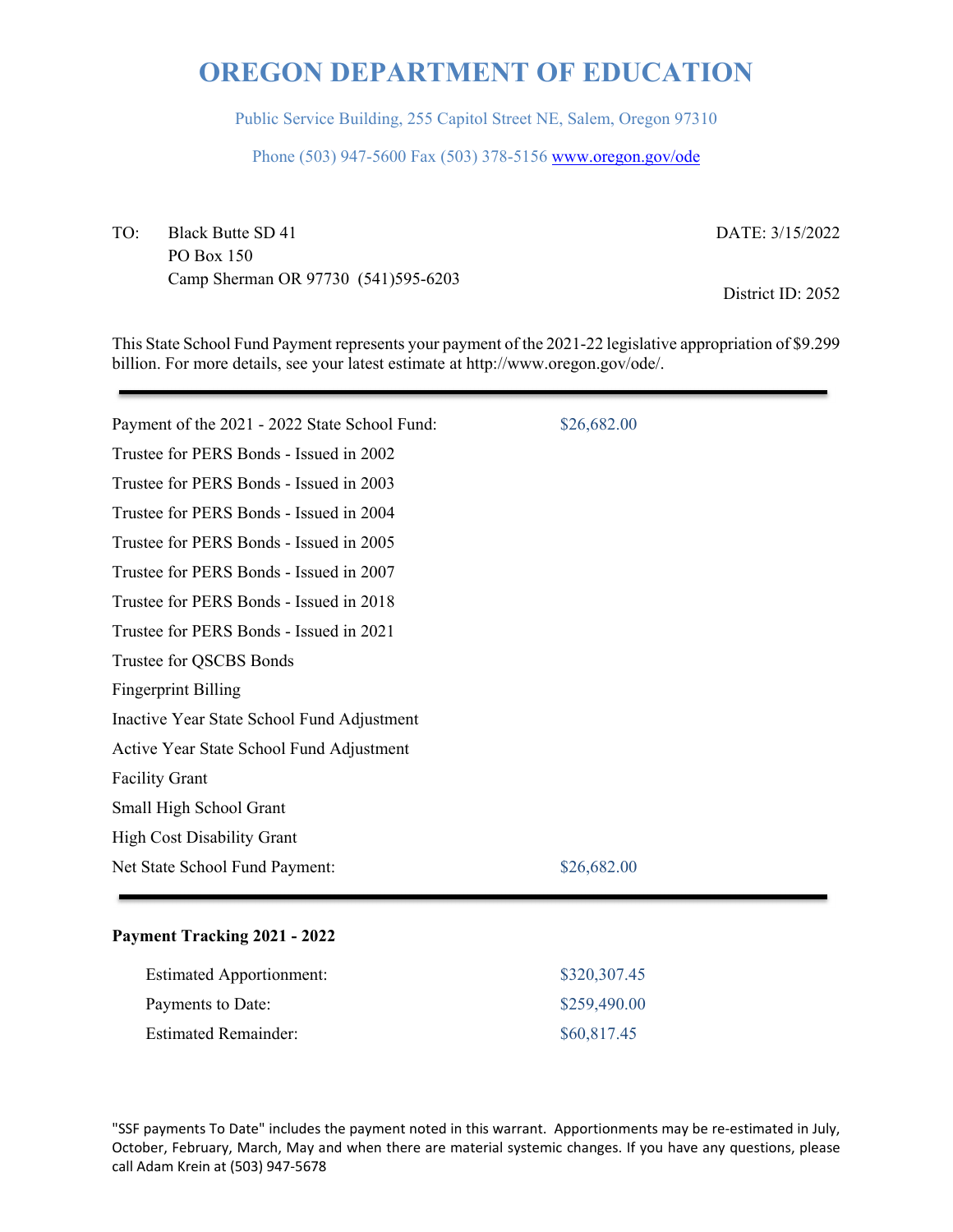# OREGON DEPARTMENT OF EDUCATION

Public Service Building, 255 Capitol Street NE, Salem, Oregon 97310

Phone (503) 947-5600 Fax (503) 378-5156 www.oregon.gov/ode

TO: Black Butte SD 41
PO Box 150
Camp Sherman OR 97730 (541)595-6203

DATE: 3/15/2022

District ID: 2052

This State School Fund Payment represents your payment of the 2021-22 legislative appropriation of $9.299 billion. For more details, see your latest estimate at http://www.oregon.gov/ode/.

---

| | |
|---|---|
| Payment of the 2021 - 2022 State School Fund: | $26,682.00 |
| Trustee for PERS Bonds - Issued in 2002 | |
| Trustee for PERS Bonds - Issued in 2003 | |
| Trustee for PERS Bonds - Issued in 2004 | |
| Trustee for PERS Bonds - Issued in 2005 | |
| Trustee for PERS Bonds - Issued in 2007 | |
| Trustee for PERS Bonds - Issued in 2018 | |
| Trustee for PERS Bonds - Issued in 2021 | |
| Trustee for QSCBS Bonds | |
| Fingerprint Billing | |
| Inactive Year State School Fund Adjustment | |
| Active Year State School Fund Adjustment | |
| Facility Grant | |
| Small High School Grant | |
| High Cost Disability Grant | |
| Net State School Fund Payment: | $26,682.00 |

---

**Payment Tracking 2021 - 2022**

| | |
|---|---|
| Estimated Apportionment: | $320,307.45 |
| Payments to Date: | $259,490.00 |
| Estimated Remainder: | $60,817.45 |

"SSF payments To Date" includes the payment noted in this warrant. Apportionments may be re-estimated in July, October, February, March, May and when there are material systemic changes. If you have any questions, please call Adam Krein at (503) 947-5678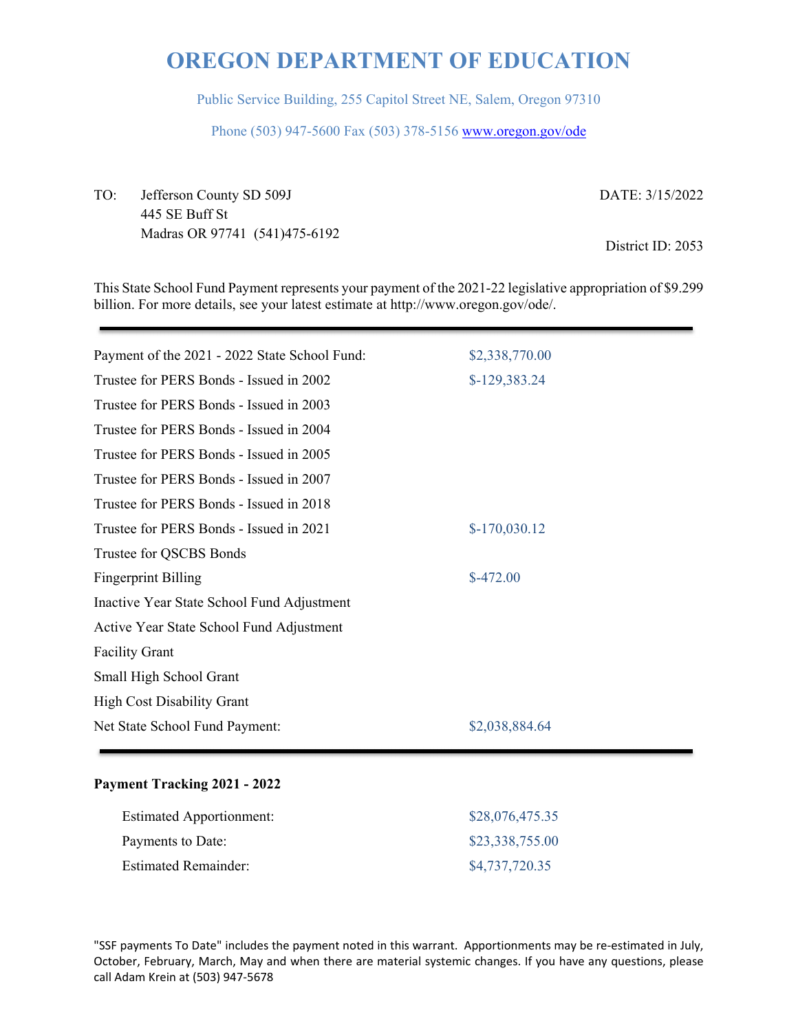# OREGON DEPARTMENT OF EDUCATION

Public Service Building, 255 Capitol Street NE, Salem, Oregon 97310

Phone (503) 947-5600 Fax (503) 378-5156 www.oregon.gov/ode

TO: Jefferson County SD 509J
445 SE Buff St
Madras OR 97741 (541)475-6192

DATE: 3/15/2022

District ID: 2053

This State School Fund Payment represents your payment of the 2021-22 legislative appropriation of $9.299 billion. For more details, see your latest estimate at http://www.oregon.gov/ode/.

| | |
|---|---|
| Payment of the 2021 - 2022 State School Fund: | $2,338,770.00 |
| Trustee for PERS Bonds - Issued in 2002 | $-129,383.24 |
| Trustee for PERS Bonds - Issued in 2003 | |
| Trustee for PERS Bonds - Issued in 2004 | |
| Trustee for PERS Bonds - Issued in 2005 | |
| Trustee for PERS Bonds - Issued in 2007 | |
| Trustee for PERS Bonds - Issued in 2018 | |
| Trustee for PERS Bonds - Issued in 2021 | $-170,030.12 |
| Trustee for QSCBS Bonds | |
| Fingerprint Billing | $-472.00 |
| Inactive Year State School Fund Adjustment | |
| Active Year State School Fund Adjustment | |
| Facility Grant | |
| Small High School Grant | |
| High Cost Disability Grant | |
| Net State School Fund Payment: | $2,038,884.64 |

**Payment Tracking 2021 - 2022**

| | |
|---|---|
| Estimated Apportionment: | $28,076,475.35 |
| Payments to Date: | $23,338,755.00 |
| Estimated Remainder: | $4,737,720.35 |

"SSF payments To Date" includes the payment noted in this warrant. Apportionments may be re-estimated in July, October, February, March, May and when there are material systemic changes. If you have any questions, please call Adam Krein at (503) 947-5678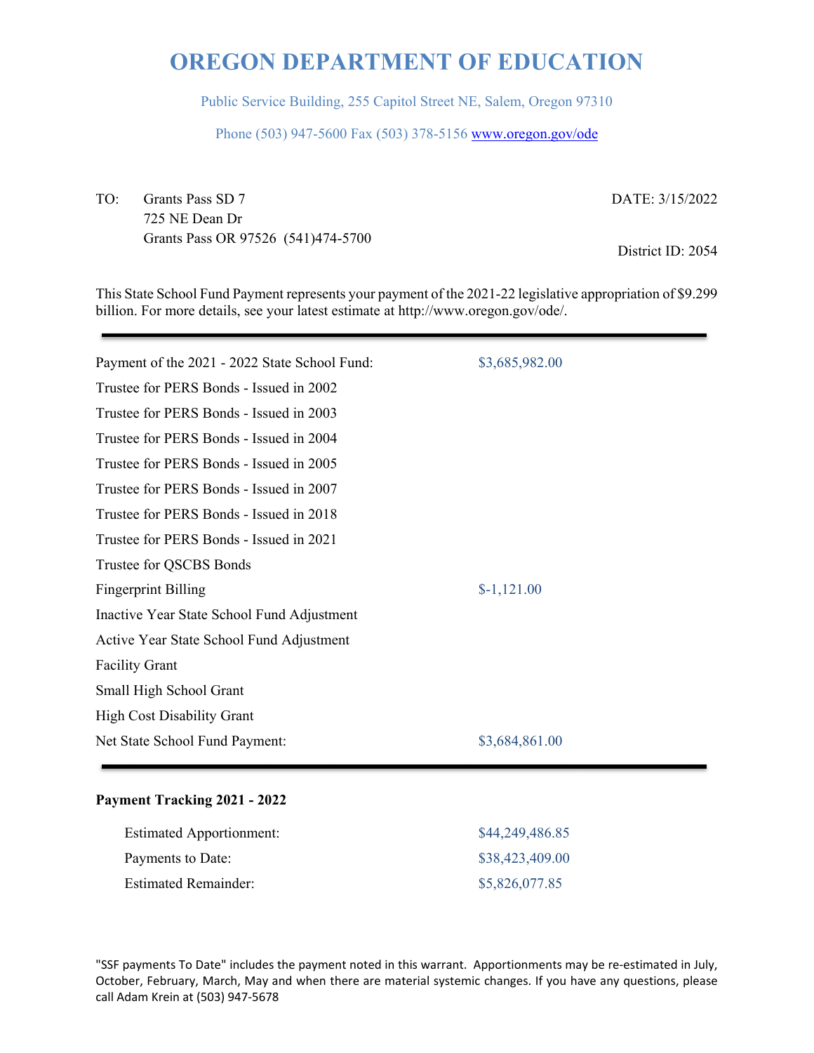# OREGON DEPARTMENT OF EDUCATION

Public Service Building, 255 Capitol Street NE, Salem, Oregon 97310

Phone (503) 947-5600 Fax (503) 378-5156 www.oregon.gov/ode

TO: Grants Pass SD 7
725 NE Dean Dr
Grants Pass OR 97526 (541)474-5700

DATE: 3/15/2022

District ID: 2054

This State School Fund Payment represents your payment of the 2021-22 legislative appropriation of $9.299 billion. For more details, see your latest estimate at http://www.oregon.gov/ode/.

| | |
|---|---|
| Payment of the 2021 - 2022 State School Fund: | $3,685,982.00 |
| Trustee for PERS Bonds - Issued in 2002 | |
| Trustee for PERS Bonds - Issued in 2003 | |
| Trustee for PERS Bonds - Issued in 2004 | |
| Trustee for PERS Bonds - Issued in 2005 | |
| Trustee for PERS Bonds - Issued in 2007 | |
| Trustee for PERS Bonds - Issued in 2018 | |
| Trustee for PERS Bonds - Issued in 2021 | |
| Trustee for QSCBS Bonds | |
| Fingerprint Billing | $-1,121.00 |
| Inactive Year State School Fund Adjustment | |
| Active Year State School Fund Adjustment | |
| Facility Grant | |
| Small High School Grant | |
| High Cost Disability Grant | |
| Net State School Fund Payment: | $3,684,861.00 |

**Payment Tracking 2021 - 2022**

| | |
|---|---|
| Estimated Apportionment: | $44,249,486.85 |
| Payments to Date: | $38,423,409.00 |
| Estimated Remainder: | $5,826,077.85 |

"SSF payments To Date" includes the payment noted in this warrant. Apportionments may be re-estimated in July, October, February, March, May and when there are material systemic changes. If you have any questions, please call Adam Krein at (503) 947-5678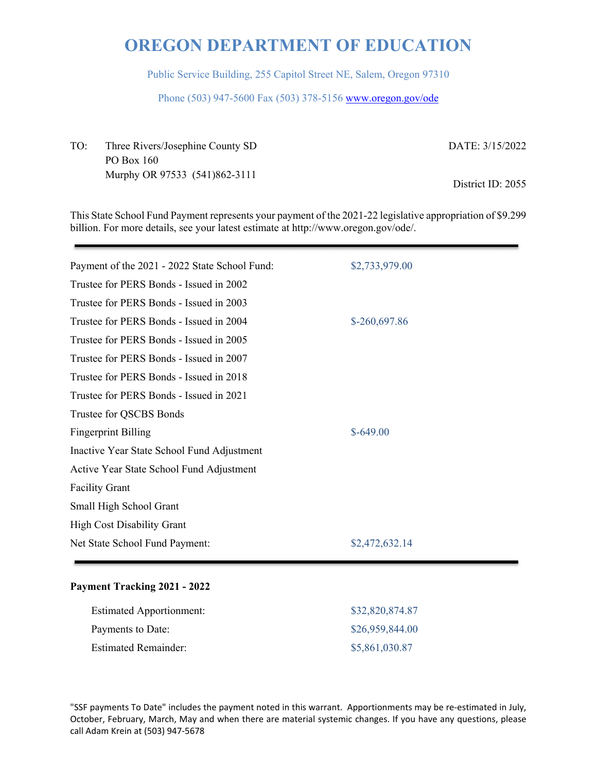# OREGON DEPARTMENT OF EDUCATION

Public Service Building, 255 Capitol Street NE, Salem, Oregon 97310

Phone (503) 947-5600 Fax (503) 378-5156 www.oregon.gov/ode

TO: Three Rivers/Josephine County SD
PO Box 160
Murphy OR 97533 (541)862-3111

DATE: 3/15/2022

District ID: 2055

This State School Fund Payment represents your payment of the 2021-22 legislative appropriation of $9.299 billion. For more details, see your latest estimate at http://www.oregon.gov/ode/.

| | |
|---|---|
| Payment of the 2021 - 2022 State School Fund: | $2,733,979.00 |
| Trustee for PERS Bonds - Issued in 2002 | |
| Trustee for PERS Bonds - Issued in 2003 | |
| Trustee for PERS Bonds - Issued in 2004 | $-260,697.86 |
| Trustee for PERS Bonds - Issued in 2005 | |
| Trustee for PERS Bonds - Issued in 2007 | |
| Trustee for PERS Bonds - Issued in 2018 | |
| Trustee for PERS Bonds - Issued in 2021 | |
| Trustee for QSCBS Bonds | |
| Fingerprint Billing | $-649.00 |
| Inactive Year State School Fund Adjustment | |
| Active Year State School Fund Adjustment | |
| Facility Grant | |
| Small High School Grant | |
| High Cost Disability Grant | |
| Net State School Fund Payment: | $2,472,632.14 |

**Payment Tracking 2021 - 2022**

| | |
|---|---|
| Estimated Apportionment: | $32,820,874.87 |
| Payments to Date: | $26,959,844.00 |
| Estimated Remainder: | $5,861,030.87 |

"SSF payments To Date" includes the payment noted in this warrant. Apportionments may be re-estimated in July, October, February, March, May and when there are material systemic changes. If you have any questions, please call Adam Krein at (503) 947-5678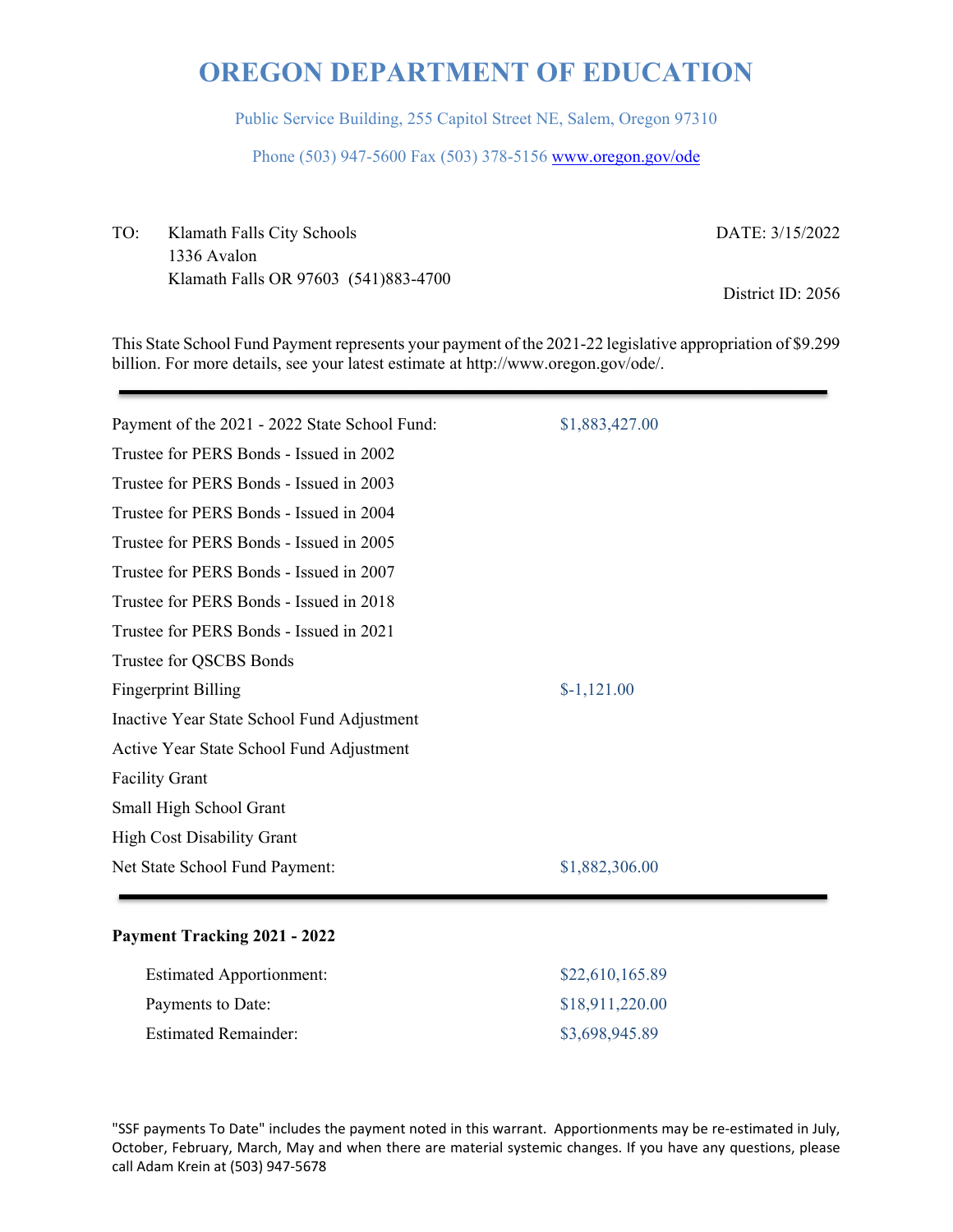# OREGON DEPARTMENT OF EDUCATION

Public Service Building, 255 Capitol Street NE, Salem, Oregon 97310

Phone (503) 947-5600 Fax (503) 378-5156 www.oregon.gov/ode

TO: Klamath Falls City Schools
1336 Avalon
Klamath Falls OR 97603 (541)883-4700

DATE: 3/15/2022

District ID: 2056

This State School Fund Payment represents your payment of the 2021-22 legislative appropriation of $9.299 billion. For more details, see your latest estimate at http://www.oregon.gov/ode/.

| | |
|---|---|
| Payment of the 2021 - 2022 State School Fund: | $1,883,427.00 |
| Trustee for PERS Bonds - Issued in 2002 | |
| Trustee for PERS Bonds - Issued in 2003 | |
| Trustee for PERS Bonds - Issued in 2004 | |
| Trustee for PERS Bonds - Issued in 2005 | |
| Trustee for PERS Bonds - Issued in 2007 | |
| Trustee for PERS Bonds - Issued in 2018 | |
| Trustee for PERS Bonds - Issued in 2021 | |
| Trustee for QSCBS Bonds | |
| Fingerprint Billing | $-1,121.00 |
| Inactive Year State School Fund Adjustment | |
| Active Year State School Fund Adjustment | |
| Facility Grant | |
| Small High School Grant | |
| High Cost Disability Grant | |
| Net State School Fund Payment: | $1,882,306.00 |

**Payment Tracking 2021 - 2022**

| | |
|---|---|
| Estimated Apportionment: | $22,610,165.89 |
| Payments to Date: | $18,911,220.00 |
| Estimated Remainder: | $3,698,945.89 |

"SSF payments To Date" includes the payment noted in this warrant. Apportionments may be re-estimated in July, October, February, March, May and when there are material systemic changes. If you have any questions, please call Adam Krein at (503) 947-5678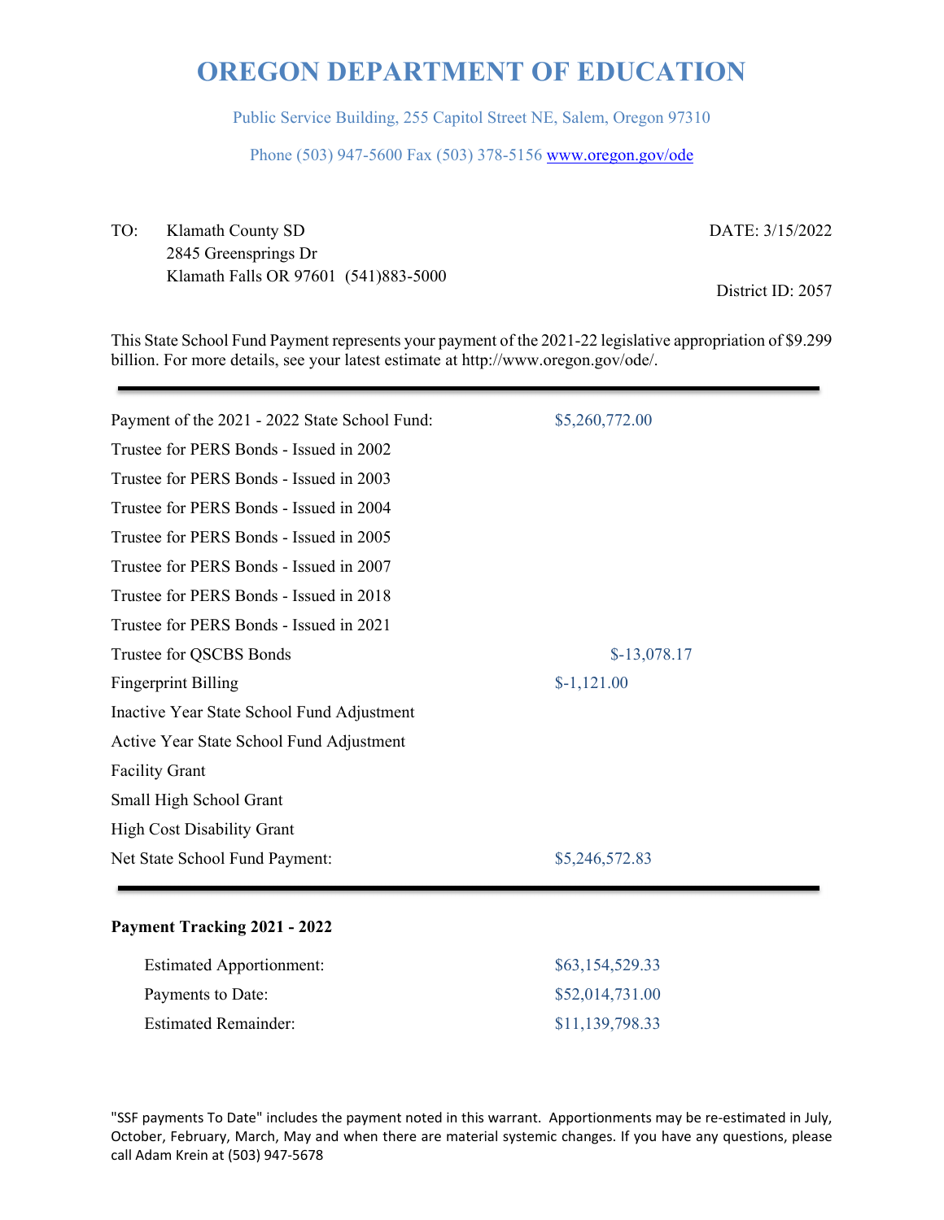# OREGON DEPARTMENT OF EDUCATION

Public Service Building, 255 Capitol Street NE, Salem, Oregon 97310

Phone (503) 947-5600 Fax (503) 378-5156 www.oregon.gov/ode

TO: Klamath County SD
2845 Greensprings Dr
Klamath Falls OR 97601 (541)883-5000

DATE: 3/15/2022

District ID: 2057

This State School Fund Payment represents your payment of the 2021-22 legislative appropriation of $9.299 billion. For more details, see your latest estimate at http://www.oregon.gov/ode/.

---

| | | |
|---|---|---|
| Payment of the 2021 - 2022 State School Fund: | $5,260,772.00 | |
| Trustee for PERS Bonds - Issued in 2002 | | |
| Trustee for PERS Bonds - Issued in 2003 | | |
| Trustee for PERS Bonds - Issued in 2004 | | |
| Trustee for PERS Bonds - Issued in 2005 | | |
| Trustee for PERS Bonds - Issued in 2007 | | |
| Trustee for PERS Bonds - Issued in 2018 | | |
| Trustee for PERS Bonds - Issued in 2021 | | |
| Trustee for QSCBS Bonds | | $-13,078.17 |
| Fingerprint Billing | $-1,121.00 | |
| Inactive Year State School Fund Adjustment | | |
| Active Year State School Fund Adjustment | | |
| Facility Grant | | |
| Small High School Grant | | |
| High Cost Disability Grant | | |
| Net State School Fund Payment: | $5,246,572.83 | |

---

**Payment Tracking 2021 - 2022**

| | |
|---|---|
| Estimated Apportionment: | $63,154,529.33 |
| Payments to Date: | $52,014,731.00 |
| Estimated Remainder: | $11,139,798.33 |

"SSF payments To Date" includes the payment noted in this warrant. Apportionments may be re-estimated in July, October, February, March, May and when there are material systemic changes. If you have any questions, please call Adam Krein at (503) 947-5678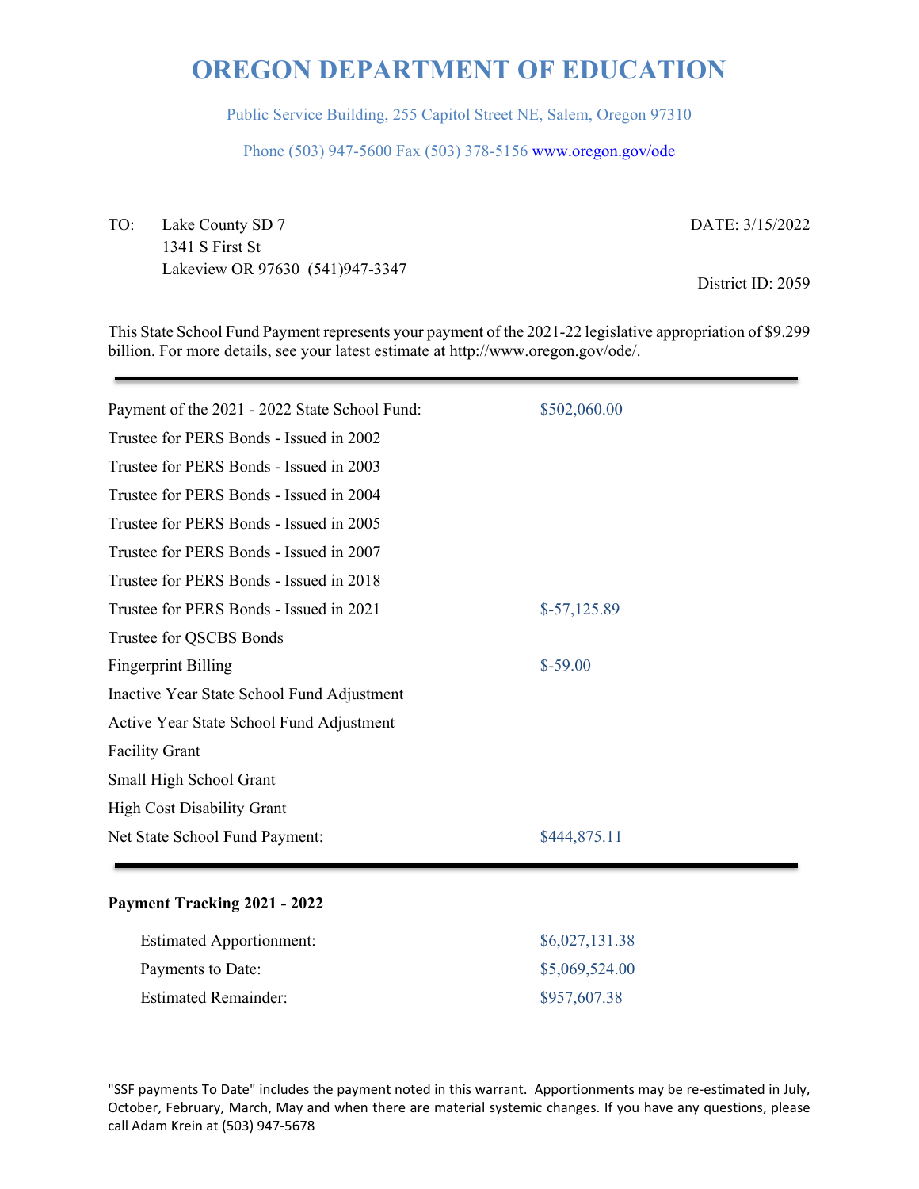# OREGON DEPARTMENT OF EDUCATION

Public Service Building, 255 Capitol Street NE, Salem, Oregon 97310

Phone (503) 947-5600 Fax (503) 378-5156 www.oregon.gov/ode

TO: Lake County SD 7
1341 S First St
Lakeview OR 97630 (541)947-3347

DATE: 3/15/2022

District ID: 2059

This State School Fund Payment represents your payment of the 2021-22 legislative appropriation of $9.299 billion. For more details, see your latest estimate at http://www.oregon.gov/ode/.

---

| | |
|---|---|
| Payment of the 2021 - 2022 State School Fund: | $502,060.00 |
| Trustee for PERS Bonds - Issued in 2002 | |
| Trustee for PERS Bonds - Issued in 2003 | |
| Trustee for PERS Bonds - Issued in 2004 | |
| Trustee for PERS Bonds - Issued in 2005 | |
| Trustee for PERS Bonds - Issued in 2007 | |
| Trustee for PERS Bonds - Issued in 2018 | |
| Trustee for PERS Bonds - Issued in 2021 | $-57,125.89 |
| Trustee for QSCBS Bonds | |
| Fingerprint Billing | $-59.00 |
| Inactive Year State School Fund Adjustment | |
| Active Year State School Fund Adjustment | |
| Facility Grant | |
| Small High School Grant | |
| High Cost Disability Grant | |
| Net State School Fund Payment: | $444,875.11 |

---

**Payment Tracking 2021 - 2022**

| | |
|---|---|
| Estimated Apportionment: | $6,027,131.38 |
| Payments to Date: | $5,069,524.00 |
| Estimated Remainder: | $957,607.38 |

"SSF payments To Date" includes the payment noted in this warrant. Apportionments may be re-estimated in July, October, February, March, May and when there are material systemic changes. If you have any questions, please call Adam Krein at (503) 947-5678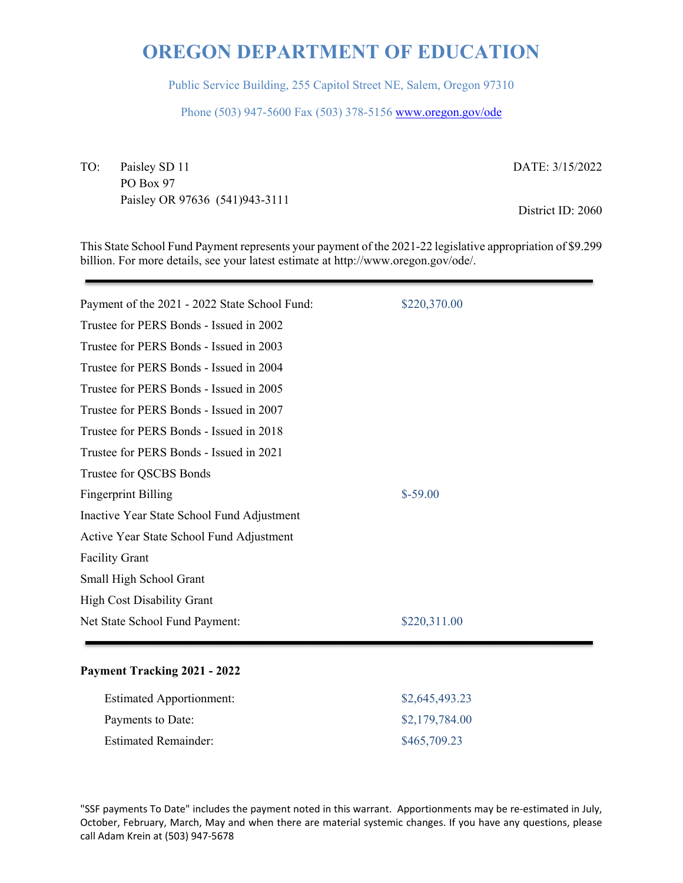# OREGON DEPARTMENT OF EDUCATION

Public Service Building, 255 Capitol Street NE, Salem, Oregon 97310

Phone (503) 947-5600 Fax (503) 378-5156 www.oregon.gov/ode

TO: Paisley SD 11
PO Box 97
Paisley OR 97636 (541)943-3111

DATE: 3/15/2022

District ID: 2060

This State School Fund Payment represents your payment of the 2021-22 legislative appropriation of $9.299 billion. For more details, see your latest estimate at http://www.oregon.gov/ode/.

---

| | |
|---|---|
| Payment of the 2021 - 2022 State School Fund: | $220,370.00 |
| Trustee for PERS Bonds - Issued in 2002 | |
| Trustee for PERS Bonds - Issued in 2003 | |
| Trustee for PERS Bonds - Issued in 2004 | |
| Trustee for PERS Bonds - Issued in 2005 | |
| Trustee for PERS Bonds - Issued in 2007 | |
| Trustee for PERS Bonds - Issued in 2018 | |
| Trustee for PERS Bonds - Issued in 2021 | |
| Trustee for QSCBS Bonds | |
| Fingerprint Billing | $-59.00 |
| Inactive Year State School Fund Adjustment | |
| Active Year State School Fund Adjustment | |
| Facility Grant | |
| Small High School Grant | |
| High Cost Disability Grant | |
| Net State School Fund Payment: | $220,311.00 |

---

**Payment Tracking 2021 - 2022**

| | |
|---|---|
| Estimated Apportionment: | $2,645,493.23 |
| Payments to Date: | $2,179,784.00 |
| Estimated Remainder: | $465,709.23 |

"SSF payments To Date" includes the payment noted in this warrant. Apportionments may be re-estimated in July, October, February, March, May and when there are material systemic changes. If you have any questions, please call Adam Krein at (503) 947-5678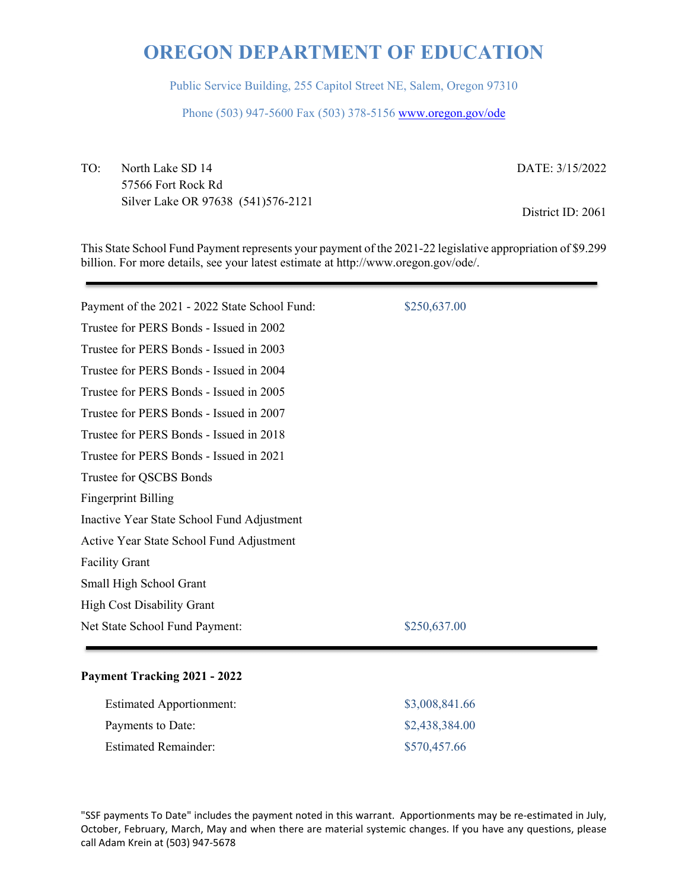# OREGON DEPARTMENT OF EDUCATION

Public Service Building, 255 Capitol Street NE, Salem, Oregon 97310

Phone (503) 947-5600 Fax (503) 378-5156 www.oregon.gov/ode

TO: North Lake SD 14
57566 Fort Rock Rd
Silver Lake OR 97638 (541)576-2121

DATE: 3/15/2022

District ID: 2061

This State School Fund Payment represents your payment of the 2021-22 legislative appropriation of $9.299 billion. For more details, see your latest estimate at http://www.oregon.gov/ode/.

---

| | |
|---|---|
| Payment of the 2021 - 2022 State School Fund: | $250,637.00 |
| Trustee for PERS Bonds - Issued in 2002 | |
| Trustee for PERS Bonds - Issued in 2003 | |
| Trustee for PERS Bonds - Issued in 2004 | |
| Trustee for PERS Bonds - Issued in 2005 | |
| Trustee for PERS Bonds - Issued in 2007 | |
| Trustee for PERS Bonds - Issued in 2018 | |
| Trustee for PERS Bonds - Issued in 2021 | |
| Trustee for QSCBS Bonds | |
| Fingerprint Billing | |
| Inactive Year State School Fund Adjustment | |
| Active Year State School Fund Adjustment | |
| Facility Grant | |
| Small High School Grant | |
| High Cost Disability Grant | |
| Net State School Fund Payment: | $250,637.00 |

---

**Payment Tracking 2021 - 2022**

| | |
|---|---|
| Estimated Apportionment: | $3,008,841.66 |
| Payments to Date: | $2,438,384.00 |
| Estimated Remainder: | $570,457.66 |

"SSF payments To Date" includes the payment noted in this warrant. Apportionments may be re-estimated in July, October, February, March, May and when there are material systemic changes. If you have any questions, please call Adam Krein at (503) 947-5678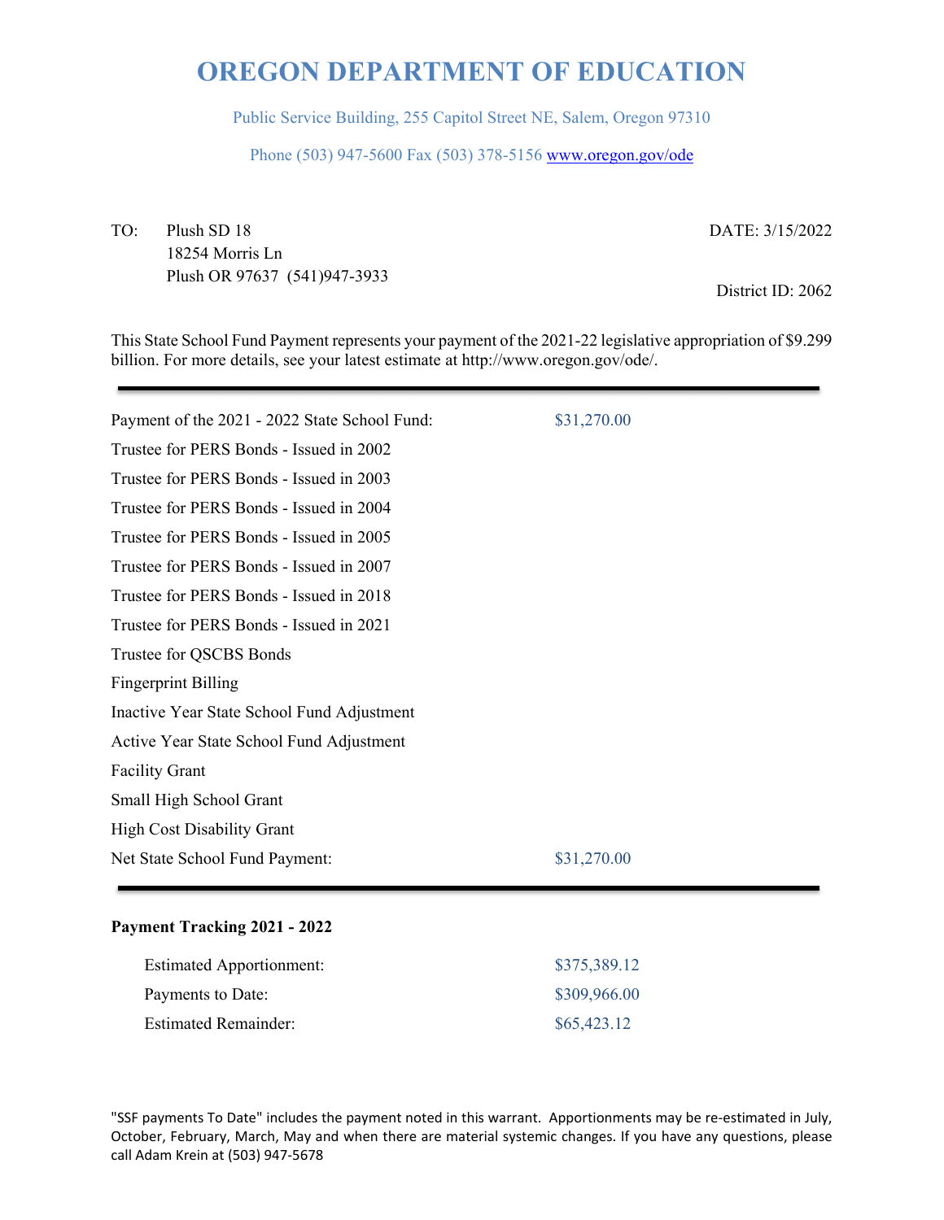# OREGON DEPARTMENT OF EDUCATION

Public Service Building, 255 Capitol Street NE, Salem, Oregon 97310

Phone (503) 947-5600 Fax (503) 378-5156 www.oregon.gov/ode

TO: Plush SD 18
18254 Morris Ln
Plush OR 97637 (541)947-3933

DATE: 3/15/2022

District ID: 2062

This State School Fund Payment represents your payment of the 2021-22 legislative appropriation of $9.299 billion. For more details, see your latest estimate at http://www.oregon.gov/ode/.

| | |
|---|---|
| Payment of the 2021 - 2022 State School Fund: | $31,270.00 |
| Trustee for PERS Bonds - Issued in 2002 | |
| Trustee for PERS Bonds - Issued in 2003 | |
| Trustee for PERS Bonds - Issued in 2004 | |
| Trustee for PERS Bonds - Issued in 2005 | |
| Trustee for PERS Bonds - Issued in 2007 | |
| Trustee for PERS Bonds - Issued in 2018 | |
| Trustee for PERS Bonds - Issued in 2021 | |
| Trustee for QSCBS Bonds | |
| Fingerprint Billing | |
| Inactive Year State School Fund Adjustment | |
| Active Year State School Fund Adjustment | |
| Facility Grant | |
| Small High School Grant | |
| High Cost Disability Grant | |
| Net State School Fund Payment: | $31,270.00 |

**Payment Tracking 2021 - 2022**

| | |
|---|---|
| Estimated Apportionment: | $375,389.12 |
| Payments to Date: | $309,966.00 |
| Estimated Remainder: | $65,423.12 |

"SSF payments To Date" includes the payment noted in this warrant. Apportionments may be re-estimated in July, October, February, March, May and when there are material systemic changes. If you have any questions, please call Adam Krein at (503) 947-5678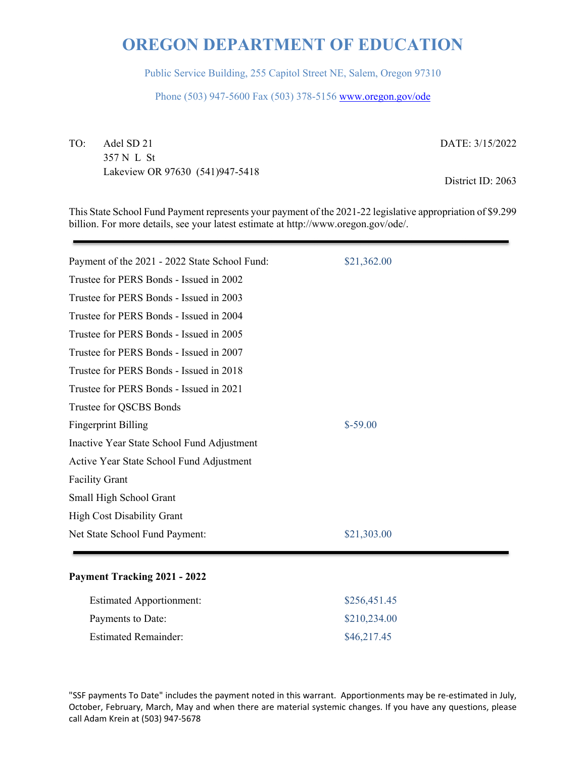# OREGON DEPARTMENT OF EDUCATION

Public Service Building, 255 Capitol Street NE, Salem, Oregon 97310

Phone (503) 947-5600 Fax (503) 378-5156 www.oregon.gov/ode

TO: Adel SD 21
357 N L St
Lakeview OR 97630 (541)947-5418

DATE: 3/15/2022

District ID: 2063

This State School Fund Payment represents your payment of the 2021-22 legislative appropriation of $9.299 billion. For more details, see your latest estimate at http://www.oregon.gov/ode/.

| | |
|---|---|
| Payment of the 2021 - 2022 State School Fund: | $21,362.00 |
| Trustee for PERS Bonds - Issued in 2002 | |
| Trustee for PERS Bonds - Issued in 2003 | |
| Trustee for PERS Bonds - Issued in 2004 | |
| Trustee for PERS Bonds - Issued in 2005 | |
| Trustee for PERS Bonds - Issued in 2007 | |
| Trustee for PERS Bonds - Issued in 2018 | |
| Trustee for PERS Bonds - Issued in 2021 | |
| Trustee for QSCBS Bonds | |
| Fingerprint Billing | $-59.00 |
| Inactive Year State School Fund Adjustment | |
| Active Year State School Fund Adjustment | |
| Facility Grant | |
| Small High School Grant | |
| High Cost Disability Grant | |
| Net State School Fund Payment: | $21,303.00 |

**Payment Tracking 2021 - 2022**

| | |
|---|---|
| Estimated Apportionment: | $256,451.45 |
| Payments to Date: | $210,234.00 |
| Estimated Remainder: | $46,217.45 |

"SSF payments To Date" includes the payment noted in this warrant. Apportionments may be re-estimated in July, October, February, March, May and when there are material systemic changes. If you have any questions, please call Adam Krein at (503) 947-5678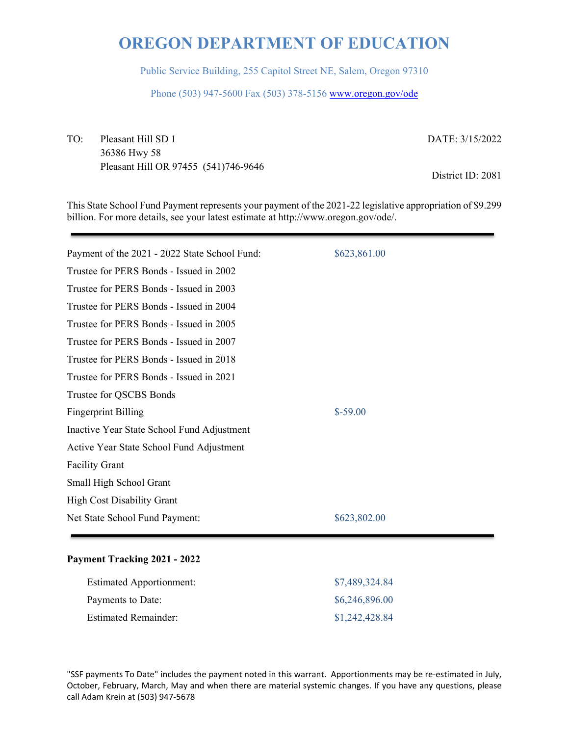# OREGON DEPARTMENT OF EDUCATION

Public Service Building, 255 Capitol Street NE, Salem, Oregon 97310

Phone (503) 947-5600 Fax (503) 378-5156 www.oregon.gov/ode

TO: Pleasant Hill SD 1
36386 Hwy 58
Pleasant Hill OR 97455 (541)746-9646

DATE: 3/15/2022

District ID: 2081

This State School Fund Payment represents your payment of the 2021-22 legislative appropriation of $9.299 billion. For more details, see your latest estimate at http://www.oregon.gov/ode/.

| | |
|---|---|
| Payment of the 2021 - 2022 State School Fund: | $623,861.00 |
| Trustee for PERS Bonds - Issued in 2002 | |
| Trustee for PERS Bonds - Issued in 2003 | |
| Trustee for PERS Bonds - Issued in 2004 | |
| Trustee for PERS Bonds - Issued in 2005 | |
| Trustee for PERS Bonds - Issued in 2007 | |
| Trustee for PERS Bonds - Issued in 2018 | |
| Trustee for PERS Bonds - Issued in 2021 | |
| Trustee for QSCBS Bonds | |
| Fingerprint Billing | $-59.00 |
| Inactive Year State School Fund Adjustment | |
| Active Year State School Fund Adjustment | |
| Facility Grant | |
| Small High School Grant | |
| High Cost Disability Grant | |
| Net State School Fund Payment: | $623,802.00 |

**Payment Tracking 2021 - 2022**

| | |
|---|---|
| Estimated Apportionment: | $7,489,324.84 |
| Payments to Date: | $6,246,896.00 |
| Estimated Remainder: | $1,242,428.84 |

"SSF payments To Date" includes the payment noted in this warrant. Apportionments may be re-estimated in July, October, February, March, May and when there are material systemic changes. If you have any questions, please call Adam Krein at (503) 947-5678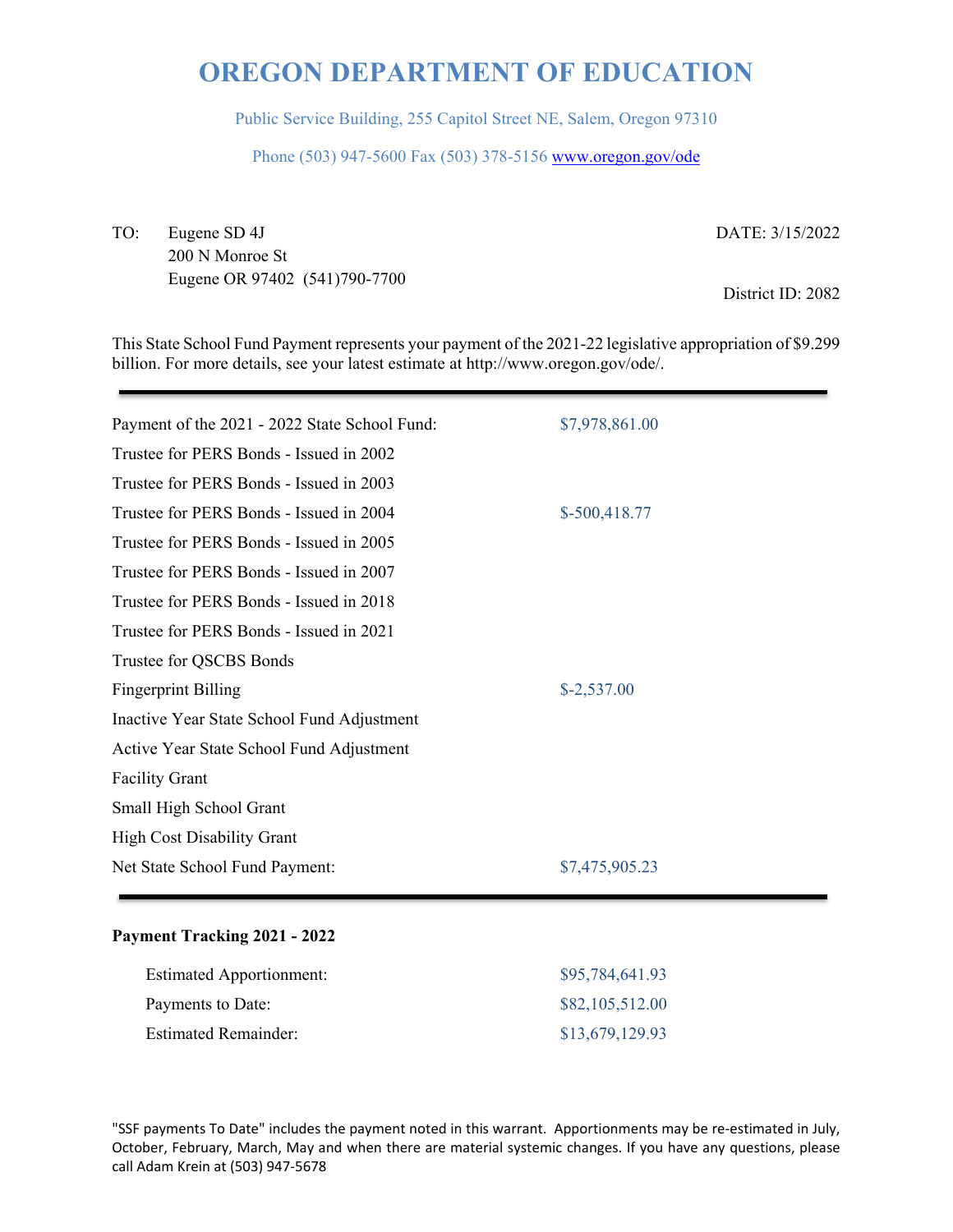# OREGON DEPARTMENT OF EDUCATION

Public Service Building, 255 Capitol Street NE, Salem, Oregon 97310

Phone (503) 947-5600 Fax (503) 378-5156 www.oregon.gov/ode

TO: Eugene SD 4J
200 N Monroe St
Eugene OR 97402 (541)790-7700

DATE: 3/15/2022

District ID: 2082

This State School Fund Payment represents your payment of the 2021-22 legislative appropriation of $9.299 billion. For more details, see your latest estimate at http://www.oregon.gov/ode/.

---

| | |
|---|---|
| Payment of the 2021 - 2022 State School Fund: | $7,978,861.00 |
| Trustee for PERS Bonds - Issued in 2002 | |
| Trustee for PERS Bonds - Issued in 2003 | |
| Trustee for PERS Bonds - Issued in 2004 | $-500,418.77 |
| Trustee for PERS Bonds - Issued in 2005 | |
| Trustee for PERS Bonds - Issued in 2007 | |
| Trustee for PERS Bonds - Issued in 2018 | |
| Trustee for PERS Bonds - Issued in 2021 | |
| Trustee for QSCBS Bonds | |
| Fingerprint Billing | $-2,537.00 |
| Inactive Year State School Fund Adjustment | |
| Active Year State School Fund Adjustment | |
| Facility Grant | |
| Small High School Grant | |
| High Cost Disability Grant | |
| Net State School Fund Payment: | $7,475,905.23 |

---

**Payment Tracking 2021 - 2022**

| | |
|---|---|
| Estimated Apportionment: | $95,784,641.93 |
| Payments to Date: | $82,105,512.00 |
| Estimated Remainder: | $13,679,129.93 |

"SSF payments To Date" includes the payment noted in this warrant. Apportionments may be re-estimated in July, October, February, March, May and when there are material systemic changes. If you have any questions, please call Adam Krein at (503) 947-5678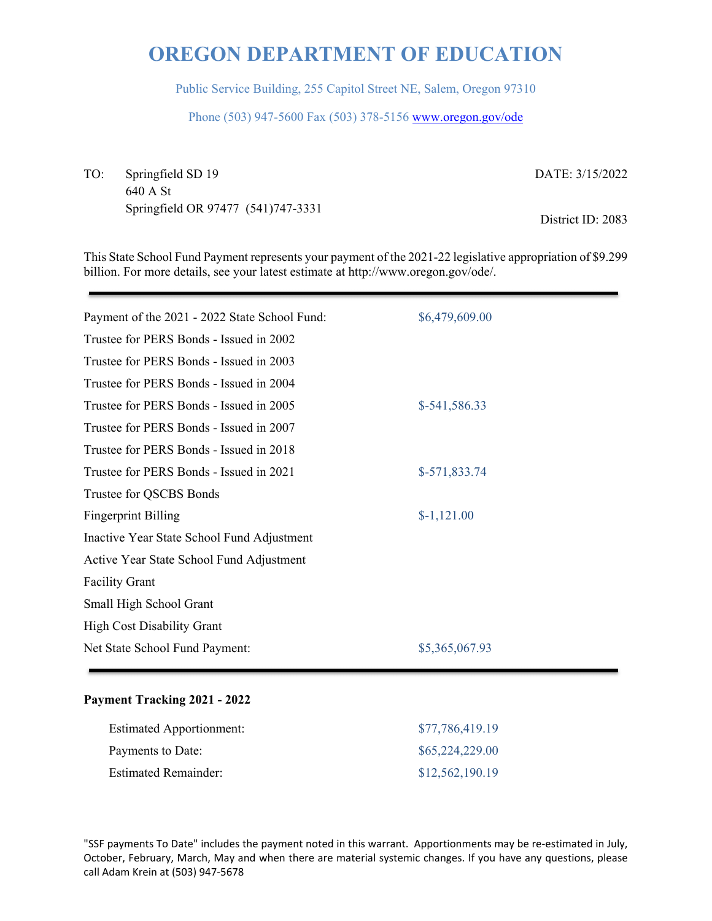# OREGON DEPARTMENT OF EDUCATION

Public Service Building, 255 Capitol Street NE, Salem, Oregon 97310

Phone (503) 947-5600 Fax (503) 378-5156 www.oregon.gov/ode

TO: Springfield SD 19
640 A St
Springfield OR 97477 (541)747-3331

DATE: 3/15/2022

District ID: 2083

This State School Fund Payment represents your payment of the 2021-22 legislative appropriation of $9.299 billion. For more details, see your latest estimate at http://www.oregon.gov/ode/.

| | |
|---|---|
| Payment of the 2021 - 2022 State School Fund: | $6,479,609.00 |
| Trustee for PERS Bonds - Issued in 2002 | |
| Trustee for PERS Bonds - Issued in 2003 | |
| Trustee for PERS Bonds - Issued in 2004 | |
| Trustee for PERS Bonds - Issued in 2005 | $-541,586.33 |
| Trustee for PERS Bonds - Issued in 2007 | |
| Trustee for PERS Bonds - Issued in 2018 | |
| Trustee for PERS Bonds - Issued in 2021 | $-571,833.74 |
| Trustee for QSCBS Bonds | |
| Fingerprint Billing | $-1,121.00 |
| Inactive Year State School Fund Adjustment | |
| Active Year State School Fund Adjustment | |
| Facility Grant | |
| Small High School Grant | |
| High Cost Disability Grant | |
| Net State School Fund Payment: | $5,365,067.93 |

**Payment Tracking 2021 - 2022**

| | |
|---|---|
| Estimated Apportionment: | $77,786,419.19 |
| Payments to Date: | $65,224,229.00 |
| Estimated Remainder: | $12,562,190.19 |

"SSF payments To Date" includes the payment noted in this warrant. Apportionments may be re-estimated in July, October, February, March, May and when there are material systemic changes. If you have any questions, please call Adam Krein at (503) 947-5678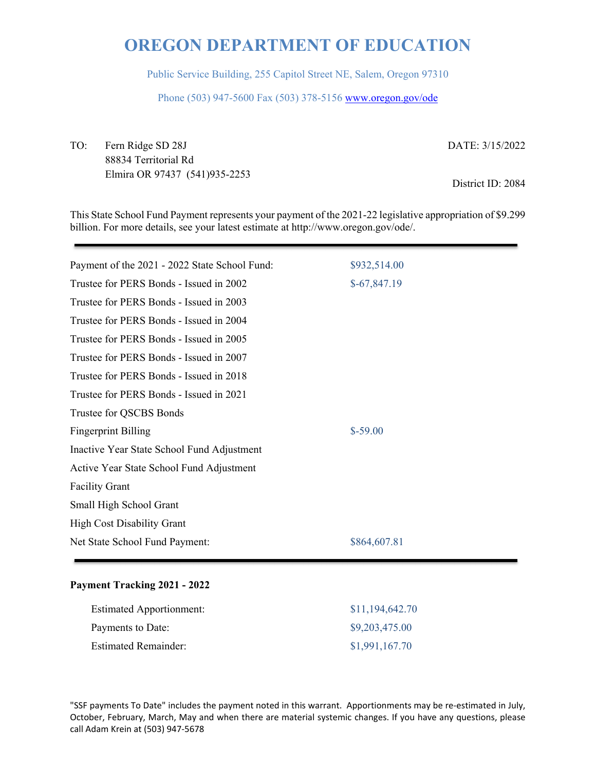# OREGON DEPARTMENT OF EDUCATION

Public Service Building, 255 Capitol Street NE, Salem, Oregon 97310

Phone (503) 947-5600 Fax (503) 378-5156 www.oregon.gov/ode

TO: Fern Ridge SD 28J
88834 Territorial Rd
Elmira OR 97437 (541)935-2253

DATE: 3/15/2022

District ID: 2084

This State School Fund Payment represents your payment of the 2021-22 legislative appropriation of $9.299 billion. For more details, see your latest estimate at http://www.oregon.gov/ode/.

| | |
|---|---|
| Payment of the 2021 - 2022 State School Fund: | $932,514.00 |
| Trustee for PERS Bonds - Issued in 2002 | $-67,847.19 |
| Trustee for PERS Bonds - Issued in 2003 | |
| Trustee for PERS Bonds - Issued in 2004 | |
| Trustee for PERS Bonds - Issued in 2005 | |
| Trustee for PERS Bonds - Issued in 2007 | |
| Trustee for PERS Bonds - Issued in 2018 | |
| Trustee for PERS Bonds - Issued in 2021 | |
| Trustee for QSCBS Bonds | |
| Fingerprint Billing | $-59.00 |
| Inactive Year State School Fund Adjustment | |
| Active Year State School Fund Adjustment | |
| Facility Grant | |
| Small High School Grant | |
| High Cost Disability Grant | |
| Net State School Fund Payment: | $864,607.81 |

**Payment Tracking 2021 - 2022**

| | |
|---|---|
| Estimated Apportionment: | $11,194,642.70 |
| Payments to Date: | $9,203,475.00 |
| Estimated Remainder: | $1,991,167.70 |

"SSF payments To Date" includes the payment noted in this warrant. Apportionments may be re-estimated in July, October, February, March, May and when there are material systemic changes. If you have any questions, please call Adam Krein at (503) 947-5678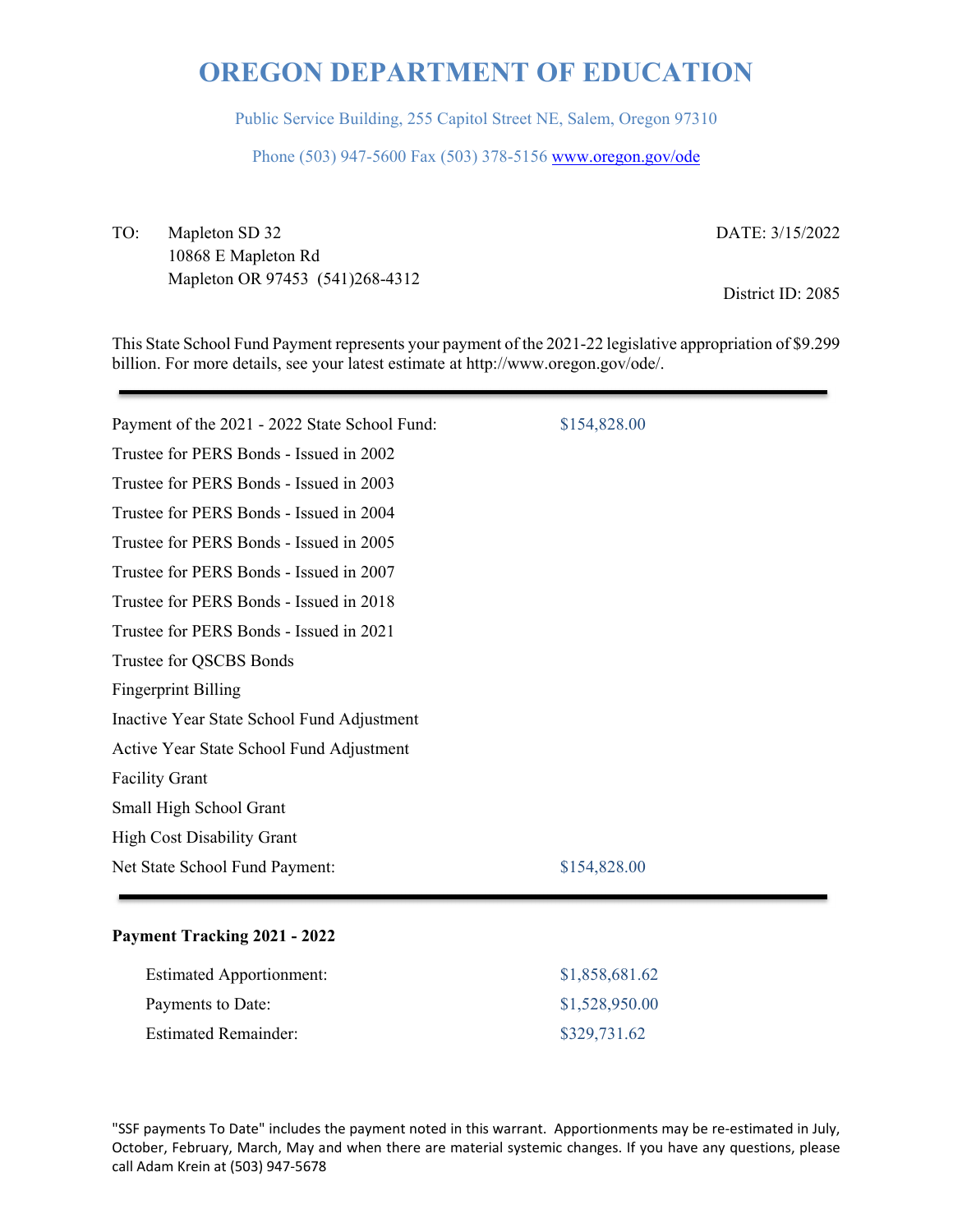# OREGON DEPARTMENT OF EDUCATION

Public Service Building, 255 Capitol Street NE, Salem, Oregon 97310

Phone (503) 947-5600 Fax (503) 378-5156 www.oregon.gov/ode

TO: Mapleton SD 32
10868 E Mapleton Rd
Mapleton OR 97453 (541)268-4312

DATE: 3/15/2022

District ID: 2085

This State School Fund Payment represents your payment of the 2021-22 legislative appropriation of $9.299 billion. For more details, see your latest estimate at http://www.oregon.gov/ode/.

---

| | |
|---|---|
| Payment of the 2021 - 2022 State School Fund: | $154,828.00 |
| Trustee for PERS Bonds - Issued in 2002 | |
| Trustee for PERS Bonds - Issued in 2003 | |
| Trustee for PERS Bonds - Issued in 2004 | |
| Trustee for PERS Bonds - Issued in 2005 | |
| Trustee for PERS Bonds - Issued in 2007 | |
| Trustee for PERS Bonds - Issued in 2018 | |
| Trustee for PERS Bonds - Issued in 2021 | |
| Trustee for QSCBS Bonds | |
| Fingerprint Billing | |
| Inactive Year State School Fund Adjustment | |
| Active Year State School Fund Adjustment | |
| Facility Grant | |
| Small High School Grant | |
| High Cost Disability Grant | |
| Net State School Fund Payment: | $154,828.00 |

---

**Payment Tracking 2021 - 2022**

| | |
|---|---|
| Estimated Apportionment: | $1,858,681.62 |
| Payments to Date: | $1,528,950.00 |
| Estimated Remainder: | $329,731.62 |

"SSF payments To Date" includes the payment noted in this warrant. Apportionments may be re-estimated in July, October, February, March, May and when there are material systemic changes. If you have any questions, please call Adam Krein at (503) 947-5678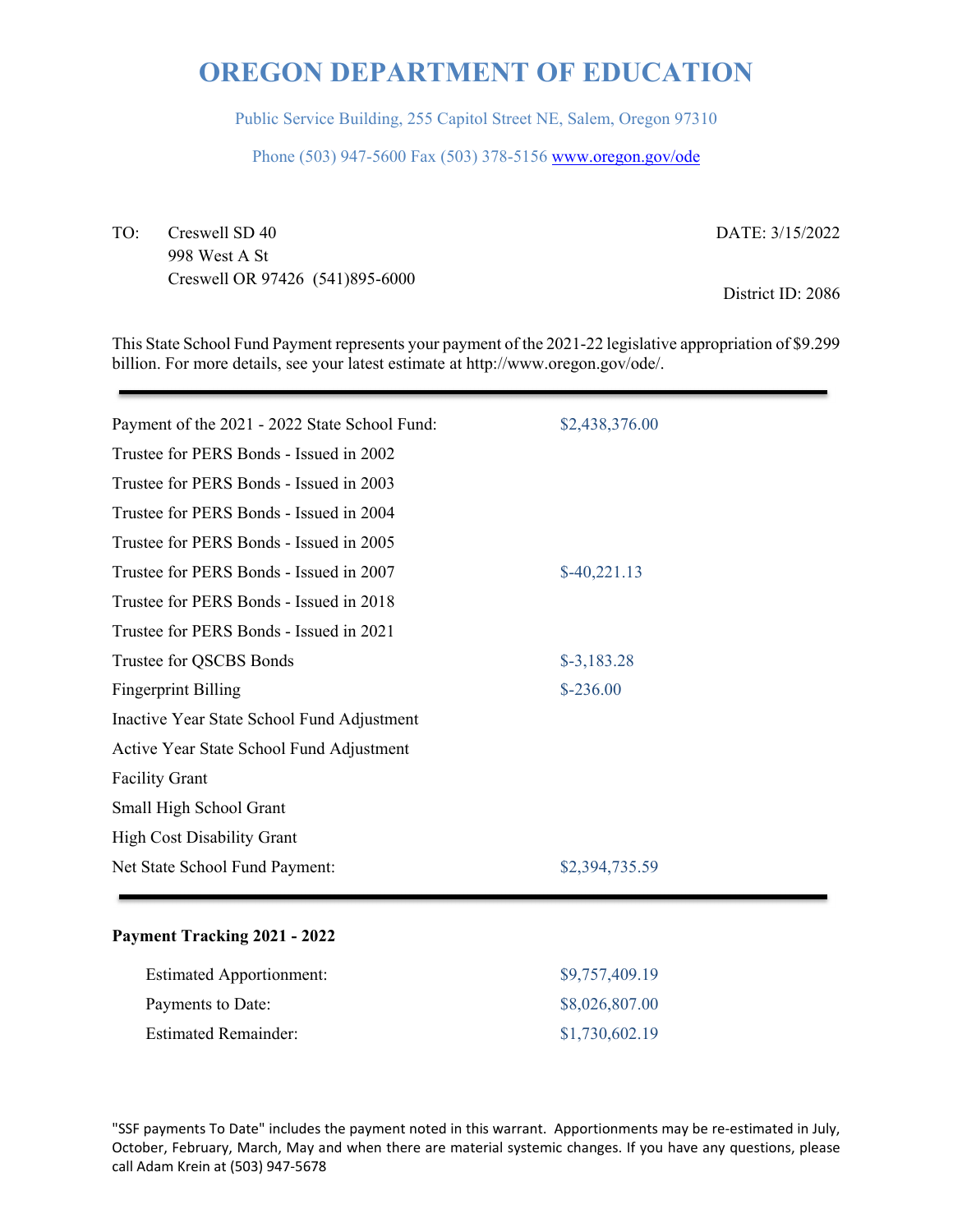# OREGON DEPARTMENT OF EDUCATION

Public Service Building, 255 Capitol Street NE, Salem, Oregon 97310

Phone (503) 947-5600 Fax (503) 378-5156 www.oregon.gov/ode

TO: Creswell SD 40
998 West A St
Creswell OR 97426 (541)895-6000

DATE: 3/15/2022

District ID: 2086

This State School Fund Payment represents your payment of the 2021-22 legislative appropriation of $9.299 billion. For more details, see your latest estimate at http://www.oregon.gov/ode/.

| | |
|---|---|
| Payment of the 2021 - 2022 State School Fund: | $2,438,376.00 |
| Trustee for PERS Bonds - Issued in 2002 | |
| Trustee for PERS Bonds - Issued in 2003 | |
| Trustee for PERS Bonds - Issued in 2004 | |
| Trustee for PERS Bonds - Issued in 2005 | |
| Trustee for PERS Bonds - Issued in 2007 | $-40,221.13 |
| Trustee for PERS Bonds - Issued in 2018 | |
| Trustee for PERS Bonds - Issued in 2021 | |
| Trustee for QSCBS Bonds | $-3,183.28 |
| Fingerprint Billing | $-236.00 |
| Inactive Year State School Fund Adjustment | |
| Active Year State School Fund Adjustment | |
| Facility Grant | |
| Small High School Grant | |
| High Cost Disability Grant | |
| Net State School Fund Payment: | $2,394,735.59 |

**Payment Tracking 2021 - 2022**

| | |
|---|---|
| Estimated Apportionment: | $9,757,409.19 |
| Payments to Date: | $8,026,807.00 |
| Estimated Remainder: | $1,730,602.19 |

"SSF payments To Date" includes the payment noted in this warrant. Apportionments may be re-estimated in July, October, February, March, May and when there are material systemic changes. If you have any questions, please call Adam Krein at (503) 947-5678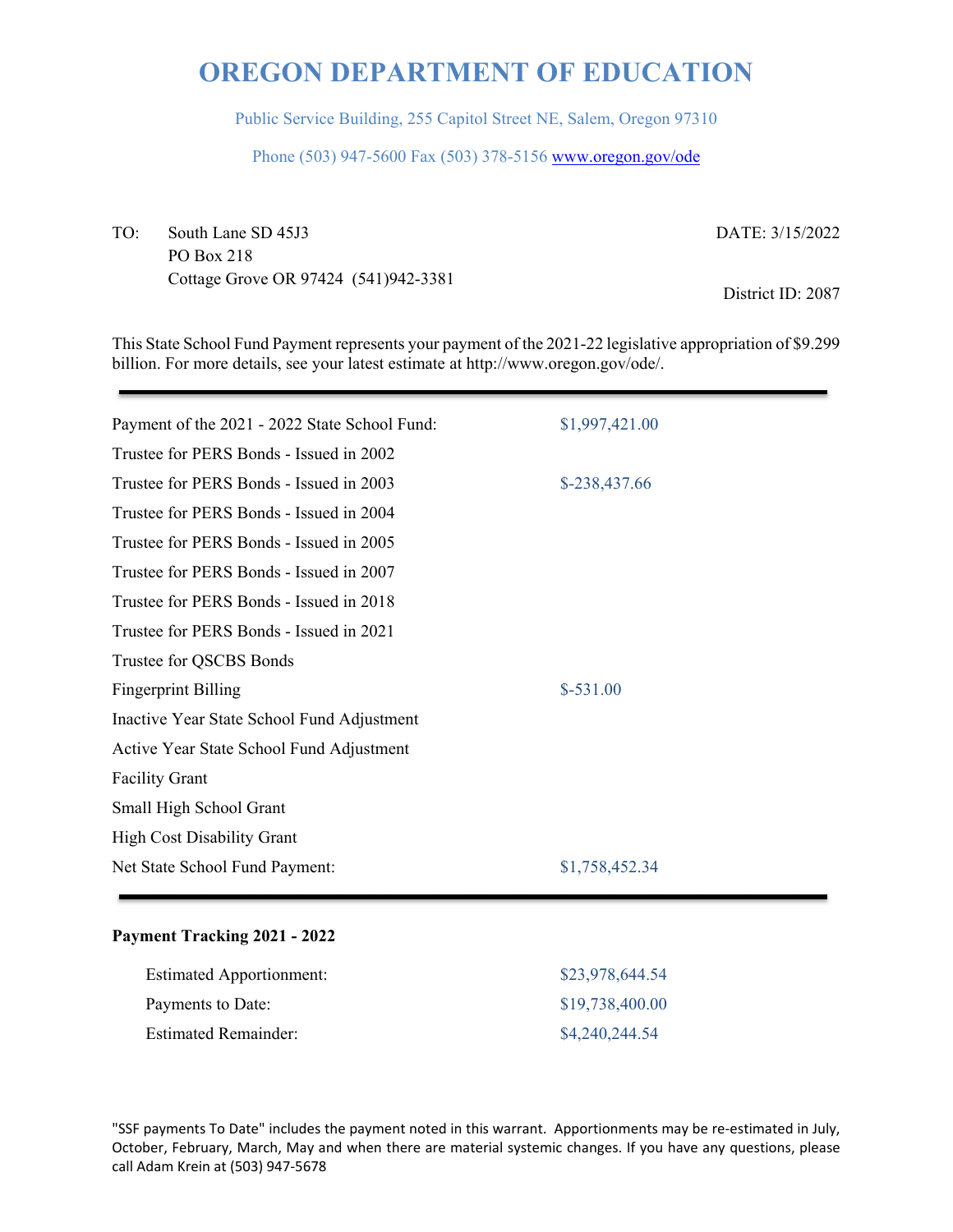# OREGON DEPARTMENT OF EDUCATION

Public Service Building, 255 Capitol Street NE, Salem, Oregon 97310

Phone (503) 947-5600 Fax (503) 378-5156 www.oregon.gov/ode

TO: South Lane SD 45J3
PO Box 218
Cottage Grove OR 97424 (541)942-3381

DATE: 3/15/2022

District ID: 2087

This State School Fund Payment represents your payment of the 2021-22 legislative appropriation of $9.299 billion. For more details, see your latest estimate at http://www.oregon.gov/ode/.

| | |
|---|---|
| Payment of the 2021 - 2022 State School Fund: | $1,997,421.00 |
| Trustee for PERS Bonds - Issued in 2002 | |
| Trustee for PERS Bonds - Issued in 2003 | $-238,437.66 |
| Trustee for PERS Bonds - Issued in 2004 | |
| Trustee for PERS Bonds - Issued in 2005 | |
| Trustee for PERS Bonds - Issued in 2007 | |
| Trustee for PERS Bonds - Issued in 2018 | |
| Trustee for PERS Bonds - Issued in 2021 | |
| Trustee for QSCBS Bonds | |
| Fingerprint Billing | $-531.00 |
| Inactive Year State School Fund Adjustment | |
| Active Year State School Fund Adjustment | |
| Facility Grant | |
| Small High School Grant | |
| High Cost Disability Grant | |
| Net State School Fund Payment: | $1,758,452.34 |

**Payment Tracking 2021 - 2022**

| | |
|---|---|
| Estimated Apportionment: | $23,978,644.54 |
| Payments to Date: | $19,738,400.00 |
| Estimated Remainder: | $4,240,244.54 |

"SSF payments To Date" includes the payment noted in this warrant. Apportionments may be re-estimated in July, October, February, March, May and when there are material systemic changes. If you have any questions, please call Adam Krein at (503) 947-5678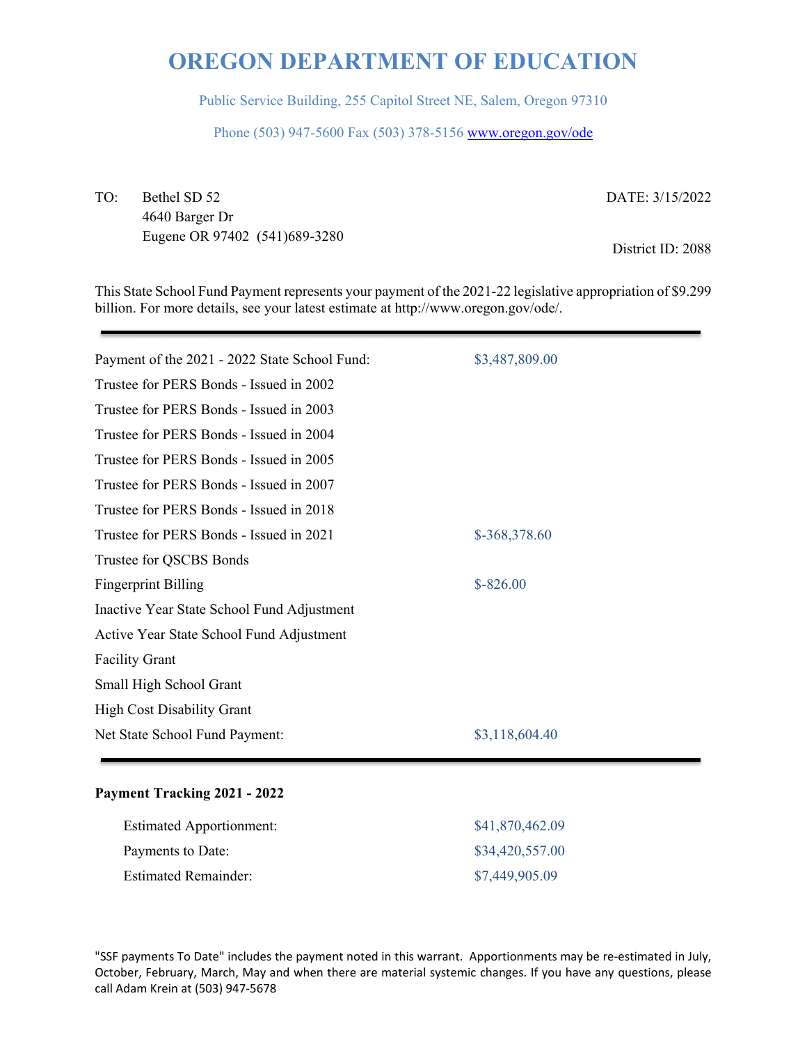# OREGON DEPARTMENT OF EDUCATION

Public Service Building, 255 Capitol Street NE, Salem, Oregon 97310

Phone (503) 947-5600 Fax (503) 378-5156 www.oregon.gov/ode

TO: Bethel SD 52
4640 Barger Dr
Eugene OR 97402 (541)689-3280

DATE: 3/15/2022

District ID: 2088

This State School Fund Payment represents your payment of the 2021-22 legislative appropriation of $9.299 billion. For more details, see your latest estimate at http://www.oregon.gov/ode/.

| | |
|---|---|
| Payment of the 2021 - 2022 State School Fund: | $3,487,809.00 |
| Trustee for PERS Bonds - Issued in 2002 | |
| Trustee for PERS Bonds - Issued in 2003 | |
| Trustee for PERS Bonds - Issued in 2004 | |
| Trustee for PERS Bonds - Issued in 2005 | |
| Trustee for PERS Bonds - Issued in 2007 | |
| Trustee for PERS Bonds - Issued in 2018 | |
| Trustee for PERS Bonds - Issued in 2021 | $-368,378.60 |
| Trustee for QSCBS Bonds | |
| Fingerprint Billing | $-826.00 |
| Inactive Year State School Fund Adjustment | |
| Active Year State School Fund Adjustment | |
| Facility Grant | |
| Small High School Grant | |
| High Cost Disability Grant | |
| Net State School Fund Payment: | $3,118,604.40 |

**Payment Tracking 2021 - 2022**

| | |
|---|---|
| Estimated Apportionment: | $41,870,462.09 |
| Payments to Date: | $34,420,557.00 |
| Estimated Remainder: | $7,449,905.09 |

"SSF payments To Date" includes the payment noted in this warrant. Apportionments may be re-estimated in July, October, February, March, May and when there are material systemic changes. If you have any questions, please call Adam Krein at (503) 947-5678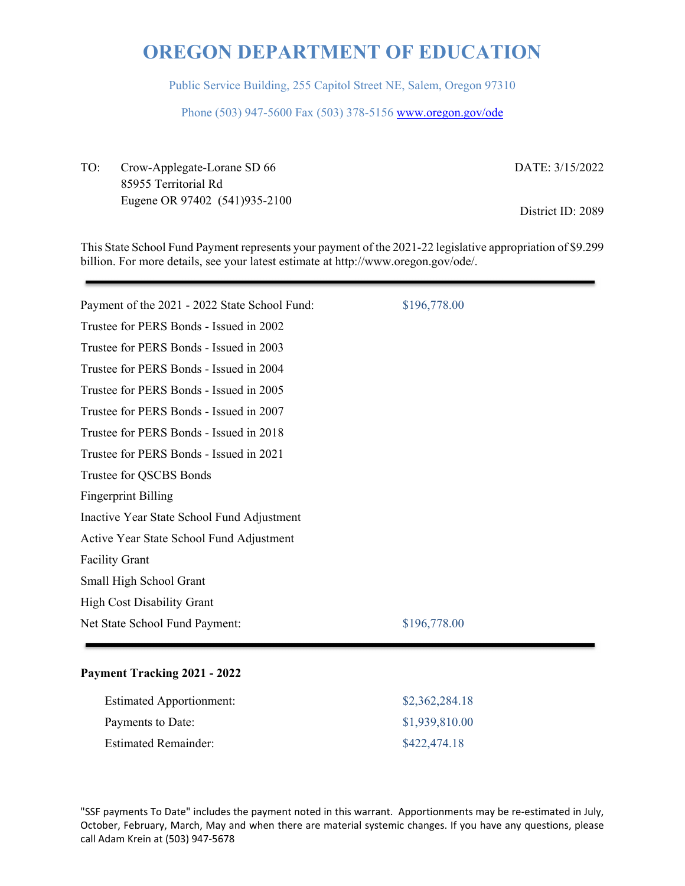# OREGON DEPARTMENT OF EDUCATION

Public Service Building, 255 Capitol Street NE, Salem, Oregon 97310

Phone (503) 947-5600 Fax (503) 378-5156 www.oregon.gov/ode

TO: Crow-Applegate-Lorane SD 66
85955 Territorial Rd
Eugene OR 97402 (541)935-2100

DATE: 3/15/2022

District ID: 2089

This State School Fund Payment represents your payment of the 2021-22 legislative appropriation of $9.299 billion. For more details, see your latest estimate at http://www.oregon.gov/ode/.

---

| | |
|---|---|
| Payment of the 2021 - 2022 State School Fund: | $196,778.00 |
| Trustee for PERS Bonds - Issued in 2002 | |
| Trustee for PERS Bonds - Issued in 2003 | |
| Trustee for PERS Bonds - Issued in 2004 | |
| Trustee for PERS Bonds - Issued in 2005 | |
| Trustee for PERS Bonds - Issued in 2007 | |
| Trustee for PERS Bonds - Issued in 2018 | |
| Trustee for PERS Bonds - Issued in 2021 | |
| Trustee for QSCBS Bonds | |
| Fingerprint Billing | |
| Inactive Year State School Fund Adjustment | |
| Active Year State School Fund Adjustment | |
| Facility Grant | |
| Small High School Grant | |
| High Cost Disability Grant | |
| Net State School Fund Payment: | $196,778.00 |

---

**Payment Tracking 2021 - 2022**

| | |
|---|---|
| Estimated Apportionment: | $2,362,284.18 |
| Payments to Date: | $1,939,810.00 |
| Estimated Remainder: | $422,474.18 |

"SSF payments To Date" includes the payment noted in this warrant. Apportionments may be re-estimated in July, October, February, March, May and when there are material systemic changes. If you have any questions, please call Adam Krein at (503) 947-5678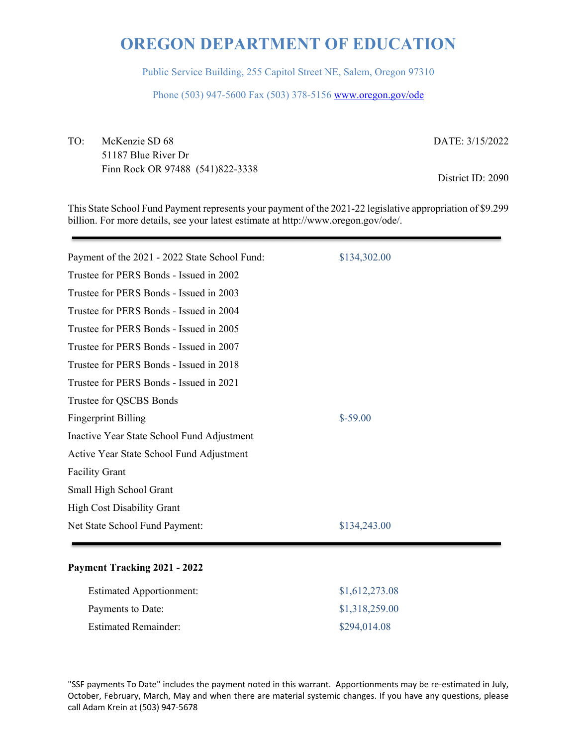# OREGON DEPARTMENT OF EDUCATION

Public Service Building, 255 Capitol Street NE, Salem, Oregon 97310

Phone (503) 947-5600 Fax (503) 378-5156 www.oregon.gov/ode

TO: McKenzie SD 68
51187 Blue River Dr
Finn Rock OR 97488 (541)822-3338

DATE: 3/15/2022

District ID: 2090

This State School Fund Payment represents your payment of the 2021-22 legislative appropriation of $9.299 billion. For more details, see your latest estimate at http://www.oregon.gov/ode/.

| | |
|---|---|
| Payment of the 2021 - 2022 State School Fund: | $134,302.00 |
| Trustee for PERS Bonds - Issued in 2002 | |
| Trustee for PERS Bonds - Issued in 2003 | |
| Trustee for PERS Bonds - Issued in 2004 | |
| Trustee for PERS Bonds - Issued in 2005 | |
| Trustee for PERS Bonds - Issued in 2007 | |
| Trustee for PERS Bonds - Issued in 2018 | |
| Trustee for PERS Bonds - Issued in 2021 | |
| Trustee for QSCBS Bonds | |
| Fingerprint Billing | $-59.00 |
| Inactive Year State School Fund Adjustment | |
| Active Year State School Fund Adjustment | |
| Facility Grant | |
| Small High School Grant | |
| High Cost Disability Grant | |
| Net State School Fund Payment: | $134,243.00 |

**Payment Tracking 2021 - 2022**

| | |
|---|---|
| Estimated Apportionment: | $1,612,273.08 |
| Payments to Date: | $1,318,259.00 |
| Estimated Remainder: | $294,014.08 |

"SSF payments To Date" includes the payment noted in this warrant. Apportionments may be re-estimated in July, October, February, March, May and when there are material systemic changes. If you have any questions, please call Adam Krein at (503) 947-5678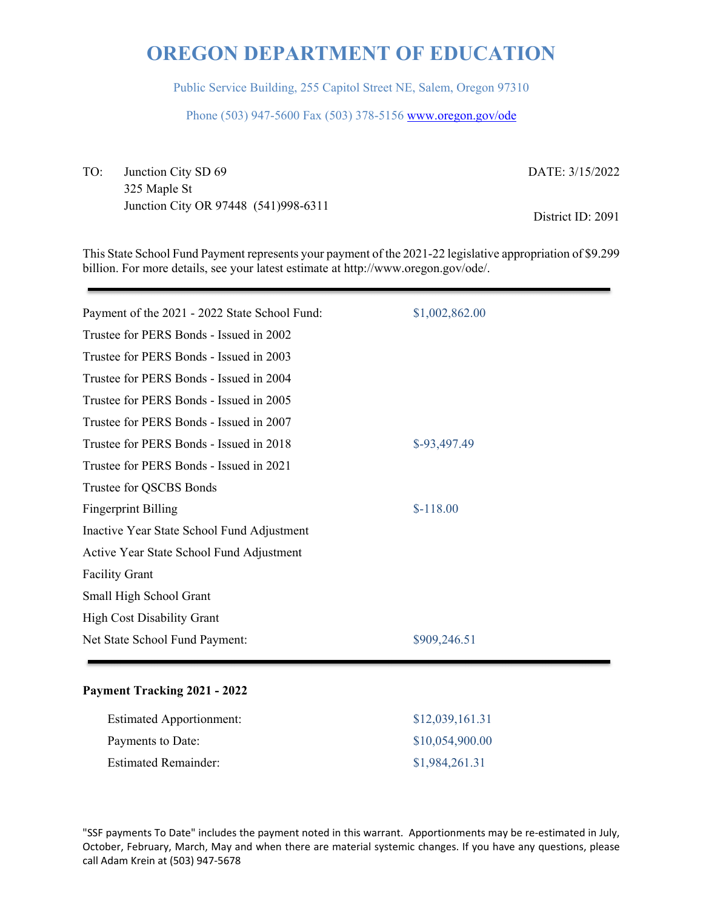# OREGON DEPARTMENT OF EDUCATION

Public Service Building, 255 Capitol Street NE, Salem, Oregon 97310

Phone (503) 947-5600 Fax (503) 378-5156 www.oregon.gov/ode

TO: Junction City SD 69
325 Maple St
Junction City OR 97448 (541)998-6311

DATE: 3/15/2022

District ID: 2091

This State School Fund Payment represents your payment of the 2021-22 legislative appropriation of $9.299 billion. For more details, see your latest estimate at http://www.oregon.gov/ode/.

| | |
|---|---|
| Payment of the 2021 - 2022 State School Fund: | $1,002,862.00 |
| Trustee for PERS Bonds - Issued in 2002 | |
| Trustee for PERS Bonds - Issued in 2003 | |
| Trustee for PERS Bonds - Issued in 2004 | |
| Trustee for PERS Bonds - Issued in 2005 | |
| Trustee for PERS Bonds - Issued in 2007 | |
| Trustee for PERS Bonds - Issued in 2018 | $-93,497.49 |
| Trustee for PERS Bonds - Issued in 2021 | |
| Trustee for QSCBS Bonds | |
| Fingerprint Billing | $-118.00 |
| Inactive Year State School Fund Adjustment | |
| Active Year State School Fund Adjustment | |
| Facility Grant | |
| Small High School Grant | |
| High Cost Disability Grant | |
| Net State School Fund Payment: | $909,246.51 |

**Payment Tracking 2021 - 2022**

| | |
|---|---|
| Estimated Apportionment: | $12,039,161.31 |
| Payments to Date: | $10,054,900.00 |
| Estimated Remainder: | $1,984,261.31 |

"SSF payments To Date" includes the payment noted in this warrant. Apportionments may be re-estimated in July, October, February, March, May and when there are material systemic changes. If you have any questions, please call Adam Krein at (503) 947-5678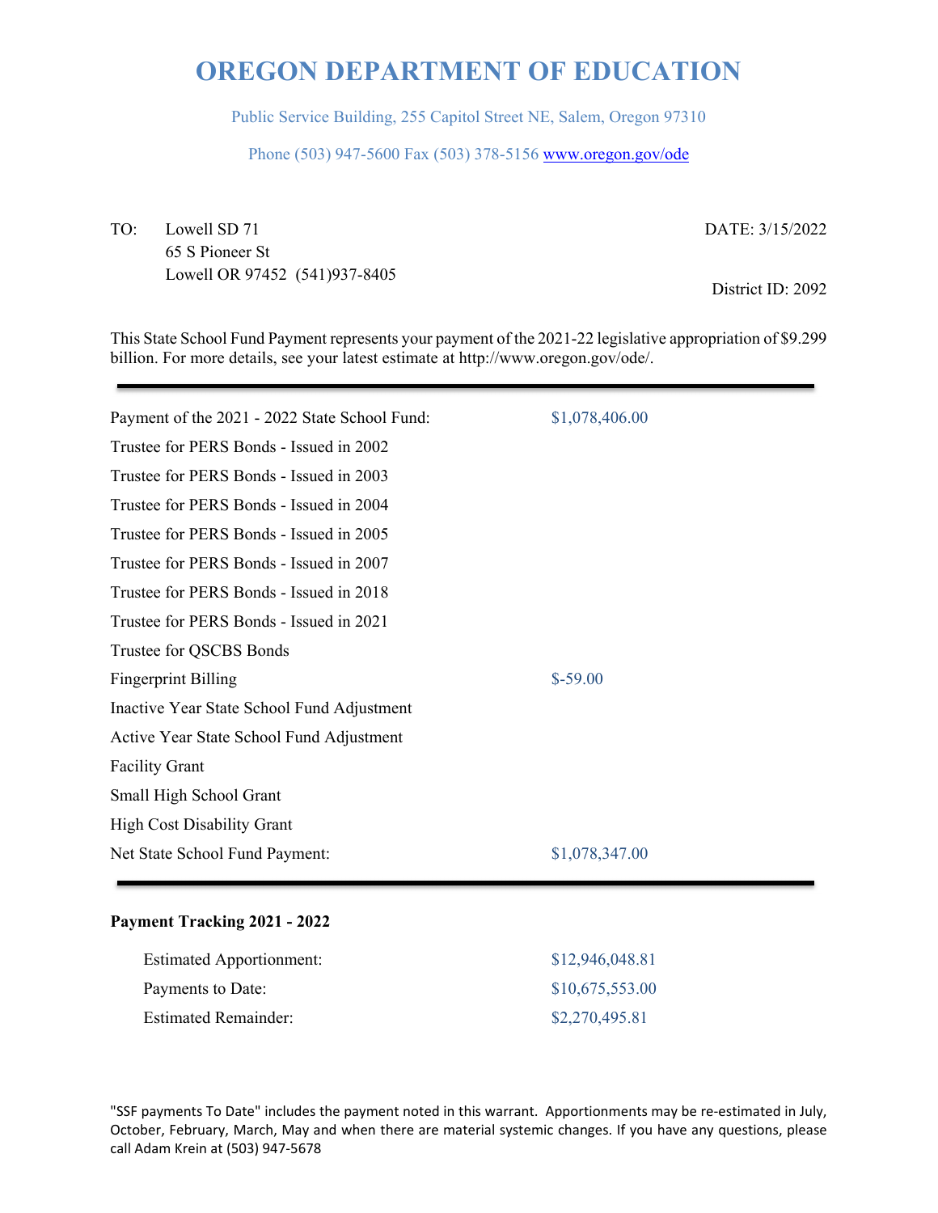# OREGON DEPARTMENT OF EDUCATION

Public Service Building, 255 Capitol Street NE, Salem, Oregon 97310

Phone (503) 947-5600 Fax (503) 378-5156 www.oregon.gov/ode

TO: Lowell SD 71
65 S Pioneer St
Lowell OR 97452 (541)937-8405

DATE: 3/15/2022

District ID: 2092

This State School Fund Payment represents your payment of the 2021-22 legislative appropriation of $9.299 billion. For more details, see your latest estimate at http://www.oregon.gov/ode/.

---

| | |
|---|---|
| Payment of the 2021 - 2022 State School Fund: | $1,078,406.00 |
| Trustee for PERS Bonds - Issued in 2002 | |
| Trustee for PERS Bonds - Issued in 2003 | |
| Trustee for PERS Bonds - Issued in 2004 | |
| Trustee for PERS Bonds - Issued in 2005 | |
| Trustee for PERS Bonds - Issued in 2007 | |
| Trustee for PERS Bonds - Issued in 2018 | |
| Trustee for PERS Bonds - Issued in 2021 | |
| Trustee for QSCBS Bonds | |
| Fingerprint Billing | $-59.00 |
| Inactive Year State School Fund Adjustment | |
| Active Year State School Fund Adjustment | |
| Facility Grant | |
| Small High School Grant | |
| High Cost Disability Grant | |
| Net State School Fund Payment: | $1,078,347.00 |

---

**Payment Tracking 2021 - 2022**

| | |
|---|---|
| Estimated Apportionment: | $12,946,048.81 |
| Payments to Date: | $10,675,553.00 |
| Estimated Remainder: | $2,270,495.81 |

"SSF payments To Date" includes the payment noted in this warrant. Apportionments may be re-estimated in July, October, February, March, May and when there are material systemic changes. If you have any questions, please call Adam Krein at (503) 947-5678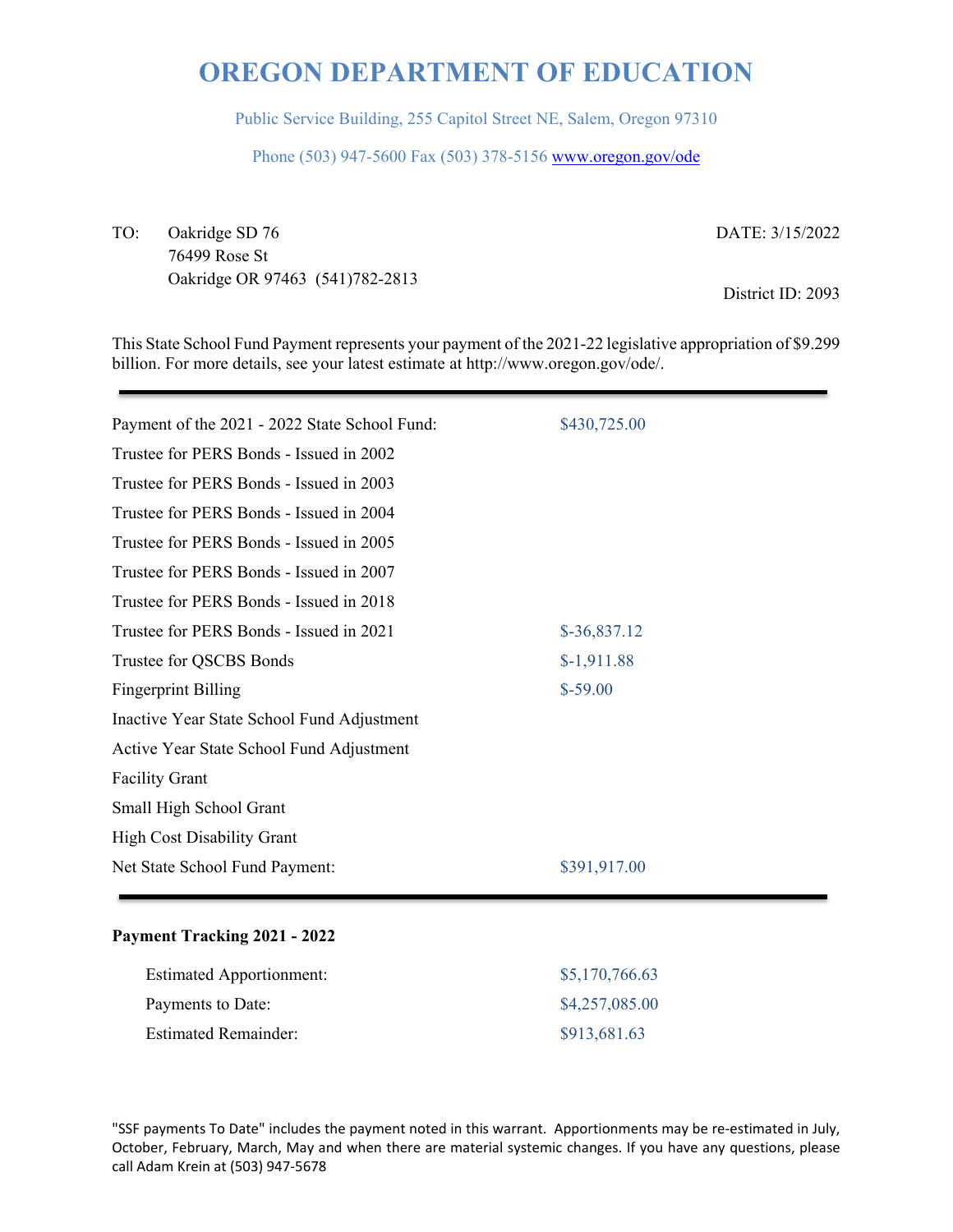# OREGON DEPARTMENT OF EDUCATION

Public Service Building, 255 Capitol Street NE, Salem, Oregon 97310

Phone (503) 947-5600 Fax (503) 378-5156 www.oregon.gov/ode

TO: Oakridge SD 76
76499 Rose St
Oakridge OR 97463 (541)782-2813

DATE: 3/15/2022

District ID: 2093

This State School Fund Payment represents your payment of the 2021-22 legislative appropriation of $9.299 billion. For more details, see your latest estimate at http://www.oregon.gov/ode/.

| | |
|---|---|
| Payment of the 2021 - 2022 State School Fund: | $430,725.00 |
| Trustee for PERS Bonds - Issued in 2002 | |
| Trustee for PERS Bonds - Issued in 2003 | |
| Trustee for PERS Bonds - Issued in 2004 | |
| Trustee for PERS Bonds - Issued in 2005 | |
| Trustee for PERS Bonds - Issued in 2007 | |
| Trustee for PERS Bonds - Issued in 2018 | |
| Trustee for PERS Bonds - Issued in 2021 | $-36,837.12 |
| Trustee for QSCBS Bonds | $-1,911.88 |
| Fingerprint Billing | $-59.00 |
| Inactive Year State School Fund Adjustment | |
| Active Year State School Fund Adjustment | |
| Facility Grant | |
| Small High School Grant | |
| High Cost Disability Grant | |
| Net State School Fund Payment: | $391,917.00 |

**Payment Tracking 2021 - 2022**

| | |
|---|---|
| Estimated Apportionment: | $5,170,766.63 |
| Payments to Date: | $4,257,085.00 |
| Estimated Remainder: | $913,681.63 |

"SSF payments To Date" includes the payment noted in this warrant. Apportionments may be re-estimated in July, October, February, March, May and when there are material systemic changes. If you have any questions, please call Adam Krein at (503) 947-5678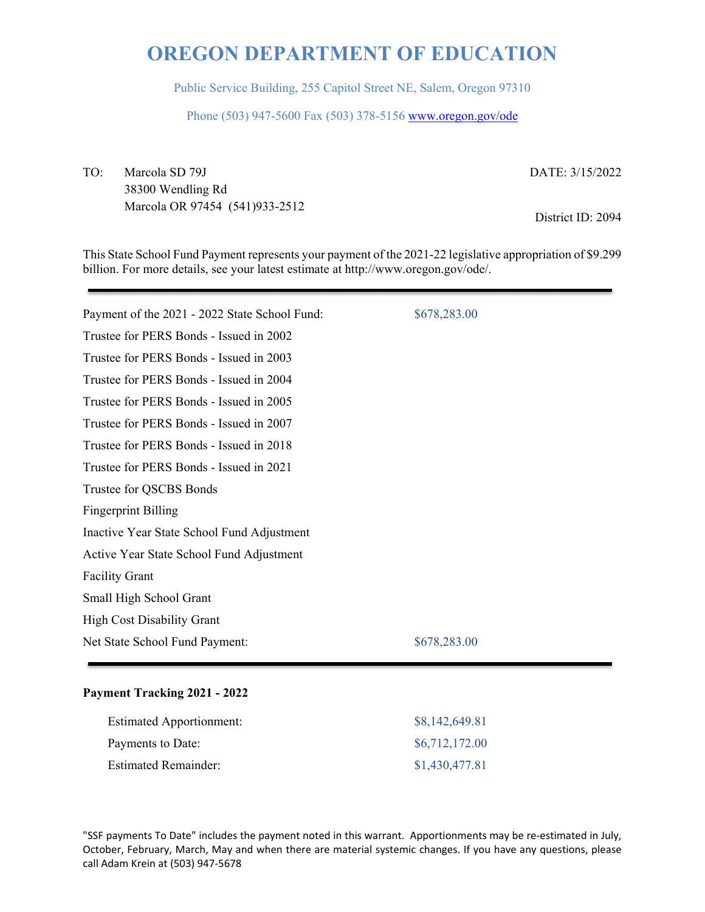# OREGON DEPARTMENT OF EDUCATION

Public Service Building, 255 Capitol Street NE, Salem, Oregon 97310

Phone (503) 947-5600 Fax (503) 378-5156 www.oregon.gov/ode

TO: Marcola SD 79J
38300 Wendling Rd
Marcola OR 97454 (541)933-2512

DATE: 3/15/2022

District ID: 2094

This State School Fund Payment represents your payment of the 2021-22 legislative appropriation of $9.299 billion. For more details, see your latest estimate at http://www.oregon.gov/ode/.

---

| | |
|---|---|
| Payment of the 2021 - 2022 State School Fund: | $678,283.00 |
| Trustee for PERS Bonds - Issued in 2002 | |
| Trustee for PERS Bonds - Issued in 2003 | |
| Trustee for PERS Bonds - Issued in 2004 | |
| Trustee for PERS Bonds - Issued in 2005 | |
| Trustee for PERS Bonds - Issued in 2007 | |
| Trustee for PERS Bonds - Issued in 2018 | |
| Trustee for PERS Bonds - Issued in 2021 | |
| Trustee for QSCBS Bonds | |
| Fingerprint Billing | |
| Inactive Year State School Fund Adjustment | |
| Active Year State School Fund Adjustment | |
| Facility Grant | |
| Small High School Grant | |
| High Cost Disability Grant | |
| Net State School Fund Payment: | $678,283.00 |

---

**Payment Tracking 2021 - 2022**

| | |
|---|---|
| Estimated Apportionment: | $8,142,649.81 |
| Payments to Date: | $6,712,172.00 |
| Estimated Remainder: | $1,430,477.81 |

"SSF payments To Date" includes the payment noted in this warrant. Apportionments may be re-estimated in July, October, February, March, May and when there are material systemic changes. If you have any questions, please call Adam Krein at (503) 947-5678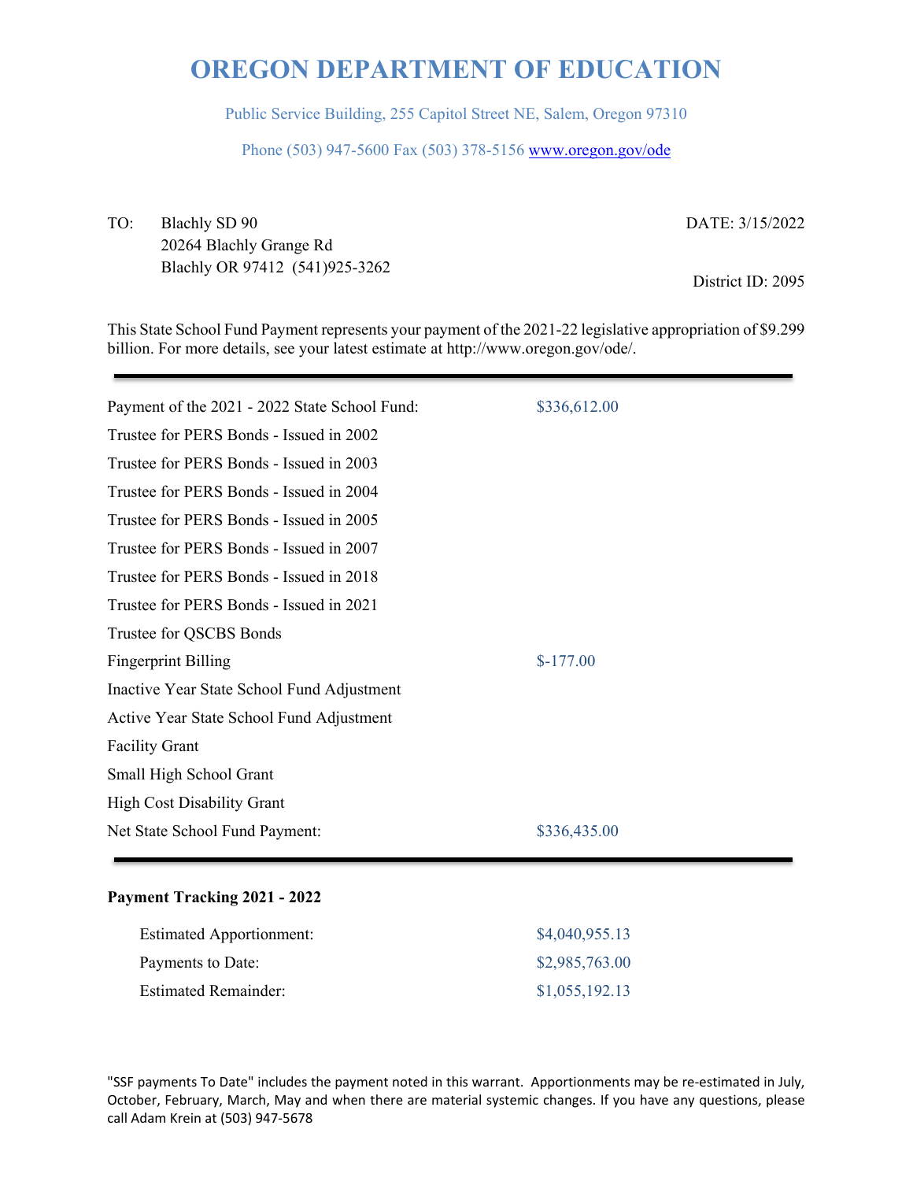# OREGON DEPARTMENT OF EDUCATION

Public Service Building, 255 Capitol Street NE, Salem, Oregon 97310

Phone (503) 947-5600 Fax (503) 378-5156 www.oregon.gov/ode

TO: Blachly SD 90
20264 Blachly Grange Rd
Blachly OR 97412 (541)925-3262

DATE: 3/15/2022

District ID: 2095

This State School Fund Payment represents your payment of the 2021-22 legislative appropriation of $9.299 billion. For more details, see your latest estimate at http://www.oregon.gov/ode/.

| | |
|---|---|
| Payment of the 2021 - 2022 State School Fund: | $336,612.00 |
| Trustee for PERS Bonds - Issued in 2002 | |
| Trustee for PERS Bonds - Issued in 2003 | |
| Trustee for PERS Bonds - Issued in 2004 | |
| Trustee for PERS Bonds - Issued in 2005 | |
| Trustee for PERS Bonds - Issued in 2007 | |
| Trustee for PERS Bonds - Issued in 2018 | |
| Trustee for PERS Bonds - Issued in 2021 | |
| Trustee for QSCBS Bonds | |
| Fingerprint Billing | $-177.00 |
| Inactive Year State School Fund Adjustment | |
| Active Year State School Fund Adjustment | |
| Facility Grant | |
| Small High School Grant | |
| High Cost Disability Grant | |
| Net State School Fund Payment: | $336,435.00 |

**Payment Tracking 2021 - 2022**

| | |
|---|---|
| Estimated Apportionment: | $4,040,955.13 |
| Payments to Date: | $2,985,763.00 |
| Estimated Remainder: | $1,055,192.13 |

"SSF payments To Date" includes the payment noted in this warrant. Apportionments may be re-estimated in July, October, February, March, May and when there are material systemic changes. If you have any questions, please call Adam Krein at (503) 947-5678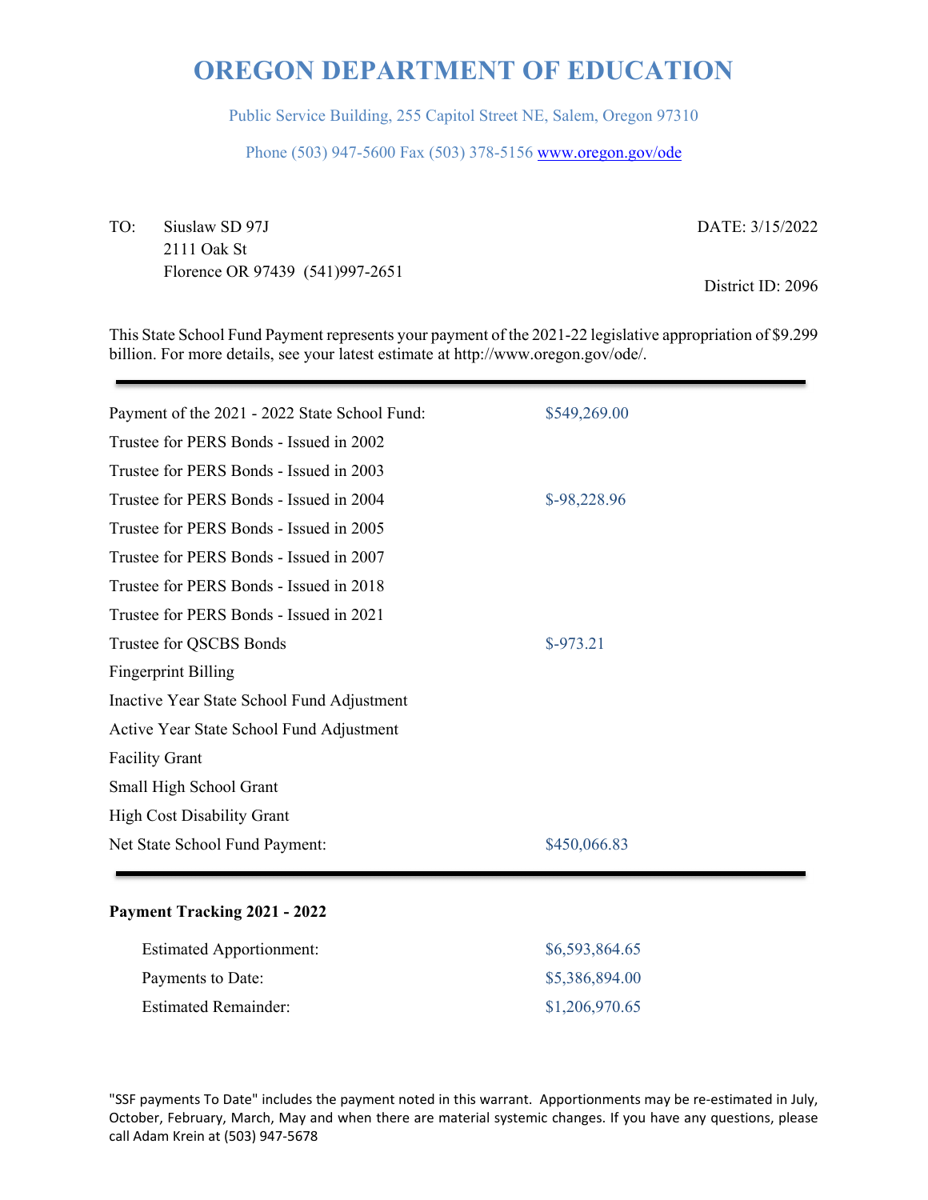# OREGON DEPARTMENT OF EDUCATION

Public Service Building, 255 Capitol Street NE, Salem, Oregon 97310

Phone (503) 947-5600 Fax (503) 378-5156 www.oregon.gov/ode

TO: Siuslaw SD 97J
2111 Oak St
Florence OR 97439 (541)997-2651

DATE: 3/15/2022

District ID: 2096

This State School Fund Payment represents your payment of the 2021-22 legislative appropriation of $9.299 billion. For more details, see your latest estimate at http://www.oregon.gov/ode/.

| | |
|---|---|
| Payment of the 2021 - 2022 State School Fund: | $549,269.00 |
| Trustee for PERS Bonds - Issued in 2002 | |
| Trustee for PERS Bonds - Issued in 2003 | |
| Trustee for PERS Bonds - Issued in 2004 | $-98,228.96 |
| Trustee for PERS Bonds - Issued in 2005 | |
| Trustee for PERS Bonds - Issued in 2007 | |
| Trustee for PERS Bonds - Issued in 2018 | |
| Trustee for PERS Bonds - Issued in 2021 | |
| Trustee for QSCBS Bonds | $-973.21 |
| Fingerprint Billing | |
| Inactive Year State School Fund Adjustment | |
| Active Year State School Fund Adjustment | |
| Facility Grant | |
| Small High School Grant | |
| High Cost Disability Grant | |
| Net State School Fund Payment: | $450,066.83 |

**Payment Tracking 2021 - 2022**

| | |
|---|---|
| Estimated Apportionment: | $6,593,864.65 |
| Payments to Date: | $5,386,894.00 |
| Estimated Remainder: | $1,206,970.65 |

"SSF payments To Date" includes the payment noted in this warrant. Apportionments may be re-estimated in July, October, February, March, May and when there are material systemic changes. If you have any questions, please call Adam Krein at (503) 947-5678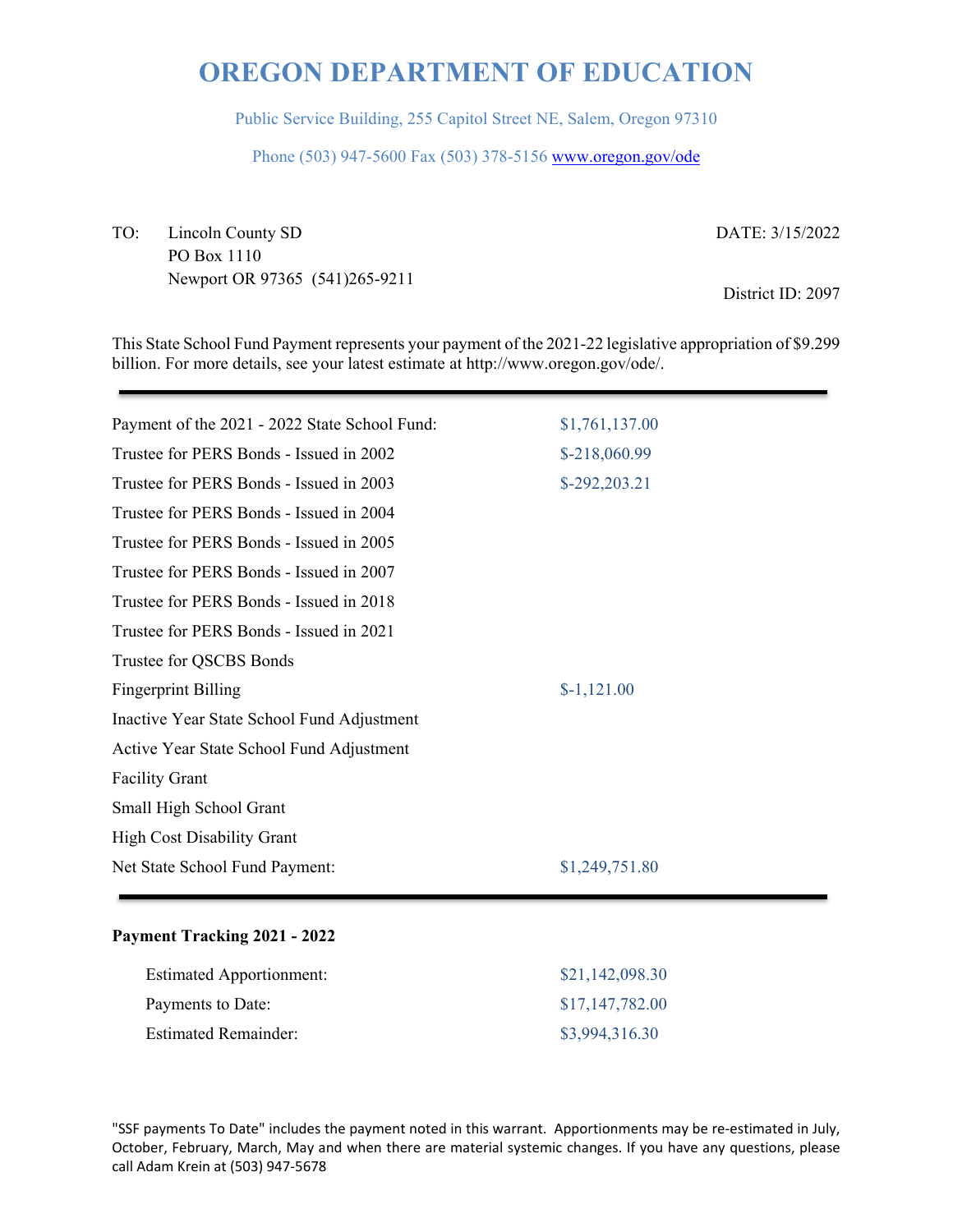# OREGON DEPARTMENT OF EDUCATION

Public Service Building, 255 Capitol Street NE, Salem, Oregon 97310

Phone (503) 947-5600 Fax (503) 378-5156 www.oregon.gov/ode

TO: Lincoln County SD
PO Box 1110
Newport OR 97365 (541)265-9211

DATE: 3/15/2022

District ID: 2097

This State School Fund Payment represents your payment of the 2021-22 legislative appropriation of $9.299 billion. For more details, see your latest estimate at http://www.oregon.gov/ode/.

| | |
|---|---|
| Payment of the 2021 - 2022 State School Fund: | $1,761,137.00 |
| Trustee for PERS Bonds - Issued in 2002 | $-218,060.99 |
| Trustee for PERS Bonds - Issued in 2003 | $-292,203.21 |
| Trustee for PERS Bonds - Issued in 2004 | |
| Trustee for PERS Bonds - Issued in 2005 | |
| Trustee for PERS Bonds - Issued in 2007 | |
| Trustee for PERS Bonds - Issued in 2018 | |
| Trustee for PERS Bonds - Issued in 2021 | |
| Trustee for QSCBS Bonds | |
| Fingerprint Billing | $-1,121.00 |
| Inactive Year State School Fund Adjustment | |
| Active Year State School Fund Adjustment | |
| Facility Grant | |
| Small High School Grant | |
| High Cost Disability Grant | |
| Net State School Fund Payment: | $1,249,751.80 |

**Payment Tracking 2021 - 2022**

| | |
|---|---|
| Estimated Apportionment: | $21,142,098.30 |
| Payments to Date: | $17,147,782.00 |
| Estimated Remainder: | $3,994,316.30 |

"SSF payments To Date" includes the payment noted in this warrant. Apportionments may be re-estimated in July, October, February, March, May and when there are material systemic changes. If you have any questions, please call Adam Krein at (503) 947-5678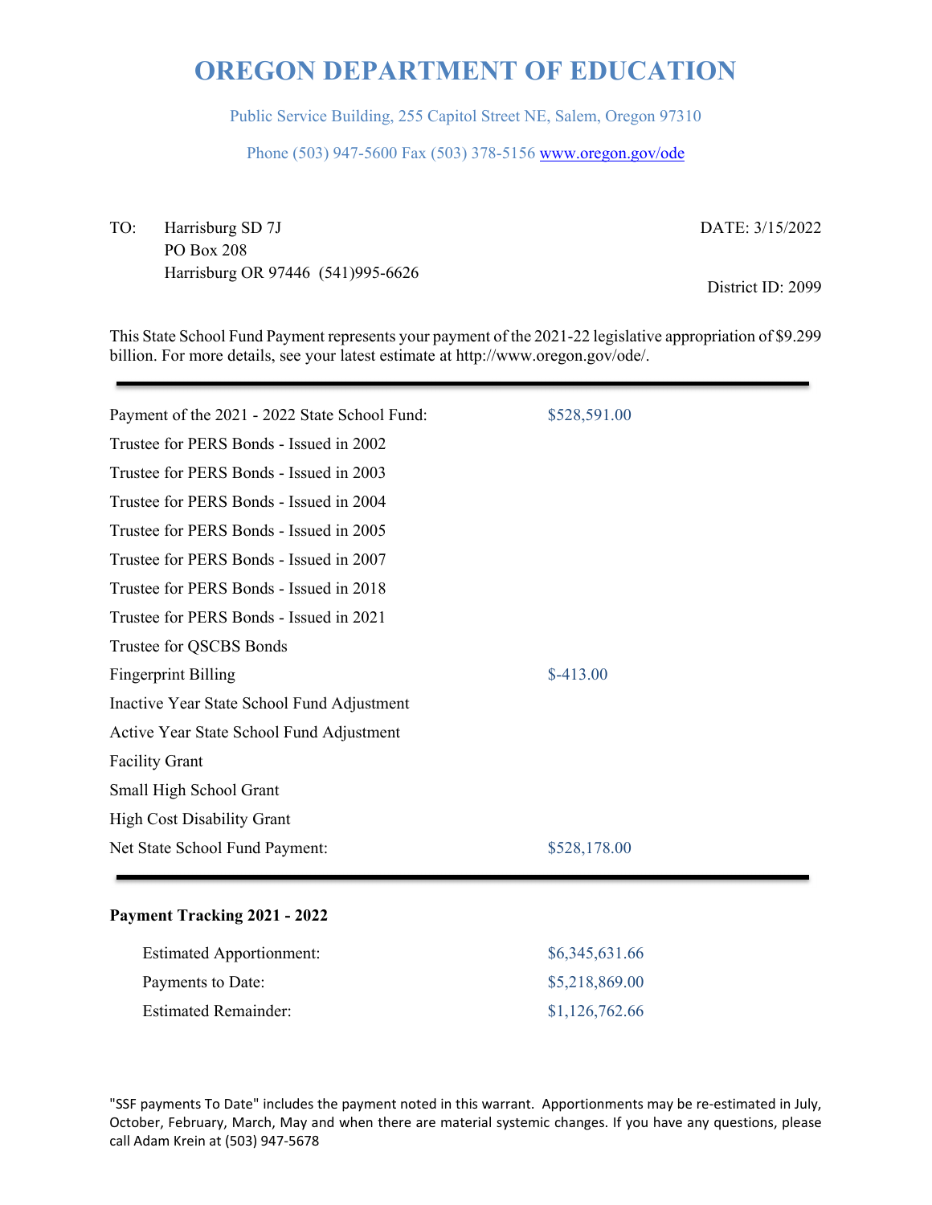# OREGON DEPARTMENT OF EDUCATION

Public Service Building, 255 Capitol Street NE, Salem, Oregon 97310

Phone (503) 947-5600 Fax (503) 378-5156 www.oregon.gov/ode

TO: Harrisburg SD 7J
PO Box 208
Harrisburg OR 97446 (541)995-6626

DATE: 3/15/2022

District ID: 2099

This State School Fund Payment represents your payment of the 2021-22 legislative appropriation of $9.299 billion. For more details, see your latest estimate at http://www.oregon.gov/ode/.

| | |
|---|---|
| Payment of the 2021 - 2022 State School Fund: | $528,591.00 |
| Trustee for PERS Bonds - Issued in 2002 | |
| Trustee for PERS Bonds - Issued in 2003 | |
| Trustee for PERS Bonds - Issued in 2004 | |
| Trustee for PERS Bonds - Issued in 2005 | |
| Trustee for PERS Bonds - Issued in 2007 | |
| Trustee for PERS Bonds - Issued in 2018 | |
| Trustee for PERS Bonds - Issued in 2021 | |
| Trustee for QSCBS Bonds | |
| Fingerprint Billing | $-413.00 |
| Inactive Year State School Fund Adjustment | |
| Active Year State School Fund Adjustment | |
| Facility Grant | |
| Small High School Grant | |
| High Cost Disability Grant | |
| Net State School Fund Payment: | $528,178.00 |

**Payment Tracking 2021 - 2022**

| | |
|---|---|
| Estimated Apportionment: | $6,345,631.66 |
| Payments to Date: | $5,218,869.00 |
| Estimated Remainder: | $1,126,762.66 |

"SSF payments To Date" includes the payment noted in this warrant. Apportionments may be re-estimated in July, October, February, March, May and when there are material systemic changes. If you have any questions, please call Adam Krein at (503) 947-5678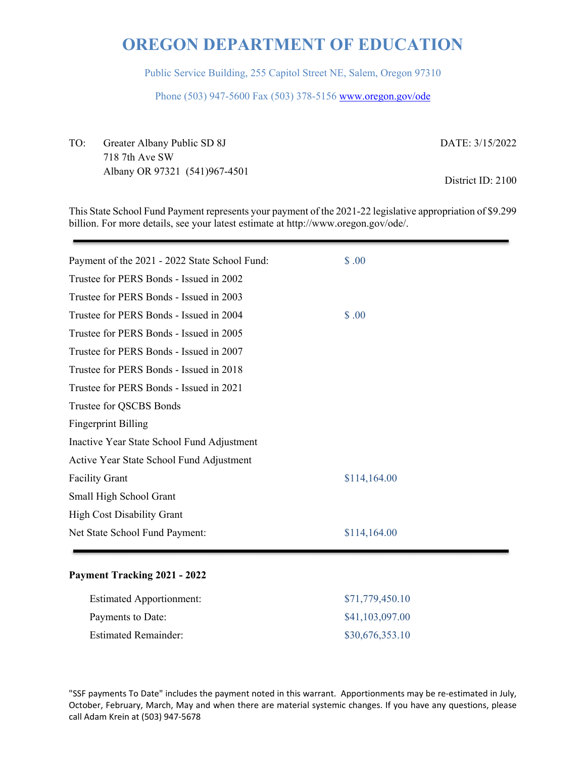# OREGON DEPARTMENT OF EDUCATION

Public Service Building, 255 Capitol Street NE, Salem, Oregon 97310

Phone (503) 947-5600 Fax (503) 378-5156 www.oregon.gov/ode

TO: Greater Albany Public SD 8J
718 7th Ave SW
Albany OR 97321 (541)967-4501

DATE: 3/15/2022

District ID: 2100

This State School Fund Payment represents your payment of the 2021-22 legislative appropriation of $9.299 billion. For more details, see your latest estimate at http://www.oregon.gov/ode/.

| | |
|---|---|
| Payment of the 2021 - 2022 State School Fund: | $ .00 |
| Trustee for PERS Bonds - Issued in 2002 | |
| Trustee for PERS Bonds - Issued in 2003 | |
| Trustee for PERS Bonds - Issued in 2004 | $ .00 |
| Trustee for PERS Bonds - Issued in 2005 | |
| Trustee for PERS Bonds - Issued in 2007 | |
| Trustee for PERS Bonds - Issued in 2018 | |
| Trustee for PERS Bonds - Issued in 2021 | |
| Trustee for QSCBS Bonds | |
| Fingerprint Billing | |
| Inactive Year State School Fund Adjustment | |
| Active Year State School Fund Adjustment | |
| Facility Grant | $114,164.00 |
| Small High School Grant | |
| High Cost Disability Grant | |
| Net State School Fund Payment: | $114,164.00 |

**Payment Tracking 2021 - 2022**

| | |
|---|---|
| Estimated Apportionment: | $71,779,450.10 |
| Payments to Date: | $41,103,097.00 |
| Estimated Remainder: | $30,676,353.10 |

"SSF payments To Date" includes the payment noted in this warrant. Apportionments may be re-estimated in July, October, February, March, May and when there are material systemic changes. If you have any questions, please call Adam Krein at (503) 947-5678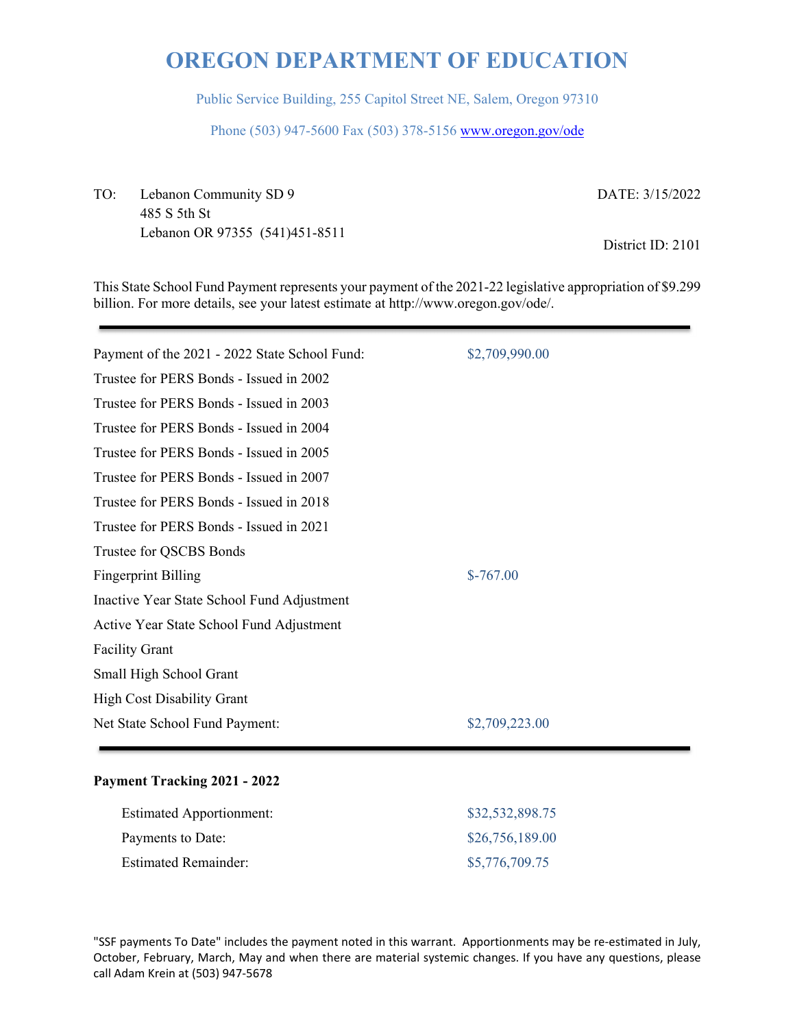# OREGON DEPARTMENT OF EDUCATION

Public Service Building, 255 Capitol Street NE, Salem, Oregon 97310

Phone (503) 947-5600 Fax (503) 378-5156 www.oregon.gov/ode

TO: Lebanon Community SD 9
485 S 5th St
Lebanon OR 97355 (541)451-8511

DATE: 3/15/2022

District ID: 2101

This State School Fund Payment represents your payment of the 2021-22 legislative appropriation of $9.299 billion. For more details, see your latest estimate at http://www.oregon.gov/ode/.

---

| | |
|---|---|
| Payment of the 2021 - 2022 State School Fund: | $2,709,990.00 |
| Trustee for PERS Bonds - Issued in 2002 | |
| Trustee for PERS Bonds - Issued in 2003 | |
| Trustee for PERS Bonds - Issued in 2004 | |
| Trustee for PERS Bonds - Issued in 2005 | |
| Trustee for PERS Bonds - Issued in 2007 | |
| Trustee for PERS Bonds - Issued in 2018 | |
| Trustee for PERS Bonds - Issued in 2021 | |
| Trustee for QSCBS Bonds | |
| Fingerprint Billing | $-767.00 |
| Inactive Year State School Fund Adjustment | |
| Active Year State School Fund Adjustment | |
| Facility Grant | |
| Small High School Grant | |
| High Cost Disability Grant | |
| Net State School Fund Payment: | $2,709,223.00 |

---

**Payment Tracking 2021 - 2022**

| | |
|---|---|
| Estimated Apportionment: | $32,532,898.75 |
| Payments to Date: | $26,756,189.00 |
| Estimated Remainder: | $5,776,709.75 |

"SSF payments To Date" includes the payment noted in this warrant. Apportionments may be re-estimated in July, October, February, March, May and when there are material systemic changes. If you have any questions, please call Adam Krein at (503) 947-5678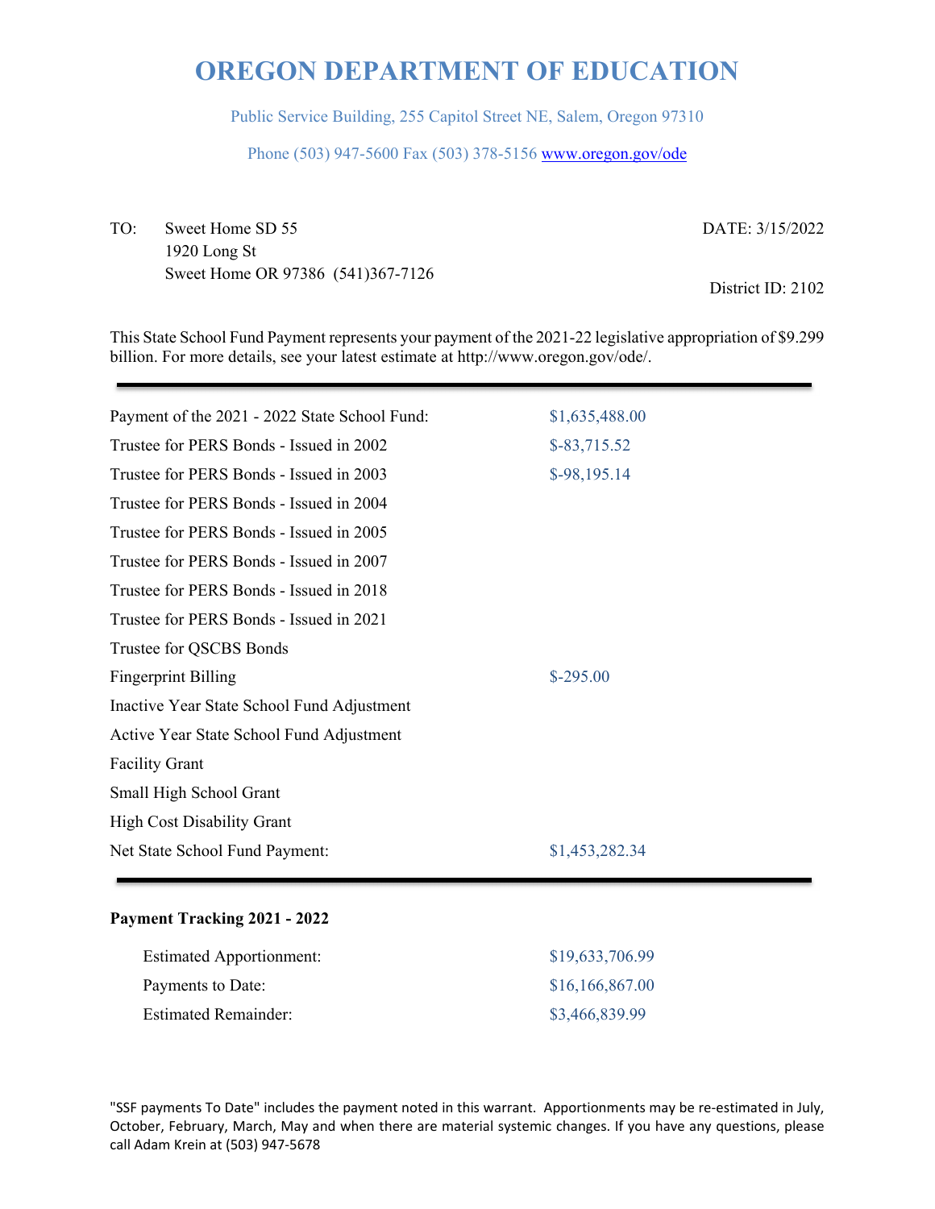# OREGON DEPARTMENT OF EDUCATION

Public Service Building, 255 Capitol Street NE, Salem, Oregon 97310

Phone (503) 947-5600 Fax (503) 378-5156 www.oregon.gov/ode

TO: Sweet Home SD 55
1920 Long St
Sweet Home OR 97386 (541)367-7126

DATE: 3/15/2022

District ID: 2102

This State School Fund Payment represents your payment of the 2021-22 legislative appropriation of $9.299 billion. For more details, see your latest estimate at http://www.oregon.gov/ode/.

| | |
|---|---|
| Payment of the 2021 - 2022 State School Fund: | $1,635,488.00 |
| Trustee for PERS Bonds - Issued in 2002 | $-83,715.52 |
| Trustee for PERS Bonds - Issued in 2003 | $-98,195.14 |
| Trustee for PERS Bonds - Issued in 2004 | |
| Trustee for PERS Bonds - Issued in 2005 | |
| Trustee for PERS Bonds - Issued in 2007 | |
| Trustee for PERS Bonds - Issued in 2018 | |
| Trustee for PERS Bonds - Issued in 2021 | |
| Trustee for QSCBS Bonds | |
| Fingerprint Billing | $-295.00 |
| Inactive Year State School Fund Adjustment | |
| Active Year State School Fund Adjustment | |
| Facility Grant | |
| Small High School Grant | |
| High Cost Disability Grant | |
| Net State School Fund Payment: | $1,453,282.34 |

**Payment Tracking 2021 - 2022**

| | |
|---|---|
| Estimated Apportionment: | $19,633,706.99 |
| Payments to Date: | $16,166,867.00 |
| Estimated Remainder: | $3,466,839.99 |

"SSF payments To Date" includes the payment noted in this warrant. Apportionments may be re-estimated in July, October, February, March, May and when there are material systemic changes. If you have any questions, please call Adam Krein at (503) 947-5678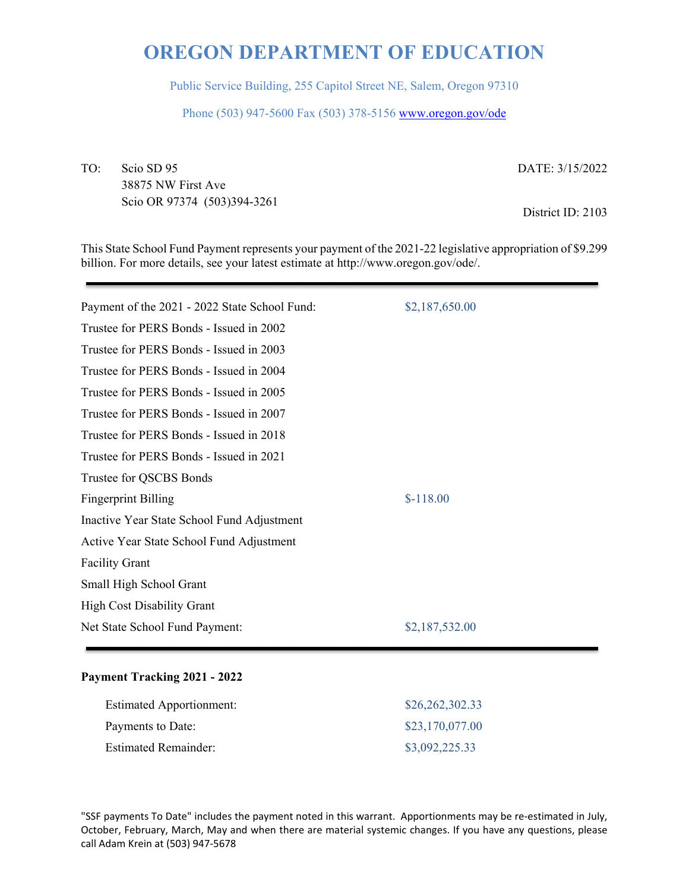# OREGON DEPARTMENT OF EDUCATION

Public Service Building, 255 Capitol Street NE, Salem, Oregon 97310

Phone (503) 947-5600 Fax (503) 378-5156 www.oregon.gov/ode

TO: Scio SD 95
38875 NW First Ave
Scio OR 97374 (503)394-3261

DATE: 3/15/2022

District ID: 2103

This State School Fund Payment represents your payment of the 2021-22 legislative appropriation of $9.299 billion. For more details, see your latest estimate at http://www.oregon.gov/ode/.

| | |
|---|---|
| Payment of the 2021 - 2022 State School Fund: | $2,187,650.00 |
| Trustee for PERS Bonds - Issued in 2002 | |
| Trustee for PERS Bonds - Issued in 2003 | |
| Trustee for PERS Bonds - Issued in 2004 | |
| Trustee for PERS Bonds - Issued in 2005 | |
| Trustee for PERS Bonds - Issued in 2007 | |
| Trustee for PERS Bonds - Issued in 2018 | |
| Trustee for PERS Bonds - Issued in 2021 | |
| Trustee for QSCBS Bonds | |
| Fingerprint Billing | $-118.00 |
| Inactive Year State School Fund Adjustment | |
| Active Year State School Fund Adjustment | |
| Facility Grant | |
| Small High School Grant | |
| High Cost Disability Grant | |
| Net State School Fund Payment: | $2,187,532.00 |

**Payment Tracking 2021 - 2022**

| | |
|---|---|
| Estimated Apportionment: | $26,262,302.33 |
| Payments to Date: | $23,170,077.00 |
| Estimated Remainder: | $3,092,225.33 |

"SSF payments To Date" includes the payment noted in this warrant. Apportionments may be re-estimated in July, October, February, March, May and when there are material systemic changes. If you have any questions, please call Adam Krein at (503) 947-5678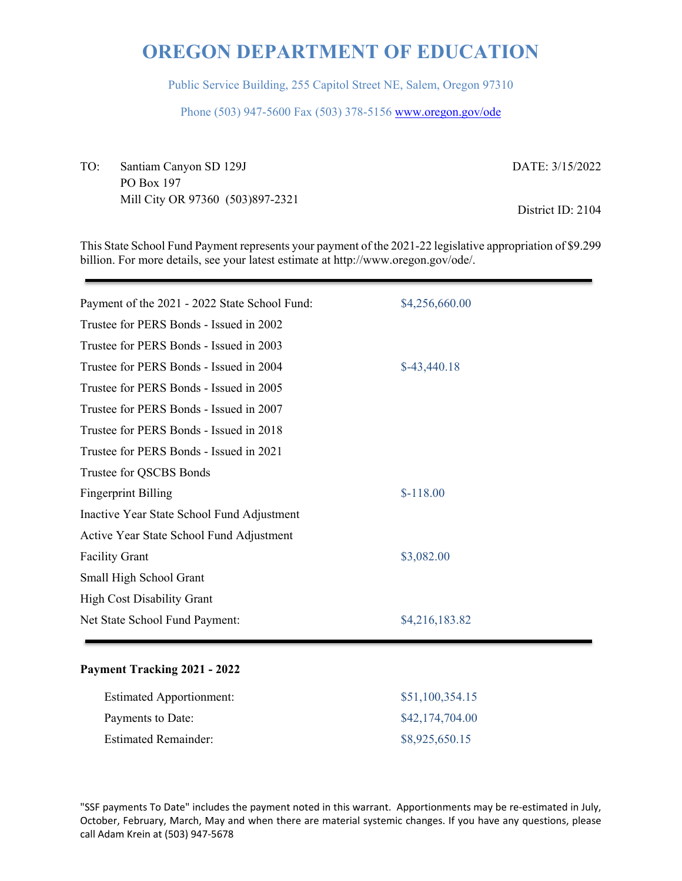# OREGON DEPARTMENT OF EDUCATION

Public Service Building, 255 Capitol Street NE, Salem, Oregon 97310

Phone (503) 947-5600 Fax (503) 378-5156 www.oregon.gov/ode

TO: Santiam Canyon SD 129J
PO Box 197
Mill City OR 97360 (503)897-2321

DATE: 3/15/2022

District ID: 2104

This State School Fund Payment represents your payment of the 2021-22 legislative appropriation of $9.299 billion. For more details, see your latest estimate at http://www.oregon.gov/ode/.

| | |
|---|---|
| Payment of the 2021 - 2022 State School Fund: | $4,256,660.00 |
| Trustee for PERS Bonds - Issued in 2002 | |
| Trustee for PERS Bonds - Issued in 2003 | |
| Trustee for PERS Bonds - Issued in 2004 | $-43,440.18 |
| Trustee for PERS Bonds - Issued in 2005 | |
| Trustee for PERS Bonds - Issued in 2007 | |
| Trustee for PERS Bonds - Issued in 2018 | |
| Trustee for PERS Bonds - Issued in 2021 | |
| Trustee for QSCBS Bonds | |
| Fingerprint Billing | $-118.00 |
| Inactive Year State School Fund Adjustment | |
| Active Year State School Fund Adjustment | |
| Facility Grant | $3,082.00 |
| Small High School Grant | |
| High Cost Disability Grant | |
| Net State School Fund Payment: | $4,216,183.82 |

**Payment Tracking 2021 - 2022**

| | |
|---|---|
| Estimated Apportionment: | $51,100,354.15 |
| Payments to Date: | $42,174,704.00 |
| Estimated Remainder: | $8,925,650.15 |

"SSF payments To Date" includes the payment noted in this warrant. Apportionments may be re-estimated in July, October, February, March, May and when there are material systemic changes. If you have any questions, please call Adam Krein at (503) 947-5678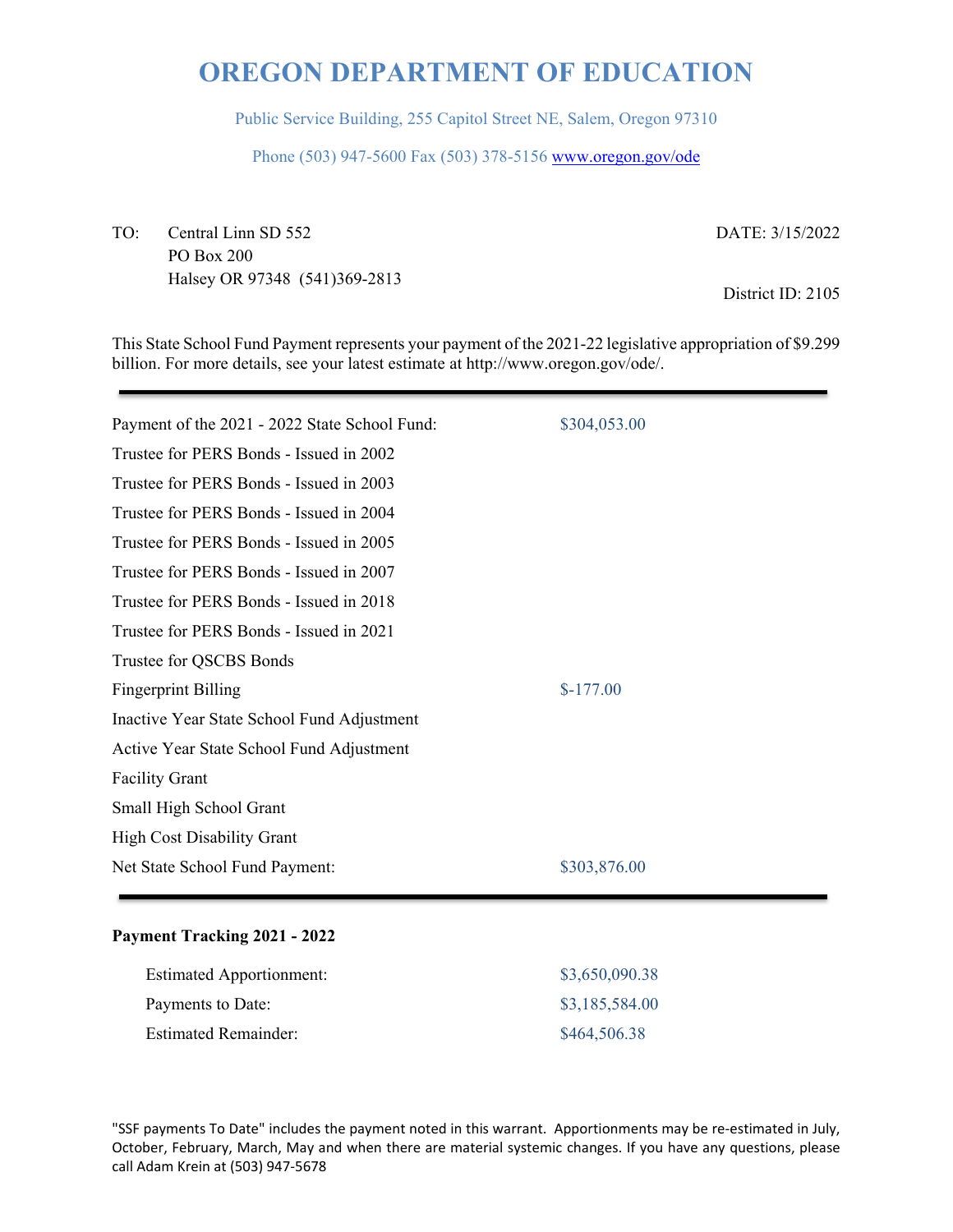# OREGON DEPARTMENT OF EDUCATION

Public Service Building, 255 Capitol Street NE, Salem, Oregon 97310

Phone (503) 947-5600 Fax (503) 378-5156 www.oregon.gov/ode

TO: Central Linn SD 552
PO Box 200
Halsey OR 97348 (541)369-2813

DATE: 3/15/2022

District ID: 2105

This State School Fund Payment represents your payment of the 2021-22 legislative appropriation of $9.299 billion. For more details, see your latest estimate at http://www.oregon.gov/ode/.

| | |
|---|---|
| Payment of the 2021 - 2022 State School Fund: | $304,053.00 |
| Trustee for PERS Bonds - Issued in 2002 | |
| Trustee for PERS Bonds - Issued in 2003 | |
| Trustee for PERS Bonds - Issued in 2004 | |
| Trustee for PERS Bonds - Issued in 2005 | |
| Trustee for PERS Bonds - Issued in 2007 | |
| Trustee for PERS Bonds - Issued in 2018 | |
| Trustee for PERS Bonds - Issued in 2021 | |
| Trustee for QSCBS Bonds | |
| Fingerprint Billing | $-177.00 |
| Inactive Year State School Fund Adjustment | |
| Active Year State School Fund Adjustment | |
| Facility Grant | |
| Small High School Grant | |
| High Cost Disability Grant | |
| Net State School Fund Payment: | $303,876.00 |

**Payment Tracking 2021 - 2022**

| | |
|---|---|
| Estimated Apportionment: | $3,650,090.38 |
| Payments to Date: | $3,185,584.00 |
| Estimated Remainder: | $464,506.38 |

"SSF payments To Date" includes the payment noted in this warrant. Apportionments may be re-estimated in July, October, February, March, May and when there are material systemic changes. If you have any questions, please call Adam Krein at (503) 947-5678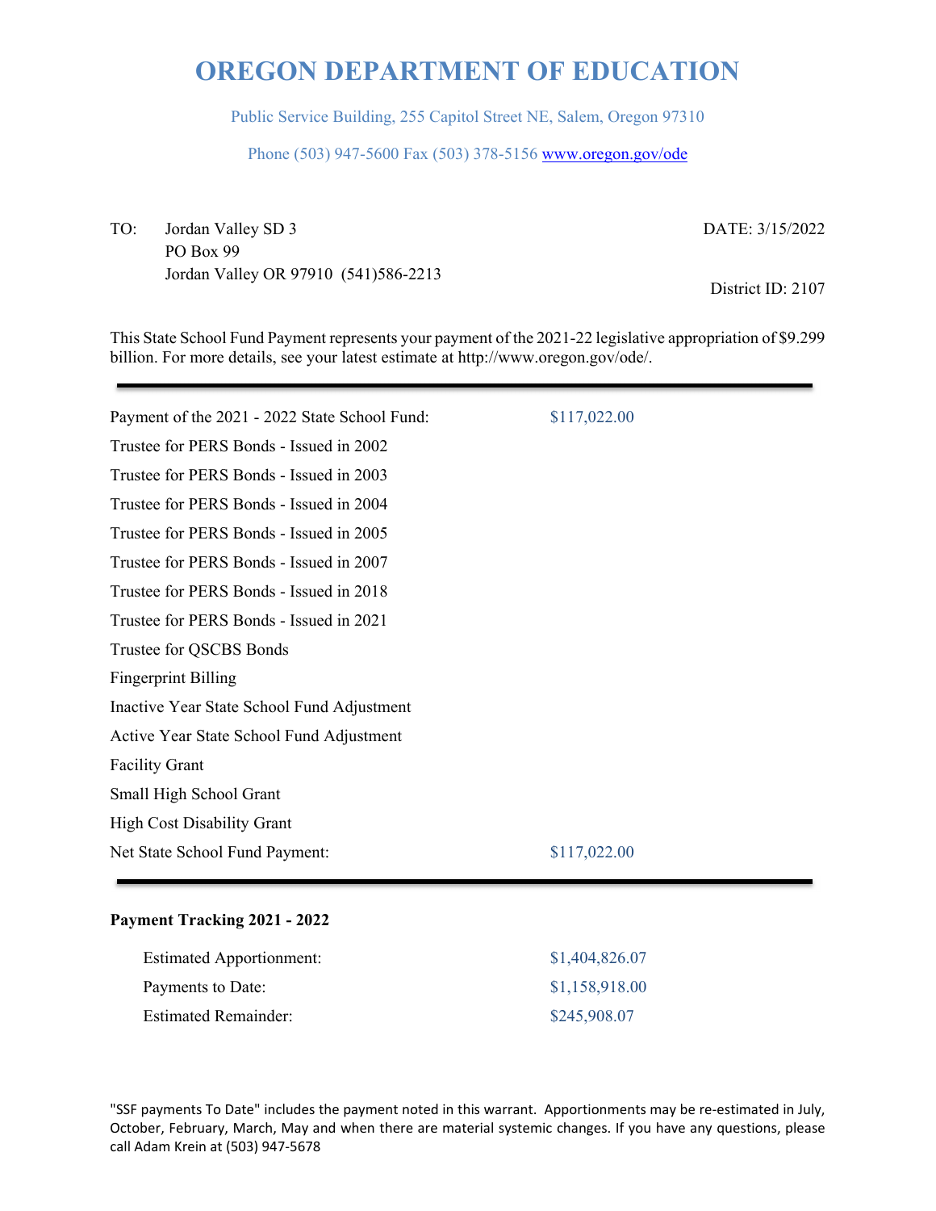# OREGON DEPARTMENT OF EDUCATION

Public Service Building, 255 Capitol Street NE, Salem, Oregon 97310

Phone (503) 947-5600 Fax (503) 378-5156 www.oregon.gov/ode

TO: Jordan Valley SD 3
PO Box 99
Jordan Valley OR 97910 (541)586-2213

DATE: 3/15/2022

District ID: 2107

This State School Fund Payment represents your payment of the 2021-22 legislative appropriation of $9.299 billion. For more details, see your latest estimate at http://www.oregon.gov/ode/.

| | |
|---|---|
| Payment of the 2021 - 2022 State School Fund: | $117,022.00 |
| Trustee for PERS Bonds - Issued in 2002 | |
| Trustee for PERS Bonds - Issued in 2003 | |
| Trustee for PERS Bonds - Issued in 2004 | |
| Trustee for PERS Bonds - Issued in 2005 | |
| Trustee for PERS Bonds - Issued in 2007 | |
| Trustee for PERS Bonds - Issued in 2018 | |
| Trustee for PERS Bonds - Issued in 2021 | |
| Trustee for QSCBS Bonds | |
| Fingerprint Billing | |
| Inactive Year State School Fund Adjustment | |
| Active Year State School Fund Adjustment | |
| Facility Grant | |
| Small High School Grant | |
| High Cost Disability Grant | |
| Net State School Fund Payment: | $117,022.00 |

**Payment Tracking 2021 - 2022**

| | |
|---|---|
| Estimated Apportionment: | $1,404,826.07 |
| Payments to Date: | $1,158,918.00 |
| Estimated Remainder: | $245,908.07 |

"SSF payments To Date" includes the payment noted in this warrant. Apportionments may be re-estimated in July, October, February, March, May and when there are material systemic changes. If you have any questions, please call Adam Krein at (503) 947-5678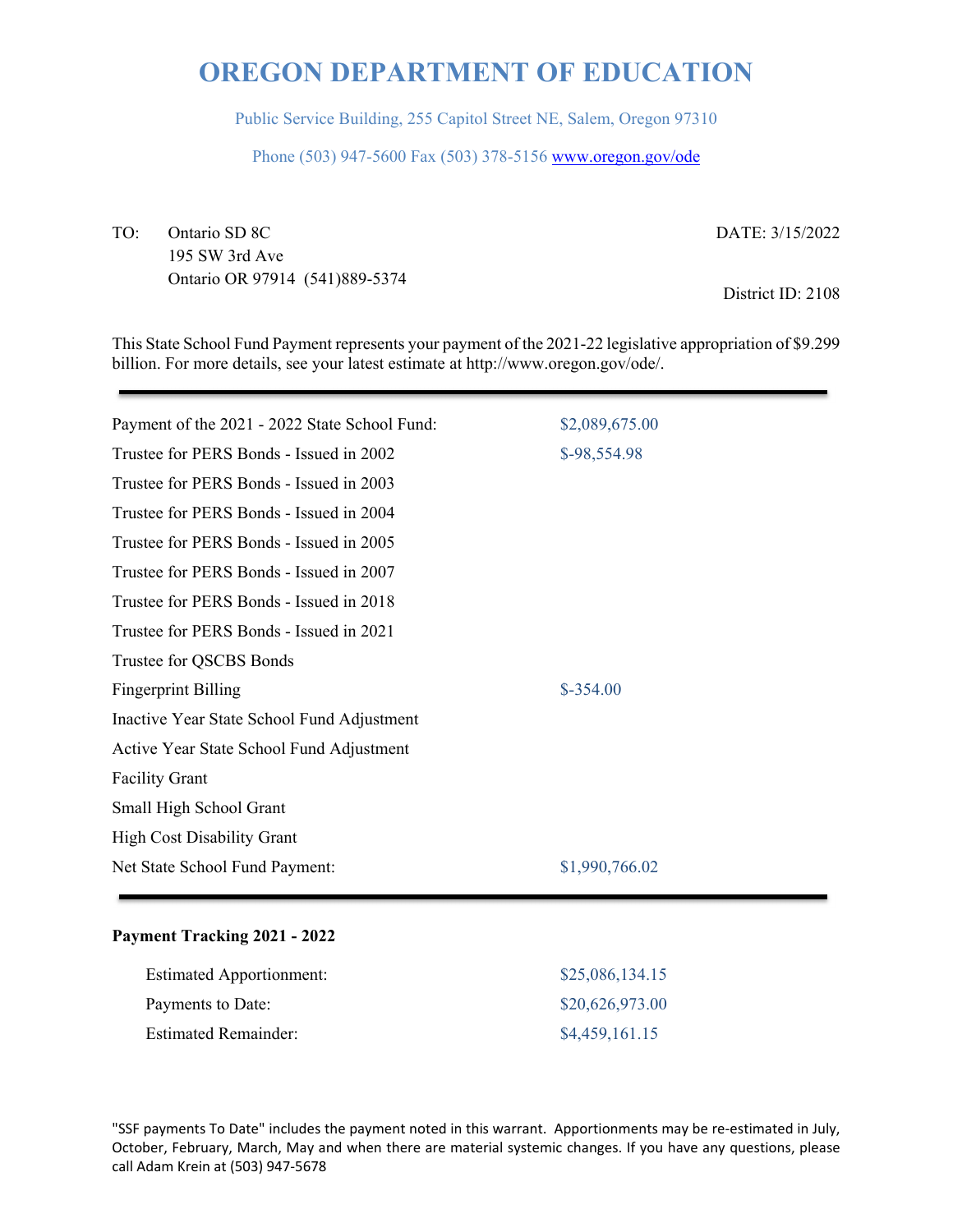# OREGON DEPARTMENT OF EDUCATION

Public Service Building, 255 Capitol Street NE, Salem, Oregon 97310

Phone (503) 947-5600 Fax (503) 378-5156 www.oregon.gov/ode

TO: Ontario SD 8C
195 SW 3rd Ave
Ontario OR 97914 (541)889-5374

DATE: 3/15/2022

District ID: 2108

This State School Fund Payment represents your payment of the 2021-22 legislative appropriation of $9.299 billion. For more details, see your latest estimate at http://www.oregon.gov/ode/.

| | |
|---|---|
| Payment of the 2021 - 2022 State School Fund: | $2,089,675.00 |
| Trustee for PERS Bonds - Issued in 2002 | $-98,554.98 |
| Trustee for PERS Bonds - Issued in 2003 | |
| Trustee for PERS Bonds - Issued in 2004 | |
| Trustee for PERS Bonds - Issued in 2005 | |
| Trustee for PERS Bonds - Issued in 2007 | |
| Trustee for PERS Bonds - Issued in 2018 | |
| Trustee for PERS Bonds - Issued in 2021 | |
| Trustee for QSCBS Bonds | |
| Fingerprint Billing | $-354.00 |
| Inactive Year State School Fund Adjustment | |
| Active Year State School Fund Adjustment | |
| Facility Grant | |
| Small High School Grant | |
| High Cost Disability Grant | |
| Net State School Fund Payment: | $1,990,766.02 |

**Payment Tracking 2021 - 2022**

| | |
|---|---|
| Estimated Apportionment: | $25,086,134.15 |
| Payments to Date: | $20,626,973.00 |
| Estimated Remainder: | $4,459,161.15 |

"SSF payments To Date" includes the payment noted in this warrant. Apportionments may be re-estimated in July, October, February, March, May and when there are material systemic changes. If you have any questions, please call Adam Krein at (503) 947-5678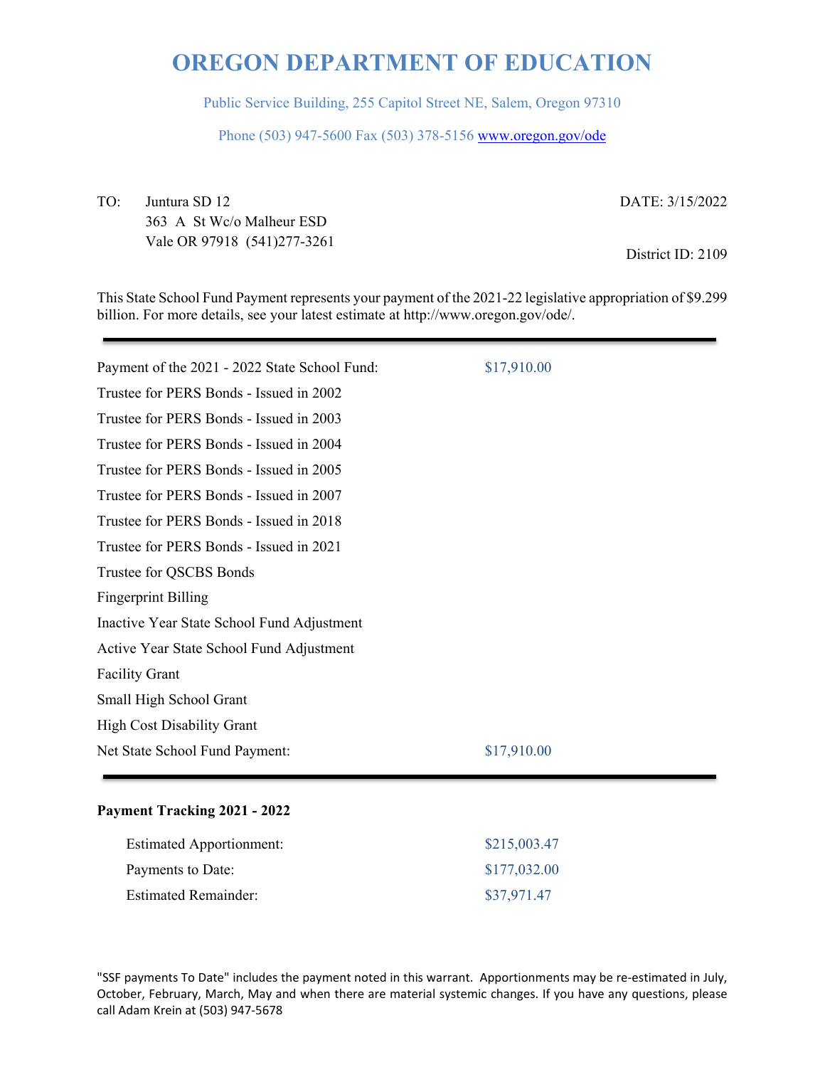# OREGON DEPARTMENT OF EDUCATION

Public Service Building, 255 Capitol Street NE, Salem, Oregon 97310

Phone (503) 947-5600 Fax (503) 378-5156 www.oregon.gov/ode

TO: Juntura SD 12
363 A St Wc/o Malheur ESD
Vale OR 97918 (541)277-3261

DATE: 3/15/2022

District ID: 2109

This State School Fund Payment represents your payment of the 2021-22 legislative appropriation of $9.299 billion. For more details, see your latest estimate at http://www.oregon.gov/ode/.

| | |
|---|---|
| Payment of the 2021 - 2022 State School Fund: | $17,910.00 |
| Trustee for PERS Bonds - Issued in 2002 | |
| Trustee for PERS Bonds - Issued in 2003 | |
| Trustee for PERS Bonds - Issued in 2004 | |
| Trustee for PERS Bonds - Issued in 2005 | |
| Trustee for PERS Bonds - Issued in 2007 | |
| Trustee for PERS Bonds - Issued in 2018 | |
| Trustee for PERS Bonds - Issued in 2021 | |
| Trustee for QSCBS Bonds | |
| Fingerprint Billing | |
| Inactive Year State School Fund Adjustment | |
| Active Year State School Fund Adjustment | |
| Facility Grant | |
| Small High School Grant | |
| High Cost Disability Grant | |
| Net State School Fund Payment: | $17,910.00 |

**Payment Tracking 2021 - 2022**

| | |
|---|---|
| Estimated Apportionment: | $215,003.47 |
| Payments to Date: | $177,032.00 |
| Estimated Remainder: | $37,971.47 |

"SSF payments To Date" includes the payment noted in this warrant. Apportionments may be re-estimated in July, October, February, March, May and when there are material systemic changes. If you have any questions, please call Adam Krein at (503) 947-5678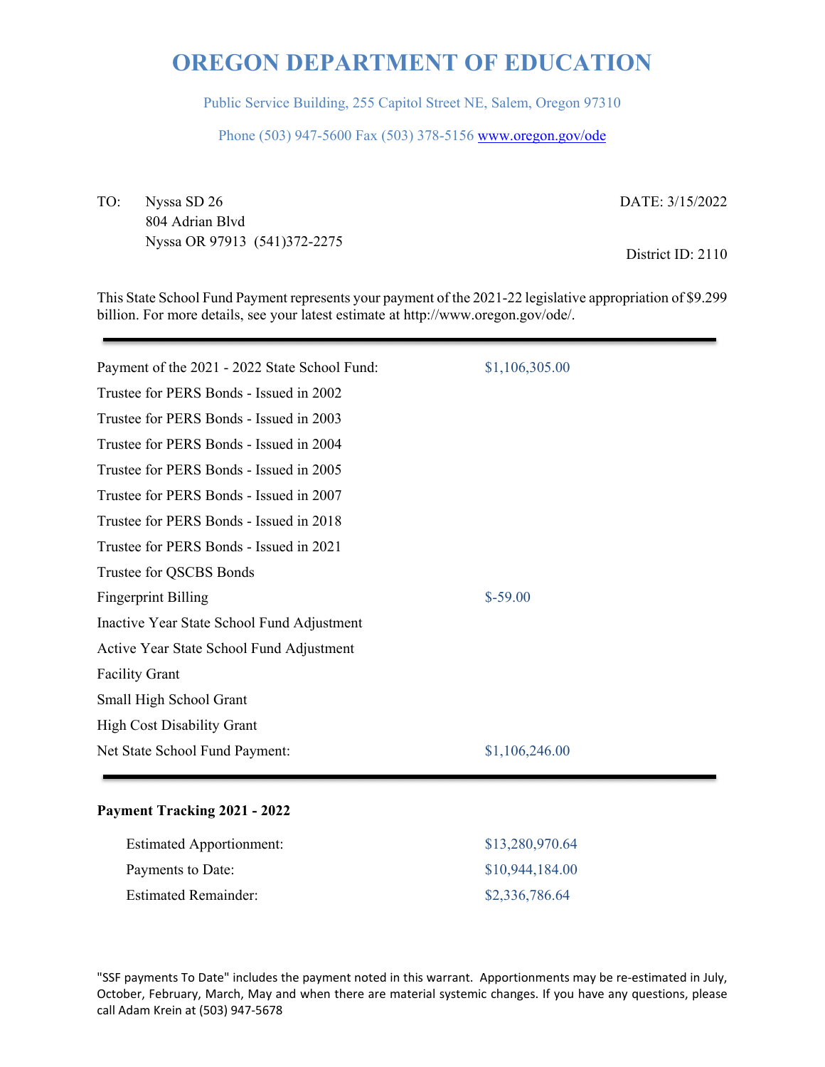# OREGON DEPARTMENT OF EDUCATION

Public Service Building, 255 Capitol Street NE, Salem, Oregon 97310

Phone (503) 947-5600 Fax (503) 378-5156 www.oregon.gov/ode

TO: Nyssa SD 26
804 Adrian Blvd
Nyssa OR 97913 (541)372-2275

DATE: 3/15/2022

District ID: 2110

This State School Fund Payment represents your payment of the 2021-22 legislative appropriation of $9.299 billion. For more details, see your latest estimate at http://www.oregon.gov/ode/.

| | |
|---|---|
| Payment of the 2021 - 2022 State School Fund: | $1,106,305.00 |
| Trustee for PERS Bonds - Issued in 2002 | |
| Trustee for PERS Bonds - Issued in 2003 | |
| Trustee for PERS Bonds - Issued in 2004 | |
| Trustee for PERS Bonds - Issued in 2005 | |
| Trustee for PERS Bonds - Issued in 2007 | |
| Trustee for PERS Bonds - Issued in 2018 | |
| Trustee for PERS Bonds - Issued in 2021 | |
| Trustee for QSCBS Bonds | |
| Fingerprint Billing | $-59.00 |
| Inactive Year State School Fund Adjustment | |
| Active Year State School Fund Adjustment | |
| Facility Grant | |
| Small High School Grant | |
| High Cost Disability Grant | |
| Net State School Fund Payment: | $1,106,246.00 |

**Payment Tracking 2021 - 2022**

| | |
|---|---|
| Estimated Apportionment: | $13,280,970.64 |
| Payments to Date: | $10,944,184.00 |
| Estimated Remainder: | $2,336,786.64 |

"SSF payments To Date" includes the payment noted in this warrant. Apportionments may be re-estimated in July, October, February, March, May and when there are material systemic changes. If you have any questions, please call Adam Krein at (503) 947-5678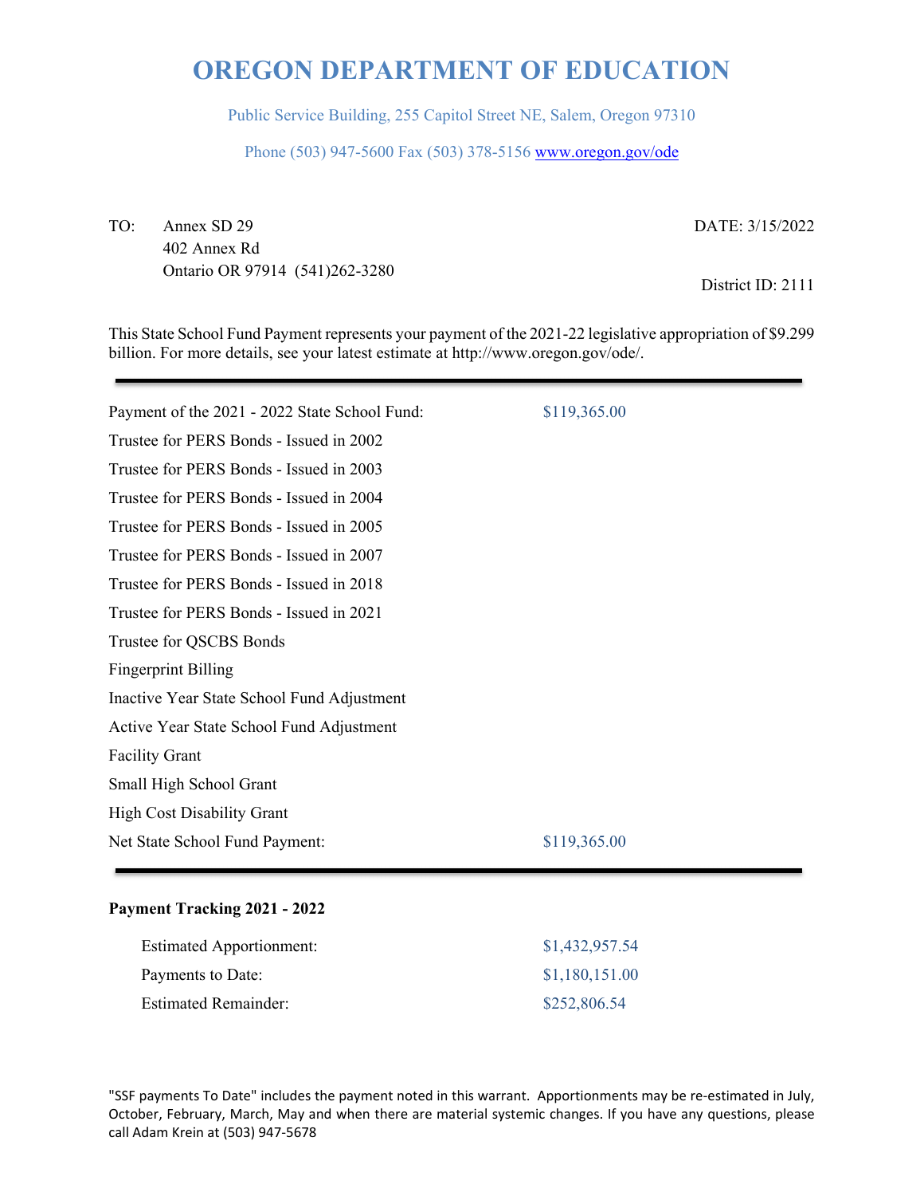# OREGON DEPARTMENT OF EDUCATION

Public Service Building, 255 Capitol Street NE, Salem, Oregon 97310

Phone (503) 947-5600 Fax (503) 378-5156 www.oregon.gov/ode

TO: Annex SD 29
402 Annex Rd
Ontario OR 97914 (541)262-3280

DATE: 3/15/2022

District ID: 2111

This State School Fund Payment represents your payment of the 2021-22 legislative appropriation of $9.299 billion. For more details, see your latest estimate at http://www.oregon.gov/ode/.

---

| | |
|---|---|
| Payment of the 2021 - 2022 State School Fund: | $119,365.00 |
| Trustee for PERS Bonds - Issued in 2002 | |
| Trustee for PERS Bonds - Issued in 2003 | |
| Trustee for PERS Bonds - Issued in 2004 | |
| Trustee for PERS Bonds - Issued in 2005 | |
| Trustee for PERS Bonds - Issued in 2007 | |
| Trustee for PERS Bonds - Issued in 2018 | |
| Trustee for PERS Bonds - Issued in 2021 | |
| Trustee for QSCBS Bonds | |
| Fingerprint Billing | |
| Inactive Year State School Fund Adjustment | |
| Active Year State School Fund Adjustment | |
| Facility Grant | |
| Small High School Grant | |
| High Cost Disability Grant | |
| Net State School Fund Payment: | $119,365.00 |

---

**Payment Tracking 2021 - 2022**

| | |
|---|---|
| Estimated Apportionment: | $1,432,957.54 |
| Payments to Date: | $1,180,151.00 |
| Estimated Remainder: | $252,806.54 |

"SSF payments To Date" includes the payment noted in this warrant. Apportionments may be re-estimated in July, October, February, March, May and when there are material systemic changes. If you have any questions, please call Adam Krein at (503) 947-5678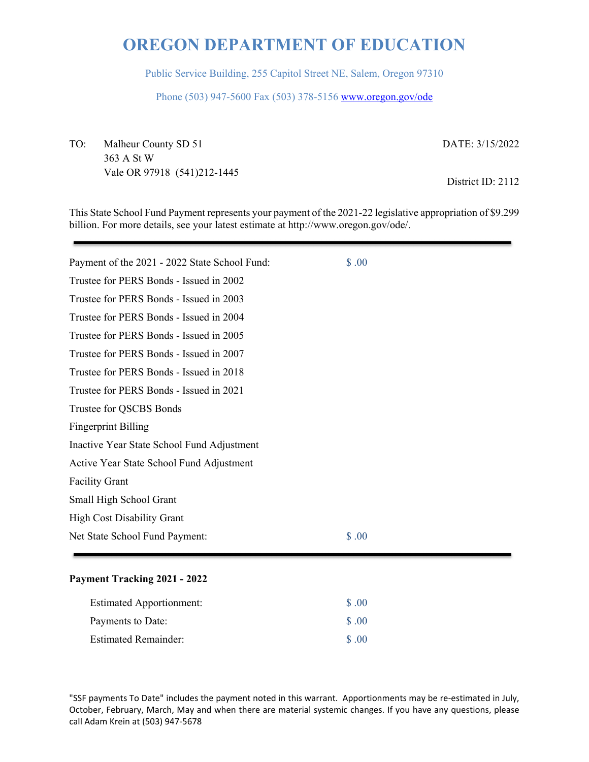# OREGON DEPARTMENT OF EDUCATION

Public Service Building, 255 Capitol Street NE, Salem, Oregon 97310

Phone (503) 947-5600 Fax (503) 378-5156 www.oregon.gov/ode

TO: Malheur County SD 51
363 A St W
Vale OR 97918 (541)212-1445

DATE: 3/15/2022

District ID: 2112

This State School Fund Payment represents your payment of the 2021-22 legislative appropriation of $9.299 billion. For more details, see your latest estimate at http://www.oregon.gov/ode/.

---

| | |
|---|---|
| Payment of the 2021 - 2022 State School Fund: | $ .00 |
| Trustee for PERS Bonds - Issued in 2002 | |
| Trustee for PERS Bonds - Issued in 2003 | |
| Trustee for PERS Bonds - Issued in 2004 | |
| Trustee for PERS Bonds - Issued in 2005 | |
| Trustee for PERS Bonds - Issued in 2007 | |
| Trustee for PERS Bonds - Issued in 2018 | |
| Trustee for PERS Bonds - Issued in 2021 | |
| Trustee for QSCBS Bonds | |
| Fingerprint Billing | |
| Inactive Year State School Fund Adjustment | |
| Active Year State School Fund Adjustment | |
| Facility Grant | |
| Small High School Grant | |
| High Cost Disability Grant | |
| Net State School Fund Payment: | $ .00 |

---

**Payment Tracking 2021 - 2022**

| | |
|---|---|
| Estimated Apportionment: | $ .00 |
| Payments to Date: | $ .00 |
| Estimated Remainder: | $ .00 |

"SSF payments To Date" includes the payment noted in this warrant. Apportionments may be re-estimated in July, October, February, March, May and when there are material systemic changes. If you have any questions, please call Adam Krein at (503) 947-5678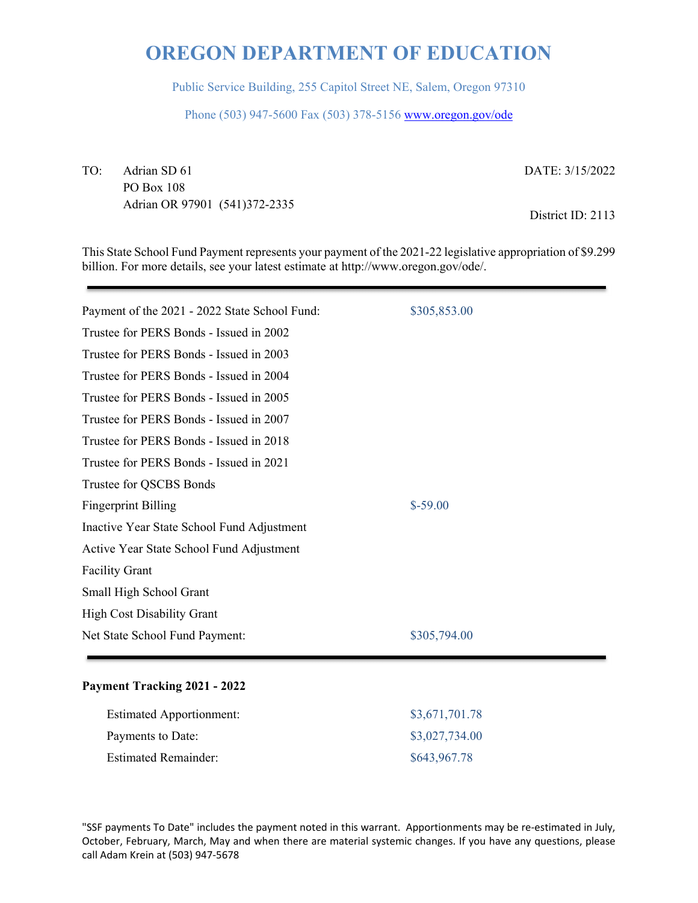# OREGON DEPARTMENT OF EDUCATION

Public Service Building, 255 Capitol Street NE, Salem, Oregon 97310

Phone (503) 947-5600 Fax (503) 378-5156 www.oregon.gov/ode

TO: Adrian SD 61
PO Box 108
Adrian OR 97901 (541)372-2335

DATE: 3/15/2022

District ID: 2113

This State School Fund Payment represents your payment of the 2021-22 legislative appropriation of $9.299 billion. For more details, see your latest estimate at http://www.oregon.gov/ode/.

| | |
|---|---|
| Payment of the 2021 - 2022 State School Fund: | $305,853.00 |
| Trustee for PERS Bonds - Issued in 2002 | |
| Trustee for PERS Bonds - Issued in 2003 | |
| Trustee for PERS Bonds - Issued in 2004 | |
| Trustee for PERS Bonds - Issued in 2005 | |
| Trustee for PERS Bonds - Issued in 2007 | |
| Trustee for PERS Bonds - Issued in 2018 | |
| Trustee for PERS Bonds - Issued in 2021 | |
| Trustee for QSCBS Bonds | |
| Fingerprint Billing | $-59.00 |
| Inactive Year State School Fund Adjustment | |
| Active Year State School Fund Adjustment | |
| Facility Grant | |
| Small High School Grant | |
| High Cost Disability Grant | |
| Net State School Fund Payment: | $305,794.00 |

**Payment Tracking 2021 - 2022**

| | |
|---|---|
| Estimated Apportionment: | $3,671,701.78 |
| Payments to Date: | $3,027,734.00 |
| Estimated Remainder: | $643,967.78 |

"SSF payments To Date" includes the payment noted in this warrant. Apportionments may be re-estimated in July, October, February, March, May and when there are material systemic changes. If you have any questions, please call Adam Krein at (503) 947-5678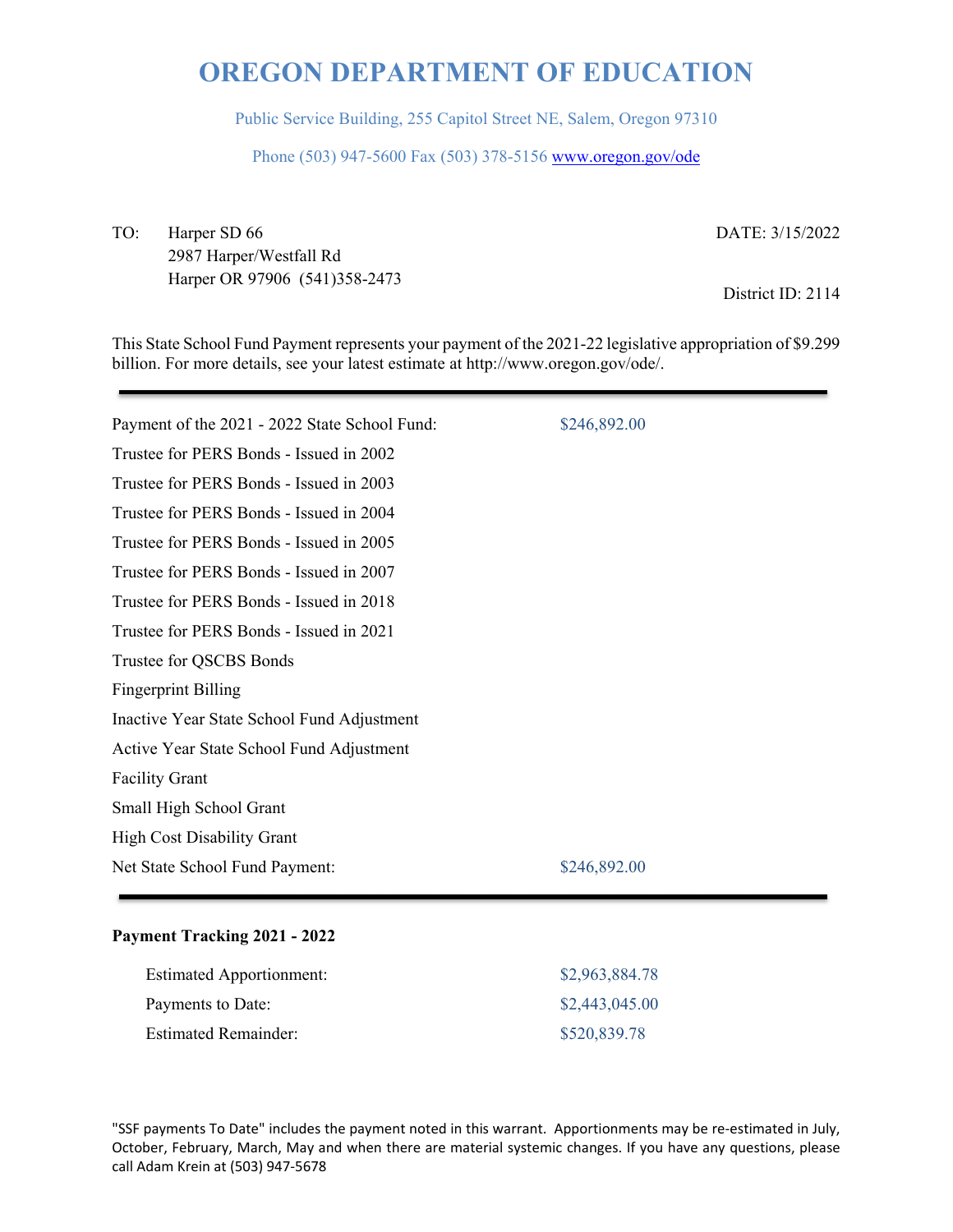# OREGON DEPARTMENT OF EDUCATION

Public Service Building, 255 Capitol Street NE, Salem, Oregon 97310

Phone (503) 947-5600 Fax (503) 378-5156 www.oregon.gov/ode

TO: Harper SD 66
2987 Harper/Westfall Rd
Harper OR 97906 (541)358-2473

DATE: 3/15/2022

District ID: 2114

This State School Fund Payment represents your payment of the 2021-22 legislative appropriation of $9.299 billion. For more details, see your latest estimate at http://www.oregon.gov/ode/.

---

| | |
|---|---|
| Payment of the 2021 - 2022 State School Fund: | $246,892.00 |
| Trustee for PERS Bonds - Issued in 2002 | |
| Trustee for PERS Bonds - Issued in 2003 | |
| Trustee for PERS Bonds - Issued in 2004 | |
| Trustee for PERS Bonds - Issued in 2005 | |
| Trustee for PERS Bonds - Issued in 2007 | |
| Trustee for PERS Bonds - Issued in 2018 | |
| Trustee for PERS Bonds - Issued in 2021 | |
| Trustee for QSCBS Bonds | |
| Fingerprint Billing | |
| Inactive Year State School Fund Adjustment | |
| Active Year State School Fund Adjustment | |
| Facility Grant | |
| Small High School Grant | |
| High Cost Disability Grant | |
| Net State School Fund Payment: | $246,892.00 |

---

**Payment Tracking 2021 - 2022**

| | |
|---|---|
| Estimated Apportionment: | $2,963,884.78 |
| Payments to Date: | $2,443,045.00 |
| Estimated Remainder: | $520,839.78 |

"SSF payments To Date" includes the payment noted in this warrant. Apportionments may be re-estimated in July, October, February, March, May and when there are material systemic changes. If you have any questions, please call Adam Krein at (503) 947-5678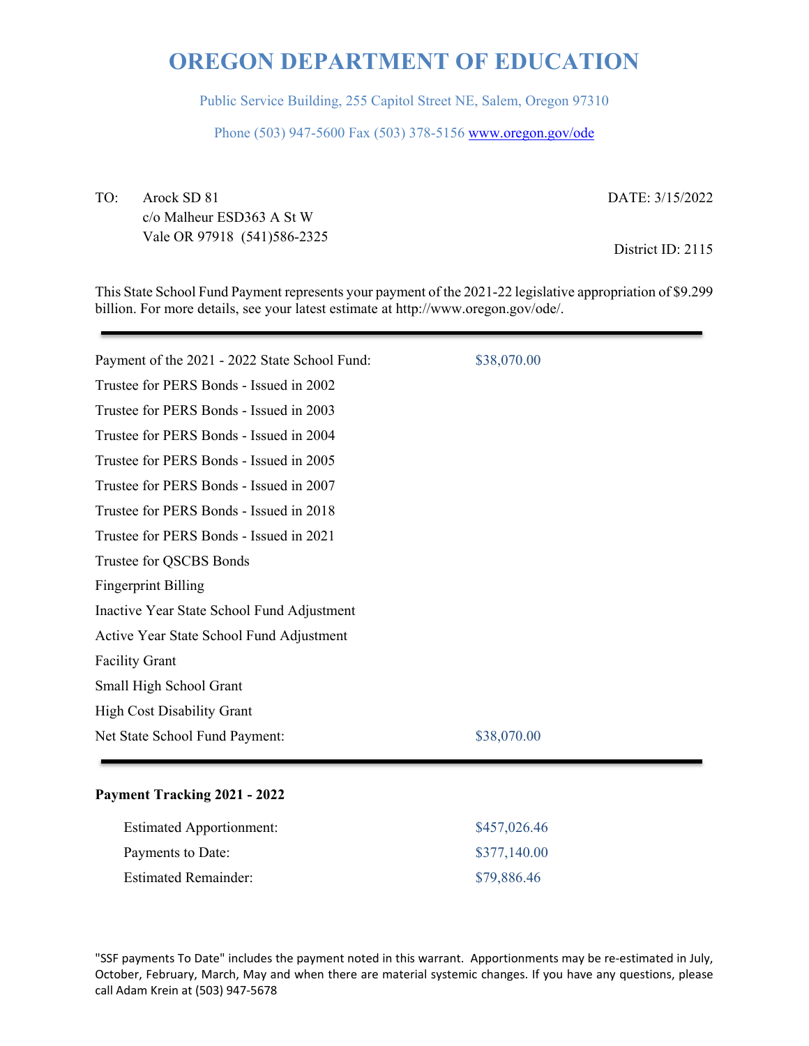# OREGON DEPARTMENT OF EDUCATION

Public Service Building, 255 Capitol Street NE, Salem, Oregon 97310

Phone (503) 947-5600 Fax (503) 378-5156 www.oregon.gov/ode

TO: Arock SD 81
c/o Malheur ESD363 A St W
Vale OR 97918 (541)586-2325

DATE: 3/15/2022

District ID: 2115

This State School Fund Payment represents your payment of the 2021-22 legislative appropriation of $9.299 billion. For more details, see your latest estimate at http://www.oregon.gov/ode/.

| | |
|---|---|
| Payment of the 2021 - 2022 State School Fund: | $38,070.00 |
| Trustee for PERS Bonds - Issued in 2002 | |
| Trustee for PERS Bonds - Issued in 2003 | |
| Trustee for PERS Bonds - Issued in 2004 | |
| Trustee for PERS Bonds - Issued in 2005 | |
| Trustee for PERS Bonds - Issued in 2007 | |
| Trustee for PERS Bonds - Issued in 2018 | |
| Trustee for PERS Bonds - Issued in 2021 | |
| Trustee for QSCBS Bonds | |
| Fingerprint Billing | |
| Inactive Year State School Fund Adjustment | |
| Active Year State School Fund Adjustment | |
| Facility Grant | |
| Small High School Grant | |
| High Cost Disability Grant | |
| Net State School Fund Payment: | $38,070.00 |

**Payment Tracking 2021 - 2022**

| | |
|---|---|
| Estimated Apportionment: | $457,026.46 |
| Payments to Date: | $377,140.00 |
| Estimated Remainder: | $79,886.46 |

"SSF payments To Date" includes the payment noted in this warrant. Apportionments may be re-estimated in July, October, February, March, May and when there are material systemic changes. If you have any questions, please call Adam Krein at (503) 947-5678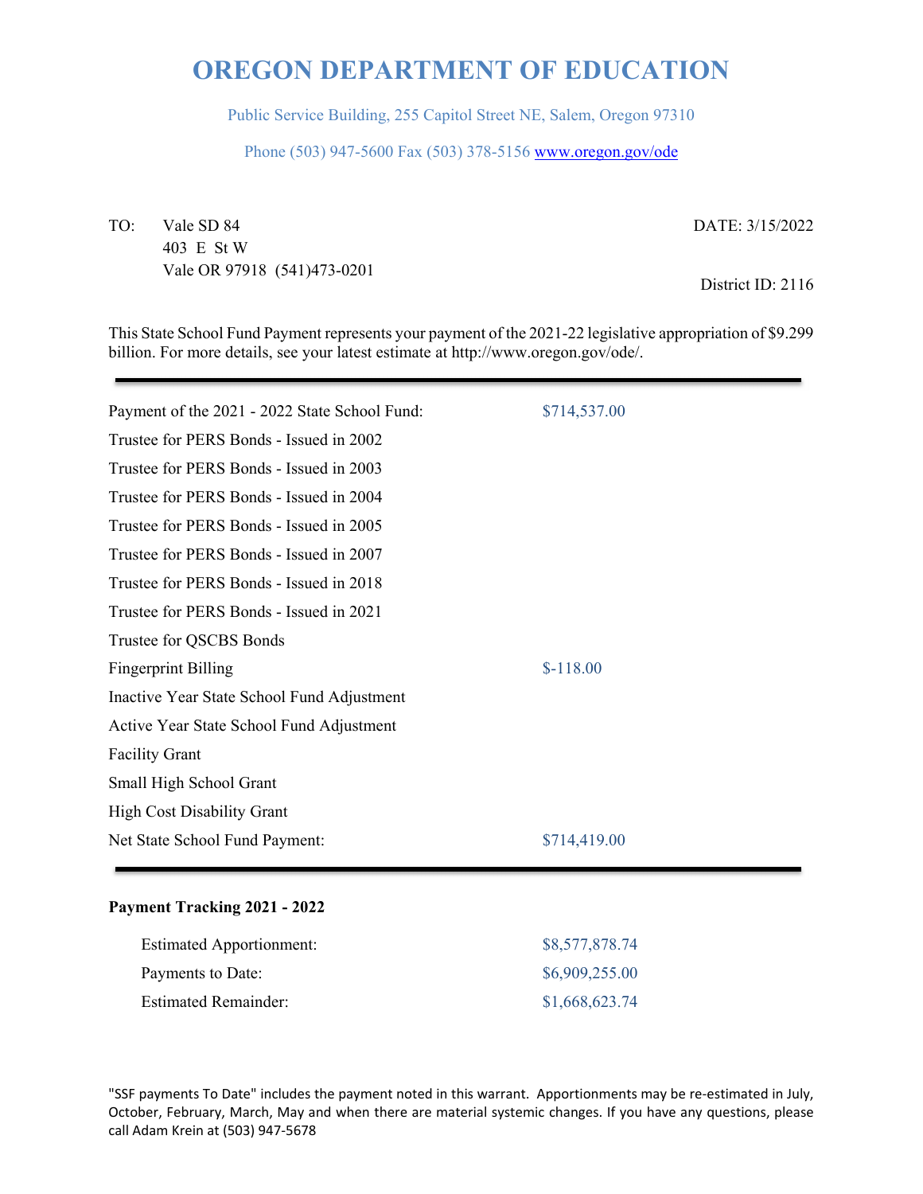# OREGON DEPARTMENT OF EDUCATION

Public Service Building, 255 Capitol Street NE, Salem, Oregon 97310

Phone (503) 947-5600 Fax (503) 378-5156 www.oregon.gov/ode

TO: Vale SD 84
403 E St W
Vale OR 97918 (541)473-0201

DATE: 3/15/2022

District ID: 2116

This State School Fund Payment represents your payment of the 2021-22 legislative appropriation of $9.299 billion. For more details, see your latest estimate at http://www.oregon.gov/ode/.

| | |
|---|---|
| Payment of the 2021 - 2022 State School Fund: | $714,537.00 |
| Trustee for PERS Bonds - Issued in 2002 | |
| Trustee for PERS Bonds - Issued in 2003 | |
| Trustee for PERS Bonds - Issued in 2004 | |
| Trustee for PERS Bonds - Issued in 2005 | |
| Trustee for PERS Bonds - Issued in 2007 | |
| Trustee for PERS Bonds - Issued in 2018 | |
| Trustee for PERS Bonds - Issued in 2021 | |
| Trustee for QSCBS Bonds | |
| Fingerprint Billing | $-118.00 |
| Inactive Year State School Fund Adjustment | |
| Active Year State School Fund Adjustment | |
| Facility Grant | |
| Small High School Grant | |
| High Cost Disability Grant | |
| Net State School Fund Payment: | $714,419.00 |

**Payment Tracking 2021 - 2022**

| | |
|---|---|
| Estimated Apportionment: | $8,577,878.74 |
| Payments to Date: | $6,909,255.00 |
| Estimated Remainder: | $1,668,623.74 |

"SSF payments To Date" includes the payment noted in this warrant. Apportionments may be re-estimated in July, October, February, March, May and when there are material systemic changes. If you have any questions, please call Adam Krein at (503) 947-5678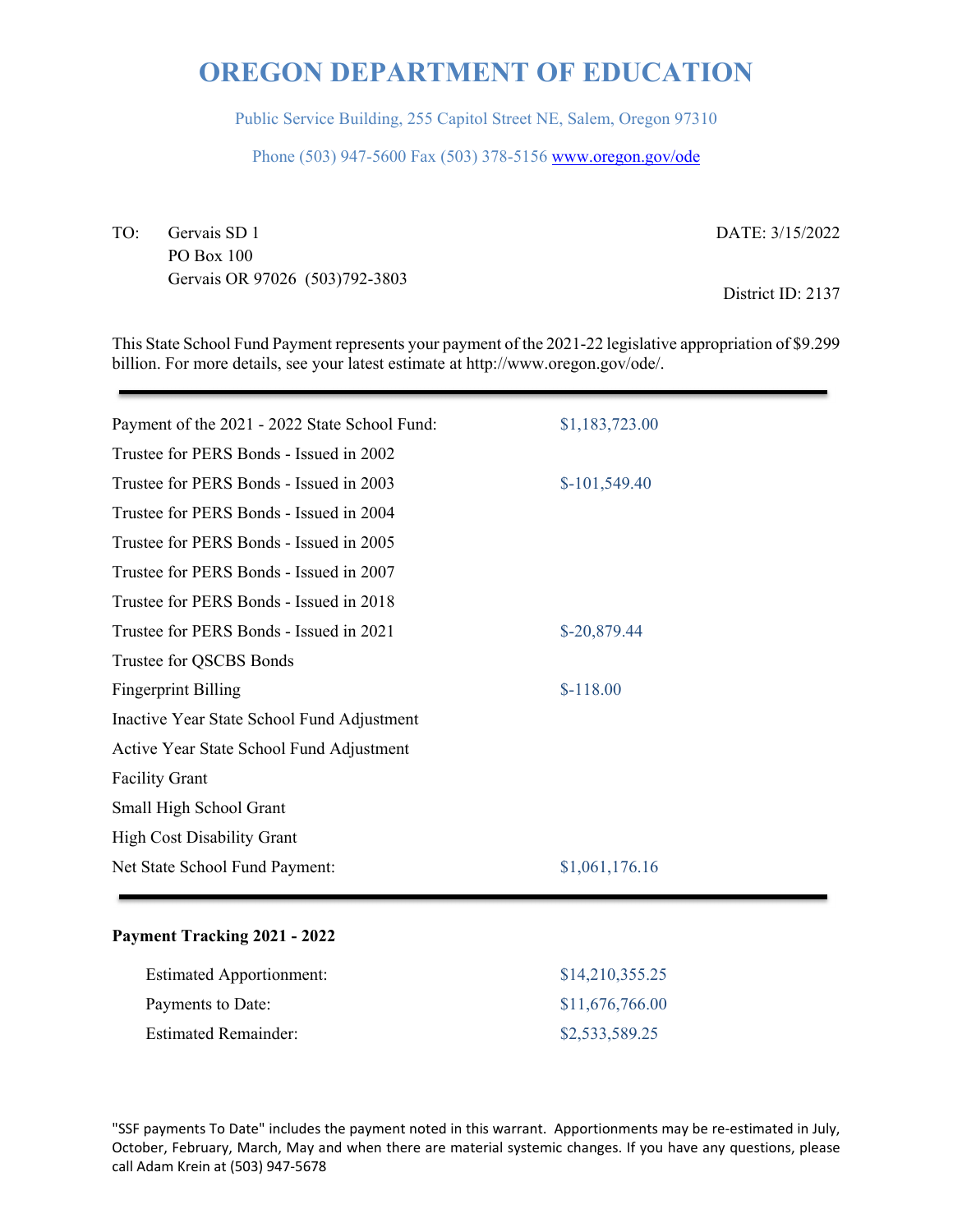# OREGON DEPARTMENT OF EDUCATION

Public Service Building, 255 Capitol Street NE, Salem, Oregon 97310

Phone (503) 947-5600 Fax (503) 378-5156 www.oregon.gov/ode

TO: Gervais SD 1
PO Box 100
Gervais OR 97026 (503)792-3803

DATE: 3/15/2022

District ID: 2137

This State School Fund Payment represents your payment of the 2021-22 legislative appropriation of $9.299 billion. For more details, see your latest estimate at http://www.oregon.gov/ode/.

| | |
|---|---|
| Payment of the 2021 - 2022 State School Fund: | $1,183,723.00 |
| Trustee for PERS Bonds - Issued in 2002 | |
| Trustee for PERS Bonds - Issued in 2003 | $-101,549.40 |
| Trustee for PERS Bonds - Issued in 2004 | |
| Trustee for PERS Bonds - Issued in 2005 | |
| Trustee for PERS Bonds - Issued in 2007 | |
| Trustee for PERS Bonds - Issued in 2018 | |
| Trustee for PERS Bonds - Issued in 2021 | $-20,879.44 |
| Trustee for QSCBS Bonds | |
| Fingerprint Billing | $-118.00 |
| Inactive Year State School Fund Adjustment | |
| Active Year State School Fund Adjustment | |
| Facility Grant | |
| Small High School Grant | |
| High Cost Disability Grant | |
| Net State School Fund Payment: | $1,061,176.16 |

**Payment Tracking 2021 - 2022**

| | |
|---|---|
| Estimated Apportionment: | $14,210,355.25 |
| Payments to Date: | $11,676,766.00 |
| Estimated Remainder: | $2,533,589.25 |

"SSF payments To Date" includes the payment noted in this warrant. Apportionments may be re-estimated in July, October, February, March, May and when there are material systemic changes. If you have any questions, please call Adam Krein at (503) 947-5678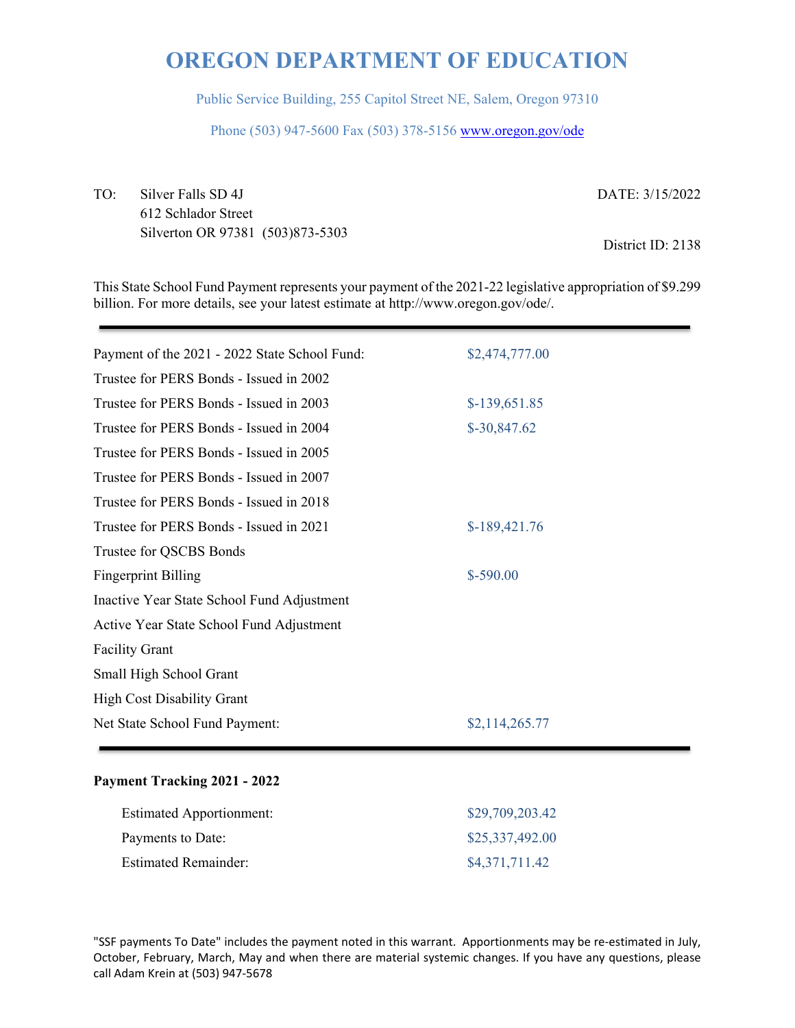# OREGON DEPARTMENT OF EDUCATION

Public Service Building, 255 Capitol Street NE, Salem, Oregon 97310

Phone (503) 947-5600 Fax (503) 378-5156 www.oregon.gov/ode

TO: Silver Falls SD 4J
612 Schlador Street
Silverton OR 97381 (503)873-5303

DATE: 3/15/2022

District ID: 2138

This State School Fund Payment represents your payment of the 2021-22 legislative appropriation of $9.299 billion. For more details, see your latest estimate at http://www.oregon.gov/ode/.

| | |
|---|---|
| Payment of the 2021 - 2022 State School Fund: | $2,474,777.00 |
| Trustee for PERS Bonds - Issued in 2002 | |
| Trustee for PERS Bonds - Issued in 2003 | $-139,651.85 |
| Trustee for PERS Bonds - Issued in 2004 | $-30,847.62 |
| Trustee for PERS Bonds - Issued in 2005 | |
| Trustee for PERS Bonds - Issued in 2007 | |
| Trustee for PERS Bonds - Issued in 2018 | |
| Trustee for PERS Bonds - Issued in 2021 | $-189,421.76 |
| Trustee for QSCBS Bonds | |
| Fingerprint Billing | $-590.00 |
| Inactive Year State School Fund Adjustment | |
| Active Year State School Fund Adjustment | |
| Facility Grant | |
| Small High School Grant | |
| High Cost Disability Grant | |
| Net State School Fund Payment: | $2,114,265.77 |

**Payment Tracking 2021 - 2022**

| | |
|---|---|
| Estimated Apportionment: | $29,709,203.42 |
| Payments to Date: | $25,337,492.00 |
| Estimated Remainder: | $4,371,711.42 |

"SSF payments To Date" includes the payment noted in this warrant. Apportionments may be re-estimated in July, October, February, March, May and when there are material systemic changes. If you have any questions, please call Adam Krein at (503) 947-5678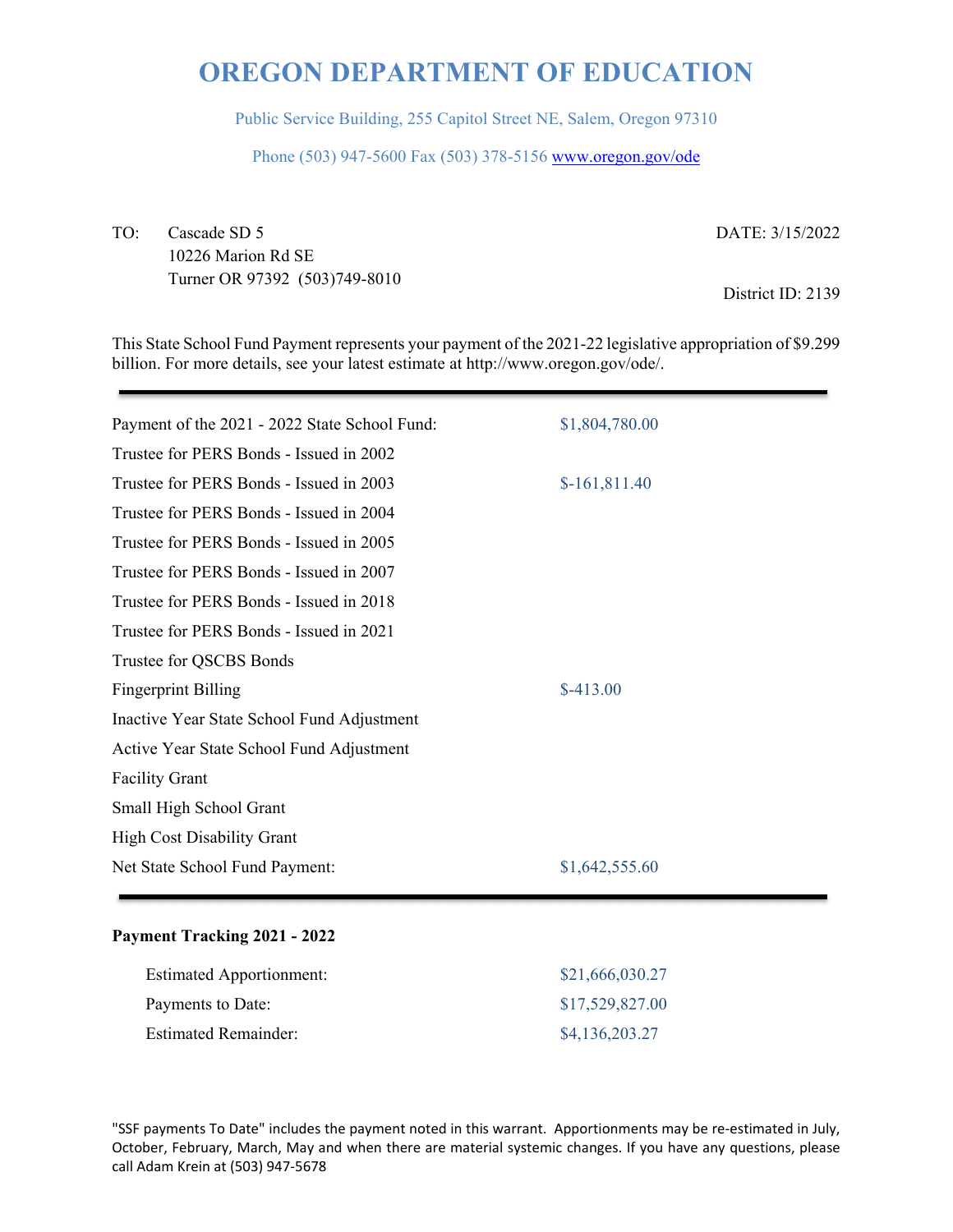# OREGON DEPARTMENT OF EDUCATION

Public Service Building, 255 Capitol Street NE, Salem, Oregon 97310

Phone (503) 947-5600 Fax (503) 378-5156 www.oregon.gov/ode

TO: Cascade SD 5
10226 Marion Rd SE
Turner OR 97392 (503)749-8010

DATE: 3/15/2022

District ID: 2139

This State School Fund Payment represents your payment of the 2021-22 legislative appropriation of $9.299 billion. For more details, see your latest estimate at http://www.oregon.gov/ode/.

| | |
|---|---|
| Payment of the 2021 - 2022 State School Fund: | $1,804,780.00 |
| Trustee for PERS Bonds - Issued in 2002 | |
| Trustee for PERS Bonds - Issued in 2003 | $-161,811.40 |
| Trustee for PERS Bonds - Issued in 2004 | |
| Trustee for PERS Bonds - Issued in 2005 | |
| Trustee for PERS Bonds - Issued in 2007 | |
| Trustee for PERS Bonds - Issued in 2018 | |
| Trustee for PERS Bonds - Issued in 2021 | |
| Trustee for QSCBS Bonds | |
| Fingerprint Billing | $-413.00 |
| Inactive Year State School Fund Adjustment | |
| Active Year State School Fund Adjustment | |
| Facility Grant | |
| Small High School Grant | |
| High Cost Disability Grant | |
| Net State School Fund Payment: | $1,642,555.60 |

**Payment Tracking 2021 - 2022**

| | |
|---|---|
| Estimated Apportionment: | $21,666,030.27 |
| Payments to Date: | $17,529,827.00 |
| Estimated Remainder: | $4,136,203.27 |

"SSF payments To Date" includes the payment noted in this warrant. Apportionments may be re-estimated in July, October, February, March, May and when there are material systemic changes. If you have any questions, please call Adam Krein at (503) 947-5678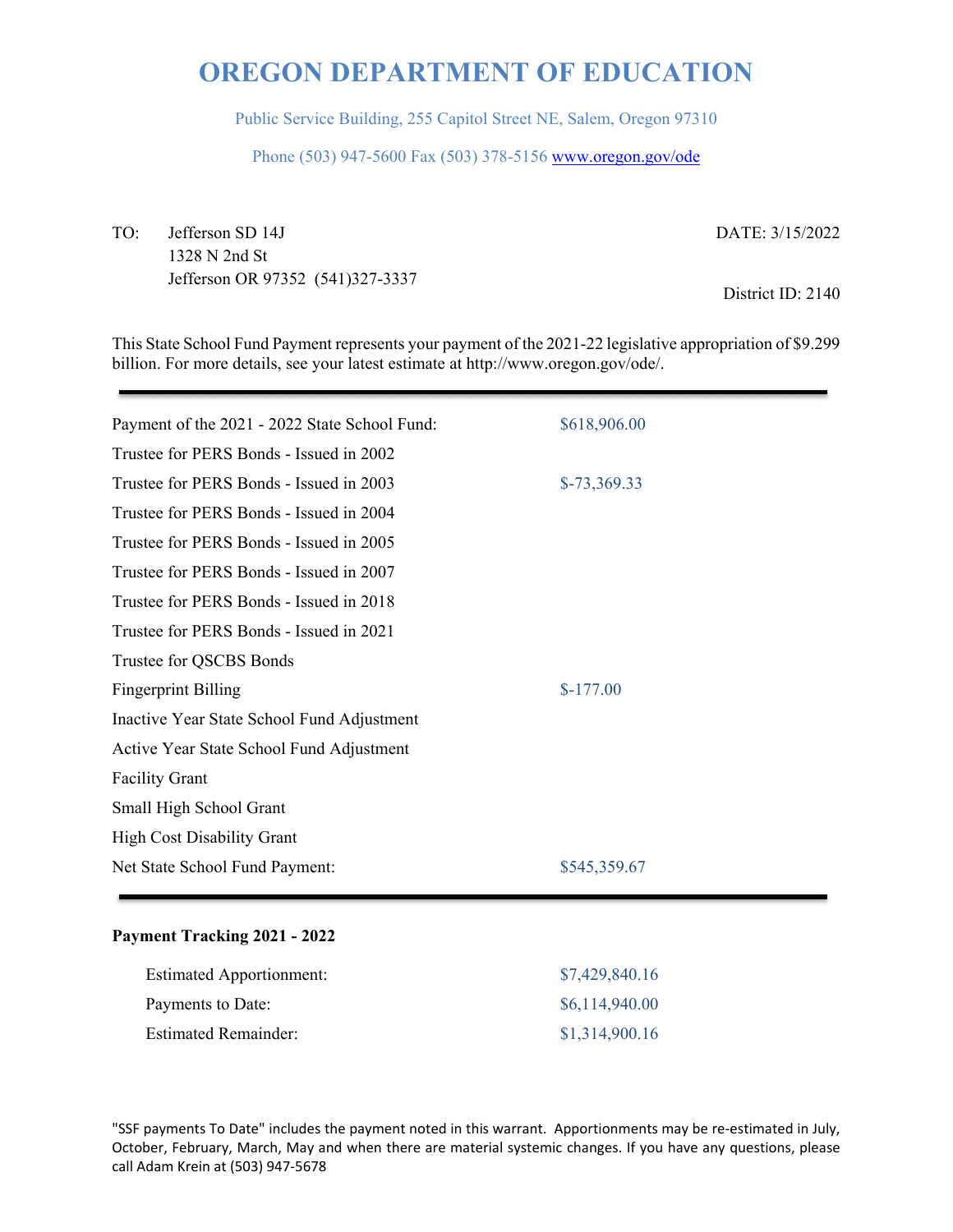# OREGON DEPARTMENT OF EDUCATION

Public Service Building, 255 Capitol Street NE, Salem, Oregon 97310

Phone (503) 947-5600 Fax (503) 378-5156 www.oregon.gov/ode

TO: Jefferson SD 14J
1328 N 2nd St
Jefferson OR 97352 (541)327-3337

DATE: 3/15/2022

District ID: 2140

This State School Fund Payment represents your payment of the 2021-22 legislative appropriation of $9.299 billion. For more details, see your latest estimate at http://www.oregon.gov/ode/.

| | |
|---|---|
| Payment of the 2021 - 2022 State School Fund: | $618,906.00 |
| Trustee for PERS Bonds - Issued in 2002 | |
| Trustee for PERS Bonds - Issued in 2003 | $-73,369.33 |
| Trustee for PERS Bonds - Issued in 2004 | |
| Trustee for PERS Bonds - Issued in 2005 | |
| Trustee for PERS Bonds - Issued in 2007 | |
| Trustee for PERS Bonds - Issued in 2018 | |
| Trustee for PERS Bonds - Issued in 2021 | |
| Trustee for QSCBS Bonds | |
| Fingerprint Billing | $-177.00 |
| Inactive Year State School Fund Adjustment | |
| Active Year State School Fund Adjustment | |
| Facility Grant | |
| Small High School Grant | |
| High Cost Disability Grant | |
| Net State School Fund Payment: | $545,359.67 |

**Payment Tracking 2021 - 2022**

| | |
|---|---|
| Estimated Apportionment: | $7,429,840.16 |
| Payments to Date: | $6,114,940.00 |
| Estimated Remainder: | $1,314,900.16 |

"SSF payments To Date" includes the payment noted in this warrant. Apportionments may be re-estimated in July, October, February, March, May and when there are material systemic changes. If you have any questions, please call Adam Krein at (503) 947-5678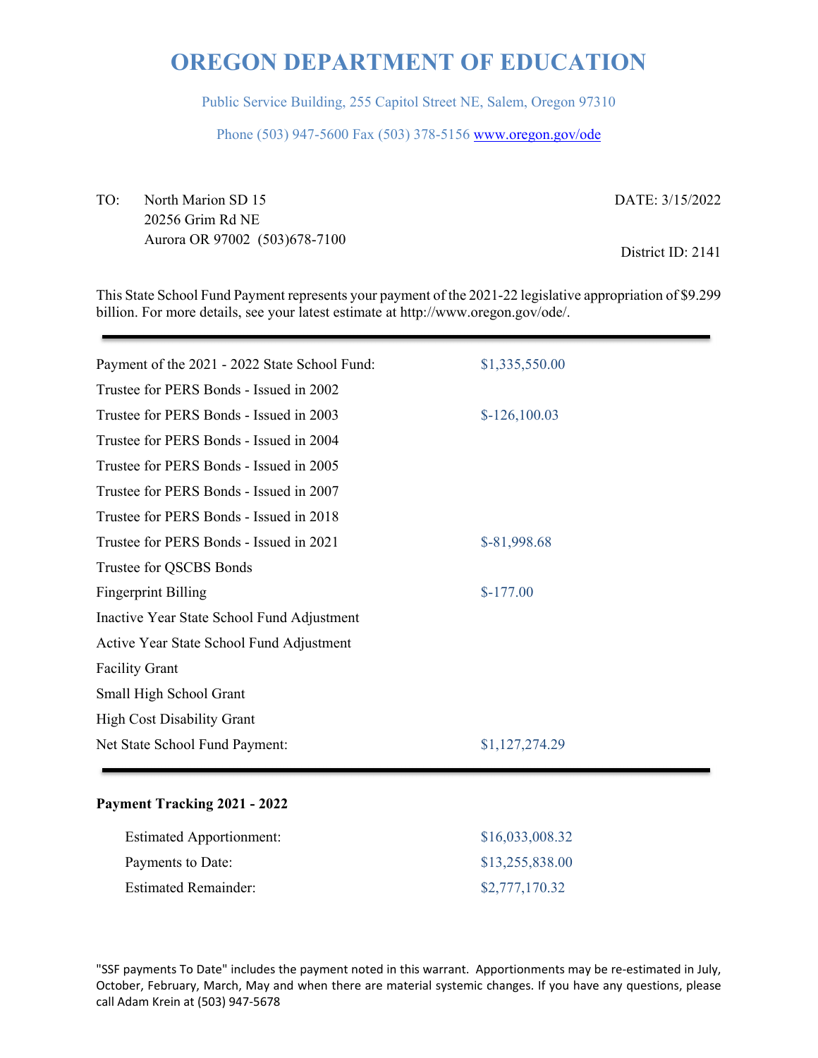# OREGON DEPARTMENT OF EDUCATION

Public Service Building, 255 Capitol Street NE, Salem, Oregon 97310

Phone (503) 947-5600 Fax (503) 378-5156 www.oregon.gov/ode

TO: North Marion SD 15
20256 Grim Rd NE
Aurora OR 97002 (503)678-7100

DATE: 3/15/2022

District ID: 2141

This State School Fund Payment represents your payment of the 2021-22 legislative appropriation of $9.299 billion. For more details, see your latest estimate at http://www.oregon.gov/ode/.

| | |
|---|---|
| Payment of the 2021 - 2022 State School Fund: | $1,335,550.00 |
| Trustee for PERS Bonds - Issued in 2002 | |
| Trustee for PERS Bonds - Issued in 2003 | $-126,100.03 |
| Trustee for PERS Bonds - Issued in 2004 | |
| Trustee for PERS Bonds - Issued in 2005 | |
| Trustee for PERS Bonds - Issued in 2007 | |
| Trustee for PERS Bonds - Issued in 2018 | |
| Trustee for PERS Bonds - Issued in 2021 | $-81,998.68 |
| Trustee for QSCBS Bonds | |
| Fingerprint Billing | $-177.00 |
| Inactive Year State School Fund Adjustment | |
| Active Year State School Fund Adjustment | |
| Facility Grant | |
| Small High School Grant | |
| High Cost Disability Grant | |
| Net State School Fund Payment: | $1,127,274.29 |

**Payment Tracking 2021 - 2022**

| | |
|---|---|
| Estimated Apportionment: | $16,033,008.32 |
| Payments to Date: | $13,255,838.00 |
| Estimated Remainder: | $2,777,170.32 |

"SSF payments To Date" includes the payment noted in this warrant. Apportionments may be re-estimated in July, October, February, March, May and when there are material systemic changes. If you have any questions, please call Adam Krein at (503) 947-5678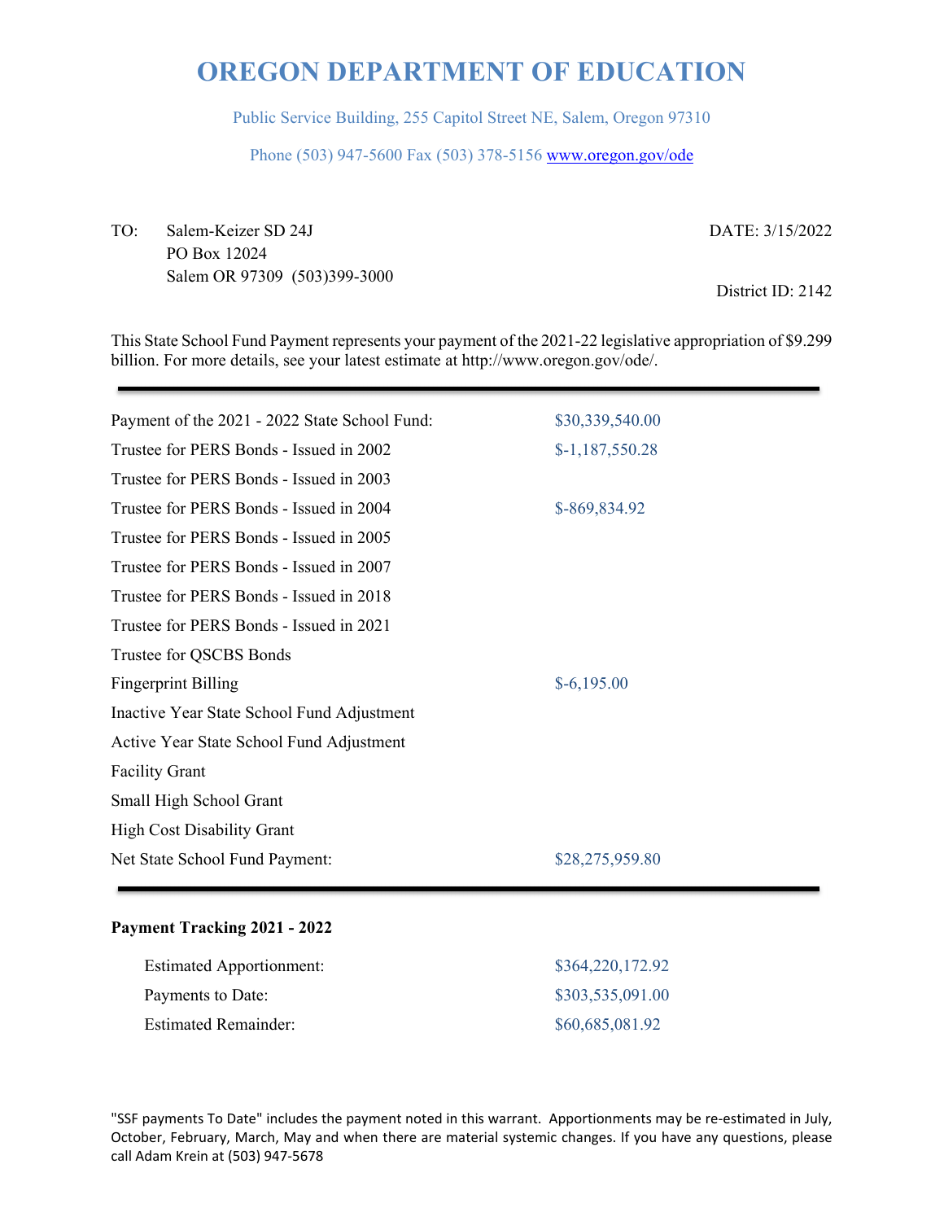# OREGON DEPARTMENT OF EDUCATION

Public Service Building, 255 Capitol Street NE, Salem, Oregon 97310

Phone (503) 947-5600 Fax (503) 378-5156 www.oregon.gov/ode

TO: Salem-Keizer SD 24J
PO Box 12024
Salem OR 97309 (503)399-3000

DATE: 3/15/2022

District ID: 2142

This State School Fund Payment represents your payment of the 2021-22 legislative appropriation of $9.299 billion. For more details, see your latest estimate at http://www.oregon.gov/ode/.

| | |
|---|---|
| Payment of the 2021 - 2022 State School Fund: | $30,339,540.00 |
| Trustee for PERS Bonds - Issued in 2002 | $-1,187,550.28 |
| Trustee for PERS Bonds - Issued in 2003 | |
| Trustee for PERS Bonds - Issued in 2004 | $-869,834.92 |
| Trustee for PERS Bonds - Issued in 2005 | |
| Trustee for PERS Bonds - Issued in 2007 | |
| Trustee for PERS Bonds - Issued in 2018 | |
| Trustee for PERS Bonds - Issued in 2021 | |
| Trustee for QSCBS Bonds | |
| Fingerprint Billing | $-6,195.00 |
| Inactive Year State School Fund Adjustment | |
| Active Year State School Fund Adjustment | |
| Facility Grant | |
| Small High School Grant | |
| High Cost Disability Grant | |
| Net State School Fund Payment: | $28,275,959.80 |

**Payment Tracking 2021 - 2022**

| | |
|---|---|
| Estimated Apportionment: | $364,220,172.92 |
| Payments to Date: | $303,535,091.00 |
| Estimated Remainder: | $60,685,081.92 |

"SSF payments To Date" includes the payment noted in this warrant. Apportionments may be re-estimated in July, October, February, March, May and when there are material systemic changes. If you have any questions, please call Adam Krein at (503) 947-5678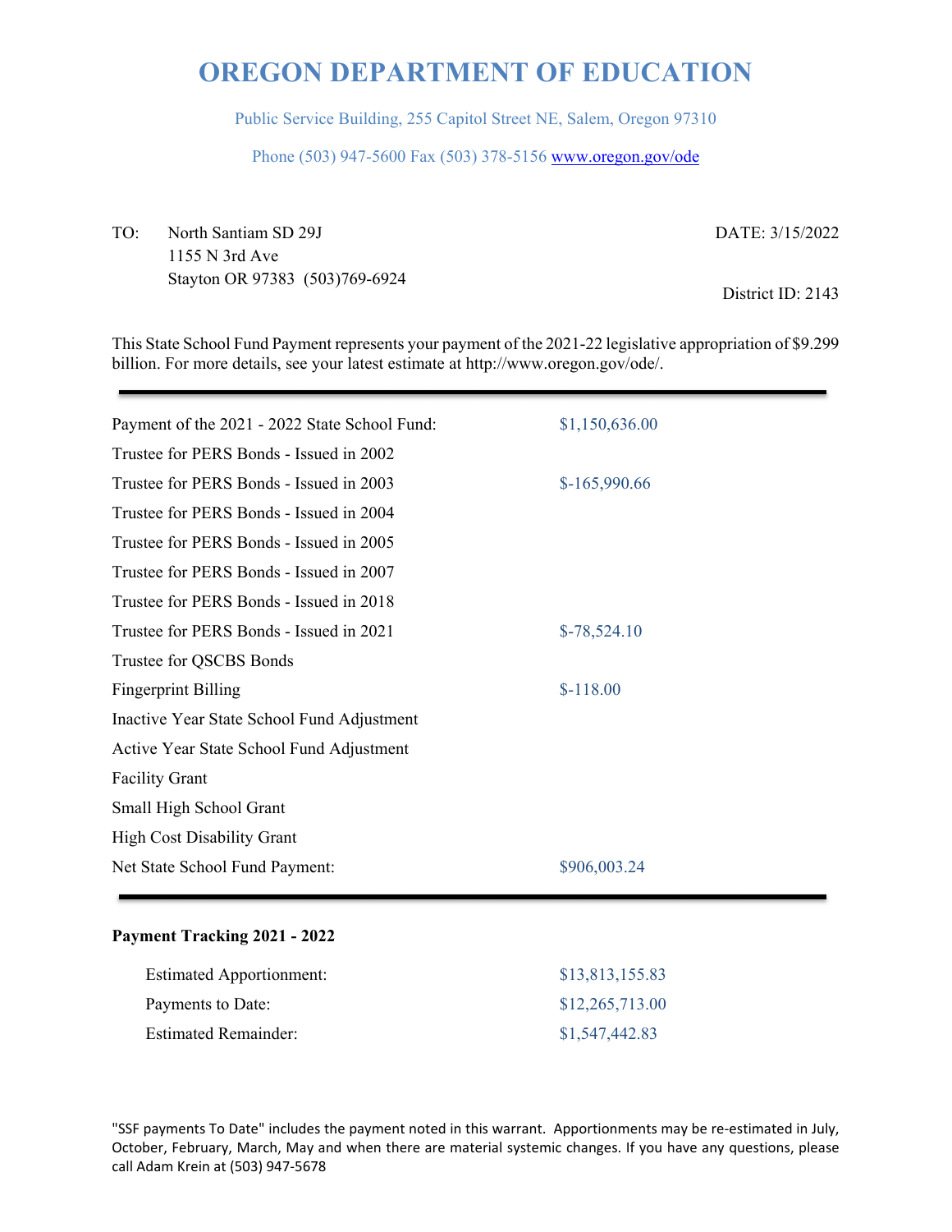# OREGON DEPARTMENT OF EDUCATION

Public Service Building, 255 Capitol Street NE, Salem, Oregon 97310

Phone (503) 947-5600 Fax (503) 378-5156 www.oregon.gov/ode

TO: North Santiam SD 29J
1155 N 3rd Ave
Stayton OR 97383 (503)769-6924

DATE: 3/15/2022

District ID: 2143

This State School Fund Payment represents your payment of the 2021-22 legislative appropriation of $9.299 billion. For more details, see your latest estimate at http://www.oregon.gov/ode/.

| | |
|---|---|
| Payment of the 2021 - 2022 State School Fund: | $1,150,636.00 |
| Trustee for PERS Bonds - Issued in 2002 | |
| Trustee for PERS Bonds - Issued in 2003 | $-165,990.66 |
| Trustee for PERS Bonds - Issued in 2004 | |
| Trustee for PERS Bonds - Issued in 2005 | |
| Trustee for PERS Bonds - Issued in 2007 | |
| Trustee for PERS Bonds - Issued in 2018 | |
| Trustee for PERS Bonds - Issued in 2021 | $-78,524.10 |
| Trustee for QSCBS Bonds | |
| Fingerprint Billing | $-118.00 |
| Inactive Year State School Fund Adjustment | |
| Active Year State School Fund Adjustment | |
| Facility Grant | |
| Small High School Grant | |
| High Cost Disability Grant | |
| Net State School Fund Payment: | $906,003.24 |

**Payment Tracking 2021 - 2022**

| | |
|---|---|
| Estimated Apportionment: | $13,813,155.83 |
| Payments to Date: | $12,265,713.00 |
| Estimated Remainder: | $1,547,442.83 |

"SSF payments To Date" includes the payment noted in this warrant. Apportionments may be re-estimated in July, October, February, March, May and when there are material systemic changes. If you have any questions, please call Adam Krein at (503) 947-5678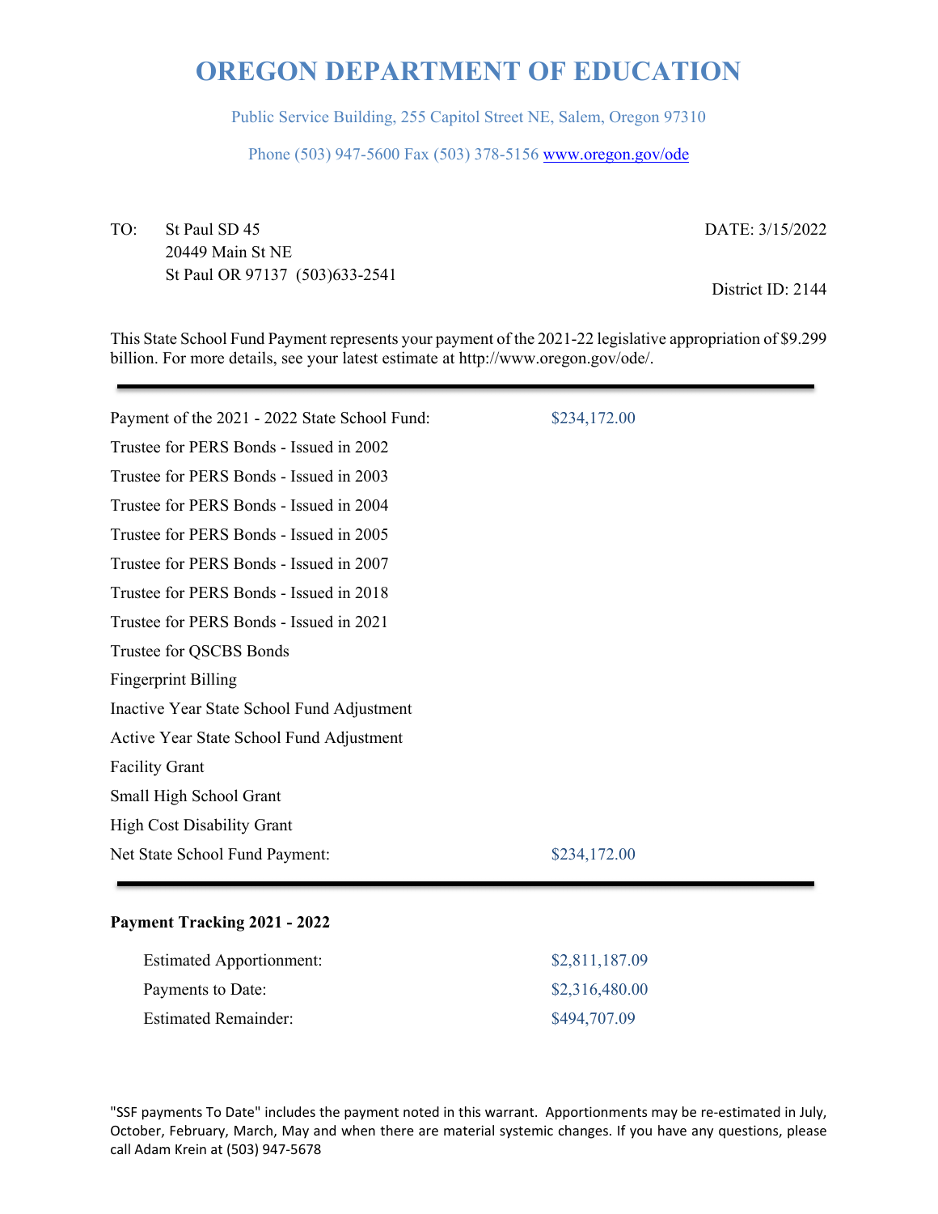# OREGON DEPARTMENT OF EDUCATION

Public Service Building, 255 Capitol Street NE, Salem, Oregon 97310

Phone (503) 947-5600 Fax (503) 378-5156 www.oregon.gov/ode

TO: St Paul SD 45
20449 Main St NE
St Paul OR 97137 (503)633-2541

DATE: 3/15/2022

District ID: 2144

This State School Fund Payment represents your payment of the 2021-22 legislative appropriation of $9.299 billion. For more details, see your latest estimate at http://www.oregon.gov/ode/.

---

| | |
|---|---|
| Payment of the 2021 - 2022 State School Fund: | $234,172.00 |
| Trustee for PERS Bonds - Issued in 2002 | |
| Trustee for PERS Bonds - Issued in 2003 | |
| Trustee for PERS Bonds - Issued in 2004 | |
| Trustee for PERS Bonds - Issued in 2005 | |
| Trustee for PERS Bonds - Issued in 2007 | |
| Trustee for PERS Bonds - Issued in 2018 | |
| Trustee for PERS Bonds - Issued in 2021 | |
| Trustee for QSCBS Bonds | |
| Fingerprint Billing | |
| Inactive Year State School Fund Adjustment | |
| Active Year State School Fund Adjustment | |
| Facility Grant | |
| Small High School Grant | |
| High Cost Disability Grant | |
| Net State School Fund Payment: | $234,172.00 |

---

**Payment Tracking 2021 - 2022**

| | |
|---|---|
| Estimated Apportionment: | $2,811,187.09 |
| Payments to Date: | $2,316,480.00 |
| Estimated Remainder: | $494,707.09 |

"SSF payments To Date" includes the payment noted in this warrant. Apportionments may be re-estimated in July, October, February, March, May and when there are material systemic changes. If you have any questions, please call Adam Krein at (503) 947-5678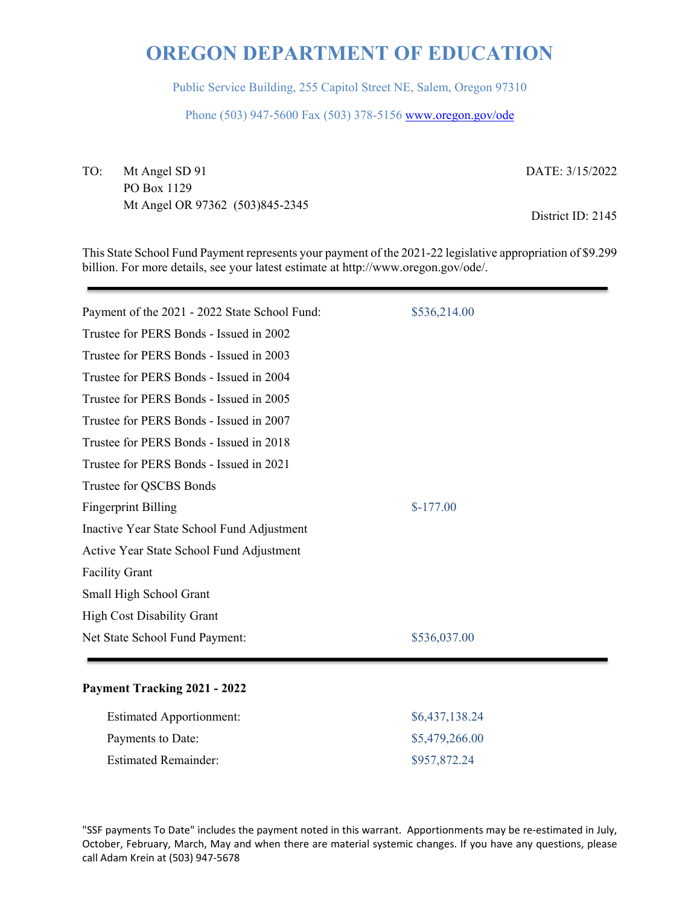# OREGON DEPARTMENT OF EDUCATION

Public Service Building, 255 Capitol Street NE, Salem, Oregon 97310

Phone (503) 947-5600 Fax (503) 378-5156 www.oregon.gov/ode

TO: Mt Angel SD 91
PO Box 1129
Mt Angel OR 97362 (503)845-2345

DATE: 3/15/2022

District ID: 2145

This State School Fund Payment represents your payment of the 2021-22 legislative appropriation of $9.299 billion. For more details, see your latest estimate at http://www.oregon.gov/ode/.

| | |
|---|---|
| Payment of the 2021 - 2022 State School Fund: | $536,214.00 |
| Trustee for PERS Bonds - Issued in 2002 | |
| Trustee for PERS Bonds - Issued in 2003 | |
| Trustee for PERS Bonds - Issued in 2004 | |
| Trustee for PERS Bonds - Issued in 2005 | |
| Trustee for PERS Bonds - Issued in 2007 | |
| Trustee for PERS Bonds - Issued in 2018 | |
| Trustee for PERS Bonds - Issued in 2021 | |
| Trustee for QSCBS Bonds | |
| Fingerprint Billing | $-177.00 |
| Inactive Year State School Fund Adjustment | |
| Active Year State School Fund Adjustment | |
| Facility Grant | |
| Small High School Grant | |
| High Cost Disability Grant | |
| Net State School Fund Payment: | $536,037.00 |

**Payment Tracking 2021 - 2022**

| | |
|---|---|
| Estimated Apportionment: | $6,437,138.24 |
| Payments to Date: | $5,479,266.00 |
| Estimated Remainder: | $957,872.24 |

"SSF payments To Date" includes the payment noted in this warrant. Apportionments may be re-estimated in July, October, February, March, May and when there are material systemic changes. If you have any questions, please call Adam Krein at (503) 947-5678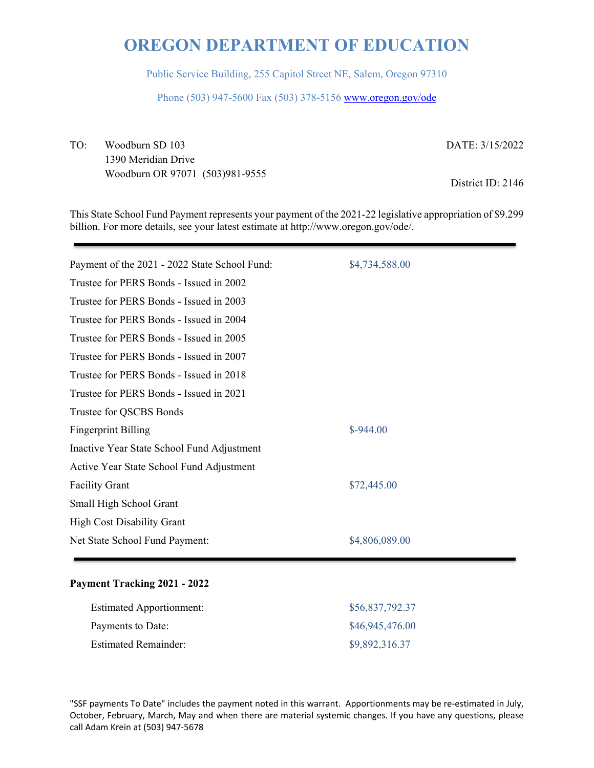# OREGON DEPARTMENT OF EDUCATION

Public Service Building, 255 Capitol Street NE, Salem, Oregon 97310

Phone (503) 947-5600 Fax (503) 378-5156 www.oregon.gov/ode

TO: Woodburn SD 103
1390 Meridian Drive
Woodburn OR 97071 (503)981-9555

DATE: 3/15/2022

District ID: 2146

This State School Fund Payment represents your payment of the 2021-22 legislative appropriation of $9.299 billion. For more details, see your latest estimate at http://www.oregon.gov/ode/.

| | |
|---|---|
| Payment of the 2021 - 2022 State School Fund: | $4,734,588.00 |
| Trustee for PERS Bonds - Issued in 2002 | |
| Trustee for PERS Bonds - Issued in 2003 | |
| Trustee for PERS Bonds - Issued in 2004 | |
| Trustee for PERS Bonds - Issued in 2005 | |
| Trustee for PERS Bonds - Issued in 2007 | |
| Trustee for PERS Bonds - Issued in 2018 | |
| Trustee for PERS Bonds - Issued in 2021 | |
| Trustee for QSCBS Bonds | |
| Fingerprint Billing | $-944.00 |
| Inactive Year State School Fund Adjustment | |
| Active Year State School Fund Adjustment | |
| Facility Grant | $72,445.00 |
| Small High School Grant | |
| High Cost Disability Grant | |
| Net State School Fund Payment: | $4,806,089.00 |

**Payment Tracking 2021 - 2022**

| | |
|---|---|
| Estimated Apportionment: | $56,837,792.37 |
| Payments to Date: | $46,945,476.00 |
| Estimated Remainder: | $9,892,316.37 |

"SSF payments To Date" includes the payment noted in this warrant. Apportionments may be re-estimated in July, October, February, March, May and when there are material systemic changes. If you have any questions, please call Adam Krein at (503) 947-5678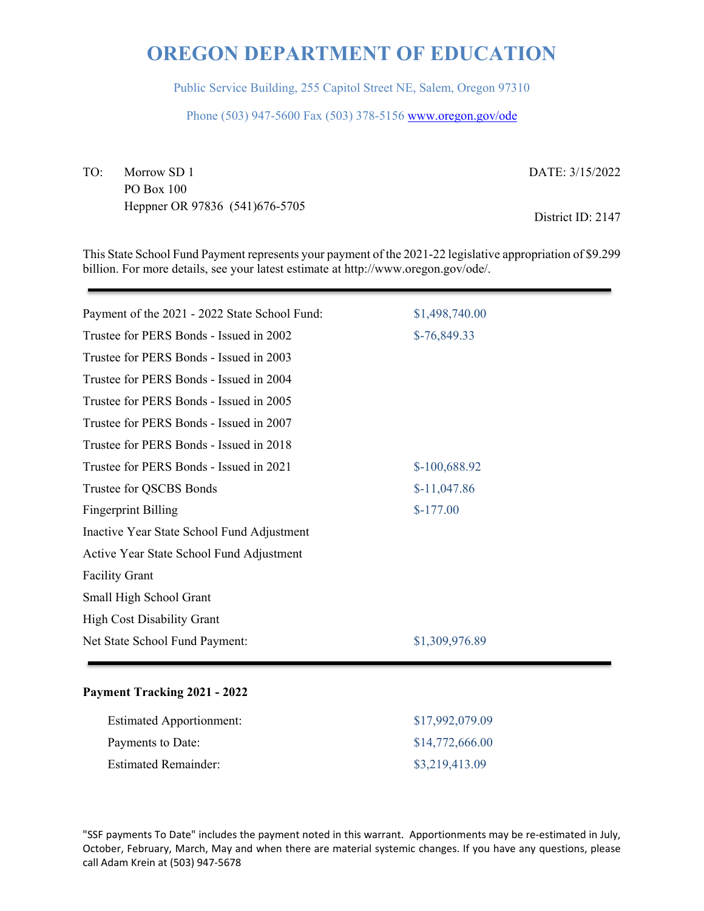# OREGON DEPARTMENT OF EDUCATION

Public Service Building, 255 Capitol Street NE, Salem, Oregon 97310

Phone (503) 947-5600 Fax (503) 378-5156 www.oregon.gov/ode

TO: Morrow SD 1
PO Box 100
Heppner OR 97836 (541)676-5705

DATE: 3/15/2022

District ID: 2147

This State School Fund Payment represents your payment of the 2021-22 legislative appropriation of $9.299 billion. For more details, see your latest estimate at http://www.oregon.gov/ode/.

| | |
|---|---|
| Payment of the 2021 - 2022 State School Fund: | $1,498,740.00 |
| Trustee for PERS Bonds - Issued in 2002 | $-76,849.33 |
| Trustee for PERS Bonds - Issued in 2003 | |
| Trustee for PERS Bonds - Issued in 2004 | |
| Trustee for PERS Bonds - Issued in 2005 | |
| Trustee for PERS Bonds - Issued in 2007 | |
| Trustee for PERS Bonds - Issued in 2018 | |
| Trustee for PERS Bonds - Issued in 2021 | $-100,688.92 |
| Trustee for QSCBS Bonds | $-11,047.86 |
| Fingerprint Billing | $-177.00 |
| Inactive Year State School Fund Adjustment | |
| Active Year State School Fund Adjustment | |
| Facility Grant | |
| Small High School Grant | |
| High Cost Disability Grant | |
| Net State School Fund Payment: | $1,309,976.89 |

**Payment Tracking 2021 - 2022**

| | |
|---|---|
| Estimated Apportionment: | $17,992,079.09 |
| Payments to Date: | $14,772,666.00 |
| Estimated Remainder: | $3,219,413.09 |

"SSF payments To Date" includes the payment noted in this warrant. Apportionments may be re-estimated in July, October, February, March, May and when there are material systemic changes. If you have any questions, please call Adam Krein at (503) 947-5678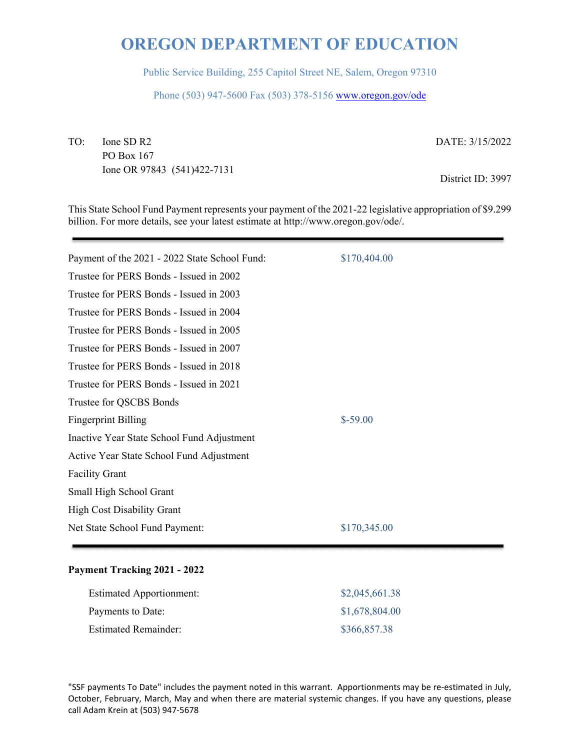# OREGON DEPARTMENT OF EDUCATION

Public Service Building, 255 Capitol Street NE, Salem, Oregon 97310

Phone (503) 947-5600 Fax (503) 378-5156 www.oregon.gov/ode

TO: Ione SD R2
PO Box 167
Ione OR 97843 (541)422-7131

DATE: 3/15/2022

District ID: 3997

This State School Fund Payment represents your payment of the 2021-22 legislative appropriation of $9.299 billion. For more details, see your latest estimate at http://www.oregon.gov/ode/.

| | |
|---|---|
| Payment of the 2021 - 2022 State School Fund: | $170,404.00 |
| Trustee for PERS Bonds - Issued in 2002 | |
| Trustee for PERS Bonds - Issued in 2003 | |
| Trustee for PERS Bonds - Issued in 2004 | |
| Trustee for PERS Bonds - Issued in 2005 | |
| Trustee for PERS Bonds - Issued in 2007 | |
| Trustee for PERS Bonds - Issued in 2018 | |
| Trustee for PERS Bonds - Issued in 2021 | |
| Trustee for QSCBS Bonds | |
| Fingerprint Billing | $-59.00 |
| Inactive Year State School Fund Adjustment | |
| Active Year State School Fund Adjustment | |
| Facility Grant | |
| Small High School Grant | |
| High Cost Disability Grant | |
| Net State School Fund Payment: | $170,345.00 |

**Payment Tracking 2021 - 2022**

| | |
|---|---|
| Estimated Apportionment: | $2,045,661.38 |
| Payments to Date: | $1,678,804.00 |
| Estimated Remainder: | $366,857.38 |

"SSF payments To Date" includes the payment noted in this warrant. Apportionments may be re-estimated in July, October, February, March, May and when there are material systemic changes. If you have any questions, please call Adam Krein at (503) 947-5678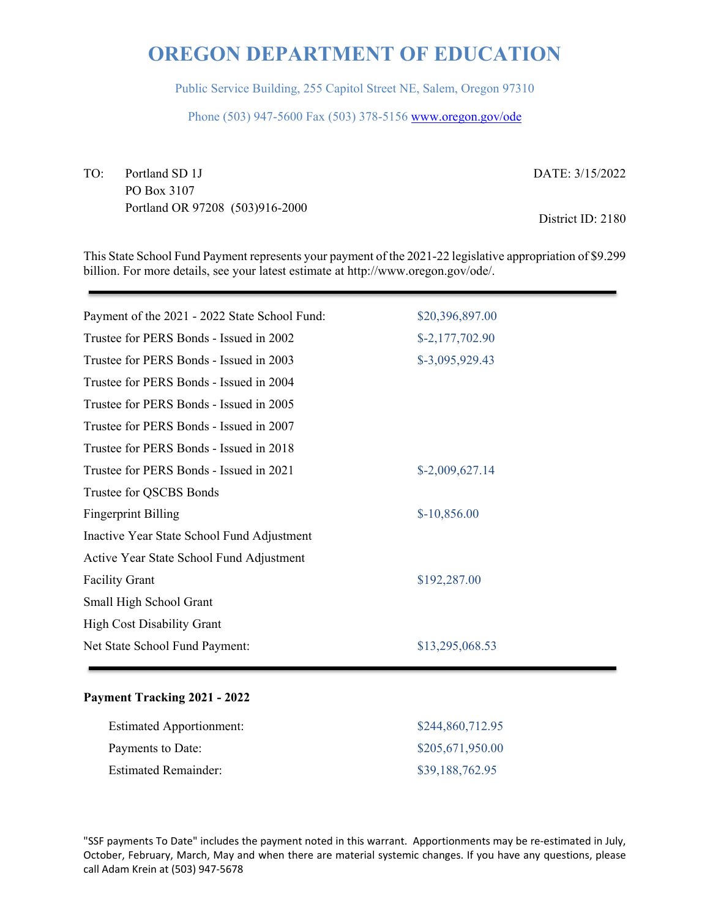# OREGON DEPARTMENT OF EDUCATION

Public Service Building, 255 Capitol Street NE, Salem, Oregon 97310

Phone (503) 947-5600 Fax (503) 378-5156 www.oregon.gov/ode

TO: Portland SD 1J
PO Box 3107
Portland OR 97208 (503)916-2000

DATE: 3/15/2022

District ID: 2180

This State School Fund Payment represents your payment of the 2021-22 legislative appropriation of $9.299 billion. For more details, see your latest estimate at http://www.oregon.gov/ode/.

| | |
|---|---|
| Payment of the 2021 - 2022 State School Fund: | $20,396,897.00 |
| Trustee for PERS Bonds - Issued in 2002 | $-2,177,702.90 |
| Trustee for PERS Bonds - Issued in 2003 | $-3,095,929.43 |
| Trustee for PERS Bonds - Issued in 2004 | |
| Trustee for PERS Bonds - Issued in 2005 | |
| Trustee for PERS Bonds - Issued in 2007 | |
| Trustee for PERS Bonds - Issued in 2018 | |
| Trustee for PERS Bonds - Issued in 2021 | $-2,009,627.14 |
| Trustee for QSCBS Bonds | |
| Fingerprint Billing | $-10,856.00 |
| Inactive Year State School Fund Adjustment | |
| Active Year State School Fund Adjustment | |
| Facility Grant | $192,287.00 |
| Small High School Grant | |
| High Cost Disability Grant | |
| Net State School Fund Payment: | $13,295,068.53 |

**Payment Tracking 2021 - 2022**

| | |
|---|---|
| Estimated Apportionment: | $244,860,712.95 |
| Payments to Date: | $205,671,950.00 |
| Estimated Remainder: | $39,188,762.95 |

"SSF payments To Date" includes the payment noted in this warrant. Apportionments may be re-estimated in July, October, February, March, May and when there are material systemic changes. If you have any questions, please call Adam Krein at (503) 947-5678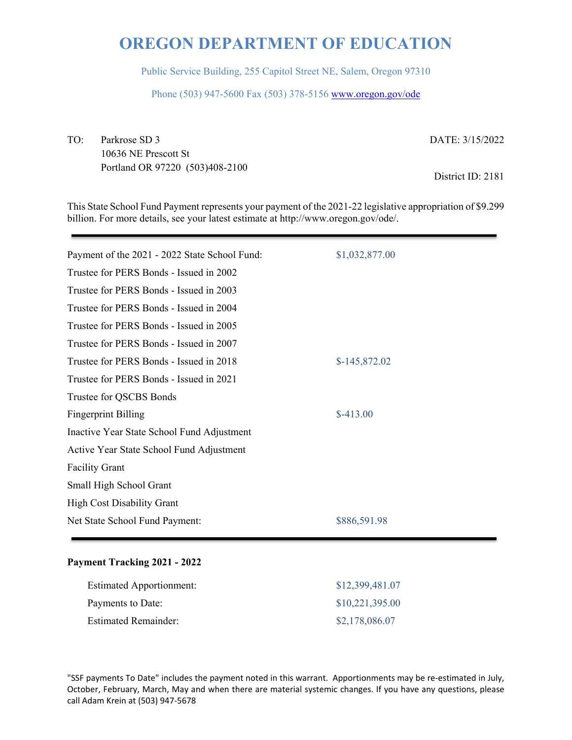# OREGON DEPARTMENT OF EDUCATION

Public Service Building, 255 Capitol Street NE, Salem, Oregon 97310

Phone (503) 947-5600 Fax (503) 378-5156 www.oregon.gov/ode

TO: Parkrose SD 3
10636 NE Prescott St
Portland OR 97220 (503)408-2100

DATE: 3/15/2022

District ID: 2181

This State School Fund Payment represents your payment of the 2021-22 legislative appropriation of $9.299 billion. For more details, see your latest estimate at http://www.oregon.gov/ode/.

| | |
|---|---|
| Payment of the 2021 - 2022 State School Fund: | $1,032,877.00 |
| Trustee for PERS Bonds - Issued in 2002 | |
| Trustee for PERS Bonds - Issued in 2003 | |
| Trustee for PERS Bonds - Issued in 2004 | |
| Trustee for PERS Bonds - Issued in 2005 | |
| Trustee for PERS Bonds - Issued in 2007 | |
| Trustee for PERS Bonds - Issued in 2018 | $-145,872.02 |
| Trustee for PERS Bonds - Issued in 2021 | |
| Trustee for QSCBS Bonds | |
| Fingerprint Billing | $-413.00 |
| Inactive Year State School Fund Adjustment | |
| Active Year State School Fund Adjustment | |
| Facility Grant | |
| Small High School Grant | |
| High Cost Disability Grant | |
| Net State School Fund Payment: | $886,591.98 |

**Payment Tracking 2021 - 2022**

| | |
|---|---|
| Estimated Apportionment: | $12,399,481.07 |
| Payments to Date: | $10,221,395.00 |
| Estimated Remainder: | $2,178,086.07 |

"SSF payments To Date" includes the payment noted in this warrant. Apportionments may be re-estimated in July, October, February, March, May and when there are material systemic changes. If you have any questions, please call Adam Krein at (503) 947-5678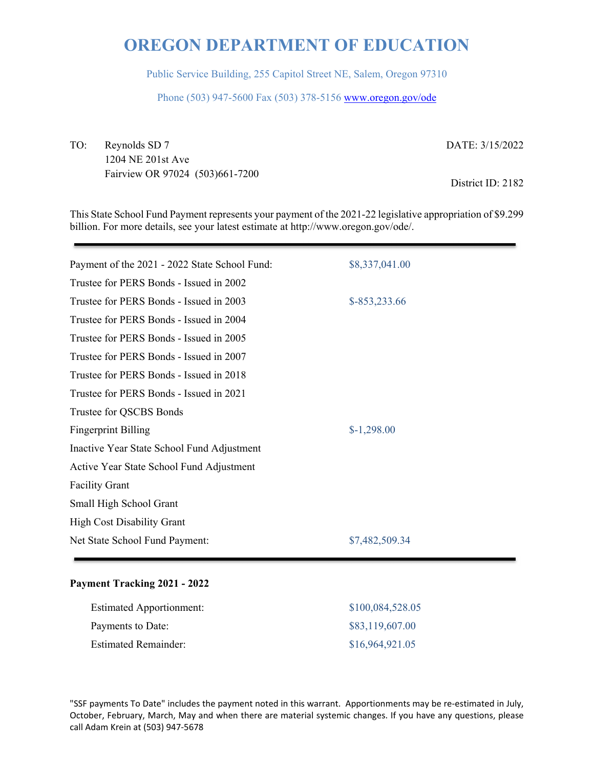# OREGON DEPARTMENT OF EDUCATION

Public Service Building, 255 Capitol Street NE, Salem, Oregon 97310

Phone (503) 947-5600 Fax (503) 378-5156 www.oregon.gov/ode

TO: Reynolds SD 7
1204 NE 201st Ave
Fairview OR 97024 (503)661-7200

DATE: 3/15/2022

District ID: 2182

This State School Fund Payment represents your payment of the 2021-22 legislative appropriation of $9.299 billion. For more details, see your latest estimate at http://www.oregon.gov/ode/.

| | |
|---|---|
| Payment of the 2021 - 2022 State School Fund: | $8,337,041.00 |
| Trustee for PERS Bonds - Issued in 2002 | |
| Trustee for PERS Bonds - Issued in 2003 | $-853,233.66 |
| Trustee for PERS Bonds - Issued in 2004 | |
| Trustee for PERS Bonds - Issued in 2005 | |
| Trustee for PERS Bonds - Issued in 2007 | |
| Trustee for PERS Bonds - Issued in 2018 | |
| Trustee for PERS Bonds - Issued in 2021 | |
| Trustee for QSCBS Bonds | |
| Fingerprint Billing | $-1,298.00 |
| Inactive Year State School Fund Adjustment | |
| Active Year State School Fund Adjustment | |
| Facility Grant | |
| Small High School Grant | |
| High Cost Disability Grant | |
| Net State School Fund Payment: | $7,482,509.34 |

**Payment Tracking 2021 - 2022**

| | |
|---|---|
| Estimated Apportionment: | $100,084,528.05 |
| Payments to Date: | $83,119,607.00 |
| Estimated Remainder: | $16,964,921.05 |

"SSF payments To Date" includes the payment noted in this warrant. Apportionments may be re-estimated in July, October, February, March, May and when there are material systemic changes. If you have any questions, please call Adam Krein at (503) 947-5678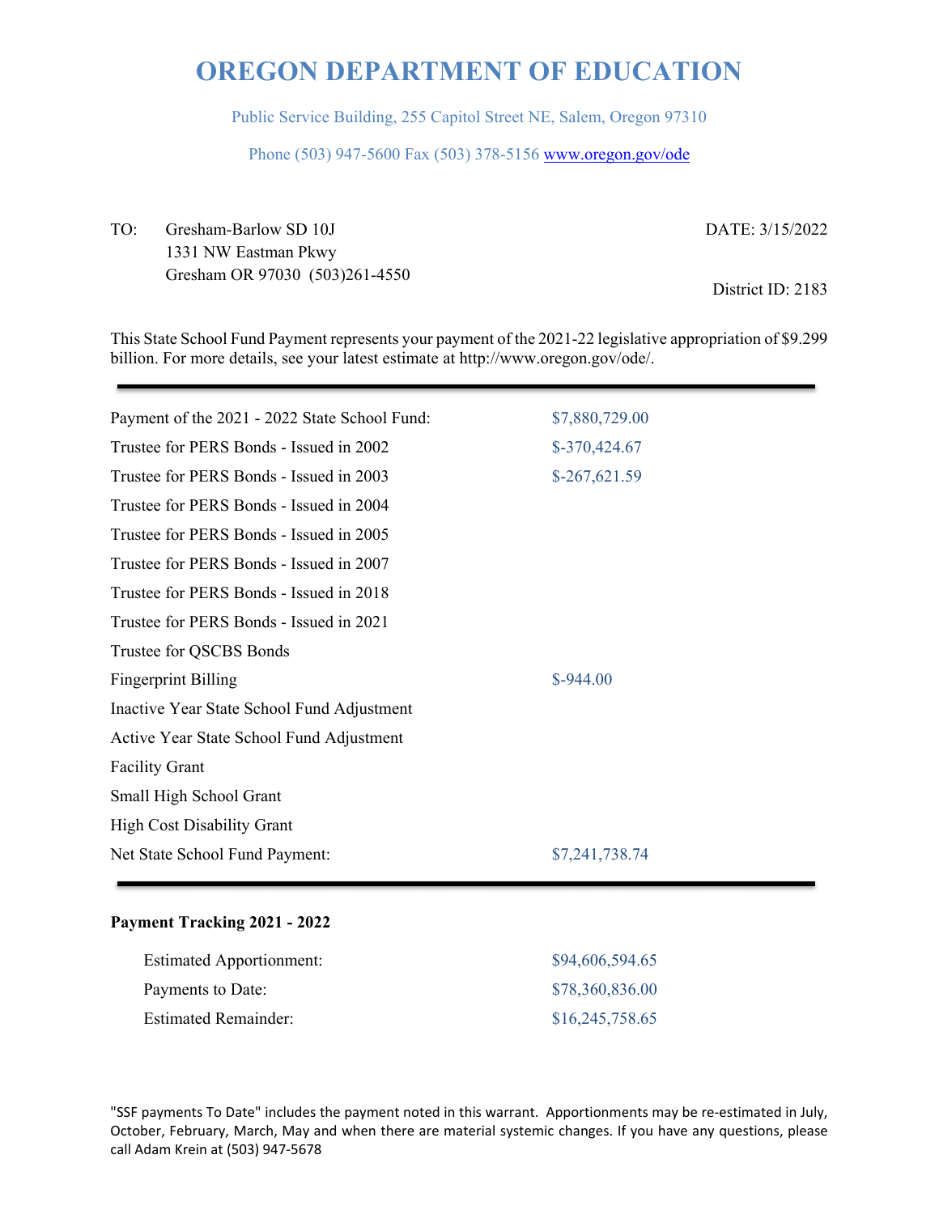# OREGON DEPARTMENT OF EDUCATION

Public Service Building, 255 Capitol Street NE, Salem, Oregon 97310

Phone (503) 947-5600 Fax (503) 378-5156 www.oregon.gov/ode

TO: Gresham-Barlow SD 10J
1331 NW Eastman Pkwy
Gresham OR 97030 (503)261-4550

DATE: 3/15/2022

District ID: 2183

This State School Fund Payment represents your payment of the 2021-22 legislative appropriation of $9.299 billion. For more details, see your latest estimate at http://www.oregon.gov/ode/.

| | |
|---|---|
| Payment of the 2021 - 2022 State School Fund: | $7,880,729.00 |
| Trustee for PERS Bonds - Issued in 2002 | $-370,424.67 |
| Trustee for PERS Bonds - Issued in 2003 | $-267,621.59 |
| Trustee for PERS Bonds - Issued in 2004 | |
| Trustee for PERS Bonds - Issued in 2005 | |
| Trustee for PERS Bonds - Issued in 2007 | |
| Trustee for PERS Bonds - Issued in 2018 | |
| Trustee for PERS Bonds - Issued in 2021 | |
| Trustee for QSCBS Bonds | |
| Fingerprint Billing | $-944.00 |
| Inactive Year State School Fund Adjustment | |
| Active Year State School Fund Adjustment | |
| Facility Grant | |
| Small High School Grant | |
| High Cost Disability Grant | |
| Net State School Fund Payment: | $7,241,738.74 |

**Payment Tracking 2021 - 2022**

| | |
|---|---|
| Estimated Apportionment: | $94,606,594.65 |
| Payments to Date: | $78,360,836.00 |
| Estimated Remainder: | $16,245,758.65 |

"SSF payments To Date" includes the payment noted in this warrant. Apportionments may be re-estimated in July, October, February, March, May and when there are material systemic changes. If you have any questions, please call Adam Krein at (503) 947-5678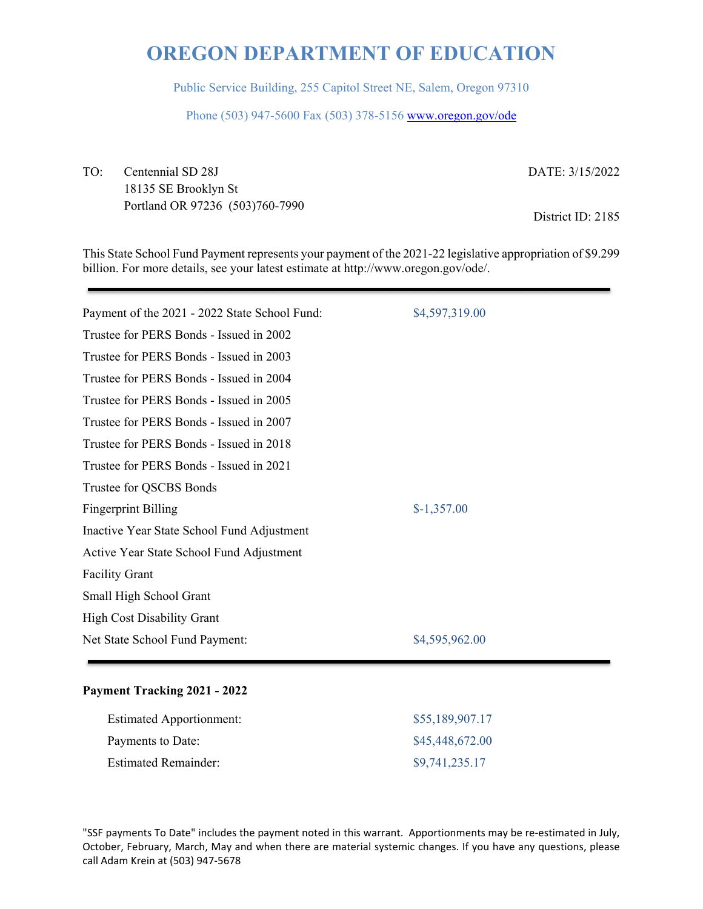# OREGON DEPARTMENT OF EDUCATION

Public Service Building, 255 Capitol Street NE, Salem, Oregon 97310

Phone (503) 947-5600 Fax (503) 378-5156 www.oregon.gov/ode

TO: Centennial SD 28J
18135 SE Brooklyn St
Portland OR 97236 (503)760-7990

DATE: 3/15/2022

District ID: 2185

This State School Fund Payment represents your payment of the 2021-22 legislative appropriation of $9.299 billion. For more details, see your latest estimate at http://www.oregon.gov/ode/.

---

| | |
|---|---|
| Payment of the 2021 - 2022 State School Fund: | $4,597,319.00 |
| Trustee for PERS Bonds - Issued in 2002 | |
| Trustee for PERS Bonds - Issued in 2003 | |
| Trustee for PERS Bonds - Issued in 2004 | |
| Trustee for PERS Bonds - Issued in 2005 | |
| Trustee for PERS Bonds - Issued in 2007 | |
| Trustee for PERS Bonds - Issued in 2018 | |
| Trustee for PERS Bonds - Issued in 2021 | |
| Trustee for QSCBS Bonds | |
| Fingerprint Billing | $-1,357.00 |
| Inactive Year State School Fund Adjustment | |
| Active Year State School Fund Adjustment | |
| Facility Grant | |
| Small High School Grant | |
| High Cost Disability Grant | |
| Net State School Fund Payment: | $4,595,962.00 |

---

**Payment Tracking 2021 - 2022**

| | |
|---|---|
| Estimated Apportionment: | $55,189,907.17 |
| Payments to Date: | $45,448,672.00 |
| Estimated Remainder: | $9,741,235.17 |

"SSF payments To Date" includes the payment noted in this warrant. Apportionments may be re-estimated in July, October, February, March, May and when there are material systemic changes. If you have any questions, please call Adam Krein at (503) 947-5678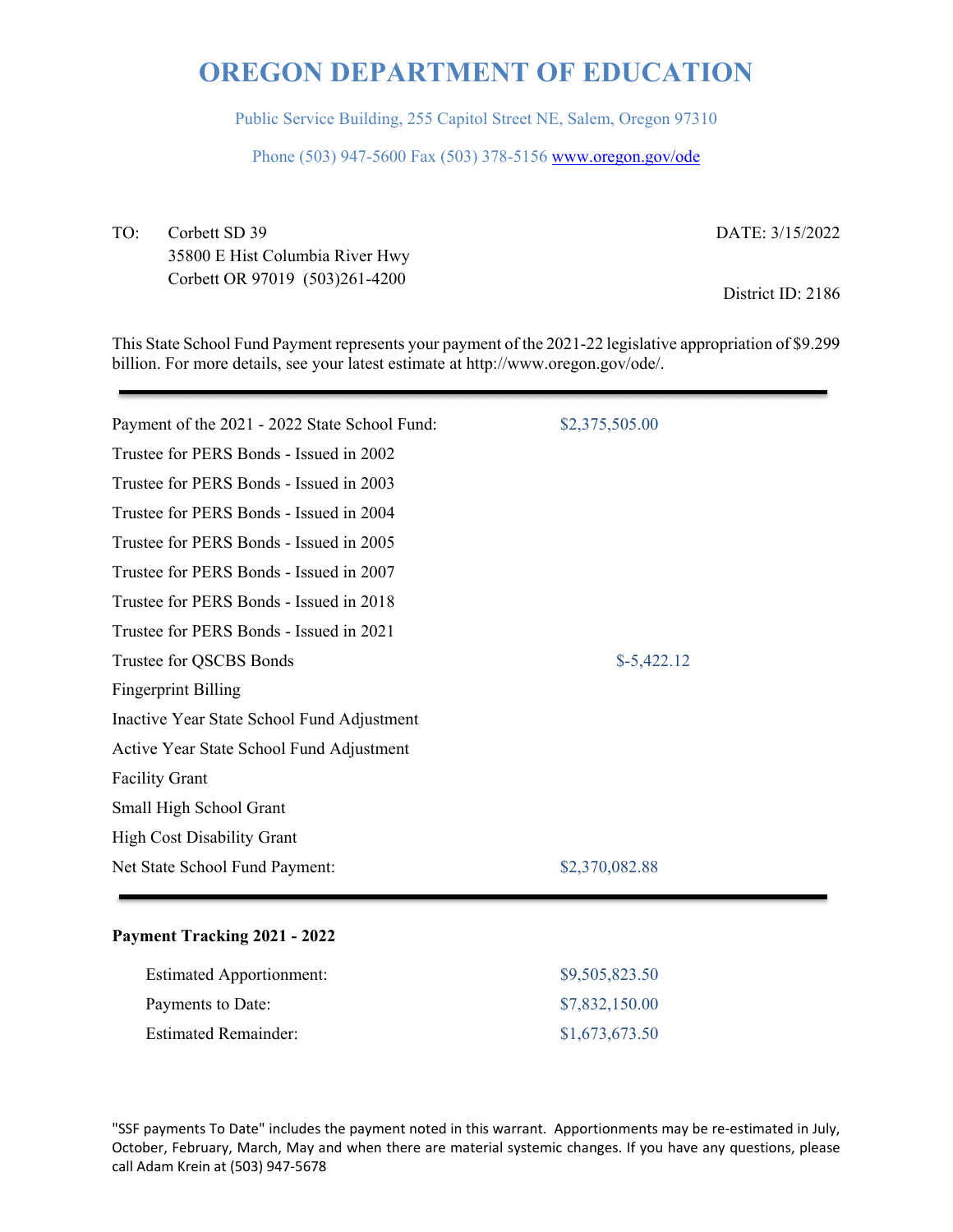# OREGON DEPARTMENT OF EDUCATION

Public Service Building, 255 Capitol Street NE, Salem, Oregon 97310

Phone (503) 947-5600 Fax (503) 378-5156 www.oregon.gov/ode

TO: Corbett SD 39
35800 E Hist Columbia River Hwy
Corbett OR 97019 (503)261-4200

DATE: 3/15/2022

District ID: 2186

This State School Fund Payment represents your payment of the 2021-22 legislative appropriation of $9.299 billion. For more details, see your latest estimate at http://www.oregon.gov/ode/.

| | |
|---|---|
| Payment of the 2021 - 2022 State School Fund: | $2,375,505.00 |
| Trustee for PERS Bonds - Issued in 2002 | |
| Trustee for PERS Bonds - Issued in 2003 | |
| Trustee for PERS Bonds - Issued in 2004 | |
| Trustee for PERS Bonds - Issued in 2005 | |
| Trustee for PERS Bonds - Issued in 2007 | |
| Trustee for PERS Bonds - Issued in 2018 | |
| Trustee for PERS Bonds - Issued in 2021 | |
| Trustee for QSCBS Bonds | $-5,422.12 |
| Fingerprint Billing | |
| Inactive Year State School Fund Adjustment | |
| Active Year State School Fund Adjustment | |
| Facility Grant | |
| Small High School Grant | |
| High Cost Disability Grant | |
| Net State School Fund Payment: | $2,370,082.88 |

**Payment Tracking 2021 - 2022**

| | |
|---|---|
| Estimated Apportionment: | $9,505,823.50 |
| Payments to Date: | $7,832,150.00 |
| Estimated Remainder: | $1,673,673.50 |

"SSF payments To Date" includes the payment noted in this warrant. Apportionments may be re-estimated in July, October, February, March, May and when there are material systemic changes. If you have any questions, please call Adam Krein at (503) 947-5678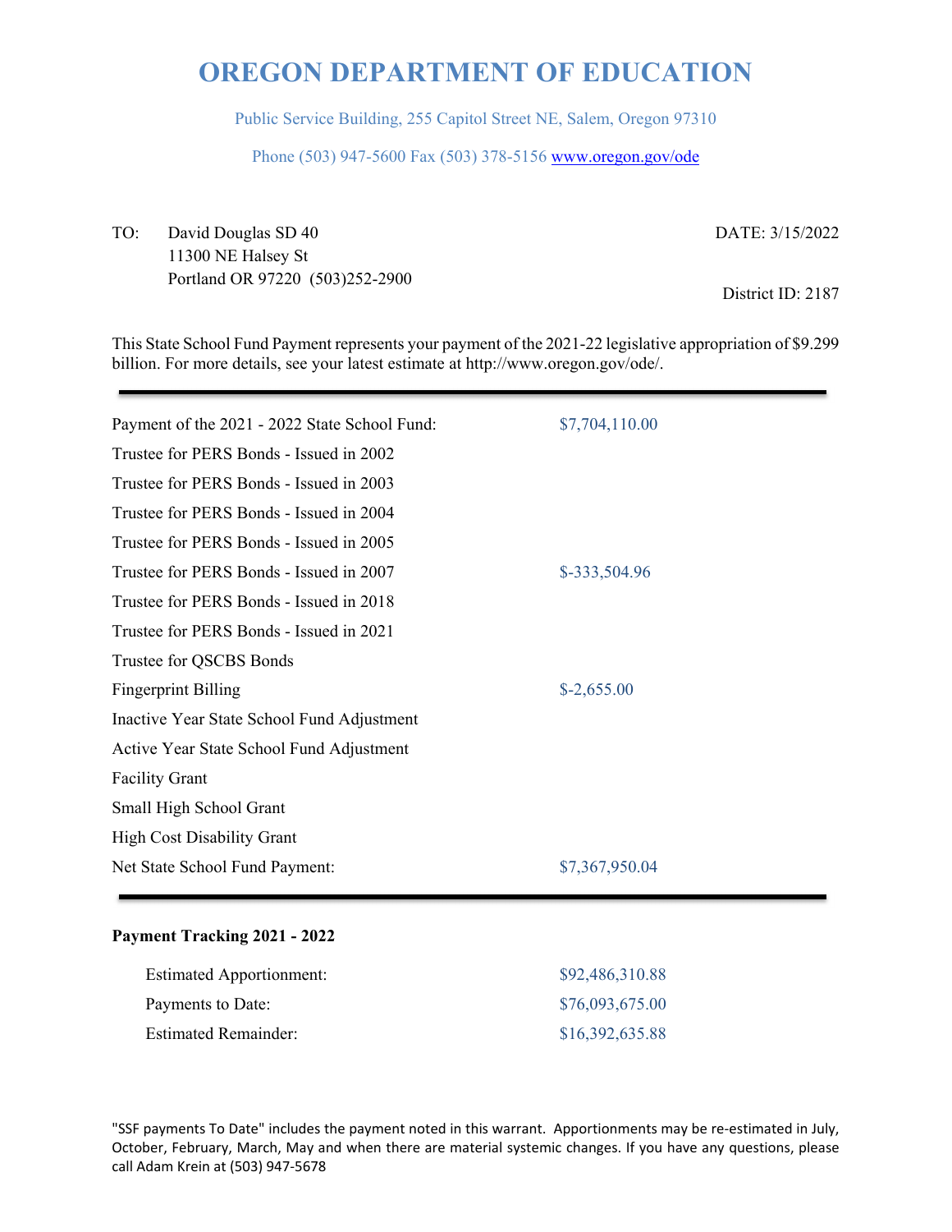# OREGON DEPARTMENT OF EDUCATION

Public Service Building, 255 Capitol Street NE, Salem, Oregon 97310

Phone (503) 947-5600 Fax (503) 378-5156 www.oregon.gov/ode

TO: David Douglas SD 40
11300 NE Halsey St
Portland OR 97220 (503)252-2900

DATE: 3/15/2022

District ID: 2187

This State School Fund Payment represents your payment of the 2021-22 legislative appropriation of $9.299 billion. For more details, see your latest estimate at http://www.oregon.gov/ode/.

| | |
|---|---|
| Payment of the 2021 - 2022 State School Fund: | $7,704,110.00 |
| Trustee for PERS Bonds - Issued in 2002 | |
| Trustee for PERS Bonds - Issued in 2003 | |
| Trustee for PERS Bonds - Issued in 2004 | |
| Trustee for PERS Bonds - Issued in 2005 | |
| Trustee for PERS Bonds - Issued in 2007 | $-333,504.96 |
| Trustee for PERS Bonds - Issued in 2018 | |
| Trustee for PERS Bonds - Issued in 2021 | |
| Trustee for QSCBS Bonds | |
| Fingerprint Billing | $-2,655.00 |
| Inactive Year State School Fund Adjustment | |
| Active Year State School Fund Adjustment | |
| Facility Grant | |
| Small High School Grant | |
| High Cost Disability Grant | |
| Net State School Fund Payment: | $7,367,950.04 |

**Payment Tracking 2021 - 2022**

| | |
|---|---|
| Estimated Apportionment: | $92,486,310.88 |
| Payments to Date: | $76,093,675.00 |
| Estimated Remainder: | $16,392,635.88 |

"SSF payments To Date" includes the payment noted in this warrant. Apportionments may be re-estimated in July, October, February, March, May and when there are material systemic changes. If you have any questions, please call Adam Krein at (503) 947-5678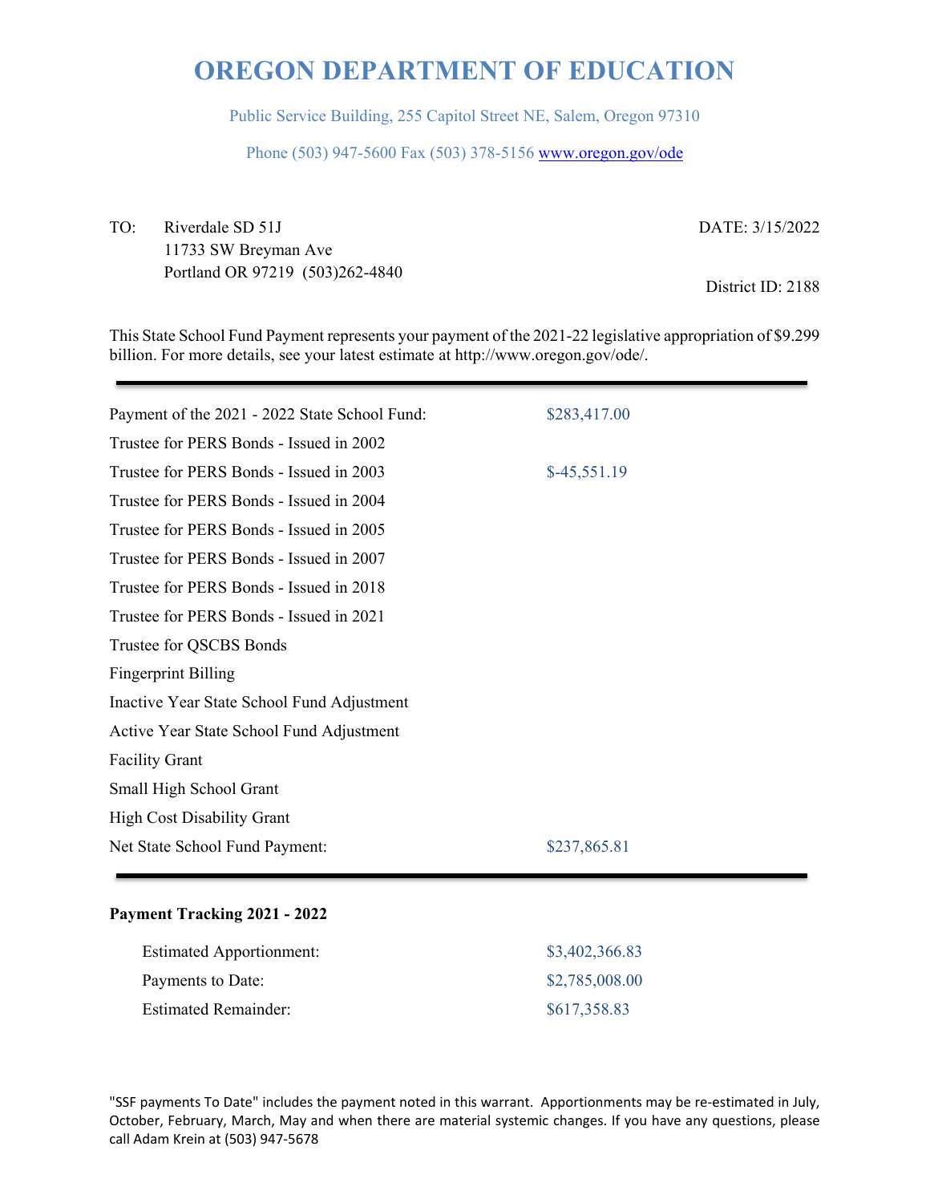# OREGON DEPARTMENT OF EDUCATION

Public Service Building, 255 Capitol Street NE, Salem, Oregon 97310

Phone (503) 947-5600 Fax (503) 378-5156 www.oregon.gov/ode

TO: Riverdale SD 51J
11733 SW Breyman Ave
Portland OR 97219 (503)262-4840

DATE: 3/15/2022

District ID: 2188

This State School Fund Payment represents your payment of the 2021-22 legislative appropriation of $9.299 billion. For more details, see your latest estimate at http://www.oregon.gov/ode/.

| | |
|---|---|
| Payment of the 2021 - 2022 State School Fund: | $283,417.00 |
| Trustee for PERS Bonds - Issued in 2002 | |
| Trustee for PERS Bonds - Issued in 2003 | $-45,551.19 |
| Trustee for PERS Bonds - Issued in 2004 | |
| Trustee for PERS Bonds - Issued in 2005 | |
| Trustee for PERS Bonds - Issued in 2007 | |
| Trustee for PERS Bonds - Issued in 2018 | |
| Trustee for PERS Bonds - Issued in 2021 | |
| Trustee for QSCBS Bonds | |
| Fingerprint Billing | |
| Inactive Year State School Fund Adjustment | |
| Active Year State School Fund Adjustment | |
| Facility Grant | |
| Small High School Grant | |
| High Cost Disability Grant | |
| Net State School Fund Payment: | $237,865.81 |

**Payment Tracking 2021 - 2022**

| | |
|---|---|
| Estimated Apportionment: | $3,402,366.83 |
| Payments to Date: | $2,785,008.00 |
| Estimated Remainder: | $617,358.83 |

"SSF payments To Date" includes the payment noted in this warrant. Apportionments may be re-estimated in July, October, February, March, May and when there are material systemic changes. If you have any questions, please call Adam Krein at (503) 947-5678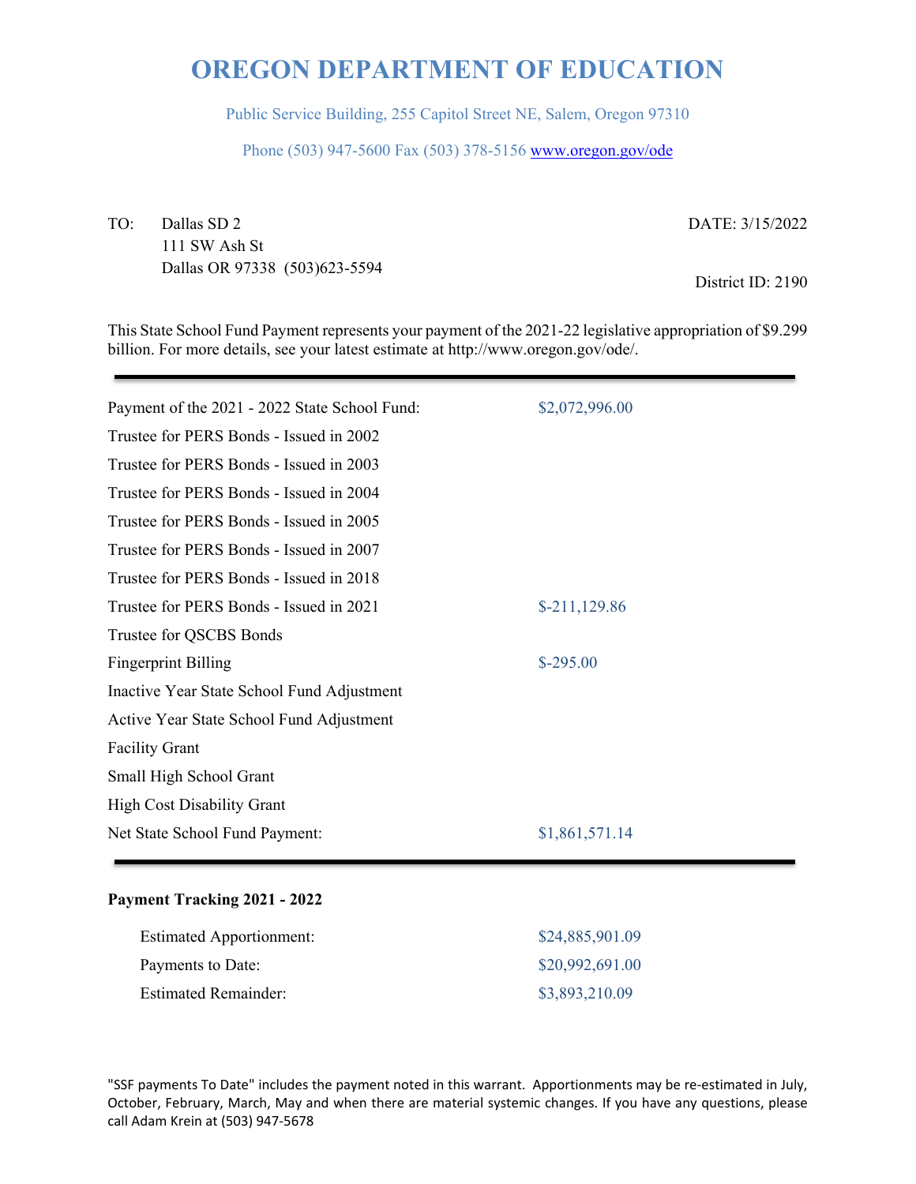# OREGON DEPARTMENT OF EDUCATION

Public Service Building, 255 Capitol Street NE, Salem, Oregon 97310

Phone (503) 947-5600 Fax (503) 378-5156 www.oregon.gov/ode

TO: Dallas SD 2
111 SW Ash St
Dallas OR 97338 (503)623-5594

DATE: 3/15/2022

District ID: 2190

This State School Fund Payment represents your payment of the 2021-22 legislative appropriation of $9.299 billion. For more details, see your latest estimate at http://www.oregon.gov/ode/.

| | |
|---|---|
| Payment of the 2021 - 2022 State School Fund: | $2,072,996.00 |
| Trustee for PERS Bonds - Issued in 2002 | |
| Trustee for PERS Bonds - Issued in 2003 | |
| Trustee for PERS Bonds - Issued in 2004 | |
| Trustee for PERS Bonds - Issued in 2005 | |
| Trustee for PERS Bonds - Issued in 2007 | |
| Trustee for PERS Bonds - Issued in 2018 | |
| Trustee for PERS Bonds - Issued in 2021 | $-211,129.86 |
| Trustee for QSCBS Bonds | |
| Fingerprint Billing | $-295.00 |
| Inactive Year State School Fund Adjustment | |
| Active Year State School Fund Adjustment | |
| Facility Grant | |
| Small High School Grant | |
| High Cost Disability Grant | |
| Net State School Fund Payment: | $1,861,571.14 |

**Payment Tracking 2021 - 2022**

| | |
|---|---|
| Estimated Apportionment: | $24,885,901.09 |
| Payments to Date: | $20,992,691.00 |
| Estimated Remainder: | $3,893,210.09 |

"SSF payments To Date" includes the payment noted in this warrant. Apportionments may be re-estimated in July, October, February, March, May and when there are material systemic changes. If you have any questions, please call Adam Krein at (503) 947-5678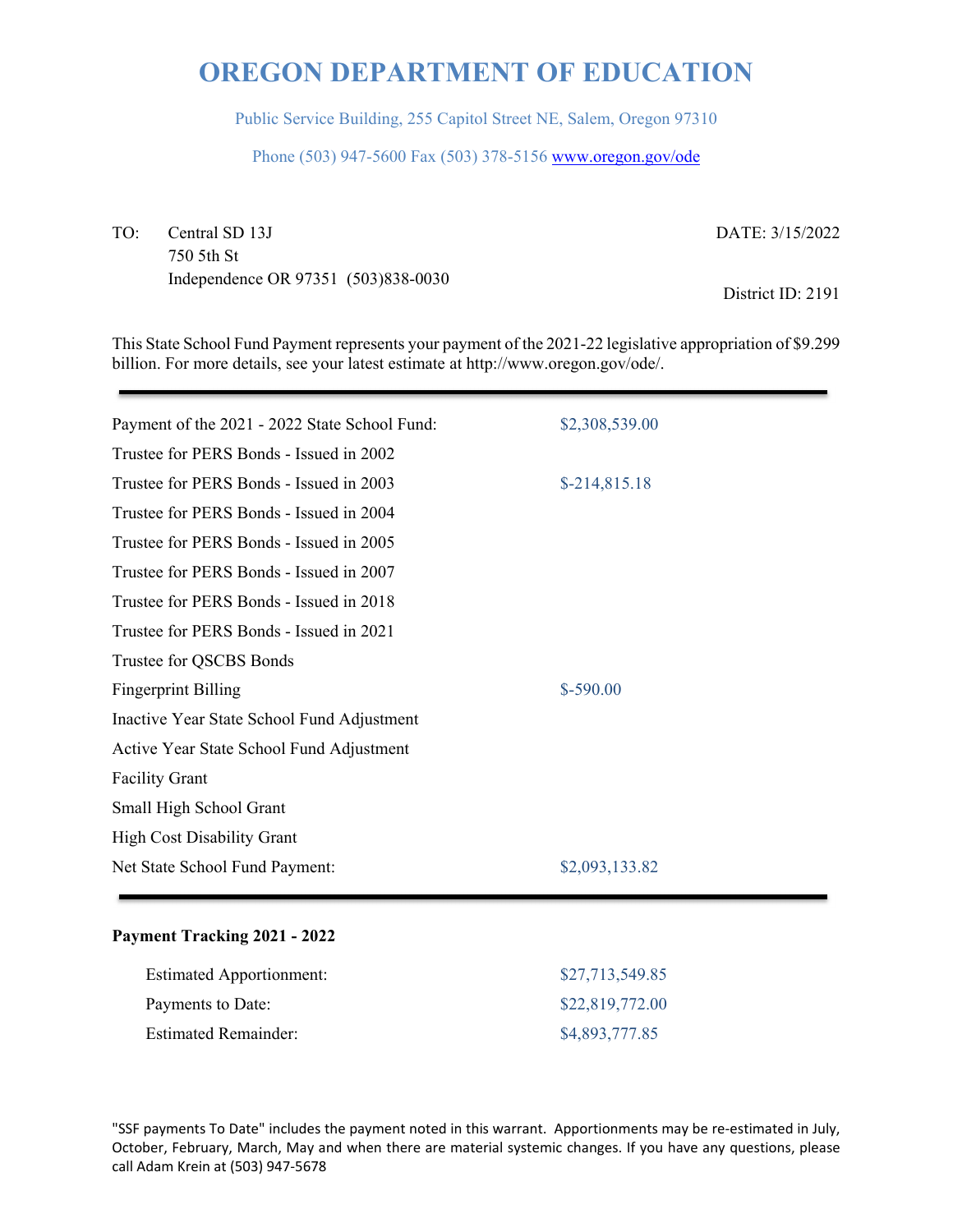# OREGON DEPARTMENT OF EDUCATION

Public Service Building, 255 Capitol Street NE, Salem, Oregon 97310

Phone (503) 947-5600 Fax (503) 378-5156 www.oregon.gov/ode

TO: Central SD 13J
750 5th St
Independence OR 97351 (503)838-0030

DATE: 3/15/2022

District ID: 2191

This State School Fund Payment represents your payment of the 2021-22 legislative appropriation of $9.299 billion. For more details, see your latest estimate at http://www.oregon.gov/ode/.

| | |
|---|---|
| Payment of the 2021 - 2022 State School Fund: | $2,308,539.00 |
| Trustee for PERS Bonds - Issued in 2002 | |
| Trustee for PERS Bonds - Issued in 2003 | $-214,815.18 |
| Trustee for PERS Bonds - Issued in 2004 | |
| Trustee for PERS Bonds - Issued in 2005 | |
| Trustee for PERS Bonds - Issued in 2007 | |
| Trustee for PERS Bonds - Issued in 2018 | |
| Trustee for PERS Bonds - Issued in 2021 | |
| Trustee for QSCBS Bonds | |
| Fingerprint Billing | $-590.00 |
| Inactive Year State School Fund Adjustment | |
| Active Year State School Fund Adjustment | |
| Facility Grant | |
| Small High School Grant | |
| High Cost Disability Grant | |
| Net State School Fund Payment: | $2,093,133.82 |

**Payment Tracking 2021 - 2022**

| | |
|---|---|
| Estimated Apportionment: | $27,713,549.85 |
| Payments to Date: | $22,819,772.00 |
| Estimated Remainder: | $4,893,777.85 |

"SSF payments To Date" includes the payment noted in this warrant. Apportionments may be re-estimated in July, October, February, March, May and when there are material systemic changes. If you have any questions, please call Adam Krein at (503) 947-5678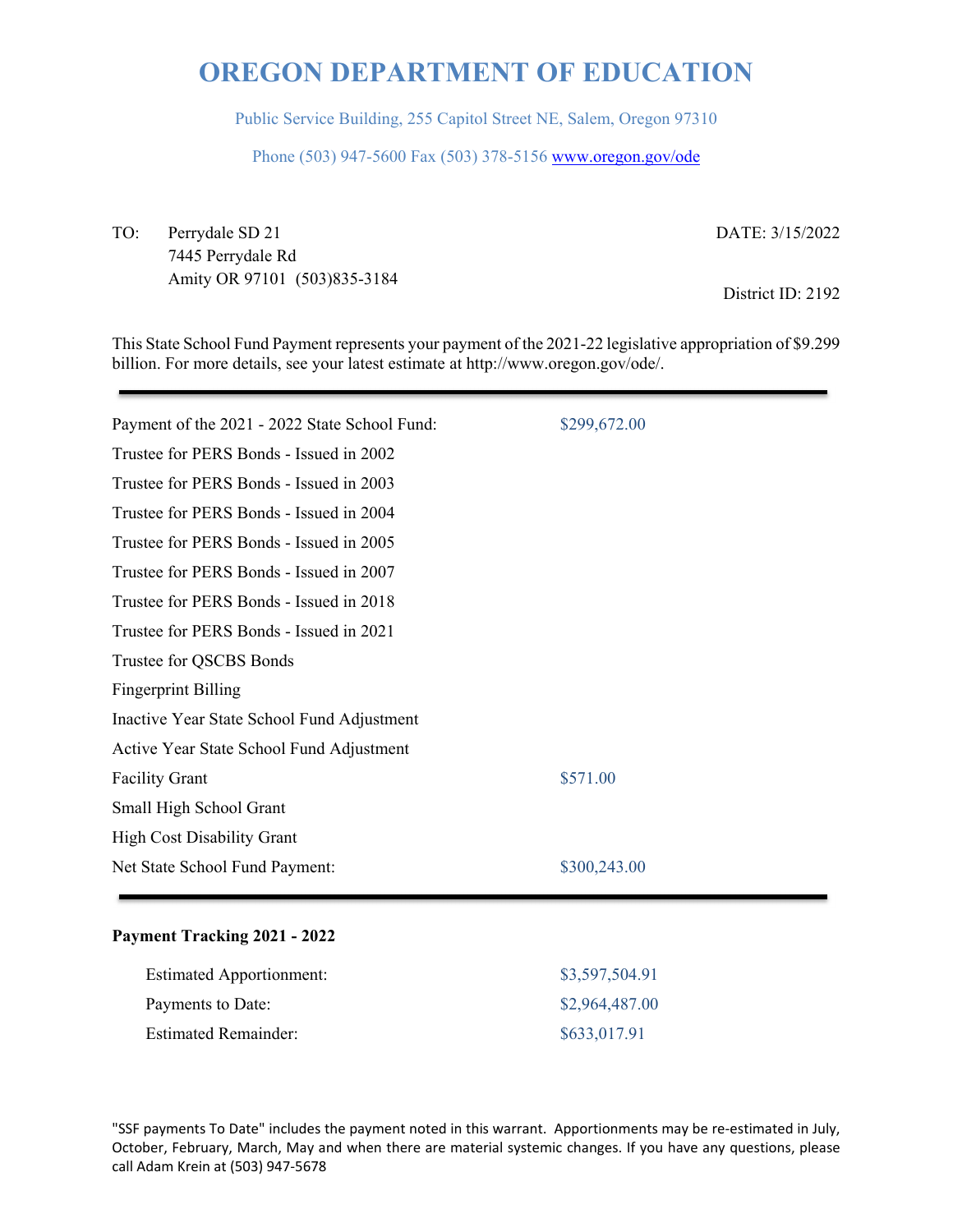# OREGON DEPARTMENT OF EDUCATION

Public Service Building, 255 Capitol Street NE, Salem, Oregon 97310

Phone (503) 947-5600 Fax (503) 378-5156 www.oregon.gov/ode

TO: Perrydale SD 21
7445 Perrydale Rd
Amity OR 97101 (503)835-3184

DATE: 3/15/2022

District ID: 2192

This State School Fund Payment represents your payment of the 2021-22 legislative appropriation of $9.299 billion. For more details, see your latest estimate at http://www.oregon.gov/ode/.

| | |
|---|---|
| Payment of the 2021 - 2022 State School Fund: | $299,672.00 |
| Trustee for PERS Bonds - Issued in 2002 | |
| Trustee for PERS Bonds - Issued in 2003 | |
| Trustee for PERS Bonds - Issued in 2004 | |
| Trustee for PERS Bonds - Issued in 2005 | |
| Trustee for PERS Bonds - Issued in 2007 | |
| Trustee for PERS Bonds - Issued in 2018 | |
| Trustee for PERS Bonds - Issued in 2021 | |
| Trustee for QSCBS Bonds | |
| Fingerprint Billing | |
| Inactive Year State School Fund Adjustment | |
| Active Year State School Fund Adjustment | |
| Facility Grant | $571.00 |
| Small High School Grant | |
| High Cost Disability Grant | |
| Net State School Fund Payment: | $300,243.00 |

**Payment Tracking 2021 - 2022**

| | |
|---|---|
| Estimated Apportionment: | $3,597,504.91 |
| Payments to Date: | $2,964,487.00 |
| Estimated Remainder: | $633,017.91 |

"SSF payments To Date" includes the payment noted in this warrant. Apportionments may be re-estimated in July, October, February, March, May and when there are material systemic changes. If you have any questions, please call Adam Krein at (503) 947-5678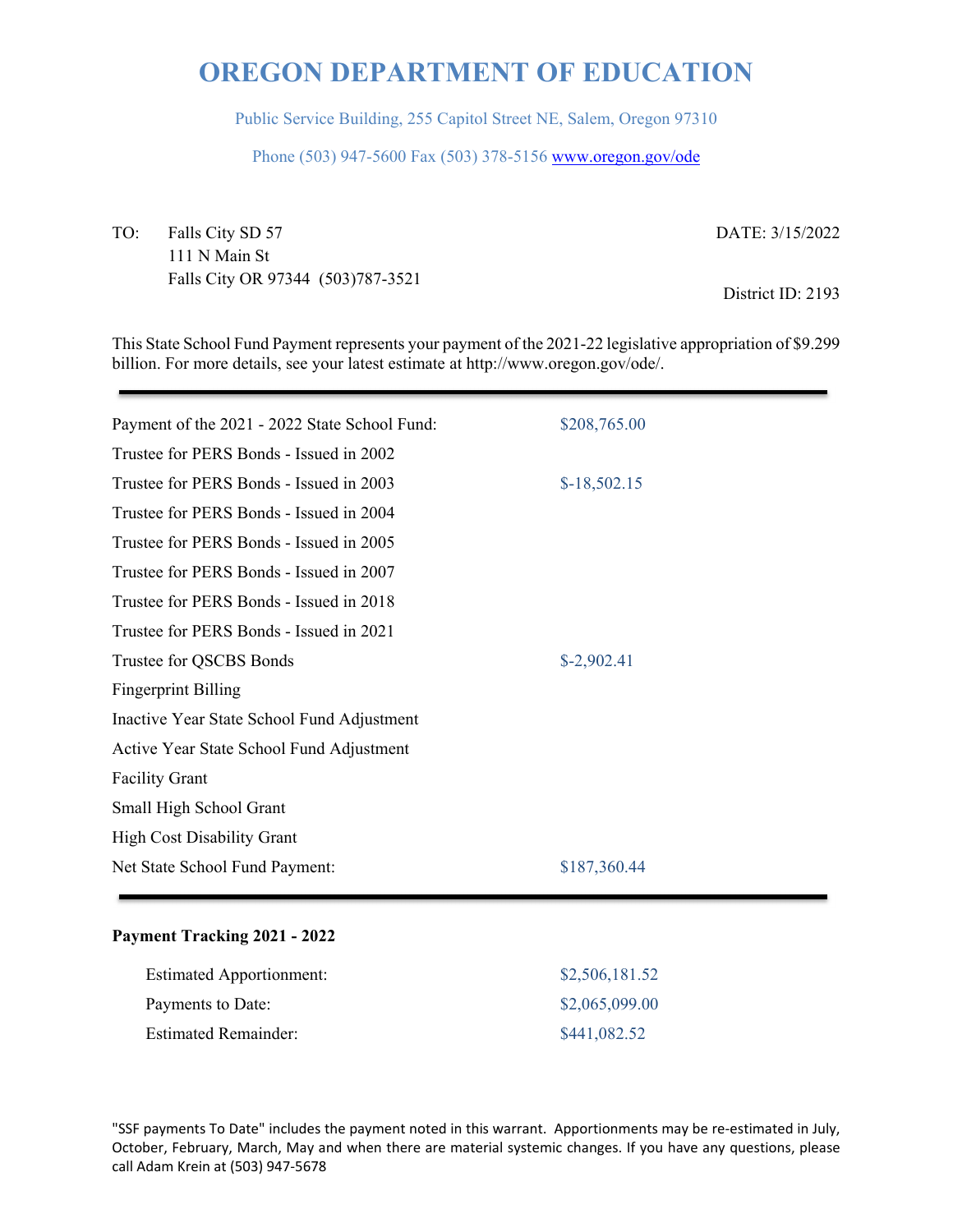# OREGON DEPARTMENT OF EDUCATION

Public Service Building, 255 Capitol Street NE, Salem, Oregon 97310

Phone (503) 947-5600 Fax (503) 378-5156 www.oregon.gov/ode

TO: Falls City SD 57
111 N Main St
Falls City OR 97344 (503)787-3521

DATE: 3/15/2022

District ID: 2193

This State School Fund Payment represents your payment of the 2021-22 legislative appropriation of $9.299 billion. For more details, see your latest estimate at http://www.oregon.gov/ode/.

| | |
|---|---|
| Payment of the 2021 - 2022 State School Fund: | $208,765.00 |
| Trustee for PERS Bonds - Issued in 2002 | |
| Trustee for PERS Bonds - Issued in 2003 | $-18,502.15 |
| Trustee for PERS Bonds - Issued in 2004 | |
| Trustee for PERS Bonds - Issued in 2005 | |
| Trustee for PERS Bonds - Issued in 2007 | |
| Trustee for PERS Bonds - Issued in 2018 | |
| Trustee for PERS Bonds - Issued in 2021 | |
| Trustee for QSCBS Bonds | $-2,902.41 |
| Fingerprint Billing | |
| Inactive Year State School Fund Adjustment | |
| Active Year State School Fund Adjustment | |
| Facility Grant | |
| Small High School Grant | |
| High Cost Disability Grant | |
| Net State School Fund Payment: | $187,360.44 |

**Payment Tracking 2021 - 2022**

| | |
|---|---|
| Estimated Apportionment: | $2,506,181.52 |
| Payments to Date: | $2,065,099.00 |
| Estimated Remainder: | $441,082.52 |

"SSF payments To Date" includes the payment noted in this warrant. Apportionments may be re-estimated in July, October, February, March, May and when there are material systemic changes. If you have any questions, please call Adam Krein at (503) 947-5678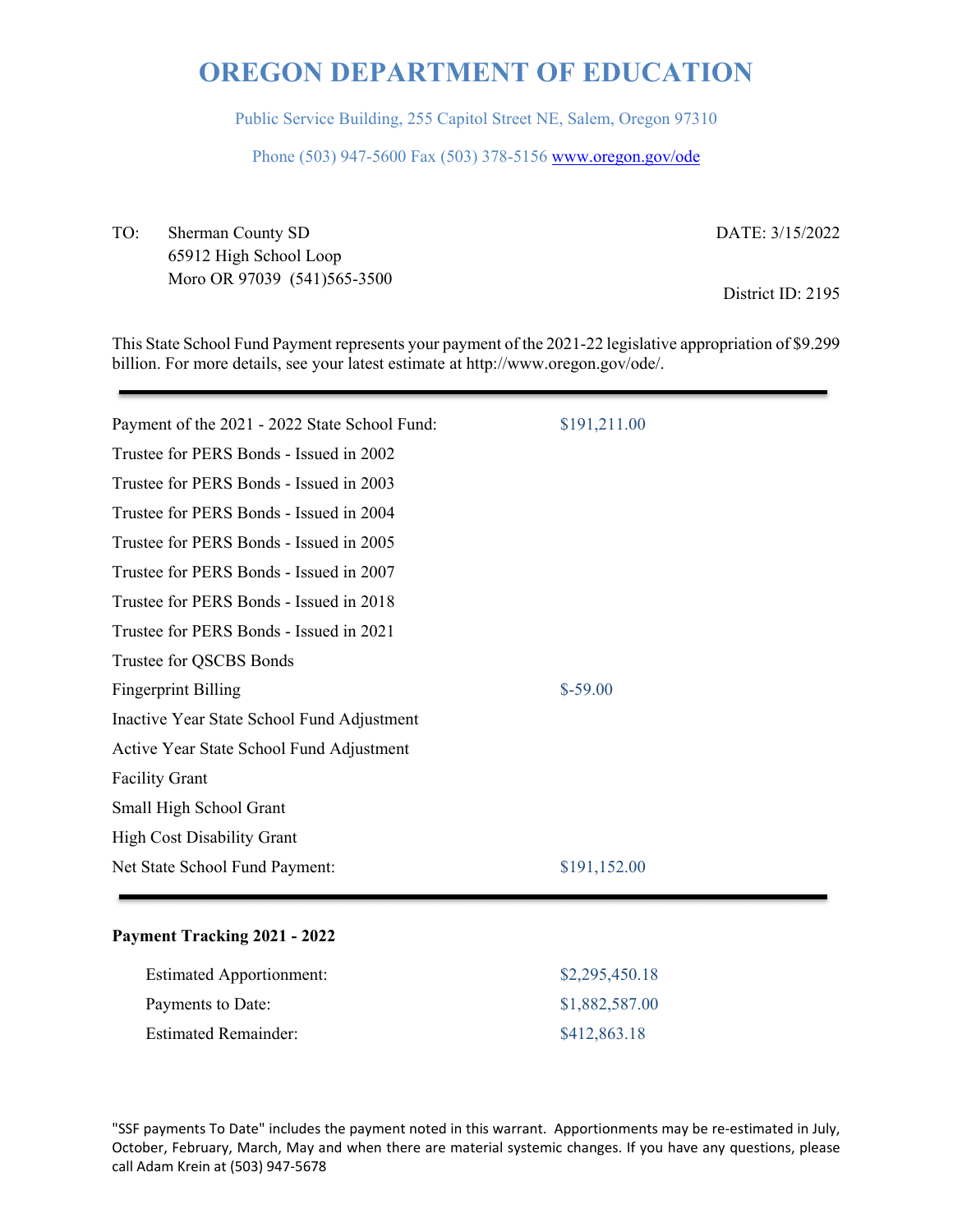# OREGON DEPARTMENT OF EDUCATION

Public Service Building, 255 Capitol Street NE, Salem, Oregon 97310

Phone (503) 947-5600 Fax (503) 378-5156 www.oregon.gov/ode

TO: Sherman County SD
65912 High School Loop
Moro OR 97039 (541)565-3500

DATE: 3/15/2022

District ID: 2195

This State School Fund Payment represents your payment of the 2021-22 legislative appropriation of $9.299 billion. For more details, see your latest estimate at http://www.oregon.gov/ode/.

| | |
|---|---|
| Payment of the 2021 - 2022 State School Fund: | $191,211.00 |
| Trustee for PERS Bonds - Issued in 2002 | |
| Trustee for PERS Bonds - Issued in 2003 | |
| Trustee for PERS Bonds - Issued in 2004 | |
| Trustee for PERS Bonds - Issued in 2005 | |
| Trustee for PERS Bonds - Issued in 2007 | |
| Trustee for PERS Bonds - Issued in 2018 | |
| Trustee for PERS Bonds - Issued in 2021 | |
| Trustee for QSCBS Bonds | |
| Fingerprint Billing | $-59.00 |
| Inactive Year State School Fund Adjustment | |
| Active Year State School Fund Adjustment | |
| Facility Grant | |
| Small High School Grant | |
| High Cost Disability Grant | |
| Net State School Fund Payment: | $191,152.00 |

**Payment Tracking 2021 - 2022**

| | |
|---|---|
| Estimated Apportionment: | $2,295,450.18 |
| Payments to Date: | $1,882,587.00 |
| Estimated Remainder: | $412,863.18 |

"SSF payments To Date" includes the payment noted in this warrant. Apportionments may be re-estimated in July, October, February, March, May and when there are material systemic changes. If you have any questions, please call Adam Krein at (503) 947-5678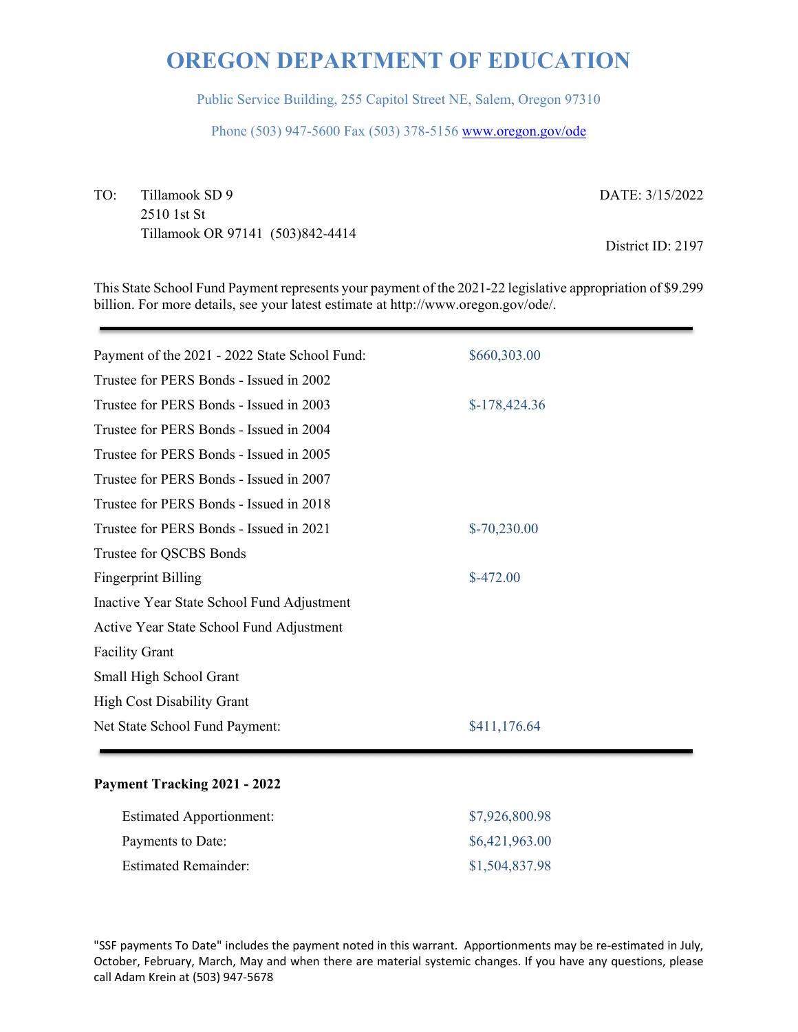# OREGON DEPARTMENT OF EDUCATION

Public Service Building, 255 Capitol Street NE, Salem, Oregon 97310

Phone (503) 947-5600 Fax (503) 378-5156 www.oregon.gov/ode

TO: Tillamook SD 9
2510 1st St
Tillamook OR 97141 (503)842-4414

DATE: 3/15/2022

District ID: 2197

This State School Fund Payment represents your payment of the 2021-22 legislative appropriation of $9.299 billion. For more details, see your latest estimate at http://www.oregon.gov/ode/.

| | |
|---|---|
| Payment of the 2021 - 2022 State School Fund: | $660,303.00 |
| Trustee for PERS Bonds - Issued in 2002 | |
| Trustee for PERS Bonds - Issued in 2003 | $-178,424.36 |
| Trustee for PERS Bonds - Issued in 2004 | |
| Trustee for PERS Bonds - Issued in 2005 | |
| Trustee for PERS Bonds - Issued in 2007 | |
| Trustee for PERS Bonds - Issued in 2018 | |
| Trustee for PERS Bonds - Issued in 2021 | $-70,230.00 |
| Trustee for QSCBS Bonds | |
| Fingerprint Billing | $-472.00 |
| Inactive Year State School Fund Adjustment | |
| Active Year State School Fund Adjustment | |
| Facility Grant | |
| Small High School Grant | |
| High Cost Disability Grant | |
| Net State School Fund Payment: | $411,176.64 |

**Payment Tracking 2021 - 2022**

| | |
|---|---|
| Estimated Apportionment: | $7,926,800.98 |
| Payments to Date: | $6,421,963.00 |
| Estimated Remainder: | $1,504,837.98 |

"SSF payments To Date" includes the payment noted in this warrant. Apportionments may be re-estimated in July, October, February, March, May and when there are material systemic changes. If you have any questions, please call Adam Krein at (503) 947-5678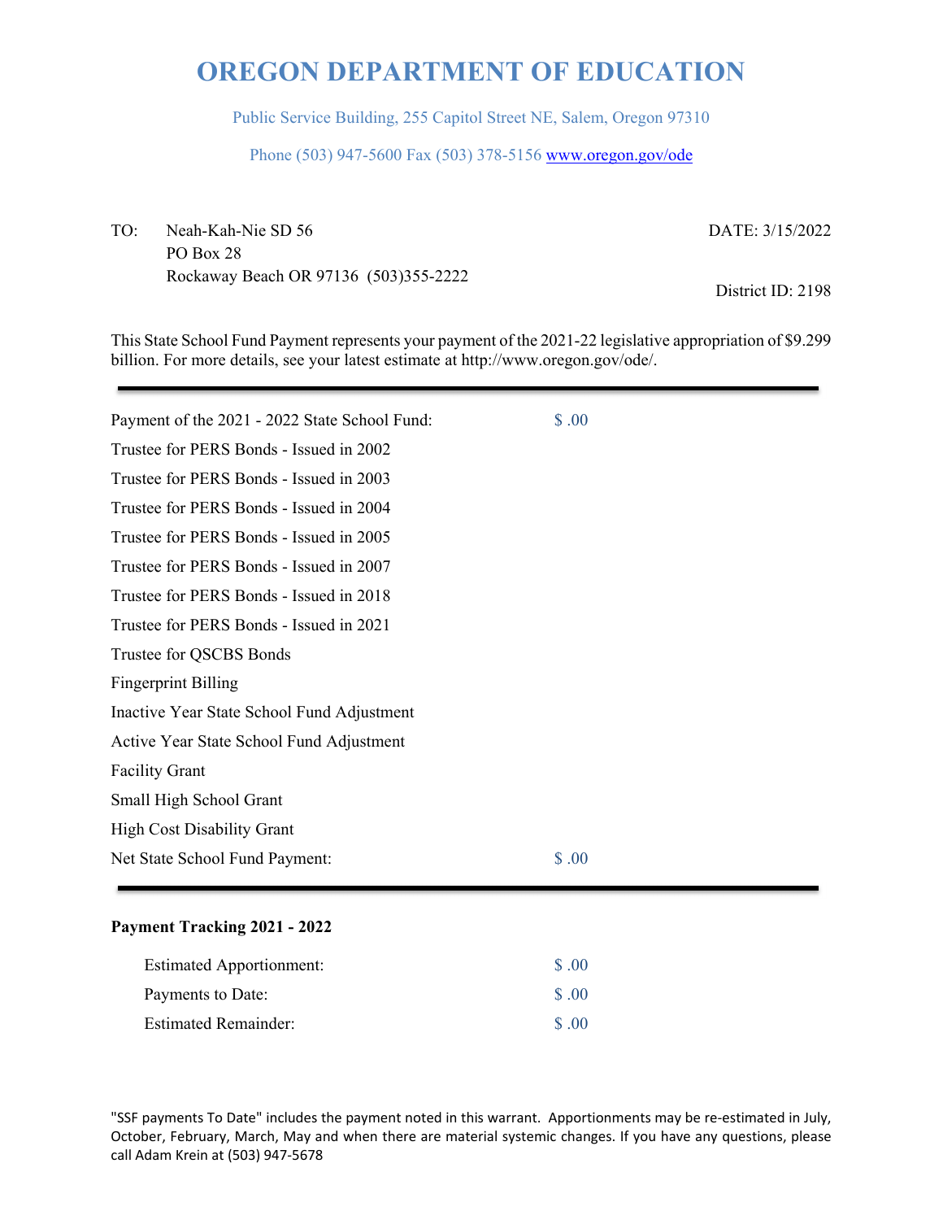# OREGON DEPARTMENT OF EDUCATION

Public Service Building, 255 Capitol Street NE, Salem, Oregon 97310

Phone (503) 947-5600 Fax (503) 378-5156 www.oregon.gov/ode

TO: Neah-Kah-Nie SD 56
PO Box 28
Rockaway Beach OR 97136 (503)355-2222

DATE: 3/15/2022

District ID: 2198

This State School Fund Payment represents your payment of the 2021-22 legislative appropriation of $9.299 billion. For more details, see your latest estimate at http://www.oregon.gov/ode/.

| | |
|---|---|
| Payment of the 2021 - 2022 State School Fund: | $ .00 |
| Trustee for PERS Bonds - Issued in 2002 | |
| Trustee for PERS Bonds - Issued in 2003 | |
| Trustee for PERS Bonds - Issued in 2004 | |
| Trustee for PERS Bonds - Issued in 2005 | |
| Trustee for PERS Bonds - Issued in 2007 | |
| Trustee for PERS Bonds - Issued in 2018 | |
| Trustee for PERS Bonds - Issued in 2021 | |
| Trustee for QSCBS Bonds | |
| Fingerprint Billing | |
| Inactive Year State School Fund Adjustment | |
| Active Year State School Fund Adjustment | |
| Facility Grant | |
| Small High School Grant | |
| High Cost Disability Grant | |
| Net State School Fund Payment: | $ .00 |

**Payment Tracking 2021 - 2022**

| | |
|---|---|
| Estimated Apportionment: | $ .00 |
| Payments to Date: | $ .00 |
| Estimated Remainder: | $ .00 |

"SSF payments To Date" includes the payment noted in this warrant. Apportionments may be re-estimated in July, October, February, March, May and when there are material systemic changes. If you have any questions, please call Adam Krein at (503) 947-5678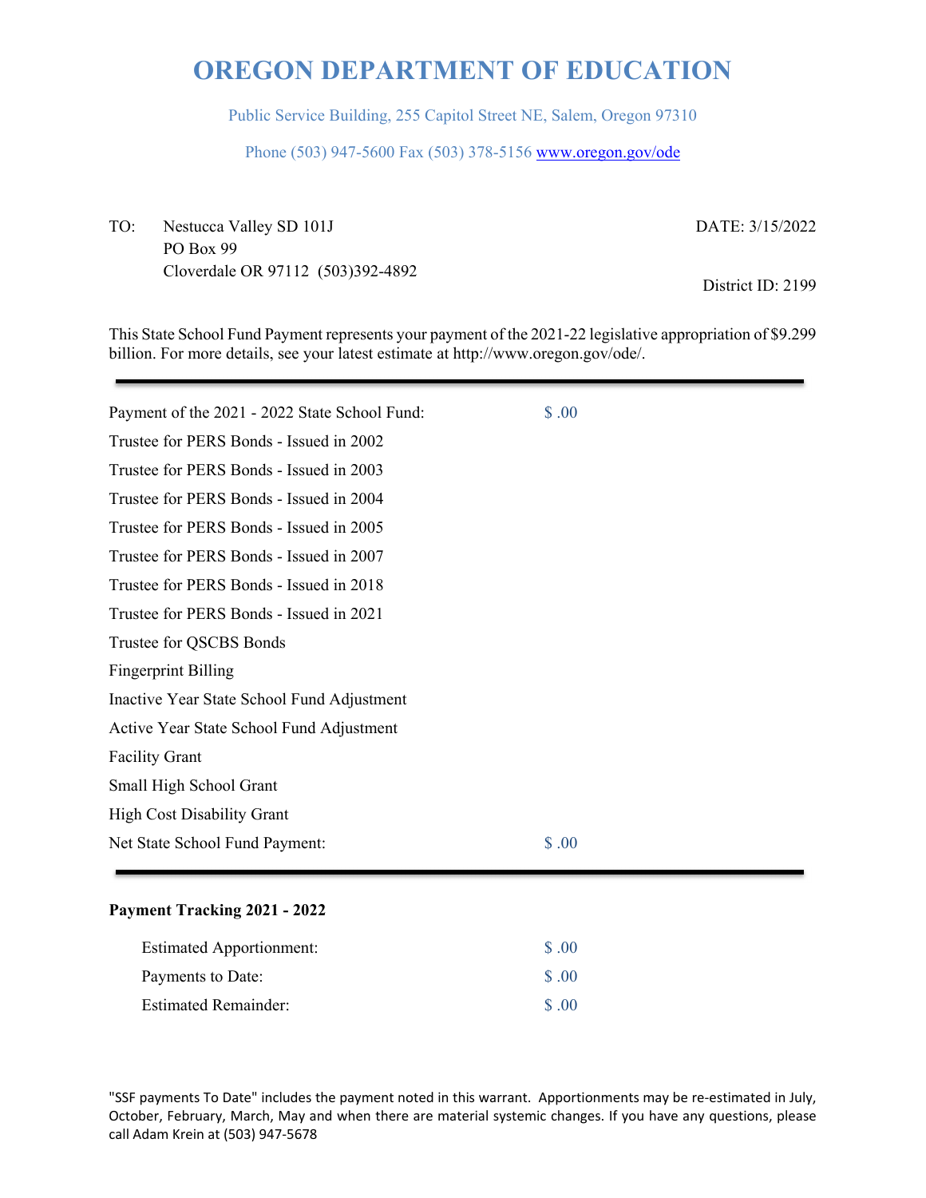# OREGON DEPARTMENT OF EDUCATION

Public Service Building, 255 Capitol Street NE, Salem, Oregon 97310

Phone (503) 947-5600 Fax (503) 378-5156 www.oregon.gov/ode

TO: Nestucca Valley SD 101J
PO Box 99
Cloverdale OR 97112 (503)392-4892

DATE: 3/15/2022

District ID: 2199

This State School Fund Payment represents your payment of the 2021-22 legislative appropriation of $9.299 billion. For more details, see your latest estimate at http://www.oregon.gov/ode/.

---

| | |
|---|---|
| Payment of the 2021 - 2022 State School Fund: | $ .00 |
| Trustee for PERS Bonds - Issued in 2002 | |
| Trustee for PERS Bonds - Issued in 2003 | |
| Trustee for PERS Bonds - Issued in 2004 | |
| Trustee for PERS Bonds - Issued in 2005 | |
| Trustee for PERS Bonds - Issued in 2007 | |
| Trustee for PERS Bonds - Issued in 2018 | |
| Trustee for PERS Bonds - Issued in 2021 | |
| Trustee for QSCBS Bonds | |
| Fingerprint Billing | |
| Inactive Year State School Fund Adjustment | |
| Active Year State School Fund Adjustment | |
| Facility Grant | |
| Small High School Grant | |
| High Cost Disability Grant | |
| Net State School Fund Payment: | $ .00 |

---

**Payment Tracking 2021 - 2022**

| | |
|---|---|
| Estimated Apportionment: | $ .00 |
| Payments to Date: | $ .00 |
| Estimated Remainder: | $ .00 |

"SSF payments To Date" includes the payment noted in this warrant. Apportionments may be re-estimated in July, October, February, March, May and when there are material systemic changes. If you have any questions, please call Adam Krein at (503) 947-5678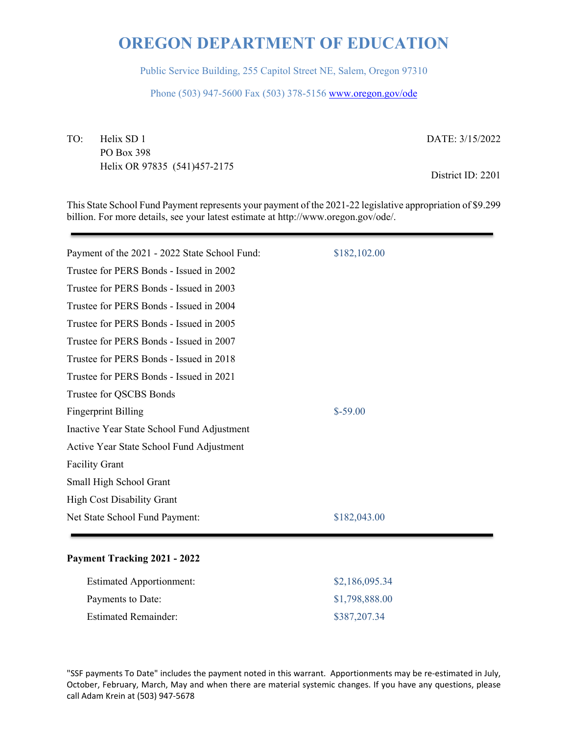# OREGON DEPARTMENT OF EDUCATION

Public Service Building, 255 Capitol Street NE, Salem, Oregon 97310

Phone (503) 947-5600 Fax (503) 378-5156 www.oregon.gov/ode

TO: Helix SD 1
PO Box 398
Helix OR 97835 (541)457-2175

DATE: 3/15/2022

District ID: 2201

This State School Fund Payment represents your payment of the 2021-22 legislative appropriation of $9.299 billion. For more details, see your latest estimate at http://www.oregon.gov/ode/.

---

| | |
|---|---|
| Payment of the 2021 - 2022 State School Fund: | $182,102.00 |
| Trustee for PERS Bonds - Issued in 2002 | |
| Trustee for PERS Bonds - Issued in 2003 | |
| Trustee for PERS Bonds - Issued in 2004 | |
| Trustee for PERS Bonds - Issued in 2005 | |
| Trustee for PERS Bonds - Issued in 2007 | |
| Trustee for PERS Bonds - Issued in 2018 | |
| Trustee for PERS Bonds - Issued in 2021 | |
| Trustee for QSCBS Bonds | |
| Fingerprint Billing | $-59.00 |
| Inactive Year State School Fund Adjustment | |
| Active Year State School Fund Adjustment | |
| Facility Grant | |
| Small High School Grant | |
| High Cost Disability Grant | |
| Net State School Fund Payment: | $182,043.00 |

---

**Payment Tracking 2021 - 2022**

| | |
|---|---|
| Estimated Apportionment: | $2,186,095.34 |
| Payments to Date: | $1,798,888.00 |
| Estimated Remainder: | $387,207.34 |

"SSF payments To Date" includes the payment noted in this warrant. Apportionments may be re-estimated in July, October, February, March, May and when there are material systemic changes. If you have any questions, please call Adam Krein at (503) 947-5678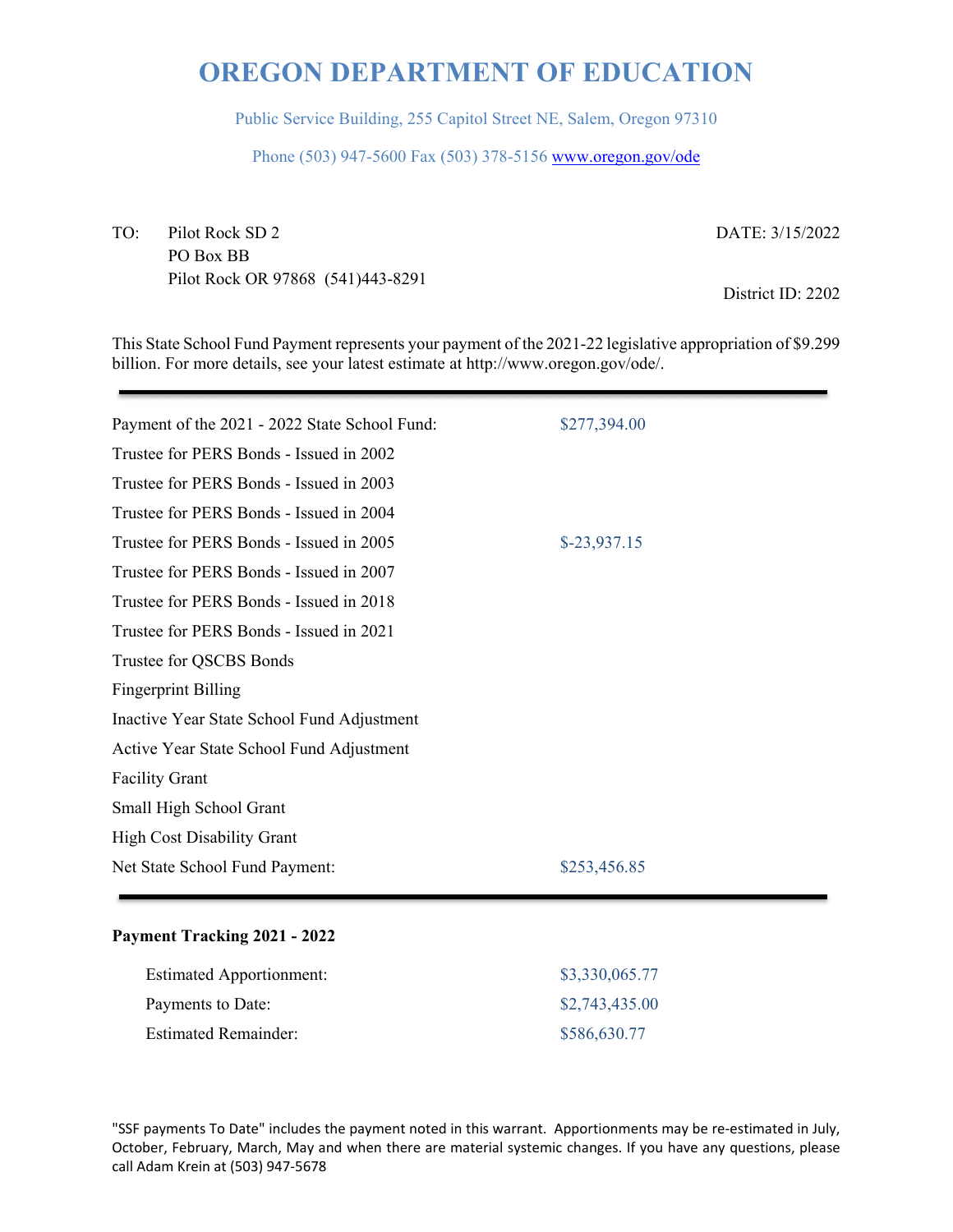# OREGON DEPARTMENT OF EDUCATION

Public Service Building, 255 Capitol Street NE, Salem, Oregon 97310

Phone (503) 947-5600 Fax (503) 378-5156 www.oregon.gov/ode

TO: Pilot Rock SD 2
PO Box BB
Pilot Rock OR 97868 (541)443-8291

DATE: 3/15/2022

District ID: 2202

This State School Fund Payment represents your payment of the 2021-22 legislative appropriation of $9.299 billion. For more details, see your latest estimate at http://www.oregon.gov/ode/.

| | |
|---|---|
| Payment of the 2021 - 2022 State School Fund: | $277,394.00 |
| Trustee for PERS Bonds - Issued in 2002 | |
| Trustee for PERS Bonds - Issued in 2003 | |
| Trustee for PERS Bonds - Issued in 2004 | |
| Trustee for PERS Bonds - Issued in 2005 | $-23,937.15 |
| Trustee for PERS Bonds - Issued in 2007 | |
| Trustee for PERS Bonds - Issued in 2018 | |
| Trustee for PERS Bonds - Issued in 2021 | |
| Trustee for QSCBS Bonds | |
| Fingerprint Billing | |
| Inactive Year State School Fund Adjustment | |
| Active Year State School Fund Adjustment | |
| Facility Grant | |
| Small High School Grant | |
| High Cost Disability Grant | |
| Net State School Fund Payment: | $253,456.85 |

**Payment Tracking 2021 - 2022**

| | |
|---|---|
| Estimated Apportionment: | $3,330,065.77 |
| Payments to Date: | $2,743,435.00 |
| Estimated Remainder: | $586,630.77 |

"SSF payments To Date" includes the payment noted in this warrant. Apportionments may be re-estimated in July, October, February, March, May and when there are material systemic changes. If you have any questions, please call Adam Krein at (503) 947-5678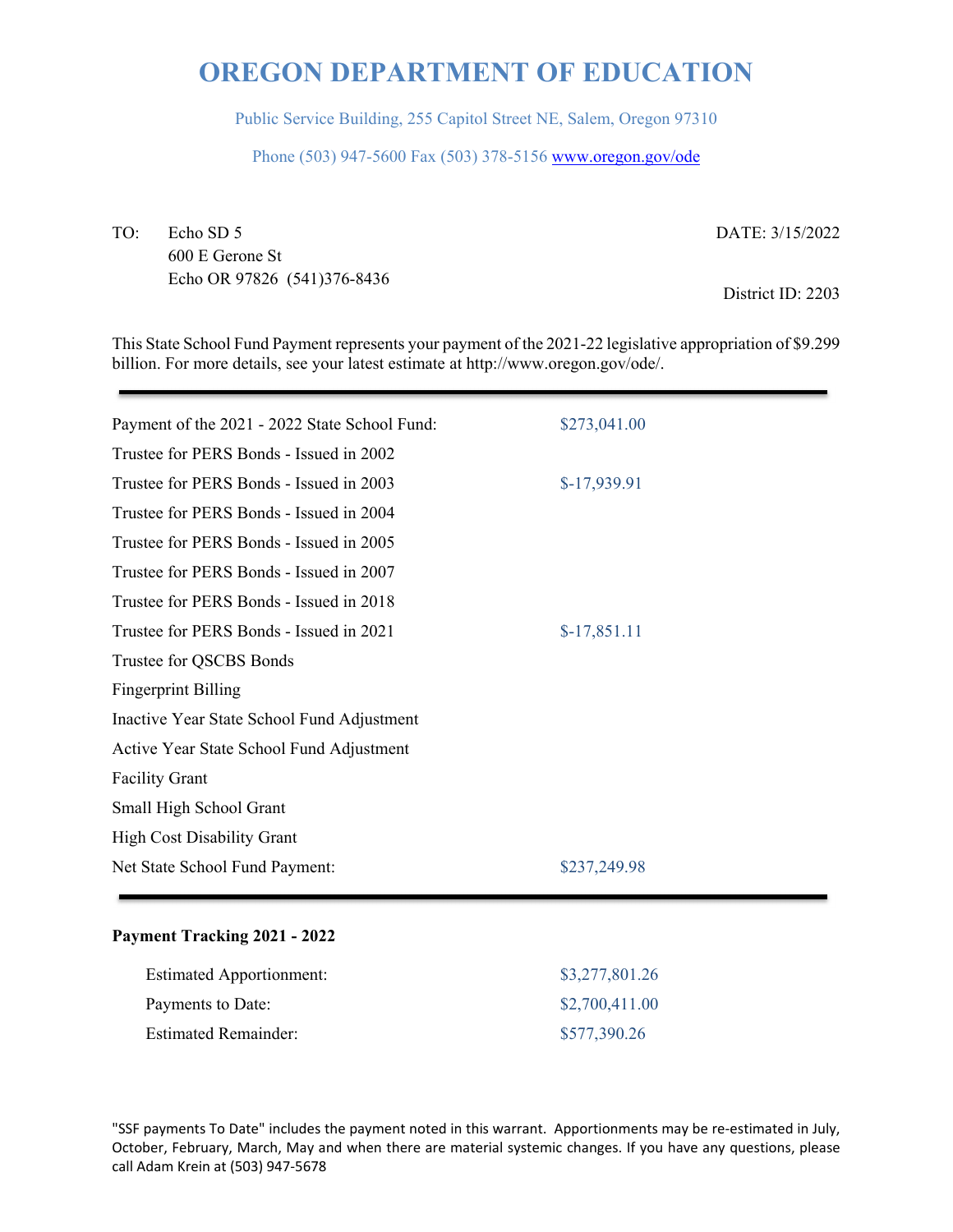# OREGON DEPARTMENT OF EDUCATION

Public Service Building, 255 Capitol Street NE, Salem, Oregon 97310

Phone (503) 947-5600 Fax (503) 378-5156 www.oregon.gov/ode

TO: Echo SD 5
600 E Gerone St
Echo OR 97826 (541)376-8436

DATE: 3/15/2022

District ID: 2203

This State School Fund Payment represents your payment of the 2021-22 legislative appropriation of $9.299 billion. For more details, see your latest estimate at http://www.oregon.gov/ode/.

| | |
|---|---|
| Payment of the 2021 - 2022 State School Fund: | $273,041.00 |
| Trustee for PERS Bonds - Issued in 2002 | |
| Trustee for PERS Bonds - Issued in 2003 | $-17,939.91 |
| Trustee for PERS Bonds - Issued in 2004 | |
| Trustee for PERS Bonds - Issued in 2005 | |
| Trustee for PERS Bonds - Issued in 2007 | |
| Trustee for PERS Bonds - Issued in 2018 | |
| Trustee for PERS Bonds - Issued in 2021 | $-17,851.11 |
| Trustee for QSCBS Bonds | |
| Fingerprint Billing | |
| Inactive Year State School Fund Adjustment | |
| Active Year State School Fund Adjustment | |
| Facility Grant | |
| Small High School Grant | |
| High Cost Disability Grant | |
| Net State School Fund Payment: | $237,249.98 |

**Payment Tracking 2021 - 2022**

| | |
|---|---|
| Estimated Apportionment: | $3,277,801.26 |
| Payments to Date: | $2,700,411.00 |
| Estimated Remainder: | $577,390.26 |

"SSF payments To Date" includes the payment noted in this warrant. Apportionments may be re-estimated in July, October, February, March, May and when there are material systemic changes. If you have any questions, please call Adam Krein at (503) 947-5678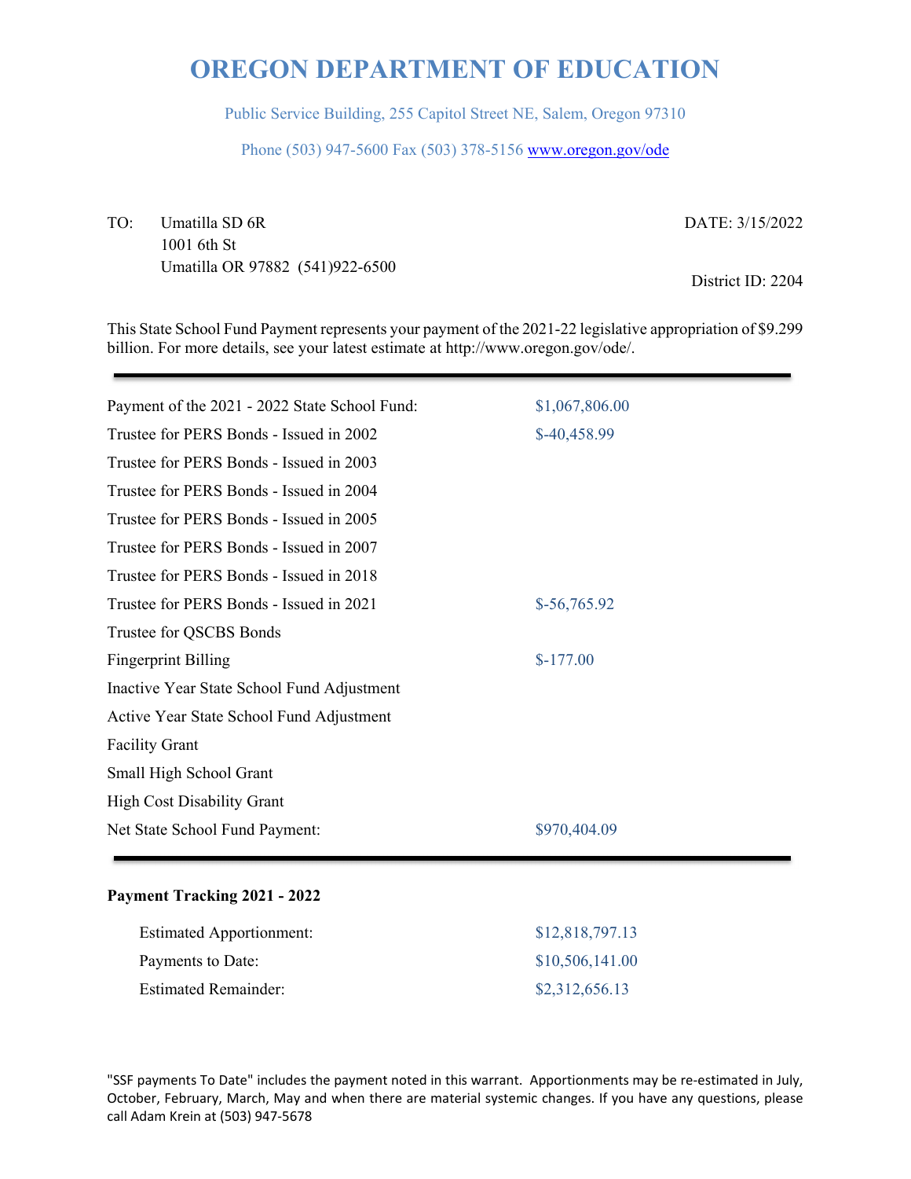# OREGON DEPARTMENT OF EDUCATION

Public Service Building, 255 Capitol Street NE, Salem, Oregon 97310

Phone (503) 947-5600 Fax (503) 378-5156 www.oregon.gov/ode

TO: Umatilla SD 6R
1001 6th St
Umatilla OR 97882 (541)922-6500

DATE: 3/15/2022

District ID: 2204

This State School Fund Payment represents your payment of the 2021-22 legislative appropriation of $9.299 billion. For more details, see your latest estimate at http://www.oregon.gov/ode/.

| | |
|---|---|
| Payment of the 2021 - 2022 State School Fund: | $1,067,806.00 |
| Trustee for PERS Bonds - Issued in 2002 | $-40,458.99 |
| Trustee for PERS Bonds - Issued in 2003 | |
| Trustee for PERS Bonds - Issued in 2004 | |
| Trustee for PERS Bonds - Issued in 2005 | |
| Trustee for PERS Bonds - Issued in 2007 | |
| Trustee for PERS Bonds - Issued in 2018 | |
| Trustee for PERS Bonds - Issued in 2021 | $-56,765.92 |
| Trustee for QSCBS Bonds | |
| Fingerprint Billing | $-177.00 |
| Inactive Year State School Fund Adjustment | |
| Active Year State School Fund Adjustment | |
| Facility Grant | |
| Small High School Grant | |
| High Cost Disability Grant | |
| Net State School Fund Payment: | $970,404.09 |

**Payment Tracking 2021 - 2022**

| | |
|---|---|
| Estimated Apportionment: | $12,818,797.13 |
| Payments to Date: | $10,506,141.00 |
| Estimated Remainder: | $2,312,656.13 |

"SSF payments To Date" includes the payment noted in this warrant. Apportionments may be re-estimated in July, October, February, March, May and when there are material systemic changes. If you have any questions, please call Adam Krein at (503) 947-5678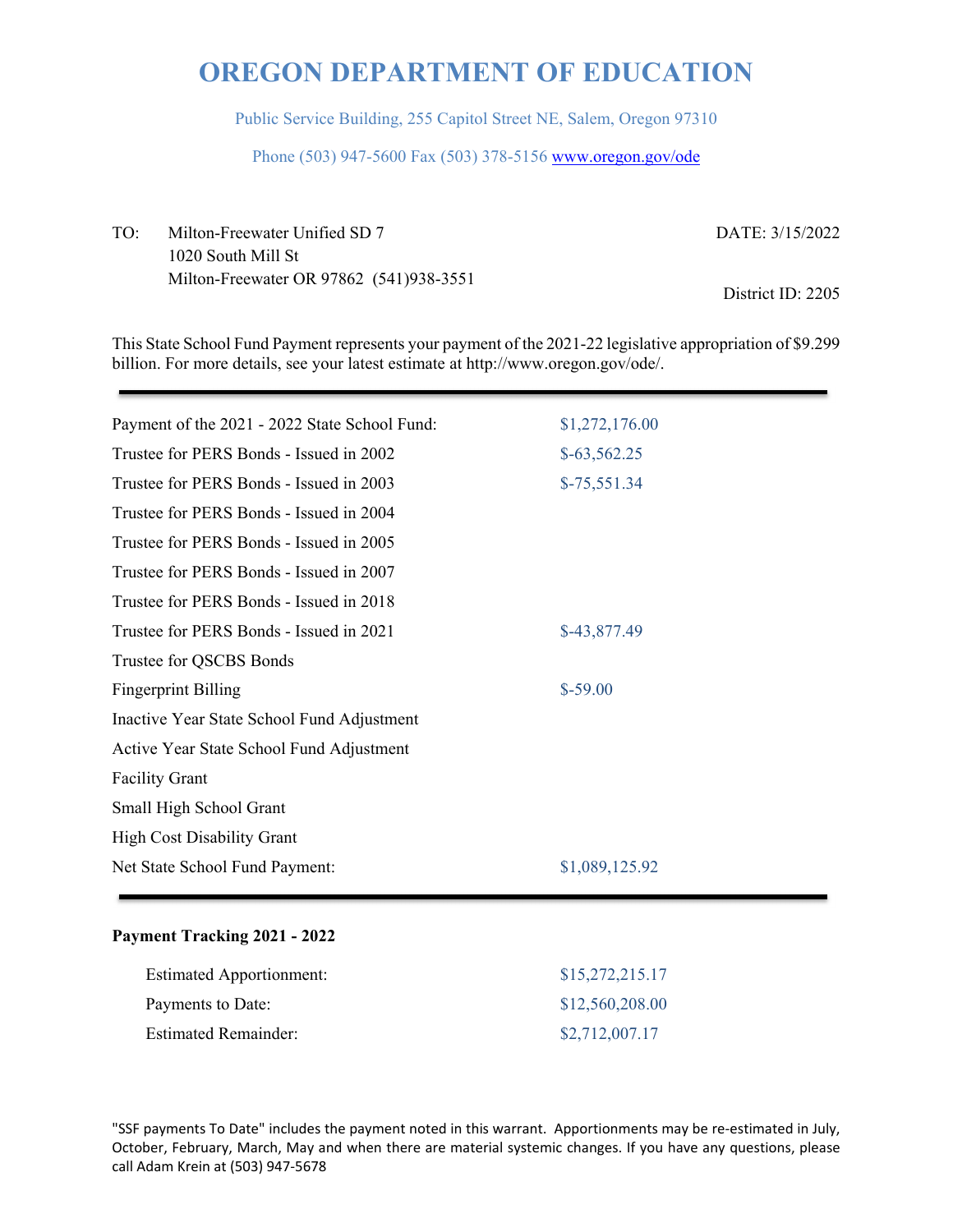# OREGON DEPARTMENT OF EDUCATION

Public Service Building, 255 Capitol Street NE, Salem, Oregon 97310

Phone (503) 947-5600 Fax (503) 378-5156 www.oregon.gov/ode

TO: Milton-Freewater Unified SD 7
1020 South Mill St
Milton-Freewater OR 97862 (541)938-3551

DATE: 3/15/2022

District ID: 2205

This State School Fund Payment represents your payment of the 2021-22 legislative appropriation of $9.299 billion. For more details, see your latest estimate at http://www.oregon.gov/ode/.

| | |
|---|---|
| Payment of the 2021 - 2022 State School Fund: | $1,272,176.00 |
| Trustee for PERS Bonds - Issued in 2002 | $-63,562.25 |
| Trustee for PERS Bonds - Issued in 2003 | $-75,551.34 |
| Trustee for PERS Bonds - Issued in 2004 | |
| Trustee for PERS Bonds - Issued in 2005 | |
| Trustee for PERS Bonds - Issued in 2007 | |
| Trustee for PERS Bonds - Issued in 2018 | |
| Trustee for PERS Bonds - Issued in 2021 | $-43,877.49 |
| Trustee for QSCBS Bonds | |
| Fingerprint Billing | $-59.00 |
| Inactive Year State School Fund Adjustment | |
| Active Year State School Fund Adjustment | |
| Facility Grant | |
| Small High School Grant | |
| High Cost Disability Grant | |
| Net State School Fund Payment: | $1,089,125.92 |

**Payment Tracking 2021 - 2022**

| | |
|---|---|
| Estimated Apportionment: | $15,272,215.17 |
| Payments to Date: | $12,560,208.00 |
| Estimated Remainder: | $2,712,007.17 |

"SSF payments To Date" includes the payment noted in this warrant. Apportionments may be re-estimated in July, October, February, March, May and when there are material systemic changes. If you have any questions, please call Adam Krein at (503) 947-5678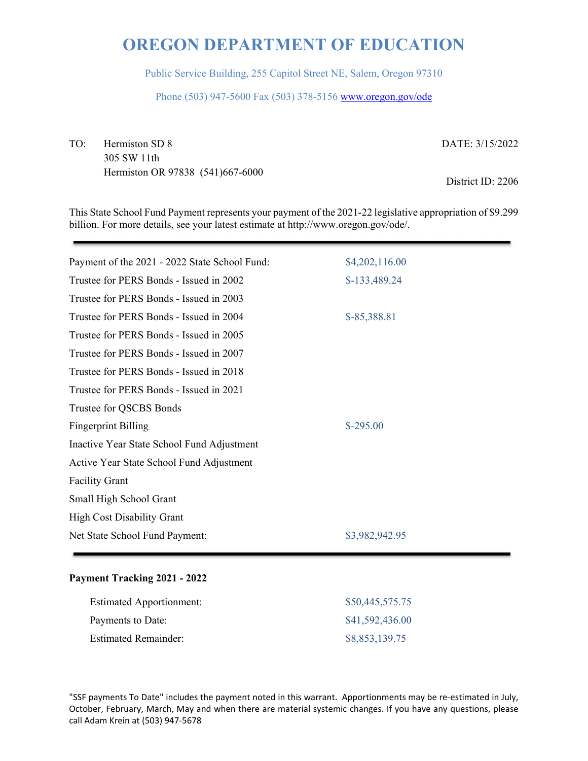# OREGON DEPARTMENT OF EDUCATION

Public Service Building, 255 Capitol Street NE, Salem, Oregon 97310

Phone (503) 947-5600 Fax (503) 378-5156 www.oregon.gov/ode

TO: Hermiston SD 8
305 SW 11th
Hermiston OR 97838 (541)667-6000

DATE: 3/15/2022

District ID: 2206

This State School Fund Payment represents your payment of the 2021-22 legislative appropriation of $9.299 billion. For more details, see your latest estimate at http://www.oregon.gov/ode/.

| | |
|---|---|
| Payment of the 2021 - 2022 State School Fund: | $4,202,116.00 |
| Trustee for PERS Bonds - Issued in 2002 | $-133,489.24 |
| Trustee for PERS Bonds - Issued in 2003 | |
| Trustee for PERS Bonds - Issued in 2004 | $-85,388.81 |
| Trustee for PERS Bonds - Issued in 2005 | |
| Trustee for PERS Bonds - Issued in 2007 | |
| Trustee for PERS Bonds - Issued in 2018 | |
| Trustee for PERS Bonds - Issued in 2021 | |
| Trustee for QSCBS Bonds | |
| Fingerprint Billing | $-295.00 |
| Inactive Year State School Fund Adjustment | |
| Active Year State School Fund Adjustment | |
| Facility Grant | |
| Small High School Grant | |
| High Cost Disability Grant | |
| Net State School Fund Payment: | $3,982,942.95 |

**Payment Tracking 2021 - 2022**

| | |
|---|---|
| Estimated Apportionment: | $50,445,575.75 |
| Payments to Date: | $41,592,436.00 |
| Estimated Remainder: | $8,853,139.75 |

"SSF payments To Date" includes the payment noted in this warrant. Apportionments may be re-estimated in July, October, February, March, May and when there are material systemic changes. If you have any questions, please call Adam Krein at (503) 947-5678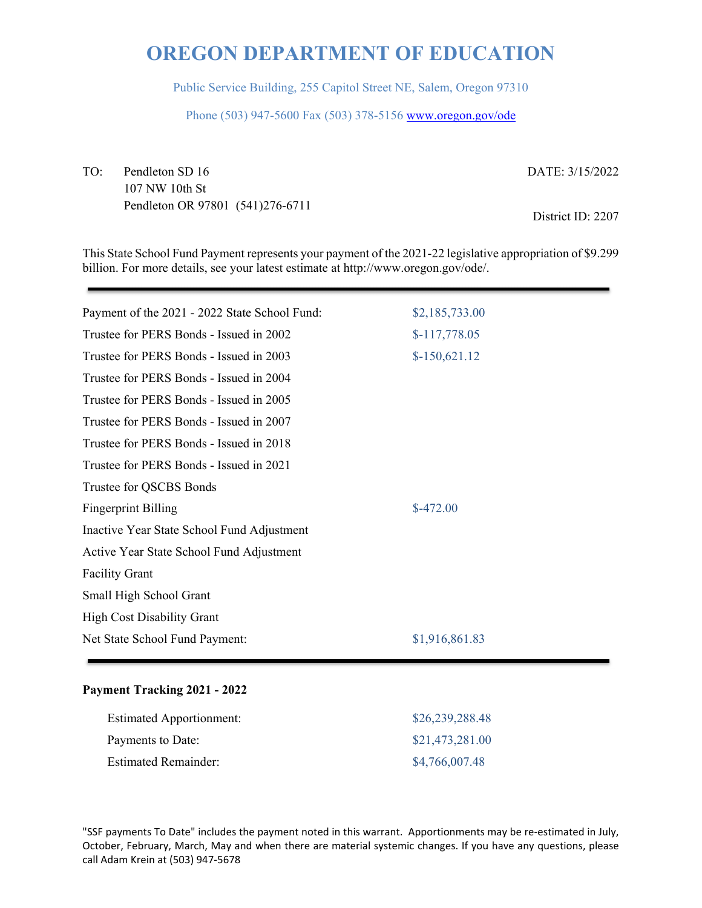# OREGON DEPARTMENT OF EDUCATION

Public Service Building, 255 Capitol Street NE, Salem, Oregon 97310

Phone (503) 947-5600 Fax (503) 378-5156 www.oregon.gov/ode

TO: Pendleton SD 16
107 NW 10th St
Pendleton OR 97801 (541)276-6711

DATE: 3/15/2022

District ID: 2207

This State School Fund Payment represents your payment of the 2021-22 legislative appropriation of $9.299 billion. For more details, see your latest estimate at http://www.oregon.gov/ode/.

| | |
|---|---|
| Payment of the 2021 - 2022 State School Fund: | $2,185,733.00 |
| Trustee for PERS Bonds - Issued in 2002 | $-117,778.05 |
| Trustee for PERS Bonds - Issued in 2003 | $-150,621.12 |
| Trustee for PERS Bonds - Issued in 2004 | |
| Trustee for PERS Bonds - Issued in 2005 | |
| Trustee for PERS Bonds - Issued in 2007 | |
| Trustee for PERS Bonds - Issued in 2018 | |
| Trustee for PERS Bonds - Issued in 2021 | |
| Trustee for QSCBS Bonds | |
| Fingerprint Billing | $-472.00 |
| Inactive Year State School Fund Adjustment | |
| Active Year State School Fund Adjustment | |
| Facility Grant | |
| Small High School Grant | |
| High Cost Disability Grant | |
| Net State School Fund Payment: | $1,916,861.83 |

**Payment Tracking 2021 - 2022**

| | |
|---|---|
| Estimated Apportionment: | $26,239,288.48 |
| Payments to Date: | $21,473,281.00 |
| Estimated Remainder: | $4,766,007.48 |

"SSF payments To Date" includes the payment noted in this warrant. Apportionments may be re-estimated in July, October, February, March, May and when there are material systemic changes. If you have any questions, please call Adam Krein at (503) 947-5678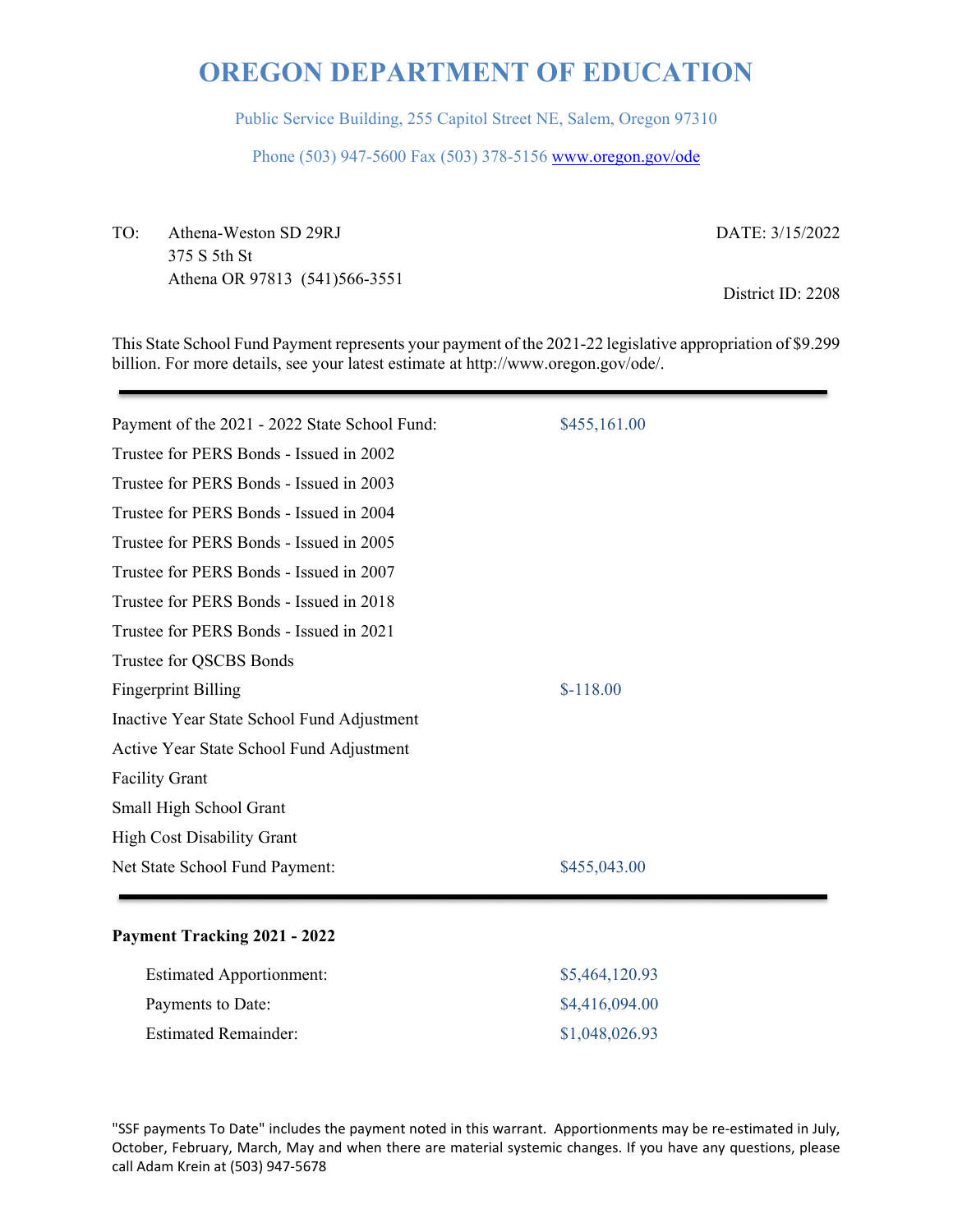# OREGON DEPARTMENT OF EDUCATION

Public Service Building, 255 Capitol Street NE, Salem, Oregon 97310

Phone (503) 947-5600 Fax (503) 378-5156 www.oregon.gov/ode

TO: Athena-Weston SD 29RJ
375 S 5th St
Athena OR 97813 (541)566-3551

DATE: 3/15/2022

District ID: 2208

This State School Fund Payment represents your payment of the 2021-22 legislative appropriation of $9.299 billion. For more details, see your latest estimate at http://www.oregon.gov/ode/.

| | |
|---|---|
| Payment of the 2021 - 2022 State School Fund: | $455,161.00 |
| Trustee for PERS Bonds - Issued in 2002 | |
| Trustee for PERS Bonds - Issued in 2003 | |
| Trustee for PERS Bonds - Issued in 2004 | |
| Trustee for PERS Bonds - Issued in 2005 | |
| Trustee for PERS Bonds - Issued in 2007 | |
| Trustee for PERS Bonds - Issued in 2018 | |
| Trustee for PERS Bonds - Issued in 2021 | |
| Trustee for QSCBS Bonds | |
| Fingerprint Billing | $-118.00 |
| Inactive Year State School Fund Adjustment | |
| Active Year State School Fund Adjustment | |
| Facility Grant | |
| Small High School Grant | |
| High Cost Disability Grant | |
| Net State School Fund Payment: | $455,043.00 |

**Payment Tracking 2021 - 2022**

| | |
|---|---|
| Estimated Apportionment: | $5,464,120.93 |
| Payments to Date: | $4,416,094.00 |
| Estimated Remainder: | $1,048,026.93 |

"SSF payments To Date" includes the payment noted in this warrant. Apportionments may be re-estimated in July, October, February, March, May and when there are material systemic changes. If you have any questions, please call Adam Krein at (503) 947-5678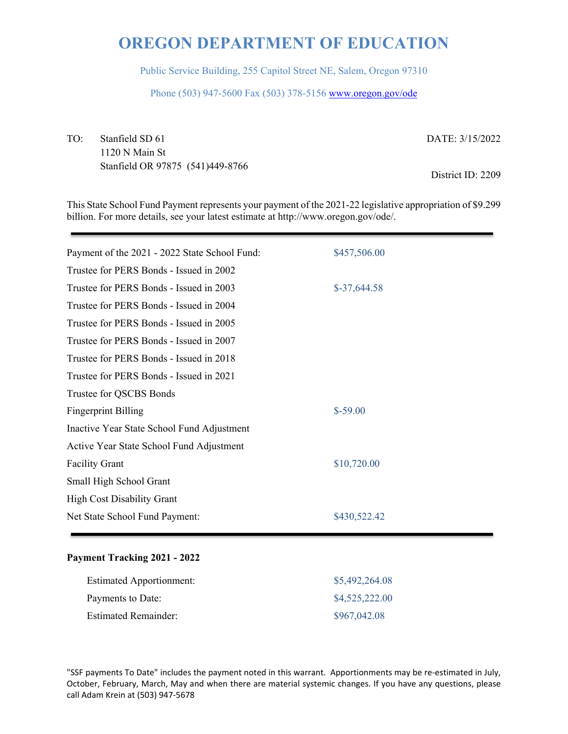# OREGON DEPARTMENT OF EDUCATION

Public Service Building, 255 Capitol Street NE, Salem, Oregon 97310

Phone (503) 947-5600 Fax (503) 378-5156 www.oregon.gov/ode

TO: Stanfield SD 61
1120 N Main St
Stanfield OR 97875 (541)449-8766

DATE: 3/15/2022

District ID: 2209

This State School Fund Payment represents your payment of the 2021-22 legislative appropriation of $9.299 billion. For more details, see your latest estimate at http://www.oregon.gov/ode/.

| | |
|---|---|
| Payment of the 2021 - 2022 State School Fund: | $457,506.00 |
| Trustee for PERS Bonds - Issued in 2002 | |
| Trustee for PERS Bonds - Issued in 2003 | $-37,644.58 |
| Trustee for PERS Bonds - Issued in 2004 | |
| Trustee for PERS Bonds - Issued in 2005 | |
| Trustee for PERS Bonds - Issued in 2007 | |
| Trustee for PERS Bonds - Issued in 2018 | |
| Trustee for PERS Bonds - Issued in 2021 | |
| Trustee for QSCBS Bonds | |
| Fingerprint Billing | $-59.00 |
| Inactive Year State School Fund Adjustment | |
| Active Year State School Fund Adjustment | |
| Facility Grant | $10,720.00 |
| Small High School Grant | |
| High Cost Disability Grant | |
| Net State School Fund Payment: | $430,522.42 |

**Payment Tracking 2021 - 2022**

| | |
|---|---|
| Estimated Apportionment: | $5,492,264.08 |
| Payments to Date: | $4,525,222.00 |
| Estimated Remainder: | $967,042.08 |

"SSF payments To Date" includes the payment noted in this warrant. Apportionments may be re-estimated in July, October, February, March, May and when there are material systemic changes. If you have any questions, please call Adam Krein at (503) 947-5678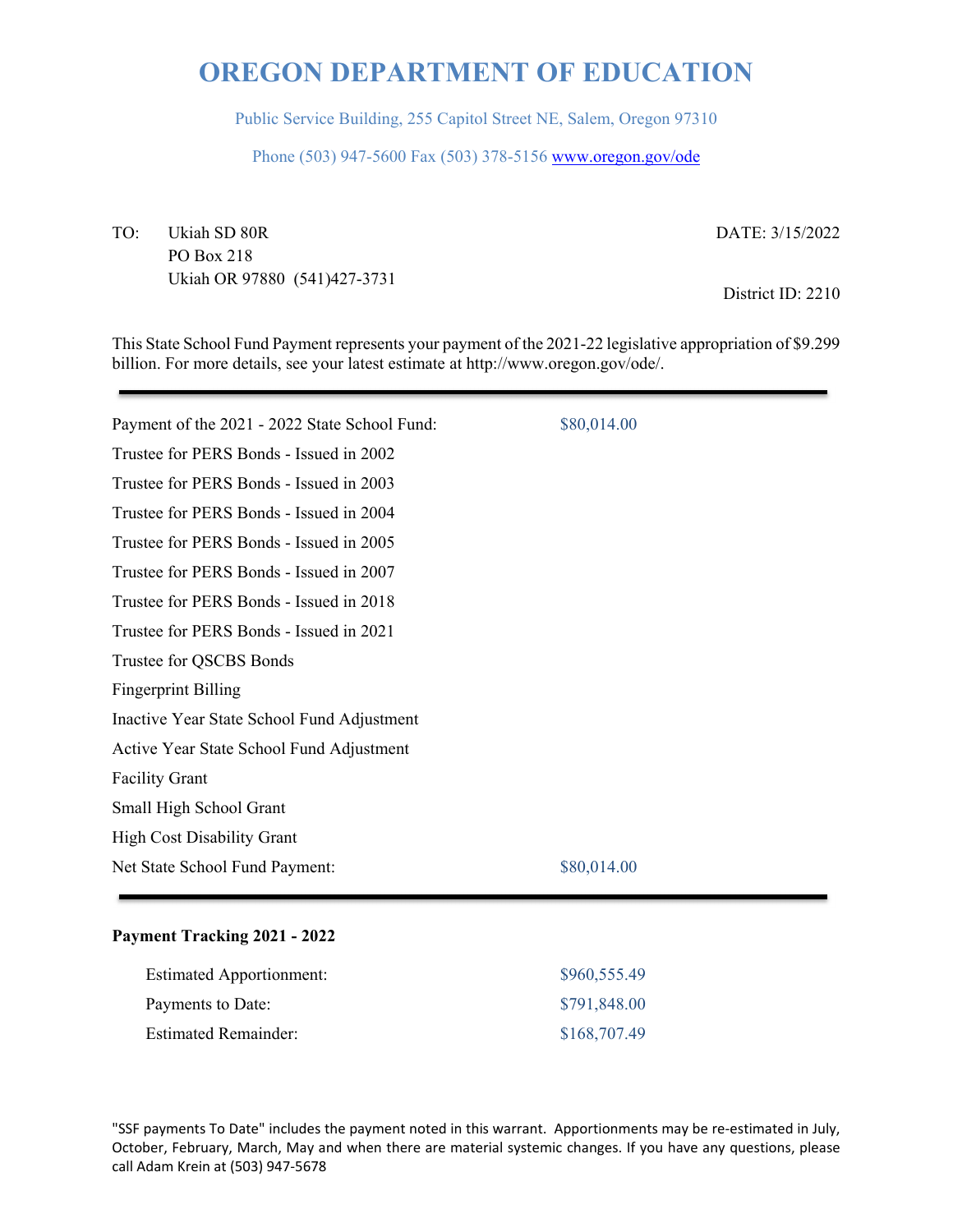# OREGON DEPARTMENT OF EDUCATION

Public Service Building, 255 Capitol Street NE, Salem, Oregon 97310

Phone (503) 947-5600 Fax (503) 378-5156 www.oregon.gov/ode

TO: Ukiah SD 80R
PO Box 218
Ukiah OR 97880 (541)427-3731

DATE: 3/15/2022

District ID: 2210

This State School Fund Payment represents your payment of the 2021-22 legislative appropriation of $9.299 billion. For more details, see your latest estimate at http://www.oregon.gov/ode/.

| | |
|---|---|
| Payment of the 2021 - 2022 State School Fund: | $80,014.00 |
| Trustee for PERS Bonds - Issued in 2002 | |
| Trustee for PERS Bonds - Issued in 2003 | |
| Trustee for PERS Bonds - Issued in 2004 | |
| Trustee for PERS Bonds - Issued in 2005 | |
| Trustee for PERS Bonds - Issued in 2007 | |
| Trustee for PERS Bonds - Issued in 2018 | |
| Trustee for PERS Bonds - Issued in 2021 | |
| Trustee for QSCBS Bonds | |
| Fingerprint Billing | |
| Inactive Year State School Fund Adjustment | |
| Active Year State School Fund Adjustment | |
| Facility Grant | |
| Small High School Grant | |
| High Cost Disability Grant | |
| Net State School Fund Payment: | $80,014.00 |

**Payment Tracking 2021 - 2022**

| | |
|---|---|
| Estimated Apportionment: | $960,555.49 |
| Payments to Date: | $791,848.00 |
| Estimated Remainder: | $168,707.49 |

"SSF payments To Date" includes the payment noted in this warrant. Apportionments may be re-estimated in July, October, February, March, May and when there are material systemic changes. If you have any questions, please call Adam Krein at (503) 947-5678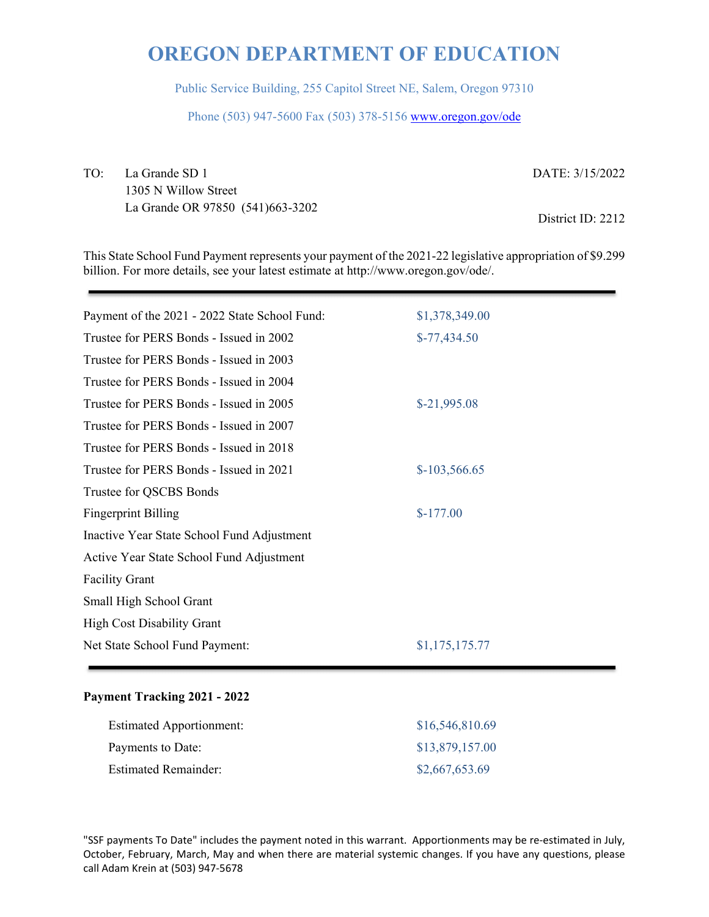# OREGON DEPARTMENT OF EDUCATION

Public Service Building, 255 Capitol Street NE, Salem, Oregon 97310

Phone (503) 947-5600 Fax (503) 378-5156 www.oregon.gov/ode

TO: La Grande SD 1
1305 N Willow Street
La Grande OR 97850 (541)663-3202

DATE: 3/15/2022

District ID: 2212

This State School Fund Payment represents your payment of the 2021-22 legislative appropriation of $9.299 billion. For more details, see your latest estimate at http://www.oregon.gov/ode/.

| | |
|---|---|
| Payment of the 2021 - 2022 State School Fund: | $1,378,349.00 |
| Trustee for PERS Bonds - Issued in 2002 | $-77,434.50 |
| Trustee for PERS Bonds - Issued in 2003 | |
| Trustee for PERS Bonds - Issued in 2004 | |
| Trustee for PERS Bonds - Issued in 2005 | $-21,995.08 |
| Trustee for PERS Bonds - Issued in 2007 | |
| Trustee for PERS Bonds - Issued in 2018 | |
| Trustee for PERS Bonds - Issued in 2021 | $-103,566.65 |
| Trustee for QSCBS Bonds | |
| Fingerprint Billing | $-177.00 |
| Inactive Year State School Fund Adjustment | |
| Active Year State School Fund Adjustment | |
| Facility Grant | |
| Small High School Grant | |
| High Cost Disability Grant | |
| Net State School Fund Payment: | $1,175,175.77 |

**Payment Tracking 2021 - 2022**

| | |
|---|---|
| Estimated Apportionment: | $16,546,810.69 |
| Payments to Date: | $13,879,157.00 |
| Estimated Remainder: | $2,667,653.69 |

"SSF payments To Date" includes the payment noted in this warrant. Apportionments may be re-estimated in July, October, February, March, May and when there are material systemic changes. If you have any questions, please call Adam Krein at (503) 947-5678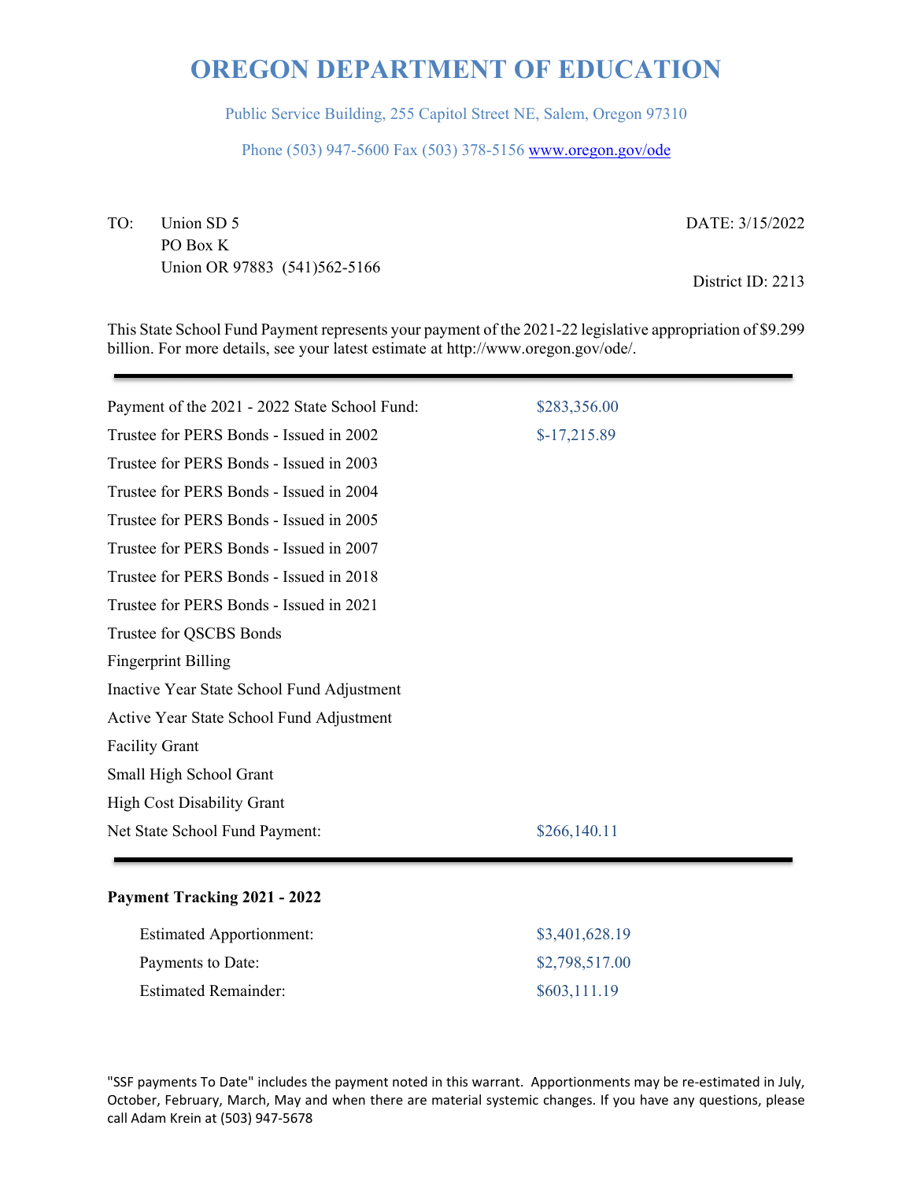# OREGON DEPARTMENT OF EDUCATION

Public Service Building, 255 Capitol Street NE, Salem, Oregon 97310

Phone (503) 947-5600 Fax (503) 378-5156 www.oregon.gov/ode

TO: Union SD 5
PO Box K
Union OR 97883 (541)562-5166

DATE: 3/15/2022

District ID: 2213

This State School Fund Payment represents your payment of the 2021-22 legislative appropriation of $9.299 billion. For more details, see your latest estimate at http://www.oregon.gov/ode/.

| | |
|---|---|
| Payment of the 2021 - 2022 State School Fund: | $283,356.00 |
| Trustee for PERS Bonds - Issued in 2002 | $-17,215.89 |
| Trustee for PERS Bonds - Issued in 2003 | |
| Trustee for PERS Bonds - Issued in 2004 | |
| Trustee for PERS Bonds - Issued in 2005 | |
| Trustee for PERS Bonds - Issued in 2007 | |
| Trustee for PERS Bonds - Issued in 2018 | |
| Trustee for PERS Bonds - Issued in 2021 | |
| Trustee for QSCBS Bonds | |
| Fingerprint Billing | |
| Inactive Year State School Fund Adjustment | |
| Active Year State School Fund Adjustment | |
| Facility Grant | |
| Small High School Grant | |
| High Cost Disability Grant | |
| Net State School Fund Payment: | $266,140.11 |

**Payment Tracking 2021 - 2022**

| | |
|---|---|
| Estimated Apportionment: | $3,401,628.19 |
| Payments to Date: | $2,798,517.00 |
| Estimated Remainder: | $603,111.19 |

"SSF payments To Date" includes the payment noted in this warrant. Apportionments may be re-estimated in July, October, February, March, May and when there are material systemic changes. If you have any questions, please call Adam Krein at (503) 947-5678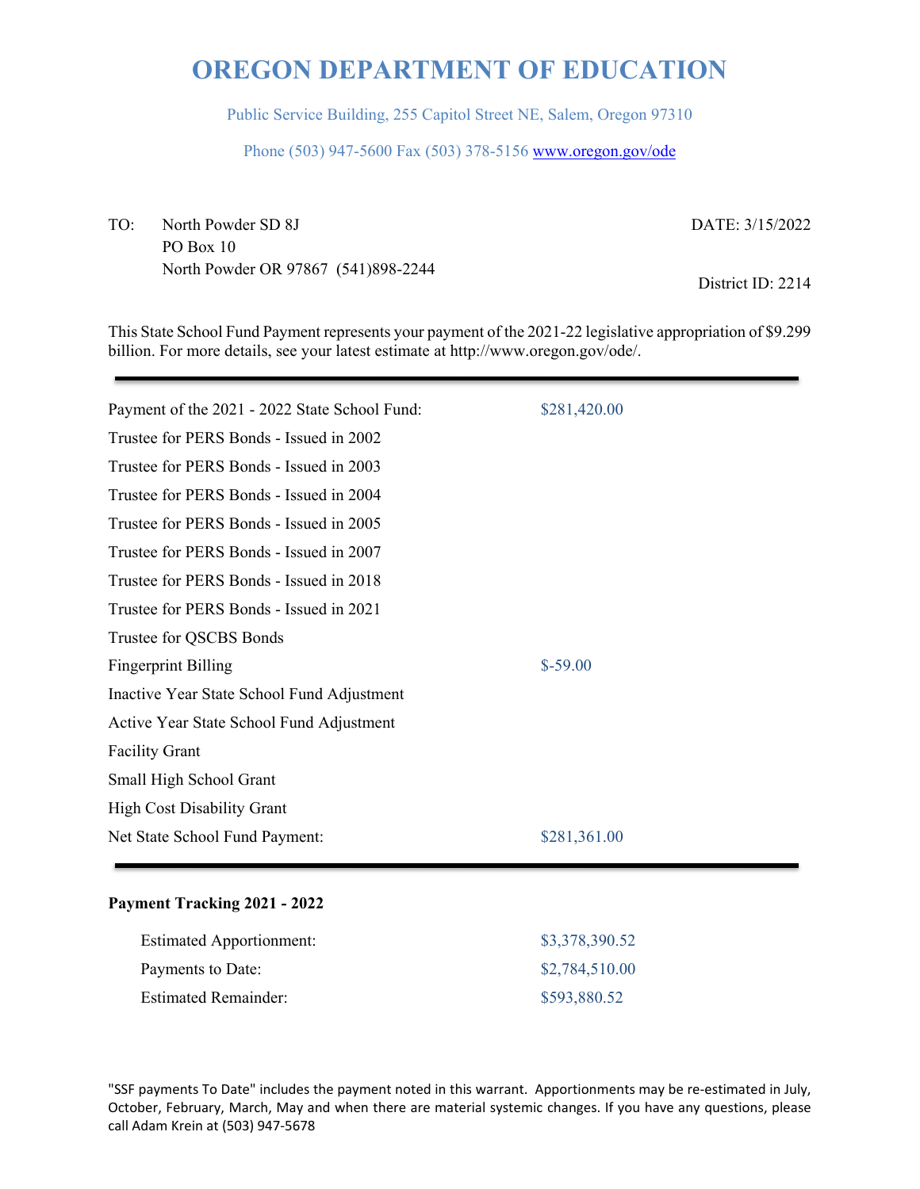# OREGON DEPARTMENT OF EDUCATION

Public Service Building, 255 Capitol Street NE, Salem, Oregon 97310

Phone (503) 947-5600 Fax (503) 378-5156 www.oregon.gov/ode

TO: North Powder SD 8J
PO Box 10
North Powder OR 97867 (541)898-2244

DATE: 3/15/2022

District ID: 2214

This State School Fund Payment represents your payment of the 2021-22 legislative appropriation of $9.299 billion. For more details, see your latest estimate at http://www.oregon.gov/ode/.

---

| | |
|---|---|
| Payment of the 2021 - 2022 State School Fund: | $281,420.00 |
| Trustee for PERS Bonds - Issued in 2002 | |
| Trustee for PERS Bonds - Issued in 2003 | |
| Trustee for PERS Bonds - Issued in 2004 | |
| Trustee for PERS Bonds - Issued in 2005 | |
| Trustee for PERS Bonds - Issued in 2007 | |
| Trustee for PERS Bonds - Issued in 2018 | |
| Trustee for PERS Bonds - Issued in 2021 | |
| Trustee for QSCBS Bonds | |
| Fingerprint Billing | $-59.00 |
| Inactive Year State School Fund Adjustment | |
| Active Year State School Fund Adjustment | |
| Facility Grant | |
| Small High School Grant | |
| High Cost Disability Grant | |
| Net State School Fund Payment: | $281,361.00 |

---

**Payment Tracking 2021 - 2022**

| | |
|---|---|
| Estimated Apportionment: | $3,378,390.52 |
| Payments to Date: | $2,784,510.00 |
| Estimated Remainder: | $593,880.52 |

"SSF payments To Date" includes the payment noted in this warrant. Apportionments may be re-estimated in July, October, February, March, May and when there are material systemic changes. If you have any questions, please call Adam Krein at (503) 947-5678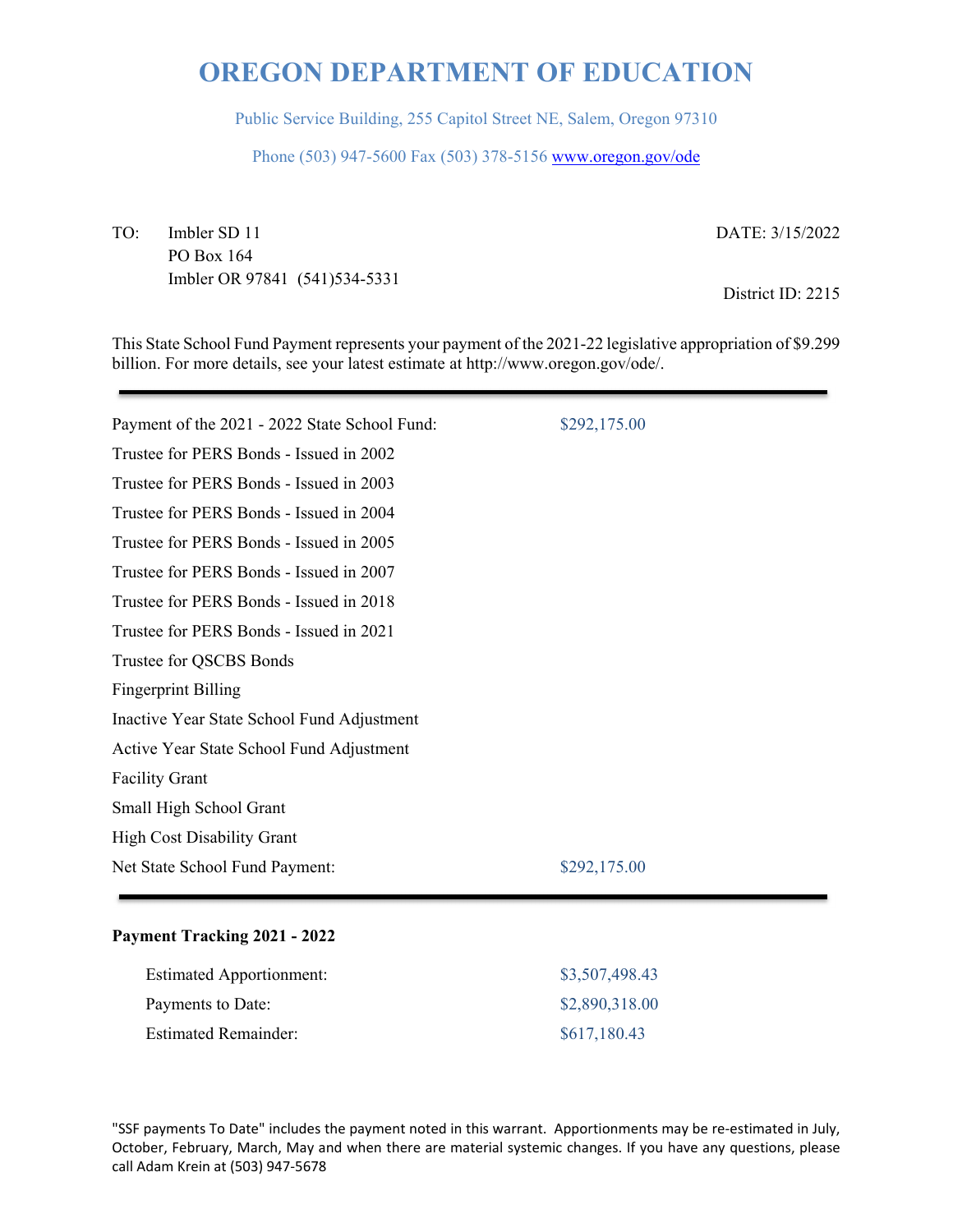# OREGON DEPARTMENT OF EDUCATION

Public Service Building, 255 Capitol Street NE, Salem, Oregon 97310

Phone (503) 947-5600 Fax (503) 378-5156 www.oregon.gov/ode

TO: Imbler SD 11
PO Box 164
Imbler OR 97841 (541)534-5331

DATE: 3/15/2022

District ID: 2215

This State School Fund Payment represents your payment of the 2021-22 legislative appropriation of $9.299 billion. For more details, see your latest estimate at http://www.oregon.gov/ode/.

| | |
|---|---|
| Payment of the 2021 - 2022 State School Fund: | $292,175.00 |
| Trustee for PERS Bonds - Issued in 2002 | |
| Trustee for PERS Bonds - Issued in 2003 | |
| Trustee for PERS Bonds - Issued in 2004 | |
| Trustee for PERS Bonds - Issued in 2005 | |
| Trustee for PERS Bonds - Issued in 2007 | |
| Trustee for PERS Bonds - Issued in 2018 | |
| Trustee for PERS Bonds - Issued in 2021 | |
| Trustee for QSCBS Bonds | |
| Fingerprint Billing | |
| Inactive Year State School Fund Adjustment | |
| Active Year State School Fund Adjustment | |
| Facility Grant | |
| Small High School Grant | |
| High Cost Disability Grant | |
| Net State School Fund Payment: | $292,175.00 |

**Payment Tracking 2021 - 2022**

| | |
|---|---|
| Estimated Apportionment: | $3,507,498.43 |
| Payments to Date: | $2,890,318.00 |
| Estimated Remainder: | $617,180.43 |

"SSF payments To Date" includes the payment noted in this warrant. Apportionments may be re-estimated in July, October, February, March, May and when there are material systemic changes. If you have any questions, please call Adam Krein at (503) 947-5678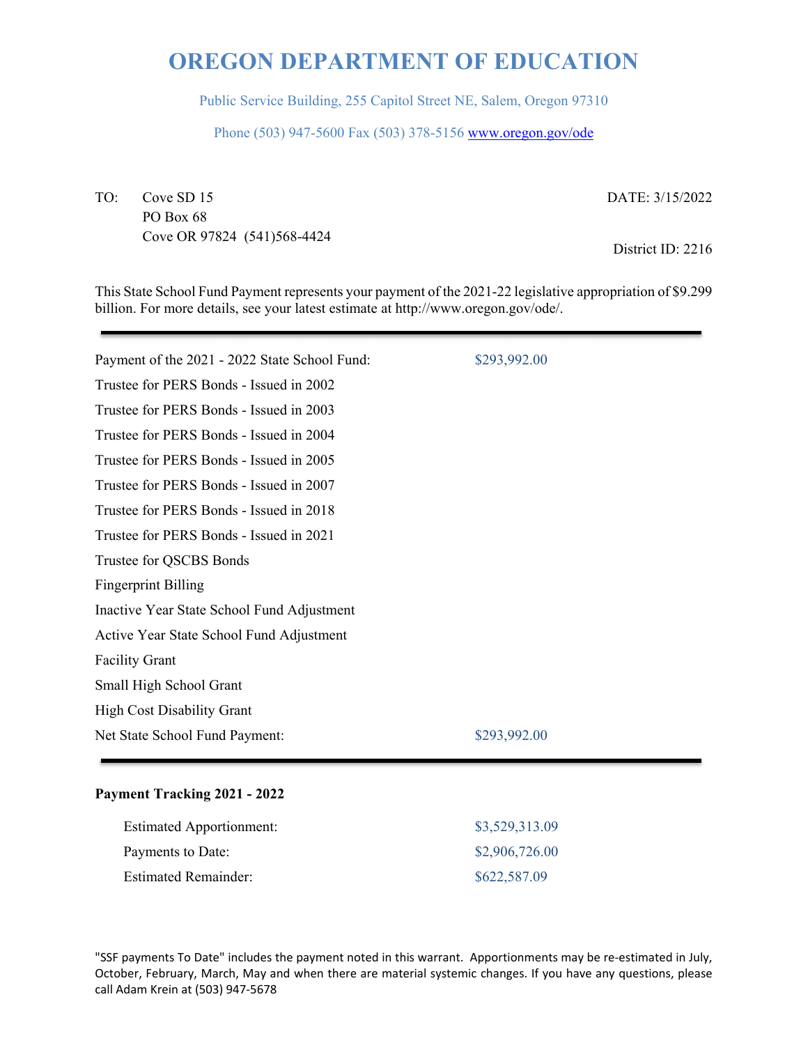# OREGON DEPARTMENT OF EDUCATION

Public Service Building, 255 Capitol Street NE, Salem, Oregon 97310

Phone (503) 947-5600 Fax (503) 378-5156 www.oregon.gov/ode

TO: Cove SD 15
PO Box 68
Cove OR 97824 (541)568-4424

DATE: 3/15/2022

District ID: 2216

This State School Fund Payment represents your payment of the 2021-22 legislative appropriation of $9.299 billion. For more details, see your latest estimate at http://www.oregon.gov/ode/.

| | |
|---|---|
| Payment of the 2021 - 2022 State School Fund: | $293,992.00 |
| Trustee for PERS Bonds - Issued in 2002 | |
| Trustee for PERS Bonds - Issued in 2003 | |
| Trustee for PERS Bonds - Issued in 2004 | |
| Trustee for PERS Bonds - Issued in 2005 | |
| Trustee for PERS Bonds - Issued in 2007 | |
| Trustee for PERS Bonds - Issued in 2018 | |
| Trustee for PERS Bonds - Issued in 2021 | |
| Trustee for QSCBS Bonds | |
| Fingerprint Billing | |
| Inactive Year State School Fund Adjustment | |
| Active Year State School Fund Adjustment | |
| Facility Grant | |
| Small High School Grant | |
| High Cost Disability Grant | |
| Net State School Fund Payment: | $293,992.00 |

**Payment Tracking 2021 - 2022**

| | |
|---|---|
| Estimated Apportionment: | $3,529,313.09 |
| Payments to Date: | $2,906,726.00 |
| Estimated Remainder: | $622,587.09 |

"SSF payments To Date" includes the payment noted in this warrant. Apportionments may be re-estimated in July, October, February, March, May and when there are material systemic changes. If you have any questions, please call Adam Krein at (503) 947-5678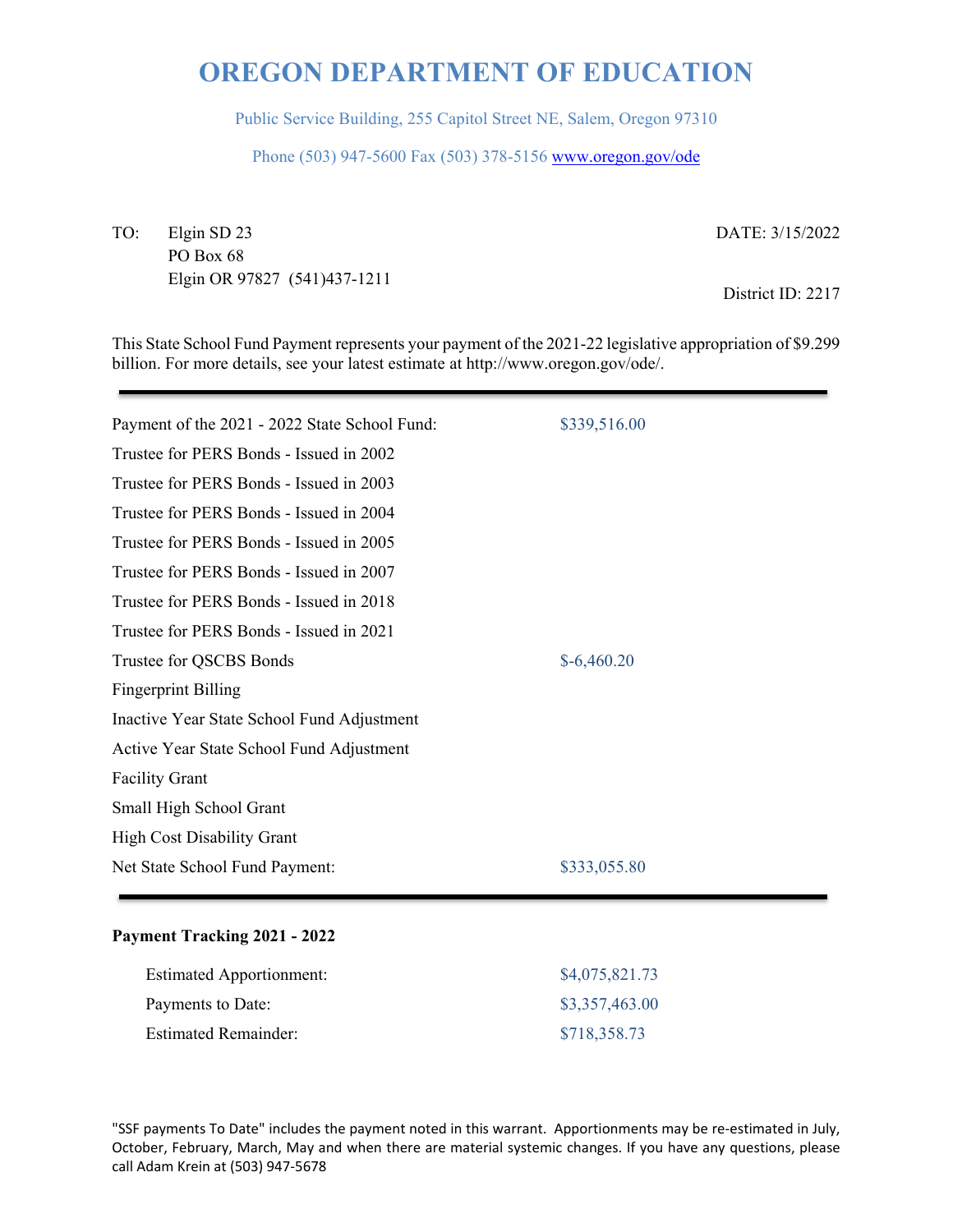# OREGON DEPARTMENT OF EDUCATION

Public Service Building, 255 Capitol Street NE, Salem, Oregon 97310

Phone (503) 947-5600 Fax (503) 378-5156 www.oregon.gov/ode

TO: Elgin SD 23
PO Box 68
Elgin OR 97827 (541)437-1211

DATE: 3/15/2022

District ID: 2217

This State School Fund Payment represents your payment of the 2021-22 legislative appropriation of $9.299 billion. For more details, see your latest estimate at http://www.oregon.gov/ode/.

| | |
|---|---|
| Payment of the 2021 - 2022 State School Fund: | $339,516.00 |
| Trustee for PERS Bonds - Issued in 2002 | |
| Trustee for PERS Bonds - Issued in 2003 | |
| Trustee for PERS Bonds - Issued in 2004 | |
| Trustee for PERS Bonds - Issued in 2005 | |
| Trustee for PERS Bonds - Issued in 2007 | |
| Trustee for PERS Bonds - Issued in 2018 | |
| Trustee for PERS Bonds - Issued in 2021 | |
| Trustee for QSCBS Bonds | $-6,460.20 |
| Fingerprint Billing | |
| Inactive Year State School Fund Adjustment | |
| Active Year State School Fund Adjustment | |
| Facility Grant | |
| Small High School Grant | |
| High Cost Disability Grant | |
| Net State School Fund Payment: | $333,055.80 |

**Payment Tracking 2021 - 2022**

| | |
|---|---|
| Estimated Apportionment: | $4,075,821.73 |
| Payments to Date: | $3,357,463.00 |
| Estimated Remainder: | $718,358.73 |

"SSF payments To Date" includes the payment noted in this warrant. Apportionments may be re-estimated in July, October, February, March, May and when there are material systemic changes. If you have any questions, please call Adam Krein at (503) 947-5678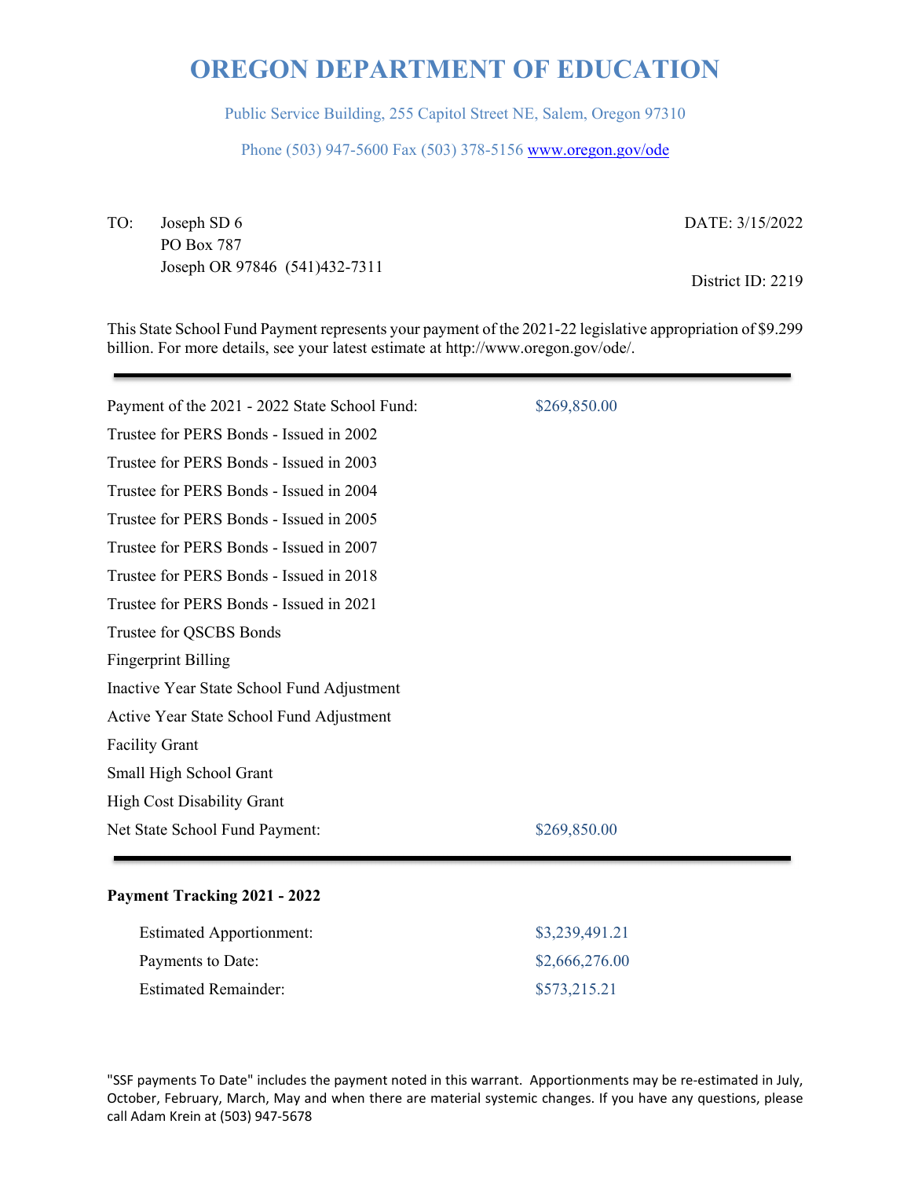# OREGON DEPARTMENT OF EDUCATION

Public Service Building, 255 Capitol Street NE, Salem, Oregon 97310

Phone (503) 947-5600 Fax (503) 378-5156 www.oregon.gov/ode

TO: Joseph SD 6
PO Box 787
Joseph OR 97846 (541)432-7311

DATE: 3/15/2022

District ID: 2219

This State School Fund Payment represents your payment of the 2021-22 legislative appropriation of $9.299 billion. For more details, see your latest estimate at http://www.oregon.gov/ode/.

---

| | |
|---|---|
| Payment of the 2021 - 2022 State School Fund: | $269,850.00 |
| Trustee for PERS Bonds - Issued in 2002 | |
| Trustee for PERS Bonds - Issued in 2003 | |
| Trustee for PERS Bonds - Issued in 2004 | |
| Trustee for PERS Bonds - Issued in 2005 | |
| Trustee for PERS Bonds - Issued in 2007 | |
| Trustee for PERS Bonds - Issued in 2018 | |
| Trustee for PERS Bonds - Issued in 2021 | |
| Trustee for QSCBS Bonds | |
| Fingerprint Billing | |
| Inactive Year State School Fund Adjustment | |
| Active Year State School Fund Adjustment | |
| Facility Grant | |
| Small High School Grant | |
| High Cost Disability Grant | |
| Net State School Fund Payment: | $269,850.00 |

---

**Payment Tracking 2021 - 2022**

| | |
|---|---|
| Estimated Apportionment: | $3,239,491.21 |
| Payments to Date: | $2,666,276.00 |
| Estimated Remainder: | $573,215.21 |

"SSF payments To Date" includes the payment noted in this warrant. Apportionments may be re-estimated in July, October, February, March, May and when there are material systemic changes. If you have any questions, please call Adam Krein at (503) 947-5678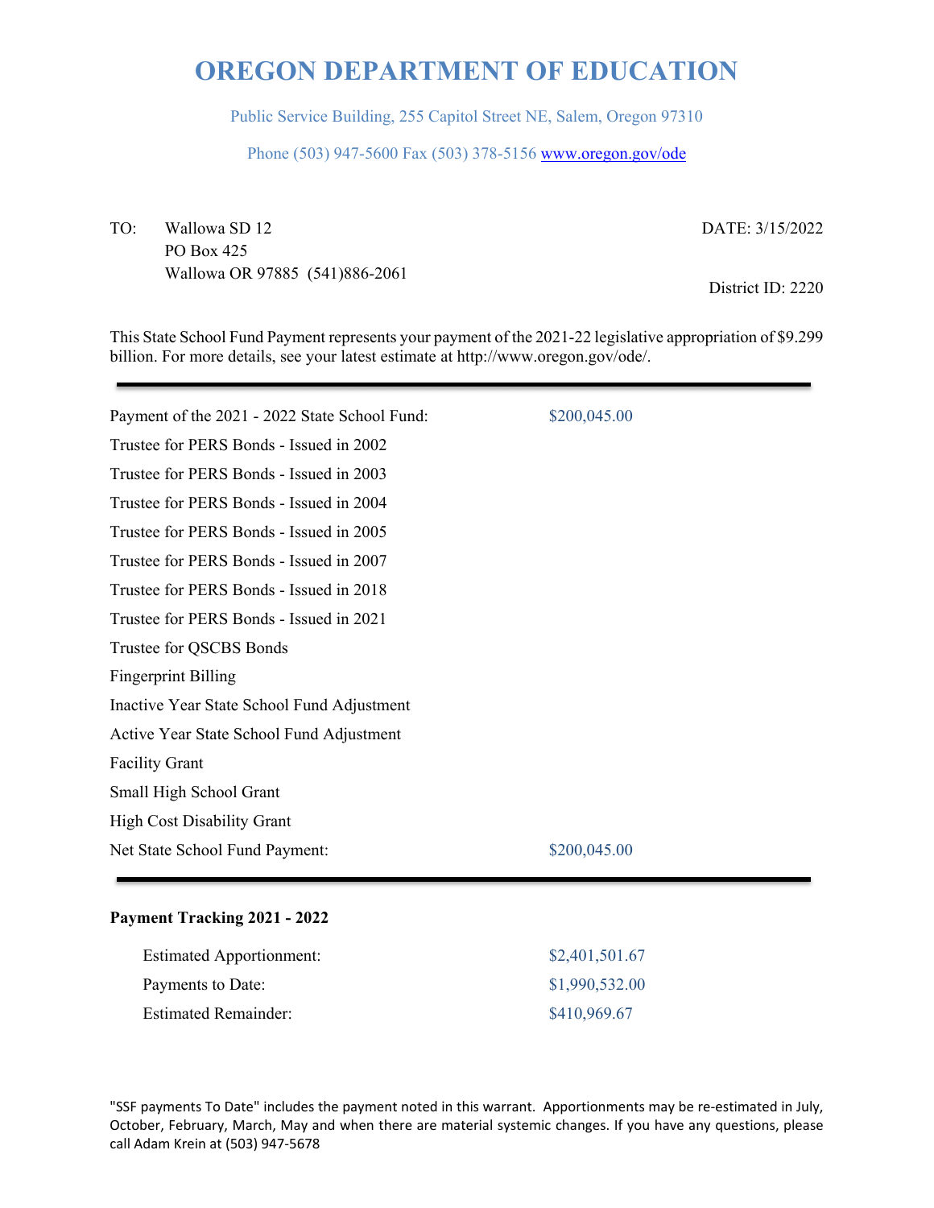# OREGON DEPARTMENT OF EDUCATION

Public Service Building, 255 Capitol Street NE, Salem, Oregon 97310

Phone (503) 947-5600 Fax (503) 378-5156 www.oregon.gov/ode

TO: Wallowa SD 12
PO Box 425
Wallowa OR 97885 (541)886-2061

DATE: 3/15/2022

District ID: 2220

This State School Fund Payment represents your payment of the 2021-22 legislative appropriation of $9.299 billion. For more details, see your latest estimate at http://www.oregon.gov/ode/.

---

| | |
|---|---|
| Payment of the 2021 - 2022 State School Fund: | $200,045.00 |
| Trustee for PERS Bonds - Issued in 2002 | |
| Trustee for PERS Bonds - Issued in 2003 | |
| Trustee for PERS Bonds - Issued in 2004 | |
| Trustee for PERS Bonds - Issued in 2005 | |
| Trustee for PERS Bonds - Issued in 2007 | |
| Trustee for PERS Bonds - Issued in 2018 | |
| Trustee for PERS Bonds - Issued in 2021 | |
| Trustee for QSCBS Bonds | |
| Fingerprint Billing | |
| Inactive Year State School Fund Adjustment | |
| Active Year State School Fund Adjustment | |
| Facility Grant | |
| Small High School Grant | |
| High Cost Disability Grant | |
| Net State School Fund Payment: | $200,045.00 |

---

**Payment Tracking 2021 - 2022**

| | |
|---|---|
| Estimated Apportionment: | $2,401,501.67 |
| Payments to Date: | $1,990,532.00 |
| Estimated Remainder: | $410,969.67 |

"SSF payments To Date" includes the payment noted in this warrant. Apportionments may be re-estimated in July, October, February, March, May and when there are material systemic changes. If you have any questions, please call Adam Krein at (503) 947-5678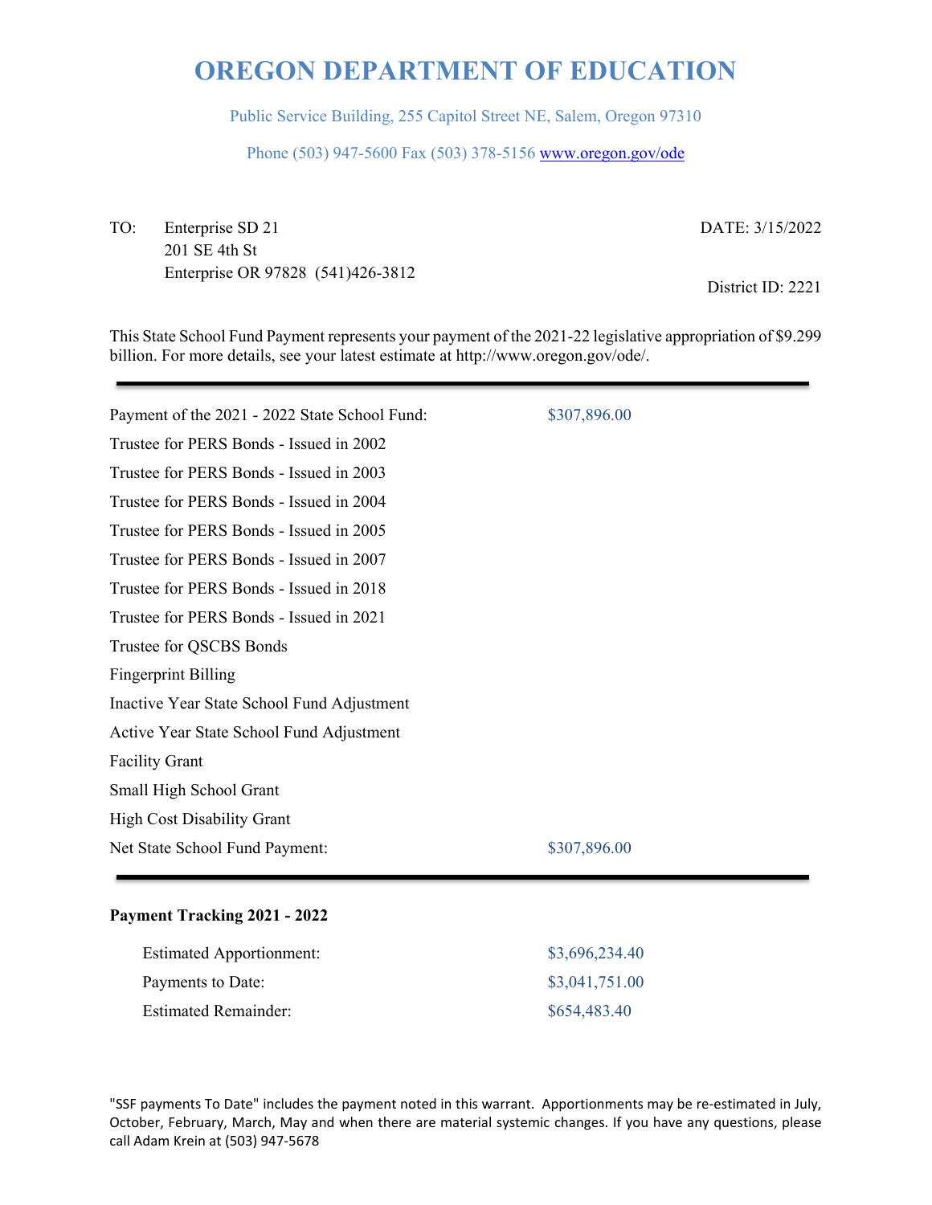# OREGON DEPARTMENT OF EDUCATION

Public Service Building, 255 Capitol Street NE, Salem, Oregon 97310

Phone (503) 947-5600 Fax (503) 378-5156 www.oregon.gov/ode

TO: Enterprise SD 21
201 SE 4th St
Enterprise OR 97828 (541)426-3812

DATE: 3/15/2022

District ID: 2221

This State School Fund Payment represents your payment of the 2021-22 legislative appropriation of $9.299 billion. For more details, see your latest estimate at http://www.oregon.gov/ode/.

---

| | |
|---|---|
| Payment of the 2021 - 2022 State School Fund: | $307,896.00 |
| Trustee for PERS Bonds - Issued in 2002 | |
| Trustee for PERS Bonds - Issued in 2003 | |
| Trustee for PERS Bonds - Issued in 2004 | |
| Trustee for PERS Bonds - Issued in 2005 | |
| Trustee for PERS Bonds - Issued in 2007 | |
| Trustee for PERS Bonds - Issued in 2018 | |
| Trustee for PERS Bonds - Issued in 2021 | |
| Trustee for QSCBS Bonds | |
| Fingerprint Billing | |
| Inactive Year State School Fund Adjustment | |
| Active Year State School Fund Adjustment | |
| Facility Grant | |
| Small High School Grant | |
| High Cost Disability Grant | |
| Net State School Fund Payment: | $307,896.00 |

---

**Payment Tracking 2021 - 2022**

| | |
|---|---|
| Estimated Apportionment: | $3,696,234.40 |
| Payments to Date: | $3,041,751.00 |
| Estimated Remainder: | $654,483.40 |

"SSF payments To Date" includes the payment noted in this warrant. Apportionments may be re-estimated in July, October, February, March, May and when there are material systemic changes. If you have any questions, please call Adam Krein at (503) 947-5678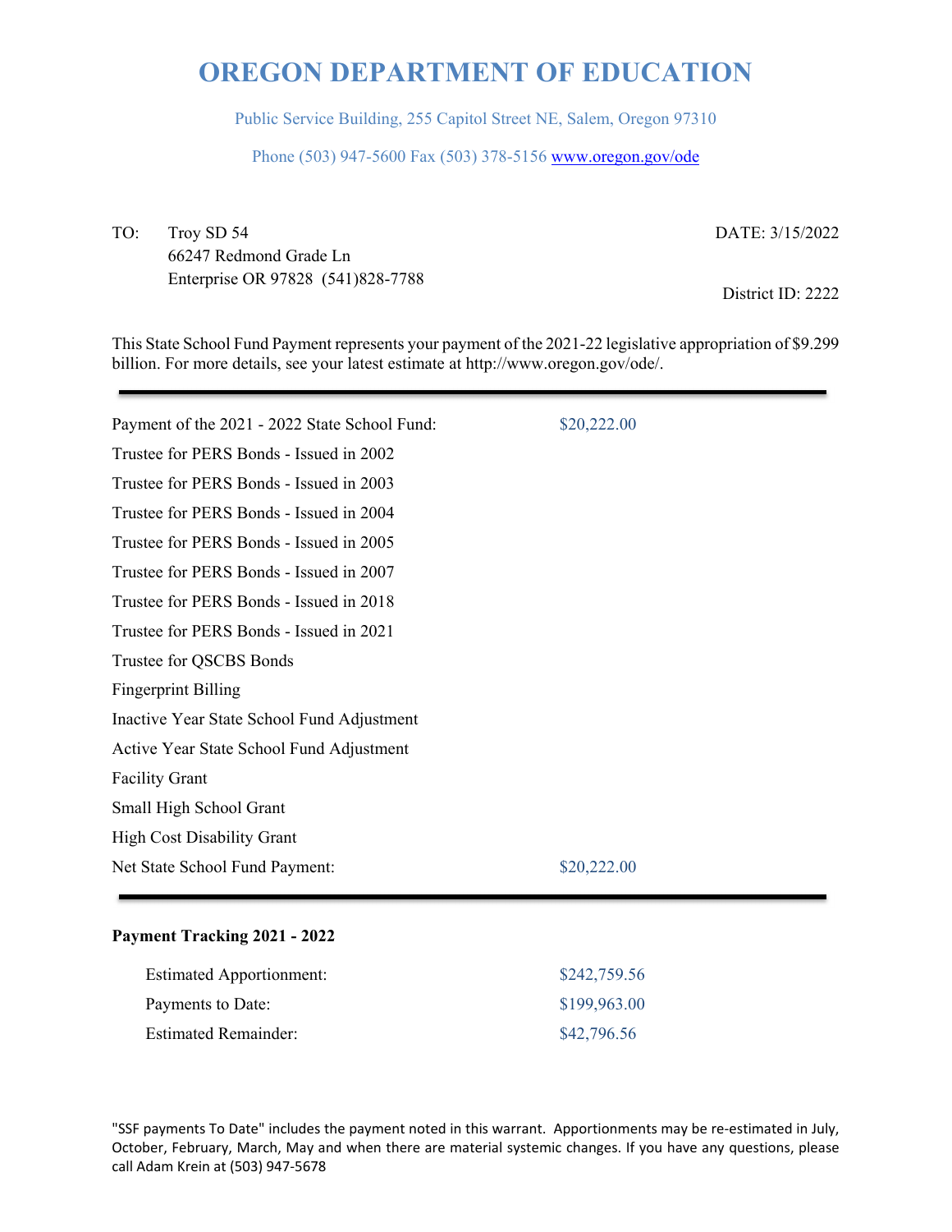# OREGON DEPARTMENT OF EDUCATION

Public Service Building, 255 Capitol Street NE, Salem, Oregon 97310

Phone (503) 947-5600 Fax (503) 378-5156 www.oregon.gov/ode

TO: Troy SD 54
66247 Redmond Grade Ln
Enterprise OR 97828 (541)828-7788

DATE: 3/15/2022

District ID: 2222

This State School Fund Payment represents your payment of the 2021-22 legislative appropriation of $9.299 billion. For more details, see your latest estimate at http://www.oregon.gov/ode/.

| | |
|---|---|
| Payment of the 2021 - 2022 State School Fund: | $20,222.00 |
| Trustee for PERS Bonds - Issued in 2002 | |
| Trustee for PERS Bonds - Issued in 2003 | |
| Trustee for PERS Bonds - Issued in 2004 | |
| Trustee for PERS Bonds - Issued in 2005 | |
| Trustee for PERS Bonds - Issued in 2007 | |
| Trustee for PERS Bonds - Issued in 2018 | |
| Trustee for PERS Bonds - Issued in 2021 | |
| Trustee for QSCBS Bonds | |
| Fingerprint Billing | |
| Inactive Year State School Fund Adjustment | |
| Active Year State School Fund Adjustment | |
| Facility Grant | |
| Small High School Grant | |
| High Cost Disability Grant | |
| Net State School Fund Payment: | $20,222.00 |

**Payment Tracking 2021 - 2022**

| | |
|---|---|
| Estimated Apportionment: | $242,759.56 |
| Payments to Date: | $199,963.00 |
| Estimated Remainder: | $42,796.56 |

"SSF payments To Date" includes the payment noted in this warrant. Apportionments may be re-estimated in July, October, February, March, May and when there are material systemic changes. If you have any questions, please call Adam Krein at (503) 947-5678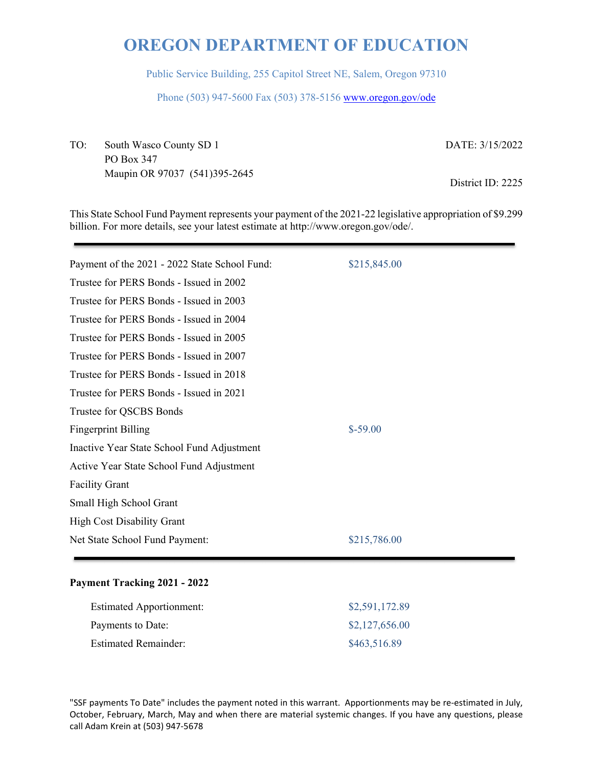# OREGON DEPARTMENT OF EDUCATION

Public Service Building, 255 Capitol Street NE, Salem, Oregon 97310

Phone (503) 947-5600 Fax (503) 378-5156 www.oregon.gov/ode

TO: South Wasco County SD 1
PO Box 347
Maupin OR 97037 (541)395-2645

DATE: 3/15/2022

District ID: 2225

This State School Fund Payment represents your payment of the 2021-22 legislative appropriation of $9.299 billion. For more details, see your latest estimate at http://www.oregon.gov/ode/.

---

| | |
|---|---|
| Payment of the 2021 - 2022 State School Fund: | $215,845.00 |
| Trustee for PERS Bonds - Issued in 2002 | |
| Trustee for PERS Bonds - Issued in 2003 | |
| Trustee for PERS Bonds - Issued in 2004 | |
| Trustee for PERS Bonds - Issued in 2005 | |
| Trustee for PERS Bonds - Issued in 2007 | |
| Trustee for PERS Bonds - Issued in 2018 | |
| Trustee for PERS Bonds - Issued in 2021 | |
| Trustee for QSCBS Bonds | |
| Fingerprint Billing | $-59.00 |
| Inactive Year State School Fund Adjustment | |
| Active Year State School Fund Adjustment | |
| Facility Grant | |
| Small High School Grant | |
| High Cost Disability Grant | |
| Net State School Fund Payment: | $215,786.00 |

---

**Payment Tracking 2021 - 2022**

| | |
|---|---|
| Estimated Apportionment: | $2,591,172.89 |
| Payments to Date: | $2,127,656.00 |
| Estimated Remainder: | $463,516.89 |

"SSF payments To Date" includes the payment noted in this warrant. Apportionments may be re-estimated in July, October, February, March, May and when there are material systemic changes. If you have any questions, please call Adam Krein at (503) 947-5678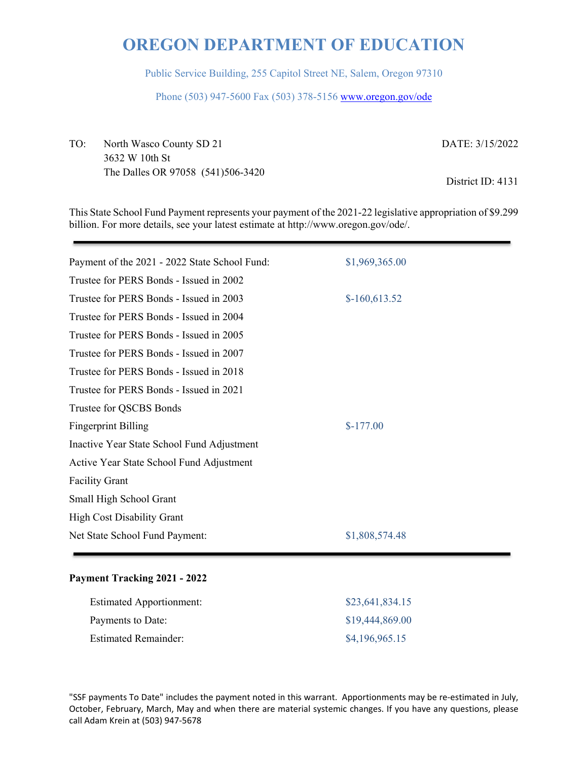# OREGON DEPARTMENT OF EDUCATION

Public Service Building, 255 Capitol Street NE, Salem, Oregon 97310

Phone (503) 947-5600 Fax (503) 378-5156 www.oregon.gov/ode

TO: North Wasco County SD 21
3632 W 10th St
The Dalles OR 97058 (541)506-3420

DATE: 3/15/2022

District ID: 4131

This State School Fund Payment represents your payment of the 2021-22 legislative appropriation of $9.299 billion. For more details, see your latest estimate at http://www.oregon.gov/ode/.

| | |
|---|---|
| Payment of the 2021 - 2022 State School Fund: | $1,969,365.00 |
| Trustee for PERS Bonds - Issued in 2002 | |
| Trustee for PERS Bonds - Issued in 2003 | $-160,613.52 |
| Trustee for PERS Bonds - Issued in 2004 | |
| Trustee for PERS Bonds - Issued in 2005 | |
| Trustee for PERS Bonds - Issued in 2007 | |
| Trustee for PERS Bonds - Issued in 2018 | |
| Trustee for PERS Bonds - Issued in 2021 | |
| Trustee for QSCBS Bonds | |
| Fingerprint Billing | $-177.00 |
| Inactive Year State School Fund Adjustment | |
| Active Year State School Fund Adjustment | |
| Facility Grant | |
| Small High School Grant | |
| High Cost Disability Grant | |
| Net State School Fund Payment: | $1,808,574.48 |

**Payment Tracking 2021 - 2022**

| | |
|---|---|
| Estimated Apportionment: | $23,641,834.15 |
| Payments to Date: | $19,444,869.00 |
| Estimated Remainder: | $4,196,965.15 |

"SSF payments To Date" includes the payment noted in this warrant. Apportionments may be re-estimated in July, October, February, March, May and when there are material systemic changes. If you have any questions, please call Adam Krein at (503) 947-5678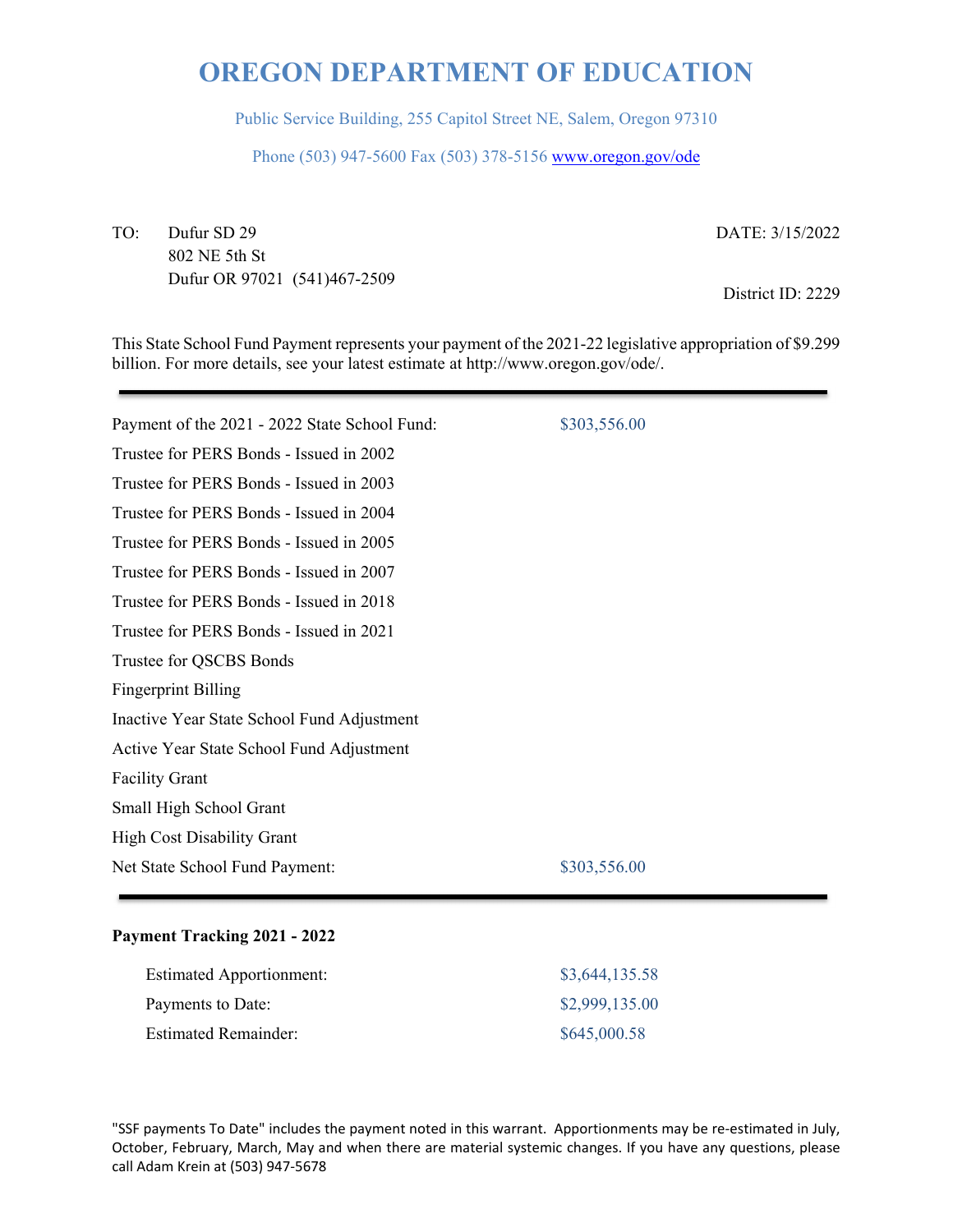# OREGON DEPARTMENT OF EDUCATION

Public Service Building, 255 Capitol Street NE, Salem, Oregon 97310

Phone (503) 947-5600 Fax (503) 378-5156 www.oregon.gov/ode

TO: Dufur SD 29
802 NE 5th St
Dufur OR 97021 (541)467-2509

DATE: 3/15/2022

District ID: 2229

This State School Fund Payment represents your payment of the 2021-22 legislative appropriation of $9.299 billion. For more details, see your latest estimate at http://www.oregon.gov/ode/.

---

| | |
|---|---|
| Payment of the 2021 - 2022 State School Fund: | $303,556.00 |
| Trustee for PERS Bonds - Issued in 2002 | |
| Trustee for PERS Bonds - Issued in 2003 | |
| Trustee for PERS Bonds - Issued in 2004 | |
| Trustee for PERS Bonds - Issued in 2005 | |
| Trustee for PERS Bonds - Issued in 2007 | |
| Trustee for PERS Bonds - Issued in 2018 | |
| Trustee for PERS Bonds - Issued in 2021 | |
| Trustee for QSCBS Bonds | |
| Fingerprint Billing | |
| Inactive Year State School Fund Adjustment | |
| Active Year State School Fund Adjustment | |
| Facility Grant | |
| Small High School Grant | |
| High Cost Disability Grant | |
| Net State School Fund Payment: | $303,556.00 |

---

**Payment Tracking 2021 - 2022**

| | |
|---|---|
| Estimated Apportionment: | $3,644,135.58 |
| Payments to Date: | $2,999,135.00 |
| Estimated Remainder: | $645,000.58 |

"SSF payments To Date" includes the payment noted in this warrant. Apportionments may be re-estimated in July, October, February, March, May and when there are material systemic changes. If you have any questions, please call Adam Krein at (503) 947-5678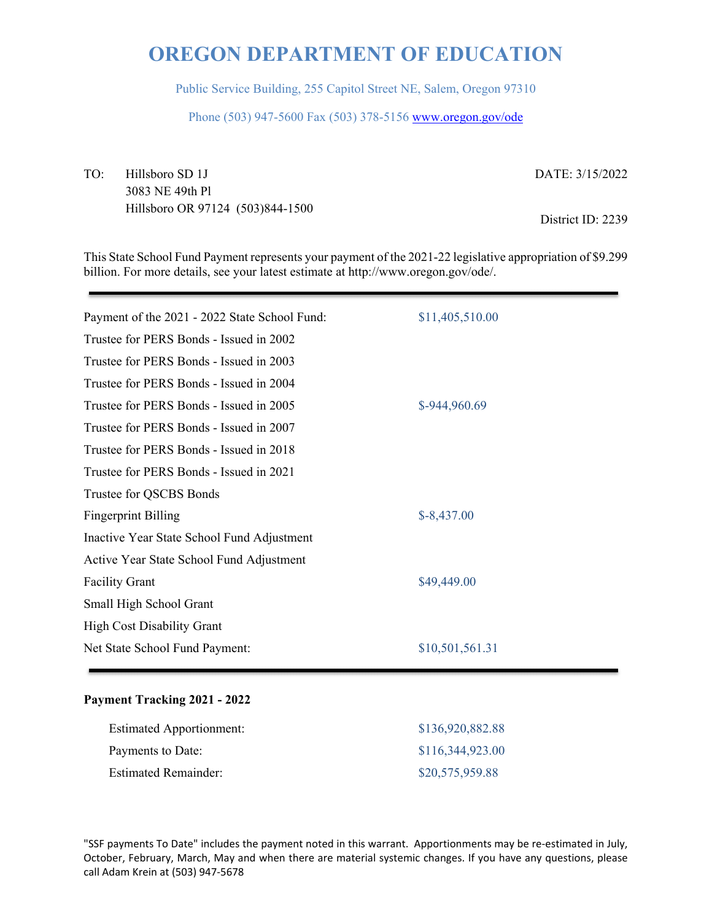# OREGON DEPARTMENT OF EDUCATION

Public Service Building, 255 Capitol Street NE, Salem, Oregon 97310

Phone (503) 947-5600 Fax (503) 378-5156 www.oregon.gov/ode

TO: Hillsboro SD 1J
3083 NE 49th Pl
Hillsboro OR 97124 (503)844-1500

DATE: 3/15/2022

District ID: 2239

This State School Fund Payment represents your payment of the 2021-22 legislative appropriation of $9.299 billion. For more details, see your latest estimate at http://www.oregon.gov/ode/.

| | |
|---|---|
| Payment of the 2021 - 2022 State School Fund: | $11,405,510.00 |
| Trustee for PERS Bonds - Issued in 2002 | |
| Trustee for PERS Bonds - Issued in 2003 | |
| Trustee for PERS Bonds - Issued in 2004 | |
| Trustee for PERS Bonds - Issued in 2005 | $-944,960.69 |
| Trustee for PERS Bonds - Issued in 2007 | |
| Trustee for PERS Bonds - Issued in 2018 | |
| Trustee for PERS Bonds - Issued in 2021 | |
| Trustee for QSCBS Bonds | |
| Fingerprint Billing | $-8,437.00 |
| Inactive Year State School Fund Adjustment | |
| Active Year State School Fund Adjustment | |
| Facility Grant | $49,449.00 |
| Small High School Grant | |
| High Cost Disability Grant | |
| Net State School Fund Payment: | $10,501,561.31 |

**Payment Tracking 2021 - 2022**

| | |
|---|---|
| Estimated Apportionment: | $136,920,882.88 |
| Payments to Date: | $116,344,923.00 |
| Estimated Remainder: | $20,575,959.88 |

"SSF payments To Date" includes the payment noted in this warrant. Apportionments may be re-estimated in July, October, February, March, May and when there are material systemic changes. If you have any questions, please call Adam Krein at (503) 947-5678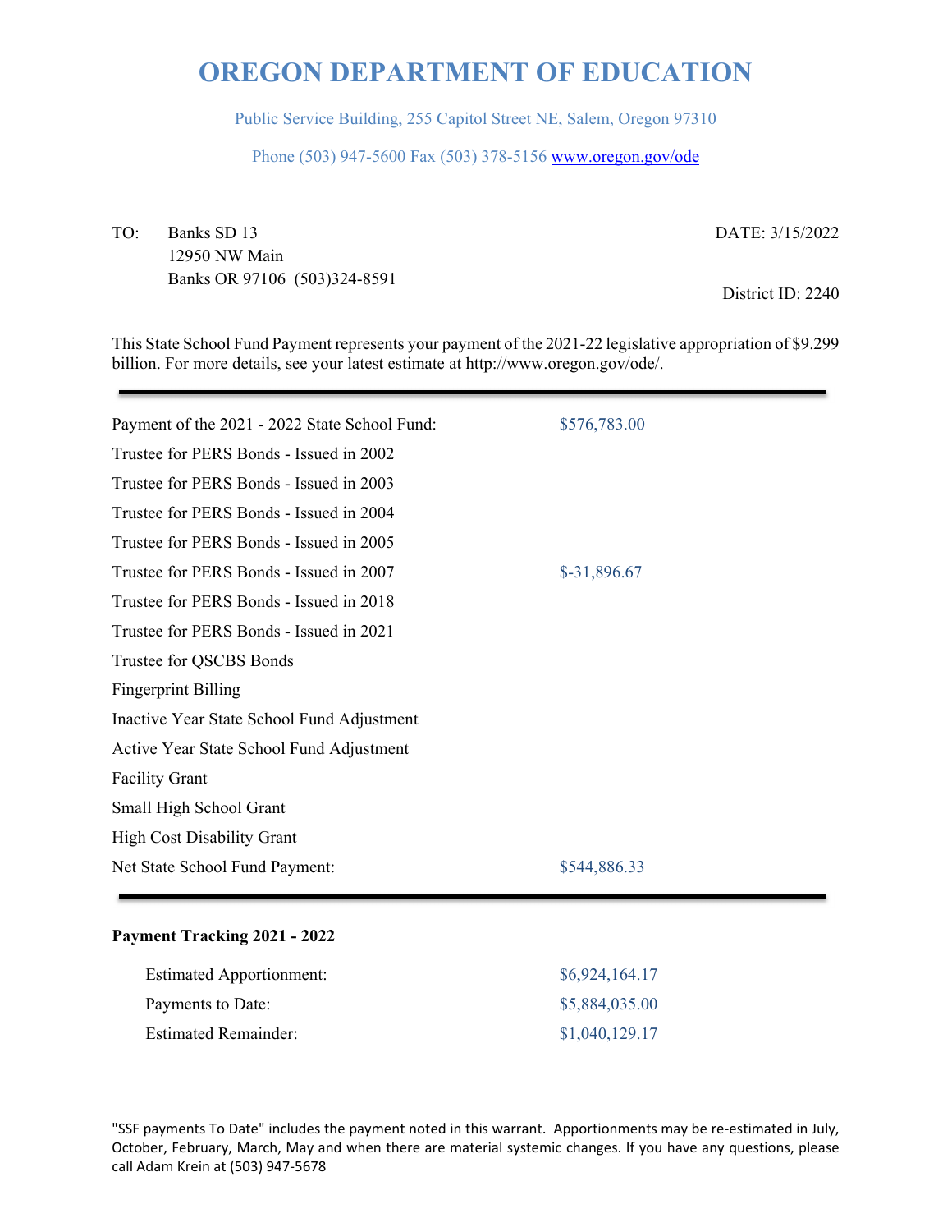# OREGON DEPARTMENT OF EDUCATION

Public Service Building, 255 Capitol Street NE, Salem, Oregon 97310

Phone (503) 947-5600 Fax (503) 378-5156 www.oregon.gov/ode

TO: Banks SD 13
12950 NW Main
Banks OR 97106 (503)324-8591

DATE: 3/15/2022

District ID: 2240

This State School Fund Payment represents your payment of the 2021-22 legislative appropriation of $9.299 billion. For more details, see your latest estimate at http://www.oregon.gov/ode/.

| | |
|---|---|
| Payment of the 2021 - 2022 State School Fund: | $576,783.00 |
| Trustee for PERS Bonds - Issued in 2002 | |
| Trustee for PERS Bonds - Issued in 2003 | |
| Trustee for PERS Bonds - Issued in 2004 | |
| Trustee for PERS Bonds - Issued in 2005 | |
| Trustee for PERS Bonds - Issued in 2007 | $-31,896.67 |
| Trustee for PERS Bonds - Issued in 2018 | |
| Trustee for PERS Bonds - Issued in 2021 | |
| Trustee for QSCBS Bonds | |
| Fingerprint Billing | |
| Inactive Year State School Fund Adjustment | |
| Active Year State School Fund Adjustment | |
| Facility Grant | |
| Small High School Grant | |
| High Cost Disability Grant | |
| Net State School Fund Payment: | $544,886.33 |

**Payment Tracking 2021 - 2022**

| | |
|---|---|
| Estimated Apportionment: | $6,924,164.17 |
| Payments to Date: | $5,884,035.00 |
| Estimated Remainder: | $1,040,129.17 |

"SSF payments To Date" includes the payment noted in this warrant. Apportionments may be re-estimated in July, October, February, March, May and when there are material systemic changes. If you have any questions, please call Adam Krein at (503) 947-5678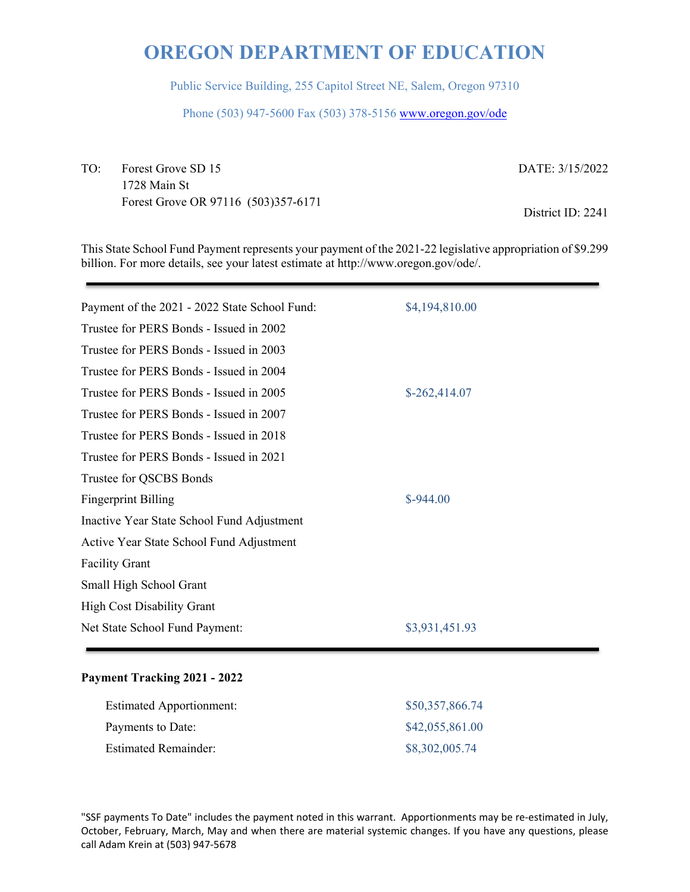# OREGON DEPARTMENT OF EDUCATION

Public Service Building, 255 Capitol Street NE, Salem, Oregon 97310

Phone (503) 947-5600 Fax (503) 378-5156 www.oregon.gov/ode

TO: Forest Grove SD 15
1728 Main St
Forest Grove OR 97116 (503)357-6171

DATE: 3/15/2022

District ID: 2241

This State School Fund Payment represents your payment of the 2021-22 legislative appropriation of $9.299 billion. For more details, see your latest estimate at http://www.oregon.gov/ode/.

---

| | |
|---|---|
| Payment of the 2021 - 2022 State School Fund: | $4,194,810.00 |
| Trustee for PERS Bonds - Issued in 2002 | |
| Trustee for PERS Bonds - Issued in 2003 | |
| Trustee for PERS Bonds - Issued in 2004 | |
| Trustee for PERS Bonds - Issued in 2005 | $-262,414.07 |
| Trustee for PERS Bonds - Issued in 2007 | |
| Trustee for PERS Bonds - Issued in 2018 | |
| Trustee for PERS Bonds - Issued in 2021 | |
| Trustee for QSCBS Bonds | |
| Fingerprint Billing | $-944.00 |
| Inactive Year State School Fund Adjustment | |
| Active Year State School Fund Adjustment | |
| Facility Grant | |
| Small High School Grant | |
| High Cost Disability Grant | |
| Net State School Fund Payment: | $3,931,451.93 |

---

**Payment Tracking 2021 - 2022**

| | |
|---|---|
| Estimated Apportionment: | $50,357,866.74 |
| Payments to Date: | $42,055,861.00 |
| Estimated Remainder: | $8,302,005.74 |

"SSF payments To Date" includes the payment noted in this warrant. Apportionments may be re-estimated in July, October, February, March, May and when there are material systemic changes. If you have any questions, please call Adam Krein at (503) 947-5678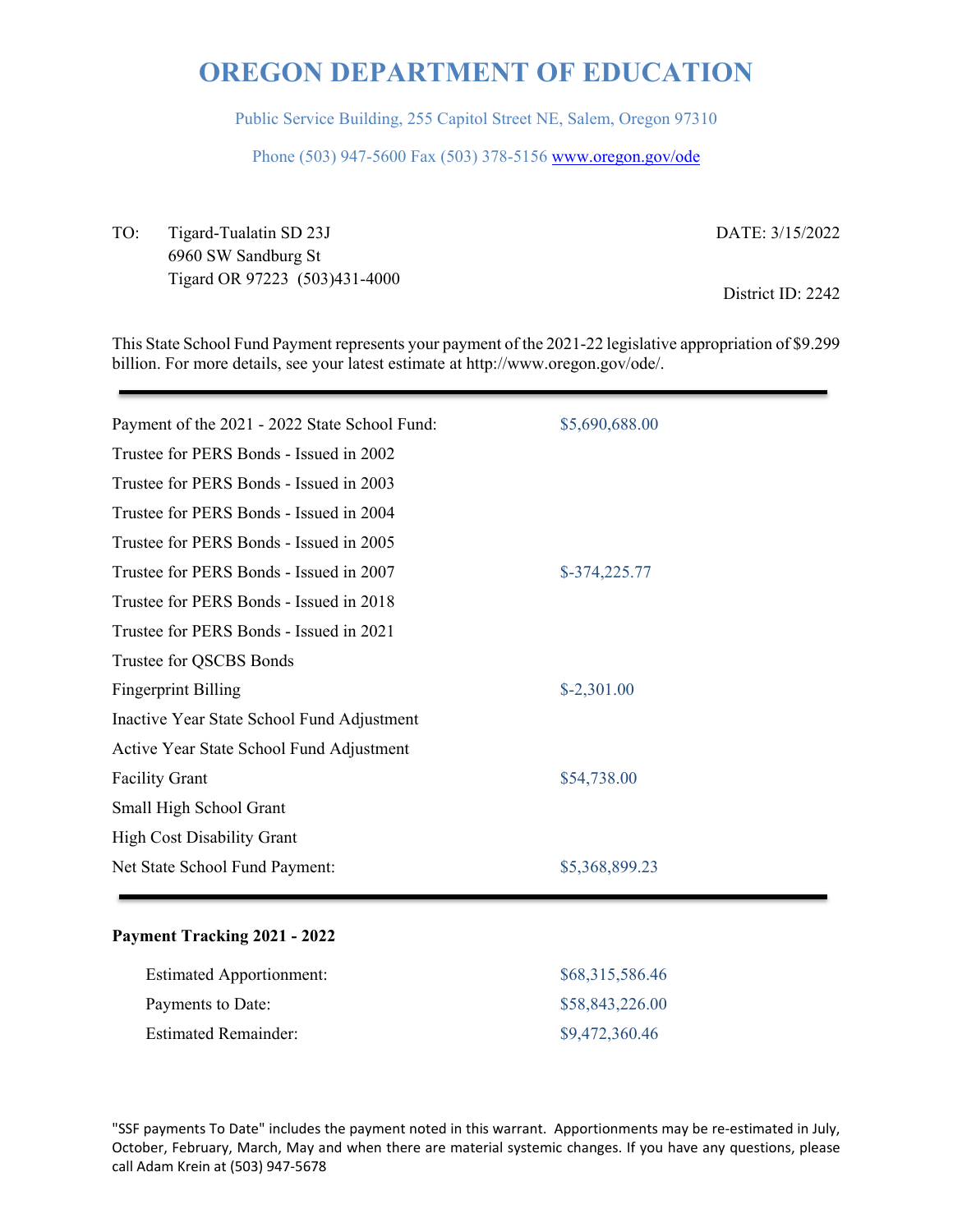# OREGON DEPARTMENT OF EDUCATION

Public Service Building, 255 Capitol Street NE, Salem, Oregon 97310

Phone (503) 947-5600 Fax (503) 378-5156 www.oregon.gov/ode

TO: Tigard-Tualatin SD 23J
6960 SW Sandburg St
Tigard OR 97223 (503)431-4000

DATE: 3/15/2022

District ID: 2242

This State School Fund Payment represents your payment of the 2021-22 legislative appropriation of $9.299 billion. For more details, see your latest estimate at http://www.oregon.gov/ode/.

| | |
|---|---|
| Payment of the 2021 - 2022 State School Fund: | $5,690,688.00 |
| Trustee for PERS Bonds - Issued in 2002 | |
| Trustee for PERS Bonds - Issued in 2003 | |
| Trustee for PERS Bonds - Issued in 2004 | |
| Trustee for PERS Bonds - Issued in 2005 | |
| Trustee for PERS Bonds - Issued in 2007 | $-374,225.77 |
| Trustee for PERS Bonds - Issued in 2018 | |
| Trustee for PERS Bonds - Issued in 2021 | |
| Trustee for QSCBS Bonds | |
| Fingerprint Billing | $-2,301.00 |
| Inactive Year State School Fund Adjustment | |
| Active Year State School Fund Adjustment | |
| Facility Grant | $54,738.00 |
| Small High School Grant | |
| High Cost Disability Grant | |
| Net State School Fund Payment: | $5,368,899.23 |

**Payment Tracking 2021 - 2022**

| | |
|---|---|
| Estimated Apportionment: | $68,315,586.46 |
| Payments to Date: | $58,843,226.00 |
| Estimated Remainder: | $9,472,360.46 |

"SSF payments To Date" includes the payment noted in this warrant. Apportionments may be re-estimated in July, October, February, March, May and when there are material systemic changes. If you have any questions, please call Adam Krein at (503) 947-5678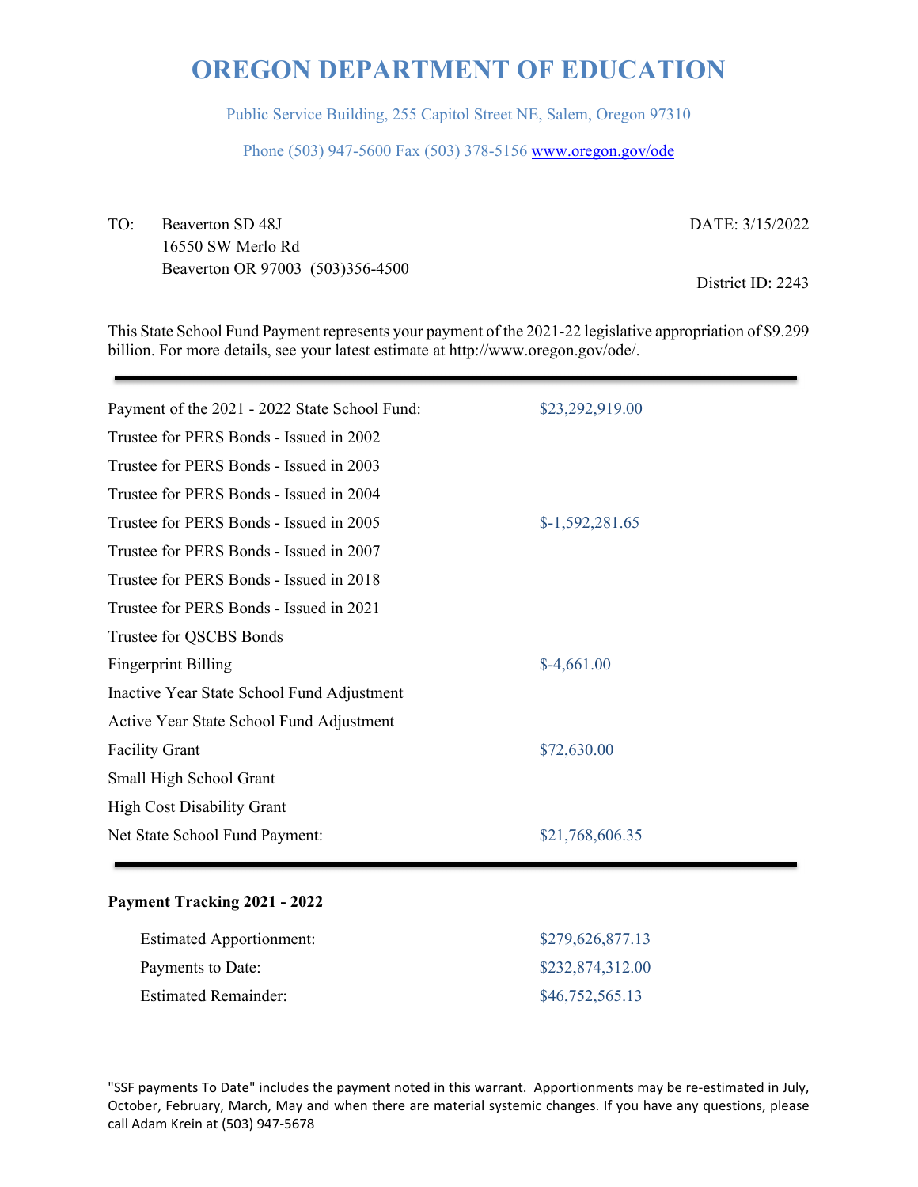# OREGON DEPARTMENT OF EDUCATION

Public Service Building, 255 Capitol Street NE, Salem, Oregon 97310

Phone (503) 947-5600 Fax (503) 378-5156 www.oregon.gov/ode

TO: Beaverton SD 48J
16550 SW Merlo Rd
Beaverton OR 97003 (503)356-4500

DATE: 3/15/2022

District ID: 2243

This State School Fund Payment represents your payment of the 2021-22 legislative appropriation of $9.299 billion. For more details, see your latest estimate at http://www.oregon.gov/ode/.

---

| | |
|---|---|
| Payment of the 2021 - 2022 State School Fund: | $23,292,919.00 |
| Trustee for PERS Bonds - Issued in 2002 | |
| Trustee for PERS Bonds - Issued in 2003 | |
| Trustee for PERS Bonds - Issued in 2004 | |
| Trustee for PERS Bonds - Issued in 2005 | $-1,592,281.65 |
| Trustee for PERS Bonds - Issued in 2007 | |
| Trustee for PERS Bonds - Issued in 2018 | |
| Trustee for PERS Bonds - Issued in 2021 | |
| Trustee for QSCBS Bonds | |
| Fingerprint Billing | $-4,661.00 |
| Inactive Year State School Fund Adjustment | |
| Active Year State School Fund Adjustment | |
| Facility Grant | $72,630.00 |
| Small High School Grant | |
| High Cost Disability Grant | |
| Net State School Fund Payment: | $21,768,606.35 |

---

**Payment Tracking 2021 - 2022**

| | |
|---|---|
| Estimated Apportionment: | $279,626,877.13 |
| Payments to Date: | $232,874,312.00 |
| Estimated Remainder: | $46,752,565.13 |

"SSF payments To Date" includes the payment noted in this warrant. Apportionments may be re-estimated in July, October, February, March, May and when there are material systemic changes. If you have any questions, please call Adam Krein at (503) 947-5678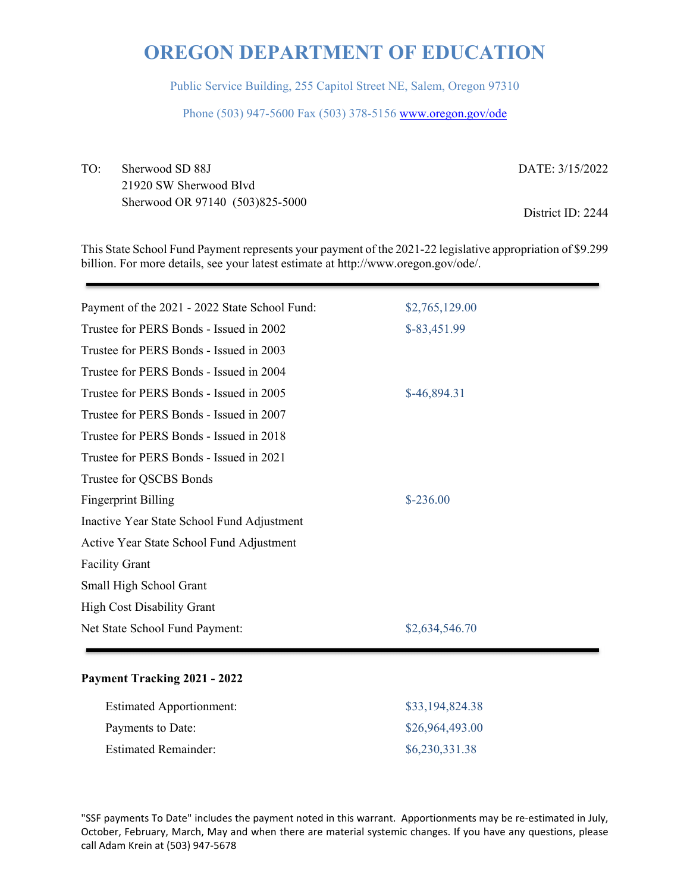# OREGON DEPARTMENT OF EDUCATION

Public Service Building, 255 Capitol Street NE, Salem, Oregon 97310

Phone (503) 947-5600 Fax (503) 378-5156 www.oregon.gov/ode

TO: Sherwood SD 88J
21920 SW Sherwood Blvd
Sherwood OR 97140 (503)825-5000

DATE: 3/15/2022

District ID: 2244

This State School Fund Payment represents your payment of the 2021-22 legislative appropriation of $9.299 billion. For more details, see your latest estimate at http://www.oregon.gov/ode/.

| | |
|---|---|
| Payment of the 2021 - 2022 State School Fund: | $2,765,129.00 |
| Trustee for PERS Bonds - Issued in 2002 | $-83,451.99 |
| Trustee for PERS Bonds - Issued in 2003 | |
| Trustee for PERS Bonds - Issued in 2004 | |
| Trustee for PERS Bonds - Issued in 2005 | $-46,894.31 |
| Trustee for PERS Bonds - Issued in 2007 | |
| Trustee for PERS Bonds - Issued in 2018 | |
| Trustee for PERS Bonds - Issued in 2021 | |
| Trustee for QSCBS Bonds | |
| Fingerprint Billing | $-236.00 |
| Inactive Year State School Fund Adjustment | |
| Active Year State School Fund Adjustment | |
| Facility Grant | |
| Small High School Grant | |
| High Cost Disability Grant | |
| Net State School Fund Payment: | $2,634,546.70 |

**Payment Tracking 2021 - 2022**

| | |
|---|---|
| Estimated Apportionment: | $33,194,824.38 |
| Payments to Date: | $26,964,493.00 |
| Estimated Remainder: | $6,230,331.38 |

"SSF payments To Date" includes the payment noted in this warrant. Apportionments may be re-estimated in July, October, February, March, May and when there are material systemic changes. If you have any questions, please call Adam Krein at (503) 947-5678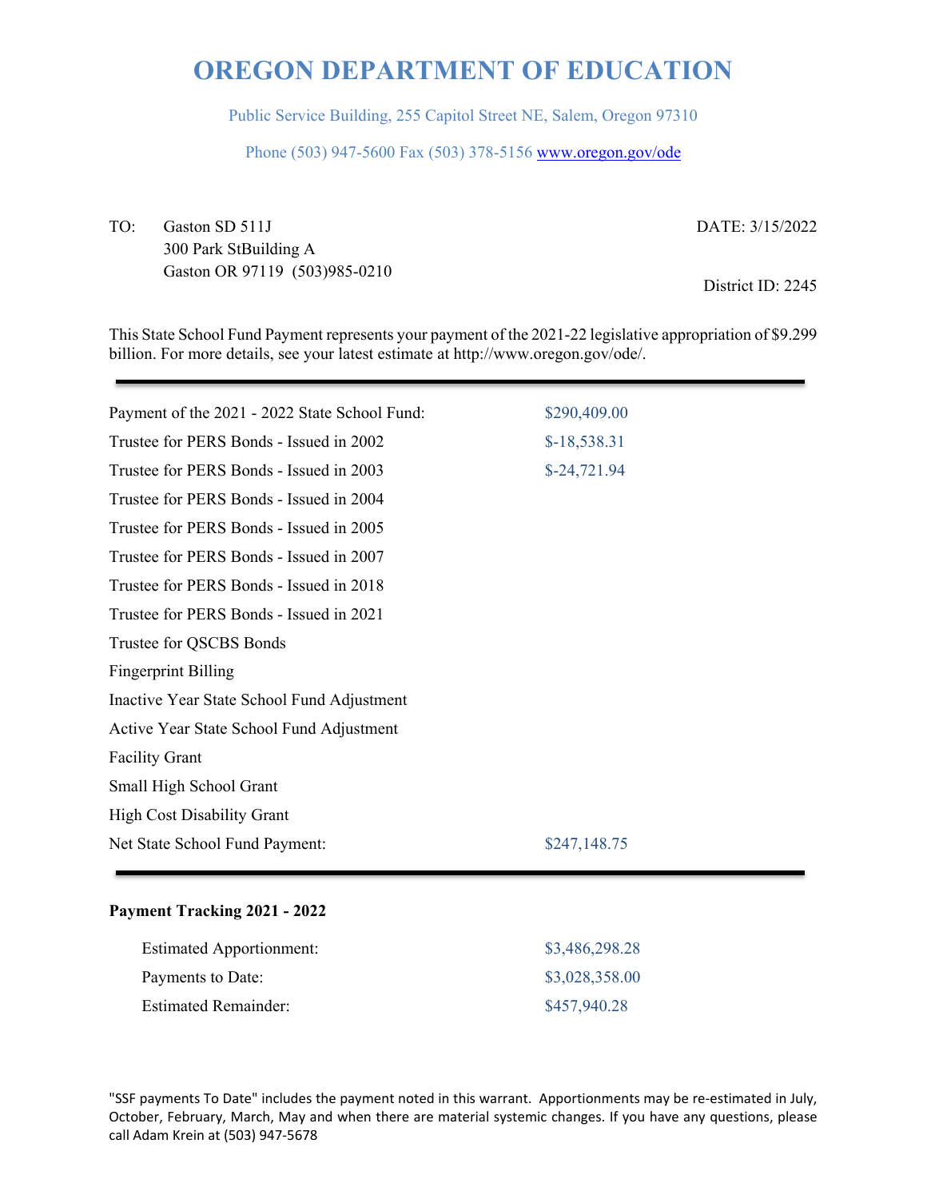# OREGON DEPARTMENT OF EDUCATION

Public Service Building, 255 Capitol Street NE, Salem, Oregon 97310

Phone (503) 947-5600 Fax (503) 378-5156 www.oregon.gov/ode

TO: Gaston SD 511J
300 Park StBuilding A
Gaston OR 97119 (503)985-0210

DATE: 3/15/2022

District ID: 2245

This State School Fund Payment represents your payment of the 2021-22 legislative appropriation of $9.299 billion. For more details, see your latest estimate at http://www.oregon.gov/ode/.

| | |
|---|---|
| Payment of the 2021 - 2022 State School Fund: | $290,409.00 |
| Trustee for PERS Bonds - Issued in 2002 | $-18,538.31 |
| Trustee for PERS Bonds - Issued in 2003 | $-24,721.94 |
| Trustee for PERS Bonds - Issued in 2004 | |
| Trustee for PERS Bonds - Issued in 2005 | |
| Trustee for PERS Bonds - Issued in 2007 | |
| Trustee for PERS Bonds - Issued in 2018 | |
| Trustee for PERS Bonds - Issued in 2021 | |
| Trustee for QSCBS Bonds | |
| Fingerprint Billing | |
| Inactive Year State School Fund Adjustment | |
| Active Year State School Fund Adjustment | |
| Facility Grant | |
| Small High School Grant | |
| High Cost Disability Grant | |
| Net State School Fund Payment: | $247,148.75 |

**Payment Tracking 2021 - 2022**

| | |
|---|---|
| Estimated Apportionment: | $3,486,298.28 |
| Payments to Date: | $3,028,358.00 |
| Estimated Remainder: | $457,940.28 |

"SSF payments To Date" includes the payment noted in this warrant. Apportionments may be re-estimated in July, October, February, March, May and when there are material systemic changes. If you have any questions, please call Adam Krein at (503) 947-5678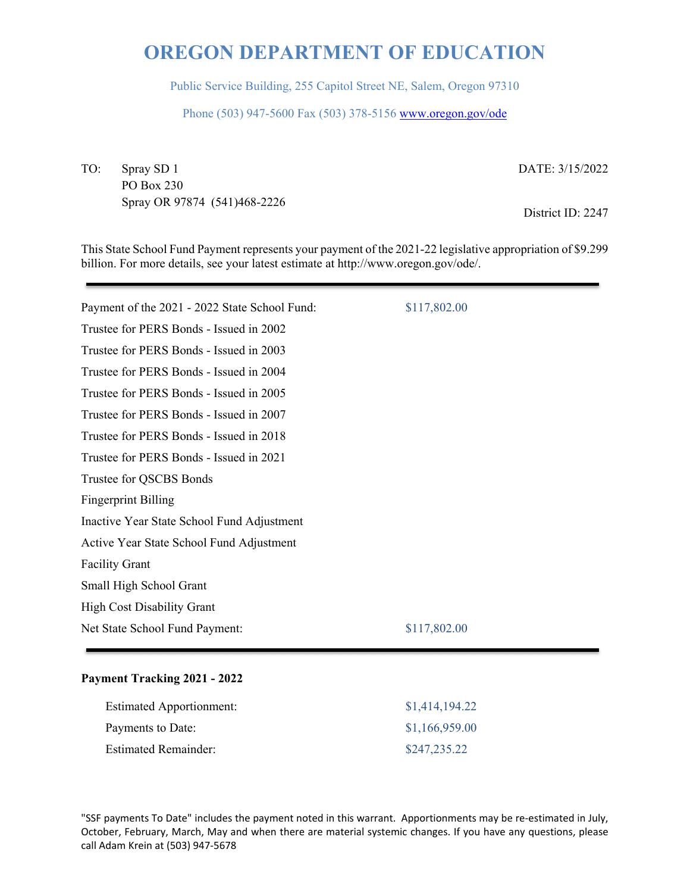# OREGON DEPARTMENT OF EDUCATION

Public Service Building, 255 Capitol Street NE, Salem, Oregon 97310

Phone (503) 947-5600 Fax (503) 378-5156 www.oregon.gov/ode

TO: Spray SD 1
PO Box 230
Spray OR 97874 (541)468-2226

DATE: 3/15/2022

District ID: 2247

This State School Fund Payment represents your payment of the 2021-22 legislative appropriation of $9.299 billion. For more details, see your latest estimate at http://www.oregon.gov/ode/.

---

| | |
|---|---|
| Payment of the 2021 - 2022 State School Fund: | $117,802.00 |
| Trustee for PERS Bonds - Issued in 2002 | |
| Trustee for PERS Bonds - Issued in 2003 | |
| Trustee for PERS Bonds - Issued in 2004 | |
| Trustee for PERS Bonds - Issued in 2005 | |
| Trustee for PERS Bonds - Issued in 2007 | |
| Trustee for PERS Bonds - Issued in 2018 | |
| Trustee for PERS Bonds - Issued in 2021 | |
| Trustee for QSCBS Bonds | |
| Fingerprint Billing | |
| Inactive Year State School Fund Adjustment | |
| Active Year State School Fund Adjustment | |
| Facility Grant | |
| Small High School Grant | |
| High Cost Disability Grant | |
| Net State School Fund Payment: | $117,802.00 |

---

**Payment Tracking 2021 - 2022**

| | |
|---|---|
| Estimated Apportionment: | $1,414,194.22 |
| Payments to Date: | $1,166,959.00 |
| Estimated Remainder: | $247,235.22 |

"SSF payments To Date" includes the payment noted in this warrant. Apportionments may be re-estimated in July, October, February, March, May and when there are material systemic changes. If you have any questions, please call Adam Krein at (503) 947-5678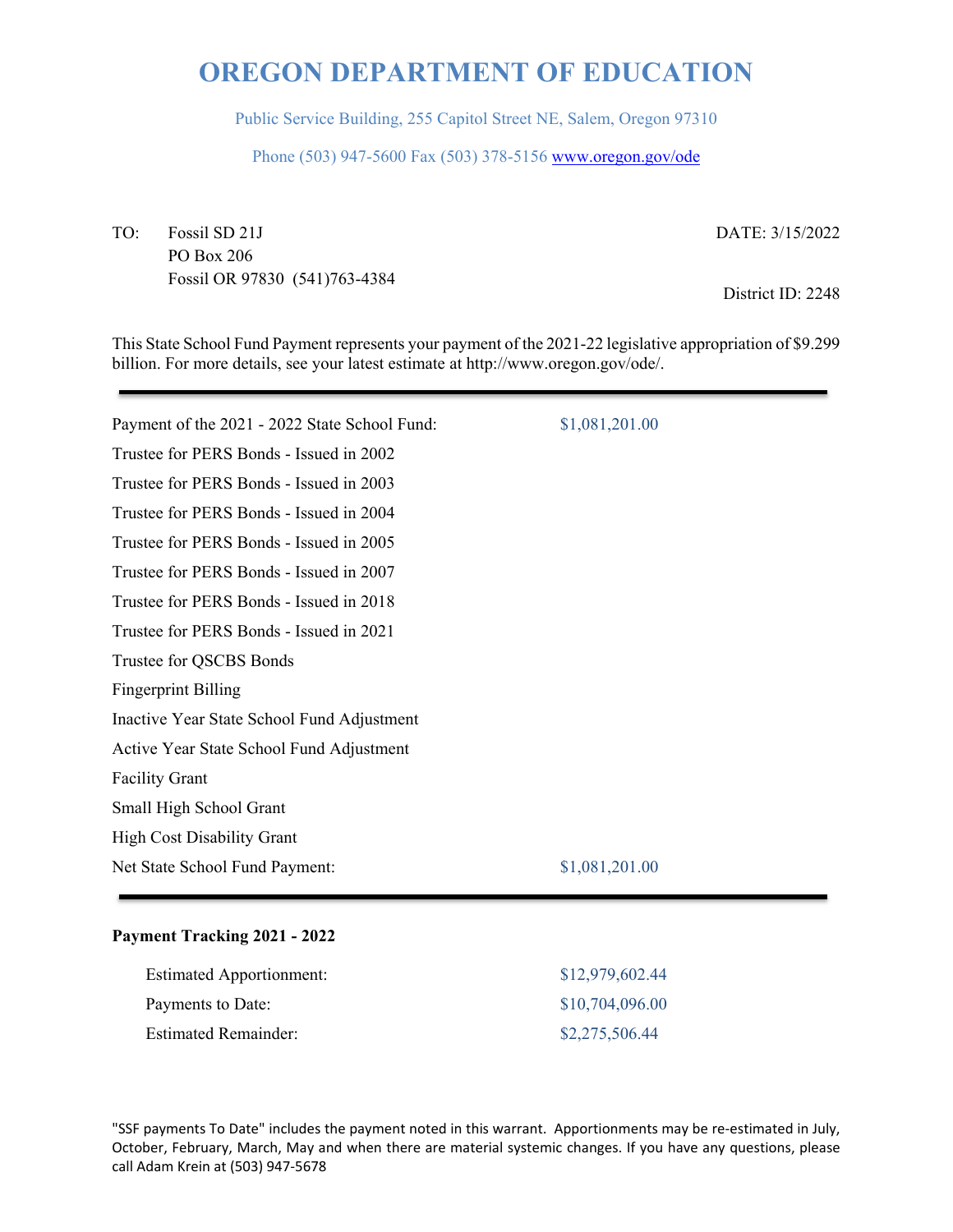# OREGON DEPARTMENT OF EDUCATION

Public Service Building, 255 Capitol Street NE, Salem, Oregon 97310

Phone (503) 947-5600 Fax (503) 378-5156 www.oregon.gov/ode

TO: Fossil SD 21J
PO Box 206
Fossil OR 97830 (541)763-4384

DATE: 3/15/2022

District ID: 2248

This State School Fund Payment represents your payment of the 2021-22 legislative appropriation of $9.299 billion. For more details, see your latest estimate at http://www.oregon.gov/ode/.

| | |
|---|---|
| Payment of the 2021 - 2022 State School Fund: | $1,081,201.00 |
| Trustee for PERS Bonds - Issued in 2002 | |
| Trustee for PERS Bonds - Issued in 2003 | |
| Trustee for PERS Bonds - Issued in 2004 | |
| Trustee for PERS Bonds - Issued in 2005 | |
| Trustee for PERS Bonds - Issued in 2007 | |
| Trustee for PERS Bonds - Issued in 2018 | |
| Trustee for PERS Bonds - Issued in 2021 | |
| Trustee for QSCBS Bonds | |
| Fingerprint Billing | |
| Inactive Year State School Fund Adjustment | |
| Active Year State School Fund Adjustment | |
| Facility Grant | |
| Small High School Grant | |
| High Cost Disability Grant | |
| Net State School Fund Payment: | $1,081,201.00 |

**Payment Tracking 2021 - 2022**

| | |
|---|---|
| Estimated Apportionment: | $12,979,602.44 |
| Payments to Date: | $10,704,096.00 |
| Estimated Remainder: | $2,275,506.44 |

"SSF payments To Date" includes the payment noted in this warrant. Apportionments may be re-estimated in July, October, February, March, May and when there are material systemic changes. If you have any questions, please call Adam Krein at (503) 947-5678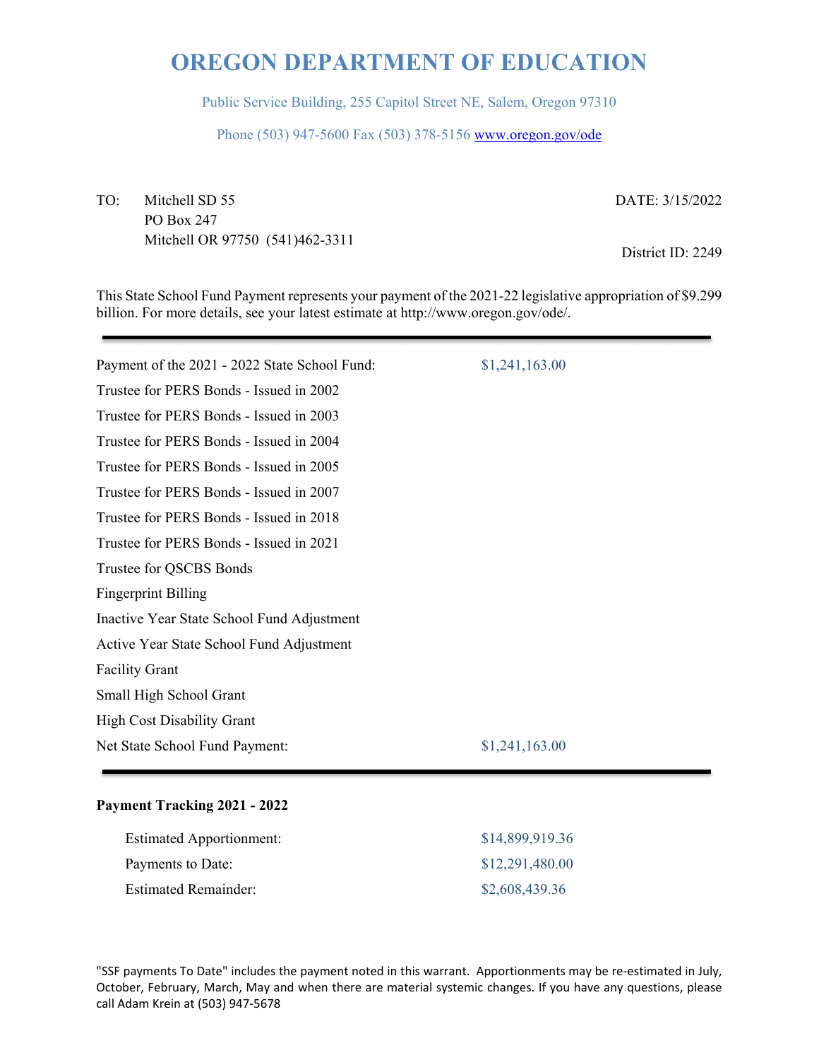# OREGON DEPARTMENT OF EDUCATION

Public Service Building, 255 Capitol Street NE, Salem, Oregon 97310

Phone (503) 947-5600 Fax (503) 378-5156 www.oregon.gov/ode

TO: Mitchell SD 55
PO Box 247
Mitchell OR 97750 (541)462-3311

DATE: 3/15/2022

District ID: 2249

This State School Fund Payment represents your payment of the 2021-22 legislative appropriation of $9.299 billion. For more details, see your latest estimate at http://www.oregon.gov/ode/.

| | |
|---|---|
| Payment of the 2021 - 2022 State School Fund: | $1,241,163.00 |
| Trustee for PERS Bonds - Issued in 2002 | |
| Trustee for PERS Bonds - Issued in 2003 | |
| Trustee for PERS Bonds - Issued in 2004 | |
| Trustee for PERS Bonds - Issued in 2005 | |
| Trustee for PERS Bonds - Issued in 2007 | |
| Trustee for PERS Bonds - Issued in 2018 | |
| Trustee for PERS Bonds - Issued in 2021 | |
| Trustee for QSCBS Bonds | |
| Fingerprint Billing | |
| Inactive Year State School Fund Adjustment | |
| Active Year State School Fund Adjustment | |
| Facility Grant | |
| Small High School Grant | |
| High Cost Disability Grant | |
| Net State School Fund Payment: | $1,241,163.00 |

**Payment Tracking 2021 - 2022**

| | |
|---|---|
| Estimated Apportionment: | $14,899,919.36 |
| Payments to Date: | $12,291,480.00 |
| Estimated Remainder: | $2,608,439.36 |

"SSF payments To Date" includes the payment noted in this warrant. Apportionments may be re-estimated in July, October, February, March, May and when there are material systemic changes. If you have any questions, please call Adam Krein at (503) 947-5678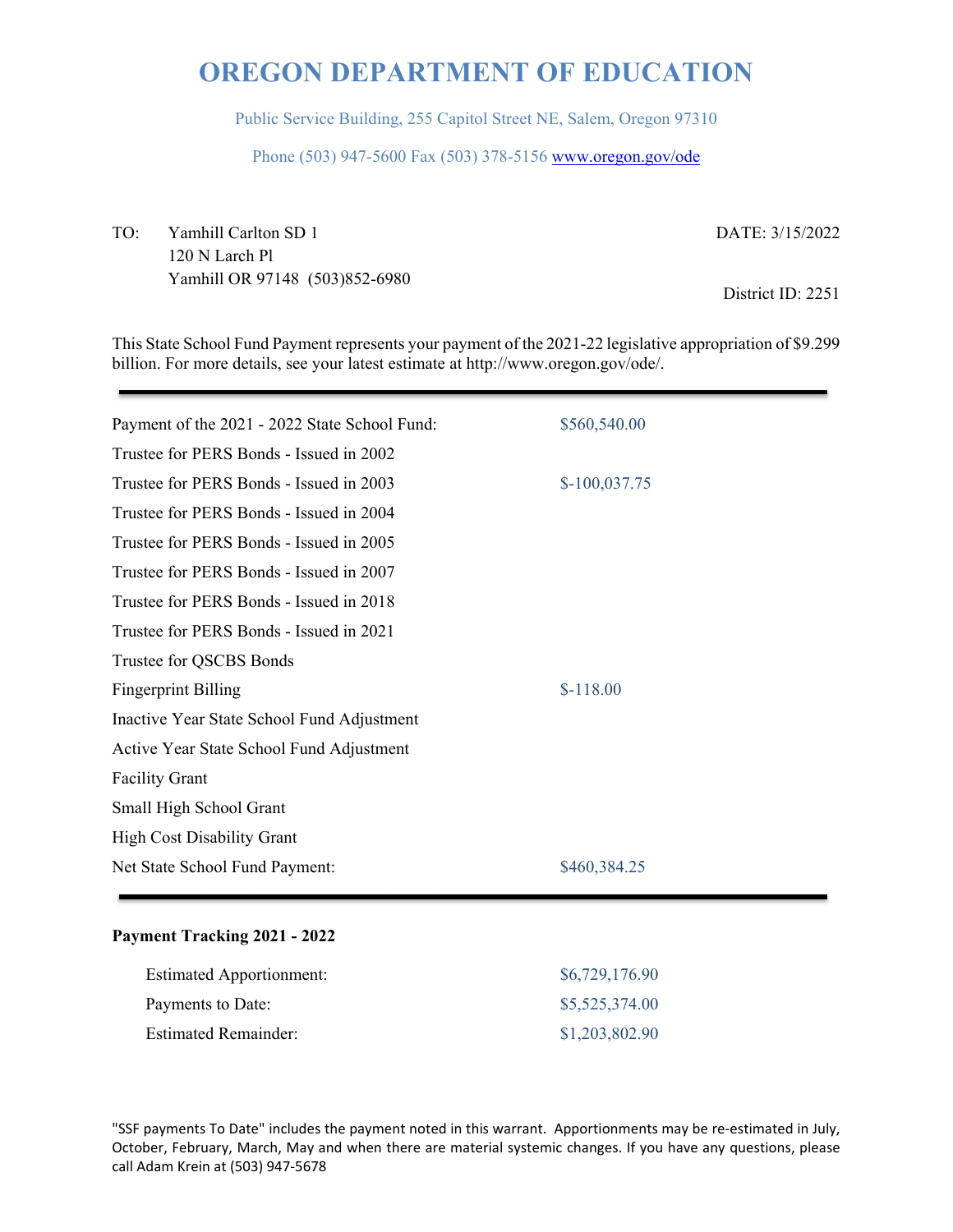# OREGON DEPARTMENT OF EDUCATION

Public Service Building, 255 Capitol Street NE, Salem, Oregon 97310

Phone (503) 947-5600 Fax (503) 378-5156 www.oregon.gov/ode

TO: Yamhill Carlton SD 1
120 N Larch Pl
Yamhill OR 97148 (503)852-6980

DATE: 3/15/2022

District ID: 2251

This State School Fund Payment represents your payment of the 2021-22 legislative appropriation of $9.299 billion. For more details, see your latest estimate at http://www.oregon.gov/ode/.

| | |
|---|---|
| Payment of the 2021 - 2022 State School Fund: | $560,540.00 |
| Trustee for PERS Bonds - Issued in 2002 | |
| Trustee for PERS Bonds - Issued in 2003 | $-100,037.75 |
| Trustee for PERS Bonds - Issued in 2004 | |
| Trustee for PERS Bonds - Issued in 2005 | |
| Trustee for PERS Bonds - Issued in 2007 | |
| Trustee for PERS Bonds - Issued in 2018 | |
| Trustee for PERS Bonds - Issued in 2021 | |
| Trustee for QSCBS Bonds | |
| Fingerprint Billing | $-118.00 |
| Inactive Year State School Fund Adjustment | |
| Active Year State School Fund Adjustment | |
| Facility Grant | |
| Small High School Grant | |
| High Cost Disability Grant | |
| Net State School Fund Payment: | $460,384.25 |

**Payment Tracking 2021 - 2022**

| | |
|---|---|
| Estimated Apportionment: | $6,729,176.90 |
| Payments to Date: | $5,525,374.00 |
| Estimated Remainder: | $1,203,802.90 |

"SSF payments To Date" includes the payment noted in this warrant. Apportionments may be re-estimated in July, October, February, March, May and when there are material systemic changes. If you have any questions, please call Adam Krein at (503) 947-5678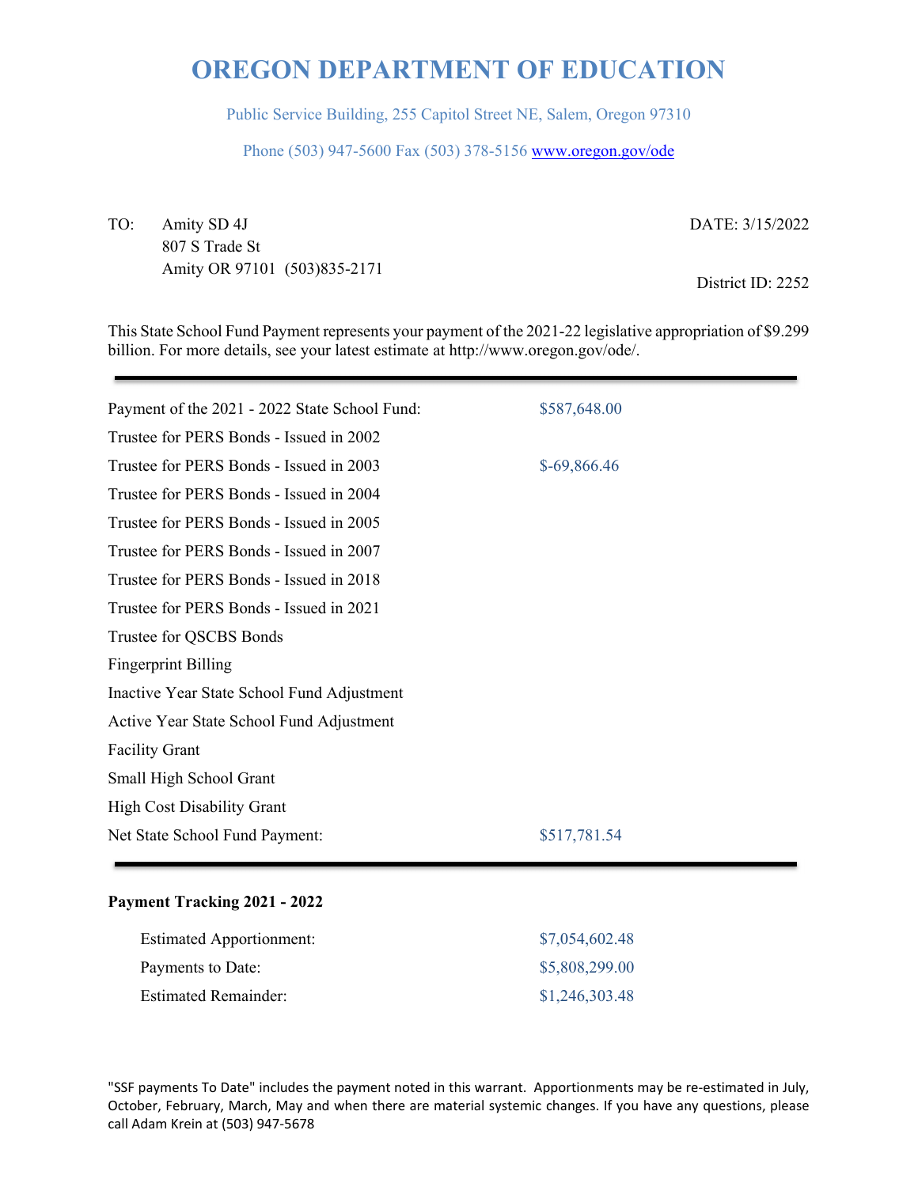# OREGON DEPARTMENT OF EDUCATION

Public Service Building, 255 Capitol Street NE, Salem, Oregon 97310

Phone (503) 947-5600 Fax (503) 378-5156 www.oregon.gov/ode

TO: Amity SD 4J
807 S Trade St
Amity OR 97101 (503)835-2171

DATE: 3/15/2022

District ID: 2252

This State School Fund Payment represents your payment of the 2021-22 legislative appropriation of $9.299 billion. For more details, see your latest estimate at http://www.oregon.gov/ode/.

| | |
|---|---|
| Payment of the 2021 - 2022 State School Fund: | $587,648.00 |
| Trustee for PERS Bonds - Issued in 2002 | |
| Trustee for PERS Bonds - Issued in 2003 | $-69,866.46 |
| Trustee for PERS Bonds - Issued in 2004 | |
| Trustee for PERS Bonds - Issued in 2005 | |
| Trustee for PERS Bonds - Issued in 2007 | |
| Trustee for PERS Bonds - Issued in 2018 | |
| Trustee for PERS Bonds - Issued in 2021 | |
| Trustee for QSCBS Bonds | |
| Fingerprint Billing | |
| Inactive Year State School Fund Adjustment | |
| Active Year State School Fund Adjustment | |
| Facility Grant | |
| Small High School Grant | |
| High Cost Disability Grant | |
| Net State School Fund Payment: | $517,781.54 |

**Payment Tracking 2021 - 2022**

| | |
|---|---|
| Estimated Apportionment: | $7,054,602.48 |
| Payments to Date: | $5,808,299.00 |
| Estimated Remainder: | $1,246,303.48 |

"SSF payments To Date" includes the payment noted in this warrant. Apportionments may be re-estimated in July, October, February, March, May and when there are material systemic changes. If you have any questions, please call Adam Krein at (503) 947-5678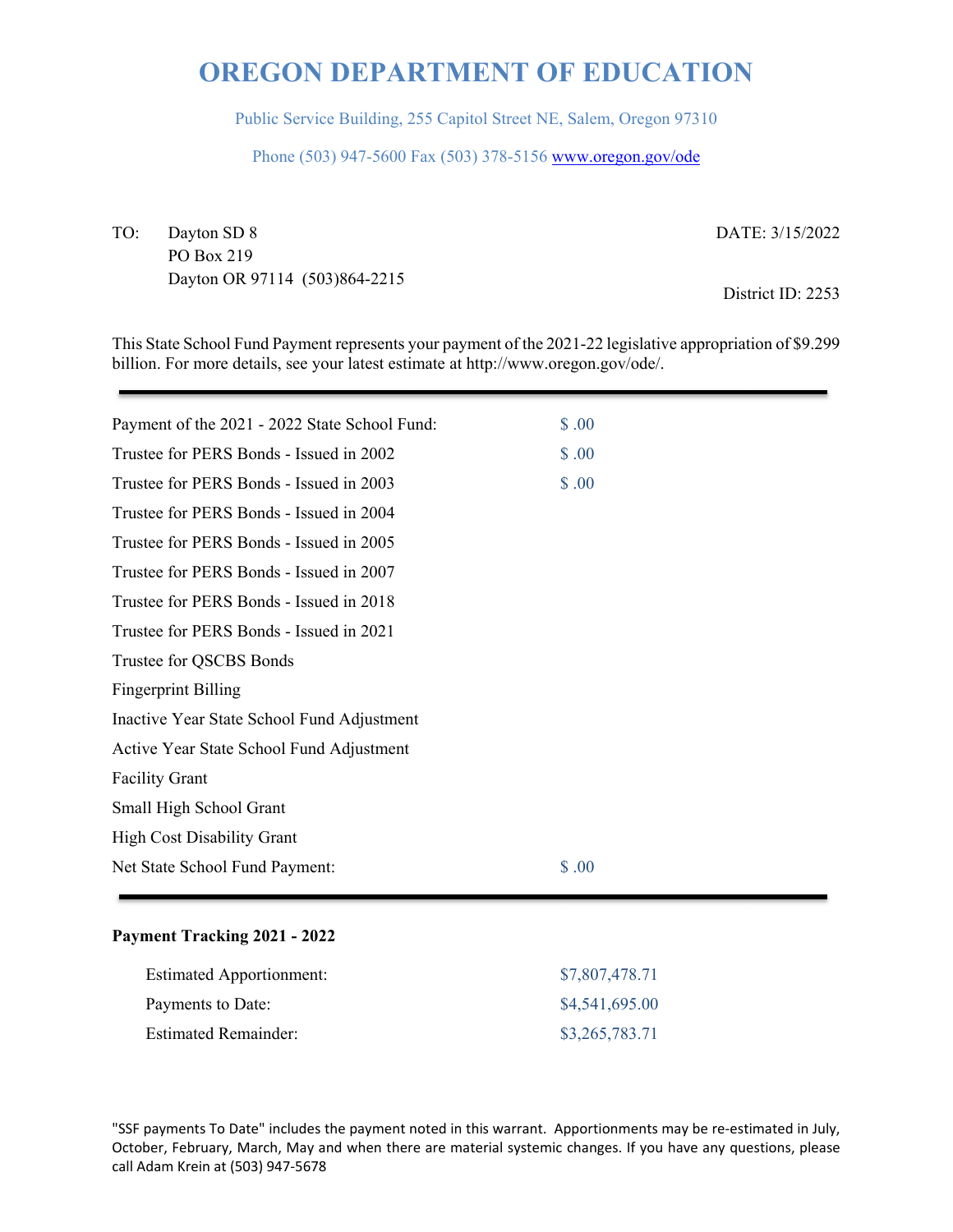# OREGON DEPARTMENT OF EDUCATION

Public Service Building, 255 Capitol Street NE, Salem, Oregon 97310

Phone (503) 947-5600 Fax (503) 378-5156 www.oregon.gov/ode

TO: Dayton SD 8
PO Box 219
Dayton OR 97114 (503)864-2215

DATE: 3/15/2022

District ID: 2253

This State School Fund Payment represents your payment of the 2021-22 legislative appropriation of $9.299 billion. For more details, see your latest estimate at http://www.oregon.gov/ode/.

| | |
|---|---|
| Payment of the 2021 - 2022 State School Fund: | $ .00 |
| Trustee for PERS Bonds - Issued in 2002 | $ .00 |
| Trustee for PERS Bonds - Issued in 2003 | $ .00 |
| Trustee for PERS Bonds - Issued in 2004 | |
| Trustee for PERS Bonds - Issued in 2005 | |
| Trustee for PERS Bonds - Issued in 2007 | |
| Trustee for PERS Bonds - Issued in 2018 | |
| Trustee for PERS Bonds - Issued in 2021 | |
| Trustee for QSCBS Bonds | |
| Fingerprint Billing | |
| Inactive Year State School Fund Adjustment | |
| Active Year State School Fund Adjustment | |
| Facility Grant | |
| Small High School Grant | |
| High Cost Disability Grant | |
| Net State School Fund Payment: | $ .00 |

**Payment Tracking 2021 - 2022**

| | |
|---|---|
| Estimated Apportionment: | $7,807,478.71 |
| Payments to Date: | $4,541,695.00 |
| Estimated Remainder: | $3,265,783.71 |

"SSF payments To Date" includes the payment noted in this warrant. Apportionments may be re-estimated in July, October, February, March, May and when there are material systemic changes. If you have any questions, please call Adam Krein at (503) 947-5678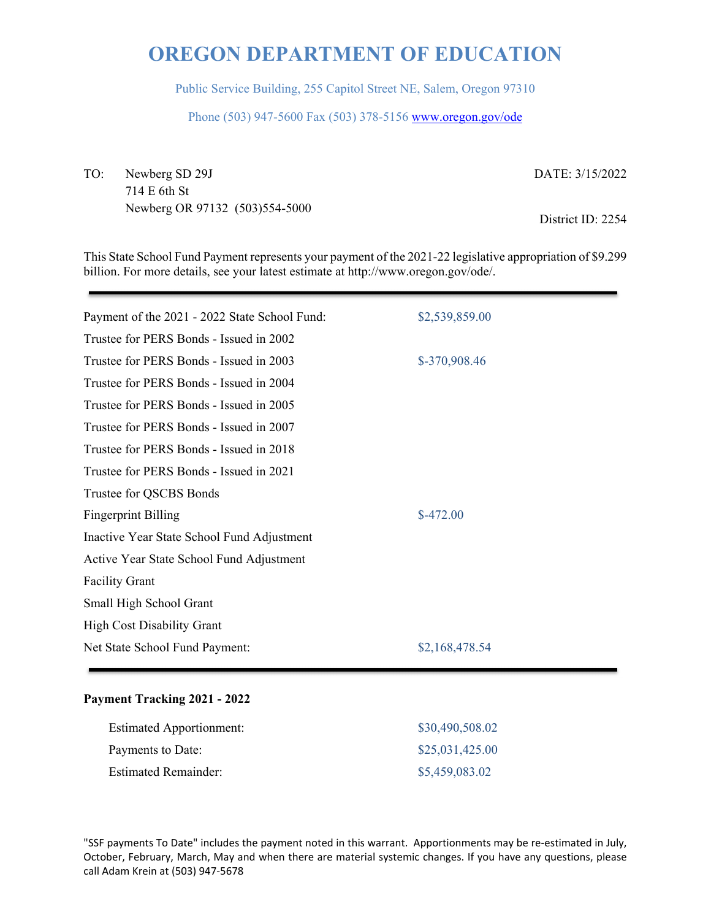# OREGON DEPARTMENT OF EDUCATION

Public Service Building, 255 Capitol Street NE, Salem, Oregon 97310

Phone (503) 947-5600 Fax (503) 378-5156 www.oregon.gov/ode

TO: Newberg SD 29J
714 E 6th St
Newberg OR 97132 (503)554-5000

DATE: 3/15/2022

District ID: 2254

This State School Fund Payment represents your payment of the 2021-22 legislative appropriation of $9.299 billion. For more details, see your latest estimate at http://www.oregon.gov/ode/.

| | |
|---|---|
| Payment of the 2021 - 2022 State School Fund: | $2,539,859.00 |
| Trustee for PERS Bonds - Issued in 2002 | |
| Trustee for PERS Bonds - Issued in 2003 | $-370,908.46 |
| Trustee for PERS Bonds - Issued in 2004 | |
| Trustee for PERS Bonds - Issued in 2005 | |
| Trustee for PERS Bonds - Issued in 2007 | |
| Trustee for PERS Bonds - Issued in 2018 | |
| Trustee for PERS Bonds - Issued in 2021 | |
| Trustee for QSCBS Bonds | |
| Fingerprint Billing | $-472.00 |
| Inactive Year State School Fund Adjustment | |
| Active Year State School Fund Adjustment | |
| Facility Grant | |
| Small High School Grant | |
| High Cost Disability Grant | |
| Net State School Fund Payment: | $2,168,478.54 |

**Payment Tracking 2021 - 2022**

| | |
|---|---|
| Estimated Apportionment: | $30,490,508.02 |
| Payments to Date: | $25,031,425.00 |
| Estimated Remainder: | $5,459,083.02 |

"SSF payments To Date" includes the payment noted in this warrant. Apportionments may be re-estimated in July, October, February, March, May and when there are material systemic changes. If you have any questions, please call Adam Krein at (503) 947-5678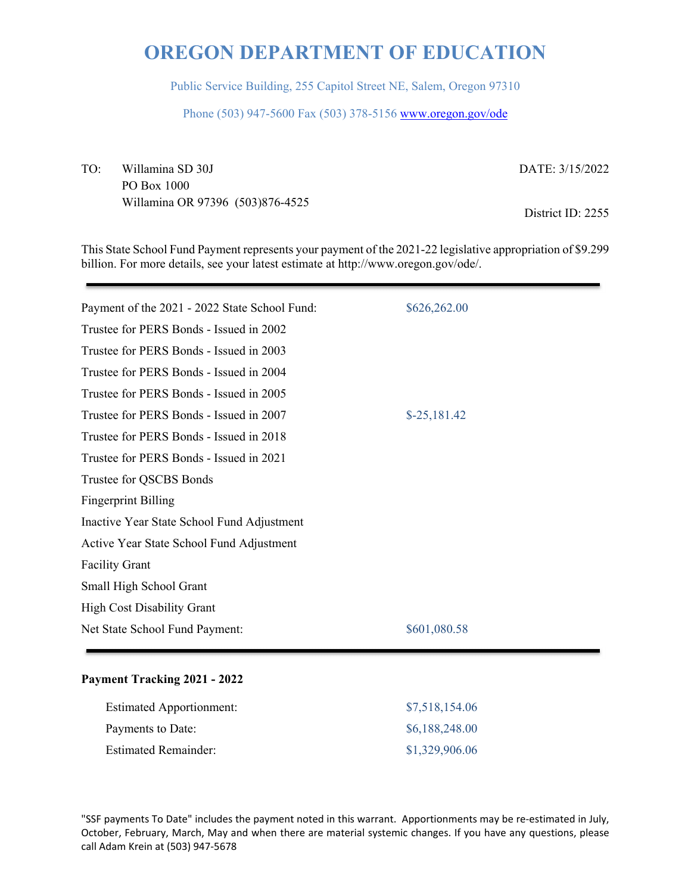# OREGON DEPARTMENT OF EDUCATION

Public Service Building, 255 Capitol Street NE, Salem, Oregon 97310

Phone (503) 947-5600 Fax (503) 378-5156 www.oregon.gov/ode

TO: Willamina SD 30J
PO Box 1000
Willamina OR 97396 (503)876-4525

DATE: 3/15/2022

District ID: 2255

This State School Fund Payment represents your payment of the 2021-22 legislative appropriation of $9.299 billion. For more details, see your latest estimate at http://www.oregon.gov/ode/.

| | |
|---|---|
| Payment of the 2021 - 2022 State School Fund: | $626,262.00 |
| Trustee for PERS Bonds - Issued in 2002 | |
| Trustee for PERS Bonds - Issued in 2003 | |
| Trustee for PERS Bonds - Issued in 2004 | |
| Trustee for PERS Bonds - Issued in 2005 | |
| Trustee for PERS Bonds - Issued in 2007 | $-25,181.42 |
| Trustee for PERS Bonds - Issued in 2018 | |
| Trustee for PERS Bonds - Issued in 2021 | |
| Trustee for QSCBS Bonds | |
| Fingerprint Billing | |
| Inactive Year State School Fund Adjustment | |
| Active Year State School Fund Adjustment | |
| Facility Grant | |
| Small High School Grant | |
| High Cost Disability Grant | |
| Net State School Fund Payment: | $601,080.58 |

**Payment Tracking 2021 - 2022**

| | |
|---|---|
| Estimated Apportionment: | $7,518,154.06 |
| Payments to Date: | $6,188,248.00 |
| Estimated Remainder: | $1,329,906.06 |

"SSF payments To Date" includes the payment noted in this warrant. Apportionments may be re-estimated in July, October, February, March, May and when there are material systemic changes. If you have any questions, please call Adam Krein at (503) 947-5678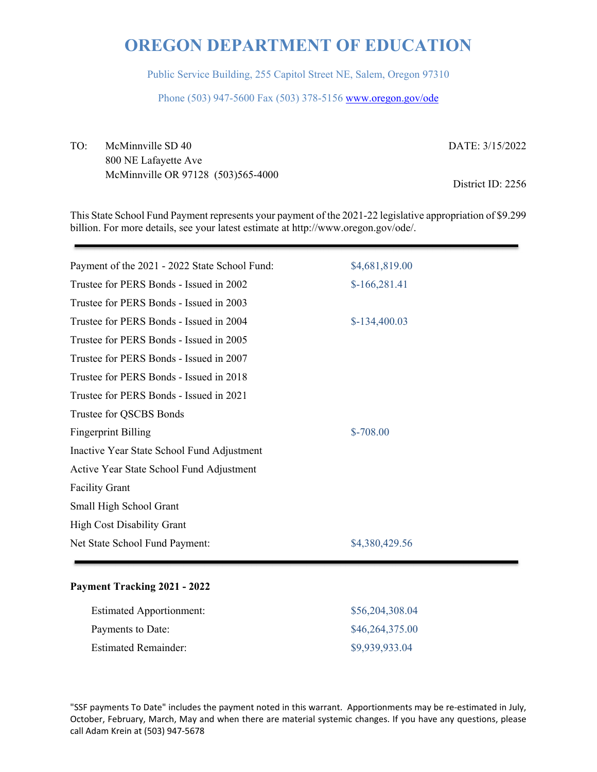# OREGON DEPARTMENT OF EDUCATION

Public Service Building, 255 Capitol Street NE, Salem, Oregon 97310

Phone (503) 947-5600 Fax (503) 378-5156 www.oregon.gov/ode

TO: McMinnville SD 40
800 NE Lafayette Ave
McMinnville OR 97128 (503)565-4000

DATE: 3/15/2022

District ID: 2256

This State School Fund Payment represents your payment of the 2021-22 legislative appropriation of $9.299 billion. For more details, see your latest estimate at http://www.oregon.gov/ode/.

| | |
|---|---|
| Payment of the 2021 - 2022 State School Fund: | $4,681,819.00 |
| Trustee for PERS Bonds - Issued in 2002 | $-166,281.41 |
| Trustee for PERS Bonds - Issued in 2003 | |
| Trustee for PERS Bonds - Issued in 2004 | $-134,400.03 |
| Trustee for PERS Bonds - Issued in 2005 | |
| Trustee for PERS Bonds - Issued in 2007 | |
| Trustee for PERS Bonds - Issued in 2018 | |
| Trustee for PERS Bonds - Issued in 2021 | |
| Trustee for QSCBS Bonds | |
| Fingerprint Billing | $-708.00 |
| Inactive Year State School Fund Adjustment | |
| Active Year State School Fund Adjustment | |
| Facility Grant | |
| Small High School Grant | |
| High Cost Disability Grant | |
| Net State School Fund Payment: | $4,380,429.56 |

**Payment Tracking 2021 - 2022**

| | |
|---|---|
| Estimated Apportionment: | $56,204,308.04 |
| Payments to Date: | $46,264,375.00 |
| Estimated Remainder: | $9,939,933.04 |

"SSF payments To Date" includes the payment noted in this warrant. Apportionments may be re-estimated in July, October, February, March, May and when there are material systemic changes. If you have any questions, please call Adam Krein at (503) 947-5678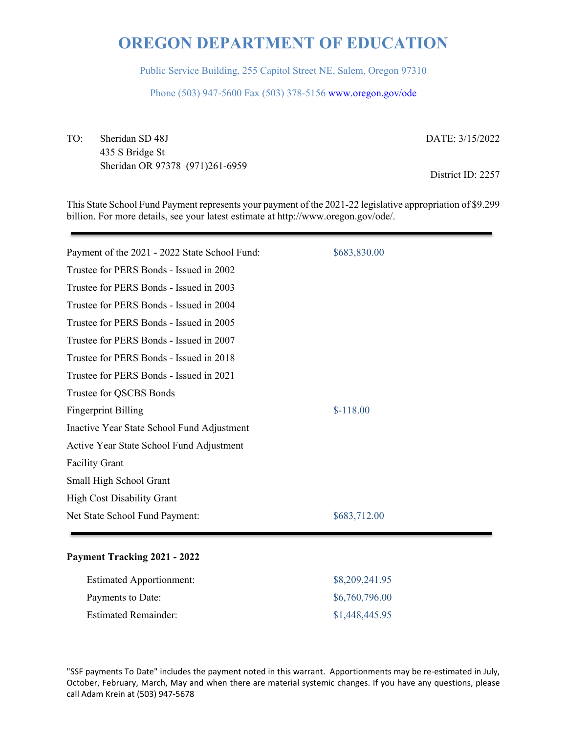# OREGON DEPARTMENT OF EDUCATION

Public Service Building, 255 Capitol Street NE, Salem, Oregon 97310

Phone (503) 947-5600 Fax (503) 378-5156 www.oregon.gov/ode

TO: Sheridan SD 48J
435 S Bridge St
Sheridan OR 97378 (971)261-6959

DATE: 3/15/2022

District ID: 2257

This State School Fund Payment represents your payment of the 2021-22 legislative appropriation of $9.299 billion. For more details, see your latest estimate at http://www.oregon.gov/ode/.

| | |
|---|---|
| Payment of the 2021 - 2022 State School Fund: | $683,830.00 |
| Trustee for PERS Bonds - Issued in 2002 | |
| Trustee for PERS Bonds - Issued in 2003 | |
| Trustee for PERS Bonds - Issued in 2004 | |
| Trustee for PERS Bonds - Issued in 2005 | |
| Trustee for PERS Bonds - Issued in 2007 | |
| Trustee for PERS Bonds - Issued in 2018 | |
| Trustee for PERS Bonds - Issued in 2021 | |
| Trustee for QSCBS Bonds | |
| Fingerprint Billing | $-118.00 |
| Inactive Year State School Fund Adjustment | |
| Active Year State School Fund Adjustment | |
| Facility Grant | |
| Small High School Grant | |
| High Cost Disability Grant | |
| Net State School Fund Payment: | $683,712.00 |

**Payment Tracking 2021 - 2022**

| | |
|---|---|
| Estimated Apportionment: | $8,209,241.95 |
| Payments to Date: | $6,760,796.00 |
| Estimated Remainder: | $1,448,445.95 |

"SSF payments To Date" includes the payment noted in this warrant. Apportionments may be re-estimated in July, October, February, March, May and when there are material systemic changes. If you have any questions, please call Adam Krein at (503) 947-5678